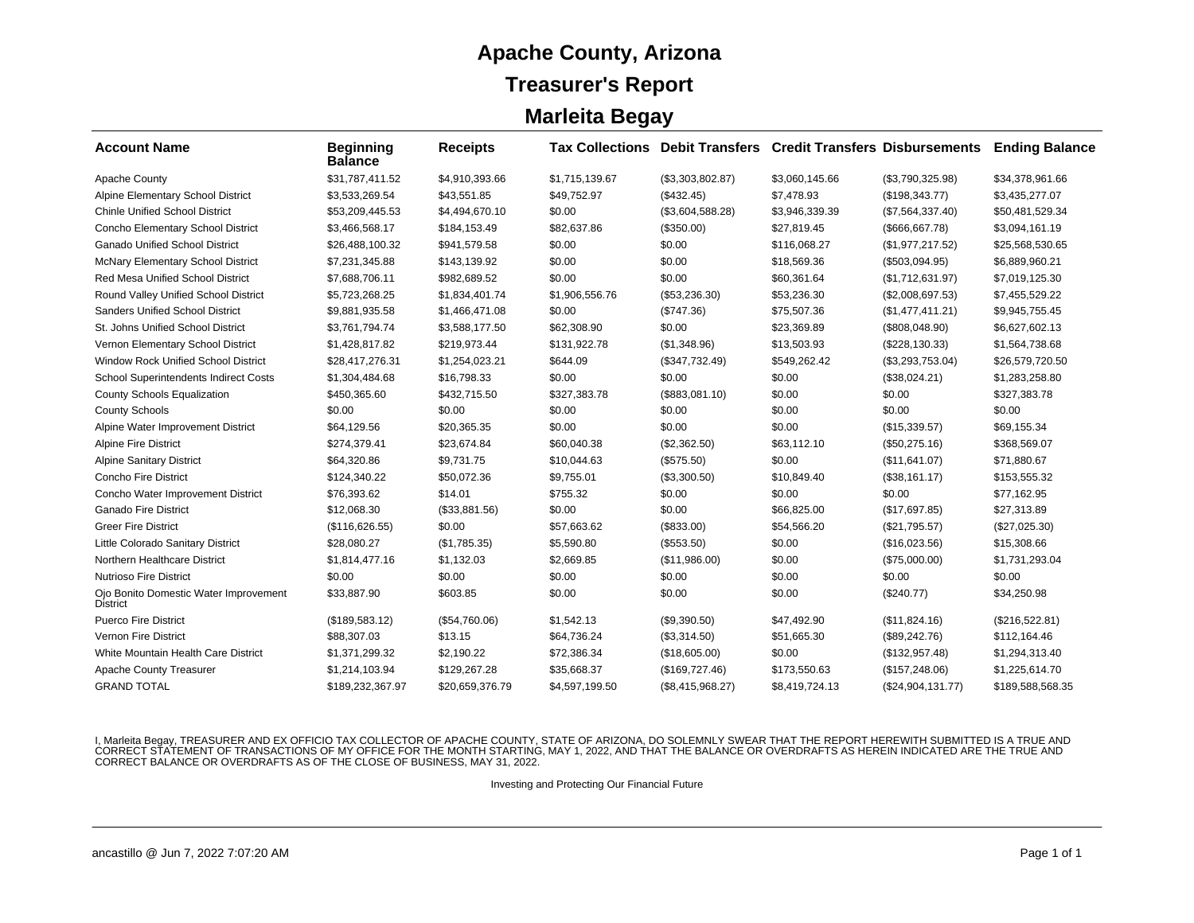# Apache County, Arizona

## Treasurer's Report

## Marleita Begay

| Account Name | Beginning Balance | Receipts | Tax Collections | Debit Transfers | Credit Transfers | Disbursements | Ending Balance |
|---|---|---|---|---|---|---|---|
| Apache County | $31,787,411.52 | $4,910,393.66 | $1,715,139.67 | ($3,303,802.87) | $3,060,145.66 | ($3,790,325.98) | $34,378,961.66 |
| Alpine Elementary School District | $3,533,269.54 | $43,551.85 | $49,752.97 | ($432.45) | $7,478.93 | ($198,343.77) | $3,435,277.07 |
| Chinle Unified School District | $53,209,445.53 | $4,494,670.10 | $0.00 | ($3,604,588.28) | $3,946,339.39 | ($7,564,337.40) | $50,481,529.34 |
| Concho Elementary School District | $3,466,568.17 | $184,153.49 | $82,637.86 | ($350.00) | $27,819.45 | ($666,667.78) | $3,094,161.19 |
| Ganado Unified School District | $26,488,100.32 | $941,579.58 | $0.00 | $0.00 | $116,068.27 | ($1,977,217.52) | $25,568,530.65 |
| McNary Elementary School District | $7,231,345.88 | $143,139.92 | $0.00 | $0.00 | $18,569.36 | ($503,094.95) | $6,889,960.21 |
| Red Mesa Unified School District | $7,688,706.11 | $982,689.52 | $0.00 | $0.00 | $60,361.64 | ($1,712,631.97) | $7,019,125.30 |
| Round Valley Unified School District | $5,723,268.25 | $1,834,401.74 | $1,906,556.76 | ($53,236.30) | $53,236.30 | ($2,008,697.53) | $7,455,529.22 |
| Sanders Unified School District | $9,881,935.58 | $1,466,471.08 | $0.00 | ($747.36) | $75,507.36 | ($1,477,411.21) | $9,945,755.45 |
| St. Johns Unified School District | $3,761,794.74 | $3,588,177.50 | $62,308.90 | $0.00 | $23,369.89 | ($808,048.90) | $6,627,602.13 |
| Vernon Elementary School District | $1,428,817.82 | $219,973.44 | $131,922.78 | ($1,348.96) | $13,503.93 | ($228,130.33) | $1,564,738.68 |
| Window Rock Unified School District | $28,417,276.31 | $1,254,023.21 | $644.09 | ($347,732.49) | $549,262.42 | ($3,293,753.04) | $26,579,720.50 |
| School Superintendents Indirect Costs | $1,304,484.68 | $16,798.33 | $0.00 | $0.00 | $0.00 | ($38,024.21) | $1,283,258.80 |
| County Schools Equalization | $450,365.60 | $432,715.50 | $327,383.78 | ($883,081.10) | $0.00 | $0.00 | $327,383.78 |
| County Schools | $0.00 | $0.00 | $0.00 | $0.00 | $0.00 | $0.00 | $0.00 |
| Alpine Water Improvement District | $64,129.56 | $20,365.35 | $0.00 | $0.00 | $0.00 | ($15,339.57) | $69,155.34 |
| Alpine Fire District | $274,379.41 | $23,674.84 | $60,040.38 | ($2,362.50) | $63,112.10 | ($50,275.16) | $368,569.07 |
| Alpine Sanitary District | $64,320.86 | $9,731.75 | $10,044.63 | ($575.50) | $0.00 | ($11,641.07) | $71,880.67 |
| Concho Fire District | $124,340.22 | $50,072.36 | $9,755.01 | ($3,300.50) | $10,849.40 | ($38,161.17) | $153,555.32 |
| Concho Water Improvement District | $76,393.62 | $14.01 | $755.32 | $0.00 | $0.00 | $0.00 | $77,162.95 |
| Ganado Fire District | $12,068.30 | ($33,881.56) | $0.00 | $0.00 | $66,825.00 | ($17,697.85) | $27,313.89 |
| Greer Fire District | ($116,626.55) | $0.00 | $57,663.62 | ($833.00) | $54,566.20 | ($21,795.57) | ($27,025.30) |
| Little Colorado Sanitary District | $28,080.27 | ($1,785.35) | $5,590.80 | ($553.50) | $0.00 | ($16,023.56) | $15,308.66 |
| Northern Healthcare District | $1,814,477.16 | $1,132.03 | $2,669.85 | ($11,986.00) | $0.00 | ($75,000.00) | $1,731,293.04 |
| Nutrioso Fire District | $0.00 | $0.00 | $0.00 | $0.00 | $0.00 | $0.00 | $0.00 |
| Ojo Bonito Domestic Water Improvement District | $33,887.90 | $603.85 | $0.00 | $0.00 | $0.00 | ($240.77) | $34,250.98 |
| Puerco Fire District | ($189,583.12) | ($54,760.06) | $1,542.13 | ($9,390.50) | $47,492.90 | ($11,824.16) | ($216,522.81) |
| Vernon Fire District | $88,307.03 | $13.15 | $64,736.24 | ($3,314.50) | $51,665.30 | ($89,242.76) | $112,164.46 |
| White Mountain Health Care District | $1,371,299.32 | $2,190.22 | $72,386.34 | ($18,605.00) | $0.00 | ($132,957.48) | $1,294,313.40 |
| Apache County Treasurer | $1,214,103.94 | $129,267.28 | $35,668.37 | ($169,727.46) | $173,550.63 | ($157,248.06) | $1,225,614.70 |
| GRAND TOTAL | $189,232,367.97 | $20,659,376.79 | $4,597,199.50 | ($8,415,968.27) | $8,419,724.13 | ($24,904,131.77) | $189,588,568.35 |

I, Marleita Begay, TREASURER AND EX OFFICIO TAX COLLECTOR OF APACHE COUNTY, STATE OF ARIZONA, DO SOLEMNLY SWEAR THAT THE REPORT HEREWITH SUBMITTED IS A TRUE AND CORRECT STATEMENT OF TRANSACTIONS OF MY OFFICE FOR THE MONTH STARTING, MAY 1, 2022, AND THAT THE BALANCE OR OVERDRAFTS AS HEREIN INDICATED ARE THE TRUE AND CORRECT BALANCE OR OVERDRAFTS AS OF THE CLOSE OF BUSINESS, MAY 31, 2022.

Investing and Protecting Our Financial Future

ancastillo @ Jun 7, 2022 7:07:20 AM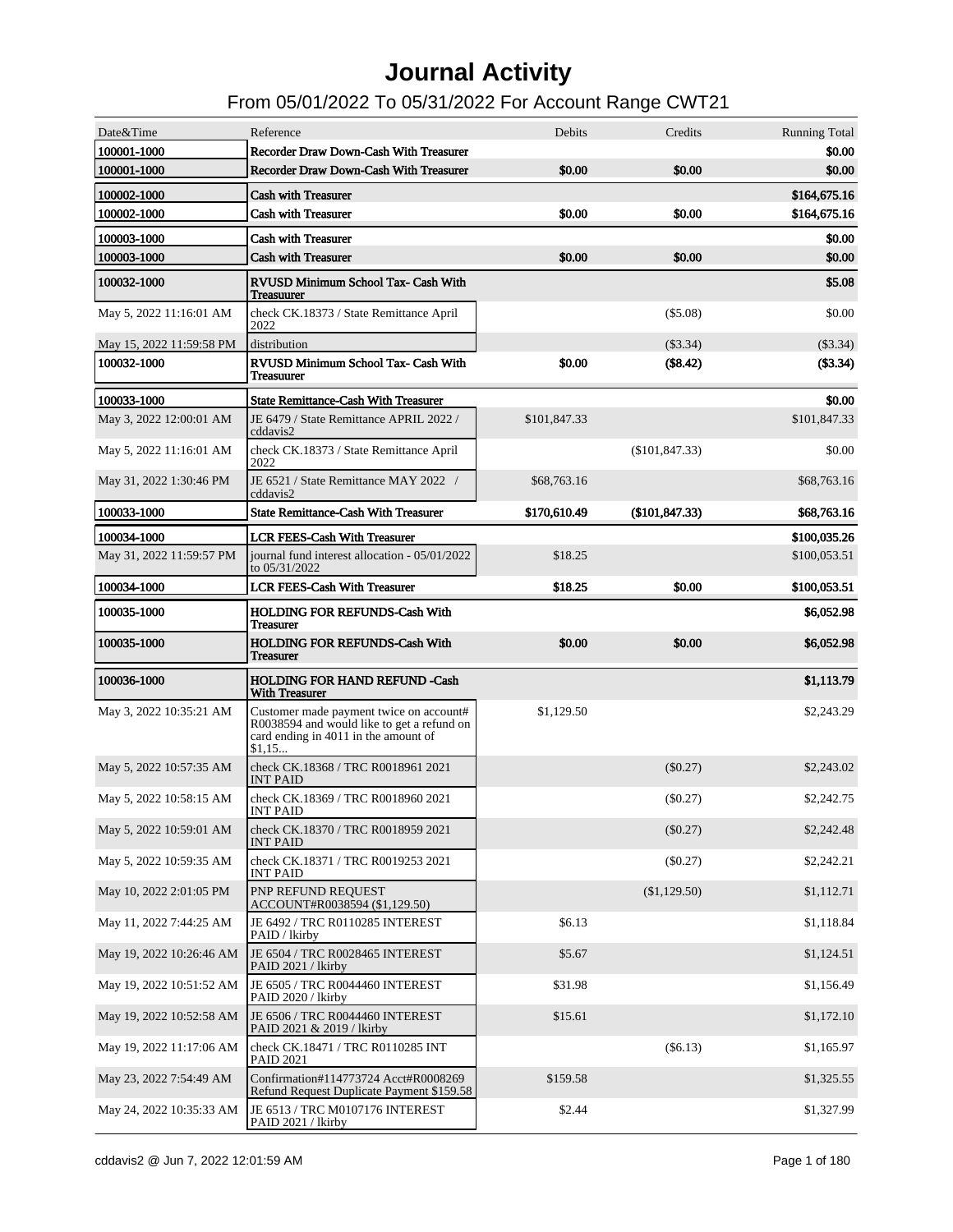# Journal Activity

## From 05/01/2022 To 05/31/2022 For Account Range CWT21

| Date&Time | Reference | Debits | Credits | Running Total |
|---|---|---|---|---|
| 100001-1000 | Recorder Draw Down-Cash With Treasurer | | | $0.00 |
| 100001-1000 | Recorder Draw Down-Cash With Treasurer | $0.00 | $0.00 | $0.00 |
| 100002-1000 | Cash with Treasurer | | | $164,675.16 |
| 100002-1000 | Cash with Treasurer | $0.00 | $0.00 | $164,675.16 |
| 100003-1000 | Cash with Treasurer | | | $0.00 |
| 100003-1000 | Cash with Treasurer | $0.00 | $0.00 | $0.00 |
| 100032-1000 | RVUSD Minimum School Tax- Cash With Treasuurer | | | $5.08 |
| May 5, 2022 11:16:01 AM | check CK.18373 / State Remittance April 2022 | | ($5.08) | $0.00 |
| May 15, 2022 11:59:58 PM | distribution | | ($3.34) | ($3.34) |
| 100032-1000 | RVUSD Minimum School Tax- Cash With Treasuurer | $0.00 | ($8.42) | ($3.34) |
| 100033-1000 | State Remittance-Cash With Treasurer | | | $0.00 |
| May 3, 2022 12:00:01 AM | JE 6479 / State Remittance APRIL 2022 / cddavis2 | $101,847.33 | | $101,847.33 |
| May 5, 2022 11:16:01 AM | check CK.18373 / State Remittance April 2022 | | ($101,847.33) | $0.00 |
| May 31, 2022 1:30:46 PM | JE 6521 / State Remittance MAY 2022 / cddavis2 | $68,763.16 | | $68,763.16 |
| 100033-1000 | State Remittance-Cash With Treasurer | $170,610.49 | ($101,847.33) | $68,763.16 |
| 100034-1000 | LCR FEES-Cash With Treasurer | | | $100,035.26 |
| May 31, 2022 11:59:57 PM | journal fund interest allocation - 05/01/2022 to 05/31/2022 | $18.25 | | $100,053.51 |
| 100034-1000 | LCR FEES-Cash With Treasurer | $18.25 | $0.00 | $100,053.51 |
| 100035-1000 | HOLDING FOR REFUNDS-Cash With Treasurer | | | $6,052.98 |
| 100035-1000 | HOLDING FOR REFUNDS-Cash With Treasurer | $0.00 | $0.00 | $6,052.98 |
| 100036-1000 | HOLDING FOR HAND REFUND -Cash With Treasurer | | | $1,113.79 |
| May 3, 2022 10:35:21 AM | Customer made payment twice on account# R0038594 and would like to get a refund on card ending in 4011 in the amount of $1,15... | $1,129.50 | | $2,243.29 |
| May 5, 2022 10:57:35 AM | check CK.18368 / TRC R0018961 2021 INT PAID | | ($0.27) | $2,243.02 |
| May 5, 2022 10:58:15 AM | check CK.18369 / TRC R0018960 2021 INT PAID | | ($0.27) | $2,242.75 |
| May 5, 2022 10:59:01 AM | check CK.18370 / TRC R0018959 2021 INT PAID | | ($0.27) | $2,242.48 |
| May 5, 2022 10:59:35 AM | check CK.18371 / TRC R0019253 2021 INT PAID | | ($0.27) | $2,242.21 |
| May 10, 2022 2:01:05 PM | PNP REFUND REQUEST ACCOUNT#R0038594 ($1,129.50) | | ($1,129.50) | $1,112.71 |
| May 11, 2022 7:44:25 AM | JE 6492 / TRC R0110285 INTEREST PAID / lkirby | $6.13 | | $1,118.84 |
| May 19, 2022 10:26:46 AM | JE 6504 / TRC R0028465 INTEREST PAID 2021 / lkirby | $5.67 | | $1,124.51 |
| May 19, 2022 10:51:52 AM | JE 6505 / TRC R0044460 INTEREST PAID 2020 / lkirby | $31.98 | | $1,156.49 |
| May 19, 2022 10:52:58 AM | JE 6506 / TRC R0044460 INTEREST PAID 2021 & 2019 / lkirby | $15.61 | | $1,172.10 |
| May 19, 2022 11:17:06 AM | check CK.18471 / TRC R0110285 INT PAID 2021 | | ($6.13) | $1,165.97 |
| May 23, 2022 7:54:49 AM | Confirmation#114773724 Acct#R0008269 Refund Request Duplicate Payment $159.58 | $159.58 | | $1,325.55 |
| May 24, 2022 10:35:33 AM | JE 6513 / TRC M0107176 INTEREST PAID 2021 / lkirby | $2.44 | | $1,327.99 |

cddavis2 @ Jun 7, 2022 12:01:59 AM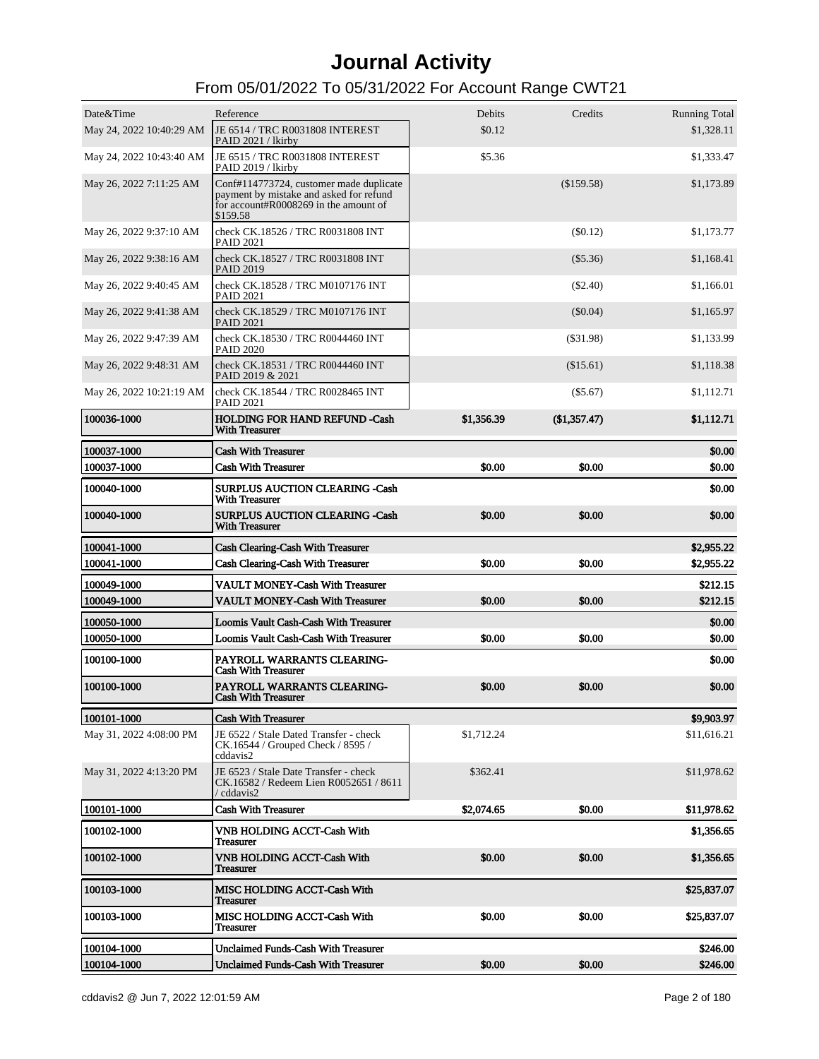# Journal Activity

## From 05/01/2022 To 05/31/2022 For Account Range CWT21

| Date&Time | Reference | Debits | Credits | Running Total |
|---|---|---|---|---|
| May 24, 2022 10:40:29 AM | JE 6514 / TRC R0031808 INTEREST PAID 2021 / lkirby | $0.12 | | $1,328.11 |
| May 24, 2022 10:43:40 AM | JE 6515 / TRC R0031808 INTEREST PAID 2019 / lkirby | $5.36 | | $1,333.47 |
| May 26, 2022 7:11:25 AM | Conf#114773724, customer made duplicate payment by mistake and asked for refund for account#R0008269 in the amount of $159.58 | | ($159.58) | $1,173.89 |
| May 26, 2022 9:37:10 AM | check CK.18526 / TRC R0031808 INT PAID 2021 | | ($0.12) | $1,173.77 |
| May 26, 2022 9:38:16 AM | check CK.18527 / TRC R0031808 INT PAID 2019 | | ($5.36) | $1,168.41 |
| May 26, 2022 9:40:45 AM | check CK.18528 / TRC M0107176 INT PAID 2021 | | ($2.40) | $1,166.01 |
| May 26, 2022 9:41:38 AM | check CK.18529 / TRC M0107176 INT PAID 2021 | | ($0.04) | $1,165.97 |
| May 26, 2022 9:47:39 AM | check CK.18530 / TRC R0044460 INT PAID 2020 | | ($31.98) | $1,133.99 |
| May 26, 2022 9:48:31 AM | check CK.18531 / TRC R0044460 INT PAID 2019 & 2021 | | ($15.61) | $1,118.38 |
| May 26, 2022 10:21:19 AM | check CK.18544 / TRC R0028465 INT PAID 2021 | | ($5.67) | $1,112.71 |
| **100036-1000** | **HOLDING FOR HAND REFUND -Cash With Treasurer** | **$1,356.39** | **($1,357.47)** | **$1,112.71** |
| **100037-1000** | **Cash With Treasurer** | | | **$0.00** |
| **100037-1000** | **Cash With Treasurer** | **$0.00** | **$0.00** | **$0.00** |
| **100040-1000** | **SURPLUS AUCTION CLEARING -Cash With Treasurer** | | | **$0.00** |
| **100040-1000** | **SURPLUS AUCTION CLEARING -Cash With Treasurer** | **$0.00** | **$0.00** | **$0.00** |
| **100041-1000** | **Cash Clearing-Cash With Treasurer** | | | **$2,955.22** |
| **100041-1000** | **Cash Clearing-Cash With Treasurer** | **$0.00** | **$0.00** | **$2,955.22** |
| **100049-1000** | **VAULT MONEY-Cash With Treasurer** | | | **$212.15** |
| **100049-1000** | **VAULT MONEY-Cash With Treasurer** | **$0.00** | **$0.00** | **$212.15** |
| **100050-1000** | **Loomis Vault Cash-Cash With Treasurer** | | | **$0.00** |
| **100050-1000** | **Loomis Vault Cash-Cash With Treasurer** | **$0.00** | **$0.00** | **$0.00** |
| **100100-1000** | **PAYROLL WARRANTS CLEARING-Cash With Treasurer** | | | **$0.00** |
| **100100-1000** | **PAYROLL WARRANTS CLEARING-Cash With Treasurer** | **$0.00** | **$0.00** | **$0.00** |
| **100101-1000** | **Cash With Treasurer** | | | **$9,903.97** |
| May 31, 2022 4:08:00 PM | JE 6522 / Stale Dated Transfer - check CK.16544 / Grouped Check / 8595 / cddavis2 | $1,712.24 | | $11,616.21 |
| May 31, 2022 4:13:20 PM | JE 6523 / Stale Date Transfer - check CK.16582 / Redeem Lien R0052651 / 8611 / cddavis2 | $362.41 | | $11,978.62 |
| **100101-1000** | **Cash With Treasurer** | **$2,074.65** | **$0.00** | **$11,978.62** |
| **100102-1000** | **VNB HOLDING ACCT-Cash With Treasurer** | | | **$1,356.65** |
| **100102-1000** | **VNB HOLDING ACCT-Cash With Treasurer** | **$0.00** | **$0.00** | **$1,356.65** |
| **100103-1000** | **MISC HOLDING ACCT-Cash With Treasurer** | | | **$25,837.07** |
| **100103-1000** | **MISC HOLDING ACCT-Cash With Treasurer** | **$0.00** | **$0.00** | **$25,837.07** |
| **100104-1000** | **Unclaimed Funds-Cash With Treasurer** | | | **$246.00** |
| **100104-1000** | **Unclaimed Funds-Cash With Treasurer** | **$0.00** | **$0.00** | **$246.00** |

cddavis2 @ Jun 7, 2022 12:01:59 AM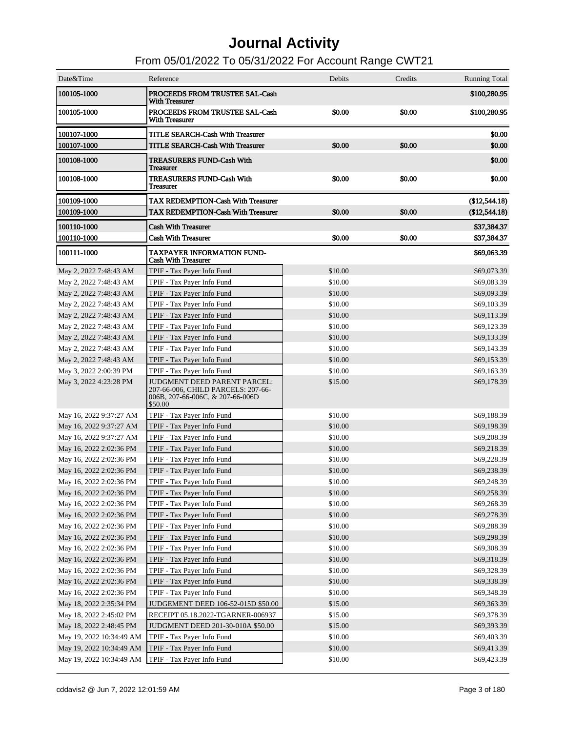# Journal Activity

## From 05/01/2022 To 05/31/2022 For Account Range CWT21

| Date&Time | Reference | Debits | Credits | Running Total |
|---|---|---|---|---|
| **100105-1000** | **PROCEEDS FROM TRUSTEE SAL-Cash With Treasurer** | | | **$100,280.95** |
| **100105-1000** | **PROCEEDS FROM TRUSTEE SAL-Cash With Treasurer** | **$0.00** | **$0.00** | **$100,280.95** |
| **100107-1000** | **TITLE SEARCH-Cash With Treasurer** | | | **$0.00** |
| **100107-1000** | **TITLE SEARCH-Cash With Treasurer** | **$0.00** | **$0.00** | **$0.00** |
| **100108-1000** | **TREASURERS FUND-Cash With Treasurer** | | | **$0.00** |
| **100108-1000** | **TREASURERS FUND-Cash With Treasurer** | **$0.00** | **$0.00** | **$0.00** |
| **100109-1000** | **TAX REDEMPTION-Cash With Treasurer** | | | **($12,544.18)** |
| **100109-1000** | **TAX REDEMPTION-Cash With Treasurer** | **$0.00** | **$0.00** | **($12,544.18)** |
| **100110-1000** | **Cash With Treasurer** | | | **$37,384.37** |
| **100110-1000** | **Cash With Treasurer** | **$0.00** | **$0.00** | **$37,384.37** |
| **100111-1000** | **TAXPAYER INFORMATION FUND-Cash With Treasurer** | | | **$69,063.39** |
| May 2, 2022 7:48:43 AM | TPIF - Tax Payer Info Fund | $10.00 | | $69,073.39 |
| May 2, 2022 7:48:43 AM | TPIF - Tax Payer Info Fund | $10.00 | | $69,083.39 |
| May 2, 2022 7:48:43 AM | TPIF - Tax Payer Info Fund | $10.00 | | $69,093.39 |
| May 2, 2022 7:48:43 AM | TPIF - Tax Payer Info Fund | $10.00 | | $69,103.39 |
| May 2, 2022 7:48:43 AM | TPIF - Tax Payer Info Fund | $10.00 | | $69,113.39 |
| May 2, 2022 7:48:43 AM | TPIF - Tax Payer Info Fund | $10.00 | | $69,123.39 |
| May 2, 2022 7:48:43 AM | TPIF - Tax Payer Info Fund | $10.00 | | $69,133.39 |
| May 2, 2022 7:48:43 AM | TPIF - Tax Payer Info Fund | $10.00 | | $69,143.39 |
| May 2, 2022 7:48:43 AM | TPIF - Tax Payer Info Fund | $10.00 | | $69,153.39 |
| May 3, 2022 2:00:39 PM | TPIF - Tax Payer Info Fund | $10.00 | | $69,163.39 |
| May 3, 2022 4:23:28 PM | JUDGMENT DEED PARENT PARCEL: 207-66-006, CHILD PARCELS: 207-66-006B, 207-66-006C, & 207-66-006D $50.00 | $15.00 | | $69,178.39 |
| May 16, 2022 9:37:27 AM | TPIF - Tax Payer Info Fund | $10.00 | | $69,188.39 |
| May 16, 2022 9:37:27 AM | TPIF - Tax Payer Info Fund | $10.00 | | $69,198.39 |
| May 16, 2022 9:37:27 AM | TPIF - Tax Payer Info Fund | $10.00 | | $69,208.39 |
| May 16, 2022 2:02:36 PM | TPIF - Tax Payer Info Fund | $10.00 | | $69,218.39 |
| May 16, 2022 2:02:36 PM | TPIF - Tax Payer Info Fund | $10.00 | | $69,228.39 |
| May 16, 2022 2:02:36 PM | TPIF - Tax Payer Info Fund | $10.00 | | $69,238.39 |
| May 16, 2022 2:02:36 PM | TPIF - Tax Payer Info Fund | $10.00 | | $69,248.39 |
| May 16, 2022 2:02:36 PM | TPIF - Tax Payer Info Fund | $10.00 | | $69,258.39 |
| May 16, 2022 2:02:36 PM | TPIF - Tax Payer Info Fund | $10.00 | | $69,268.39 |
| May 16, 2022 2:02:36 PM | TPIF - Tax Payer Info Fund | $10.00 | | $69,278.39 |
| May 16, 2022 2:02:36 PM | TPIF - Tax Payer Info Fund | $10.00 | | $69,288.39 |
| May 16, 2022 2:02:36 PM | TPIF - Tax Payer Info Fund | $10.00 | | $69,298.39 |
| May 16, 2022 2:02:36 PM | TPIF - Tax Payer Info Fund | $10.00 | | $69,308.39 |
| May 16, 2022 2:02:36 PM | TPIF - Tax Payer Info Fund | $10.00 | | $69,318.39 |
| May 16, 2022 2:02:36 PM | TPIF - Tax Payer Info Fund | $10.00 | | $69,328.39 |
| May 16, 2022 2:02:36 PM | TPIF - Tax Payer Info Fund | $10.00 | | $69,338.39 |
| May 16, 2022 2:02:36 PM | TPIF - Tax Payer Info Fund | $10.00 | | $69,348.39 |
| May 18, 2022 2:35:34 PM | JUDGEMENT DEED 106-52-015D $50.00 | $15.00 | | $69,363.39 |
| May 18, 2022 2:45:02 PM | RECEIPT 05.18.2022-TGARNER-006937 | $15.00 | | $69,378.39 |
| May 18, 2022 2:48:45 PM | JUDGMENT DEED 201-30-010A $50.00 | $15.00 | | $69,393.39 |
| May 19, 2022 10:34:49 AM | TPIF - Tax Payer Info Fund | $10.00 | | $69,403.39 |
| May 19, 2022 10:34:49 AM | TPIF - Tax Payer Info Fund | $10.00 | | $69,413.39 |
| May 19, 2022 10:34:49 AM | TPIF - Tax Payer Info Fund | $10.00 | | $69,423.39 |

cddavis2 @ Jun 7, 2022 12:01:59 AM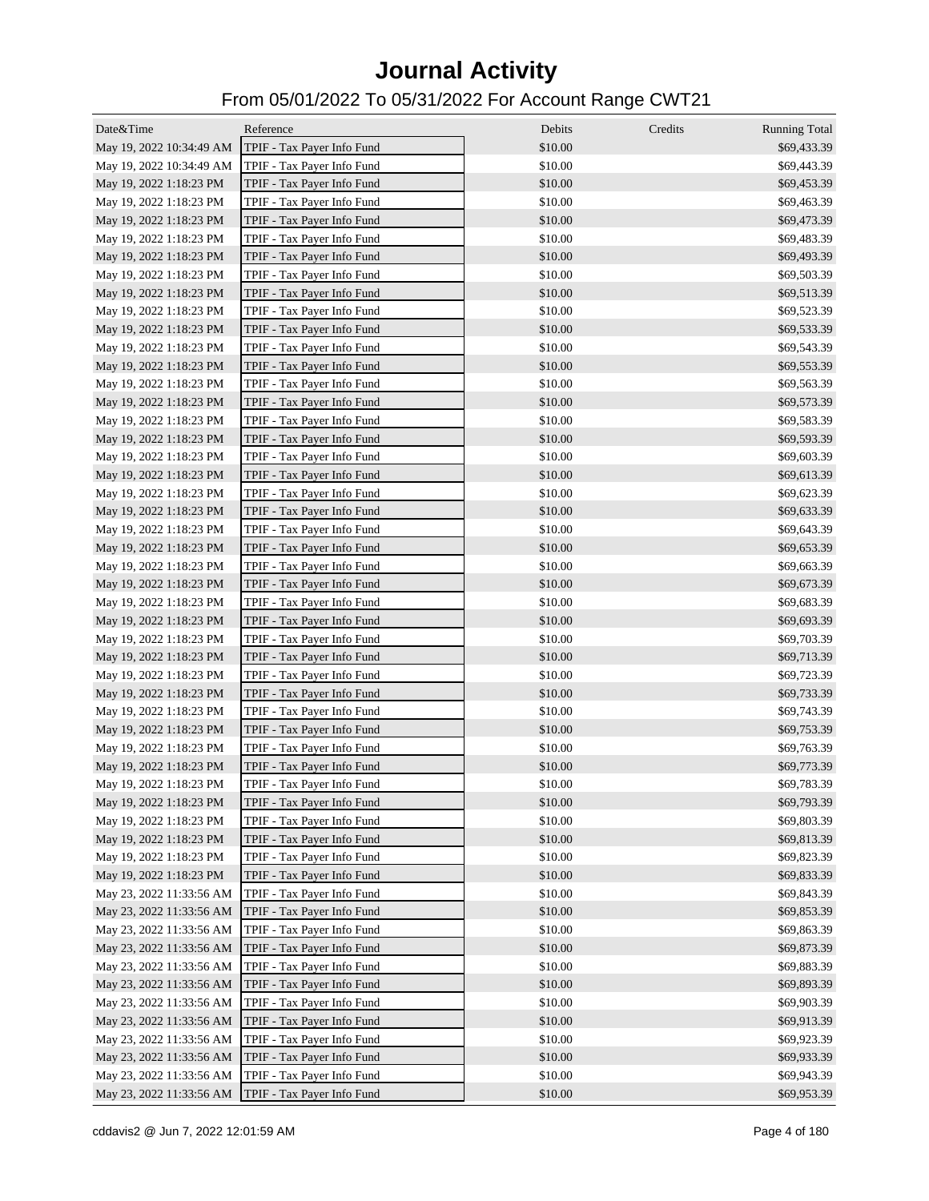# Journal Activity

## From 05/01/2022 To 05/31/2022 For Account Range CWT21

| Date&Time | Reference | Debits | Credits | Running Total |
|---|---|---|---|---|
| May 19, 2022 10:34:49 AM | TPIF - Tax Payer Info Fund | $10.00 | | $69,433.39 |
| May 19, 2022 10:34:49 AM | TPIF - Tax Payer Info Fund | $10.00 | | $69,443.39 |
| May 19, 2022 1:18:23 PM | TPIF - Tax Payer Info Fund | $10.00 | | $69,453.39 |
| May 19, 2022 1:18:23 PM | TPIF - Tax Payer Info Fund | $10.00 | | $69,463.39 |
| May 19, 2022 1:18:23 PM | TPIF - Tax Payer Info Fund | $10.00 | | $69,473.39 |
| May 19, 2022 1:18:23 PM | TPIF - Tax Payer Info Fund | $10.00 | | $69,483.39 |
| May 19, 2022 1:18:23 PM | TPIF - Tax Payer Info Fund | $10.00 | | $69,493.39 |
| May 19, 2022 1:18:23 PM | TPIF - Tax Payer Info Fund | $10.00 | | $69,503.39 |
| May 19, 2022 1:18:23 PM | TPIF - Tax Payer Info Fund | $10.00 | | $69,513.39 |
| May 19, 2022 1:18:23 PM | TPIF - Tax Payer Info Fund | $10.00 | | $69,523.39 |
| May 19, 2022 1:18:23 PM | TPIF - Tax Payer Info Fund | $10.00 | | $69,533.39 |
| May 19, 2022 1:18:23 PM | TPIF - Tax Payer Info Fund | $10.00 | | $69,543.39 |
| May 19, 2022 1:18:23 PM | TPIF - Tax Payer Info Fund | $10.00 | | $69,553.39 |
| May 19, 2022 1:18:23 PM | TPIF - Tax Payer Info Fund | $10.00 | | $69,563.39 |
| May 19, 2022 1:18:23 PM | TPIF - Tax Payer Info Fund | $10.00 | | $69,573.39 |
| May 19, 2022 1:18:23 PM | TPIF - Tax Payer Info Fund | $10.00 | | $69,583.39 |
| May 19, 2022 1:18:23 PM | TPIF - Tax Payer Info Fund | $10.00 | | $69,593.39 |
| May 19, 2022 1:18:23 PM | TPIF - Tax Payer Info Fund | $10.00 | | $69,603.39 |
| May 19, 2022 1:18:23 PM | TPIF - Tax Payer Info Fund | $10.00 | | $69,613.39 |
| May 19, 2022 1:18:23 PM | TPIF - Tax Payer Info Fund | $10.00 | | $69,623.39 |
| May 19, 2022 1:18:23 PM | TPIF - Tax Payer Info Fund | $10.00 | | $69,633.39 |
| May 19, 2022 1:18:23 PM | TPIF - Tax Payer Info Fund | $10.00 | | $69,643.39 |
| May 19, 2022 1:18:23 PM | TPIF - Tax Payer Info Fund | $10.00 | | $69,653.39 |
| May 19, 2022 1:18:23 PM | TPIF - Tax Payer Info Fund | $10.00 | | $69,663.39 |
| May 19, 2022 1:18:23 PM | TPIF - Tax Payer Info Fund | $10.00 | | $69,673.39 |
| May 19, 2022 1:18:23 PM | TPIF - Tax Payer Info Fund | $10.00 | | $69,683.39 |
| May 19, 2022 1:18:23 PM | TPIF - Tax Payer Info Fund | $10.00 | | $69,693.39 |
| May 19, 2022 1:18:23 PM | TPIF - Tax Payer Info Fund | $10.00 | | $69,703.39 |
| May 19, 2022 1:18:23 PM | TPIF - Tax Payer Info Fund | $10.00 | | $69,713.39 |
| May 19, 2022 1:18:23 PM | TPIF - Tax Payer Info Fund | $10.00 | | $69,723.39 |
| May 19, 2022 1:18:23 PM | TPIF - Tax Payer Info Fund | $10.00 | | $69,733.39 |
| May 19, 2022 1:18:23 PM | TPIF - Tax Payer Info Fund | $10.00 | | $69,743.39 |
| May 19, 2022 1:18:23 PM | TPIF - Tax Payer Info Fund | $10.00 | | $69,753.39 |
| May 19, 2022 1:18:23 PM | TPIF - Tax Payer Info Fund | $10.00 | | $69,763.39 |
| May 19, 2022 1:18:23 PM | TPIF - Tax Payer Info Fund | $10.00 | | $69,773.39 |
| May 19, 2022 1:18:23 PM | TPIF - Tax Payer Info Fund | $10.00 | | $69,783.39 |
| May 19, 2022 1:18:23 PM | TPIF - Tax Payer Info Fund | $10.00 | | $69,793.39 |
| May 19, 2022 1:18:23 PM | TPIF - Tax Payer Info Fund | $10.00 | | $69,803.39 |
| May 19, 2022 1:18:23 PM | TPIF - Tax Payer Info Fund | $10.00 | | $69,813.39 |
| May 19, 2022 1:18:23 PM | TPIF - Tax Payer Info Fund | $10.00 | | $69,823.39 |
| May 19, 2022 1:18:23 PM | TPIF - Tax Payer Info Fund | $10.00 | | $69,833.39 |
| May 23, 2022 11:33:56 AM | TPIF - Tax Payer Info Fund | $10.00 | | $69,843.39 |
| May 23, 2022 11:33:56 AM | TPIF - Tax Payer Info Fund | $10.00 | | $69,853.39 |
| May 23, 2022 11:33:56 AM | TPIF - Tax Payer Info Fund | $10.00 | | $69,863.39 |
| May 23, 2022 11:33:56 AM | TPIF - Tax Payer Info Fund | $10.00 | | $69,873.39 |
| May 23, 2022 11:33:56 AM | TPIF - Tax Payer Info Fund | $10.00 | | $69,883.39 |
| May 23, 2022 11:33:56 AM | TPIF - Tax Payer Info Fund | $10.00 | | $69,893.39 |
| May 23, 2022 11:33:56 AM | TPIF - Tax Payer Info Fund | $10.00 | | $69,903.39 |
| May 23, 2022 11:33:56 AM | TPIF - Tax Payer Info Fund | $10.00 | | $69,913.39 |
| May 23, 2022 11:33:56 AM | TPIF - Tax Payer Info Fund | $10.00 | | $69,923.39 |
| May 23, 2022 11:33:56 AM | TPIF - Tax Payer Info Fund | $10.00 | | $69,933.39 |
| May 23, 2022 11:33:56 AM | TPIF - Tax Payer Info Fund | $10.00 | | $69,943.39 |
| May 23, 2022 11:33:56 AM | TPIF - Tax Payer Info Fund | $10.00 | | $69,953.39 |

cddavis2 @ Jun 7, 2022 12:01:59 AM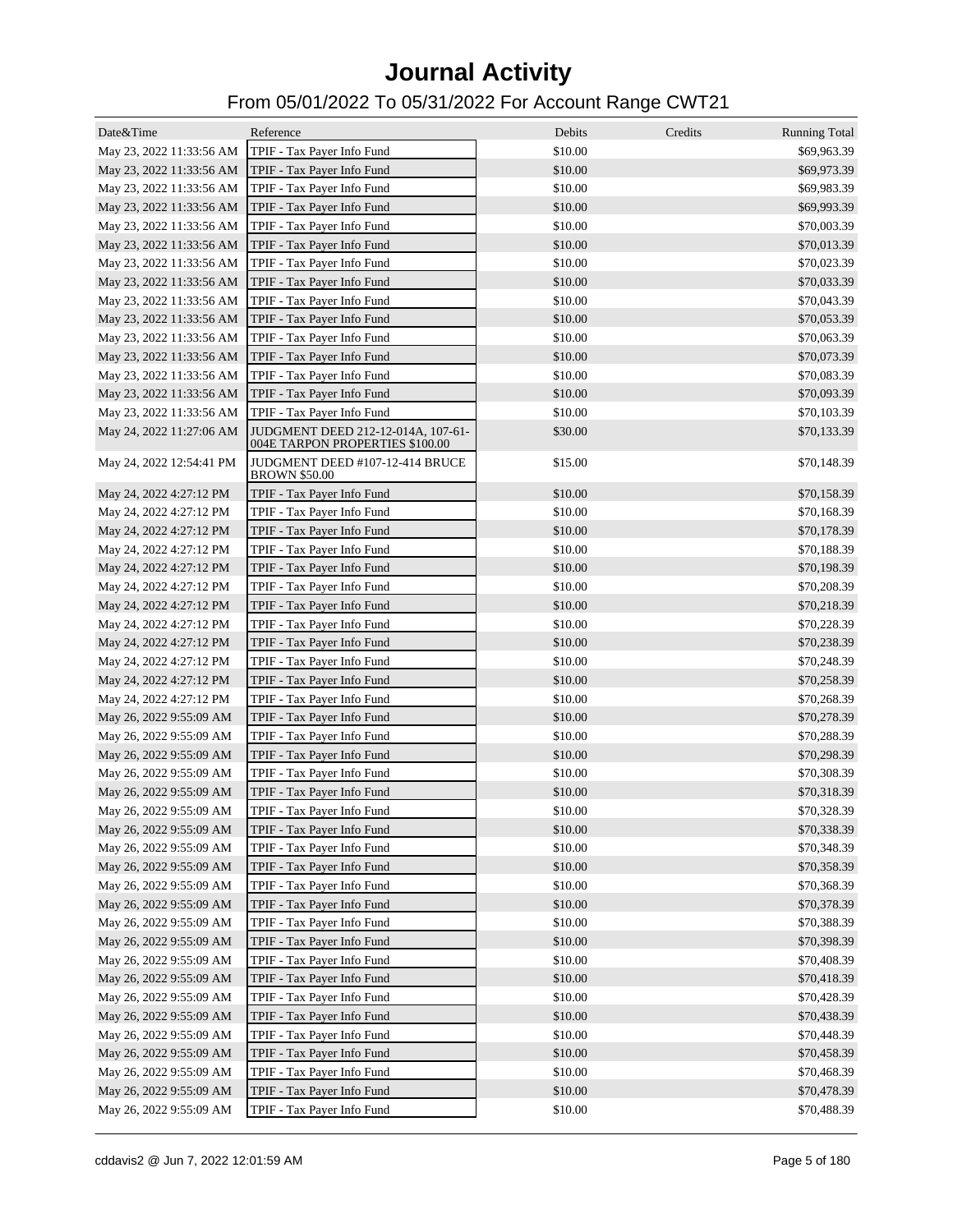# Journal Activity

## From 05/01/2022 To 05/31/2022 For Account Range CWT21

| Date&Time | Reference | Debits | Credits | Running Total |
|---|---|---|---|---|
| May 23, 2022 11:33:56 AM | TPIF - Tax Payer Info Fund | $10.00 | | $69,963.39 |
| May 23, 2022 11:33:56 AM | TPIF - Tax Payer Info Fund | $10.00 | | $69,973.39 |
| May 23, 2022 11:33:56 AM | TPIF - Tax Payer Info Fund | $10.00 | | $69,983.39 |
| May 23, 2022 11:33:56 AM | TPIF - Tax Payer Info Fund | $10.00 | | $69,993.39 |
| May 23, 2022 11:33:56 AM | TPIF - Tax Payer Info Fund | $10.00 | | $70,003.39 |
| May 23, 2022 11:33:56 AM | TPIF - Tax Payer Info Fund | $10.00 | | $70,013.39 |
| May 23, 2022 11:33:56 AM | TPIF - Tax Payer Info Fund | $10.00 | | $70,023.39 |
| May 23, 2022 11:33:56 AM | TPIF - Tax Payer Info Fund | $10.00 | | $70,033.39 |
| May 23, 2022 11:33:56 AM | TPIF - Tax Payer Info Fund | $10.00 | | $70,043.39 |
| May 23, 2022 11:33:56 AM | TPIF - Tax Payer Info Fund | $10.00 | | $70,053.39 |
| May 23, 2022 11:33:56 AM | TPIF - Tax Payer Info Fund | $10.00 | | $70,063.39 |
| May 23, 2022 11:33:56 AM | TPIF - Tax Payer Info Fund | $10.00 | | $70,073.39 |
| May 23, 2022 11:33:56 AM | TPIF - Tax Payer Info Fund | $10.00 | | $70,083.39 |
| May 23, 2022 11:33:56 AM | TPIF - Tax Payer Info Fund | $10.00 | | $70,093.39 |
| May 23, 2022 11:33:56 AM | TPIF - Tax Payer Info Fund | $10.00 | | $70,103.39 |
| May 24, 2022 11:27:06 AM | JUDGMENT DEED 212-12-014A, 107-61-004E TARPON PROPERTIES $100.00 | $30.00 | | $70,133.39 |
| May 24, 2022 12:54:41 PM | JUDGMENT DEED #107-12-414 BRUCE BROWN $50.00 | $15.00 | | $70,148.39 |
| May 24, 2022 4:27:12 PM | TPIF - Tax Payer Info Fund | $10.00 | | $70,158.39 |
| May 24, 2022 4:27:12 PM | TPIF - Tax Payer Info Fund | $10.00 | | $70,168.39 |
| May 24, 2022 4:27:12 PM | TPIF - Tax Payer Info Fund | $10.00 | | $70,178.39 |
| May 24, 2022 4:27:12 PM | TPIF - Tax Payer Info Fund | $10.00 | | $70,188.39 |
| May 24, 2022 4:27:12 PM | TPIF - Tax Payer Info Fund | $10.00 | | $70,198.39 |
| May 24, 2022 4:27:12 PM | TPIF - Tax Payer Info Fund | $10.00 | | $70,208.39 |
| May 24, 2022 4:27:12 PM | TPIF - Tax Payer Info Fund | $10.00 | | $70,218.39 |
| May 24, 2022 4:27:12 PM | TPIF - Tax Payer Info Fund | $10.00 | | $70,228.39 |
| May 24, 2022 4:27:12 PM | TPIF - Tax Payer Info Fund | $10.00 | | $70,238.39 |
| May 24, 2022 4:27:12 PM | TPIF - Tax Payer Info Fund | $10.00 | | $70,248.39 |
| May 24, 2022 4:27:12 PM | TPIF - Tax Payer Info Fund | $10.00 | | $70,258.39 |
| May 24, 2022 4:27:12 PM | TPIF - Tax Payer Info Fund | $10.00 | | $70,268.39 |
| May 26, 2022 9:55:09 AM | TPIF - Tax Payer Info Fund | $10.00 | | $70,278.39 |
| May 26, 2022 9:55:09 AM | TPIF - Tax Payer Info Fund | $10.00 | | $70,288.39 |
| May 26, 2022 9:55:09 AM | TPIF - Tax Payer Info Fund | $10.00 | | $70,298.39 |
| May 26, 2022 9:55:09 AM | TPIF - Tax Payer Info Fund | $10.00 | | $70,308.39 |
| May 26, 2022 9:55:09 AM | TPIF - Tax Payer Info Fund | $10.00 | | $70,318.39 |
| May 26, 2022 9:55:09 AM | TPIF - Tax Payer Info Fund | $10.00 | | $70,328.39 |
| May 26, 2022 9:55:09 AM | TPIF - Tax Payer Info Fund | $10.00 | | $70,338.39 |
| May 26, 2022 9:55:09 AM | TPIF - Tax Payer Info Fund | $10.00 | | $70,348.39 |
| May 26, 2022 9:55:09 AM | TPIF - Tax Payer Info Fund | $10.00 | | $70,358.39 |
| May 26, 2022 9:55:09 AM | TPIF - Tax Payer Info Fund | $10.00 | | $70,368.39 |
| May 26, 2022 9:55:09 AM | TPIF - Tax Payer Info Fund | $10.00 | | $70,378.39 |
| May 26, 2022 9:55:09 AM | TPIF - Tax Payer Info Fund | $10.00 | | $70,388.39 |
| May 26, 2022 9:55:09 AM | TPIF - Tax Payer Info Fund | $10.00 | | $70,398.39 |
| May 26, 2022 9:55:09 AM | TPIF - Tax Payer Info Fund | $10.00 | | $70,408.39 |
| May 26, 2022 9:55:09 AM | TPIF - Tax Payer Info Fund | $10.00 | | $70,418.39 |
| May 26, 2022 9:55:09 AM | TPIF - Tax Payer Info Fund | $10.00 | | $70,428.39 |
| May 26, 2022 9:55:09 AM | TPIF - Tax Payer Info Fund | $10.00 | | $70,438.39 |
| May 26, 2022 9:55:09 AM | TPIF - Tax Payer Info Fund | $10.00 | | $70,448.39 |
| May 26, 2022 9:55:09 AM | TPIF - Tax Payer Info Fund | $10.00 | | $70,458.39 |
| May 26, 2022 9:55:09 AM | TPIF - Tax Payer Info Fund | $10.00 | | $70,468.39 |
| May 26, 2022 9:55:09 AM | TPIF - Tax Payer Info Fund | $10.00 | | $70,478.39 |
| May 26, 2022 9:55:09 AM | TPIF - Tax Payer Info Fund | $10.00 | | $70,488.39 |

cddavis2 @ Jun 7, 2022 12:01:59 AM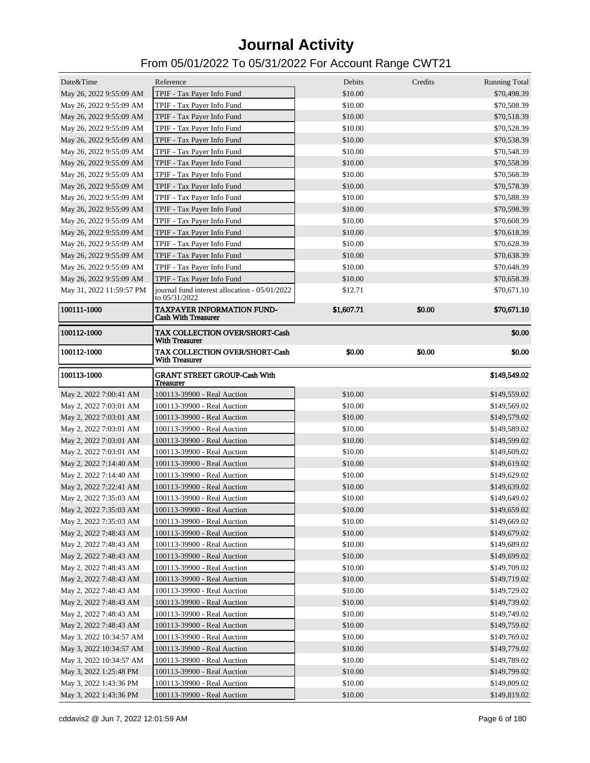# Journal Activity

## From 05/01/2022 To 05/31/2022 For Account Range CWT21

| Date&Time | Reference | Debits | Credits | Running Total |
|---|---|---|---|---|
| May 26, 2022 9:55:09 AM | TPIF - Tax Payer Info Fund | $10.00 | | $70,498.39 |
| May 26, 2022 9:55:09 AM | TPIF - Tax Payer Info Fund | $10.00 | | $70,508.39 |
| May 26, 2022 9:55:09 AM | TPIF - Tax Payer Info Fund | $10.00 | | $70,518.39 |
| May 26, 2022 9:55:09 AM | TPIF - Tax Payer Info Fund | $10.00 | | $70,528.39 |
| May 26, 2022 9:55:09 AM | TPIF - Tax Payer Info Fund | $10.00 | | $70,538.39 |
| May 26, 2022 9:55:09 AM | TPIF - Tax Payer Info Fund | $10.00 | | $70,548.39 |
| May 26, 2022 9:55:09 AM | TPIF - Tax Payer Info Fund | $10.00 | | $70,558.39 |
| May 26, 2022 9:55:09 AM | TPIF - Tax Payer Info Fund | $10.00 | | $70,568.39 |
| May 26, 2022 9:55:09 AM | TPIF - Tax Payer Info Fund | $10.00 | | $70,578.39 |
| May 26, 2022 9:55:09 AM | TPIF - Tax Payer Info Fund | $10.00 | | $70,588.39 |
| May 26, 2022 9:55:09 AM | TPIF - Tax Payer Info Fund | $10.00 | | $70,598.39 |
| May 26, 2022 9:55:09 AM | TPIF - Tax Payer Info Fund | $10.00 | | $70,608.39 |
| May 26, 2022 9:55:09 AM | TPIF - Tax Payer Info Fund | $10.00 | | $70,618.39 |
| May 26, 2022 9:55:09 AM | TPIF - Tax Payer Info Fund | $10.00 | | $70,628.39 |
| May 26, 2022 9:55:09 AM | TPIF - Tax Payer Info Fund | $10.00 | | $70,638.39 |
| May 26, 2022 9:55:09 AM | TPIF - Tax Payer Info Fund | $10.00 | | $70,648.39 |
| May 26, 2022 9:55:09 AM | TPIF - Tax Payer Info Fund | $10.00 | | $70,658.39 |
| May 31, 2022 11:59:57 PM | journal fund interest allocation - 05/01/2022 to 05/31/2022 | $12.71 | | $70,671.10 |
| **100111-1000** | **TAXPAYER INFORMATION FUND-Cash With Treasurer** | **$1,607.71** | **$0.00** | **$70,671.10** |
| **100112-1000** | **TAX COLLECTION OVER/SHORT-Cash With Treasurer** | | | **$0.00** |
| **100112-1000** | **TAX COLLECTION OVER/SHORT-Cash With Treasurer** | **$0.00** | **$0.00** | **$0.00** |
| **100113-1000** | **GRANT STREET GROUP-Cash With Treasurer** | | | **$149,549.02** |
| May 2, 2022 7:00:41 AM | 100113-39900 - Real Auction | $10.00 | | $149,559.02 |
| May 2, 2022 7:03:01 AM | 100113-39900 - Real Auction | $10.00 | | $149,569.02 |
| May 2, 2022 7:03:01 AM | 100113-39900 - Real Auction | $10.00 | | $149,579.02 |
| May 2, 2022 7:03:01 AM | 100113-39900 - Real Auction | $10.00 | | $149,589.02 |
| May 2, 2022 7:03:01 AM | 100113-39900 - Real Auction | $10.00 | | $149,599.02 |
| May 2, 2022 7:03:01 AM | 100113-39900 - Real Auction | $10.00 | | $149,609.02 |
| May 2, 2022 7:14:40 AM | 100113-39900 - Real Auction | $10.00 | | $149,619.02 |
| May 2, 2022 7:14:40 AM | 100113-39900 - Real Auction | $10.00 | | $149,629.02 |
| May 2, 2022 7:22:41 AM | 100113-39900 - Real Auction | $10.00 | | $149,639.02 |
| May 2, 2022 7:35:03 AM | 100113-39900 - Real Auction | $10.00 | | $149,649.02 |
| May 2, 2022 7:35:03 AM | 100113-39900 - Real Auction | $10.00 | | $149,659.02 |
| May 2, 2022 7:35:03 AM | 100113-39900 - Real Auction | $10.00 | | $149,669.02 |
| May 2, 2022 7:48:43 AM | 100113-39900 - Real Auction | $10.00 | | $149,679.02 |
| May 2, 2022 7:48:43 AM | 100113-39900 - Real Auction | $10.00 | | $149,689.02 |
| May 2, 2022 7:48:43 AM | 100113-39900 - Real Auction | $10.00 | | $149,699.02 |
| May 2, 2022 7:48:43 AM | 100113-39900 - Real Auction | $10.00 | | $149,709.02 |
| May 2, 2022 7:48:43 AM | 100113-39900 - Real Auction | $10.00 | | $149,719.02 |
| May 2, 2022 7:48:43 AM | 100113-39900 - Real Auction | $10.00 | | $149,729.02 |
| May 2, 2022 7:48:43 AM | 100113-39900 - Real Auction | $10.00 | | $149,739.02 |
| May 2, 2022 7:48:43 AM | 100113-39900 - Real Auction | $10.00 | | $149,749.02 |
| May 2, 2022 7:48:43 AM | 100113-39900 - Real Auction | $10.00 | | $149,759.02 |
| May 3, 2022 10:34:57 AM | 100113-39900 - Real Auction | $10.00 | | $149,769.02 |
| May 3, 2022 10:34:57 AM | 100113-39900 - Real Auction | $10.00 | | $149,779.02 |
| May 3, 2022 10:34:57 AM | 100113-39900 - Real Auction | $10.00 | | $149,789.02 |
| May 3, 2022 1:25:48 PM | 100113-39900 - Real Auction | $10.00 | | $149,799.02 |
| May 3, 2022 1:43:36 PM | 100113-39900 - Real Auction | $10.00 | | $149,809.02 |
| May 3, 2022 1:43:36 PM | 100113-39900 - Real Auction | $10.00 | | $149,819.02 |

cddavis2 @ Jun 7, 2022 12:01:59 AM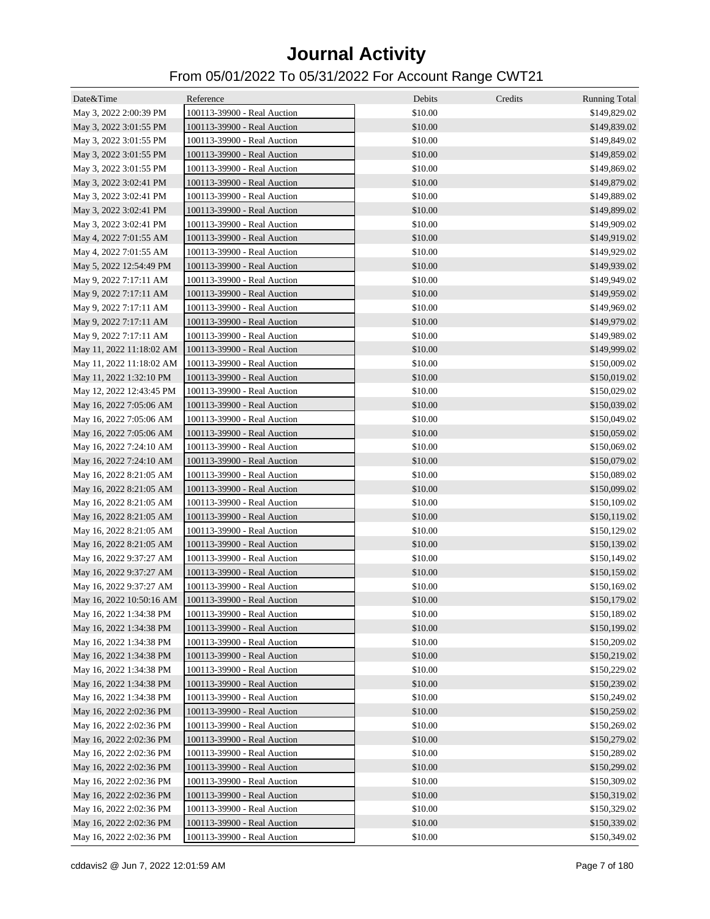# Journal Activity

## From 05/01/2022 To 05/31/2022 For Account Range CWT21

| Date&Time | Reference | Debits | Credits | Running Total |
|---|---|---|---|---|
| May 3, 2022 2:00:39 PM | 100113-39900 - Real Auction | $10.00 | | $149,829.02 |
| May 3, 2022 3:01:55 PM | 100113-39900 - Real Auction | $10.00 | | $149,839.02 |
| May 3, 2022 3:01:55 PM | 100113-39900 - Real Auction | $10.00 | | $149,849.02 |
| May 3, 2022 3:01:55 PM | 100113-39900 - Real Auction | $10.00 | | $149,859.02 |
| May 3, 2022 3:01:55 PM | 100113-39900 - Real Auction | $10.00 | | $149,869.02 |
| May 3, 2022 3:02:41 PM | 100113-39900 - Real Auction | $10.00 | | $149,879.02 |
| May 3, 2022 3:02:41 PM | 100113-39900 - Real Auction | $10.00 | | $149,889.02 |
| May 3, 2022 3:02:41 PM | 100113-39900 - Real Auction | $10.00 | | $149,899.02 |
| May 3, 2022 3:02:41 PM | 100113-39900 - Real Auction | $10.00 | | $149,909.02 |
| May 4, 2022 7:01:55 AM | 100113-39900 - Real Auction | $10.00 | | $149,919.02 |
| May 4, 2022 7:01:55 AM | 100113-39900 - Real Auction | $10.00 | | $149,929.02 |
| May 5, 2022 12:54:49 PM | 100113-39900 - Real Auction | $10.00 | | $149,939.02 |
| May 9, 2022 7:17:11 AM | 100113-39900 - Real Auction | $10.00 | | $149,949.02 |
| May 9, 2022 7:17:11 AM | 100113-39900 - Real Auction | $10.00 | | $149,959.02 |
| May 9, 2022 7:17:11 AM | 100113-39900 - Real Auction | $10.00 | | $149,969.02 |
| May 9, 2022 7:17:11 AM | 100113-39900 - Real Auction | $10.00 | | $149,979.02 |
| May 9, 2022 7:17:11 AM | 100113-39900 - Real Auction | $10.00 | | $149,989.02 |
| May 11, 2022 11:18:02 AM | 100113-39900 - Real Auction | $10.00 | | $149,999.02 |
| May 11, 2022 11:18:02 AM | 100113-39900 - Real Auction | $10.00 | | $150,009.02 |
| May 11, 2022 1:32:10 PM | 100113-39900 - Real Auction | $10.00 | | $150,019.02 |
| May 12, 2022 12:43:45 PM | 100113-39900 - Real Auction | $10.00 | | $150,029.02 |
| May 16, 2022 7:05:06 AM | 100113-39900 - Real Auction | $10.00 | | $150,039.02 |
| May 16, 2022 7:05:06 AM | 100113-39900 - Real Auction | $10.00 | | $150,049.02 |
| May 16, 2022 7:05:06 AM | 100113-39900 - Real Auction | $10.00 | | $150,059.02 |
| May 16, 2022 7:24:10 AM | 100113-39900 - Real Auction | $10.00 | | $150,069.02 |
| May 16, 2022 7:24:10 AM | 100113-39900 - Real Auction | $10.00 | | $150,079.02 |
| May 16, 2022 8:21:05 AM | 100113-39900 - Real Auction | $10.00 | | $150,089.02 |
| May 16, 2022 8:21:05 AM | 100113-39900 - Real Auction | $10.00 | | $150,099.02 |
| May 16, 2022 8:21:05 AM | 100113-39900 - Real Auction | $10.00 | | $150,109.02 |
| May 16, 2022 8:21:05 AM | 100113-39900 - Real Auction | $10.00 | | $150,119.02 |
| May 16, 2022 8:21:05 AM | 100113-39900 - Real Auction | $10.00 | | $150,129.02 |
| May 16, 2022 8:21:05 AM | 100113-39900 - Real Auction | $10.00 | | $150,139.02 |
| May 16, 2022 9:37:27 AM | 100113-39900 - Real Auction | $10.00 | | $150,149.02 |
| May 16, 2022 9:37:27 AM | 100113-39900 - Real Auction | $10.00 | | $150,159.02 |
| May 16, 2022 9:37:27 AM | 100113-39900 - Real Auction | $10.00 | | $150,169.02 |
| May 16, 2022 10:50:16 AM | 100113-39900 - Real Auction | $10.00 | | $150,179.02 |
| May 16, 2022 1:34:38 PM | 100113-39900 - Real Auction | $10.00 | | $150,189.02 |
| May 16, 2022 1:34:38 PM | 100113-39900 - Real Auction | $10.00 | | $150,199.02 |
| May 16, 2022 1:34:38 PM | 100113-39900 - Real Auction | $10.00 | | $150,209.02 |
| May 16, 2022 1:34:38 PM | 100113-39900 - Real Auction | $10.00 | | $150,219.02 |
| May 16, 2022 1:34:38 PM | 100113-39900 - Real Auction | $10.00 | | $150,229.02 |
| May 16, 2022 1:34:38 PM | 100113-39900 - Real Auction | $10.00 | | $150,239.02 |
| May 16, 2022 1:34:38 PM | 100113-39900 - Real Auction | $10.00 | | $150,249.02 |
| May 16, 2022 2:02:36 PM | 100113-39900 - Real Auction | $10.00 | | $150,259.02 |
| May 16, 2022 2:02:36 PM | 100113-39900 - Real Auction | $10.00 | | $150,269.02 |
| May 16, 2022 2:02:36 PM | 100113-39900 - Real Auction | $10.00 | | $150,279.02 |
| May 16, 2022 2:02:36 PM | 100113-39900 - Real Auction | $10.00 | | $150,289.02 |
| May 16, 2022 2:02:36 PM | 100113-39900 - Real Auction | $10.00 | | $150,299.02 |
| May 16, 2022 2:02:36 PM | 100113-39900 - Real Auction | $10.00 | | $150,309.02 |
| May 16, 2022 2:02:36 PM | 100113-39900 - Real Auction | $10.00 | | $150,319.02 |
| May 16, 2022 2:02:36 PM | 100113-39900 - Real Auction | $10.00 | | $150,329.02 |
| May 16, 2022 2:02:36 PM | 100113-39900 - Real Auction | $10.00 | | $150,339.02 |
| May 16, 2022 2:02:36 PM | 100113-39900 - Real Auction | $10.00 | | $150,349.02 |

cddavis2 @ Jun 7, 2022 12:01:59 AM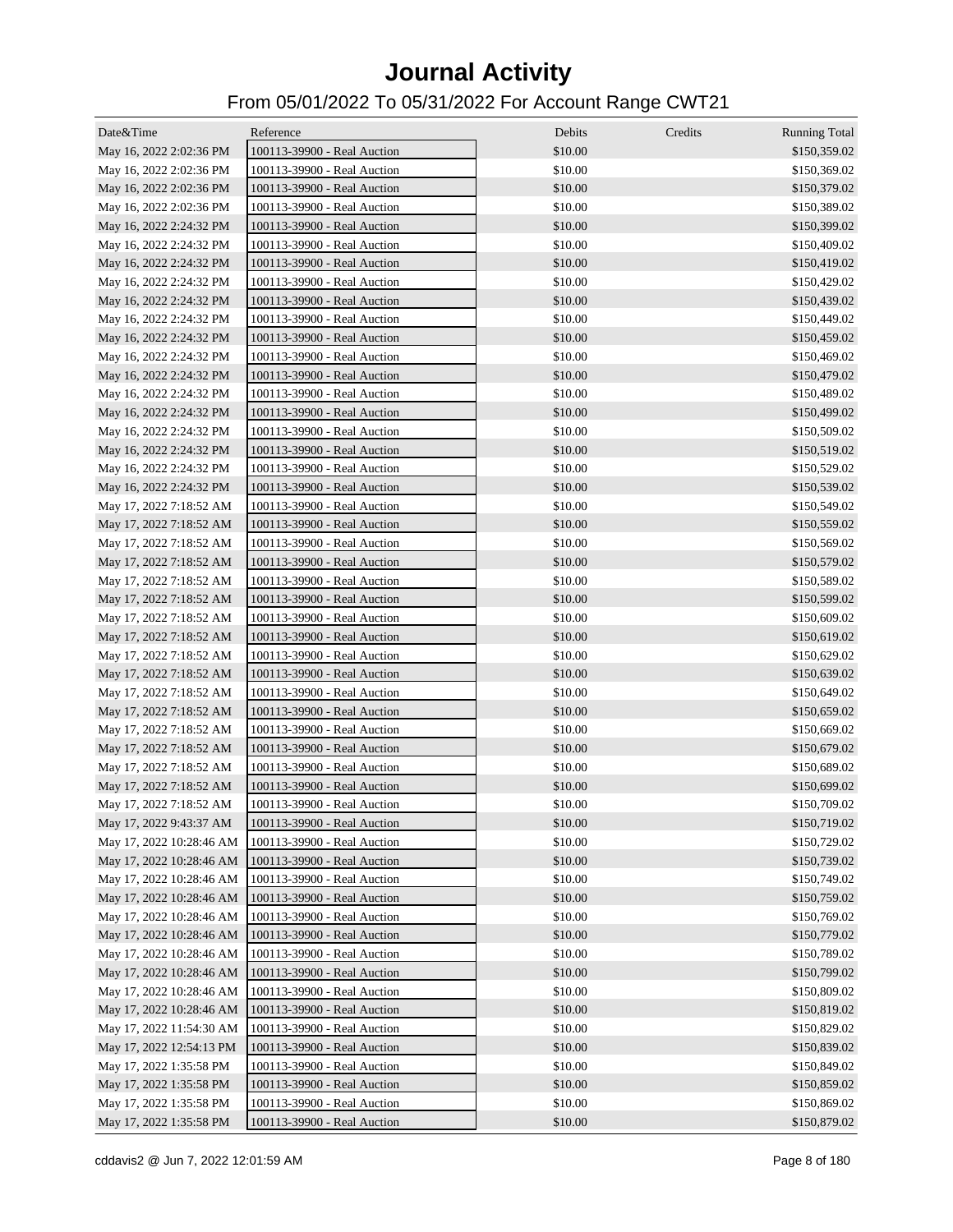# Journal Activity

## From 05/01/2022 To 05/31/2022 For Account Range CWT21

| Date&Time | Reference | Debits | Credits | Running Total |
|---|---|---|---|---|
| May 16, 2022 2:02:36 PM | 100113-39900 - Real Auction | $10.00 | | $150,359.02 |
| May 16, 2022 2:02:36 PM | 100113-39900 - Real Auction | $10.00 | | $150,369.02 |
| May 16, 2022 2:02:36 PM | 100113-39900 - Real Auction | $10.00 | | $150,379.02 |
| May 16, 2022 2:02:36 PM | 100113-39900 - Real Auction | $10.00 | | $150,389.02 |
| May 16, 2022 2:24:32 PM | 100113-39900 - Real Auction | $10.00 | | $150,399.02 |
| May 16, 2022 2:24:32 PM | 100113-39900 - Real Auction | $10.00 | | $150,409.02 |
| May 16, 2022 2:24:32 PM | 100113-39900 - Real Auction | $10.00 | | $150,419.02 |
| May 16, 2022 2:24:32 PM | 100113-39900 - Real Auction | $10.00 | | $150,429.02 |
| May 16, 2022 2:24:32 PM | 100113-39900 - Real Auction | $10.00 | | $150,439.02 |
| May 16, 2022 2:24:32 PM | 100113-39900 - Real Auction | $10.00 | | $150,449.02 |
| May 16, 2022 2:24:32 PM | 100113-39900 - Real Auction | $10.00 | | $150,459.02 |
| May 16, 2022 2:24:32 PM | 100113-39900 - Real Auction | $10.00 | | $150,469.02 |
| May 16, 2022 2:24:32 PM | 100113-39900 - Real Auction | $10.00 | | $150,479.02 |
| May 16, 2022 2:24:32 PM | 100113-39900 - Real Auction | $10.00 | | $150,489.02 |
| May 16, 2022 2:24:32 PM | 100113-39900 - Real Auction | $10.00 | | $150,499.02 |
| May 16, 2022 2:24:32 PM | 100113-39900 - Real Auction | $10.00 | | $150,509.02 |
| May 16, 2022 2:24:32 PM | 100113-39900 - Real Auction | $10.00 | | $150,519.02 |
| May 16, 2022 2:24:32 PM | 100113-39900 - Real Auction | $10.00 | | $150,529.02 |
| May 16, 2022 2:24:32 PM | 100113-39900 - Real Auction | $10.00 | | $150,539.02 |
| May 17, 2022 7:18:52 AM | 100113-39900 - Real Auction | $10.00 | | $150,549.02 |
| May 17, 2022 7:18:52 AM | 100113-39900 - Real Auction | $10.00 | | $150,559.02 |
| May 17, 2022 7:18:52 AM | 100113-39900 - Real Auction | $10.00 | | $150,569.02 |
| May 17, 2022 7:18:52 AM | 100113-39900 - Real Auction | $10.00 | | $150,579.02 |
| May 17, 2022 7:18:52 AM | 100113-39900 - Real Auction | $10.00 | | $150,589.02 |
| May 17, 2022 7:18:52 AM | 100113-39900 - Real Auction | $10.00 | | $150,599.02 |
| May 17, 2022 7:18:52 AM | 100113-39900 - Real Auction | $10.00 | | $150,609.02 |
| May 17, 2022 7:18:52 AM | 100113-39900 - Real Auction | $10.00 | | $150,619.02 |
| May 17, 2022 7:18:52 AM | 100113-39900 - Real Auction | $10.00 | | $150,629.02 |
| May 17, 2022 7:18:52 AM | 100113-39900 - Real Auction | $10.00 | | $150,639.02 |
| May 17, 2022 7:18:52 AM | 100113-39900 - Real Auction | $10.00 | | $150,649.02 |
| May 17, 2022 7:18:52 AM | 100113-39900 - Real Auction | $10.00 | | $150,659.02 |
| May 17, 2022 7:18:52 AM | 100113-39900 - Real Auction | $10.00 | | $150,669.02 |
| May 17, 2022 7:18:52 AM | 100113-39900 - Real Auction | $10.00 | | $150,679.02 |
| May 17, 2022 7:18:52 AM | 100113-39900 - Real Auction | $10.00 | | $150,689.02 |
| May 17, 2022 7:18:52 AM | 100113-39900 - Real Auction | $10.00 | | $150,699.02 |
| May 17, 2022 7:18:52 AM | 100113-39900 - Real Auction | $10.00 | | $150,709.02 |
| May 17, 2022 9:43:37 AM | 100113-39900 - Real Auction | $10.00 | | $150,719.02 |
| May 17, 2022 10:28:46 AM | 100113-39900 - Real Auction | $10.00 | | $150,729.02 |
| May 17, 2022 10:28:46 AM | 100113-39900 - Real Auction | $10.00 | | $150,739.02 |
| May 17, 2022 10:28:46 AM | 100113-39900 - Real Auction | $10.00 | | $150,749.02 |
| May 17, 2022 10:28:46 AM | 100113-39900 - Real Auction | $10.00 | | $150,759.02 |
| May 17, 2022 10:28:46 AM | 100113-39900 - Real Auction | $10.00 | | $150,769.02 |
| May 17, 2022 10:28:46 AM | 100113-39900 - Real Auction | $10.00 | | $150,779.02 |
| May 17, 2022 10:28:46 AM | 100113-39900 - Real Auction | $10.00 | | $150,789.02 |
| May 17, 2022 10:28:46 AM | 100113-39900 - Real Auction | $10.00 | | $150,799.02 |
| May 17, 2022 10:28:46 AM | 100113-39900 - Real Auction | $10.00 | | $150,809.02 |
| May 17, 2022 10:28:46 AM | 100113-39900 - Real Auction | $10.00 | | $150,819.02 |
| May 17, 2022 11:54:30 AM | 100113-39900 - Real Auction | $10.00 | | $150,829.02 |
| May 17, 2022 12:54:13 PM | 100113-39900 - Real Auction | $10.00 | | $150,839.02 |
| May 17, 2022 1:35:58 PM | 100113-39900 - Real Auction | $10.00 | | $150,849.02 |
| May 17, 2022 1:35:58 PM | 100113-39900 - Real Auction | $10.00 | | $150,859.02 |
| May 17, 2022 1:35:58 PM | 100113-39900 - Real Auction | $10.00 | | $150,869.02 |
| May 17, 2022 1:35:58 PM | 100113-39900 - Real Auction | $10.00 | | $150,879.02 |

cddavis2 @ Jun 7, 2022 12:01:59 AM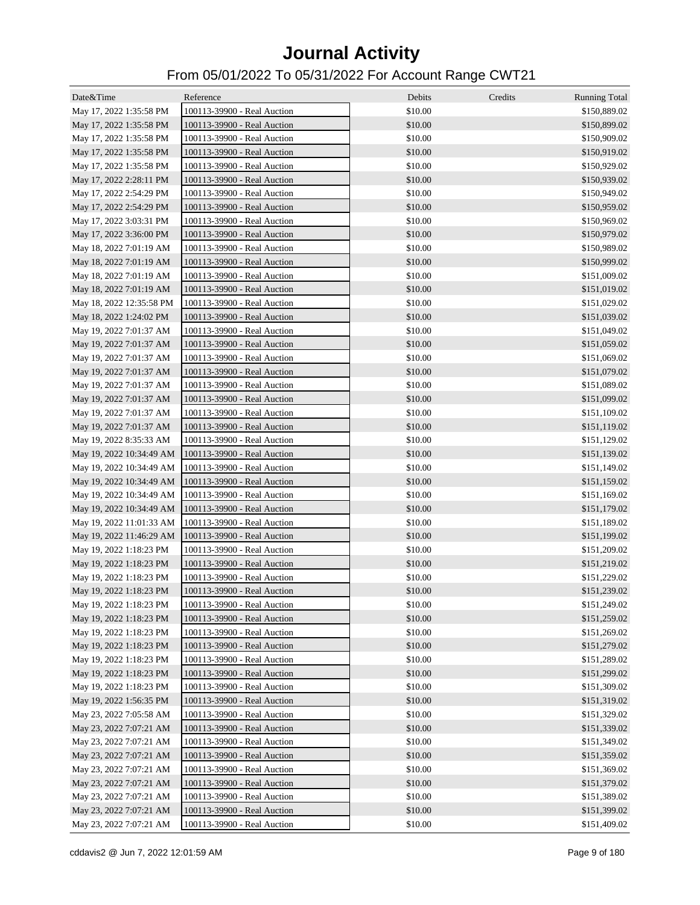# Journal Activity

## From 05/01/2022 To 05/31/2022 For Account Range CWT21

| Date&Time | Reference | Debits | Credits | Running Total |
|---|---|---|---|---|
| May 17, 2022 1:35:58 PM | 100113-39900 - Real Auction | $10.00 | | $150,889.02 |
| May 17, 2022 1:35:58 PM | 100113-39900 - Real Auction | $10.00 | | $150,899.02 |
| May 17, 2022 1:35:58 PM | 100113-39900 - Real Auction | $10.00 | | $150,909.02 |
| May 17, 2022 1:35:58 PM | 100113-39900 - Real Auction | $10.00 | | $150,919.02 |
| May 17, 2022 1:35:58 PM | 100113-39900 - Real Auction | $10.00 | | $150,929.02 |
| May 17, 2022 2:28:11 PM | 100113-39900 - Real Auction | $10.00 | | $150,939.02 |
| May 17, 2022 2:54:29 PM | 100113-39900 - Real Auction | $10.00 | | $150,949.02 |
| May 17, 2022 2:54:29 PM | 100113-39900 - Real Auction | $10.00 | | $150,959.02 |
| May 17, 2022 3:03:31 PM | 100113-39900 - Real Auction | $10.00 | | $150,969.02 |
| May 17, 2022 3:36:00 PM | 100113-39900 - Real Auction | $10.00 | | $150,979.02 |
| May 18, 2022 7:01:19 AM | 100113-39900 - Real Auction | $10.00 | | $150,989.02 |
| May 18, 2022 7:01:19 AM | 100113-39900 - Real Auction | $10.00 | | $150,999.02 |
| May 18, 2022 7:01:19 AM | 100113-39900 - Real Auction | $10.00 | | $151,009.02 |
| May 18, 2022 7:01:19 AM | 100113-39900 - Real Auction | $10.00 | | $151,019.02 |
| May 18, 2022 12:35:58 PM | 100113-39900 - Real Auction | $10.00 | | $151,029.02 |
| May 18, 2022 1:24:02 PM | 100113-39900 - Real Auction | $10.00 | | $151,039.02 |
| May 19, 2022 7:01:37 AM | 100113-39900 - Real Auction | $10.00 | | $151,049.02 |
| May 19, 2022 7:01:37 AM | 100113-39900 - Real Auction | $10.00 | | $151,059.02 |
| May 19, 2022 7:01:37 AM | 100113-39900 - Real Auction | $10.00 | | $151,069.02 |
| May 19, 2022 7:01:37 AM | 100113-39900 - Real Auction | $10.00 | | $151,079.02 |
| May 19, 2022 7:01:37 AM | 100113-39900 - Real Auction | $10.00 | | $151,089.02 |
| May 19, 2022 7:01:37 AM | 100113-39900 - Real Auction | $10.00 | | $151,099.02 |
| May 19, 2022 7:01:37 AM | 100113-39900 - Real Auction | $10.00 | | $151,109.02 |
| May 19, 2022 7:01:37 AM | 100113-39900 - Real Auction | $10.00 | | $151,119.02 |
| May 19, 2022 8:35:33 AM | 100113-39900 - Real Auction | $10.00 | | $151,129.02 |
| May 19, 2022 10:34:49 AM | 100113-39900 - Real Auction | $10.00 | | $151,139.02 |
| May 19, 2022 10:34:49 AM | 100113-39900 - Real Auction | $10.00 | | $151,149.02 |
| May 19, 2022 10:34:49 AM | 100113-39900 - Real Auction | $10.00 | | $151,159.02 |
| May 19, 2022 10:34:49 AM | 100113-39900 - Real Auction | $10.00 | | $151,169.02 |
| May 19, 2022 10:34:49 AM | 100113-39900 - Real Auction | $10.00 | | $151,179.02 |
| May 19, 2022 11:01:33 AM | 100113-39900 - Real Auction | $10.00 | | $151,189.02 |
| May 19, 2022 11:46:29 AM | 100113-39900 - Real Auction | $10.00 | | $151,199.02 |
| May 19, 2022 1:18:23 PM | 100113-39900 - Real Auction | $10.00 | | $151,209.02 |
| May 19, 2022 1:18:23 PM | 100113-39900 - Real Auction | $10.00 | | $151,219.02 |
| May 19, 2022 1:18:23 PM | 100113-39900 - Real Auction | $10.00 | | $151,229.02 |
| May 19, 2022 1:18:23 PM | 100113-39900 - Real Auction | $10.00 | | $151,239.02 |
| May 19, 2022 1:18:23 PM | 100113-39900 - Real Auction | $10.00 | | $151,249.02 |
| May 19, 2022 1:18:23 PM | 100113-39900 - Real Auction | $10.00 | | $151,259.02 |
| May 19, 2022 1:18:23 PM | 100113-39900 - Real Auction | $10.00 | | $151,269.02 |
| May 19, 2022 1:18:23 PM | 100113-39900 - Real Auction | $10.00 | | $151,279.02 |
| May 19, 2022 1:18:23 PM | 100113-39900 - Real Auction | $10.00 | | $151,289.02 |
| May 19, 2022 1:18:23 PM | 100113-39900 - Real Auction | $10.00 | | $151,299.02 |
| May 19, 2022 1:18:23 PM | 100113-39900 - Real Auction | $10.00 | | $151,309.02 |
| May 19, 2022 1:56:35 PM | 100113-39900 - Real Auction | $10.00 | | $151,319.02 |
| May 23, 2022 7:05:58 AM | 100113-39900 - Real Auction | $10.00 | | $151,329.02 |
| May 23, 2022 7:07:21 AM | 100113-39900 - Real Auction | $10.00 | | $151,339.02 |
| May 23, 2022 7:07:21 AM | 100113-39900 - Real Auction | $10.00 | | $151,349.02 |
| May 23, 2022 7:07:21 AM | 100113-39900 - Real Auction | $10.00 | | $151,359.02 |
| May 23, 2022 7:07:21 AM | 100113-39900 - Real Auction | $10.00 | | $151,369.02 |
| May 23, 2022 7:07:21 AM | 100113-39900 - Real Auction | $10.00 | | $151,379.02 |
| May 23, 2022 7:07:21 AM | 100113-39900 - Real Auction | $10.00 | | $151,389.02 |
| May 23, 2022 7:07:21 AM | 100113-39900 - Real Auction | $10.00 | | $151,399.02 |
| May 23, 2022 7:07:21 AM | 100113-39900 - Real Auction | $10.00 | | $151,409.02 |

cddavis2 @ Jun 7, 2022 12:01:59 AM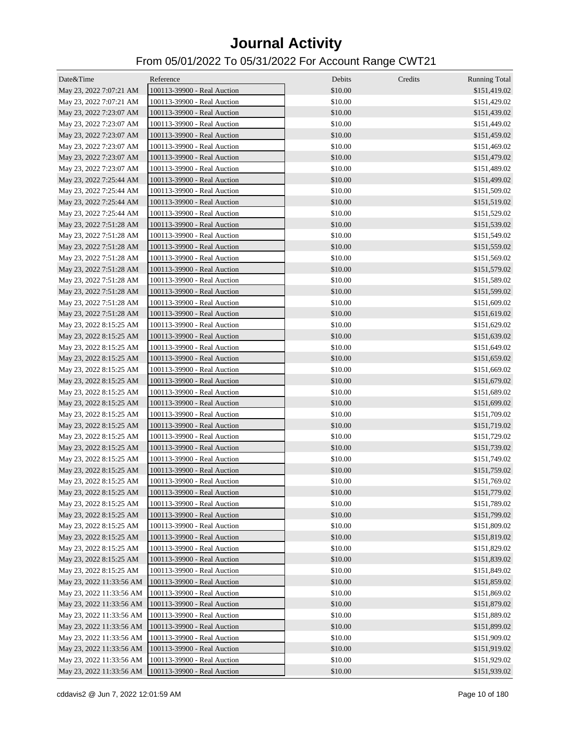# Journal Activity

## From 05/01/2022 To 05/31/2022 For Account Range CWT21

| Date&Time | Reference | Debits | Credits | Running Total |
|---|---|---|---|---|
| May 23, 2022 7:07:21 AM | 100113-39900 - Real Auction | $10.00 | | $151,419.02 |
| May 23, 2022 7:07:21 AM | 100113-39900 - Real Auction | $10.00 | | $151,429.02 |
| May 23, 2022 7:23:07 AM | 100113-39900 - Real Auction | $10.00 | | $151,439.02 |
| May 23, 2022 7:23:07 AM | 100113-39900 - Real Auction | $10.00 | | $151,449.02 |
| May 23, 2022 7:23:07 AM | 100113-39900 - Real Auction | $10.00 | | $151,459.02 |
| May 23, 2022 7:23:07 AM | 100113-39900 - Real Auction | $10.00 | | $151,469.02 |
| May 23, 2022 7:23:07 AM | 100113-39900 - Real Auction | $10.00 | | $151,479.02 |
| May 23, 2022 7:23:07 AM | 100113-39900 - Real Auction | $10.00 | | $151,489.02 |
| May 23, 2022 7:25:44 AM | 100113-39900 - Real Auction | $10.00 | | $151,499.02 |
| May 23, 2022 7:25:44 AM | 100113-39900 - Real Auction | $10.00 | | $151,509.02 |
| May 23, 2022 7:25:44 AM | 100113-39900 - Real Auction | $10.00 | | $151,519.02 |
| May 23, 2022 7:25:44 AM | 100113-39900 - Real Auction | $10.00 | | $151,529.02 |
| May 23, 2022 7:51:28 AM | 100113-39900 - Real Auction | $10.00 | | $151,539.02 |
| May 23, 2022 7:51:28 AM | 100113-39900 - Real Auction | $10.00 | | $151,549.02 |
| May 23, 2022 7:51:28 AM | 100113-39900 - Real Auction | $10.00 | | $151,559.02 |
| May 23, 2022 7:51:28 AM | 100113-39900 - Real Auction | $10.00 | | $151,569.02 |
| May 23, 2022 7:51:28 AM | 100113-39900 - Real Auction | $10.00 | | $151,579.02 |
| May 23, 2022 7:51:28 AM | 100113-39900 - Real Auction | $10.00 | | $151,589.02 |
| May 23, 2022 7:51:28 AM | 100113-39900 - Real Auction | $10.00 | | $151,599.02 |
| May 23, 2022 7:51:28 AM | 100113-39900 - Real Auction | $10.00 | | $151,609.02 |
| May 23, 2022 7:51:28 AM | 100113-39900 - Real Auction | $10.00 | | $151,619.02 |
| May 23, 2022 8:15:25 AM | 100113-39900 - Real Auction | $10.00 | | $151,629.02 |
| May 23, 2022 8:15:25 AM | 100113-39900 - Real Auction | $10.00 | | $151,639.02 |
| May 23, 2022 8:15:25 AM | 100113-39900 - Real Auction | $10.00 | | $151,649.02 |
| May 23, 2022 8:15:25 AM | 100113-39900 - Real Auction | $10.00 | | $151,659.02 |
| May 23, 2022 8:15:25 AM | 100113-39900 - Real Auction | $10.00 | | $151,669.02 |
| May 23, 2022 8:15:25 AM | 100113-39900 - Real Auction | $10.00 | | $151,679.02 |
| May 23, 2022 8:15:25 AM | 100113-39900 - Real Auction | $10.00 | | $151,689.02 |
| May 23, 2022 8:15:25 AM | 100113-39900 - Real Auction | $10.00 | | $151,699.02 |
| May 23, 2022 8:15:25 AM | 100113-39900 - Real Auction | $10.00 | | $151,709.02 |
| May 23, 2022 8:15:25 AM | 100113-39900 - Real Auction | $10.00 | | $151,719.02 |
| May 23, 2022 8:15:25 AM | 100113-39900 - Real Auction | $10.00 | | $151,729.02 |
| May 23, 2022 8:15:25 AM | 100113-39900 - Real Auction | $10.00 | | $151,739.02 |
| May 23, 2022 8:15:25 AM | 100113-39900 - Real Auction | $10.00 | | $151,749.02 |
| May 23, 2022 8:15:25 AM | 100113-39900 - Real Auction | $10.00 | | $151,759.02 |
| May 23, 2022 8:15:25 AM | 100113-39900 - Real Auction | $10.00 | | $151,769.02 |
| May 23, 2022 8:15:25 AM | 100113-39900 - Real Auction | $10.00 | | $151,779.02 |
| May 23, 2022 8:15:25 AM | 100113-39900 - Real Auction | $10.00 | | $151,789.02 |
| May 23, 2022 8:15:25 AM | 100113-39900 - Real Auction | $10.00 | | $151,799.02 |
| May 23, 2022 8:15:25 AM | 100113-39900 - Real Auction | $10.00 | | $151,809.02 |
| May 23, 2022 8:15:25 AM | 100113-39900 - Real Auction | $10.00 | | $151,819.02 |
| May 23, 2022 8:15:25 AM | 100113-39900 - Real Auction | $10.00 | | $151,829.02 |
| May 23, 2022 8:15:25 AM | 100113-39900 - Real Auction | $10.00 | | $151,839.02 |
| May 23, 2022 8:15:25 AM | 100113-39900 - Real Auction | $10.00 | | $151,849.02 |
| May 23, 2022 11:33:56 AM | 100113-39900 - Real Auction | $10.00 | | $151,859.02 |
| May 23, 2022 11:33:56 AM | 100113-39900 - Real Auction | $10.00 | | $151,869.02 |
| May 23, 2022 11:33:56 AM | 100113-39900 - Real Auction | $10.00 | | $151,879.02 |
| May 23, 2022 11:33:56 AM | 100113-39900 - Real Auction | $10.00 | | $151,889.02 |
| May 23, 2022 11:33:56 AM | 100113-39900 - Real Auction | $10.00 | | $151,899.02 |
| May 23, 2022 11:33:56 AM | 100113-39900 - Real Auction | $10.00 | | $151,909.02 |
| May 23, 2022 11:33:56 AM | 100113-39900 - Real Auction | $10.00 | | $151,919.02 |
| May 23, 2022 11:33:56 AM | 100113-39900 - Real Auction | $10.00 | | $151,929.02 |
| May 23, 2022 11:33:56 AM | 100113-39900 - Real Auction | $10.00 | | $151,939.02 |

cddavis2 @ Jun 7, 2022 12:01:59 AM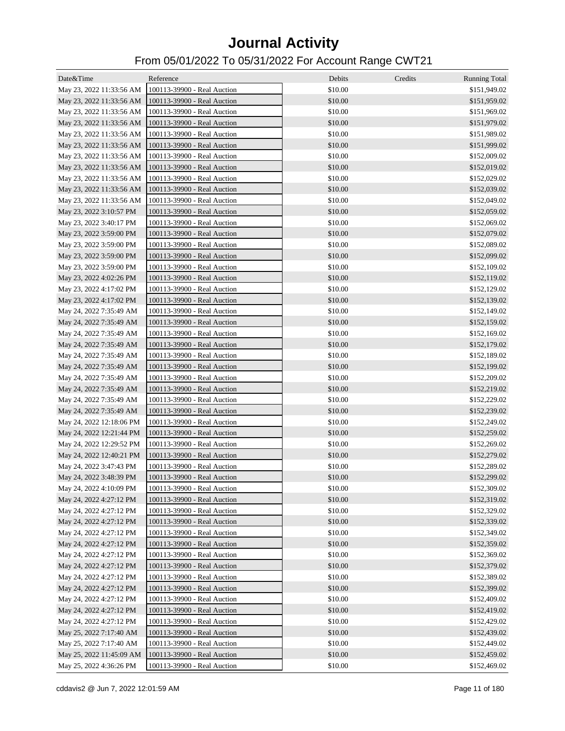# Journal Activity

## From 05/01/2022 To 05/31/2022 For Account Range CWT21

| Date&Time | Reference | Debits | Credits | Running Total |
|---|---|---|---|---|
| May 23, 2022 11:33:56 AM | 100113-39900 - Real Auction | $10.00 | | $151,949.02 |
| May 23, 2022 11:33:56 AM | 100113-39900 - Real Auction | $10.00 | | $151,959.02 |
| May 23, 2022 11:33:56 AM | 100113-39900 - Real Auction | $10.00 | | $151,969.02 |
| May 23, 2022 11:33:56 AM | 100113-39900 - Real Auction | $10.00 | | $151,979.02 |
| May 23, 2022 11:33:56 AM | 100113-39900 - Real Auction | $10.00 | | $151,989.02 |
| May 23, 2022 11:33:56 AM | 100113-39900 - Real Auction | $10.00 | | $151,999.02 |
| May 23, 2022 11:33:56 AM | 100113-39900 - Real Auction | $10.00 | | $152,009.02 |
| May 23, 2022 11:33:56 AM | 100113-39900 - Real Auction | $10.00 | | $152,019.02 |
| May 23, 2022 11:33:56 AM | 100113-39900 - Real Auction | $10.00 | | $152,029.02 |
| May 23, 2022 11:33:56 AM | 100113-39900 - Real Auction | $10.00 | | $152,039.02 |
| May 23, 2022 11:33:56 AM | 100113-39900 - Real Auction | $10.00 | | $152,049.02 |
| May 23, 2022 3:10:57 PM | 100113-39900 - Real Auction | $10.00 | | $152,059.02 |
| May 23, 2022 3:40:17 PM | 100113-39900 - Real Auction | $10.00 | | $152,069.02 |
| May 23, 2022 3:59:00 PM | 100113-39900 - Real Auction | $10.00 | | $152,079.02 |
| May 23, 2022 3:59:00 PM | 100113-39900 - Real Auction | $10.00 | | $152,089.02 |
| May 23, 2022 3:59:00 PM | 100113-39900 - Real Auction | $10.00 | | $152,099.02 |
| May 23, 2022 3:59:00 PM | 100113-39900 - Real Auction | $10.00 | | $152,109.02 |
| May 23, 2022 4:02:26 PM | 100113-39900 - Real Auction | $10.00 | | $152,119.02 |
| May 23, 2022 4:17:02 PM | 100113-39900 - Real Auction | $10.00 | | $152,129.02 |
| May 23, 2022 4:17:02 PM | 100113-39900 - Real Auction | $10.00 | | $152,139.02 |
| May 24, 2022 7:35:49 AM | 100113-39900 - Real Auction | $10.00 | | $152,149.02 |
| May 24, 2022 7:35:49 AM | 100113-39900 - Real Auction | $10.00 | | $152,159.02 |
| May 24, 2022 7:35:49 AM | 100113-39900 - Real Auction | $10.00 | | $152,169.02 |
| May 24, 2022 7:35:49 AM | 100113-39900 - Real Auction | $10.00 | | $152,179.02 |
| May 24, 2022 7:35:49 AM | 100113-39900 - Real Auction | $10.00 | | $152,189.02 |
| May 24, 2022 7:35:49 AM | 100113-39900 - Real Auction | $10.00 | | $152,199.02 |
| May 24, 2022 7:35:49 AM | 100113-39900 - Real Auction | $10.00 | | $152,209.02 |
| May 24, 2022 7:35:49 AM | 100113-39900 - Real Auction | $10.00 | | $152,219.02 |
| May 24, 2022 7:35:49 AM | 100113-39900 - Real Auction | $10.00 | | $152,229.02 |
| May 24, 2022 7:35:49 AM | 100113-39900 - Real Auction | $10.00 | | $152,239.02 |
| May 24, 2022 12:18:06 PM | 100113-39900 - Real Auction | $10.00 | | $152,249.02 |
| May 24, 2022 12:21:44 PM | 100113-39900 - Real Auction | $10.00 | | $152,259.02 |
| May 24, 2022 12:29:52 PM | 100113-39900 - Real Auction | $10.00 | | $152,269.02 |
| May 24, 2022 12:40:21 PM | 100113-39900 - Real Auction | $10.00 | | $152,279.02 |
| May 24, 2022 3:47:43 PM | 100113-39900 - Real Auction | $10.00 | | $152,289.02 |
| May 24, 2022 3:48:39 PM | 100113-39900 - Real Auction | $10.00 | | $152,299.02 |
| May 24, 2022 4:10:09 PM | 100113-39900 - Real Auction | $10.00 | | $152,309.02 |
| May 24, 2022 4:27:12 PM | 100113-39900 - Real Auction | $10.00 | | $152,319.02 |
| May 24, 2022 4:27:12 PM | 100113-39900 - Real Auction | $10.00 | | $152,329.02 |
| May 24, 2022 4:27:12 PM | 100113-39900 - Real Auction | $10.00 | | $152,339.02 |
| May 24, 2022 4:27:12 PM | 100113-39900 - Real Auction | $10.00 | | $152,349.02 |
| May 24, 2022 4:27:12 PM | 100113-39900 - Real Auction | $10.00 | | $152,359.02 |
| May 24, 2022 4:27:12 PM | 100113-39900 - Real Auction | $10.00 | | $152,369.02 |
| May 24, 2022 4:27:12 PM | 100113-39900 - Real Auction | $10.00 | | $152,379.02 |
| May 24, 2022 4:27:12 PM | 100113-39900 - Real Auction | $10.00 | | $152,389.02 |
| May 24, 2022 4:27:12 PM | 100113-39900 - Real Auction | $10.00 | | $152,399.02 |
| May 24, 2022 4:27:12 PM | 100113-39900 - Real Auction | $10.00 | | $152,409.02 |
| May 24, 2022 4:27:12 PM | 100113-39900 - Real Auction | $10.00 | | $152,419.02 |
| May 24, 2022 4:27:12 PM | 100113-39900 - Real Auction | $10.00 | | $152,429.02 |
| May 25, 2022 7:17:40 AM | 100113-39900 - Real Auction | $10.00 | | $152,439.02 |
| May 25, 2022 7:17:40 AM | 100113-39900 - Real Auction | $10.00 | | $152,449.02 |
| May 25, 2022 11:45:09 AM | 100113-39900 - Real Auction | $10.00 | | $152,459.02 |
| May 25, 2022 4:36:26 PM | 100113-39900 - Real Auction | $10.00 | | $152,469.02 |

cddavis2 @ Jun 7, 2022 12:01:59 AM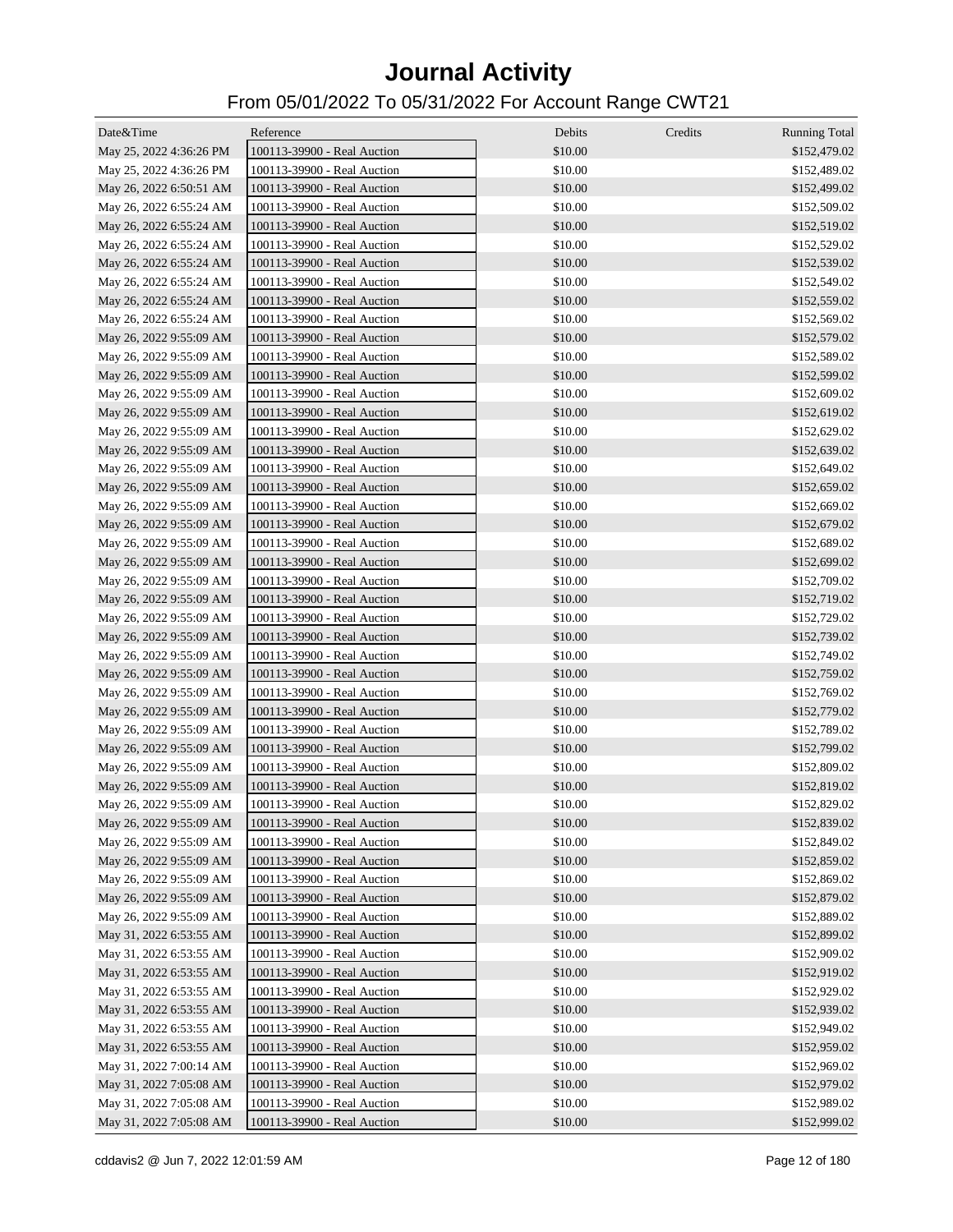# Journal Activity

## From 05/01/2022 To 05/31/2022 For Account Range CWT21

| Date&Time | Reference | Debits | Credits | Running Total |
|---|---|---|---|---|
| May 25, 2022 4:36:26 PM | 100113-39900 - Real Auction | $10.00 | | $152,479.02 |
| May 25, 2022 4:36:26 PM | 100113-39900 - Real Auction | $10.00 | | $152,489.02 |
| May 26, 2022 6:50:51 AM | 100113-39900 - Real Auction | $10.00 | | $152,499.02 |
| May 26, 2022 6:55:24 AM | 100113-39900 - Real Auction | $10.00 | | $152,509.02 |
| May 26, 2022 6:55:24 AM | 100113-39900 - Real Auction | $10.00 | | $152,519.02 |
| May 26, 2022 6:55:24 AM | 100113-39900 - Real Auction | $10.00 | | $152,529.02 |
| May 26, 2022 6:55:24 AM | 100113-39900 - Real Auction | $10.00 | | $152,539.02 |
| May 26, 2022 6:55:24 AM | 100113-39900 - Real Auction | $10.00 | | $152,549.02 |
| May 26, 2022 6:55:24 AM | 100113-39900 - Real Auction | $10.00 | | $152,559.02 |
| May 26, 2022 6:55:24 AM | 100113-39900 - Real Auction | $10.00 | | $152,569.02 |
| May 26, 2022 9:55:09 AM | 100113-39900 - Real Auction | $10.00 | | $152,579.02 |
| May 26, 2022 9:55:09 AM | 100113-39900 - Real Auction | $10.00 | | $152,589.02 |
| May 26, 2022 9:55:09 AM | 100113-39900 - Real Auction | $10.00 | | $152,599.02 |
| May 26, 2022 9:55:09 AM | 100113-39900 - Real Auction | $10.00 | | $152,609.02 |
| May 26, 2022 9:55:09 AM | 100113-39900 - Real Auction | $10.00 | | $152,619.02 |
| May 26, 2022 9:55:09 AM | 100113-39900 - Real Auction | $10.00 | | $152,629.02 |
| May 26, 2022 9:55:09 AM | 100113-39900 - Real Auction | $10.00 | | $152,639.02 |
| May 26, 2022 9:55:09 AM | 100113-39900 - Real Auction | $10.00 | | $152,649.02 |
| May 26, 2022 9:55:09 AM | 100113-39900 - Real Auction | $10.00 | | $152,659.02 |
| May 26, 2022 9:55:09 AM | 100113-39900 - Real Auction | $10.00 | | $152,669.02 |
| May 26, 2022 9:55:09 AM | 100113-39900 - Real Auction | $10.00 | | $152,679.02 |
| May 26, 2022 9:55:09 AM | 100113-39900 - Real Auction | $10.00 | | $152,689.02 |
| May 26, 2022 9:55:09 AM | 100113-39900 - Real Auction | $10.00 | | $152,699.02 |
| May 26, 2022 9:55:09 AM | 100113-39900 - Real Auction | $10.00 | | $152,709.02 |
| May 26, 2022 9:55:09 AM | 100113-39900 - Real Auction | $10.00 | | $152,719.02 |
| May 26, 2022 9:55:09 AM | 100113-39900 - Real Auction | $10.00 | | $152,729.02 |
| May 26, 2022 9:55:09 AM | 100113-39900 - Real Auction | $10.00 | | $152,739.02 |
| May 26, 2022 9:55:09 AM | 100113-39900 - Real Auction | $10.00 | | $152,749.02 |
| May 26, 2022 9:55:09 AM | 100113-39900 - Real Auction | $10.00 | | $152,759.02 |
| May 26, 2022 9:55:09 AM | 100113-39900 - Real Auction | $10.00 | | $152,769.02 |
| May 26, 2022 9:55:09 AM | 100113-39900 - Real Auction | $10.00 | | $152,779.02 |
| May 26, 2022 9:55:09 AM | 100113-39900 - Real Auction | $10.00 | | $152,789.02 |
| May 26, 2022 9:55:09 AM | 100113-39900 - Real Auction | $10.00 | | $152,799.02 |
| May 26, 2022 9:55:09 AM | 100113-39900 - Real Auction | $10.00 | | $152,809.02 |
| May 26, 2022 9:55:09 AM | 100113-39900 - Real Auction | $10.00 | | $152,819.02 |
| May 26, 2022 9:55:09 AM | 100113-39900 - Real Auction | $10.00 | | $152,829.02 |
| May 26, 2022 9:55:09 AM | 100113-39900 - Real Auction | $10.00 | | $152,839.02 |
| May 26, 2022 9:55:09 AM | 100113-39900 - Real Auction | $10.00 | | $152,849.02 |
| May 26, 2022 9:55:09 AM | 100113-39900 - Real Auction | $10.00 | | $152,859.02 |
| May 26, 2022 9:55:09 AM | 100113-39900 - Real Auction | $10.00 | | $152,869.02 |
| May 26, 2022 9:55:09 AM | 100113-39900 - Real Auction | $10.00 | | $152,879.02 |
| May 26, 2022 9:55:09 AM | 100113-39900 - Real Auction | $10.00 | | $152,889.02 |
| May 31, 2022 6:53:55 AM | 100113-39900 - Real Auction | $10.00 | | $152,899.02 |
| May 31, 2022 6:53:55 AM | 100113-39900 - Real Auction | $10.00 | | $152,909.02 |
| May 31, 2022 6:53:55 AM | 100113-39900 - Real Auction | $10.00 | | $152,919.02 |
| May 31, 2022 6:53:55 AM | 100113-39900 - Real Auction | $10.00 | | $152,929.02 |
| May 31, 2022 6:53:55 AM | 100113-39900 - Real Auction | $10.00 | | $152,939.02 |
| May 31, 2022 6:53:55 AM | 100113-39900 - Real Auction | $10.00 | | $152,949.02 |
| May 31, 2022 6:53:55 AM | 100113-39900 - Real Auction | $10.00 | | $152,959.02 |
| May 31, 2022 7:00:14 AM | 100113-39900 - Real Auction | $10.00 | | $152,969.02 |
| May 31, 2022 7:05:08 AM | 100113-39900 - Real Auction | $10.00 | | $152,979.02 |
| May 31, 2022 7:05:08 AM | 100113-39900 - Real Auction | $10.00 | | $152,989.02 |
| May 31, 2022 7:05:08 AM | 100113-39900 - Real Auction | $10.00 | | $152,999.02 |

cddavis2 @ Jun 7, 2022 12:01:59 AM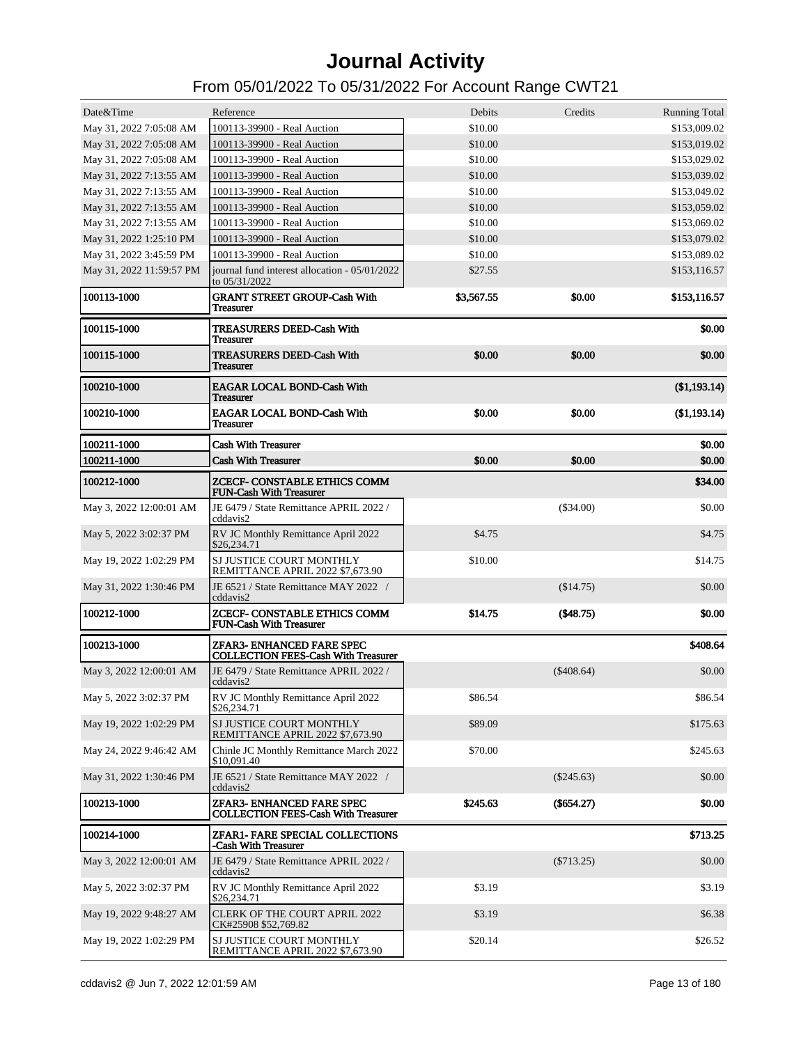# Journal Activity

## From 05/01/2022 To 05/31/2022 For Account Range CWT21

| Date&Time | Reference | Debits | Credits | Running Total |
|---|---|---|---|---|
| May 31, 2022 7:05:08 AM | 100113-39900 - Real Auction | $10.00 | | $153,009.02 |
| May 31, 2022 7:05:08 AM | 100113-39900 - Real Auction | $10.00 | | $153,019.02 |
| May 31, 2022 7:05:08 AM | 100113-39900 - Real Auction | $10.00 | | $153,029.02 |
| May 31, 2022 7:13:55 AM | 100113-39900 - Real Auction | $10.00 | | $153,039.02 |
| May 31, 2022 7:13:55 AM | 100113-39900 - Real Auction | $10.00 | | $153,049.02 |
| May 31, 2022 7:13:55 AM | 100113-39900 - Real Auction | $10.00 | | $153,059.02 |
| May 31, 2022 7:13:55 AM | 100113-39900 - Real Auction | $10.00 | | $153,069.02 |
| May 31, 2022 1:25:10 PM | 100113-39900 - Real Auction | $10.00 | | $153,079.02 |
| May 31, 2022 3:45:59 PM | 100113-39900 - Real Auction | $10.00 | | $153,089.02 |
| May 31, 2022 11:59:57 PM | journal fund interest allocation - 05/01/2022 to 05/31/2022 | $27.55 | | $153,116.57 |
| **100113-1000** | **GRANT STREET GROUP-Cash With Treasurer** | **$3,567.55** | **$0.00** | **$153,116.57** |
| **100115-1000** | **TREASURERS DEED-Cash With Treasurer** | | | **$0.00** |
| **100115-1000** | **TREASURERS DEED-Cash With Treasurer** | **$0.00** | **$0.00** | **$0.00** |
| **100210-1000** | **EAGAR LOCAL BOND-Cash With Treasurer** | | | **($1,193.14)** |
| **100210-1000** | **EAGAR LOCAL BOND-Cash With Treasurer** | **$0.00** | **$0.00** | **($1,193.14)** |
| **100211-1000** | **Cash With Treasurer** | | | **$0.00** |
| **100211-1000** | **Cash With Treasurer** | **$0.00** | **$0.00** | **$0.00** |
| **100212-1000** | **ZCECF- CONSTABLE ETHICS COMM FUN-Cash With Treasurer** | | | **$34.00** |
| May 3, 2022 12:00:01 AM | JE 6479 / State Remittance APRIL 2022 / cddavis2 | | ($34.00) | $0.00 |
| May 5, 2022 3:02:37 PM | RV JC Monthly Remittance April 2022 $26,234.71 | $4.75 | | $4.75 |
| May 19, 2022 1:02:29 PM | SJ JUSTICE COURT MONTHLY REMITTANCE APRIL 2022 $7,673.90 | $10.00 | | $14.75 |
| May 31, 2022 1:30:46 PM | JE 6521 / State Remittance MAY 2022 / cddavis2 | | ($14.75) | $0.00 |
| **100212-1000** | **ZCECF- CONSTABLE ETHICS COMM FUN-Cash With Treasurer** | **$14.75** | **($48.75)** | **$0.00** |
| **100213-1000** | **ZFAR3- ENHANCED FARE SPEC COLLECTION FEES-Cash With Treasurer** | | | **$408.64** |
| May 3, 2022 12:00:01 AM | JE 6479 / State Remittance APRIL 2022 / cddavis2 | | ($408.64) | $0.00 |
| May 5, 2022 3:02:37 PM | RV JC Monthly Remittance April 2022 $26,234.71 | $86.54 | | $86.54 |
| May 19, 2022 1:02:29 PM | SJ JUSTICE COURT MONTHLY REMITTANCE APRIL 2022 $7,673.90 | $89.09 | | $175.63 |
| May 24, 2022 9:46:42 AM | Chinle JC Monthly Remittance March 2022 $10,091.40 | $70.00 | | $245.63 |
| May 31, 2022 1:30:46 PM | JE 6521 / State Remittance MAY 2022 / cddavis2 | | ($245.63) | $0.00 |
| **100213-1000** | **ZFAR3- ENHANCED FARE SPEC COLLECTION FEES-Cash With Treasurer** | **$245.63** | **($654.27)** | **$0.00** |
| **100214-1000** | **ZFAR1- FARE SPECIAL COLLECTIONS -Cash With Treasurer** | | | **$713.25** |
| May 3, 2022 12:00:01 AM | JE 6479 / State Remittance APRIL 2022 / cddavis2 | | ($713.25) | $0.00 |
| May 5, 2022 3:02:37 PM | RV JC Monthly Remittance April 2022 $26,234.71 | $3.19 | | $3.19 |
| May 19, 2022 9:48:27 AM | CLERK OF THE COURT APRIL 2022 CK#25908 $52,769.82 | $3.19 | | $6.38 |
| May 19, 2022 1:02:29 PM | SJ JUSTICE COURT MONTHLY REMITTANCE APRIL 2022 $7,673.90 | $20.14 | | $26.52 |

cddavis2 @ Jun 7, 2022 12:01:59 AM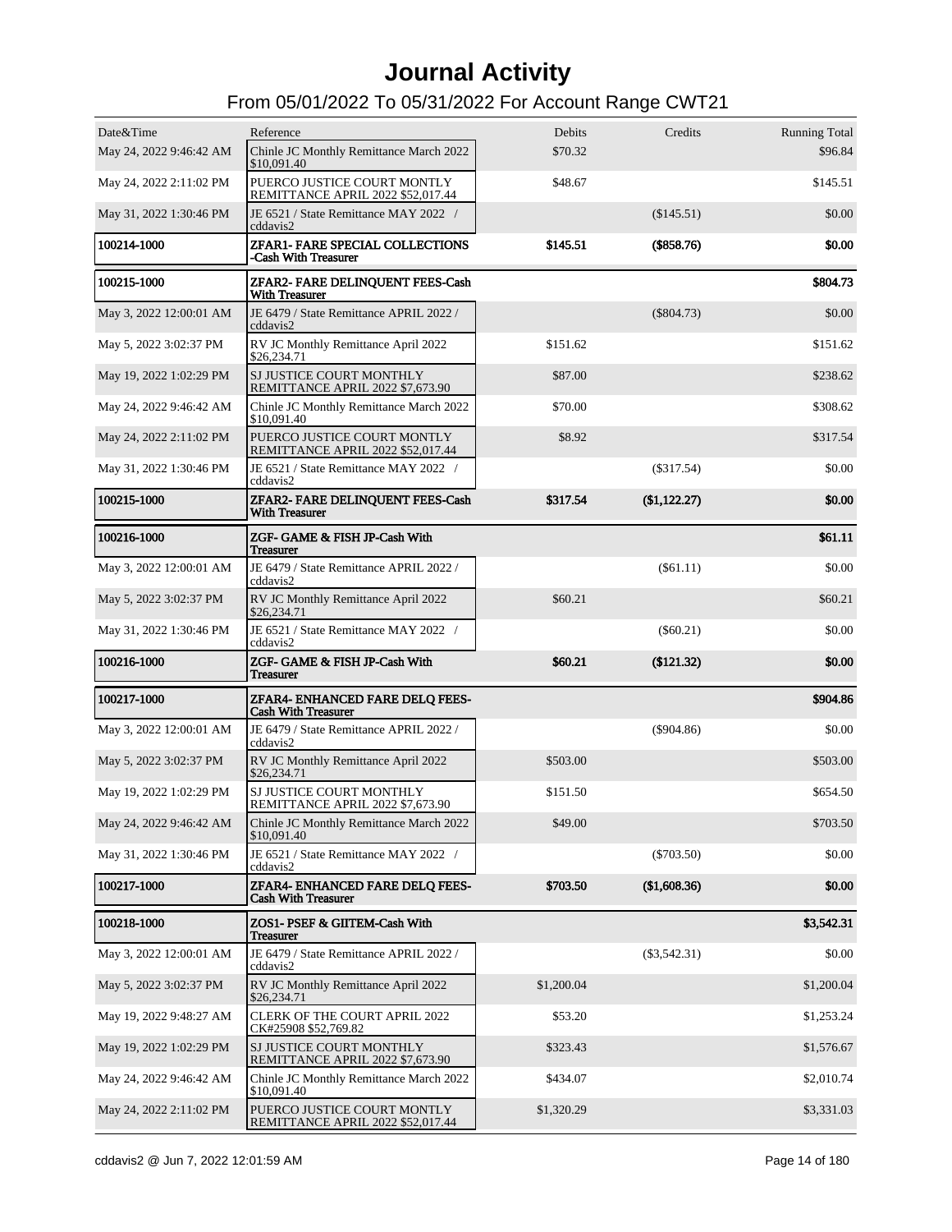# Journal Activity

## From 05/01/2022 To 05/31/2022 For Account Range CWT21

| Date&Time | Reference | Debits | Credits | Running Total |
|---|---|---|---|---|
| May 24, 2022 9:46:42 AM | Chinle JC Monthly Remittance March 2022 $10,091.40 | $70.32 | | $96.84 |
| May 24, 2022 2:11:02 PM | PUERCO JUSTICE COURT MONTLY REMITTANCE APRIL 2022 $52,017.44 | $48.67 | | $145.51 |
| May 31, 2022 1:30:46 PM | JE 6521 / State Remittance MAY 2022 / cddavis2 | | ($145.51) | $0.00 |
| **100214-1000** | **ZFAR1- FARE SPECIAL COLLECTIONS -Cash With Treasurer** | **$145.51** | **($858.76)** | **$0.00** |
| **100215-1000** | **ZFAR2- FARE DELINQUENT FEES-Cash With Treasurer** | | | **$804.73** |
| May 3, 2022 12:00:01 AM | JE 6479 / State Remittance APRIL 2022 / cddavis2 | | ($804.73) | $0.00 |
| May 5, 2022 3:02:37 PM | RV JC Monthly Remittance April 2022 $26,234.71 | $151.62 | | $151.62 |
| May 19, 2022 1:02:29 PM | SJ JUSTICE COURT MONTHLY REMITTANCE APRIL 2022 $7,673.90 | $87.00 | | $238.62 |
| May 24, 2022 9:46:42 AM | Chinle JC Monthly Remittance March 2022 $10,091.40 | $70.00 | | $308.62 |
| May 24, 2022 2:11:02 PM | PUERCO JUSTICE COURT MONTLY REMITTANCE APRIL 2022 $52,017.44 | $8.92 | | $317.54 |
| May 31, 2022 1:30:46 PM | JE 6521 / State Remittance MAY 2022 / cddavis2 | | ($317.54) | $0.00 |
| **100215-1000** | **ZFAR2- FARE DELINQUENT FEES-Cash With Treasurer** | **$317.54** | **($1,122.27)** | **$0.00** |
| **100216-1000** | **ZGF- GAME & FISH JP-Cash With Treasurer** | | | **$61.11** |
| May 3, 2022 12:00:01 AM | JE 6479 / State Remittance APRIL 2022 / cddavis2 | | ($61.11) | $0.00 |
| May 5, 2022 3:02:37 PM | RV JC Monthly Remittance April 2022 $26,234.71 | $60.21 | | $60.21 |
| May 31, 2022 1:30:46 PM | JE 6521 / State Remittance MAY 2022 / cddavis2 | | ($60.21) | $0.00 |
| **100216-1000** | **ZGF- GAME & FISH JP-Cash With Treasurer** | **$60.21** | **($121.32)** | **$0.00** |
| **100217-1000** | **ZFAR4- ENHANCED FARE DELQ FEES-Cash With Treasurer** | | | **$904.86** |
| May 3, 2022 12:00:01 AM | JE 6479 / State Remittance APRIL 2022 / cddavis2 | | ($904.86) | $0.00 |
| May 5, 2022 3:02:37 PM | RV JC Monthly Remittance April 2022 $26,234.71 | $503.00 | | $503.00 |
| May 19, 2022 1:02:29 PM | SJ JUSTICE COURT MONTHLY REMITTANCE APRIL 2022 $7,673.90 | $151.50 | | $654.50 |
| May 24, 2022 9:46:42 AM | Chinle JC Monthly Remittance March 2022 $10,091.40 | $49.00 | | $703.50 |
| May 31, 2022 1:30:46 PM | JE 6521 / State Remittance MAY 2022 / cddavis2 | | ($703.50) | $0.00 |
| **100217-1000** | **ZFAR4- ENHANCED FARE DELQ FEES-Cash With Treasurer** | **$703.50** | **($1,608.36)** | **$0.00** |
| **100218-1000** | **ZOS1- PSEF & GIITEM-Cash With Treasurer** | | | **$3,542.31** |
| May 3, 2022 12:00:01 AM | JE 6479 / State Remittance APRIL 2022 / cddavis2 | | ($3,542.31) | $0.00 |
| May 5, 2022 3:02:37 PM | RV JC Monthly Remittance April 2022 $26,234.71 | $1,200.04 | | $1,200.04 |
| May 19, 2022 9:48:27 AM | CLERK OF THE COURT APRIL 2022 CK#25908 $52,769.82 | $53.20 | | $1,253.24 |
| May 19, 2022 1:02:29 PM | SJ JUSTICE COURT MONTHLY REMITTANCE APRIL 2022 $7,673.90 | $323.43 | | $1,576.67 |
| May 24, 2022 9:46:42 AM | Chinle JC Monthly Remittance March 2022 $10,091.40 | $434.07 | | $2,010.74 |
| May 24, 2022 2:11:02 PM | PUERCO JUSTICE COURT MONTLY REMITTANCE APRIL 2022 $52,017.44 | $1,320.29 | | $3,331.03 |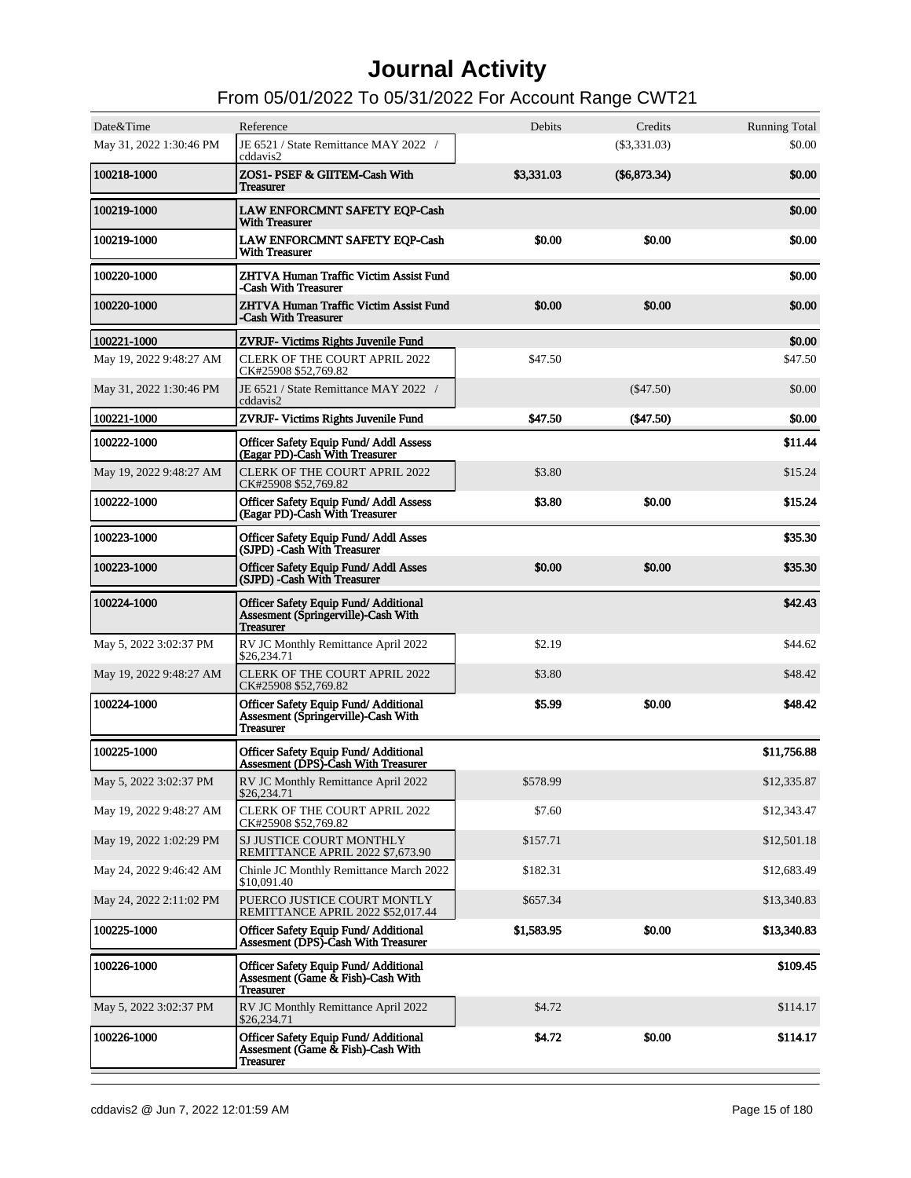# Journal Activity

## From 05/01/2022 To 05/31/2022 For Account Range CWT21

| Date&Time | Reference | Debits | Credits | Running Total |
|---|---|---|---|---|
| May 31, 2022 1:30:46 PM | JE 6521 / State Remittance MAY 2022 / cddavis2 | | ($3,331.03) | $0.00 |
| **100218-1000** | **ZOS1- PSEF & GIITEM-Cash With Treasurer** | **$3,331.03** | **($6,873.34)** | **$0.00** |
| **100219-1000** | **LAW ENFORCMNT SAFETY EQP-Cash With Treasurer** | | | **$0.00** |
| **100219-1000** | **LAW ENFORCMNT SAFETY EQP-Cash With Treasurer** | **$0.00** | **$0.00** | **$0.00** |
| **100220-1000** | **ZHTVA Human Traffic Victim Assist Fund -Cash With Treasurer** | | | **$0.00** |
| **100220-1000** | **ZHTVA Human Traffic Victim Assist Fund -Cash With Treasurer** | **$0.00** | **$0.00** | **$0.00** |
| **100221-1000** | **ZVRJF- Victims Rights Juvenile Fund** | | | **$0.00** |
| May 19, 2022 9:48:27 AM | CLERK OF THE COURT APRIL 2022 CK#25908 $52,769.82 | $47.50 | | $47.50 |
| May 31, 2022 1:30:46 PM | JE 6521 / State Remittance MAY 2022 / cddavis2 | | ($47.50) | $0.00 |
| **100221-1000** | **ZVRJF- Victims Rights Juvenile Fund** | **$47.50** | **($47.50)** | **$0.00** |
| **100222-1000** | **Officer Safety Equip Fund/ Addl Assess (Eagar PD)-Cash With Treasurer** | | | **$11.44** |
| May 19, 2022 9:48:27 AM | CLERK OF THE COURT APRIL 2022 CK#25908 $52,769.82 | $3.80 | | $15.24 |
| **100222-1000** | **Officer Safety Equip Fund/ Addl Assess (Eagar PD)-Cash With Treasurer** | **$3.80** | **$0.00** | **$15.24** |
| **100223-1000** | **Officer Safety Equip Fund/ Addl Asses (SJPD) -Cash With Treasurer** | | | **$35.30** |
| **100223-1000** | **Officer Safety Equip Fund/ Addl Asses (SJPD) -Cash With Treasurer** | **$0.00** | **$0.00** | **$35.30** |
| **100224-1000** | **Officer Safety Equip Fund/ Additional Assesment (Springerville)-Cash With Treasurer** | | | **$42.43** |
| May 5, 2022 3:02:37 PM | RV JC Monthly Remittance April 2022 $26,234.71 | $2.19 | | $44.62 |
| May 19, 2022 9:48:27 AM | CLERK OF THE COURT APRIL 2022 CK#25908 $52,769.82 | $3.80 | | $48.42 |
| **100224-1000** | **Officer Safety Equip Fund/ Additional Assesment (Springerville)-Cash With Treasurer** | **$5.99** | **$0.00** | **$48.42** |
| **100225-1000** | **Officer Safety Equip Fund/ Additional Assesment (DPS)-Cash With Treasurer** | | | **$11,756.88** |
| May 5, 2022 3:02:37 PM | RV JC Monthly Remittance April 2022 $26,234.71 | $578.99 | | $12,335.87 |
| May 19, 2022 9:48:27 AM | CLERK OF THE COURT APRIL 2022 CK#25908 $52,769.82 | $7.60 | | $12,343.47 |
| May 19, 2022 1:02:29 PM | SJ JUSTICE COURT MONTHLY REMITTANCE APRIL 2022 $7,673.90 | $157.71 | | $12,501.18 |
| May 24, 2022 9:46:42 AM | Chinle JC Monthly Remittance March 2022 $10,091.40 | $182.31 | | $12,683.49 |
| May 24, 2022 2:11:02 PM | PUERCO JUSTICE COURT MONTLY REMITTANCE APRIL 2022 $52,017.44 | $657.34 | | $13,340.83 |
| **100225-1000** | **Officer Safety Equip Fund/ Additional Assesment (DPS)-Cash With Treasurer** | **$1,583.95** | **$0.00** | **$13,340.83** |
| **100226-1000** | **Officer Safety Equip Fund/ Additional Assesment (Game & Fish)-Cash With Treasurer** | | | **$109.45** |
| May 5, 2022 3:02:37 PM | RV JC Monthly Remittance April 2022 $26,234.71 | $4.72 | | $114.17 |
| **100226-1000** | **Officer Safety Equip Fund/ Additional Assesment (Game & Fish)-Cash With Treasurer** | **$4.72** | **$0.00** | **$114.17** |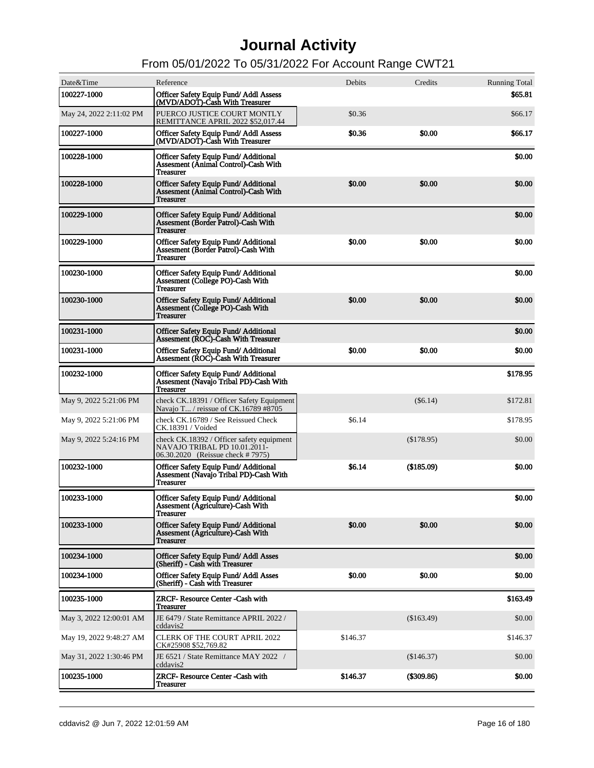# Journal Activity

## From 05/01/2022 To 05/31/2022 For Account Range CWT21

| Date&Time | Reference | Debits | Credits | Running Total |
|---|---|---|---|---|
| **100227-1000** | **Officer Safety Equip Fund/ Addl Assess (MVD/ADOT)-Cash With Treasurer** | | | **$65.81** |
| May 24, 2022 2:11:02 PM | PUERCO JUSTICE COURT MONTLY REMITTANCE APRIL 2022 $52,017.44 | $0.36 | | $66.17 |
| **100227-1000** | **Officer Safety Equip Fund/ Addl Assess (MVD/ADOT)-Cash With Treasurer** | **$0.36** | **$0.00** | **$66.17** |
| **100228-1000** | **Officer Safety Equip Fund/ Additional Assesment (Animal Control)-Cash With Treasurer** | | | **$0.00** |
| **100228-1000** | **Officer Safety Equip Fund/ Additional Assesment (Animal Control)-Cash With Treasurer** | **$0.00** | **$0.00** | **$0.00** |
| **100229-1000** | **Officer Safety Equip Fund/ Additional Assesment (Border Patrol)-Cash With Treasurer** | | | **$0.00** |
| **100229-1000** | **Officer Safety Equip Fund/ Additional Assesment (Border Patrol)-Cash With Treasurer** | **$0.00** | **$0.00** | **$0.00** |
| **100230-1000** | **Officer Safety Equip Fund/ Additional Assesment (College PO)-Cash With Treasurer** | | | **$0.00** |
| **100230-1000** | **Officer Safety Equip Fund/ Additional Assesment (College PO)-Cash With Treasurer** | **$0.00** | **$0.00** | **$0.00** |
| **100231-1000** | **Officer Safety Equip Fund/ Additional Assesment (ROC)-Cash With Treasurer** | | | **$0.00** |
| **100231-1000** | **Officer Safety Equip Fund/ Additional Assesment (ROC)-Cash With Treasurer** | **$0.00** | **$0.00** | **$0.00** |
| **100232-1000** | **Officer Safety Equip Fund/ Additional Assesment (Navajo Tribal PD)-Cash With Treasurer** | | | **$178.95** |
| May 9, 2022 5:21:06 PM | check CK.18391 / Officer Safety Equipment Navajo T... / reissue of CK.16789 #8705 | | ($6.14) | $172.81 |
| May 9, 2022 5:21:06 PM | check CK.16789 / See Reissued Check CK.18391 / Voided | $6.14 | | $178.95 |
| May 9, 2022 5:24:16 PM | check CK.18392 / Officer safety equipment NAVAJO TRIBAL PD 10.01.2011-06.30.2020 (Reissue check # 7975) | | ($178.95) | $0.00 |
| **100232-1000** | **Officer Safety Equip Fund/ Additional Assesment (Navajo Tribal PD)-Cash With Treasurer** | **$6.14** | **($185.09)** | **$0.00** |
| **100233-1000** | **Officer Safety Equip Fund/ Additional Assesment (Agriculture)-Cash With Treasurer** | | | **$0.00** |
| **100233-1000** | **Officer Safety Equip Fund/ Additional Assesment (Agriculture)-Cash With Treasurer** | **$0.00** | **$0.00** | **$0.00** |
| **100234-1000** | **Officer Safety Equip Fund/ Addl Asses (Sheriff) - Cash with Treasurer** | | | **$0.00** |
| **100234-1000** | **Officer Safety Equip Fund/ Addl Asses (Sheriff) - Cash with Treasurer** | **$0.00** | **$0.00** | **$0.00** |
| **100235-1000** | **ZRCF- Resource Center -Cash with Treasurer** | | | **$163.49** |
| May 3, 2022 12:00:01 AM | JE 6479 / State Remittance APRIL 2022 / cddavis2 | | ($163.49) | $0.00 |
| May 19, 2022 9:48:27 AM | CLERK OF THE COURT APRIL 2022 CK#25908 $52,769.82 | $146.37 | | $146.37 |
| May 31, 2022 1:30:46 PM | JE 6521 / State Remittance MAY 2022 / cddavis2 | | ($146.37) | $0.00 |
| **100235-1000** | **ZRCF- Resource Center -Cash with Treasurer** | **$146.37** | **($309.86)** | **$0.00** |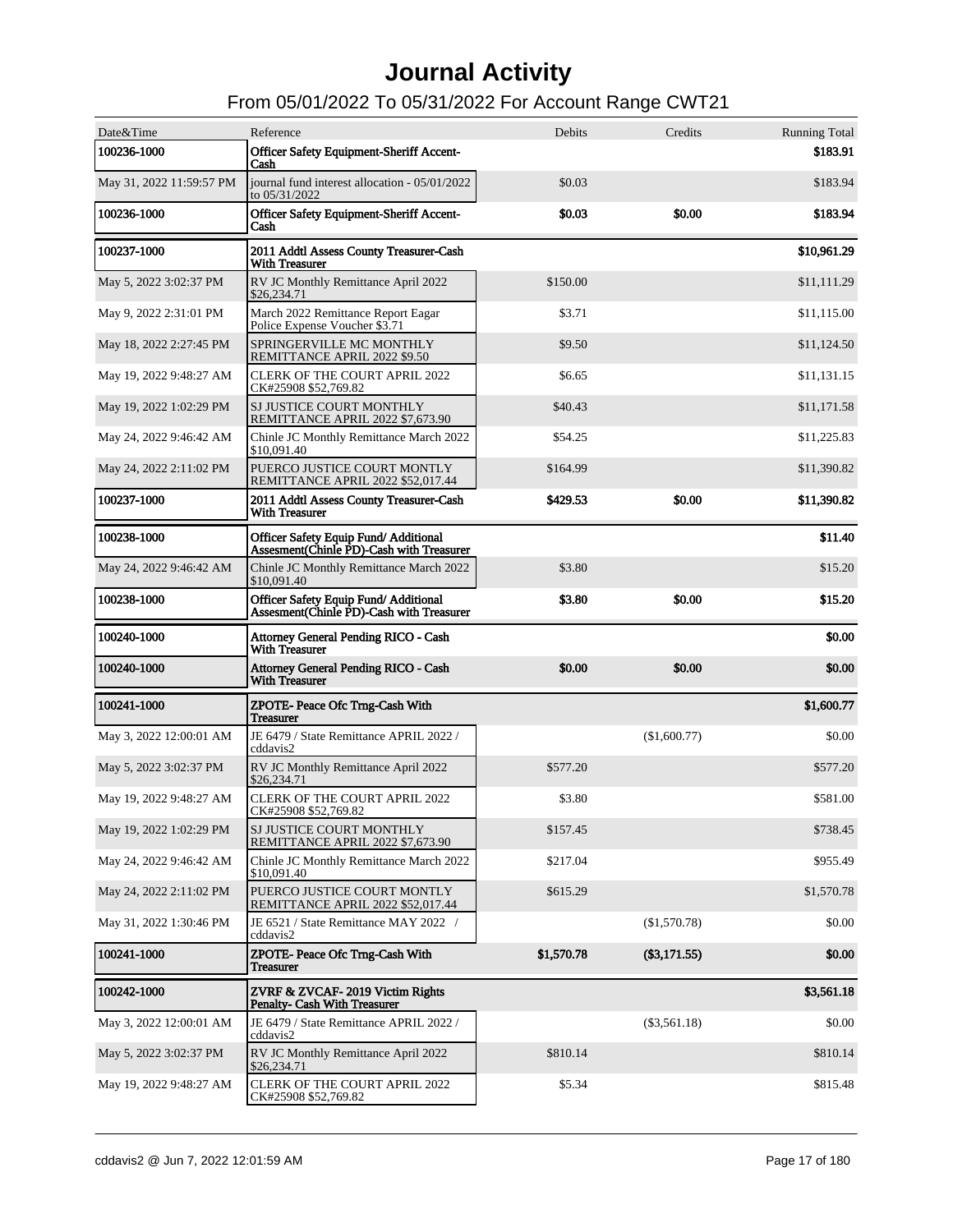# Journal Activity

## From 05/01/2022 To 05/31/2022 For Account Range CWT21

| Date&Time | Reference | Debits | Credits | Running Total |
|---|---|---|---|---|
| **100236-1000** | **Officer Safety Equipment-Sheriff Accent-Cash** | | | **$183.91** |
| May 31, 2022 11:59:57 PM | journal fund interest allocation - 05/01/2022 to 05/31/2022 | $0.03 | | $183.94 |
| **100236-1000** | **Officer Safety Equipment-Sheriff Accent-Cash** | **$0.03** | **$0.00** | **$183.94** |
| **100237-1000** | **2011 Addtl Assess County Treasurer-Cash With Treasurer** | | | **$10,961.29** |
| May 5, 2022 3:02:37 PM | RV JC Monthly Remittance April 2022 $26,234.71 | $150.00 | | $11,111.29 |
| May 9, 2022 2:31:01 PM | March 2022 Remittance Report Eagar Police Expense Voucher $3.71 | $3.71 | | $11,115.00 |
| May 18, 2022 2:27:45 PM | SPRINGERVILLE MC MONTHLY REMITTANCE APRIL 2022 $9.50 | $9.50 | | $11,124.50 |
| May 19, 2022 9:48:27 AM | CLERK OF THE COURT APRIL 2022 CK#25908 $52,769.82 | $6.65 | | $11,131.15 |
| May 19, 2022 1:02:29 PM | SJ JUSTICE COURT MONTHLY REMITTANCE APRIL 2022 $7,673.90 | $40.43 | | $11,171.58 |
| May 24, 2022 9:46:42 AM | Chinle JC Monthly Remittance March 2022 $10,091.40 | $54.25 | | $11,225.83 |
| May 24, 2022 2:11:02 PM | PUERCO JUSTICE COURT MONTLY REMITTANCE APRIL 2022 $52,017.44 | $164.99 | | $11,390.82 |
| **100237-1000** | **2011 Addtl Assess County Treasurer-Cash With Treasurer** | **$429.53** | **$0.00** | **$11,390.82** |
| **100238-1000** | **Officer Safety Equip Fund/ Additional Assesment(Chinle PD)-Cash with Treasurer** | | | **$11.40** |
| May 24, 2022 9:46:42 AM | Chinle JC Monthly Remittance March 2022 $10,091.40 | $3.80 | | $15.20 |
| **100238-1000** | **Officer Safety Equip Fund/ Additional Assesment(Chinle PD)-Cash with Treasurer** | **$3.80** | **$0.00** | **$15.20** |
| **100240-1000** | **Attorney General Pending RICO - Cash With Treasurer** | | | **$0.00** |
| **100240-1000** | **Attorney General Pending RICO - Cash With Treasurer** | **$0.00** | **$0.00** | **$0.00** |
| **100241-1000** | **ZPOTE- Peace Ofc Trng-Cash With Treasurer** | | | **$1,600.77** |
| May 3, 2022 12:00:01 AM | JE 6479 / State Remittance APRIL 2022 / cddavis2 | | ($1,600.77) | $0.00 |
| May 5, 2022 3:02:37 PM | RV JC Monthly Remittance April 2022 $26,234.71 | $577.20 | | $577.20 |
| May 19, 2022 9:48:27 AM | CLERK OF THE COURT APRIL 2022 CK#25908 $52,769.82 | $3.80 | | $581.00 |
| May 19, 2022 1:02:29 PM | SJ JUSTICE COURT MONTHLY REMITTANCE APRIL 2022 $7,673.90 | $157.45 | | $738.45 |
| May 24, 2022 9:46:42 AM | Chinle JC Monthly Remittance March 2022 $10,091.40 | $217.04 | | $955.49 |
| May 24, 2022 2:11:02 PM | PUERCO JUSTICE COURT MONTLY REMITTANCE APRIL 2022 $52,017.44 | $615.29 | | $1,570.78 |
| May 31, 2022 1:30:46 PM | JE 6521 / State Remittance MAY 2022 / cddavis2 | | ($1,570.78) | $0.00 |
| **100241-1000** | **ZPOTE- Peace Ofc Trng-Cash With Treasurer** | **$1,570.78** | **($3,171.55)** | **$0.00** |
| **100242-1000** | **ZVRF & ZVCAF- 2019 Victim Rights Penalty- Cash With Treasurer** | | | **$3,561.18** |
| May 3, 2022 12:00:01 AM | JE 6479 / State Remittance APRIL 2022 / cddavis2 | | ($3,561.18) | $0.00 |
| May 5, 2022 3:02:37 PM | RV JC Monthly Remittance April 2022 $26,234.71 | $810.14 | | $810.14 |
| May 19, 2022 9:48:27 AM | CLERK OF THE COURT APRIL 2022 CK#25908 $52,769.82 | $5.34 | | $815.48 |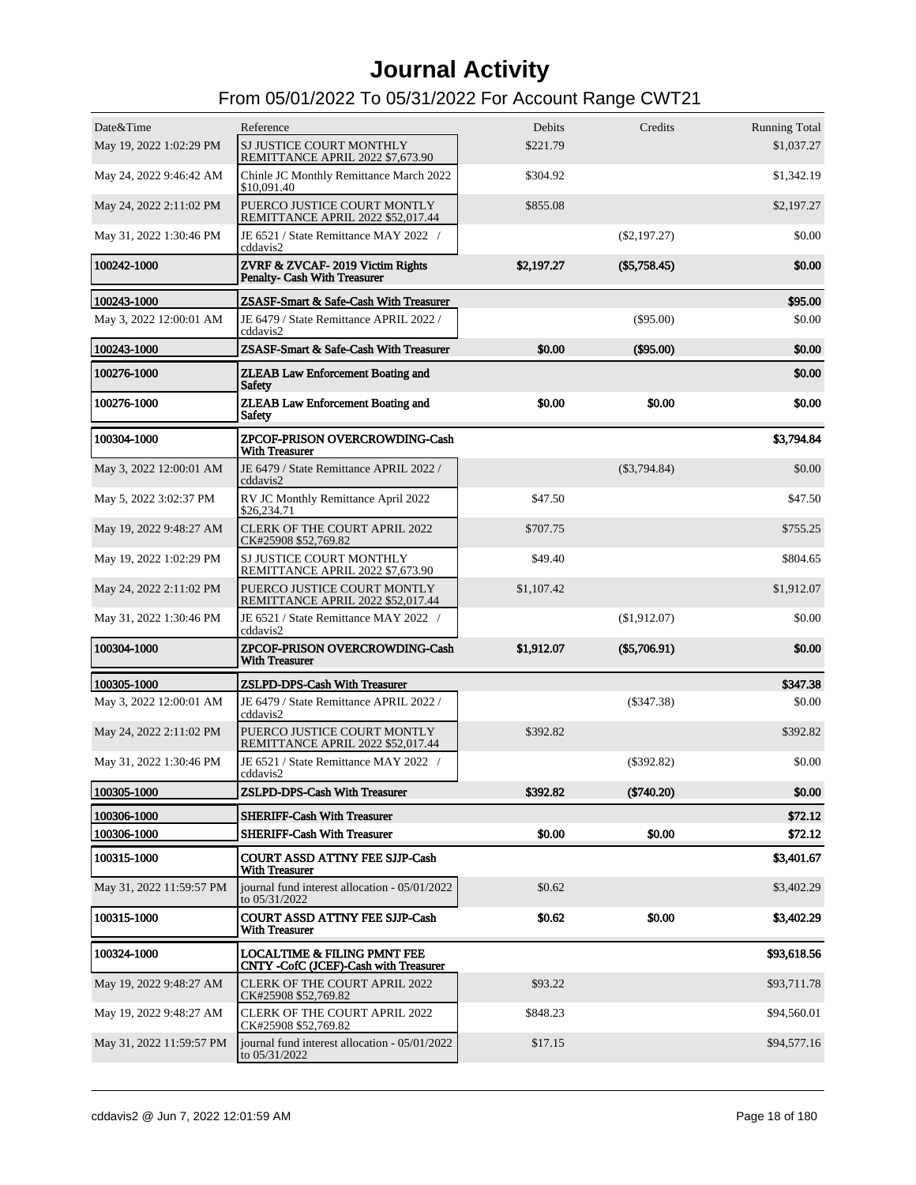# Journal Activity

## From 05/01/2022 To 05/31/2022 For Account Range CWT21

| Date&Time | Reference | Debits | Credits | Running Total |
|---|---|---|---|---|
| May 19, 2022 1:02:29 PM | SJ JUSTICE COURT MONTHLY REMITTANCE APRIL 2022 $7,673.90 | $221.79 | | $1,037.27 |
| May 24, 2022 9:46:42 AM | Chinle JC Monthly Remittance March 2022 $10,091.40 | $304.92 | | $1,342.19 |
| May 24, 2022 2:11:02 PM | PUERCO JUSTICE COURT MONTLY REMITTANCE APRIL 2022 $52,017.44 | $855.08 | | $2,197.27 |
| May 31, 2022 1:30:46 PM | JE 6521 / State Remittance MAY 2022 / cddavis2 | | ($2,197.27) | $0.00 |
| **100242-1000** | **ZVRF & ZVCAF- 2019 Victim Rights Penalty- Cash With Treasurer** | **$2,197.27** | **($5,758.45)** | **$0.00** |
| **100243-1000** | **ZSASF-Smart & Safe-Cash With Treasurer** | | | **$95.00** |
| May 3, 2022 12:00:01 AM | JE 6479 / State Remittance APRIL 2022 / cddavis2 | | ($95.00) | $0.00 |
| **100243-1000** | **ZSASF-Smart & Safe-Cash With Treasurer** | **$0.00** | **($95.00)** | **$0.00** |
| **100276-1000** | **ZLEAB Law Enforcement Boating and Safety** | | | **$0.00** |
| **100276-1000** | **ZLEAB Law Enforcement Boating and Safety** | **$0.00** | **$0.00** | **$0.00** |
| **100304-1000** | **ZPCOF-PRISON OVERCROWDING-Cash With Treasurer** | | | **$3,794.84** |
| May 3, 2022 12:00:01 AM | JE 6479 / State Remittance APRIL 2022 / cddavis2 | | ($3,794.84) | $0.00 |
| May 5, 2022 3:02:37 PM | RV JC Monthly Remittance April 2022 $26,234.71 | $47.50 | | $47.50 |
| May 19, 2022 9:48:27 AM | CLERK OF THE COURT APRIL 2022 CK#25908 $52,769.82 | $707.75 | | $755.25 |
| May 19, 2022 1:02:29 PM | SJ JUSTICE COURT MONTHLY REMITTANCE APRIL 2022 $7,673.90 | $49.40 | | $804.65 |
| May 24, 2022 2:11:02 PM | PUERCO JUSTICE COURT MONTLY REMITTANCE APRIL 2022 $52,017.44 | $1,107.42 | | $1,912.07 |
| May 31, 2022 1:30:46 PM | JE 6521 / State Remittance MAY 2022 / cddavis2 | | ($1,912.07) | $0.00 |
| **100304-1000** | **ZPCOF-PRISON OVERCROWDING-Cash With Treasurer** | **$1,912.07** | **($5,706.91)** | **$0.00** |
| **100305-1000** | **ZSLPD-DPS-Cash With Treasurer** | | | **$347.38** |
| May 3, 2022 12:00:01 AM | JE 6479 / State Remittance APRIL 2022 / cddavis2 | | ($347.38) | $0.00 |
| May 24, 2022 2:11:02 PM | PUERCO JUSTICE COURT MONTLY REMITTANCE APRIL 2022 $52,017.44 | $392.82 | | $392.82 |
| May 31, 2022 1:30:46 PM | JE 6521 / State Remittance MAY 2022 / cddavis2 | | ($392.82) | $0.00 |
| **100305-1000** | **ZSLPD-DPS-Cash With Treasurer** | **$392.82** | **($740.20)** | **$0.00** |
| **100306-1000** | **SHERIFF-Cash With Treasurer** | | | **$72.12** |
| **100306-1000** | **SHERIFF-Cash With Treasurer** | **$0.00** | **$0.00** | **$72.12** |
| **100315-1000** | **COURT ASSD ATTNY FEE SJJP-Cash With Treasurer** | | | **$3,401.67** |
| May 31, 2022 11:59:57 PM | journal fund interest allocation - 05/01/2022 to 05/31/2022 | $0.62 | | $3,402.29 |
| **100315-1000** | **COURT ASSD ATTNY FEE SJJP-Cash With Treasurer** | **$0.62** | **$0.00** | **$3,402.29** |
| **100324-1000** | **LOCALTIME & FILING PMNT FEE CNTY -CofC (JCEF)-Cash with Treasurer** | | | **$93,618.56** |
| May 19, 2022 9:48:27 AM | CLERK OF THE COURT APRIL 2022 CK#25908 $52,769.82 | $93.22 | | $93,711.78 |
| May 19, 2022 9:48:27 AM | CLERK OF THE COURT APRIL 2022 CK#25908 $52,769.82 | $848.23 | | $94,560.01 |
| May 31, 2022 11:59:57 PM | journal fund interest allocation - 05/01/2022 to 05/31/2022 | $17.15 | | $94,577.16 |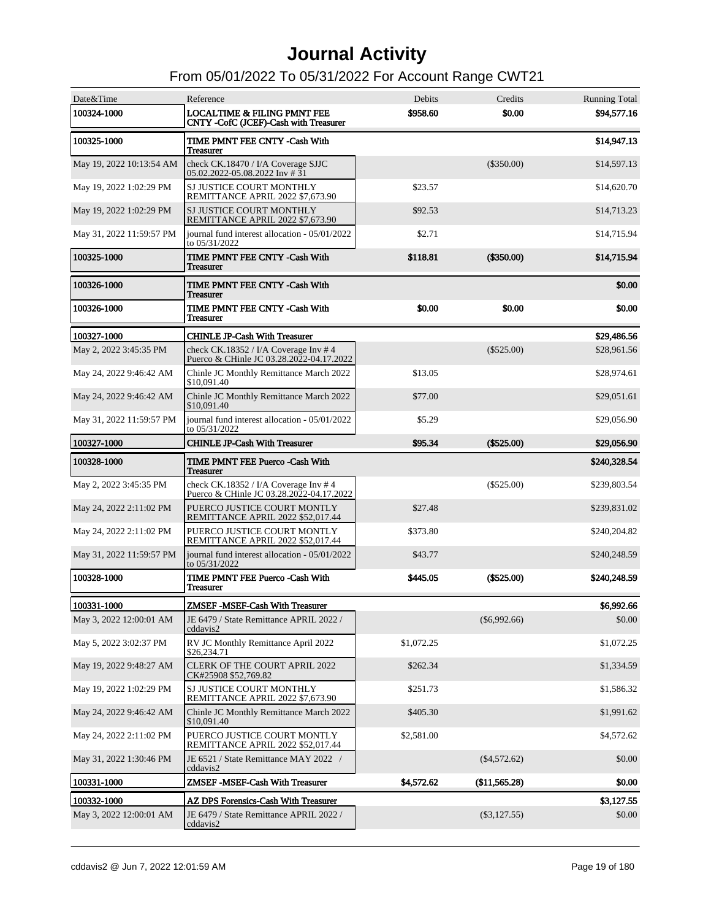# Journal Activity

## From 05/01/2022 To 05/31/2022 For Account Range CWT21

| Date&Time | Reference | Debits | Credits | Running Total |
|---|---|---|---|---|
| **100324-1000** | **LOCALTIME & FILING PMNT FEE CNTY -CofC (JCEF)-Cash with Treasurer** | **$958.60** | **$0.00** | **$94,577.16** |
| **100325-1000** | **TIME PMNT FEE CNTY -Cash With Treasurer** | | | **$14,947.13** |
| May 19, 2022 10:13:54 AM | check CK.18470 / I/A Coverage SJJC 05.02.2022-05.08.2022 Inv # 31 | | ($350.00) | $14,597.13 |
| May 19, 2022 1:02:29 PM | SJ JUSTICE COURT MONTHLY REMITTANCE APRIL 2022 $7,673.90 | $23.57 | | $14,620.70 |
| May 19, 2022 1:02:29 PM | SJ JUSTICE COURT MONTHLY REMITTANCE APRIL 2022 $7,673.90 | $92.53 | | $14,713.23 |
| May 31, 2022 11:59:57 PM | journal fund interest allocation - 05/01/2022 to 05/31/2022 | $2.71 | | $14,715.94 |
| **100325-1000** | **TIME PMNT FEE CNTY -Cash With Treasurer** | **$118.81** | **($350.00)** | **$14,715.94** |
| **100326-1000** | **TIME PMNT FEE CNTY -Cash With Treasurer** | | | **$0.00** |
| **100326-1000** | **TIME PMNT FEE CNTY -Cash With Treasurer** | **$0.00** | **$0.00** | **$0.00** |
| **100327-1000** | **CHINLE JP-Cash With Treasurer** | | | **$29,486.56** |
| May 2, 2022 3:45:35 PM | check CK.18352 / I/A Coverage Inv # 4 Puerco & CHinle JC 03.28.2022-04.17.2022 | | ($525.00) | $28,961.56 |
| May 24, 2022 9:46:42 AM | Chinle JC Monthly Remittance March 2022 $10,091.40 | $13.05 | | $28,974.61 |
| May 24, 2022 9:46:42 AM | Chinle JC Monthly Remittance March 2022 $10,091.40 | $77.00 | | $29,051.61 |
| May 31, 2022 11:59:57 PM | journal fund interest allocation - 05/01/2022 to 05/31/2022 | $5.29 | | $29,056.90 |
| **100327-1000** | **CHINLE JP-Cash With Treasurer** | **$95.34** | **($525.00)** | **$29,056.90** |
| **100328-1000** | **TIME PMNT FEE Puerco -Cash With Treasurer** | | | **$240,328.54** |
| May 2, 2022 3:45:35 PM | check CK.18352 / I/A Coverage Inv # 4 Puerco & CHinle JC 03.28.2022-04.17.2022 | | ($525.00) | $239,803.54 |
| May 24, 2022 2:11:02 PM | PUERCO JUSTICE COURT MONTLY REMITTANCE APRIL 2022 $52,017.44 | $27.48 | | $239,831.02 |
| May 24, 2022 2:11:02 PM | PUERCO JUSTICE COURT MONTLY REMITTANCE APRIL 2022 $52,017.44 | $373.80 | | $240,204.82 |
| May 31, 2022 11:59:57 PM | journal fund interest allocation - 05/01/2022 to 05/31/2022 | $43.77 | | $240,248.59 |
| **100328-1000** | **TIME PMNT FEE Puerco -Cash With Treasurer** | **$445.05** | **($525.00)** | **$240,248.59** |
| **100331-1000** | **ZMSEF -MSEF-Cash With Treasurer** | | | **$6,992.66** |
| May 3, 2022 12:00:01 AM | JE 6479 / State Remittance APRIL 2022 / cddavis2 | | ($6,992.66) | $0.00 |
| May 5, 2022 3:02:37 PM | RV JC Monthly Remittance April 2022 $26,234.71 | $1,072.25 | | $1,072.25 |
| May 19, 2022 9:48:27 AM | CLERK OF THE COURT APRIL 2022 CK#25908 $52,769.82 | $262.34 | | $1,334.59 |
| May 19, 2022 1:02:29 PM | SJ JUSTICE COURT MONTHLY REMITTANCE APRIL 2022 $7,673.90 | $251.73 | | $1,586.32 |
| May 24, 2022 9:46:42 AM | Chinle JC Monthly Remittance March 2022 $10,091.40 | $405.30 | | $1,991.62 |
| May 24, 2022 2:11:02 PM | PUERCO JUSTICE COURT MONTLY REMITTANCE APRIL 2022 $52,017.44 | $2,581.00 | | $4,572.62 |
| May 31, 2022 1:30:46 PM | JE 6521 / State Remittance MAY 2022 / cddavis2 | | ($4,572.62) | $0.00 |
| **100331-1000** | **ZMSEF -MSEF-Cash With Treasurer** | **$4,572.62** | **($11,565.28)** | **$0.00** |
| **100332-1000** | **AZ DPS Forensics-Cash With Treasurer** | | | **$3,127.55** |
| May 3, 2022 12:00:01 AM | JE 6479 / State Remittance APRIL 2022 / cddavis2 | | ($3,127.55) | $0.00 |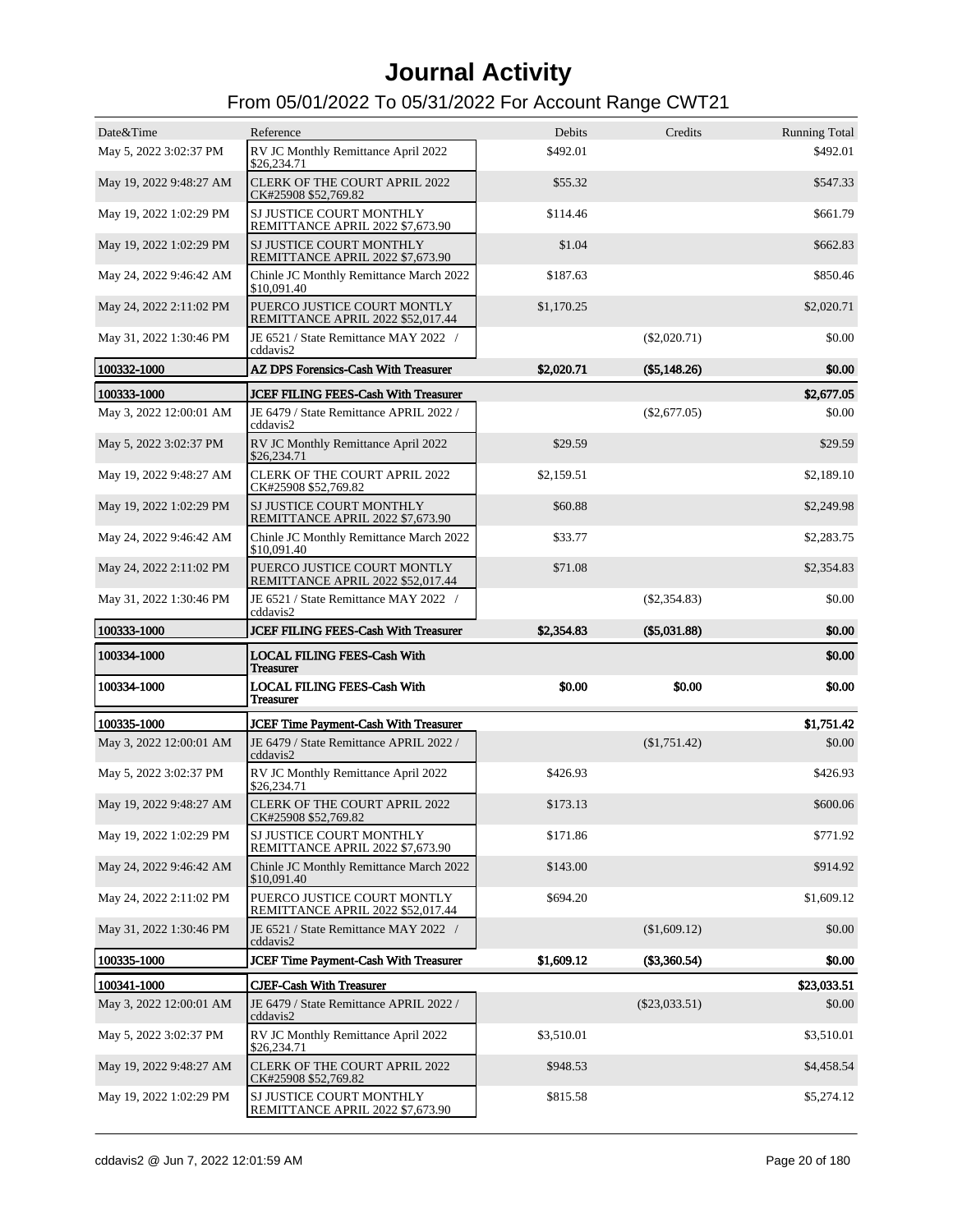# Journal Activity

## From 05/01/2022 To 05/31/2022 For Account Range CWT21

| Date&Time | Reference | Debits | Credits | Running Total |
|---|---|---|---|---|
| May 5, 2022 3:02:37 PM | RV JC Monthly Remittance April 2022 $26,234.71 | $492.01 | | $492.01 |
| May 19, 2022 9:48:27 AM | CLERK OF THE COURT APRIL 2022 CK#25908 $52,769.82 | $55.32 | | $547.33 |
| May 19, 2022 1:02:29 PM | SJ JUSTICE COURT MONTHLY REMITTANCE APRIL 2022 $7,673.90 | $114.46 | | $661.79 |
| May 19, 2022 1:02:29 PM | SJ JUSTICE COURT MONTHLY REMITTANCE APRIL 2022 $7,673.90 | $1.04 | | $662.83 |
| May 24, 2022 9:46:42 AM | Chinle JC Monthly Remittance March 2022 $10,091.40 | $187.63 | | $850.46 |
| May 24, 2022 2:11:02 PM | PUERCO JUSTICE COURT MONTLY REMITTANCE APRIL 2022 $52,017.44 | $1,170.25 | | $2,020.71 |
| May 31, 2022 1:30:46 PM | JE 6521 / State Remittance MAY 2022 / cddavis2 | | ($2,020.71) | $0.00 |
| **100332-1000** | **AZ DPS Forensics-Cash With Treasurer** | **$2,020.71** | **($5,148.26)** | **$0.00** |
| **100333-1000** | **JCEF FILING FEES-Cash With Treasurer** | | | **$2,677.05** |
| May 3, 2022 12:00:01 AM | JE 6479 / State Remittance APRIL 2022 / cddavis2 | | ($2,677.05) | $0.00 |
| May 5, 2022 3:02:37 PM | RV JC Monthly Remittance April 2022 $26,234.71 | $29.59 | | $29.59 |
| May 19, 2022 9:48:27 AM | CLERK OF THE COURT APRIL 2022 CK#25908 $52,769.82 | $2,159.51 | | $2,189.10 |
| May 19, 2022 1:02:29 PM | SJ JUSTICE COURT MONTHLY REMITTANCE APRIL 2022 $7,673.90 | $60.88 | | $2,249.98 |
| May 24, 2022 9:46:42 AM | Chinle JC Monthly Remittance March 2022 $10,091.40 | $33.77 | | $2,283.75 |
| May 24, 2022 2:11:02 PM | PUERCO JUSTICE COURT MONTLY REMITTANCE APRIL 2022 $52,017.44 | $71.08 | | $2,354.83 |
| May 31, 2022 1:30:46 PM | JE 6521 / State Remittance MAY 2022 / cddavis2 | | ($2,354.83) | $0.00 |
| **100333-1000** | **JCEF FILING FEES-Cash With Treasurer** | **$2,354.83** | **($5,031.88)** | **$0.00** |
| **100334-1000** | **LOCAL FILING FEES-Cash With Treasurer** | | | **$0.00** |
| **100334-1000** | **LOCAL FILING FEES-Cash With Treasurer** | **$0.00** | **$0.00** | **$0.00** |
| **100335-1000** | **JCEF Time Payment-Cash With Treasurer** | | | **$1,751.42** |
| May 3, 2022 12:00:01 AM | JE 6479 / State Remittance APRIL 2022 / cddavis2 | | ($1,751.42) | $0.00 |
| May 5, 2022 3:02:37 PM | RV JC Monthly Remittance April 2022 $26,234.71 | $426.93 | | $426.93 |
| May 19, 2022 9:48:27 AM | CLERK OF THE COURT APRIL 2022 CK#25908 $52,769.82 | $173.13 | | $600.06 |
| May 19, 2022 1:02:29 PM | SJ JUSTICE COURT MONTHLY REMITTANCE APRIL 2022 $7,673.90 | $171.86 | | $771.92 |
| May 24, 2022 9:46:42 AM | Chinle JC Monthly Remittance March 2022 $10,091.40 | $143.00 | | $914.92 |
| May 24, 2022 2:11:02 PM | PUERCO JUSTICE COURT MONTLY REMITTANCE APRIL 2022 $52,017.44 | $694.20 | | $1,609.12 |
| May 31, 2022 1:30:46 PM | JE 6521 / State Remittance MAY 2022 / cddavis2 | | ($1,609.12) | $0.00 |
| **100335-1000** | **JCEF Time Payment-Cash With Treasurer** | **$1,609.12** | **($3,360.54)** | **$0.00** |
| **100341-1000** | **CJEF-Cash With Treasurer** | | | **$23,033.51** |
| May 3, 2022 12:00:01 AM | JE 6479 / State Remittance APRIL 2022 / cddavis2 | | ($23,033.51) | $0.00 |
| May 5, 2022 3:02:37 PM | RV JC Monthly Remittance April 2022 $26,234.71 | $3,510.01 | | $3,510.01 |
| May 19, 2022 9:48:27 AM | CLERK OF THE COURT APRIL 2022 CK#25908 $52,769.82 | $948.53 | | $4,458.54 |
| May 19, 2022 1:02:29 PM | SJ JUSTICE COURT MONTHLY REMITTANCE APRIL 2022 $7,673.90 | $815.58 | | $5,274.12 |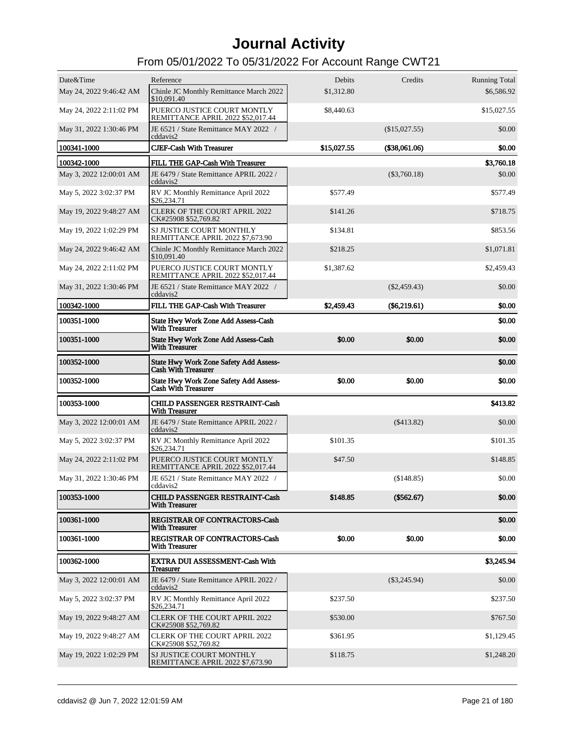# Journal Activity

## From 05/01/2022 To 05/31/2022 For Account Range CWT21

| Date&Time | Reference | Debits | Credits | Running Total |
|---|---|---|---|---|
| May 24, 2022 9:46:42 AM | Chinle JC Monthly Remittance March 2022 $10,091.40 | $1,312.80 | | $6,586.92 |
| May 24, 2022 2:11:02 PM | PUERCO JUSTICE COURT MONTLY REMITTANCE APRIL 2022 $52,017.44 | $8,440.63 | | $15,027.55 |
| May 31, 2022 1:30:46 PM | JE 6521 / State Remittance MAY 2022 / cddavis2 | | ($15,027.55) | $0.00 |
| **100341-1000** | **CJEF-Cash With Treasurer** | **$15,027.55** | **($38,061.06)** | **$0.00** |
| **100342-1000** | **FILL THE GAP-Cash With Treasurer** | | | **$3,760.18** |
| May 3, 2022 12:00:01 AM | JE 6479 / State Remittance APRIL 2022 / cddavis2 | | ($3,760.18) | $0.00 |
| May 5, 2022 3:02:37 PM | RV JC Monthly Remittance April 2022 $26,234.71 | $577.49 | | $577.49 |
| May 19, 2022 9:48:27 AM | CLERK OF THE COURT APRIL 2022 CK#25908 $52,769.82 | $141.26 | | $718.75 |
| May 19, 2022 1:02:29 PM | SJ JUSTICE COURT MONTHLY REMITTANCE APRIL 2022 $7,673.90 | $134.81 | | $853.56 |
| May 24, 2022 9:46:42 AM | Chinle JC Monthly Remittance March 2022 $10,091.40 | $218.25 | | $1,071.81 |
| May 24, 2022 2:11:02 PM | PUERCO JUSTICE COURT MONTLY REMITTANCE APRIL 2022 $52,017.44 | $1,387.62 | | $2,459.43 |
| May 31, 2022 1:30:46 PM | JE 6521 / State Remittance MAY 2022 / cddavis2 | | ($2,459.43) | $0.00 |
| **100342-1000** | **FILL THE GAP-Cash With Treasurer** | **$2,459.43** | **($6,219.61)** | **$0.00** |
| **100351-1000** | **State Hwy Work Zone Add Assess-Cash With Treasurer** | | | **$0.00** |
| **100351-1000** | **State Hwy Work Zone Add Assess-Cash With Treasurer** | **$0.00** | **$0.00** | **$0.00** |
| **100352-1000** | **State Hwy Work Zone Safety Add Assess-Cash With Treasurer** | | | **$0.00** |
| **100352-1000** | **State Hwy Work Zone Safety Add Assess-Cash With Treasurer** | **$0.00** | **$0.00** | **$0.00** |
| **100353-1000** | **CHILD PASSENGER RESTRAINT-Cash With Treasurer** | | | **$413.82** |
| May 3, 2022 12:00:01 AM | JE 6479 / State Remittance APRIL 2022 / cddavis2 | | ($413.82) | $0.00 |
| May 5, 2022 3:02:37 PM | RV JC Monthly Remittance April 2022 $26,234.71 | $101.35 | | $101.35 |
| May 24, 2022 2:11:02 PM | PUERCO JUSTICE COURT MONTLY REMITTANCE APRIL 2022 $52,017.44 | $47.50 | | $148.85 |
| May 31, 2022 1:30:46 PM | JE 6521 / State Remittance MAY 2022 / cddavis2 | | ($148.85) | $0.00 |
| **100353-1000** | **CHILD PASSENGER RESTRAINT-Cash With Treasurer** | **$148.85** | **($562.67)** | **$0.00** |
| **100361-1000** | **REGISTRAR OF CONTRACTORS-Cash With Treasurer** | | | **$0.00** |
| **100361-1000** | **REGISTRAR OF CONTRACTORS-Cash With Treasurer** | **$0.00** | **$0.00** | **$0.00** |
| **100362-1000** | **EXTRA DUI ASSESSMENT-Cash With Treasurer** | | | **$3,245.94** |
| May 3, 2022 12:00:01 AM | JE 6479 / State Remittance APRIL 2022 / cddavis2 | | ($3,245.94) | $0.00 |
| May 5, 2022 3:02:37 PM | RV JC Monthly Remittance April 2022 $26,234.71 | $237.50 | | $237.50 |
| May 19, 2022 9:48:27 AM | CLERK OF THE COURT APRIL 2022 CK#25908 $52,769.82 | $530.00 | | $767.50 |
| May 19, 2022 9:48:27 AM | CLERK OF THE COURT APRIL 2022 CK#25908 $52,769.82 | $361.95 | | $1,129.45 |
| May 19, 2022 1:02:29 PM | SJ JUSTICE COURT MONTHLY REMITTANCE APRIL 2022 $7,673.90 | $118.75 | | $1,248.20 |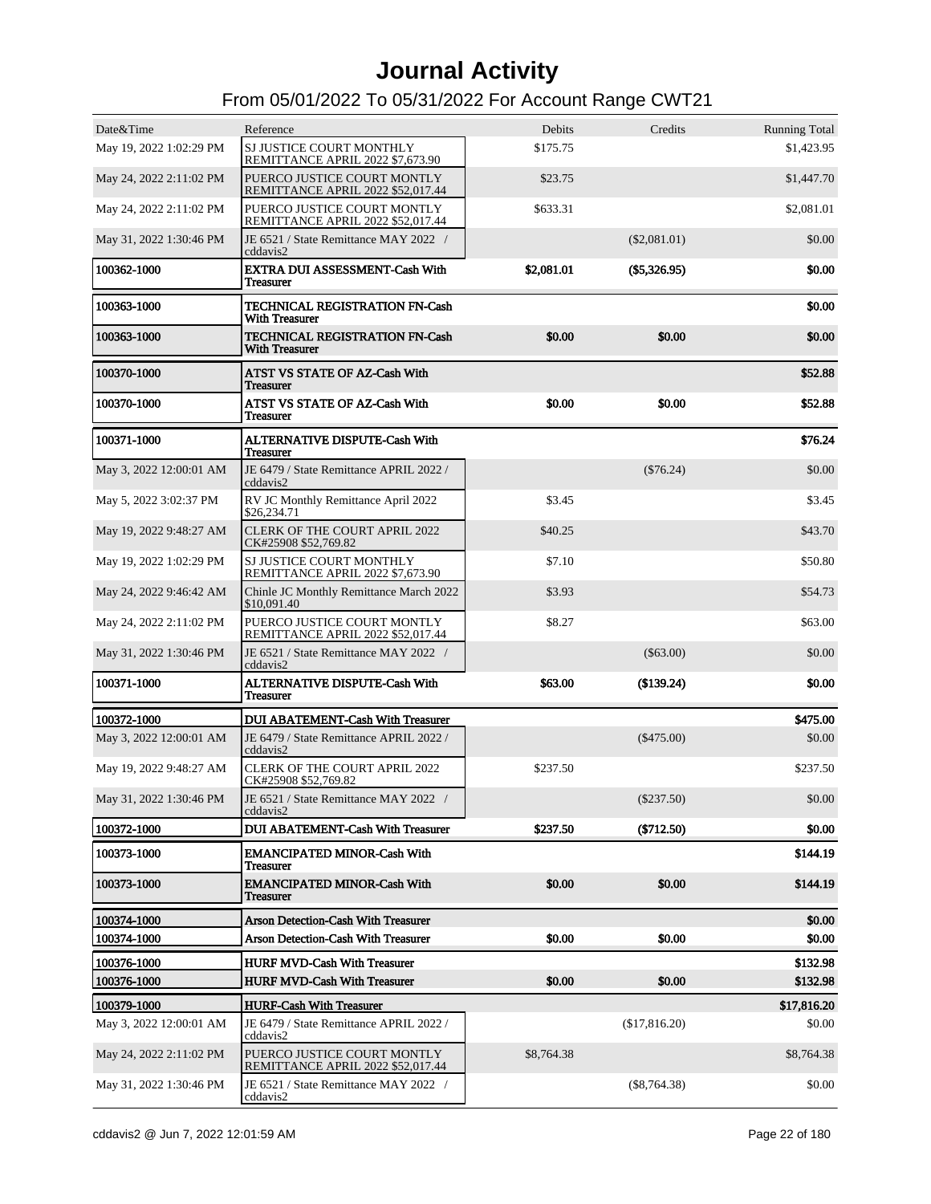# Journal Activity

## From 05/01/2022 To 05/31/2022 For Account Range CWT21

| Date&Time | Reference | Debits | Credits | Running Total |
|---|---|---|---|---|
| May 19, 2022 1:02:29 PM | SJ JUSTICE COURT MONTHLY REMITTANCE APRIL 2022 $7,673.90 | $175.75 | | $1,423.95 |
| May 24, 2022 2:11:02 PM | PUERCO JUSTICE COURT MONTLY REMITTANCE APRIL 2022 $52,017.44 | $23.75 | | $1,447.70 |
| May 24, 2022 2:11:02 PM | PUERCO JUSTICE COURT MONTLY REMITTANCE APRIL 2022 $52,017.44 | $633.31 | | $2,081.01 |
| May 31, 2022 1:30:46 PM | JE 6521 / State Remittance MAY 2022 / cddavis2 | | ($2,081.01) | $0.00 |
| **100362-1000** | **EXTRA DUI ASSESSMENT-Cash With Treasurer** | **$2,081.01** | **($5,326.95)** | **$0.00** |
| **100363-1000** | **TECHNICAL REGISTRATION FN-Cash With Treasurer** | | | **$0.00** |
| **100363-1000** | **TECHNICAL REGISTRATION FN-Cash With Treasurer** | **$0.00** | **$0.00** | **$0.00** |
| **100370-1000** | **ATST VS STATE OF AZ-Cash With Treasurer** | | | **$52.88** |
| **100370-1000** | **ATST VS STATE OF AZ-Cash With Treasurer** | **$0.00** | **$0.00** | **$52.88** |
| **100371-1000** | **ALTERNATIVE DISPUTE-Cash With Treasurer** | | | **$76.24** |
| May 3, 2022 12:00:01 AM | JE 6479 / State Remittance APRIL 2022 / cddavis2 | | ($76.24) | $0.00 |
| May 5, 2022 3:02:37 PM | RV JC Monthly Remittance April 2022 $26,234.71 | $3.45 | | $3.45 |
| May 19, 2022 9:48:27 AM | CLERK OF THE COURT APRIL 2022 CK#25908 $52,769.82 | $40.25 | | $43.70 |
| May 19, 2022 1:02:29 PM | SJ JUSTICE COURT MONTHLY REMITTANCE APRIL 2022 $7,673.90 | $7.10 | | $50.80 |
| May 24, 2022 9:46:42 AM | Chinle JC Monthly Remittance March 2022 $10,091.40 | $3.93 | | $54.73 |
| May 24, 2022 2:11:02 PM | PUERCO JUSTICE COURT MONTLY REMITTANCE APRIL 2022 $52,017.44 | $8.27 | | $63.00 |
| May 31, 2022 1:30:46 PM | JE 6521 / State Remittance MAY 2022 / cddavis2 | | ($63.00) | $0.00 |
| **100371-1000** | **ALTERNATIVE DISPUTE-Cash With Treasurer** | **$63.00** | **($139.24)** | **$0.00** |
| **100372-1000** | **DUI ABATEMENT-Cash With Treasurer** | | | **$475.00** |
| May 3, 2022 12:00:01 AM | JE 6479 / State Remittance APRIL 2022 / cddavis2 | | ($475.00) | $0.00 |
| May 19, 2022 9:48:27 AM | CLERK OF THE COURT APRIL 2022 CK#25908 $52,769.82 | $237.50 | | $237.50 |
| May 31, 2022 1:30:46 PM | JE 6521 / State Remittance MAY 2022 / cddavis2 | | ($237.50) | $0.00 |
| **100372-1000** | **DUI ABATEMENT-Cash With Treasurer** | **$237.50** | **($712.50)** | **$0.00** |
| **100373-1000** | **EMANCIPATED MINOR-Cash With Treasurer** | | | **$144.19** |
| **100373-1000** | **EMANCIPATED MINOR-Cash With Treasurer** | **$0.00** | **$0.00** | **$144.19** |
| **100374-1000** | **Arson Detection-Cash With Treasurer** | | | **$0.00** |
| **100374-1000** | **Arson Detection-Cash With Treasurer** | **$0.00** | **$0.00** | **$0.00** |
| **100376-1000** | **HURF MVD-Cash With Treasurer** | | | **$132.98** |
| **100376-1000** | **HURF MVD-Cash With Treasurer** | **$0.00** | **$0.00** | **$132.98** |
| **100379-1000** | **HURF-Cash With Treasurer** | | | **$17,816.20** |
| May 3, 2022 12:00:01 AM | JE 6479 / State Remittance APRIL 2022 / cddavis2 | | ($17,816.20) | $0.00 |
| May 24, 2022 2:11:02 PM | PUERCO JUSTICE COURT MONTLY REMITTANCE APRIL 2022 $52,017.44 | $8,764.38 | | $8,764.38 |
| May 31, 2022 1:30:46 PM | JE 6521 / State Remittance MAY 2022 / cddavis2 | | ($8,764.38) | $0.00 |

cddavis2 @ Jun 7, 2022 12:01:59 AM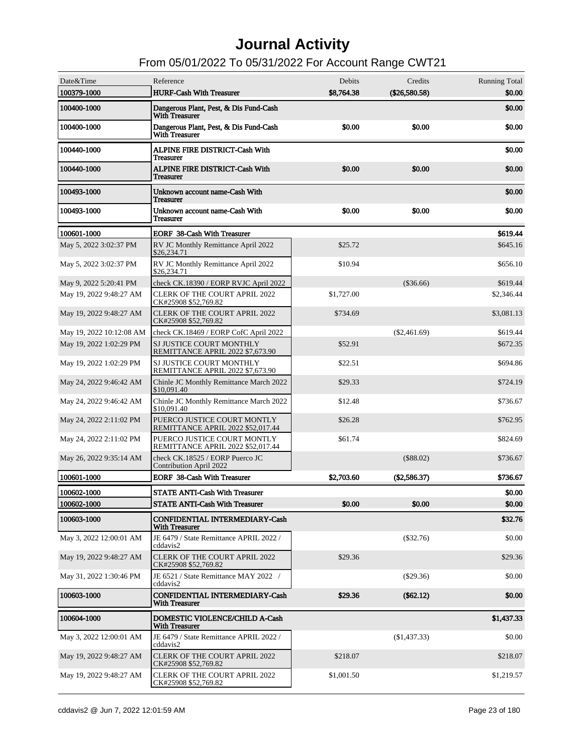# Journal Activity

## From 05/01/2022 To 05/31/2022 For Account Range CWT21

| Date&Time | Reference | Debits | Credits | Running Total |
|---|---|---|---|---|
| **100379-1000** | **HURF-Cash With Treasurer** | **$8,764.38** | **($26,580.58)** | **$0.00** |
| **100400-1000** | **Dangerous Plant, Pest, & Dis Fund-Cash With Treasurer** | | | **$0.00** |
| **100400-1000** | **Dangerous Plant, Pest, & Dis Fund-Cash With Treasurer** | **$0.00** | **$0.00** | **$0.00** |
| **100440-1000** | **ALPINE FIRE DISTRICT-Cash With Treasurer** | | | **$0.00** |
| **100440-1000** | **ALPINE FIRE DISTRICT-Cash With Treasurer** | **$0.00** | **$0.00** | **$0.00** |
| **100493-1000** | **Unknown account name-Cash With Treasurer** | | | **$0.00** |
| **100493-1000** | **Unknown account name-Cash With Treasurer** | **$0.00** | **$0.00** | **$0.00** |
| **100601-1000** | **EORF 38-Cash With Treasurer** | | | **$619.44** |
| May 5, 2022 3:02:37 PM | RV JC Monthly Remittance April 2022 $26,234.71 | $25.72 | | $645.16 |
| May 5, 2022 3:02:37 PM | RV JC Monthly Remittance April 2022 $26,234.71 | $10.94 | | $656.10 |
| May 9, 2022 5:20:41 PM | check CK.18390 / EORP RVJC April 2022 | | ($36.66) | $619.44 |
| May 19, 2022 9:48:27 AM | CLERK OF THE COURT APRIL 2022 CK#25908 $52,769.82 | $1,727.00 | | $2,346.44 |
| May 19, 2022 9:48:27 AM | CLERK OF THE COURT APRIL 2022 CK#25908 $52,769.82 | $734.69 | | $3,081.13 |
| May 19, 2022 10:12:08 AM | check CK.18469 / EORP CofC April 2022 | | ($2,461.69) | $619.44 |
| May 19, 2022 1:02:29 PM | SJ JUSTICE COURT MONTHLY REMITTANCE APRIL 2022 $7,673.90 | $52.91 | | $672.35 |
| May 19, 2022 1:02:29 PM | SJ JUSTICE COURT MONTHLY REMITTANCE APRIL 2022 $7,673.90 | $22.51 | | $694.86 |
| May 24, 2022 9:46:42 AM | Chinle JC Monthly Remittance March 2022 $10,091.40 | $29.33 | | $724.19 |
| May 24, 2022 9:46:42 AM | Chinle JC Monthly Remittance March 2022 $10,091.40 | $12.48 | | $736.67 |
| May 24, 2022 2:11:02 PM | PUERCO JUSTICE COURT MONTLY REMITTANCE APRIL 2022 $52,017.44 | $26.28 | | $762.95 |
| May 24, 2022 2:11:02 PM | PUERCO JUSTICE COURT MONTLY REMITTANCE APRIL 2022 $52,017.44 | $61.74 | | $824.69 |
| May 26, 2022 9:35:14 AM | check CK.18525 / EORP Puerco JC Contribution April 2022 | | ($88.02) | $736.67 |
| **100601-1000** | **EORF 38-Cash With Treasurer** | **$2,703.60** | **($2,586.37)** | **$736.67** |
| **100602-1000** | **STATE ANTI-Cash With Treasurer** | | | **$0.00** |
| **100602-1000** | **STATE ANTI-Cash With Treasurer** | **$0.00** | **$0.00** | **$0.00** |
| **100603-1000** | **CONFIDENTIAL INTERMEDIARY-Cash With Treasurer** | | | **$32.76** |
| May 3, 2022 12:00:01 AM | JE 6479 / State Remittance APRIL 2022 / cddavis2 | | ($32.76) | $0.00 |
| May 19, 2022 9:48:27 AM | CLERK OF THE COURT APRIL 2022 CK#25908 $52,769.82 | $29.36 | | $29.36 |
| May 31, 2022 1:30:46 PM | JE 6521 / State Remittance MAY 2022 / cddavis2 | | ($29.36) | $0.00 |
| **100603-1000** | **CONFIDENTIAL INTERMEDIARY-Cash With Treasurer** | **$29.36** | **($62.12)** | **$0.00** |
| **100604-1000** | **DOMESTIC VIOLENCE/CHILD A-Cash With Treasurer** | | | **$1,437.33** |
| May 3, 2022 12:00:01 AM | JE 6479 / State Remittance APRIL 2022 / cddavis2 | | ($1,437.33) | $0.00 |
| May 19, 2022 9:48:27 AM | CLERK OF THE COURT APRIL 2022 CK#25908 $52,769.82 | $218.07 | | $218.07 |
| May 19, 2022 9:48:27 AM | CLERK OF THE COURT APRIL 2022 CK#25908 $52,769.82 | $1,001.50 | | $1,219.57 |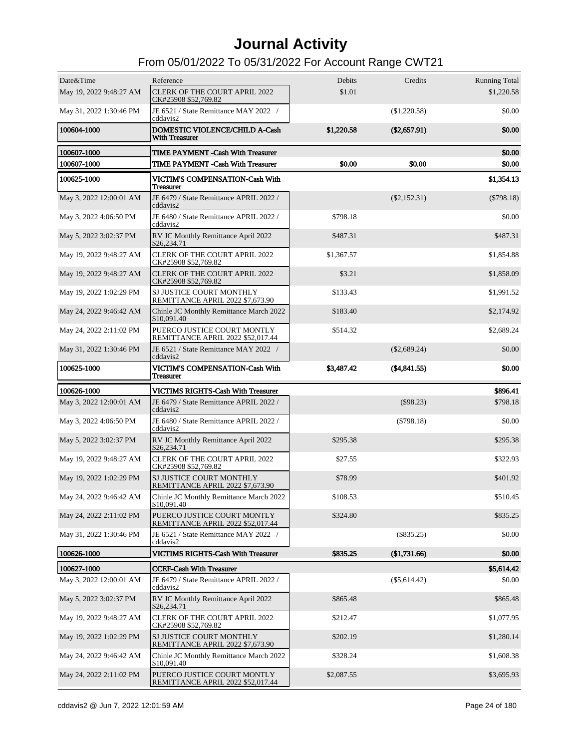# Journal Activity

## From 05/01/2022 To 05/31/2022 For Account Range CWT21

| Date&Time | Reference | Debits | Credits | Running Total |
|---|---|---|---|---|
| May 19, 2022 9:48:27 AM | CLERK OF THE COURT APRIL 2022 CK#25908 $52,769.82 | $1.01 | | $1,220.58 |
| May 31, 2022 1:30:46 PM | JE 6521 / State Remittance MAY 2022 / cddavis2 | | ($1,220.58) | $0.00 |
| **100604-1000** | **DOMESTIC VIOLENCE/CHILD A-Cash With Treasurer** | **$1,220.58** | **($2,657.91)** | **$0.00** |
| **100607-1000** | **TIME PAYMENT -Cash With Treasurer** | | | **$0.00** |
| **100607-1000** | **TIME PAYMENT -Cash With Treasurer** | **$0.00** | **$0.00** | **$0.00** |
| **100625-1000** | **VICTIM'S COMPENSATION-Cash With Treasurer** | | | **$1,354.13** |
| May 3, 2022 12:00:01 AM | JE 6479 / State Remittance APRIL 2022 / cddavis2 | | ($2,152.31) | ($798.18) |
| May 3, 2022 4:06:50 PM | JE 6480 / State Remittance APRIL 2022 / cddavis2 | $798.18 | | $0.00 |
| May 5, 2022 3:02:37 PM | RV JC Monthly Remittance April 2022 $26,234.71 | $487.31 | | $487.31 |
| May 19, 2022 9:48:27 AM | CLERK OF THE COURT APRIL 2022 CK#25908 $52,769.82 | $1,367.57 | | $1,854.88 |
| May 19, 2022 9:48:27 AM | CLERK OF THE COURT APRIL 2022 CK#25908 $52,769.82 | $3.21 | | $1,858.09 |
| May 19, 2022 1:02:29 PM | SJ JUSTICE COURT MONTHLY REMITTANCE APRIL 2022 $7,673.90 | $133.43 | | $1,991.52 |
| May 24, 2022 9:46:42 AM | Chinle JC Monthly Remittance March 2022 $10,091.40 | $183.40 | | $2,174.92 |
| May 24, 2022 2:11:02 PM | PUERCO JUSTICE COURT MONTLY REMITTANCE APRIL 2022 $52,017.44 | $514.32 | | $2,689.24 |
| May 31, 2022 1:30:46 PM | JE 6521 / State Remittance MAY 2022 / cddavis2 | | ($2,689.24) | $0.00 |
| **100625-1000** | **VICTIM'S COMPENSATION-Cash With Treasurer** | **$3,487.42** | **($4,841.55)** | **$0.00** |
| **100626-1000** | **VICTIMS RIGHTS-Cash With Treasurer** | | | **$896.41** |
| May 3, 2022 12:00:01 AM | JE 6479 / State Remittance APRIL 2022 / cddavis2 | | ($98.23) | $798.18 |
| May 3, 2022 4:06:50 PM | JE 6480 / State Remittance APRIL 2022 / cddavis2 | | ($798.18) | $0.00 |
| May 5, 2022 3:02:37 PM | RV JC Monthly Remittance April 2022 $26,234.71 | $295.38 | | $295.38 |
| May 19, 2022 9:48:27 AM | CLERK OF THE COURT APRIL 2022 CK#25908 $52,769.82 | $27.55 | | $322.93 |
| May 19, 2022 1:02:29 PM | SJ JUSTICE COURT MONTHLY REMITTANCE APRIL 2022 $7,673.90 | $78.99 | | $401.92 |
| May 24, 2022 9:46:42 AM | Chinle JC Monthly Remittance March 2022 $10,091.40 | $108.53 | | $510.45 |
| May 24, 2022 2:11:02 PM | PUERCO JUSTICE COURT MONTLY REMITTANCE APRIL 2022 $52,017.44 | $324.80 | | $835.25 |
| May 31, 2022 1:30:46 PM | JE 6521 / State Remittance MAY 2022 / cddavis2 | | ($835.25) | $0.00 |
| **100626-1000** | **VICTIMS RIGHTS-Cash With Treasurer** | **$835.25** | **($1,731.66)** | **$0.00** |
| **100627-1000** | **CCEF-Cash With Treasurer** | | | **$5,614.42** |
| May 3, 2022 12:00:01 AM | JE 6479 / State Remittance APRIL 2022 / cddavis2 | | ($5,614.42) | $0.00 |
| May 5, 2022 3:02:37 PM | RV JC Monthly Remittance April 2022 $26,234.71 | $865.48 | | $865.48 |
| May 19, 2022 9:48:27 AM | CLERK OF THE COURT APRIL 2022 CK#25908 $52,769.82 | $212.47 | | $1,077.95 |
| May 19, 2022 1:02:29 PM | SJ JUSTICE COURT MONTHLY REMITTANCE APRIL 2022 $7,673.90 | $202.19 | | $1,280.14 |
| May 24, 2022 9:46:42 AM | Chinle JC Monthly Remittance March 2022 $10,091.40 | $328.24 | | $1,608.38 |
| May 24, 2022 2:11:02 PM | PUERCO JUSTICE COURT MONTLY REMITTANCE APRIL 2022 $52,017.44 | $2,087.55 | | $3,695.93 |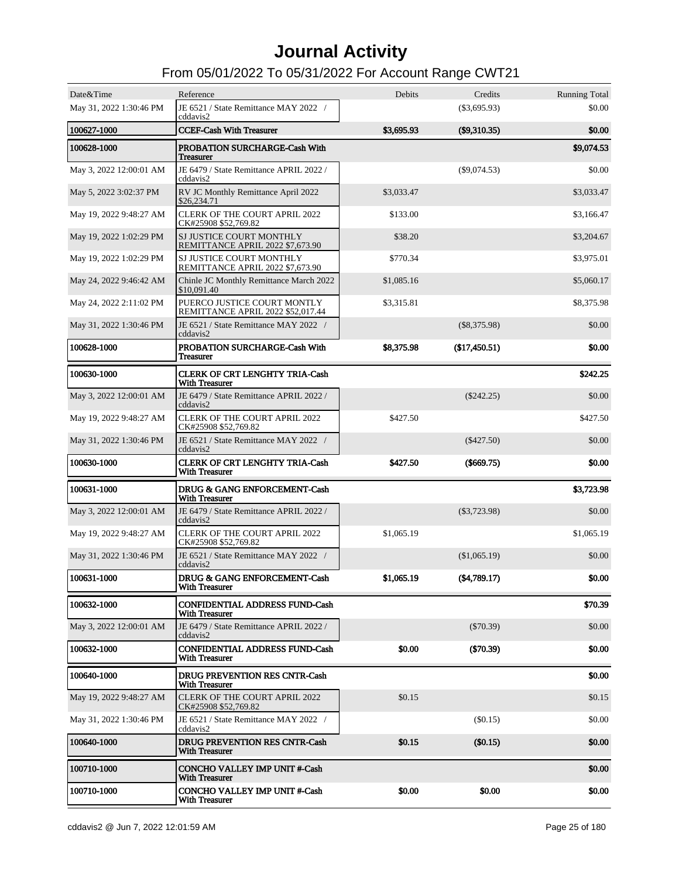# Journal Activity

## From 05/01/2022 To 05/31/2022 For Account Range CWT21

| Date&Time | Reference | Debits | Credits | Running Total |
|---|---|---|---|---|
| May 31, 2022 1:30:46 PM | JE 6521 / State Remittance MAY 2022 / cddavis2 | | ($3,695.93) | $0.00 |
| **100627-1000** | **CCEF-Cash With Treasurer** | **$3,695.93** | **($9,310.35)** | **$0.00** |
| **100628-1000** | **PROBATION SURCHARGE-Cash With Treasurer** | | | **$9,074.53** |
| May 3, 2022 12:00:01 AM | JE 6479 / State Remittance APRIL 2022 / cddavis2 | | ($9,074.53) | $0.00 |
| May 5, 2022 3:02:37 PM | RV JC Monthly Remittance April 2022 $26,234.71 | $3,033.47 | | $3,033.47 |
| May 19, 2022 9:48:27 AM | CLERK OF THE COURT APRIL 2022 CK#25908 $52,769.82 | $133.00 | | $3,166.47 |
| May 19, 2022 1:02:29 PM | SJ JUSTICE COURT MONTHLY REMITTANCE APRIL 2022 $7,673.90 | $38.20 | | $3,204.67 |
| May 19, 2022 1:02:29 PM | SJ JUSTICE COURT MONTHLY REMITTANCE APRIL 2022 $7,673.90 | $770.34 | | $3,975.01 |
| May 24, 2022 9:46:42 AM | Chinle JC Monthly Remittance March 2022 $10,091.40 | $1,085.16 | | $5,060.17 |
| May 24, 2022 2:11:02 PM | PUERCO JUSTICE COURT MONTLY REMITTANCE APRIL 2022 $52,017.44 | $3,315.81 | | $8,375.98 |
| May 31, 2022 1:30:46 PM | JE 6521 / State Remittance MAY 2022 / cddavis2 | | ($8,375.98) | $0.00 |
| **100628-1000** | **PROBATION SURCHARGE-Cash With Treasurer** | **$8,375.98** | **($17,450.51)** | **$0.00** |
| **100630-1000** | **CLERK OF CRT LENGHTY TRIA-Cash With Treasurer** | | | **$242.25** |
| May 3, 2022 12:00:01 AM | JE 6479 / State Remittance APRIL 2022 / cddavis2 | | ($242.25) | $0.00 |
| May 19, 2022 9:48:27 AM | CLERK OF THE COURT APRIL 2022 CK#25908 $52,769.82 | $427.50 | | $427.50 |
| May 31, 2022 1:30:46 PM | JE 6521 / State Remittance MAY 2022 / cddavis2 | | ($427.50) | $0.00 |
| **100630-1000** | **CLERK OF CRT LENGHTY TRIA-Cash With Treasurer** | **$427.50** | **($669.75)** | **$0.00** |
| **100631-1000** | **DRUG & GANG ENFORCEMENT-Cash With Treasurer** | | | **$3,723.98** |
| May 3, 2022 12:00:01 AM | JE 6479 / State Remittance APRIL 2022 / cddavis2 | | ($3,723.98) | $0.00 |
| May 19, 2022 9:48:27 AM | CLERK OF THE COURT APRIL 2022 CK#25908 $52,769.82 | $1,065.19 | | $1,065.19 |
| May 31, 2022 1:30:46 PM | JE 6521 / State Remittance MAY 2022 / cddavis2 | | ($1,065.19) | $0.00 |
| **100631-1000** | **DRUG & GANG ENFORCEMENT-Cash With Treasurer** | **$1,065.19** | **($4,789.17)** | **$0.00** |
| **100632-1000** | **CONFIDENTIAL ADDRESS FUND-Cash With Treasurer** | | | **$70.39** |
| May 3, 2022 12:00:01 AM | JE 6479 / State Remittance APRIL 2022 / cddavis2 | | ($70.39) | $0.00 |
| **100632-1000** | **CONFIDENTIAL ADDRESS FUND-Cash With Treasurer** | **$0.00** | **($70.39)** | **$0.00** |
| **100640-1000** | **DRUG PREVENTION RES CNTR-Cash With Treasurer** | | | **$0.00** |
| May 19, 2022 9:48:27 AM | CLERK OF THE COURT APRIL 2022 CK#25908 $52,769.82 | $0.15 | | $0.15 |
| May 31, 2022 1:30:46 PM | JE 6521 / State Remittance MAY 2022 / cddavis2 | | ($0.15) | $0.00 |
| **100640-1000** | **DRUG PREVENTION RES CNTR-Cash With Treasurer** | **$0.15** | **($0.15)** | **$0.00** |
| **100710-1000** | **CONCHO VALLEY IMP UNIT #-Cash With Treasurer** | | | **$0.00** |
| **100710-1000** | **CONCHO VALLEY IMP UNIT #-Cash With Treasurer** | **$0.00** | **$0.00** | **$0.00** |

cddavis2 @ Jun 7, 2022 12:01:59 AM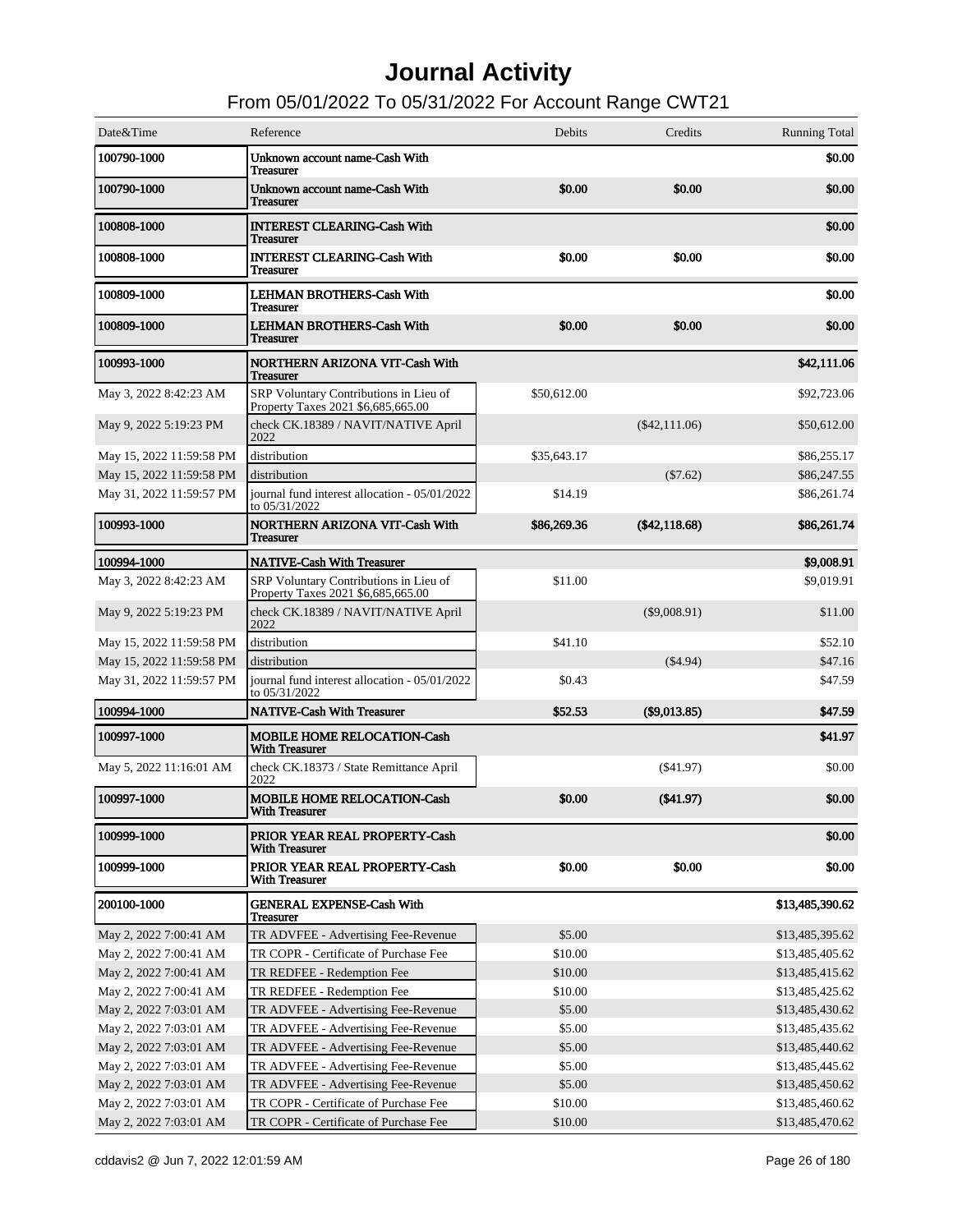# Journal Activity

## From 05/01/2022 To 05/31/2022 For Account Range CWT21

| Date&Time | Reference | Debits | Credits | Running Total |
|---|---|---|---|---|
| **100790-1000** | **Unknown account name-Cash With Treasurer** | | | **$0.00** |
| **100790-1000** | **Unknown account name-Cash With Treasurer** | **$0.00** | **$0.00** | **$0.00** |
| **100808-1000** | **INTEREST CLEARING-Cash With Treasurer** | | | **$0.00** |
| **100808-1000** | **INTEREST CLEARING-Cash With Treasurer** | **$0.00** | **$0.00** | **$0.00** |
| **100809-1000** | **LEHMAN BROTHERS-Cash With Treasurer** | | | **$0.00** |
| **100809-1000** | **LEHMAN BROTHERS-Cash With Treasurer** | **$0.00** | **$0.00** | **$0.00** |
| **100993-1000** | **NORTHERN ARIZONA VIT-Cash With Treasurer** | | | **$42,111.06** |
| May 3, 2022 8:42:23 AM | SRP Voluntary Contributions in Lieu of Property Taxes 2021 $6,685,665.00 | $50,612.00 | | $92,723.06 |
| May 9, 2022 5:19:23 PM | check CK.18389 / NAVIT/NATIVE April 2022 | | ($42,111.06) | $50,612.00 |
| May 15, 2022 11:59:58 PM | distribution | $35,643.17 | | $86,255.17 |
| May 15, 2022 11:59:58 PM | distribution | | ($7.62) | $86,247.55 |
| May 31, 2022 11:59:57 PM | journal fund interest allocation - 05/01/2022 to 05/31/2022 | $14.19 | | $86,261.74 |
| **100993-1000** | **NORTHERN ARIZONA VIT-Cash With Treasurer** | **$86,269.36** | **($42,118.68)** | **$86,261.74** |
| **100994-1000** | **NATIVE-Cash With Treasurer** | | | **$9,008.91** |
| May 3, 2022 8:42:23 AM | SRP Voluntary Contributions in Lieu of Property Taxes 2021 $6,685,665.00 | $11.00 | | $9,019.91 |
| May 9, 2022 5:19:23 PM | check CK.18389 / NAVIT/NATIVE April 2022 | | ($9,008.91) | $11.00 |
| May 15, 2022 11:59:58 PM | distribution | $41.10 | | $52.10 |
| May 15, 2022 11:59:58 PM | distribution | | ($4.94) | $47.16 |
| May 31, 2022 11:59:57 PM | journal fund interest allocation - 05/01/2022 to 05/31/2022 | $0.43 | | $47.59 |
| **100994-1000** | **NATIVE-Cash With Treasurer** | **$52.53** | **($9,013.85)** | **$47.59** |
| **100997-1000** | **MOBILE HOME RELOCATION-Cash With Treasurer** | | | **$41.97** |
| May 5, 2022 11:16:01 AM | check CK.18373 / State Remittance April 2022 | | ($41.97) | $0.00 |
| **100997-1000** | **MOBILE HOME RELOCATION-Cash With Treasurer** | **$0.00** | **($41.97)** | **$0.00** |
| **100999-1000** | **PRIOR YEAR REAL PROPERTY-Cash With Treasurer** | | | **$0.00** |
| **100999-1000** | **PRIOR YEAR REAL PROPERTY-Cash With Treasurer** | **$0.00** | **$0.00** | **$0.00** |
| **200100-1000** | **GENERAL EXPENSE-Cash With Treasurer** | | | **$13,485,390.62** |
| May 2, 2022 7:00:41 AM | TR ADVFEE - Advertising Fee-Revenue | $5.00 | | $13,485,395.62 |
| May 2, 2022 7:00:41 AM | TR COPR - Certificate of Purchase Fee | $10.00 | | $13,485,405.62 |
| May 2, 2022 7:00:41 AM | TR REDFEE - Redemption Fee | $10.00 | | $13,485,415.62 |
| May 2, 2022 7:00:41 AM | TR REDFEE - Redemption Fee | $10.00 | | $13,485,425.62 |
| May 2, 2022 7:03:01 AM | TR ADVFEE - Advertising Fee-Revenue | $5.00 | | $13,485,430.62 |
| May 2, 2022 7:03:01 AM | TR ADVFEE - Advertising Fee-Revenue | $5.00 | | $13,485,435.62 |
| May 2, 2022 7:03:01 AM | TR ADVFEE - Advertising Fee-Revenue | $5.00 | | $13,485,440.62 |
| May 2, 2022 7:03:01 AM | TR ADVFEE - Advertising Fee-Revenue | $5.00 | | $13,485,445.62 |
| May 2, 2022 7:03:01 AM | TR ADVFEE - Advertising Fee-Revenue | $5.00 | | $13,485,450.62 |
| May 2, 2022 7:03:01 AM | TR COPR - Certificate of Purchase Fee | $10.00 | | $13,485,460.62 |
| May 2, 2022 7:03:01 AM | TR COPR - Certificate of Purchase Fee | $10.00 | | $13,485,470.62 |

cddavis2 @ Jun 7, 2022 12:01:59 AM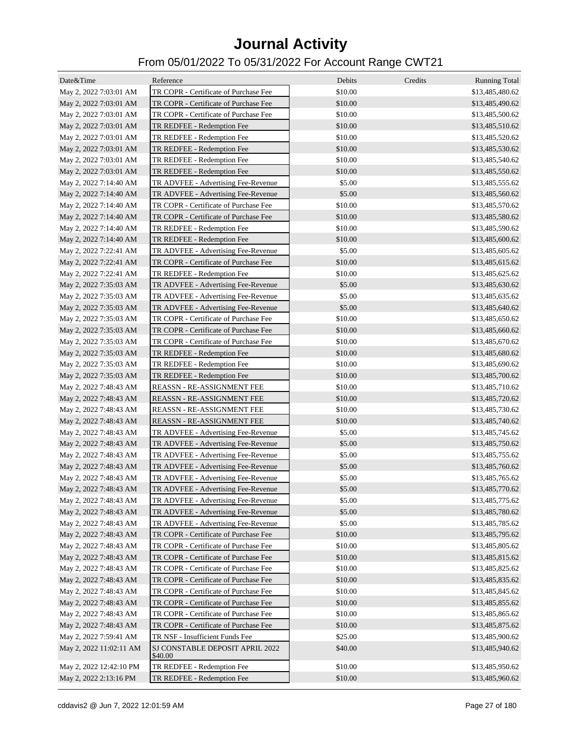# Journal Activity

## From 05/01/2022 To 05/31/2022 For Account Range CWT21

| Date&Time | Reference | Debits | Credits | Running Total |
|---|---|---|---|---|
| May 2, 2022 7:03:01 AM | TR COPR - Certificate of Purchase Fee | $10.00 | | $13,485,480.62 |
| May 2, 2022 7:03:01 AM | TR COPR - Certificate of Purchase Fee | $10.00 | | $13,485,490.62 |
| May 2, 2022 7:03:01 AM | TR COPR - Certificate of Purchase Fee | $10.00 | | $13,485,500.62 |
| May 2, 2022 7:03:01 AM | TR REDFEE - Redemption Fee | $10.00 | | $13,485,510.62 |
| May 2, 2022 7:03:01 AM | TR REDFEE - Redemption Fee | $10.00 | | $13,485,520.62 |
| May 2, 2022 7:03:01 AM | TR REDFEE - Redemption Fee | $10.00 | | $13,485,530.62 |
| May 2, 2022 7:03:01 AM | TR REDFEE - Redemption Fee | $10.00 | | $13,485,540.62 |
| May 2, 2022 7:03:01 AM | TR REDFEE - Redemption Fee | $10.00 | | $13,485,550.62 |
| May 2, 2022 7:14:40 AM | TR ADVFEE - Advertising Fee-Revenue | $5.00 | | $13,485,555.62 |
| May 2, 2022 7:14:40 AM | TR ADVFEE - Advertising Fee-Revenue | $5.00 | | $13,485,560.62 |
| May 2, 2022 7:14:40 AM | TR COPR - Certificate of Purchase Fee | $10.00 | | $13,485,570.62 |
| May 2, 2022 7:14:40 AM | TR COPR - Certificate of Purchase Fee | $10.00 | | $13,485,580.62 |
| May 2, 2022 7:14:40 AM | TR REDFEE - Redemption Fee | $10.00 | | $13,485,590.62 |
| May 2, 2022 7:14:40 AM | TR REDFEE - Redemption Fee | $10.00 | | $13,485,600.62 |
| May 2, 2022 7:22:41 AM | TR ADVFEE - Advertising Fee-Revenue | $5.00 | | $13,485,605.62 |
| May 2, 2022 7:22:41 AM | TR COPR - Certificate of Purchase Fee | $10.00 | | $13,485,615.62 |
| May 2, 2022 7:22:41 AM | TR REDFEE - Redemption Fee | $10.00 | | $13,485,625.62 |
| May 2, 2022 7:35:03 AM | TR ADVFEE - Advertising Fee-Revenue | $5.00 | | $13,485,630.62 |
| May 2, 2022 7:35:03 AM | TR ADVFEE - Advertising Fee-Revenue | $5.00 | | $13,485,635.62 |
| May 2, 2022 7:35:03 AM | TR ADVFEE - Advertising Fee-Revenue | $5.00 | | $13,485,640.62 |
| May 2, 2022 7:35:03 AM | TR COPR - Certificate of Purchase Fee | $10.00 | | $13,485,650.62 |
| May 2, 2022 7:35:03 AM | TR COPR - Certificate of Purchase Fee | $10.00 | | $13,485,660.62 |
| May 2, 2022 7:35:03 AM | TR COPR - Certificate of Purchase Fee | $10.00 | | $13,485,670.62 |
| May 2, 2022 7:35:03 AM | TR REDFEE - Redemption Fee | $10.00 | | $13,485,680.62 |
| May 2, 2022 7:35:03 AM | TR REDFEE - Redemption Fee | $10.00 | | $13,485,690.62 |
| May 2, 2022 7:35:03 AM | TR REDFEE - Redemption Fee | $10.00 | | $13,485,700.62 |
| May 2, 2022 7:48:43 AM | REASSN - RE-ASSIGNMENT FEE | $10.00 | | $13,485,710.62 |
| May 2, 2022 7:48:43 AM | REASSN - RE-ASSIGNMENT FEE | $10.00 | | $13,485,720.62 |
| May 2, 2022 7:48:43 AM | REASSN - RE-ASSIGNMENT FEE | $10.00 | | $13,485,730.62 |
| May 2, 2022 7:48:43 AM | REASSN - RE-ASSIGNMENT FEE | $10.00 | | $13,485,740.62 |
| May 2, 2022 7:48:43 AM | TR ADVFEE - Advertising Fee-Revenue | $5.00 | | $13,485,745.62 |
| May 2, 2022 7:48:43 AM | TR ADVFEE - Advertising Fee-Revenue | $5.00 | | $13,485,750.62 |
| May 2, 2022 7:48:43 AM | TR ADVFEE - Advertising Fee-Revenue | $5.00 | | $13,485,755.62 |
| May 2, 2022 7:48:43 AM | TR ADVFEE - Advertising Fee-Revenue | $5.00 | | $13,485,760.62 |
| May 2, 2022 7:48:43 AM | TR ADVFEE - Advertising Fee-Revenue | $5.00 | | $13,485,765.62 |
| May 2, 2022 7:48:43 AM | TR ADVFEE - Advertising Fee-Revenue | $5.00 | | $13,485,770.62 |
| May 2, 2022 7:48:43 AM | TR ADVFEE - Advertising Fee-Revenue | $5.00 | | $13,485,775.62 |
| May 2, 2022 7:48:43 AM | TR ADVFEE - Advertising Fee-Revenue | $5.00 | | $13,485,780.62 |
| May 2, 2022 7:48:43 AM | TR ADVFEE - Advertising Fee-Revenue | $5.00 | | $13,485,785.62 |
| May 2, 2022 7:48:43 AM | TR COPR - Certificate of Purchase Fee | $10.00 | | $13,485,795.62 |
| May 2, 2022 7:48:43 AM | TR COPR - Certificate of Purchase Fee | $10.00 | | $13,485,805.62 |
| May 2, 2022 7:48:43 AM | TR COPR - Certificate of Purchase Fee | $10.00 | | $13,485,815.62 |
| May 2, 2022 7:48:43 AM | TR COPR - Certificate of Purchase Fee | $10.00 | | $13,485,825.62 |
| May 2, 2022 7:48:43 AM | TR COPR - Certificate of Purchase Fee | $10.00 | | $13,485,835.62 |
| May 2, 2022 7:48:43 AM | TR COPR - Certificate of Purchase Fee | $10.00 | | $13,485,845.62 |
| May 2, 2022 7:48:43 AM | TR COPR - Certificate of Purchase Fee | $10.00 | | $13,485,855.62 |
| May 2, 2022 7:48:43 AM | TR COPR - Certificate of Purchase Fee | $10.00 | | $13,485,865.62 |
| May 2, 2022 7:48:43 AM | TR COPR - Certificate of Purchase Fee | $10.00 | | $13,485,875.62 |
| May 2, 2022 7:59:41 AM | TR NSF - Insufficient Funds Fee | $25.00 | | $13,485,900.62 |
| May 2, 2022 11:02:11 AM | SJ CONSTABLE DEPOSIT APRIL 2022 $40.00 | $40.00 | | $13,485,940.62 |
| May 2, 2022 12:42:10 PM | TR REDFEE - Redemption Fee | $10.00 | | $13,485,950.62 |
| May 2, 2022 2:13:16 PM | TR REDFEE - Redemption Fee | $10.00 | | $13,485,960.62 |

cddavis2 @ Jun 7, 2022 12:01:59 AM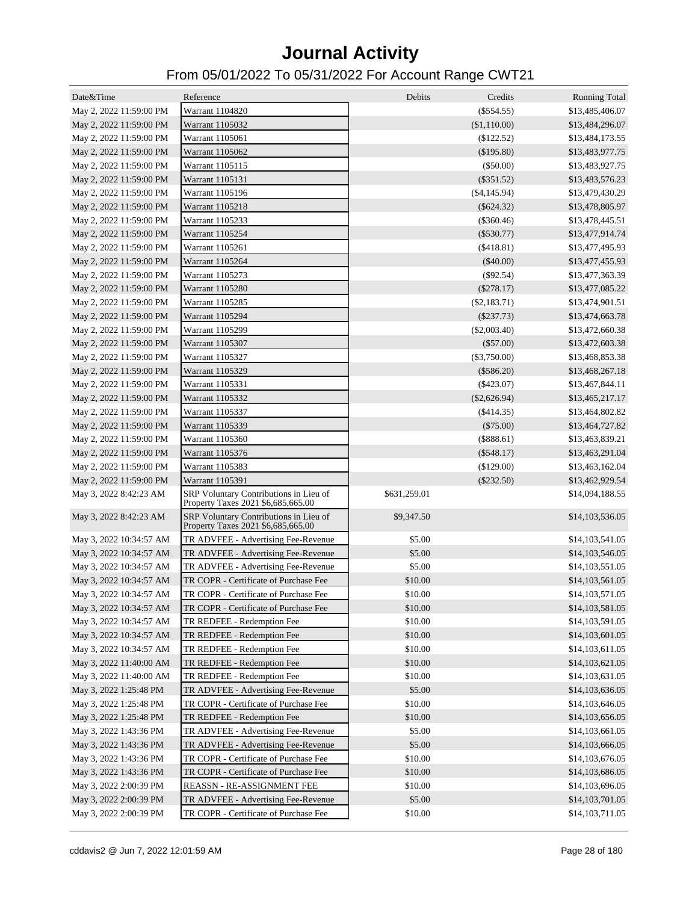# Journal Activity

## From 05/01/2022 To 05/31/2022 For Account Range CWT21

| Date&Time | Reference | Debits | Credits | Running Total |
|---|---|---|---|---|
| May 2, 2022 11:59:00 PM | Warrant 1104820 | | ($554.55) | $13,485,406.07 |
| May 2, 2022 11:59:00 PM | Warrant 1105032 | | ($1,110.00) | $13,484,296.07 |
| May 2, 2022 11:59:00 PM | Warrant 1105061 | | ($122.52) | $13,484,173.55 |
| May 2, 2022 11:59:00 PM | Warrant 1105062 | | ($195.80) | $13,483,977.75 |
| May 2, 2022 11:59:00 PM | Warrant 1105115 | | ($50.00) | $13,483,927.75 |
| May 2, 2022 11:59:00 PM | Warrant 1105131 | | ($351.52) | $13,483,576.23 |
| May 2, 2022 11:59:00 PM | Warrant 1105196 | | ($4,145.94) | $13,479,430.29 |
| May 2, 2022 11:59:00 PM | Warrant 1105218 | | ($624.32) | $13,478,805.97 |
| May 2, 2022 11:59:00 PM | Warrant 1105233 | | ($360.46) | $13,478,445.51 |
| May 2, 2022 11:59:00 PM | Warrant 1105254 | | ($530.77) | $13,477,914.74 |
| May 2, 2022 11:59:00 PM | Warrant 1105261 | | ($418.81) | $13,477,495.93 |
| May 2, 2022 11:59:00 PM | Warrant 1105264 | | ($40.00) | $13,477,455.93 |
| May 2, 2022 11:59:00 PM | Warrant 1105273 | | ($92.54) | $13,477,363.39 |
| May 2, 2022 11:59:00 PM | Warrant 1105280 | | ($278.17) | $13,477,085.22 |
| May 2, 2022 11:59:00 PM | Warrant 1105285 | | ($2,183.71) | $13,474,901.51 |
| May 2, 2022 11:59:00 PM | Warrant 1105294 | | ($237.73) | $13,474,663.78 |
| May 2, 2022 11:59:00 PM | Warrant 1105299 | | ($2,003.40) | $13,472,660.38 |
| May 2, 2022 11:59:00 PM | Warrant 1105307 | | ($57.00) | $13,472,603.38 |
| May 2, 2022 11:59:00 PM | Warrant 1105327 | | ($3,750.00) | $13,468,853.38 |
| May 2, 2022 11:59:00 PM | Warrant 1105329 | | ($586.20) | $13,468,267.18 |
| May 2, 2022 11:59:00 PM | Warrant 1105331 | | ($423.07) | $13,467,844.11 |
| May 2, 2022 11:59:00 PM | Warrant 1105332 | | ($2,626.94) | $13,465,217.17 |
| May 2, 2022 11:59:00 PM | Warrant 1105337 | | ($414.35) | $13,464,802.82 |
| May 2, 2022 11:59:00 PM | Warrant 1105339 | | ($75.00) | $13,464,727.82 |
| May 2, 2022 11:59:00 PM | Warrant 1105360 | | ($888.61) | $13,463,839.21 |
| May 2, 2022 11:59:00 PM | Warrant 1105376 | | ($548.17) | $13,463,291.04 |
| May 2, 2022 11:59:00 PM | Warrant 1105383 | | ($129.00) | $13,463,162.04 |
| May 2, 2022 11:59:00 PM | Warrant 1105391 | | ($232.50) | $13,462,929.54 |
| May 3, 2022 8:42:23 AM | SRP Voluntary Contributions in Lieu of Property Taxes 2021 $6,685,665.00 | $631,259.01 | | $14,094,188.55 |
| May 3, 2022 8:42:23 AM | SRP Voluntary Contributions in Lieu of Property Taxes 2021 $6,685,665.00 | $9,347.50 | | $14,103,536.05 |
| May 3, 2022 10:34:57 AM | TR ADVFEE - Advertising Fee-Revenue | $5.00 | | $14,103,541.05 |
| May 3, 2022 10:34:57 AM | TR ADVFEE - Advertising Fee-Revenue | $5.00 | | $14,103,546.05 |
| May 3, 2022 10:34:57 AM | TR ADVFEE - Advertising Fee-Revenue | $5.00 | | $14,103,551.05 |
| May 3, 2022 10:34:57 AM | TR COPR - Certificate of Purchase Fee | $10.00 | | $14,103,561.05 |
| May 3, 2022 10:34:57 AM | TR COPR - Certificate of Purchase Fee | $10.00 | | $14,103,571.05 |
| May 3, 2022 10:34:57 AM | TR COPR - Certificate of Purchase Fee | $10.00 | | $14,103,581.05 |
| May 3, 2022 10:34:57 AM | TR REDFEE - Redemption Fee | $10.00 | | $14,103,591.05 |
| May 3, 2022 10:34:57 AM | TR REDFEE - Redemption Fee | $10.00 | | $14,103,601.05 |
| May 3, 2022 10:34:57 AM | TR REDFEE - Redemption Fee | $10.00 | | $14,103,611.05 |
| May 3, 2022 11:40:00 AM | TR REDFEE - Redemption Fee | $10.00 | | $14,103,621.05 |
| May 3, 2022 11:40:00 AM | TR REDFEE - Redemption Fee | $10.00 | | $14,103,631.05 |
| May 3, 2022 1:25:48 PM | TR ADVFEE - Advertising Fee-Revenue | $5.00 | | $14,103,636.05 |
| May 3, 2022 1:25:48 PM | TR COPR - Certificate of Purchase Fee | $10.00 | | $14,103,646.05 |
| May 3, 2022 1:25:48 PM | TR REDFEE - Redemption Fee | $10.00 | | $14,103,656.05 |
| May 3, 2022 1:43:36 PM | TR ADVFEE - Advertising Fee-Revenue | $5.00 | | $14,103,661.05 |
| May 3, 2022 1:43:36 PM | TR ADVFEE - Advertising Fee-Revenue | $5.00 | | $14,103,666.05 |
| May 3, 2022 1:43:36 PM | TR COPR - Certificate of Purchase Fee | $10.00 | | $14,103,676.05 |
| May 3, 2022 1:43:36 PM | TR COPR - Certificate of Purchase Fee | $10.00 | | $14,103,686.05 |
| May 3, 2022 2:00:39 PM | REASSN - RE-ASSIGNMENT FEE | $10.00 | | $14,103,696.05 |
| May 3, 2022 2:00:39 PM | TR ADVFEE - Advertising Fee-Revenue | $5.00 | | $14,103,701.05 |
| May 3, 2022 2:00:39 PM | TR COPR - Certificate of Purchase Fee | $10.00 | | $14,103,711.05 |

cddavis2 @ Jun 7, 2022 12:01:59 AM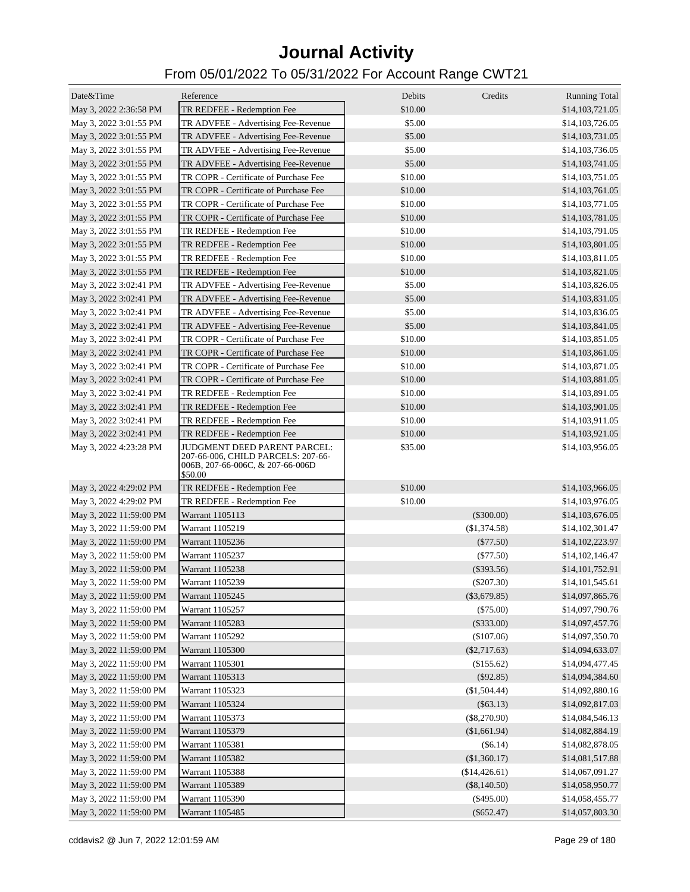# Journal Activity

## From 05/01/2022 To 05/31/2022 For Account Range CWT21

| Date&Time | Reference | Debits | Credits | Running Total |
|---|---|---|---|---|
| May 3, 2022 2:36:58 PM | TR REDFEE - Redemption Fee | $10.00 | | $14,103,721.05 |
| May 3, 2022 3:01:55 PM | TR ADVFEE - Advertising Fee-Revenue | $5.00 | | $14,103,726.05 |
| May 3, 2022 3:01:55 PM | TR ADVFEE - Advertising Fee-Revenue | $5.00 | | $14,103,731.05 |
| May 3, 2022 3:01:55 PM | TR ADVFEE - Advertising Fee-Revenue | $5.00 | | $14,103,736.05 |
| May 3, 2022 3:01:55 PM | TR ADVFEE - Advertising Fee-Revenue | $5.00 | | $14,103,741.05 |
| May 3, 2022 3:01:55 PM | TR COPR - Certificate of Purchase Fee | $10.00 | | $14,103,751.05 |
| May 3, 2022 3:01:55 PM | TR COPR - Certificate of Purchase Fee | $10.00 | | $14,103,761.05 |
| May 3, 2022 3:01:55 PM | TR COPR - Certificate of Purchase Fee | $10.00 | | $14,103,771.05 |
| May 3, 2022 3:01:55 PM | TR COPR - Certificate of Purchase Fee | $10.00 | | $14,103,781.05 |
| May 3, 2022 3:01:55 PM | TR REDFEE - Redemption Fee | $10.00 | | $14,103,791.05 |
| May 3, 2022 3:01:55 PM | TR REDFEE - Redemption Fee | $10.00 | | $14,103,801.05 |
| May 3, 2022 3:01:55 PM | TR REDFEE - Redemption Fee | $10.00 | | $14,103,811.05 |
| May 3, 2022 3:01:55 PM | TR REDFEE - Redemption Fee | $10.00 | | $14,103,821.05 |
| May 3, 2022 3:02:41 PM | TR ADVFEE - Advertising Fee-Revenue | $5.00 | | $14,103,826.05 |
| May 3, 2022 3:02:41 PM | TR ADVFEE - Advertising Fee-Revenue | $5.00 | | $14,103,831.05 |
| May 3, 2022 3:02:41 PM | TR ADVFEE - Advertising Fee-Revenue | $5.00 | | $14,103,836.05 |
| May 3, 2022 3:02:41 PM | TR ADVFEE - Advertising Fee-Revenue | $5.00 | | $14,103,841.05 |
| May 3, 2022 3:02:41 PM | TR COPR - Certificate of Purchase Fee | $10.00 | | $14,103,851.05 |
| May 3, 2022 3:02:41 PM | TR COPR - Certificate of Purchase Fee | $10.00 | | $14,103,861.05 |
| May 3, 2022 3:02:41 PM | TR COPR - Certificate of Purchase Fee | $10.00 | | $14,103,871.05 |
| May 3, 2022 3:02:41 PM | TR COPR - Certificate of Purchase Fee | $10.00 | | $14,103,881.05 |
| May 3, 2022 3:02:41 PM | TR REDFEE - Redemption Fee | $10.00 | | $14,103,891.05 |
| May 3, 2022 3:02:41 PM | TR REDFEE - Redemption Fee | $10.00 | | $14,103,901.05 |
| May 3, 2022 3:02:41 PM | TR REDFEE - Redemption Fee | $10.00 | | $14,103,911.05 |
| May 3, 2022 3:02:41 PM | TR REDFEE - Redemption Fee | $10.00 | | $14,103,921.05 |
| May 3, 2022 4:23:28 PM | JUDGMENT DEED PARENT PARCEL: 207-66-006, CHILD PARCELS: 207-66-006B, 207-66-006C, & 207-66-006D $50.00 | $35.00 | | $14,103,956.05 |
| May 3, 2022 4:29:02 PM | TR REDFEE - Redemption Fee | $10.00 | | $14,103,966.05 |
| May 3, 2022 4:29:02 PM | TR REDFEE - Redemption Fee | $10.00 | | $14,103,976.05 |
| May 3, 2022 11:59:00 PM | Warrant 1105113 | | ($300.00) | $14,103,676.05 |
| May 3, 2022 11:59:00 PM | Warrant 1105219 | | ($1,374.58) | $14,102,301.47 |
| May 3, 2022 11:59:00 PM | Warrant 1105236 | | ($77.50) | $14,102,223.97 |
| May 3, 2022 11:59:00 PM | Warrant 1105237 | | ($77.50) | $14,102,146.47 |
| May 3, 2022 11:59:00 PM | Warrant 1105238 | | ($393.56) | $14,101,752.91 |
| May 3, 2022 11:59:00 PM | Warrant 1105239 | | ($207.30) | $14,101,545.61 |
| May 3, 2022 11:59:00 PM | Warrant 1105245 | | ($3,679.85) | $14,097,865.76 |
| May 3, 2022 11:59:00 PM | Warrant 1105257 | | ($75.00) | $14,097,790.76 |
| May 3, 2022 11:59:00 PM | Warrant 1105283 | | ($333.00) | $14,097,457.76 |
| May 3, 2022 11:59:00 PM | Warrant 1105292 | | ($107.06) | $14,097,350.70 |
| May 3, 2022 11:59:00 PM | Warrant 1105300 | | ($2,717.63) | $14,094,633.07 |
| May 3, 2022 11:59:00 PM | Warrant 1105301 | | ($155.62) | $14,094,477.45 |
| May 3, 2022 11:59:00 PM | Warrant 1105313 | | ($92.85) | $14,094,384.60 |
| May 3, 2022 11:59:00 PM | Warrant 1105323 | | ($1,504.44) | $14,092,880.16 |
| May 3, 2022 11:59:00 PM | Warrant 1105324 | | ($63.13) | $14,092,817.03 |
| May 3, 2022 11:59:00 PM | Warrant 1105373 | | ($8,270.90) | $14,084,546.13 |
| May 3, 2022 11:59:00 PM | Warrant 1105379 | | ($1,661.94) | $14,082,884.19 |
| May 3, 2022 11:59:00 PM | Warrant 1105381 | | ($6.14) | $14,082,878.05 |
| May 3, 2022 11:59:00 PM | Warrant 1105382 | | ($1,360.17) | $14,081,517.88 |
| May 3, 2022 11:59:00 PM | Warrant 1105388 | | ($14,426.61) | $14,067,091.27 |
| May 3, 2022 11:59:00 PM | Warrant 1105389 | | ($8,140.50) | $14,058,950.77 |
| May 3, 2022 11:59:00 PM | Warrant 1105390 | | ($495.00) | $14,058,455.77 |
| May 3, 2022 11:59:00 PM | Warrant 1105485 | | ($652.47) | $14,057,803.30 |

cddavis2 @ Jun 7, 2022 12:01:59 AM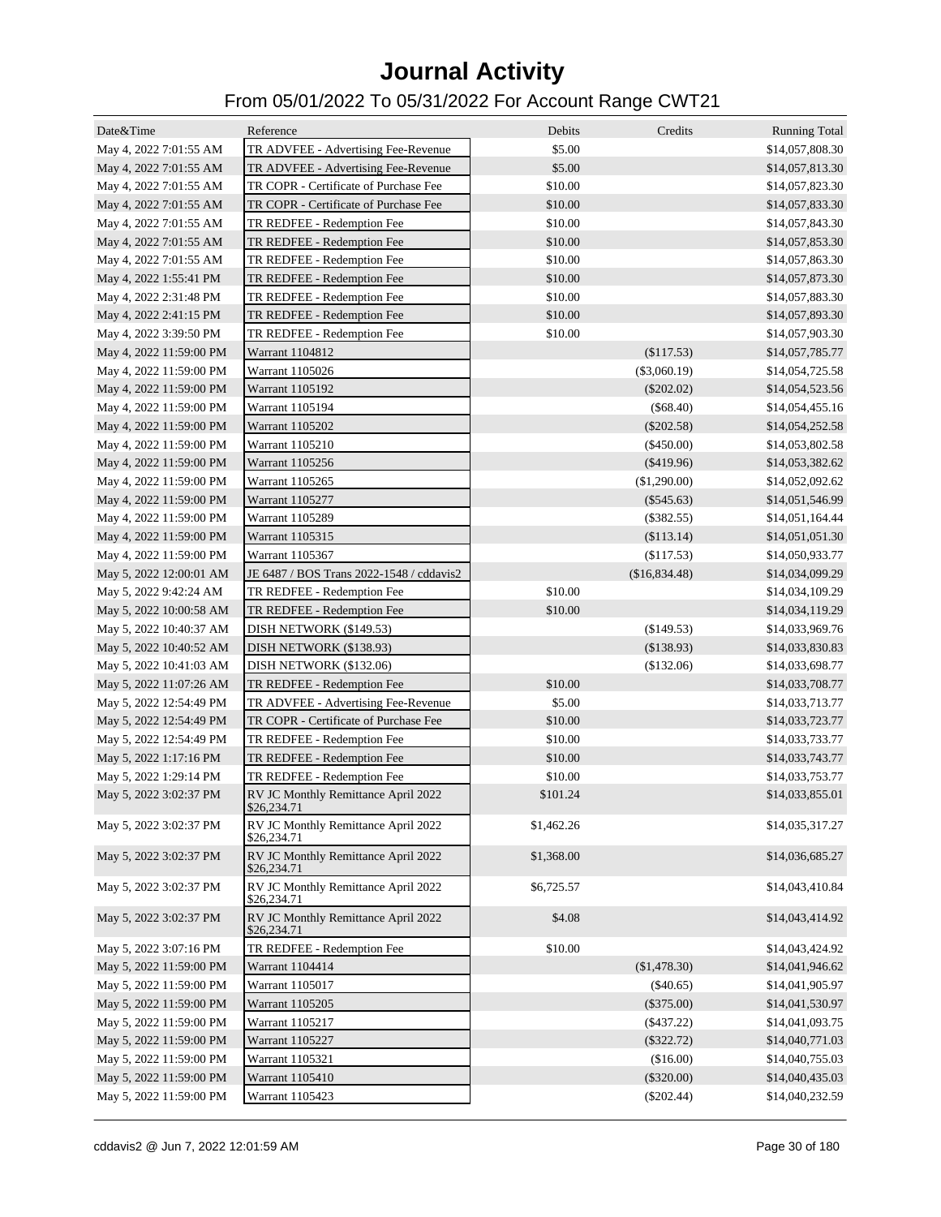# Journal Activity

## From 05/01/2022 To 05/31/2022 For Account Range CWT21

| Date&Time | Reference | Debits | Credits | Running Total |
|---|---|---|---|---|
| May 4, 2022 7:01:55 AM | TR ADVFEE - Advertising Fee-Revenue | $5.00 | | $14,057,808.30 |
| May 4, 2022 7:01:55 AM | TR ADVFEE - Advertising Fee-Revenue | $5.00 | | $14,057,813.30 |
| May 4, 2022 7:01:55 AM | TR COPR - Certificate of Purchase Fee | $10.00 | | $14,057,823.30 |
| May 4, 2022 7:01:55 AM | TR COPR - Certificate of Purchase Fee | $10.00 | | $14,057,833.30 |
| May 4, 2022 7:01:55 AM | TR REDFEE - Redemption Fee | $10.00 | | $14,057,843.30 |
| May 4, 2022 7:01:55 AM | TR REDFEE - Redemption Fee | $10.00 | | $14,057,853.30 |
| May 4, 2022 7:01:55 AM | TR REDFEE - Redemption Fee | $10.00 | | $14,057,863.30 |
| May 4, 2022 1:55:41 PM | TR REDFEE - Redemption Fee | $10.00 | | $14,057,873.30 |
| May 4, 2022 2:31:48 PM | TR REDFEE - Redemption Fee | $10.00 | | $14,057,883.30 |
| May 4, 2022 2:41:15 PM | TR REDFEE - Redemption Fee | $10.00 | | $14,057,893.30 |
| May 4, 2022 3:39:50 PM | TR REDFEE - Redemption Fee | $10.00 | | $14,057,903.30 |
| May 4, 2022 11:59:00 PM | Warrant 1104812 | | ($117.53) | $14,057,785.77 |
| May 4, 2022 11:59:00 PM | Warrant 1105026 | | ($3,060.19) | $14,054,725.58 |
| May 4, 2022 11:59:00 PM | Warrant 1105192 | | ($202.02) | $14,054,523.56 |
| May 4, 2022 11:59:00 PM | Warrant 1105194 | | ($68.40) | $14,054,455.16 |
| May 4, 2022 11:59:00 PM | Warrant 1105202 | | ($202.58) | $14,054,252.58 |
| May 4, 2022 11:59:00 PM | Warrant 1105210 | | ($450.00) | $14,053,802.58 |
| May 4, 2022 11:59:00 PM | Warrant 1105256 | | ($419.96) | $14,053,382.62 |
| May 4, 2022 11:59:00 PM | Warrant 1105265 | | ($1,290.00) | $14,052,092.62 |
| May 4, 2022 11:59:00 PM | Warrant 1105277 | | ($545.63) | $14,051,546.99 |
| May 4, 2022 11:59:00 PM | Warrant 1105289 | | ($382.55) | $14,051,164.44 |
| May 4, 2022 11:59:00 PM | Warrant 1105315 | | ($113.14) | $14,051,051.30 |
| May 4, 2022 11:59:00 PM | Warrant 1105367 | | ($117.53) | $14,050,933.77 |
| May 5, 2022 12:00:01 AM | JE 6487 / BOS Trans 2022-1548 / cddavis2 | | ($16,834.48) | $14,034,099.29 |
| May 5, 2022 9:42:24 AM | TR REDFEE - Redemption Fee | $10.00 | | $14,034,109.29 |
| May 5, 2022 10:00:58 AM | TR REDFEE - Redemption Fee | $10.00 | | $14,034,119.29 |
| May 5, 2022 10:40:37 AM | DISH NETWORK ($149.53) | | ($149.53) | $14,033,969.76 |
| May 5, 2022 10:40:52 AM | DISH NETWORK ($138.93) | | ($138.93) | $14,033,830.83 |
| May 5, 2022 10:41:03 AM | DISH NETWORK ($132.06) | | ($132.06) | $14,033,698.77 |
| May 5, 2022 11:07:26 AM | TR REDFEE - Redemption Fee | $10.00 | | $14,033,708.77 |
| May 5, 2022 12:54:49 PM | TR ADVFEE - Advertising Fee-Revenue | $5.00 | | $14,033,713.77 |
| May 5, 2022 12:54:49 PM | TR COPR - Certificate of Purchase Fee | $10.00 | | $14,033,723.77 |
| May 5, 2022 12:54:49 PM | TR REDFEE - Redemption Fee | $10.00 | | $14,033,733.77 |
| May 5, 2022 1:17:16 PM | TR REDFEE - Redemption Fee | $10.00 | | $14,033,743.77 |
| May 5, 2022 1:29:14 PM | TR REDFEE - Redemption Fee | $10.00 | | $14,033,753.77 |
| May 5, 2022 3:02:37 PM | RV JC Monthly Remittance April 2022 $26,234.71 | $101.24 | | $14,033,855.01 |
| May 5, 2022 3:02:37 PM | RV JC Monthly Remittance April 2022 $26,234.71 | $1,462.26 | | $14,035,317.27 |
| May 5, 2022 3:02:37 PM | RV JC Monthly Remittance April 2022 $26,234.71 | $1,368.00 | | $14,036,685.27 |
| May 5, 2022 3:02:37 PM | RV JC Monthly Remittance April 2022 $26,234.71 | $6,725.57 | | $14,043,410.84 |
| May 5, 2022 3:02:37 PM | RV JC Monthly Remittance April 2022 $26,234.71 | $4.08 | | $14,043,414.92 |
| May 5, 2022 3:07:16 PM | TR REDFEE - Redemption Fee | $10.00 | | $14,043,424.92 |
| May 5, 2022 11:59:00 PM | Warrant 1104414 | | ($1,478.30) | $14,041,946.62 |
| May 5, 2022 11:59:00 PM | Warrant 1105017 | | ($40.65) | $14,041,905.97 |
| May 5, 2022 11:59:00 PM | Warrant 1105205 | | ($375.00) | $14,041,530.97 |
| May 5, 2022 11:59:00 PM | Warrant 1105217 | | ($437.22) | $14,041,093.75 |
| May 5, 2022 11:59:00 PM | Warrant 1105227 | | ($322.72) | $14,040,771.03 |
| May 5, 2022 11:59:00 PM | Warrant 1105321 | | ($16.00) | $14,040,755.03 |
| May 5, 2022 11:59:00 PM | Warrant 1105410 | | ($320.00) | $14,040,435.03 |
| May 5, 2022 11:59:00 PM | Warrant 1105423 | | ($202.44) | $14,040,232.59 |

cddavis2 @ Jun 7, 2022 12:01:59 AM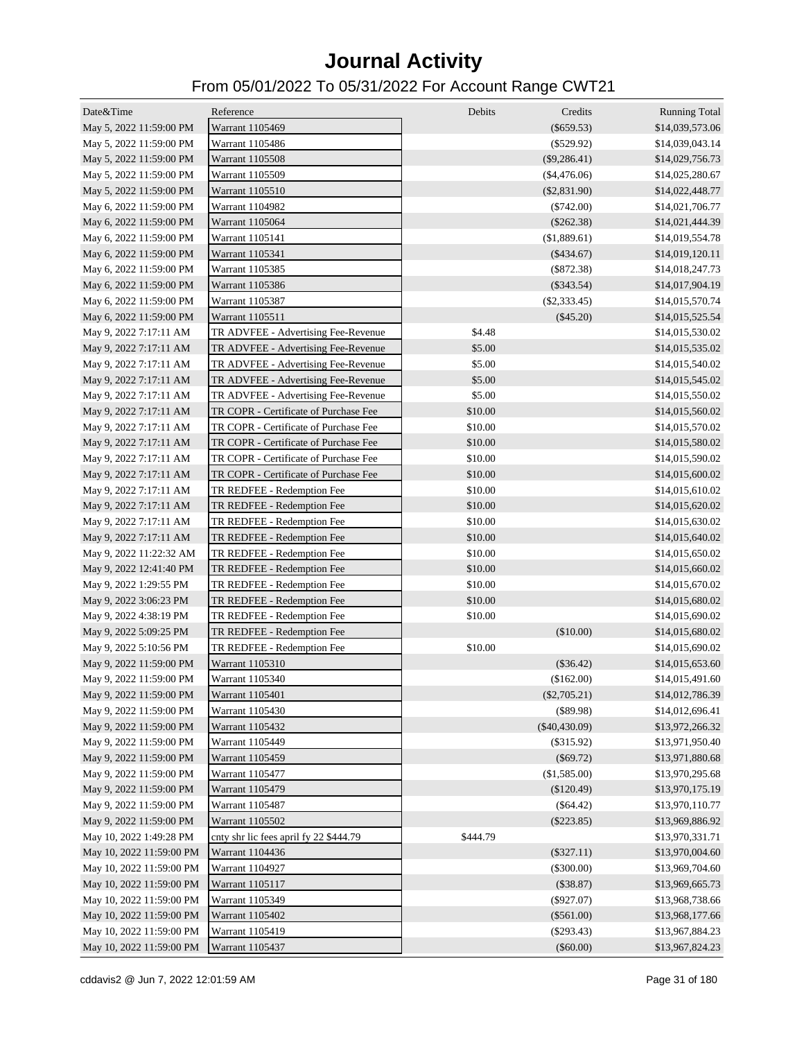# Journal Activity

## From 05/01/2022 To 05/31/2022 For Account Range CWT21

| Date&Time | Reference | Debits | Credits | Running Total |
|---|---|---|---|---|
| May 5, 2022 11:59:00 PM | Warrant 1105469 | | ($659.53) | $14,039,573.06 |
| May 5, 2022 11:59:00 PM | Warrant 1105486 | | ($529.92) | $14,039,043.14 |
| May 5, 2022 11:59:00 PM | Warrant 1105508 | | ($9,286.41) | $14,029,756.73 |
| May 5, 2022 11:59:00 PM | Warrant 1105509 | | ($4,476.06) | $14,025,280.67 |
| May 5, 2022 11:59:00 PM | Warrant 1105510 | | ($2,831.90) | $14,022,448.77 |
| May 6, 2022 11:59:00 PM | Warrant 1104982 | | ($742.00) | $14,021,706.77 |
| May 6, 2022 11:59:00 PM | Warrant 1105064 | | ($262.38) | $14,021,444.39 |
| May 6, 2022 11:59:00 PM | Warrant 1105141 | | ($1,889.61) | $14,019,554.78 |
| May 6, 2022 11:59:00 PM | Warrant 1105341 | | ($434.67) | $14,019,120.11 |
| May 6, 2022 11:59:00 PM | Warrant 1105385 | | ($872.38) | $14,018,247.73 |
| May 6, 2022 11:59:00 PM | Warrant 1105386 | | ($343.54) | $14,017,904.19 |
| May 6, 2022 11:59:00 PM | Warrant 1105387 | | ($2,333.45) | $14,015,570.74 |
| May 6, 2022 11:59:00 PM | Warrant 1105511 | | ($45.20) | $14,015,525.54 |
| May 9, 2022 7:17:11 AM | TR ADVFEE - Advertising Fee-Revenue | $4.48 | | $14,015,530.02 |
| May 9, 2022 7:17:11 AM | TR ADVFEE - Advertising Fee-Revenue | $5.00 | | $14,015,535.02 |
| May 9, 2022 7:17:11 AM | TR ADVFEE - Advertising Fee-Revenue | $5.00 | | $14,015,540.02 |
| May 9, 2022 7:17:11 AM | TR ADVFEE - Advertising Fee-Revenue | $5.00 | | $14,015,545.02 |
| May 9, 2022 7:17:11 AM | TR ADVFEE - Advertising Fee-Revenue | $5.00 | | $14,015,550.02 |
| May 9, 2022 7:17:11 AM | TR COPR - Certificate of Purchase Fee | $10.00 | | $14,015,560.02 |
| May 9, 2022 7:17:11 AM | TR COPR - Certificate of Purchase Fee | $10.00 | | $14,015,570.02 |
| May 9, 2022 7:17:11 AM | TR COPR - Certificate of Purchase Fee | $10.00 | | $14,015,580.02 |
| May 9, 2022 7:17:11 AM | TR COPR - Certificate of Purchase Fee | $10.00 | | $14,015,590.02 |
| May 9, 2022 7:17:11 AM | TR COPR - Certificate of Purchase Fee | $10.00 | | $14,015,600.02 |
| May 9, 2022 7:17:11 AM | TR REDFEE - Redemption Fee | $10.00 | | $14,015,610.02 |
| May 9, 2022 7:17:11 AM | TR REDFEE - Redemption Fee | $10.00 | | $14,015,620.02 |
| May 9, 2022 7:17:11 AM | TR REDFEE - Redemption Fee | $10.00 | | $14,015,630.02 |
| May 9, 2022 7:17:11 AM | TR REDFEE - Redemption Fee | $10.00 | | $14,015,640.02 |
| May 9, 2022 11:22:32 AM | TR REDFEE - Redemption Fee | $10.00 | | $14,015,650.02 |
| May 9, 2022 12:41:40 PM | TR REDFEE - Redemption Fee | $10.00 | | $14,015,660.02 |
| May 9, 2022 1:29:55 PM | TR REDFEE - Redemption Fee | $10.00 | | $14,015,670.02 |
| May 9, 2022 3:06:23 PM | TR REDFEE - Redemption Fee | $10.00 | | $14,015,680.02 |
| May 9, 2022 4:38:19 PM | TR REDFEE - Redemption Fee | $10.00 | | $14,015,690.02 |
| May 9, 2022 5:09:25 PM | TR REDFEE - Redemption Fee | | ($10.00) | $14,015,680.02 |
| May 9, 2022 5:10:56 PM | TR REDFEE - Redemption Fee | $10.00 | | $14,015,690.02 |
| May 9, 2022 11:59:00 PM | Warrant 1105310 | | ($36.42) | $14,015,653.60 |
| May 9, 2022 11:59:00 PM | Warrant 1105340 | | ($162.00) | $14,015,491.60 |
| May 9, 2022 11:59:00 PM | Warrant 1105401 | | ($2,705.21) | $14,012,786.39 |
| May 9, 2022 11:59:00 PM | Warrant 1105430 | | ($89.98) | $14,012,696.41 |
| May 9, 2022 11:59:00 PM | Warrant 1105432 | | ($40,430.09) | $13,972,266.32 |
| May 9, 2022 11:59:00 PM | Warrant 1105449 | | ($315.92) | $13,971,950.40 |
| May 9, 2022 11:59:00 PM | Warrant 1105459 | | ($69.72) | $13,971,880.68 |
| May 9, 2022 11:59:00 PM | Warrant 1105477 | | ($1,585.00) | $13,970,295.68 |
| May 9, 2022 11:59:00 PM | Warrant 1105479 | | ($120.49) | $13,970,175.19 |
| May 9, 2022 11:59:00 PM | Warrant 1105487 | | ($64.42) | $13,970,110.77 |
| May 9, 2022 11:59:00 PM | Warrant 1105502 | | ($223.85) | $13,969,886.92 |
| May 10, 2022 1:49:28 PM | cnty shr lic fees april fy 22 $444.79 | $444.79 | | $13,970,331.71 |
| May 10, 2022 11:59:00 PM | Warrant 1104436 | | ($327.11) | $13,970,004.60 |
| May 10, 2022 11:59:00 PM | Warrant 1104927 | | ($300.00) | $13,969,704.60 |
| May 10, 2022 11:59:00 PM | Warrant 1105117 | | ($38.87) | $13,969,665.73 |
| May 10, 2022 11:59:00 PM | Warrant 1105349 | | ($927.07) | $13,968,738.66 |
| May 10, 2022 11:59:00 PM | Warrant 1105402 | | ($561.00) | $13,968,177.66 |
| May 10, 2022 11:59:00 PM | Warrant 1105419 | | ($293.43) | $13,967,884.23 |
| May 10, 2022 11:59:00 PM | Warrant 1105437 | | ($60.00) | $13,967,824.23 |

cddavis2 @ Jun 7, 2022 12:01:59 AM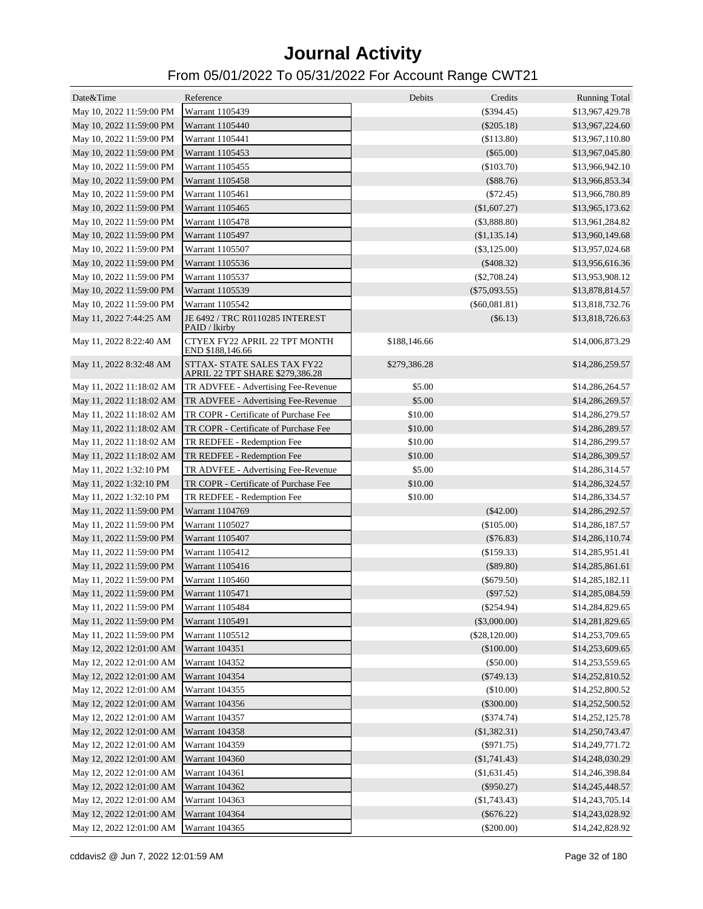# Journal Activity

## From 05/01/2022 To 05/31/2022 For Account Range CWT21

| Date&Time | Reference | Debits | Credits | Running Total |
|---|---|---|---|---|
| May 10, 2022 11:59:00 PM | Warrant 1105439 | | ($394.45) | $13,967,429.78 |
| May 10, 2022 11:59:00 PM | Warrant 1105440 | | ($205.18) | $13,967,224.60 |
| May 10, 2022 11:59:00 PM | Warrant 1105441 | | ($113.80) | $13,967,110.80 |
| May 10, 2022 11:59:00 PM | Warrant 1105453 | | ($65.00) | $13,967,045.80 |
| May 10, 2022 11:59:00 PM | Warrant 1105455 | | ($103.70) | $13,966,942.10 |
| May 10, 2022 11:59:00 PM | Warrant 1105458 | | ($88.76) | $13,966,853.34 |
| May 10, 2022 11:59:00 PM | Warrant 1105461 | | ($72.45) | $13,966,780.89 |
| May 10, 2022 11:59:00 PM | Warrant 1105465 | | ($1,607.27) | $13,965,173.62 |
| May 10, 2022 11:59:00 PM | Warrant 1105478 | | ($3,888.80) | $13,961,284.82 |
| May 10, 2022 11:59:00 PM | Warrant 1105497 | | ($1,135.14) | $13,960,149.68 |
| May 10, 2022 11:59:00 PM | Warrant 1105507 | | ($3,125.00) | $13,957,024.68 |
| May 10, 2022 11:59:00 PM | Warrant 1105536 | | ($408.32) | $13,956,616.36 |
| May 10, 2022 11:59:00 PM | Warrant 1105537 | | ($2,708.24) | $13,953,908.12 |
| May 10, 2022 11:59:00 PM | Warrant 1105539 | | ($75,093.55) | $13,878,814.57 |
| May 10, 2022 11:59:00 PM | Warrant 1105542 | | ($60,081.81) | $13,818,732.76 |
| May 11, 2022 7:44:25 AM | JE 6492 / TRC R0110285 INTEREST PAID / lkirby | | ($6.13) | $13,818,726.63 |
| May 11, 2022 8:22:40 AM | CTYEX FY22 APRIL 22 TPT MONTH END $188,146.66 | $188,146.66 | | $14,006,873.29 |
| May 11, 2022 8:32:48 AM | STTAX- STATE SALES TAX FY22 APRIL 22 TPT SHARE $279,386.28 | $279,386.28 | | $14,286,259.57 |
| May 11, 2022 11:18:02 AM | TR ADVFEE - Advertising Fee-Revenue | $5.00 | | $14,286,264.57 |
| May 11, 2022 11:18:02 AM | TR ADVFEE - Advertising Fee-Revenue | $5.00 | | $14,286,269.57 |
| May 11, 2022 11:18:02 AM | TR COPR - Certificate of Purchase Fee | $10.00 | | $14,286,279.57 |
| May 11, 2022 11:18:02 AM | TR COPR - Certificate of Purchase Fee | $10.00 | | $14,286,289.57 |
| May 11, 2022 11:18:02 AM | TR REDFEE - Redemption Fee | $10.00 | | $14,286,299.57 |
| May 11, 2022 11:18:02 AM | TR REDFEE - Redemption Fee | $10.00 | | $14,286,309.57 |
| May 11, 2022 1:32:10 PM | TR ADVFEE - Advertising Fee-Revenue | $5.00 | | $14,286,314.57 |
| May 11, 2022 1:32:10 PM | TR COPR - Certificate of Purchase Fee | $10.00 | | $14,286,324.57 |
| May 11, 2022 1:32:10 PM | TR REDFEE - Redemption Fee | $10.00 | | $14,286,334.57 |
| May 11, 2022 11:59:00 PM | Warrant 1104769 | | ($42.00) | $14,286,292.57 |
| May 11, 2022 11:59:00 PM | Warrant 1105027 | | ($105.00) | $14,286,187.57 |
| May 11, 2022 11:59:00 PM | Warrant 1105407 | | ($76.83) | $14,286,110.74 |
| May 11, 2022 11:59:00 PM | Warrant 1105412 | | ($159.33) | $14,285,951.41 |
| May 11, 2022 11:59:00 PM | Warrant 1105416 | | ($89.80) | $14,285,861.61 |
| May 11, 2022 11:59:00 PM | Warrant 1105460 | | ($679.50) | $14,285,182.11 |
| May 11, 2022 11:59:00 PM | Warrant 1105471 | | ($97.52) | $14,285,084.59 |
| May 11, 2022 11:59:00 PM | Warrant 1105484 | | ($254.94) | $14,284,829.65 |
| May 11, 2022 11:59:00 PM | Warrant 1105491 | | ($3,000.00) | $14,281,829.65 |
| May 11, 2022 11:59:00 PM | Warrant 1105512 | | ($28,120.00) | $14,253,709.65 |
| May 12, 2022 12:01:00 AM | Warrant 104351 | | ($100.00) | $14,253,609.65 |
| May 12, 2022 12:01:00 AM | Warrant 104352 | | ($50.00) | $14,253,559.65 |
| May 12, 2022 12:01:00 AM | Warrant 104354 | | ($749.13) | $14,252,810.52 |
| May 12, 2022 12:01:00 AM | Warrant 104355 | | ($10.00) | $14,252,800.52 |
| May 12, 2022 12:01:00 AM | Warrant 104356 | | ($300.00) | $14,252,500.52 |
| May 12, 2022 12:01:00 AM | Warrant 104357 | | ($374.74) | $14,252,125.78 |
| May 12, 2022 12:01:00 AM | Warrant 104358 | | ($1,382.31) | $14,250,743.47 |
| May 12, 2022 12:01:00 AM | Warrant 104359 | | ($971.75) | $14,249,771.72 |
| May 12, 2022 12:01:00 AM | Warrant 104360 | | ($1,741.43) | $14,248,030.29 |
| May 12, 2022 12:01:00 AM | Warrant 104361 | | ($1,631.45) | $14,246,398.84 |
| May 12, 2022 12:01:00 AM | Warrant 104362 | | ($950.27) | $14,245,448.57 |
| May 12, 2022 12:01:00 AM | Warrant 104363 | | ($1,743.43) | $14,243,705.14 |
| May 12, 2022 12:01:00 AM | Warrant 104364 | | ($676.22) | $14,243,028.92 |
| May 12, 2022 12:01:00 AM | Warrant 104365 | | ($200.00) | $14,242,828.92 |

cddavis2 @ Jun 7, 2022 12:01:59 AM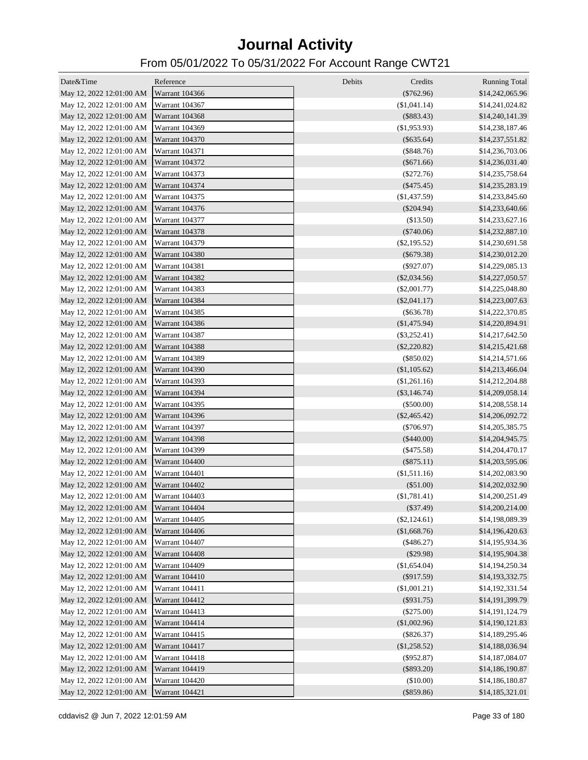# Journal Activity

## From 05/01/2022 To 05/31/2022 For Account Range CWT21

| Date&Time | Reference | Debits | Credits | Running Total |
|---|---|---|---|---|
| May 12, 2022 12:01:00 AM | Warrant 104366 | | ($762.96) | $14,242,065.96 |
| May 12, 2022 12:01:00 AM | Warrant 104367 | | ($1,041.14) | $14,241,024.82 |
| May 12, 2022 12:01:00 AM | Warrant 104368 | | ($883.43) | $14,240,141.39 |
| May 12, 2022 12:01:00 AM | Warrant 104369 | | ($1,953.93) | $14,238,187.46 |
| May 12, 2022 12:01:00 AM | Warrant 104370 | | ($635.64) | $14,237,551.82 |
| May 12, 2022 12:01:00 AM | Warrant 104371 | | ($848.76) | $14,236,703.06 |
| May 12, 2022 12:01:00 AM | Warrant 104372 | | ($671.66) | $14,236,031.40 |
| May 12, 2022 12:01:00 AM | Warrant 104373 | | ($272.76) | $14,235,758.64 |
| May 12, 2022 12:01:00 AM | Warrant 104374 | | ($475.45) | $14,235,283.19 |
| May 12, 2022 12:01:00 AM | Warrant 104375 | | ($1,437.59) | $14,233,845.60 |
| May 12, 2022 12:01:00 AM | Warrant 104376 | | ($204.94) | $14,233,640.66 |
| May 12, 2022 12:01:00 AM | Warrant 104377 | | ($13.50) | $14,233,627.16 |
| May 12, 2022 12:01:00 AM | Warrant 104378 | | ($740.06) | $14,232,887.10 |
| May 12, 2022 12:01:00 AM | Warrant 104379 | | ($2,195.52) | $14,230,691.58 |
| May 12, 2022 12:01:00 AM | Warrant 104380 | | ($679.38) | $14,230,012.20 |
| May 12, 2022 12:01:00 AM | Warrant 104381 | | ($927.07) | $14,229,085.13 |
| May 12, 2022 12:01:00 AM | Warrant 104382 | | ($2,034.56) | $14,227,050.57 |
| May 12, 2022 12:01:00 AM | Warrant 104383 | | ($2,001.77) | $14,225,048.80 |
| May 12, 2022 12:01:00 AM | Warrant 104384 | | ($2,041.17) | $14,223,007.63 |
| May 12, 2022 12:01:00 AM | Warrant 104385 | | ($636.78) | $14,222,370.85 |
| May 12, 2022 12:01:00 AM | Warrant 104386 | | ($1,475.94) | $14,220,894.91 |
| May 12, 2022 12:01:00 AM | Warrant 104387 | | ($3,252.41) | $14,217,642.50 |
| May 12, 2022 12:01:00 AM | Warrant 104388 | | ($2,220.82) | $14,215,421.68 |
| May 12, 2022 12:01:00 AM | Warrant 104389 | | ($850.02) | $14,214,571.66 |
| May 12, 2022 12:01:00 AM | Warrant 104390 | | ($1,105.62) | $14,213,466.04 |
| May 12, 2022 12:01:00 AM | Warrant 104393 | | ($1,261.16) | $14,212,204.88 |
| May 12, 2022 12:01:00 AM | Warrant 104394 | | ($3,146.74) | $14,209,058.14 |
| May 12, 2022 12:01:00 AM | Warrant 104395 | | ($500.00) | $14,208,558.14 |
| May 12, 2022 12:01:00 AM | Warrant 104396 | | ($2,465.42) | $14,206,092.72 |
| May 12, 2022 12:01:00 AM | Warrant 104397 | | ($706.97) | $14,205,385.75 |
| May 12, 2022 12:01:00 AM | Warrant 104398 | | ($440.00) | $14,204,945.75 |
| May 12, 2022 12:01:00 AM | Warrant 104399 | | ($475.58) | $14,204,470.17 |
| May 12, 2022 12:01:00 AM | Warrant 104400 | | ($875.11) | $14,203,595.06 |
| May 12, 2022 12:01:00 AM | Warrant 104401 | | ($1,511.16) | $14,202,083.90 |
| May 12, 2022 12:01:00 AM | Warrant 104402 | | ($51.00) | $14,202,032.90 |
| May 12, 2022 12:01:00 AM | Warrant 104403 | | ($1,781.41) | $14,200,251.49 |
| May 12, 2022 12:01:00 AM | Warrant 104404 | | ($37.49) | $14,200,214.00 |
| May 12, 2022 12:01:00 AM | Warrant 104405 | | ($2,124.61) | $14,198,089.39 |
| May 12, 2022 12:01:00 AM | Warrant 104406 | | ($1,668.76) | $14,196,420.63 |
| May 12, 2022 12:01:00 AM | Warrant 104407 | | ($486.27) | $14,195,934.36 |
| May 12, 2022 12:01:00 AM | Warrant 104408 | | ($29.98) | $14,195,904.38 |
| May 12, 2022 12:01:00 AM | Warrant 104409 | | ($1,654.04) | $14,194,250.34 |
| May 12, 2022 12:01:00 AM | Warrant 104410 | | ($917.59) | $14,193,332.75 |
| May 12, 2022 12:01:00 AM | Warrant 104411 | | ($1,001.21) | $14,192,331.54 |
| May 12, 2022 12:01:00 AM | Warrant 104412 | | ($931.75) | $14,191,399.79 |
| May 12, 2022 12:01:00 AM | Warrant 104413 | | ($275.00) | $14,191,124.79 |
| May 12, 2022 12:01:00 AM | Warrant 104414 | | ($1,002.96) | $14,190,121.83 |
| May 12, 2022 12:01:00 AM | Warrant 104415 | | ($826.37) | $14,189,295.46 |
| May 12, 2022 12:01:00 AM | Warrant 104417 | | ($1,258.52) | $14,188,036.94 |
| May 12, 2022 12:01:00 AM | Warrant 104418 | | ($952.87) | $14,187,084.07 |
| May 12, 2022 12:01:00 AM | Warrant 104419 | | ($893.20) | $14,186,190.87 |
| May 12, 2022 12:01:00 AM | Warrant 104420 | | ($10.00) | $14,186,180.87 |
| May 12, 2022 12:01:00 AM | Warrant 104421 | | ($859.86) | $14,185,321.01 |

cddavis2 @ Jun 7, 2022 12:01:59 AM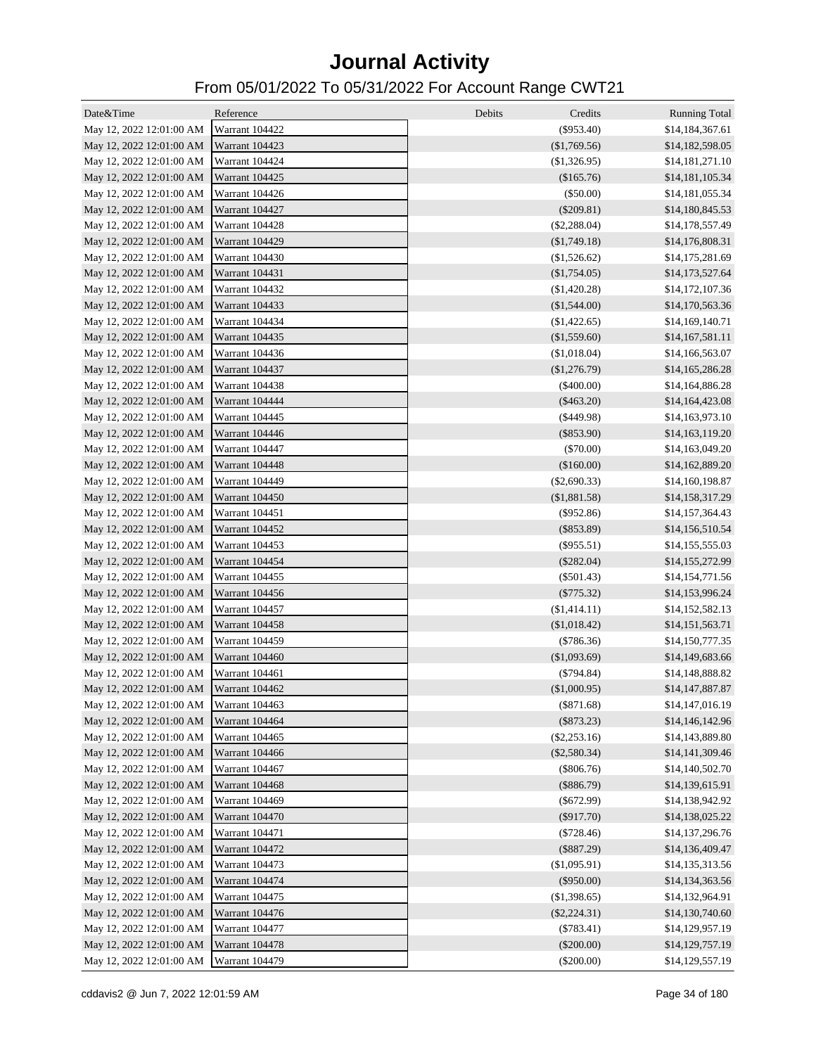# Journal Activity

## From 05/01/2022 To 05/31/2022 For Account Range CWT21

| Date&Time | Reference | Debits | Credits | Running Total |
|---|---|---|---|---|
| May 12, 2022 12:01:00 AM | Warrant 104422 | | ($953.40) | $14,184,367.61 |
| May 12, 2022 12:01:00 AM | Warrant 104423 | | ($1,769.56) | $14,182,598.05 |
| May 12, 2022 12:01:00 AM | Warrant 104424 | | ($1,326.95) | $14,181,271.10 |
| May 12, 2022 12:01:00 AM | Warrant 104425 | | ($165.76) | $14,181,105.34 |
| May 12, 2022 12:01:00 AM | Warrant 104426 | | ($50.00) | $14,181,055.34 |
| May 12, 2022 12:01:00 AM | Warrant 104427 | | ($209.81) | $14,180,845.53 |
| May 12, 2022 12:01:00 AM | Warrant 104428 | | ($2,288.04) | $14,178,557.49 |
| May 12, 2022 12:01:00 AM | Warrant 104429 | | ($1,749.18) | $14,176,808.31 |
| May 12, 2022 12:01:00 AM | Warrant 104430 | | ($1,526.62) | $14,175,281.69 |
| May 12, 2022 12:01:00 AM | Warrant 104431 | | ($1,754.05) | $14,173,527.64 |
| May 12, 2022 12:01:00 AM | Warrant 104432 | | ($1,420.28) | $14,172,107.36 |
| May 12, 2022 12:01:00 AM | Warrant 104433 | | ($1,544.00) | $14,170,563.36 |
| May 12, 2022 12:01:00 AM | Warrant 104434 | | ($1,422.65) | $14,169,140.71 |
| May 12, 2022 12:01:00 AM | Warrant 104435 | | ($1,559.60) | $14,167,581.11 |
| May 12, 2022 12:01:00 AM | Warrant 104436 | | ($1,018.04) | $14,166,563.07 |
| May 12, 2022 12:01:00 AM | Warrant 104437 | | ($1,276.79) | $14,165,286.28 |
| May 12, 2022 12:01:00 AM | Warrant 104438 | | ($400.00) | $14,164,886.28 |
| May 12, 2022 12:01:00 AM | Warrant 104444 | | ($463.20) | $14,164,423.08 |
| May 12, 2022 12:01:00 AM | Warrant 104445 | | ($449.98) | $14,163,973.10 |
| May 12, 2022 12:01:00 AM | Warrant 104446 | | ($853.90) | $14,163,119.20 |
| May 12, 2022 12:01:00 AM | Warrant 104447 | | ($70.00) | $14,163,049.20 |
| May 12, 2022 12:01:00 AM | Warrant 104448 | | ($160.00) | $14,162,889.20 |
| May 12, 2022 12:01:00 AM | Warrant 104449 | | ($2,690.33) | $14,160,198.87 |
| May 12, 2022 12:01:00 AM | Warrant 104450 | | ($1,881.58) | $14,158,317.29 |
| May 12, 2022 12:01:00 AM | Warrant 104451 | | ($952.86) | $14,157,364.43 |
| May 12, 2022 12:01:00 AM | Warrant 104452 | | ($853.89) | $14,156,510.54 |
| May 12, 2022 12:01:00 AM | Warrant 104453 | | ($955.51) | $14,155,555.03 |
| May 12, 2022 12:01:00 AM | Warrant 104454 | | ($282.04) | $14,155,272.99 |
| May 12, 2022 12:01:00 AM | Warrant 104455 | | ($501.43) | $14,154,771.56 |
| May 12, 2022 12:01:00 AM | Warrant 104456 | | ($775.32) | $14,153,996.24 |
| May 12, 2022 12:01:00 AM | Warrant 104457 | | ($1,414.11) | $14,152,582.13 |
| May 12, 2022 12:01:00 AM | Warrant 104458 | | ($1,018.42) | $14,151,563.71 |
| May 12, 2022 12:01:00 AM | Warrant 104459 | | ($786.36) | $14,150,777.35 |
| May 12, 2022 12:01:00 AM | Warrant 104460 | | ($1,093.69) | $14,149,683.66 |
| May 12, 2022 12:01:00 AM | Warrant 104461 | | ($794.84) | $14,148,888.82 |
| May 12, 2022 12:01:00 AM | Warrant 104462 | | ($1,000.95) | $14,147,887.87 |
| May 12, 2022 12:01:00 AM | Warrant 104463 | | ($871.68) | $14,147,016.19 |
| May 12, 2022 12:01:00 AM | Warrant 104464 | | ($873.23) | $14,146,142.96 |
| May 12, 2022 12:01:00 AM | Warrant 104465 | | ($2,253.16) | $14,143,889.80 |
| May 12, 2022 12:01:00 AM | Warrant 104466 | | ($2,580.34) | $14,141,309.46 |
| May 12, 2022 12:01:00 AM | Warrant 104467 | | ($806.76) | $14,140,502.70 |
| May 12, 2022 12:01:00 AM | Warrant 104468 | | ($886.79) | $14,139,615.91 |
| May 12, 2022 12:01:00 AM | Warrant 104469 | | ($672.99) | $14,138,942.92 |
| May 12, 2022 12:01:00 AM | Warrant 104470 | | ($917.70) | $14,138,025.22 |
| May 12, 2022 12:01:00 AM | Warrant 104471 | | ($728.46) | $14,137,296.76 |
| May 12, 2022 12:01:00 AM | Warrant 104472 | | ($887.29) | $14,136,409.47 |
| May 12, 2022 12:01:00 AM | Warrant 104473 | | ($1,095.91) | $14,135,313.56 |
| May 12, 2022 12:01:00 AM | Warrant 104474 | | ($950.00) | $14,134,363.56 |
| May 12, 2022 12:01:00 AM | Warrant 104475 | | ($1,398.65) | $14,132,964.91 |
| May 12, 2022 12:01:00 AM | Warrant 104476 | | ($2,224.31) | $14,130,740.60 |
| May 12, 2022 12:01:00 AM | Warrant 104477 | | ($783.41) | $14,129,957.19 |
| May 12, 2022 12:01:00 AM | Warrant 104478 | | ($200.00) | $14,129,757.19 |
| May 12, 2022 12:01:00 AM | Warrant 104479 | | ($200.00) | $14,129,557.19 |

cddavis2 @ Jun 7, 2022 12:01:59 AM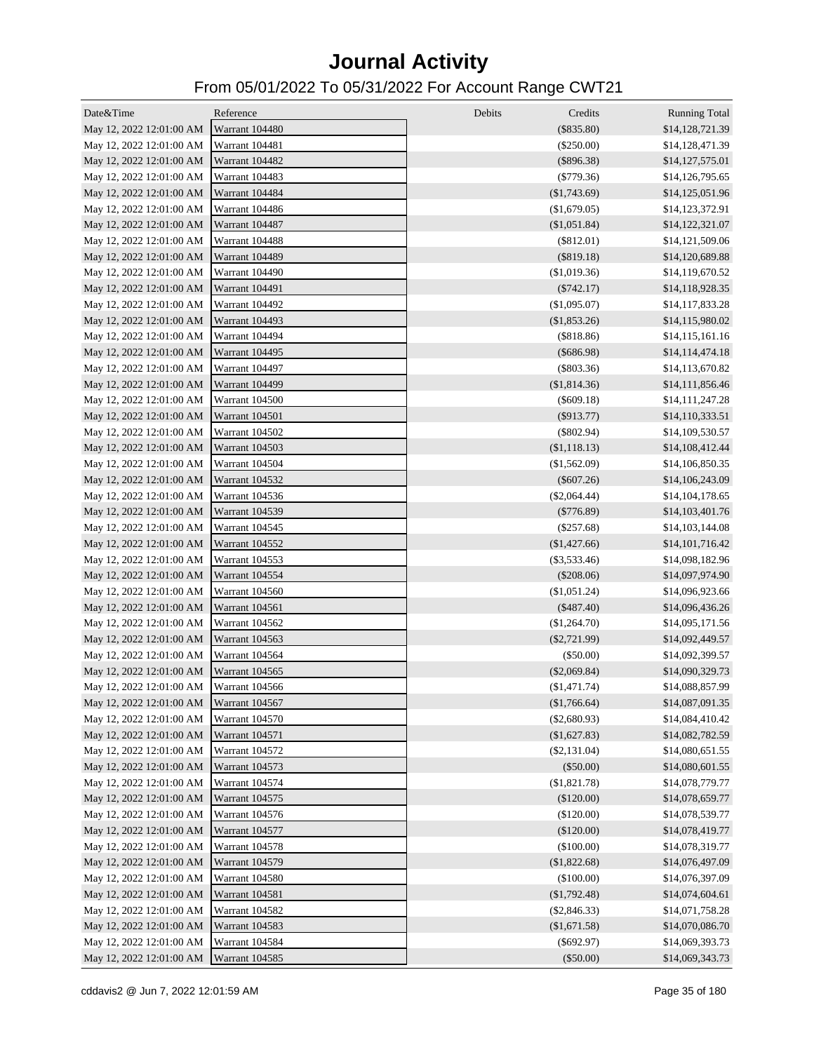# Journal Activity

## From 05/01/2022 To 05/31/2022 For Account Range CWT21

| Date&Time | Reference | Debits | Credits | Running Total |
|---|---|---|---|---|
| May 12, 2022 12:01:00 AM | Warrant 104480 | | ($835.80) | $14,128,721.39 |
| May 12, 2022 12:01:00 AM | Warrant 104481 | | ($250.00) | $14,128,471.39 |
| May 12, 2022 12:01:00 AM | Warrant 104482 | | ($896.38) | $14,127,575.01 |
| May 12, 2022 12:01:00 AM | Warrant 104483 | | ($779.36) | $14,126,795.65 |
| May 12, 2022 12:01:00 AM | Warrant 104484 | | ($1,743.69) | $14,125,051.96 |
| May 12, 2022 12:01:00 AM | Warrant 104486 | | ($1,679.05) | $14,123,372.91 |
| May 12, 2022 12:01:00 AM | Warrant 104487 | | ($1,051.84) | $14,122,321.07 |
| May 12, 2022 12:01:00 AM | Warrant 104488 | | ($812.01) | $14,121,509.06 |
| May 12, 2022 12:01:00 AM | Warrant 104489 | | ($819.18) | $14,120,689.88 |
| May 12, 2022 12:01:00 AM | Warrant 104490 | | ($1,019.36) | $14,119,670.52 |
| May 12, 2022 12:01:00 AM | Warrant 104491 | | ($742.17) | $14,118,928.35 |
| May 12, 2022 12:01:00 AM | Warrant 104492 | | ($1,095.07) | $14,117,833.28 |
| May 12, 2022 12:01:00 AM | Warrant 104493 | | ($1,853.26) | $14,115,980.02 |
| May 12, 2022 12:01:00 AM | Warrant 104494 | | ($818.86) | $14,115,161.16 |
| May 12, 2022 12:01:00 AM | Warrant 104495 | | ($686.98) | $14,114,474.18 |
| May 12, 2022 12:01:00 AM | Warrant 104497 | | ($803.36) | $14,113,670.82 |
| May 12, 2022 12:01:00 AM | Warrant 104499 | | ($1,814.36) | $14,111,856.46 |
| May 12, 2022 12:01:00 AM | Warrant 104500 | | ($609.18) | $14,111,247.28 |
| May 12, 2022 12:01:00 AM | Warrant 104501 | | ($913.77) | $14,110,333.51 |
| May 12, 2022 12:01:00 AM | Warrant 104502 | | ($802.94) | $14,109,530.57 |
| May 12, 2022 12:01:00 AM | Warrant 104503 | | ($1,118.13) | $14,108,412.44 |
| May 12, 2022 12:01:00 AM | Warrant 104504 | | ($1,562.09) | $14,106,850.35 |
| May 12, 2022 12:01:00 AM | Warrant 104532 | | ($607.26) | $14,106,243.09 |
| May 12, 2022 12:01:00 AM | Warrant 104536 | | ($2,064.44) | $14,104,178.65 |
| May 12, 2022 12:01:00 AM | Warrant 104539 | | ($776.89) | $14,103,401.76 |
| May 12, 2022 12:01:00 AM | Warrant 104545 | | ($257.68) | $14,103,144.08 |
| May 12, 2022 12:01:00 AM | Warrant 104552 | | ($1,427.66) | $14,101,716.42 |
| May 12, 2022 12:01:00 AM | Warrant 104553 | | ($3,533.46) | $14,098,182.96 |
| May 12, 2022 12:01:00 AM | Warrant 104554 | | ($208.06) | $14,097,974.90 |
| May 12, 2022 12:01:00 AM | Warrant 104560 | | ($1,051.24) | $14,096,923.66 |
| May 12, 2022 12:01:00 AM | Warrant 104561 | | ($487.40) | $14,096,436.26 |
| May 12, 2022 12:01:00 AM | Warrant 104562 | | ($1,264.70) | $14,095,171.56 |
| May 12, 2022 12:01:00 AM | Warrant 104563 | | ($2,721.99) | $14,092,449.57 |
| May 12, 2022 12:01:00 AM | Warrant 104564 | | ($50.00) | $14,092,399.57 |
| May 12, 2022 12:01:00 AM | Warrant 104565 | | ($2,069.84) | $14,090,329.73 |
| May 12, 2022 12:01:00 AM | Warrant 104566 | | ($1,471.74) | $14,088,857.99 |
| May 12, 2022 12:01:00 AM | Warrant 104567 | | ($1,766.64) | $14,087,091.35 |
| May 12, 2022 12:01:00 AM | Warrant 104570 | | ($2,680.93) | $14,084,410.42 |
| May 12, 2022 12:01:00 AM | Warrant 104571 | | ($1,627.83) | $14,082,782.59 |
| May 12, 2022 12:01:00 AM | Warrant 104572 | | ($2,131.04) | $14,080,651.55 |
| May 12, 2022 12:01:00 AM | Warrant 104573 | | ($50.00) | $14,080,601.55 |
| May 12, 2022 12:01:00 AM | Warrant 104574 | | ($1,821.78) | $14,078,779.77 |
| May 12, 2022 12:01:00 AM | Warrant 104575 | | ($120.00) | $14,078,659.77 |
| May 12, 2022 12:01:00 AM | Warrant 104576 | | ($120.00) | $14,078,539.77 |
| May 12, 2022 12:01:00 AM | Warrant 104577 | | ($120.00) | $14,078,419.77 |
| May 12, 2022 12:01:00 AM | Warrant 104578 | | ($100.00) | $14,078,319.77 |
| May 12, 2022 12:01:00 AM | Warrant 104579 | | ($1,822.68) | $14,076,497.09 |
| May 12, 2022 12:01:00 AM | Warrant 104580 | | ($100.00) | $14,076,397.09 |
| May 12, 2022 12:01:00 AM | Warrant 104581 | | ($1,792.48) | $14,074,604.61 |
| May 12, 2022 12:01:00 AM | Warrant 104582 | | ($2,846.33) | $14,071,758.28 |
| May 12, 2022 12:01:00 AM | Warrant 104583 | | ($1,671.58) | $14,070,086.70 |
| May 12, 2022 12:01:00 AM | Warrant 104584 | | ($692.97) | $14,069,393.73 |
| May 12, 2022 12:01:00 AM | Warrant 104585 | | ($50.00) | $14,069,343.73 |

cddavis2 @ Jun 7, 2022 12:01:59 AM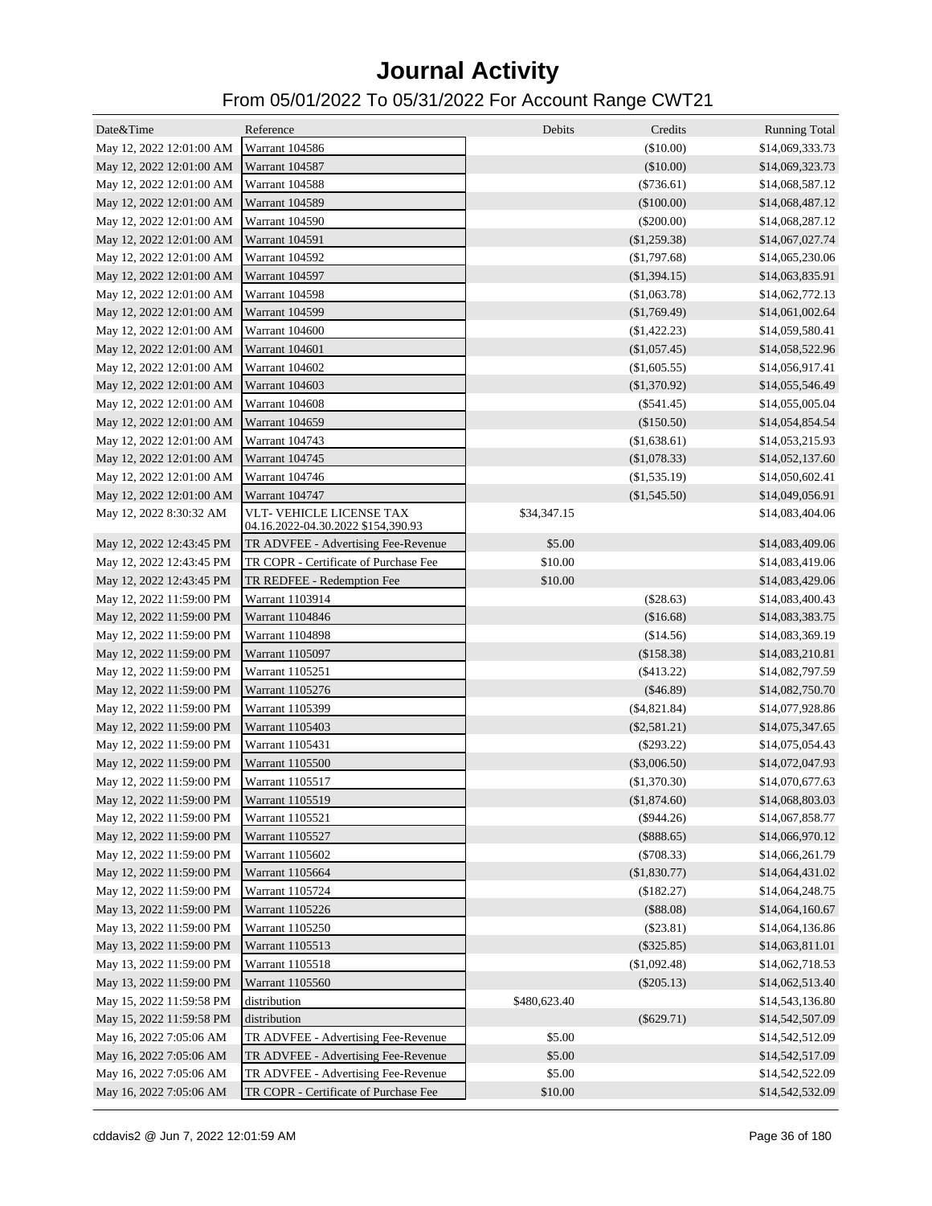# Journal Activity

## From 05/01/2022 To 05/31/2022 For Account Range CWT21

| Date&Time | Reference | Debits | Credits | Running Total |
|---|---|---|---|---|
| May 12, 2022 12:01:00 AM | Warrant 104586 | | ($10.00) | $14,069,333.73 |
| May 12, 2022 12:01:00 AM | Warrant 104587 | | ($10.00) | $14,069,323.73 |
| May 12, 2022 12:01:00 AM | Warrant 104588 | | ($736.61) | $14,068,587.12 |
| May 12, 2022 12:01:00 AM | Warrant 104589 | | ($100.00) | $14,068,487.12 |
| May 12, 2022 12:01:00 AM | Warrant 104590 | | ($200.00) | $14,068,287.12 |
| May 12, 2022 12:01:00 AM | Warrant 104591 | | ($1,259.38) | $14,067,027.74 |
| May 12, 2022 12:01:00 AM | Warrant 104592 | | ($1,797.68) | $14,065,230.06 |
| May 12, 2022 12:01:00 AM | Warrant 104597 | | ($1,394.15) | $14,063,835.91 |
| May 12, 2022 12:01:00 AM | Warrant 104598 | | ($1,063.78) | $14,062,772.13 |
| May 12, 2022 12:01:00 AM | Warrant 104599 | | ($1,769.49) | $14,061,002.64 |
| May 12, 2022 12:01:00 AM | Warrant 104600 | | ($1,422.23) | $14,059,580.41 |
| May 12, 2022 12:01:00 AM | Warrant 104601 | | ($1,057.45) | $14,058,522.96 |
| May 12, 2022 12:01:00 AM | Warrant 104602 | | ($1,605.55) | $14,056,917.41 |
| May 12, 2022 12:01:00 AM | Warrant 104603 | | ($1,370.92) | $14,055,546.49 |
| May 12, 2022 12:01:00 AM | Warrant 104608 | | ($541.45) | $14,055,005.04 |
| May 12, 2022 12:01:00 AM | Warrant 104659 | | ($150.50) | $14,054,854.54 |
| May 12, 2022 12:01:00 AM | Warrant 104743 | | ($1,638.61) | $14,053,215.93 |
| May 12, 2022 12:01:00 AM | Warrant 104745 | | ($1,078.33) | $14,052,137.60 |
| May 12, 2022 12:01:00 AM | Warrant 104746 | | ($1,535.19) | $14,050,602.41 |
| May 12, 2022 12:01:00 AM | Warrant 104747 | | ($1,545.50) | $14,049,056.91 |
| May 12, 2022 8:30:32 AM | VLT- VEHICLE LICENSE TAX 04.16.2022-04.30.2022 $154,390.93 | $34,347.15 | | $14,083,404.06 |
| May 12, 2022 12:43:45 PM | TR ADVFEE - Advertising Fee-Revenue | $5.00 | | $14,083,409.06 |
| May 12, 2022 12:43:45 PM | TR COPR - Certificate of Purchase Fee | $10.00 | | $14,083,419.06 |
| May 12, 2022 12:43:45 PM | TR REDFEE - Redemption Fee | $10.00 | | $14,083,429.06 |
| May 12, 2022 11:59:00 PM | Warrant 1103914 | | ($28.63) | $14,083,400.43 |
| May 12, 2022 11:59:00 PM | Warrant 1104846 | | ($16.68) | $14,083,383.75 |
| May 12, 2022 11:59:00 PM | Warrant 1104898 | | ($14.56) | $14,083,369.19 |
| May 12, 2022 11:59:00 PM | Warrant 1105097 | | ($158.38) | $14,083,210.81 |
| May 12, 2022 11:59:00 PM | Warrant 1105251 | | ($413.22) | $14,082,797.59 |
| May 12, 2022 11:59:00 PM | Warrant 1105276 | | ($46.89) | $14,082,750.70 |
| May 12, 2022 11:59:00 PM | Warrant 1105399 | | ($4,821.84) | $14,077,928.86 |
| May 12, 2022 11:59:00 PM | Warrant 1105403 | | ($2,581.21) | $14,075,347.65 |
| May 12, 2022 11:59:00 PM | Warrant 1105431 | | ($293.22) | $14,075,054.43 |
| May 12, 2022 11:59:00 PM | Warrant 1105500 | | ($3,006.50) | $14,072,047.93 |
| May 12, 2022 11:59:00 PM | Warrant 1105517 | | ($1,370.30) | $14,070,677.63 |
| May 12, 2022 11:59:00 PM | Warrant 1105519 | | ($1,874.60) | $14,068,803.03 |
| May 12, 2022 11:59:00 PM | Warrant 1105521 | | ($944.26) | $14,067,858.77 |
| May 12, 2022 11:59:00 PM | Warrant 1105527 | | ($888.65) | $14,066,970.12 |
| May 12, 2022 11:59:00 PM | Warrant 1105602 | | ($708.33) | $14,066,261.79 |
| May 12, 2022 11:59:00 PM | Warrant 1105664 | | ($1,830.77) | $14,064,431.02 |
| May 12, 2022 11:59:00 PM | Warrant 1105724 | | ($182.27) | $14,064,248.75 |
| May 13, 2022 11:59:00 PM | Warrant 1105226 | | ($88.08) | $14,064,160.67 |
| May 13, 2022 11:59:00 PM | Warrant 1105250 | | ($23.81) | $14,064,136.86 |
| May 13, 2022 11:59:00 PM | Warrant 1105513 | | ($325.85) | $14,063,811.01 |
| May 13, 2022 11:59:00 PM | Warrant 1105518 | | ($1,092.48) | $14,062,718.53 |
| May 13, 2022 11:59:00 PM | Warrant 1105560 | | ($205.13) | $14,062,513.40 |
| May 15, 2022 11:59:58 PM | distribution | $480,623.40 | | $14,543,136.80 |
| May 15, 2022 11:59:58 PM | distribution | | ($629.71) | $14,542,507.09 |
| May 16, 2022 7:05:06 AM | TR ADVFEE - Advertising Fee-Revenue | $5.00 | | $14,542,512.09 |
| May 16, 2022 7:05:06 AM | TR ADVFEE - Advertising Fee-Revenue | $5.00 | | $14,542,517.09 |
| May 16, 2022 7:05:06 AM | TR ADVFEE - Advertising Fee-Revenue | $5.00 | | $14,542,522.09 |
| May 16, 2022 7:05:06 AM | TR COPR - Certificate of Purchase Fee | $10.00 | | $14,542,532.09 |

cddavis2 @ Jun 7, 2022 12:01:59 AM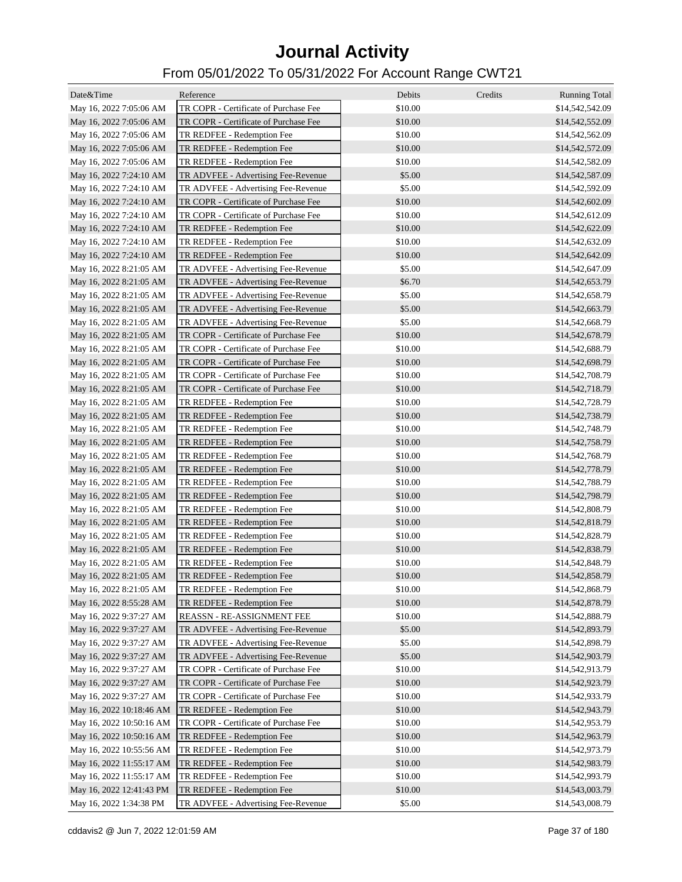# Journal Activity

## From 05/01/2022 To 05/31/2022 For Account Range CWT21

| Date&Time | Reference | Debits | Credits | Running Total |
|---|---|---|---|---|
| May 16, 2022 7:05:06 AM | TR COPR - Certificate of Purchase Fee | $10.00 | | $14,542,542.09 |
| May 16, 2022 7:05:06 AM | TR COPR - Certificate of Purchase Fee | $10.00 | | $14,542,552.09 |
| May 16, 2022 7:05:06 AM | TR REDFEE - Redemption Fee | $10.00 | | $14,542,562.09 |
| May 16, 2022 7:05:06 AM | TR REDFEE - Redemption Fee | $10.00 | | $14,542,572.09 |
| May 16, 2022 7:05:06 AM | TR REDFEE - Redemption Fee | $10.00 | | $14,542,582.09 |
| May 16, 2022 7:24:10 AM | TR ADVFEE - Advertising Fee-Revenue | $5.00 | | $14,542,587.09 |
| May 16, 2022 7:24:10 AM | TR ADVFEE - Advertising Fee-Revenue | $5.00 | | $14,542,592.09 |
| May 16, 2022 7:24:10 AM | TR COPR - Certificate of Purchase Fee | $10.00 | | $14,542,602.09 |
| May 16, 2022 7:24:10 AM | TR COPR - Certificate of Purchase Fee | $10.00 | | $14,542,612.09 |
| May 16, 2022 7:24:10 AM | TR REDFEE - Redemption Fee | $10.00 | | $14,542,622.09 |
| May 16, 2022 7:24:10 AM | TR REDFEE - Redemption Fee | $10.00 | | $14,542,632.09 |
| May 16, 2022 7:24:10 AM | TR REDFEE - Redemption Fee | $10.00 | | $14,542,642.09 |
| May 16, 2022 8:21:05 AM | TR ADVFEE - Advertising Fee-Revenue | $5.00 | | $14,542,647.09 |
| May 16, 2022 8:21:05 AM | TR ADVFEE - Advertising Fee-Revenue | $6.70 | | $14,542,653.79 |
| May 16, 2022 8:21:05 AM | TR ADVFEE - Advertising Fee-Revenue | $5.00 | | $14,542,658.79 |
| May 16, 2022 8:21:05 AM | TR ADVFEE - Advertising Fee-Revenue | $5.00 | | $14,542,663.79 |
| May 16, 2022 8:21:05 AM | TR ADVFEE - Advertising Fee-Revenue | $5.00 | | $14,542,668.79 |
| May 16, 2022 8:21:05 AM | TR COPR - Certificate of Purchase Fee | $10.00 | | $14,542,678.79 |
| May 16, 2022 8:21:05 AM | TR COPR - Certificate of Purchase Fee | $10.00 | | $14,542,688.79 |
| May 16, 2022 8:21:05 AM | TR COPR - Certificate of Purchase Fee | $10.00 | | $14,542,698.79 |
| May 16, 2022 8:21:05 AM | TR COPR - Certificate of Purchase Fee | $10.00 | | $14,542,708.79 |
| May 16, 2022 8:21:05 AM | TR COPR - Certificate of Purchase Fee | $10.00 | | $14,542,718.79 |
| May 16, 2022 8:21:05 AM | TR REDFEE - Redemption Fee | $10.00 | | $14,542,728.79 |
| May 16, 2022 8:21:05 AM | TR REDFEE - Redemption Fee | $10.00 | | $14,542,738.79 |
| May 16, 2022 8:21:05 AM | TR REDFEE - Redemption Fee | $10.00 | | $14,542,748.79 |
| May 16, 2022 8:21:05 AM | TR REDFEE - Redemption Fee | $10.00 | | $14,542,758.79 |
| May 16, 2022 8:21:05 AM | TR REDFEE - Redemption Fee | $10.00 | | $14,542,768.79 |
| May 16, 2022 8:21:05 AM | TR REDFEE - Redemption Fee | $10.00 | | $14,542,778.79 |
| May 16, 2022 8:21:05 AM | TR REDFEE - Redemption Fee | $10.00 | | $14,542,788.79 |
| May 16, 2022 8:21:05 AM | TR REDFEE - Redemption Fee | $10.00 | | $14,542,798.79 |
| May 16, 2022 8:21:05 AM | TR REDFEE - Redemption Fee | $10.00 | | $14,542,808.79 |
| May 16, 2022 8:21:05 AM | TR REDFEE - Redemption Fee | $10.00 | | $14,542,818.79 |
| May 16, 2022 8:21:05 AM | TR REDFEE - Redemption Fee | $10.00 | | $14,542,828.79 |
| May 16, 2022 8:21:05 AM | TR REDFEE - Redemption Fee | $10.00 | | $14,542,838.79 |
| May 16, 2022 8:21:05 AM | TR REDFEE - Redemption Fee | $10.00 | | $14,542,848.79 |
| May 16, 2022 8:21:05 AM | TR REDFEE - Redemption Fee | $10.00 | | $14,542,858.79 |
| May 16, 2022 8:21:05 AM | TR REDFEE - Redemption Fee | $10.00 | | $14,542,868.79 |
| May 16, 2022 8:55:28 AM | TR REDFEE - Redemption Fee | $10.00 | | $14,542,878.79 |
| May 16, 2022 9:37:27 AM | REASSN - RE-ASSIGNMENT FEE | $10.00 | | $14,542,888.79 |
| May 16, 2022 9:37:27 AM | TR ADVFEE - Advertising Fee-Revenue | $5.00 | | $14,542,893.79 |
| May 16, 2022 9:37:27 AM | TR ADVFEE - Advertising Fee-Revenue | $5.00 | | $14,542,898.79 |
| May 16, 2022 9:37:27 AM | TR ADVFEE - Advertising Fee-Revenue | $5.00 | | $14,542,903.79 |
| May 16, 2022 9:37:27 AM | TR COPR - Certificate of Purchase Fee | $10.00 | | $14,542,913.79 |
| May 16, 2022 9:37:27 AM | TR COPR - Certificate of Purchase Fee | $10.00 | | $14,542,923.79 |
| May 16, 2022 9:37:27 AM | TR COPR - Certificate of Purchase Fee | $10.00 | | $14,542,933.79 |
| May 16, 2022 10:18:46 AM | TR REDFEE - Redemption Fee | $10.00 | | $14,542,943.79 |
| May 16, 2022 10:50:16 AM | TR COPR - Certificate of Purchase Fee | $10.00 | | $14,542,953.79 |
| May 16, 2022 10:50:16 AM | TR REDFEE - Redemption Fee | $10.00 | | $14,542,963.79 |
| May 16, 2022 10:55:56 AM | TR REDFEE - Redemption Fee | $10.00 | | $14,542,973.79 |
| May 16, 2022 11:55:17 AM | TR REDFEE - Redemption Fee | $10.00 | | $14,542,983.79 |
| May 16, 2022 11:55:17 AM | TR REDFEE - Redemption Fee | $10.00 | | $14,542,993.79 |
| May 16, 2022 12:41:43 PM | TR REDFEE - Redemption Fee | $10.00 | | $14,543,003.79 |
| May 16, 2022 1:34:38 PM | TR ADVFEE - Advertising Fee-Revenue | $5.00 | | $14,543,008.79 |

cddavis2 @ Jun 7, 2022 12:01:59 AM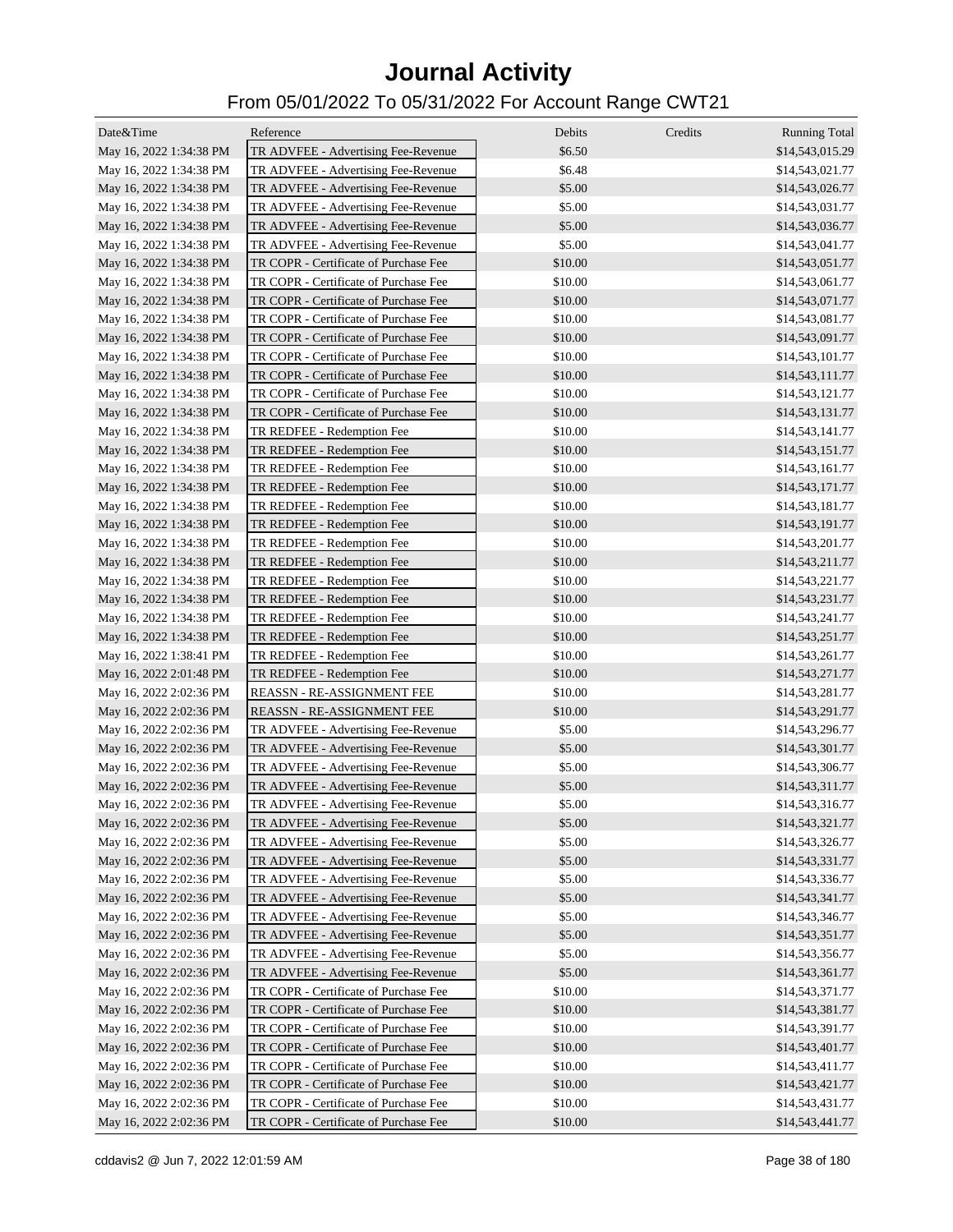# Journal Activity

## From 05/01/2022 To 05/31/2022 For Account Range CWT21

| Date&Time | Reference | Debits | Credits | Running Total |
|---|---|---|---|---|
| May 16, 2022 1:34:38 PM | TR ADVFEE - Advertising Fee-Revenue | $6.50 | | $14,543,015.29 |
| May 16, 2022 1:34:38 PM | TR ADVFEE - Advertising Fee-Revenue | $6.48 | | $14,543,021.77 |
| May 16, 2022 1:34:38 PM | TR ADVFEE - Advertising Fee-Revenue | $5.00 | | $14,543,026.77 |
| May 16, 2022 1:34:38 PM | TR ADVFEE - Advertising Fee-Revenue | $5.00 | | $14,543,031.77 |
| May 16, 2022 1:34:38 PM | TR ADVFEE - Advertising Fee-Revenue | $5.00 | | $14,543,036.77 |
| May 16, 2022 1:34:38 PM | TR ADVFEE - Advertising Fee-Revenue | $5.00 | | $14,543,041.77 |
| May 16, 2022 1:34:38 PM | TR COPR - Certificate of Purchase Fee | $10.00 | | $14,543,051.77 |
| May 16, 2022 1:34:38 PM | TR COPR - Certificate of Purchase Fee | $10.00 | | $14,543,061.77 |
| May 16, 2022 1:34:38 PM | TR COPR - Certificate of Purchase Fee | $10.00 | | $14,543,071.77 |
| May 16, 2022 1:34:38 PM | TR COPR - Certificate of Purchase Fee | $10.00 | | $14,543,081.77 |
| May 16, 2022 1:34:38 PM | TR COPR - Certificate of Purchase Fee | $10.00 | | $14,543,091.77 |
| May 16, 2022 1:34:38 PM | TR COPR - Certificate of Purchase Fee | $10.00 | | $14,543,101.77 |
| May 16, 2022 1:34:38 PM | TR COPR - Certificate of Purchase Fee | $10.00 | | $14,543,111.77 |
| May 16, 2022 1:34:38 PM | TR COPR - Certificate of Purchase Fee | $10.00 | | $14,543,121.77 |
| May 16, 2022 1:34:38 PM | TR COPR - Certificate of Purchase Fee | $10.00 | | $14,543,131.77 |
| May 16, 2022 1:34:38 PM | TR REDFEE - Redemption Fee | $10.00 | | $14,543,141.77 |
| May 16, 2022 1:34:38 PM | TR REDFEE - Redemption Fee | $10.00 | | $14,543,151.77 |
| May 16, 2022 1:34:38 PM | TR REDFEE - Redemption Fee | $10.00 | | $14,543,161.77 |
| May 16, 2022 1:34:38 PM | TR REDFEE - Redemption Fee | $10.00 | | $14,543,171.77 |
| May 16, 2022 1:34:38 PM | TR REDFEE - Redemption Fee | $10.00 | | $14,543,181.77 |
| May 16, 2022 1:34:38 PM | TR REDFEE - Redemption Fee | $10.00 | | $14,543,191.77 |
| May 16, 2022 1:34:38 PM | TR REDFEE - Redemption Fee | $10.00 | | $14,543,201.77 |
| May 16, 2022 1:34:38 PM | TR REDFEE - Redemption Fee | $10.00 | | $14,543,211.77 |
| May 16, 2022 1:34:38 PM | TR REDFEE - Redemption Fee | $10.00 | | $14,543,221.77 |
| May 16, 2022 1:34:38 PM | TR REDFEE - Redemption Fee | $10.00 | | $14,543,231.77 |
| May 16, 2022 1:34:38 PM | TR REDFEE - Redemption Fee | $10.00 | | $14,543,241.77 |
| May 16, 2022 1:34:38 PM | TR REDFEE - Redemption Fee | $10.00 | | $14,543,251.77 |
| May 16, 2022 1:38:41 PM | TR REDFEE - Redemption Fee | $10.00 | | $14,543,261.77 |
| May 16, 2022 2:01:48 PM | TR REDFEE - Redemption Fee | $10.00 | | $14,543,271.77 |
| May 16, 2022 2:02:36 PM | REASSN - RE-ASSIGNMENT FEE | $10.00 | | $14,543,281.77 |
| May 16, 2022 2:02:36 PM | REASSN - RE-ASSIGNMENT FEE | $10.00 | | $14,543,291.77 |
| May 16, 2022 2:02:36 PM | TR ADVFEE - Advertising Fee-Revenue | $5.00 | | $14,543,296.77 |
| May 16, 2022 2:02:36 PM | TR ADVFEE - Advertising Fee-Revenue | $5.00 | | $14,543,301.77 |
| May 16, 2022 2:02:36 PM | TR ADVFEE - Advertising Fee-Revenue | $5.00 | | $14,543,306.77 |
| May 16, 2022 2:02:36 PM | TR ADVFEE - Advertising Fee-Revenue | $5.00 | | $14,543,311.77 |
| May 16, 2022 2:02:36 PM | TR ADVFEE - Advertising Fee-Revenue | $5.00 | | $14,543,316.77 |
| May 16, 2022 2:02:36 PM | TR ADVFEE - Advertising Fee-Revenue | $5.00 | | $14,543,321.77 |
| May 16, 2022 2:02:36 PM | TR ADVFEE - Advertising Fee-Revenue | $5.00 | | $14,543,326.77 |
| May 16, 2022 2:02:36 PM | TR ADVFEE - Advertising Fee-Revenue | $5.00 | | $14,543,331.77 |
| May 16, 2022 2:02:36 PM | TR ADVFEE - Advertising Fee-Revenue | $5.00 | | $14,543,336.77 |
| May 16, 2022 2:02:36 PM | TR ADVFEE - Advertising Fee-Revenue | $5.00 | | $14,543,341.77 |
| May 16, 2022 2:02:36 PM | TR ADVFEE - Advertising Fee-Revenue | $5.00 | | $14,543,346.77 |
| May 16, 2022 2:02:36 PM | TR ADVFEE - Advertising Fee-Revenue | $5.00 | | $14,543,351.77 |
| May 16, 2022 2:02:36 PM | TR ADVFEE - Advertising Fee-Revenue | $5.00 | | $14,543,356.77 |
| May 16, 2022 2:02:36 PM | TR ADVFEE - Advertising Fee-Revenue | $5.00 | | $14,543,361.77 |
| May 16, 2022 2:02:36 PM | TR COPR - Certificate of Purchase Fee | $10.00 | | $14,543,371.77 |
| May 16, 2022 2:02:36 PM | TR COPR - Certificate of Purchase Fee | $10.00 | | $14,543,381.77 |
| May 16, 2022 2:02:36 PM | TR COPR - Certificate of Purchase Fee | $10.00 | | $14,543,391.77 |
| May 16, 2022 2:02:36 PM | TR COPR - Certificate of Purchase Fee | $10.00 | | $14,543,401.77 |
| May 16, 2022 2:02:36 PM | TR COPR - Certificate of Purchase Fee | $10.00 | | $14,543,411.77 |
| May 16, 2022 2:02:36 PM | TR COPR - Certificate of Purchase Fee | $10.00 | | $14,543,421.77 |
| May 16, 2022 2:02:36 PM | TR COPR - Certificate of Purchase Fee | $10.00 | | $14,543,431.77 |
| May 16, 2022 2:02:36 PM | TR COPR - Certificate of Purchase Fee | $10.00 | | $14,543,441.77 |

cddavis2 @ Jun 7, 2022 12:01:59 AM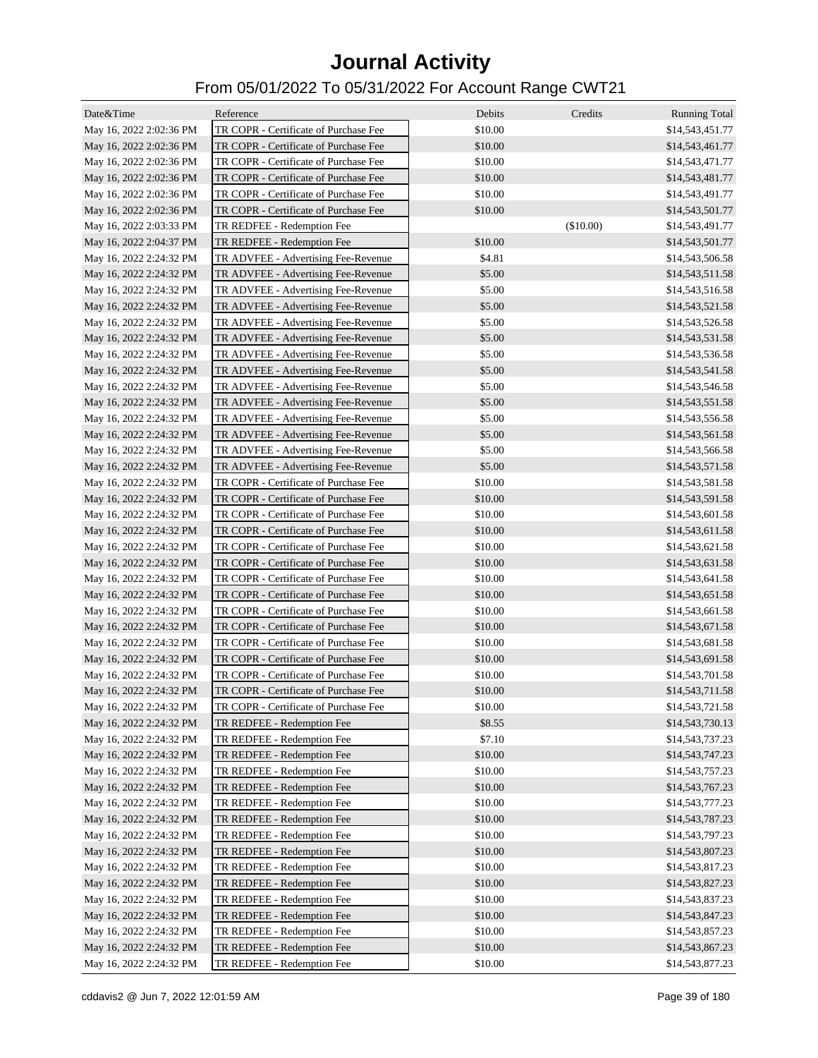# Journal Activity

## From 05/01/2022 To 05/31/2022 For Account Range CWT21

| Date&Time | Reference | Debits | Credits | Running Total |
|---|---|---|---|---|
| May 16, 2022 2:02:36 PM | TR COPR - Certificate of Purchase Fee | $10.00 | | $14,543,451.77 |
| May 16, 2022 2:02:36 PM | TR COPR - Certificate of Purchase Fee | $10.00 | | $14,543,461.77 |
| May 16, 2022 2:02:36 PM | TR COPR - Certificate of Purchase Fee | $10.00 | | $14,543,471.77 |
| May 16, 2022 2:02:36 PM | TR COPR - Certificate of Purchase Fee | $10.00 | | $14,543,481.77 |
| May 16, 2022 2:02:36 PM | TR COPR - Certificate of Purchase Fee | $10.00 | | $14,543,491.77 |
| May 16, 2022 2:02:36 PM | TR COPR - Certificate of Purchase Fee | $10.00 | | $14,543,501.77 |
| May 16, 2022 2:03:33 PM | TR REDFEE - Redemption Fee | | ($10.00) | $14,543,491.77 |
| May 16, 2022 2:04:37 PM | TR REDFEE - Redemption Fee | $10.00 | | $14,543,501.77 |
| May 16, 2022 2:24:32 PM | TR ADVFEE - Advertising Fee-Revenue | $4.81 | | $14,543,506.58 |
| May 16, 2022 2:24:32 PM | TR ADVFEE - Advertising Fee-Revenue | $5.00 | | $14,543,511.58 |
| May 16, 2022 2:24:32 PM | TR ADVFEE - Advertising Fee-Revenue | $5.00 | | $14,543,516.58 |
| May 16, 2022 2:24:32 PM | TR ADVFEE - Advertising Fee-Revenue | $5.00 | | $14,543,521.58 |
| May 16, 2022 2:24:32 PM | TR ADVFEE - Advertising Fee-Revenue | $5.00 | | $14,543,526.58 |
| May 16, 2022 2:24:32 PM | TR ADVFEE - Advertising Fee-Revenue | $5.00 | | $14,543,531.58 |
| May 16, 2022 2:24:32 PM | TR ADVFEE - Advertising Fee-Revenue | $5.00 | | $14,543,536.58 |
| May 16, 2022 2:24:32 PM | TR ADVFEE - Advertising Fee-Revenue | $5.00 | | $14,543,541.58 |
| May 16, 2022 2:24:32 PM | TR ADVFEE - Advertising Fee-Revenue | $5.00 | | $14,543,546.58 |
| May 16, 2022 2:24:32 PM | TR ADVFEE - Advertising Fee-Revenue | $5.00 | | $14,543,551.58 |
| May 16, 2022 2:24:32 PM | TR ADVFEE - Advertising Fee-Revenue | $5.00 | | $14,543,556.58 |
| May 16, 2022 2:24:32 PM | TR ADVFEE - Advertising Fee-Revenue | $5.00 | | $14,543,561.58 |
| May 16, 2022 2:24:32 PM | TR ADVFEE - Advertising Fee-Revenue | $5.00 | | $14,543,566.58 |
| May 16, 2022 2:24:32 PM | TR ADVFEE - Advertising Fee-Revenue | $5.00 | | $14,543,571.58 |
| May 16, 2022 2:24:32 PM | TR COPR - Certificate of Purchase Fee | $10.00 | | $14,543,581.58 |
| May 16, 2022 2:24:32 PM | TR COPR - Certificate of Purchase Fee | $10.00 | | $14,543,591.58 |
| May 16, 2022 2:24:32 PM | TR COPR - Certificate of Purchase Fee | $10.00 | | $14,543,601.58 |
| May 16, 2022 2:24:32 PM | TR COPR - Certificate of Purchase Fee | $10.00 | | $14,543,611.58 |
| May 16, 2022 2:24:32 PM | TR COPR - Certificate of Purchase Fee | $10.00 | | $14,543,621.58 |
| May 16, 2022 2:24:32 PM | TR COPR - Certificate of Purchase Fee | $10.00 | | $14,543,631.58 |
| May 16, 2022 2:24:32 PM | TR COPR - Certificate of Purchase Fee | $10.00 | | $14,543,641.58 |
| May 16, 2022 2:24:32 PM | TR COPR - Certificate of Purchase Fee | $10.00 | | $14,543,651.58 |
| May 16, 2022 2:24:32 PM | TR COPR - Certificate of Purchase Fee | $10.00 | | $14,543,661.58 |
| May 16, 2022 2:24:32 PM | TR COPR - Certificate of Purchase Fee | $10.00 | | $14,543,671.58 |
| May 16, 2022 2:24:32 PM | TR COPR - Certificate of Purchase Fee | $10.00 | | $14,543,681.58 |
| May 16, 2022 2:24:32 PM | TR COPR - Certificate of Purchase Fee | $10.00 | | $14,543,691.58 |
| May 16, 2022 2:24:32 PM | TR COPR - Certificate of Purchase Fee | $10.00 | | $14,543,701.58 |
| May 16, 2022 2:24:32 PM | TR COPR - Certificate of Purchase Fee | $10.00 | | $14,543,711.58 |
| May 16, 2022 2:24:32 PM | TR COPR - Certificate of Purchase Fee | $10.00 | | $14,543,721.58 |
| May 16, 2022 2:24:32 PM | TR REDFEE - Redemption Fee | $8.55 | | $14,543,730.13 |
| May 16, 2022 2:24:32 PM | TR REDFEE - Redemption Fee | $7.10 | | $14,543,737.23 |
| May 16, 2022 2:24:32 PM | TR REDFEE - Redemption Fee | $10.00 | | $14,543,747.23 |
| May 16, 2022 2:24:32 PM | TR REDFEE - Redemption Fee | $10.00 | | $14,543,757.23 |
| May 16, 2022 2:24:32 PM | TR REDFEE - Redemption Fee | $10.00 | | $14,543,767.23 |
| May 16, 2022 2:24:32 PM | TR REDFEE - Redemption Fee | $10.00 | | $14,543,777.23 |
| May 16, 2022 2:24:32 PM | TR REDFEE - Redemption Fee | $10.00 | | $14,543,787.23 |
| May 16, 2022 2:24:32 PM | TR REDFEE - Redemption Fee | $10.00 | | $14,543,797.23 |
| May 16, 2022 2:24:32 PM | TR REDFEE - Redemption Fee | $10.00 | | $14,543,807.23 |
| May 16, 2022 2:24:32 PM | TR REDFEE - Redemption Fee | $10.00 | | $14,543,817.23 |
| May 16, 2022 2:24:32 PM | TR REDFEE - Redemption Fee | $10.00 | | $14,543,827.23 |
| May 16, 2022 2:24:32 PM | TR REDFEE - Redemption Fee | $10.00 | | $14,543,837.23 |
| May 16, 2022 2:24:32 PM | TR REDFEE - Redemption Fee | $10.00 | | $14,543,847.23 |
| May 16, 2022 2:24:32 PM | TR REDFEE - Redemption Fee | $10.00 | | $14,543,857.23 |
| May 16, 2022 2:24:32 PM | TR REDFEE - Redemption Fee | $10.00 | | $14,543,867.23 |
| May 16, 2022 2:24:32 PM | TR REDFEE - Redemption Fee | $10.00 | | $14,543,877.23 |

cddavis2 @ Jun 7, 2022 12:01:59 AM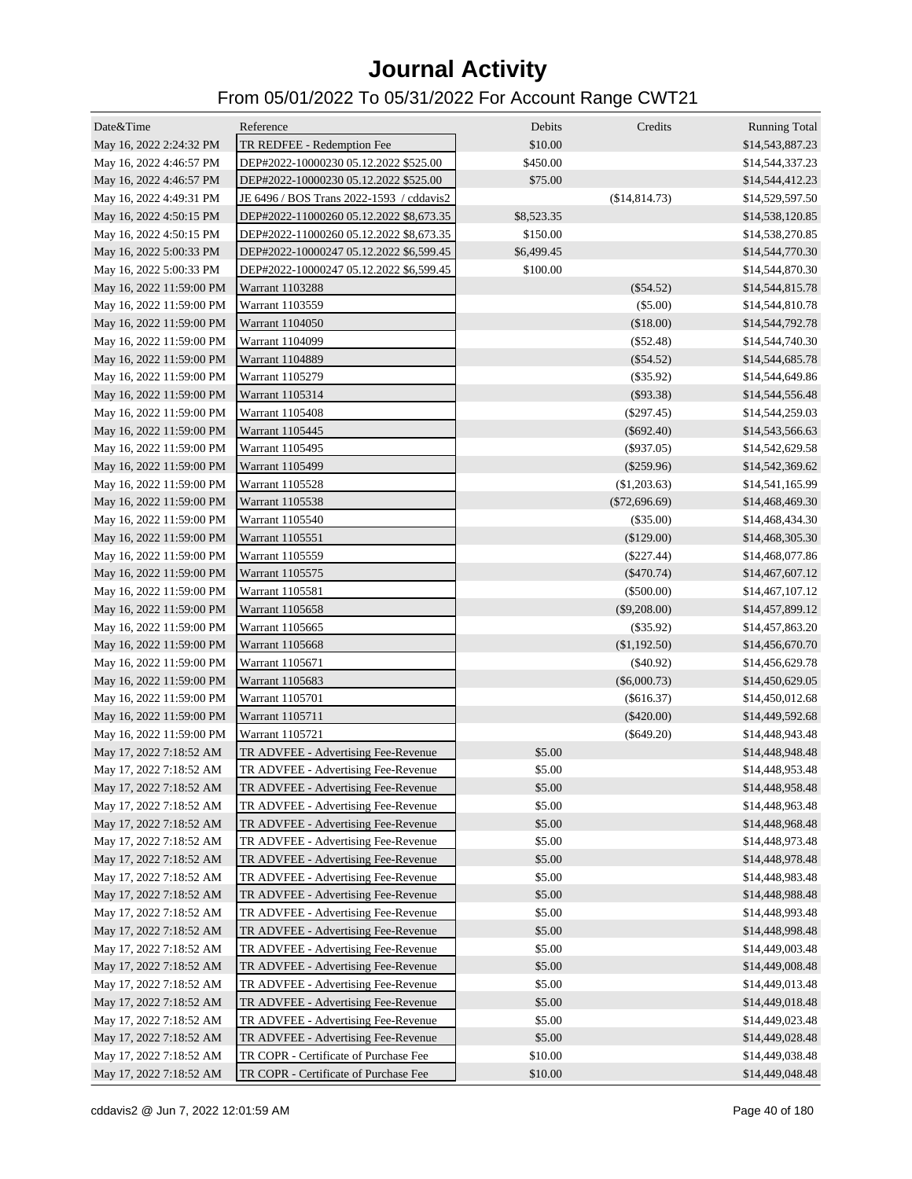# Journal Activity

## From 05/01/2022 To 05/31/2022 For Account Range CWT21

| Date&Time | Reference | Debits | Credits | Running Total |
|---|---|---|---|---|
| May 16, 2022 2:24:32 PM | TR REDFEE - Redemption Fee | $10.00 | | $14,543,887.23 |
| May 16, 2022 4:46:57 PM | DEP#2022-10000230 05.12.2022 $525.00 | $450.00 | | $14,544,337.23 |
| May 16, 2022 4:46:57 PM | DEP#2022-10000230 05.12.2022 $525.00 | $75.00 | | $14,544,412.23 |
| May 16, 2022 4:49:31 PM | JE 6496 / BOS Trans 2022-1593 / cddavis2 | | ($14,814.73) | $14,529,597.50 |
| May 16, 2022 4:50:15 PM | DEP#2022-11000260 05.12.2022 $8,673.35 | $8,523.35 | | $14,538,120.85 |
| May 16, 2022 4:50:15 PM | DEP#2022-11000260 05.12.2022 $8,673.35 | $150.00 | | $14,538,270.85 |
| May 16, 2022 5:00:33 PM | DEP#2022-10000247 05.12.2022 $6,599.45 | $6,499.45 | | $14,544,770.30 |
| May 16, 2022 5:00:33 PM | DEP#2022-10000247 05.12.2022 $6,599.45 | $100.00 | | $14,544,870.30 |
| May 16, 2022 11:59:00 PM | Warrant 1103288 | | ($54.52) | $14,544,815.78 |
| May 16, 2022 11:59:00 PM | Warrant 1103559 | | ($5.00) | $14,544,810.78 |
| May 16, 2022 11:59:00 PM | Warrant 1104050 | | ($18.00) | $14,544,792.78 |
| May 16, 2022 11:59:00 PM | Warrant 1104099 | | ($52.48) | $14,544,740.30 |
| May 16, 2022 11:59:00 PM | Warrant 1104889 | | ($54.52) | $14,544,685.78 |
| May 16, 2022 11:59:00 PM | Warrant 1105279 | | ($35.92) | $14,544,649.86 |
| May 16, 2022 11:59:00 PM | Warrant 1105314 | | ($93.38) | $14,544,556.48 |
| May 16, 2022 11:59:00 PM | Warrant 1105408 | | ($297.45) | $14,544,259.03 |
| May 16, 2022 11:59:00 PM | Warrant 1105445 | | ($692.40) | $14,543,566.63 |
| May 16, 2022 11:59:00 PM | Warrant 1105495 | | ($937.05) | $14,542,629.58 |
| May 16, 2022 11:59:00 PM | Warrant 1105499 | | ($259.96) | $14,542,369.62 |
| May 16, 2022 11:59:00 PM | Warrant 1105528 | | ($1,203.63) | $14,541,165.99 |
| May 16, 2022 11:59:00 PM | Warrant 1105538 | | ($72,696.69) | $14,468,469.30 |
| May 16, 2022 11:59:00 PM | Warrant 1105540 | | ($35.00) | $14,468,434.30 |
| May 16, 2022 11:59:00 PM | Warrant 1105551 | | ($129.00) | $14,468,305.30 |
| May 16, 2022 11:59:00 PM | Warrant 1105559 | | ($227.44) | $14,468,077.86 |
| May 16, 2022 11:59:00 PM | Warrant 1105575 | | ($470.74) | $14,467,607.12 |
| May 16, 2022 11:59:00 PM | Warrant 1105581 | | ($500.00) | $14,467,107.12 |
| May 16, 2022 11:59:00 PM | Warrant 1105658 | | ($9,208.00) | $14,457,899.12 |
| May 16, 2022 11:59:00 PM | Warrant 1105665 | | ($35.92) | $14,457,863.20 |
| May 16, 2022 11:59:00 PM | Warrant 1105668 | | ($1,192.50) | $14,456,670.70 |
| May 16, 2022 11:59:00 PM | Warrant 1105671 | | ($40.92) | $14,456,629.78 |
| May 16, 2022 11:59:00 PM | Warrant 1105683 | | ($6,000.73) | $14,450,629.05 |
| May 16, 2022 11:59:00 PM | Warrant 1105701 | | ($616.37) | $14,450,012.68 |
| May 16, 2022 11:59:00 PM | Warrant 1105711 | | ($420.00) | $14,449,592.68 |
| May 16, 2022 11:59:00 PM | Warrant 1105721 | | ($649.20) | $14,448,943.48 |
| May 17, 2022 7:18:52 AM | TR ADVFEE - Advertising Fee-Revenue | $5.00 | | $14,448,948.48 |
| May 17, 2022 7:18:52 AM | TR ADVFEE - Advertising Fee-Revenue | $5.00 | | $14,448,953.48 |
| May 17, 2022 7:18:52 AM | TR ADVFEE - Advertising Fee-Revenue | $5.00 | | $14,448,958.48 |
| May 17, 2022 7:18:52 AM | TR ADVFEE - Advertising Fee-Revenue | $5.00 | | $14,448,963.48 |
| May 17, 2022 7:18:52 AM | TR ADVFEE - Advertising Fee-Revenue | $5.00 | | $14,448,968.48 |
| May 17, 2022 7:18:52 AM | TR ADVFEE - Advertising Fee-Revenue | $5.00 | | $14,448,973.48 |
| May 17, 2022 7:18:52 AM | TR ADVFEE - Advertising Fee-Revenue | $5.00 | | $14,448,978.48 |
| May 17, 2022 7:18:52 AM | TR ADVFEE - Advertising Fee-Revenue | $5.00 | | $14,448,983.48 |
| May 17, 2022 7:18:52 AM | TR ADVFEE - Advertising Fee-Revenue | $5.00 | | $14,448,988.48 |
| May 17, 2022 7:18:52 AM | TR ADVFEE - Advertising Fee-Revenue | $5.00 | | $14,448,993.48 |
| May 17, 2022 7:18:52 AM | TR ADVFEE - Advertising Fee-Revenue | $5.00 | | $14,448,998.48 |
| May 17, 2022 7:18:52 AM | TR ADVFEE - Advertising Fee-Revenue | $5.00 | | $14,449,003.48 |
| May 17, 2022 7:18:52 AM | TR ADVFEE - Advertising Fee-Revenue | $5.00 | | $14,449,008.48 |
| May 17, 2022 7:18:52 AM | TR ADVFEE - Advertising Fee-Revenue | $5.00 | | $14,449,013.48 |
| May 17, 2022 7:18:52 AM | TR ADVFEE - Advertising Fee-Revenue | $5.00 | | $14,449,018.48 |
| May 17, 2022 7:18:52 AM | TR ADVFEE - Advertising Fee-Revenue | $5.00 | | $14,449,023.48 |
| May 17, 2022 7:18:52 AM | TR ADVFEE - Advertising Fee-Revenue | $5.00 | | $14,449,028.48 |
| May 17, 2022 7:18:52 AM | TR COPR - Certificate of Purchase Fee | $10.00 | | $14,449,038.48 |
| May 17, 2022 7:18:52 AM | TR COPR - Certificate of Purchase Fee | $10.00 | | $14,449,048.48 |

cddavis2 @ Jun 7, 2022 12:01:59 AM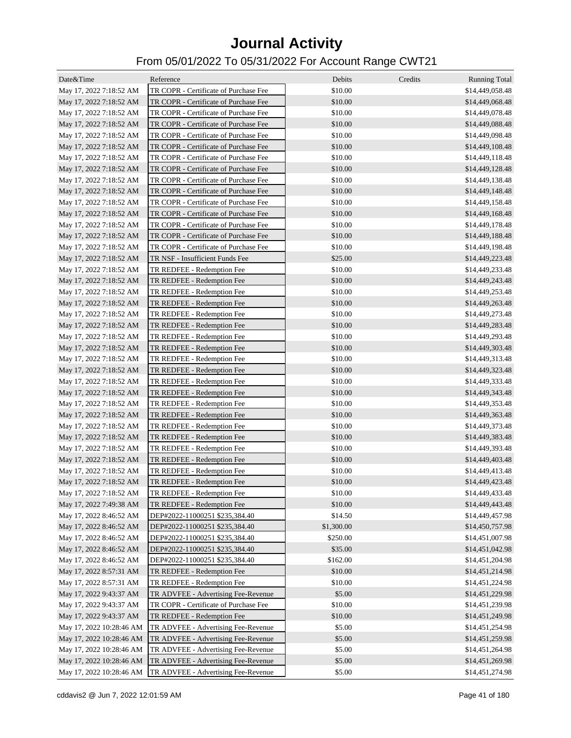# Journal Activity

## From 05/01/2022 To 05/31/2022 For Account Range CWT21

| Date&Time | Reference | Debits | Credits | Running Total |
|---|---|---|---|---|
| May 17, 2022 7:18:52 AM | TR COPR - Certificate of Purchase Fee | $10.00 | | $14,449,058.48 |
| May 17, 2022 7:18:52 AM | TR COPR - Certificate of Purchase Fee | $10.00 | | $14,449,068.48 |
| May 17, 2022 7:18:52 AM | TR COPR - Certificate of Purchase Fee | $10.00 | | $14,449,078.48 |
| May 17, 2022 7:18:52 AM | TR COPR - Certificate of Purchase Fee | $10.00 | | $14,449,088.48 |
| May 17, 2022 7:18:52 AM | TR COPR - Certificate of Purchase Fee | $10.00 | | $14,449,098.48 |
| May 17, 2022 7:18:52 AM | TR COPR - Certificate of Purchase Fee | $10.00 | | $14,449,108.48 |
| May 17, 2022 7:18:52 AM | TR COPR - Certificate of Purchase Fee | $10.00 | | $14,449,118.48 |
| May 17, 2022 7:18:52 AM | TR COPR - Certificate of Purchase Fee | $10.00 | | $14,449,128.48 |
| May 17, 2022 7:18:52 AM | TR COPR - Certificate of Purchase Fee | $10.00 | | $14,449,138.48 |
| May 17, 2022 7:18:52 AM | TR COPR - Certificate of Purchase Fee | $10.00 | | $14,449,148.48 |
| May 17, 2022 7:18:52 AM | TR COPR - Certificate of Purchase Fee | $10.00 | | $14,449,158.48 |
| May 17, 2022 7:18:52 AM | TR COPR - Certificate of Purchase Fee | $10.00 | | $14,449,168.48 |
| May 17, 2022 7:18:52 AM | TR COPR - Certificate of Purchase Fee | $10.00 | | $14,449,178.48 |
| May 17, 2022 7:18:52 AM | TR COPR - Certificate of Purchase Fee | $10.00 | | $14,449,188.48 |
| May 17, 2022 7:18:52 AM | TR COPR - Certificate of Purchase Fee | $10.00 | | $14,449,198.48 |
| May 17, 2022 7:18:52 AM | TR NSF - Insufficient Funds Fee | $25.00 | | $14,449,223.48 |
| May 17, 2022 7:18:52 AM | TR REDFEE - Redemption Fee | $10.00 | | $14,449,233.48 |
| May 17, 2022 7:18:52 AM | TR REDFEE - Redemption Fee | $10.00 | | $14,449,243.48 |
| May 17, 2022 7:18:52 AM | TR REDFEE - Redemption Fee | $10.00 | | $14,449,253.48 |
| May 17, 2022 7:18:52 AM | TR REDFEE - Redemption Fee | $10.00 | | $14,449,263.48 |
| May 17, 2022 7:18:52 AM | TR REDFEE - Redemption Fee | $10.00 | | $14,449,273.48 |
| May 17, 2022 7:18:52 AM | TR REDFEE - Redemption Fee | $10.00 | | $14,449,283.48 |
| May 17, 2022 7:18:52 AM | TR REDFEE - Redemption Fee | $10.00 | | $14,449,293.48 |
| May 17, 2022 7:18:52 AM | TR REDFEE - Redemption Fee | $10.00 | | $14,449,303.48 |
| May 17, 2022 7:18:52 AM | TR REDFEE - Redemption Fee | $10.00 | | $14,449,313.48 |
| May 17, 2022 7:18:52 AM | TR REDFEE - Redemption Fee | $10.00 | | $14,449,323.48 |
| May 17, 2022 7:18:52 AM | TR REDFEE - Redemption Fee | $10.00 | | $14,449,333.48 |
| May 17, 2022 7:18:52 AM | TR REDFEE - Redemption Fee | $10.00 | | $14,449,343.48 |
| May 17, 2022 7:18:52 AM | TR REDFEE - Redemption Fee | $10.00 | | $14,449,353.48 |
| May 17, 2022 7:18:52 AM | TR REDFEE - Redemption Fee | $10.00 | | $14,449,363.48 |
| May 17, 2022 7:18:52 AM | TR REDFEE - Redemption Fee | $10.00 | | $14,449,373.48 |
| May 17, 2022 7:18:52 AM | TR REDFEE - Redemption Fee | $10.00 | | $14,449,383.48 |
| May 17, 2022 7:18:52 AM | TR REDFEE - Redemption Fee | $10.00 | | $14,449,393.48 |
| May 17, 2022 7:18:52 AM | TR REDFEE - Redemption Fee | $10.00 | | $14,449,403.48 |
| May 17, 2022 7:18:52 AM | TR REDFEE - Redemption Fee | $10.00 | | $14,449,413.48 |
| May 17, 2022 7:18:52 AM | TR REDFEE - Redemption Fee | $10.00 | | $14,449,423.48 |
| May 17, 2022 7:18:52 AM | TR REDFEE - Redemption Fee | $10.00 | | $14,449,433.48 |
| May 17, 2022 7:49:38 AM | TR REDFEE - Redemption Fee | $10.00 | | $14,449,443.48 |
| May 17, 2022 8:46:52 AM | DEP#2022-11000251 $235,384.40 | $14.50 | | $14,449,457.98 |
| May 17, 2022 8:46:52 AM | DEP#2022-11000251 $235,384.40 | $1,300.00 | | $14,450,757.98 |
| May 17, 2022 8:46:52 AM | DEP#2022-11000251 $235,384.40 | $250.00 | | $14,451,007.98 |
| May 17, 2022 8:46:52 AM | DEP#2022-11000251 $235,384.40 | $35.00 | | $14,451,042.98 |
| May 17, 2022 8:46:52 AM | DEP#2022-11000251 $235,384.40 | $162.00 | | $14,451,204.98 |
| May 17, 2022 8:57:31 AM | TR REDFEE - Redemption Fee | $10.00 | | $14,451,214.98 |
| May 17, 2022 8:57:31 AM | TR REDFEE - Redemption Fee | $10.00 | | $14,451,224.98 |
| May 17, 2022 9:43:37 AM | TR ADVFEE - Advertising Fee-Revenue | $5.00 | | $14,451,229.98 |
| May 17, 2022 9:43:37 AM | TR COPR - Certificate of Purchase Fee | $10.00 | | $14,451,239.98 |
| May 17, 2022 9:43:37 AM | TR REDFEE - Redemption Fee | $10.00 | | $14,451,249.98 |
| May 17, 2022 10:28:46 AM | TR ADVFEE - Advertising Fee-Revenue | $5.00 | | $14,451,254.98 |
| May 17, 2022 10:28:46 AM | TR ADVFEE - Advertising Fee-Revenue | $5.00 | | $14,451,259.98 |
| May 17, 2022 10:28:46 AM | TR ADVFEE - Advertising Fee-Revenue | $5.00 | | $14,451,264.98 |
| May 17, 2022 10:28:46 AM | TR ADVFEE - Advertising Fee-Revenue | $5.00 | | $14,451,269.98 |
| May 17, 2022 10:28:46 AM | TR ADVFEE - Advertising Fee-Revenue | $5.00 | | $14,451,274.98 |

cddavis2 @ Jun 7, 2022 12:01:59 AM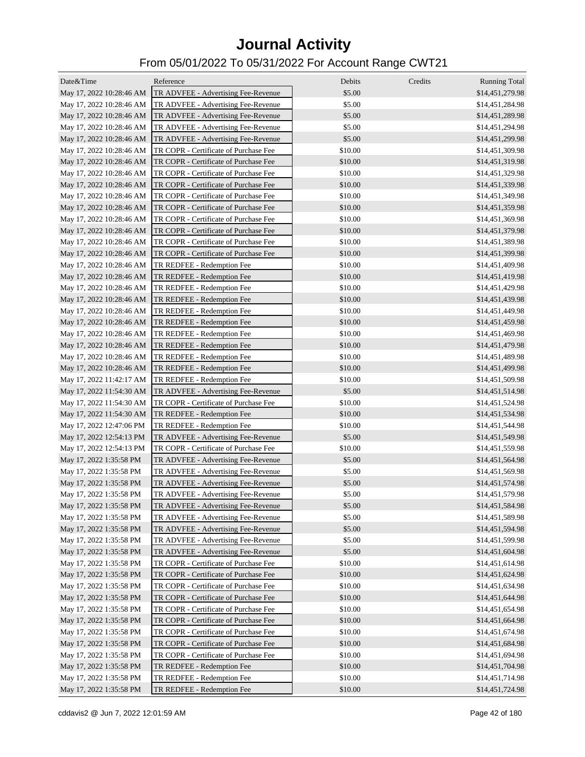# Journal Activity

## From 05/01/2022 To 05/31/2022 For Account Range CWT21

| Date&Time | Reference | Debits | Credits | Running Total |
|---|---|---|---|---|
| May 17, 2022 10:28:46 AM | TR ADVFEE - Advertising Fee-Revenue | $5.00 | | $14,451,279.98 |
| May 17, 2022 10:28:46 AM | TR ADVFEE - Advertising Fee-Revenue | $5.00 | | $14,451,284.98 |
| May 17, 2022 10:28:46 AM | TR ADVFEE - Advertising Fee-Revenue | $5.00 | | $14,451,289.98 |
| May 17, 2022 10:28:46 AM | TR ADVFEE - Advertising Fee-Revenue | $5.00 | | $14,451,294.98 |
| May 17, 2022 10:28:46 AM | TR ADVFEE - Advertising Fee-Revenue | $5.00 | | $14,451,299.98 |
| May 17, 2022 10:28:46 AM | TR COPR - Certificate of Purchase Fee | $10.00 | | $14,451,309.98 |
| May 17, 2022 10:28:46 AM | TR COPR - Certificate of Purchase Fee | $10.00 | | $14,451,319.98 |
| May 17, 2022 10:28:46 AM | TR COPR - Certificate of Purchase Fee | $10.00 | | $14,451,329.98 |
| May 17, 2022 10:28:46 AM | TR COPR - Certificate of Purchase Fee | $10.00 | | $14,451,339.98 |
| May 17, 2022 10:28:46 AM | TR COPR - Certificate of Purchase Fee | $10.00 | | $14,451,349.98 |
| May 17, 2022 10:28:46 AM | TR COPR - Certificate of Purchase Fee | $10.00 | | $14,451,359.98 |
| May 17, 2022 10:28:46 AM | TR COPR - Certificate of Purchase Fee | $10.00 | | $14,451,369.98 |
| May 17, 2022 10:28:46 AM | TR COPR - Certificate of Purchase Fee | $10.00 | | $14,451,379.98 |
| May 17, 2022 10:28:46 AM | TR COPR - Certificate of Purchase Fee | $10.00 | | $14,451,389.98 |
| May 17, 2022 10:28:46 AM | TR COPR - Certificate of Purchase Fee | $10.00 | | $14,451,399.98 |
| May 17, 2022 10:28:46 AM | TR REDFEE - Redemption Fee | $10.00 | | $14,451,409.98 |
| May 17, 2022 10:28:46 AM | TR REDFEE - Redemption Fee | $10.00 | | $14,451,419.98 |
| May 17, 2022 10:28:46 AM | TR REDFEE - Redemption Fee | $10.00 | | $14,451,429.98 |
| May 17, 2022 10:28:46 AM | TR REDFEE - Redemption Fee | $10.00 | | $14,451,439.98 |
| May 17, 2022 10:28:46 AM | TR REDFEE - Redemption Fee | $10.00 | | $14,451,449.98 |
| May 17, 2022 10:28:46 AM | TR REDFEE - Redemption Fee | $10.00 | | $14,451,459.98 |
| May 17, 2022 10:28:46 AM | TR REDFEE - Redemption Fee | $10.00 | | $14,451,469.98 |
| May 17, 2022 10:28:46 AM | TR REDFEE - Redemption Fee | $10.00 | | $14,451,479.98 |
| May 17, 2022 10:28:46 AM | TR REDFEE - Redemption Fee | $10.00 | | $14,451,489.98 |
| May 17, 2022 10:28:46 AM | TR REDFEE - Redemption Fee | $10.00 | | $14,451,499.98 |
| May 17, 2022 11:42:17 AM | TR REDFEE - Redemption Fee | $10.00 | | $14,451,509.98 |
| May 17, 2022 11:54:30 AM | TR ADVFEE - Advertising Fee-Revenue | $5.00 | | $14,451,514.98 |
| May 17, 2022 11:54:30 AM | TR COPR - Certificate of Purchase Fee | $10.00 | | $14,451,524.98 |
| May 17, 2022 11:54:30 AM | TR REDFEE - Redemption Fee | $10.00 | | $14,451,534.98 |
| May 17, 2022 12:47:06 PM | TR REDFEE - Redemption Fee | $10.00 | | $14,451,544.98 |
| May 17, 2022 12:54:13 PM | TR ADVFEE - Advertising Fee-Revenue | $5.00 | | $14,451,549.98 |
| May 17, 2022 12:54:13 PM | TR COPR - Certificate of Purchase Fee | $10.00 | | $14,451,559.98 |
| May 17, 2022 1:35:58 PM | TR ADVFEE - Advertising Fee-Revenue | $5.00 | | $14,451,564.98 |
| May 17, 2022 1:35:58 PM | TR ADVFEE - Advertising Fee-Revenue | $5.00 | | $14,451,569.98 |
| May 17, 2022 1:35:58 PM | TR ADVFEE - Advertising Fee-Revenue | $5.00 | | $14,451,574.98 |
| May 17, 2022 1:35:58 PM | TR ADVFEE - Advertising Fee-Revenue | $5.00 | | $14,451,579.98 |
| May 17, 2022 1:35:58 PM | TR ADVFEE - Advertising Fee-Revenue | $5.00 | | $14,451,584.98 |
| May 17, 2022 1:35:58 PM | TR ADVFEE - Advertising Fee-Revenue | $5.00 | | $14,451,589.98 |
| May 17, 2022 1:35:58 PM | TR ADVFEE - Advertising Fee-Revenue | $5.00 | | $14,451,594.98 |
| May 17, 2022 1:35:58 PM | TR ADVFEE - Advertising Fee-Revenue | $5.00 | | $14,451,599.98 |
| May 17, 2022 1:35:58 PM | TR ADVFEE - Advertising Fee-Revenue | $5.00 | | $14,451,604.98 |
| May 17, 2022 1:35:58 PM | TR COPR - Certificate of Purchase Fee | $10.00 | | $14,451,614.98 |
| May 17, 2022 1:35:58 PM | TR COPR - Certificate of Purchase Fee | $10.00 | | $14,451,624.98 |
| May 17, 2022 1:35:58 PM | TR COPR - Certificate of Purchase Fee | $10.00 | | $14,451,634.98 |
| May 17, 2022 1:35:58 PM | TR COPR - Certificate of Purchase Fee | $10.00 | | $14,451,644.98 |
| May 17, 2022 1:35:58 PM | TR COPR - Certificate of Purchase Fee | $10.00 | | $14,451,654.98 |
| May 17, 2022 1:35:58 PM | TR COPR - Certificate of Purchase Fee | $10.00 | | $14,451,664.98 |
| May 17, 2022 1:35:58 PM | TR COPR - Certificate of Purchase Fee | $10.00 | | $14,451,674.98 |
| May 17, 2022 1:35:58 PM | TR COPR - Certificate of Purchase Fee | $10.00 | | $14,451,684.98 |
| May 17, 2022 1:35:58 PM | TR COPR - Certificate of Purchase Fee | $10.00 | | $14,451,694.98 |
| May 17, 2022 1:35:58 PM | TR REDFEE - Redemption Fee | $10.00 | | $14,451,704.98 |
| May 17, 2022 1:35:58 PM | TR REDFEE - Redemption Fee | $10.00 | | $14,451,714.98 |
| May 17, 2022 1:35:58 PM | TR REDFEE - Redemption Fee | $10.00 | | $14,451,724.98 |

cddavis2 @ Jun 7, 2022 12:01:59 AM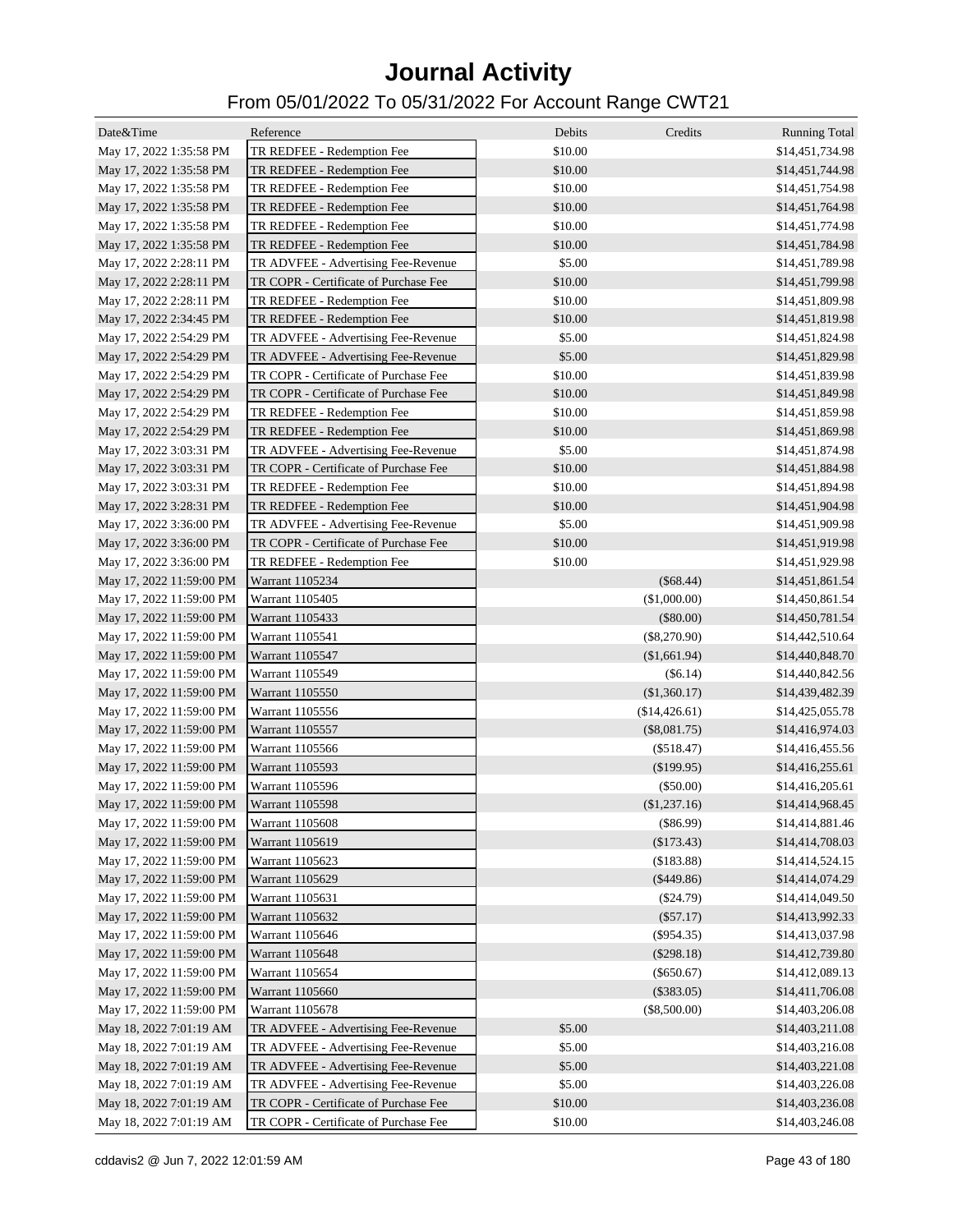# Journal Activity

## From 05/01/2022 To 05/31/2022 For Account Range CWT21

| Date&Time | Reference | Debits | Credits | Running Total |
|---|---|---|---|---|
| May 17, 2022 1:35:58 PM | TR REDFEE - Redemption Fee | $10.00 | | $14,451,734.98 |
| May 17, 2022 1:35:58 PM | TR REDFEE - Redemption Fee | $10.00 | | $14,451,744.98 |
| May 17, 2022 1:35:58 PM | TR REDFEE - Redemption Fee | $10.00 | | $14,451,754.98 |
| May 17, 2022 1:35:58 PM | TR REDFEE - Redemption Fee | $10.00 | | $14,451,764.98 |
| May 17, 2022 1:35:58 PM | TR REDFEE - Redemption Fee | $10.00 | | $14,451,774.98 |
| May 17, 2022 1:35:58 PM | TR REDFEE - Redemption Fee | $10.00 | | $14,451,784.98 |
| May 17, 2022 2:28:11 PM | TR ADVFEE - Advertising Fee-Revenue | $5.00 | | $14,451,789.98 |
| May 17, 2022 2:28:11 PM | TR COPR - Certificate of Purchase Fee | $10.00 | | $14,451,799.98 |
| May 17, 2022 2:28:11 PM | TR REDFEE - Redemption Fee | $10.00 | | $14,451,809.98 |
| May 17, 2022 2:34:45 PM | TR REDFEE - Redemption Fee | $10.00 | | $14,451,819.98 |
| May 17, 2022 2:54:29 PM | TR ADVFEE - Advertising Fee-Revenue | $5.00 | | $14,451,824.98 |
| May 17, 2022 2:54:29 PM | TR ADVFEE - Advertising Fee-Revenue | $5.00 | | $14,451,829.98 |
| May 17, 2022 2:54:29 PM | TR COPR - Certificate of Purchase Fee | $10.00 | | $14,451,839.98 |
| May 17, 2022 2:54:29 PM | TR COPR - Certificate of Purchase Fee | $10.00 | | $14,451,849.98 |
| May 17, 2022 2:54:29 PM | TR REDFEE - Redemption Fee | $10.00 | | $14,451,859.98 |
| May 17, 2022 2:54:29 PM | TR REDFEE - Redemption Fee | $10.00 | | $14,451,869.98 |
| May 17, 2022 3:03:31 PM | TR ADVFEE - Advertising Fee-Revenue | $5.00 | | $14,451,874.98 |
| May 17, 2022 3:03:31 PM | TR COPR - Certificate of Purchase Fee | $10.00 | | $14,451,884.98 |
| May 17, 2022 3:03:31 PM | TR REDFEE - Redemption Fee | $10.00 | | $14,451,894.98 |
| May 17, 2022 3:28:31 PM | TR REDFEE - Redemption Fee | $10.00 | | $14,451,904.98 |
| May 17, 2022 3:36:00 PM | TR ADVFEE - Advertising Fee-Revenue | $5.00 | | $14,451,909.98 |
| May 17, 2022 3:36:00 PM | TR COPR - Certificate of Purchase Fee | $10.00 | | $14,451,919.98 |
| May 17, 2022 3:36:00 PM | TR REDFEE - Redemption Fee | $10.00 | | $14,451,929.98 |
| May 17, 2022 11:59:00 PM | Warrant 1105234 | | ($68.44) | $14,451,861.54 |
| May 17, 2022 11:59:00 PM | Warrant 1105405 | | ($1,000.00) | $14,450,861.54 |
| May 17, 2022 11:59:00 PM | Warrant 1105433 | | ($80.00) | $14,450,781.54 |
| May 17, 2022 11:59:00 PM | Warrant 1105541 | | ($8,270.90) | $14,442,510.64 |
| May 17, 2022 11:59:00 PM | Warrant 1105547 | | ($1,661.94) | $14,440,848.70 |
| May 17, 2022 11:59:00 PM | Warrant 1105549 | | ($6.14) | $14,440,842.56 |
| May 17, 2022 11:59:00 PM | Warrant 1105550 | | ($1,360.17) | $14,439,482.39 |
| May 17, 2022 11:59:00 PM | Warrant 1105556 | | ($14,426.61) | $14,425,055.78 |
| May 17, 2022 11:59:00 PM | Warrant 1105557 | | ($8,081.75) | $14,416,974.03 |
| May 17, 2022 11:59:00 PM | Warrant 1105566 | | ($518.47) | $14,416,455.56 |
| May 17, 2022 11:59:00 PM | Warrant 1105593 | | ($199.95) | $14,416,255.61 |
| May 17, 2022 11:59:00 PM | Warrant 1105596 | | ($50.00) | $14,416,205.61 |
| May 17, 2022 11:59:00 PM | Warrant 1105598 | | ($1,237.16) | $14,414,968.45 |
| May 17, 2022 11:59:00 PM | Warrant 1105608 | | ($86.99) | $14,414,881.46 |
| May 17, 2022 11:59:00 PM | Warrant 1105619 | | ($173.43) | $14,414,708.03 |
| May 17, 2022 11:59:00 PM | Warrant 1105623 | | ($183.88) | $14,414,524.15 |
| May 17, 2022 11:59:00 PM | Warrant 1105629 | | ($449.86) | $14,414,074.29 |
| May 17, 2022 11:59:00 PM | Warrant 1105631 | | ($24.79) | $14,414,049.50 |
| May 17, 2022 11:59:00 PM | Warrant 1105632 | | ($57.17) | $14,413,992.33 |
| May 17, 2022 11:59:00 PM | Warrant 1105646 | | ($954.35) | $14,413,037.98 |
| May 17, 2022 11:59:00 PM | Warrant 1105648 | | ($298.18) | $14,412,739.80 |
| May 17, 2022 11:59:00 PM | Warrant 1105654 | | ($650.67) | $14,412,089.13 |
| May 17, 2022 11:59:00 PM | Warrant 1105660 | | ($383.05) | $14,411,706.08 |
| May 17, 2022 11:59:00 PM | Warrant 1105678 | | ($8,500.00) | $14,403,206.08 |
| May 18, 2022 7:01:19 AM | TR ADVFEE - Advertising Fee-Revenue | $5.00 | | $14,403,211.08 |
| May 18, 2022 7:01:19 AM | TR ADVFEE - Advertising Fee-Revenue | $5.00 | | $14,403,216.08 |
| May 18, 2022 7:01:19 AM | TR ADVFEE - Advertising Fee-Revenue | $5.00 | | $14,403,221.08 |
| May 18, 2022 7:01:19 AM | TR ADVFEE - Advertising Fee-Revenue | $5.00 | | $14,403,226.08 |
| May 18, 2022 7:01:19 AM | TR COPR - Certificate of Purchase Fee | $10.00 | | $14,403,236.08 |
| May 18, 2022 7:01:19 AM | TR COPR - Certificate of Purchase Fee | $10.00 | | $14,403,246.08 |

cddavis2 @ Jun 7, 2022 12:01:59 AM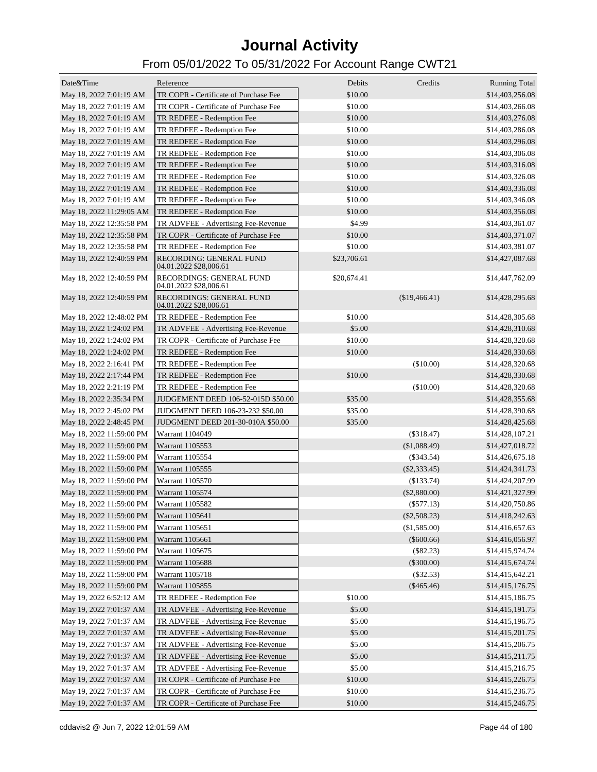# Journal Activity

## From 05/01/2022 To 05/31/2022 For Account Range CWT21

| Date&Time | Reference | Debits | Credits | Running Total |
|---|---|---|---|---|
| May 18, 2022 7:01:19 AM | TR COPR - Certificate of Purchase Fee | $10.00 | | $14,403,256.08 |
| May 18, 2022 7:01:19 AM | TR COPR - Certificate of Purchase Fee | $10.00 | | $14,403,266.08 |
| May 18, 2022 7:01:19 AM | TR REDFEE - Redemption Fee | $10.00 | | $14,403,276.08 |
| May 18, 2022 7:01:19 AM | TR REDFEE - Redemption Fee | $10.00 | | $14,403,286.08 |
| May 18, 2022 7:01:19 AM | TR REDFEE - Redemption Fee | $10.00 | | $14,403,296.08 |
| May 18, 2022 7:01:19 AM | TR REDFEE - Redemption Fee | $10.00 | | $14,403,306.08 |
| May 18, 2022 7:01:19 AM | TR REDFEE - Redemption Fee | $10.00 | | $14,403,316.08 |
| May 18, 2022 7:01:19 AM | TR REDFEE - Redemption Fee | $10.00 | | $14,403,326.08 |
| May 18, 2022 7:01:19 AM | TR REDFEE - Redemption Fee | $10.00 | | $14,403,336.08 |
| May 18, 2022 7:01:19 AM | TR REDFEE - Redemption Fee | $10.00 | | $14,403,346.08 |
| May 18, 2022 11:29:05 AM | TR REDFEE - Redemption Fee | $10.00 | | $14,403,356.08 |
| May 18, 2022 12:35:58 PM | TR ADVFEE - Advertising Fee-Revenue | $4.99 | | $14,403,361.07 |
| May 18, 2022 12:35:58 PM | TR COPR - Certificate of Purchase Fee | $10.00 | | $14,403,371.07 |
| May 18, 2022 12:35:58 PM | TR REDFEE - Redemption Fee | $10.00 | | $14,403,381.07 |
| May 18, 2022 12:40:59 PM | RECORDING: GENERAL FUND 04.01.2022 $28,006.61 | $23,706.61 | | $14,427,087.68 |
| May 18, 2022 12:40:59 PM | RECORDINGS: GENERAL FUND 04.01.2022 $28,006.61 | $20,674.41 | | $14,447,762.09 |
| May 18, 2022 12:40:59 PM | RECORDINGS: GENERAL FUND 04.01.2022 $28,006.61 | | ($19,466.41) | $14,428,295.68 |
| May 18, 2022 12:48:02 PM | TR REDFEE - Redemption Fee | $10.00 | | $14,428,305.68 |
| May 18, 2022 1:24:02 PM | TR ADVFEE - Advertising Fee-Revenue | $5.00 | | $14,428,310.68 |
| May 18, 2022 1:24:02 PM | TR COPR - Certificate of Purchase Fee | $10.00 | | $14,428,320.68 |
| May 18, 2022 1:24:02 PM | TR REDFEE - Redemption Fee | $10.00 | | $14,428,330.68 |
| May 18, 2022 2:16:41 PM | TR REDFEE - Redemption Fee | | ($10.00) | $14,428,320.68 |
| May 18, 2022 2:17:44 PM | TR REDFEE - Redemption Fee | $10.00 | | $14,428,330.68 |
| May 18, 2022 2:21:19 PM | TR REDFEE - Redemption Fee | | ($10.00) | $14,428,320.68 |
| May 18, 2022 2:35:34 PM | JUDGEMENT DEED 106-52-015D $50.00 | $35.00 | | $14,428,355.68 |
| May 18, 2022 2:45:02 PM | JUDGMENT DEED 106-23-232 $50.00 | $35.00 | | $14,428,390.68 |
| May 18, 2022 2:48:45 PM | JUDGMENT DEED 201-30-010A $50.00 | $35.00 | | $14,428,425.68 |
| May 18, 2022 11:59:00 PM | Warrant 1104049 | | ($318.47) | $14,428,107.21 |
| May 18, 2022 11:59:00 PM | Warrant 1105553 | | ($1,088.49) | $14,427,018.72 |
| May 18, 2022 11:59:00 PM | Warrant 1105554 | | ($343.54) | $14,426,675.18 |
| May 18, 2022 11:59:00 PM | Warrant 1105555 | | ($2,333.45) | $14,424,341.73 |
| May 18, 2022 11:59:00 PM | Warrant 1105570 | | ($133.74) | $14,424,207.99 |
| May 18, 2022 11:59:00 PM | Warrant 1105574 | | ($2,880.00) | $14,421,327.99 |
| May 18, 2022 11:59:00 PM | Warrant 1105582 | | ($577.13) | $14,420,750.86 |
| May 18, 2022 11:59:00 PM | Warrant 1105641 | | ($2,508.23) | $14,418,242.63 |
| May 18, 2022 11:59:00 PM | Warrant 1105651 | | ($1,585.00) | $14,416,657.63 |
| May 18, 2022 11:59:00 PM | Warrant 1105661 | | ($600.66) | $14,416,056.97 |
| May 18, 2022 11:59:00 PM | Warrant 1105675 | | ($82.23) | $14,415,974.74 |
| May 18, 2022 11:59:00 PM | Warrant 1105688 | | ($300.00) | $14,415,674.74 |
| May 18, 2022 11:59:00 PM | Warrant 1105718 | | ($32.53) | $14,415,642.21 |
| May 18, 2022 11:59:00 PM | Warrant 1105855 | | ($465.46) | $14,415,176.75 |
| May 19, 2022 6:52:12 AM | TR REDFEE - Redemption Fee | $10.00 | | $14,415,186.75 |
| May 19, 2022 7:01:37 AM | TR ADVFEE - Advertising Fee-Revenue | $5.00 | | $14,415,191.75 |
| May 19, 2022 7:01:37 AM | TR ADVFEE - Advertising Fee-Revenue | $5.00 | | $14,415,196.75 |
| May 19, 2022 7:01:37 AM | TR ADVFEE - Advertising Fee-Revenue | $5.00 | | $14,415,201.75 |
| May 19, 2022 7:01:37 AM | TR ADVFEE - Advertising Fee-Revenue | $5.00 | | $14,415,206.75 |
| May 19, 2022 7:01:37 AM | TR ADVFEE - Advertising Fee-Revenue | $5.00 | | $14,415,211.75 |
| May 19, 2022 7:01:37 AM | TR ADVFEE - Advertising Fee-Revenue | $5.00 | | $14,415,216.75 |
| May 19, 2022 7:01:37 AM | TR COPR - Certificate of Purchase Fee | $10.00 | | $14,415,226.75 |
| May 19, 2022 7:01:37 AM | TR COPR - Certificate of Purchase Fee | $10.00 | | $14,415,236.75 |
| May 19, 2022 7:01:37 AM | TR COPR - Certificate of Purchase Fee | $10.00 | | $14,415,246.75 |

cddavis2 @ Jun 7, 2022 12:01:59 AM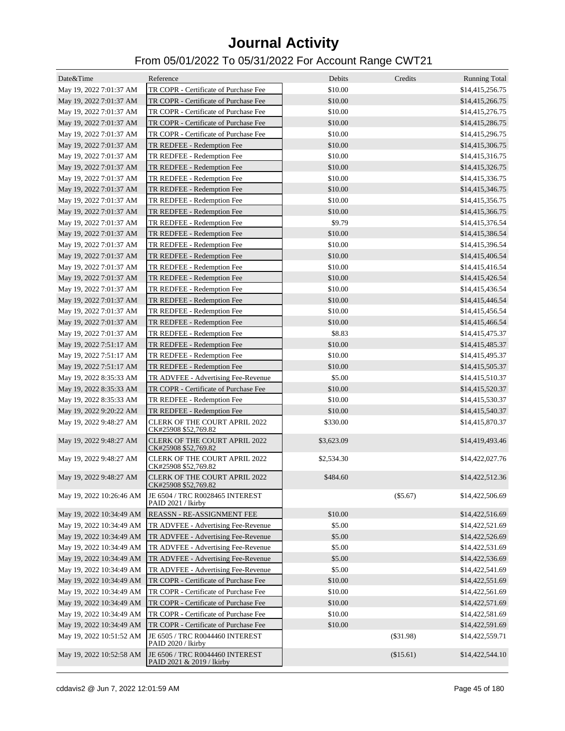# Journal Activity

## From 05/01/2022 To 05/31/2022 For Account Range CWT21

| Date&Time | Reference | Debits | Credits | Running Total |
|---|---|---|---|---|
| May 19, 2022 7:01:37 AM | TR COPR - Certificate of Purchase Fee | $10.00 | | $14,415,256.75 |
| May 19, 2022 7:01:37 AM | TR COPR - Certificate of Purchase Fee | $10.00 | | $14,415,266.75 |
| May 19, 2022 7:01:37 AM | TR COPR - Certificate of Purchase Fee | $10.00 | | $14,415,276.75 |
| May 19, 2022 7:01:37 AM | TR COPR - Certificate of Purchase Fee | $10.00 | | $14,415,286.75 |
| May 19, 2022 7:01:37 AM | TR COPR - Certificate of Purchase Fee | $10.00 | | $14,415,296.75 |
| May 19, 2022 7:01:37 AM | TR REDFEE - Redemption Fee | $10.00 | | $14,415,306.75 |
| May 19, 2022 7:01:37 AM | TR REDFEE - Redemption Fee | $10.00 | | $14,415,316.75 |
| May 19, 2022 7:01:37 AM | TR REDFEE - Redemption Fee | $10.00 | | $14,415,326.75 |
| May 19, 2022 7:01:37 AM | TR REDFEE - Redemption Fee | $10.00 | | $14,415,336.75 |
| May 19, 2022 7:01:37 AM | TR REDFEE - Redemption Fee | $10.00 | | $14,415,346.75 |
| May 19, 2022 7:01:37 AM | TR REDFEE - Redemption Fee | $10.00 | | $14,415,356.75 |
| May 19, 2022 7:01:37 AM | TR REDFEE - Redemption Fee | $10.00 | | $14,415,366.75 |
| May 19, 2022 7:01:37 AM | TR REDFEE - Redemption Fee | $9.79 | | $14,415,376.54 |
| May 19, 2022 7:01:37 AM | TR REDFEE - Redemption Fee | $10.00 | | $14,415,386.54 |
| May 19, 2022 7:01:37 AM | TR REDFEE - Redemption Fee | $10.00 | | $14,415,396.54 |
| May 19, 2022 7:01:37 AM | TR REDFEE - Redemption Fee | $10.00 | | $14,415,406.54 |
| May 19, 2022 7:01:37 AM | TR REDFEE - Redemption Fee | $10.00 | | $14,415,416.54 |
| May 19, 2022 7:01:37 AM | TR REDFEE - Redemption Fee | $10.00 | | $14,415,426.54 |
| May 19, 2022 7:01:37 AM | TR REDFEE - Redemption Fee | $10.00 | | $14,415,436.54 |
| May 19, 2022 7:01:37 AM | TR REDFEE - Redemption Fee | $10.00 | | $14,415,446.54 |
| May 19, 2022 7:01:37 AM | TR REDFEE - Redemption Fee | $10.00 | | $14,415,456.54 |
| May 19, 2022 7:01:37 AM | TR REDFEE - Redemption Fee | $10.00 | | $14,415,466.54 |
| May 19, 2022 7:01:37 AM | TR REDFEE - Redemption Fee | $8.83 | | $14,415,475.37 |
| May 19, 2022 7:51:17 AM | TR REDFEE - Redemption Fee | $10.00 | | $14,415,485.37 |
| May 19, 2022 7:51:17 AM | TR REDFEE - Redemption Fee | $10.00 | | $14,415,495.37 |
| May 19, 2022 7:51:17 AM | TR REDFEE - Redemption Fee | $10.00 | | $14,415,505.37 |
| May 19, 2022 8:35:33 AM | TR ADVFEE - Advertising Fee-Revenue | $5.00 | | $14,415,510.37 |
| May 19, 2022 8:35:33 AM | TR COPR - Certificate of Purchase Fee | $10.00 | | $14,415,520.37 |
| May 19, 2022 8:35:33 AM | TR REDFEE - Redemption Fee | $10.00 | | $14,415,530.37 |
| May 19, 2022 9:20:22 AM | TR REDFEE - Redemption Fee | $10.00 | | $14,415,540.37 |
| May 19, 2022 9:48:27 AM | CLERK OF THE COURT APRIL 2022 CK#25908 $52,769.82 | $330.00 | | $14,415,870.37 |
| May 19, 2022 9:48:27 AM | CLERK OF THE COURT APRIL 2022 CK#25908 $52,769.82 | $3,623.09 | | $14,419,493.46 |
| May 19, 2022 9:48:27 AM | CLERK OF THE COURT APRIL 2022 CK#25908 $52,769.82 | $2,534.30 | | $14,422,027.76 |
| May 19, 2022 9:48:27 AM | CLERK OF THE COURT APRIL 2022 CK#25908 $52,769.82 | $484.60 | | $14,422,512.36 |
| May 19, 2022 10:26:46 AM | JE 6504 / TRC R0028465 INTEREST PAID 2021 / lkirby | | ($5.67) | $14,422,506.69 |
| May 19, 2022 10:34:49 AM | REASSN - RE-ASSIGNMENT FEE | $10.00 | | $14,422,516.69 |
| May 19, 2022 10:34:49 AM | TR ADVFEE - Advertising Fee-Revenue | $5.00 | | $14,422,521.69 |
| May 19, 2022 10:34:49 AM | TR ADVFEE - Advertising Fee-Revenue | $5.00 | | $14,422,526.69 |
| May 19, 2022 10:34:49 AM | TR ADVFEE - Advertising Fee-Revenue | $5.00 | | $14,422,531.69 |
| May 19, 2022 10:34:49 AM | TR ADVFEE - Advertising Fee-Revenue | $5.00 | | $14,422,536.69 |
| May 19, 2022 10:34:49 AM | TR ADVFEE - Advertising Fee-Revenue | $5.00 | | $14,422,541.69 |
| May 19, 2022 10:34:49 AM | TR COPR - Certificate of Purchase Fee | $10.00 | | $14,422,551.69 |
| May 19, 2022 10:34:49 AM | TR COPR - Certificate of Purchase Fee | $10.00 | | $14,422,561.69 |
| May 19, 2022 10:34:49 AM | TR COPR - Certificate of Purchase Fee | $10.00 | | $14,422,571.69 |
| May 19, 2022 10:34:49 AM | TR COPR - Certificate of Purchase Fee | $10.00 | | $14,422,581.69 |
| May 19, 2022 10:34:49 AM | TR COPR - Certificate of Purchase Fee | $10.00 | | $14,422,591.69 |
| May 19, 2022 10:51:52 AM | JE 6505 / TRC R0044460 INTEREST PAID 2020 / lkirby | | ($31.98) | $14,422,559.71 |
| May 19, 2022 10:52:58 AM | JE 6506 / TRC R0044460 INTEREST PAID 2021 & 2019 / lkirby | | ($15.61) | $14,422,544.10 |

cddavis2 @ Jun 7, 2022 12:01:59 AM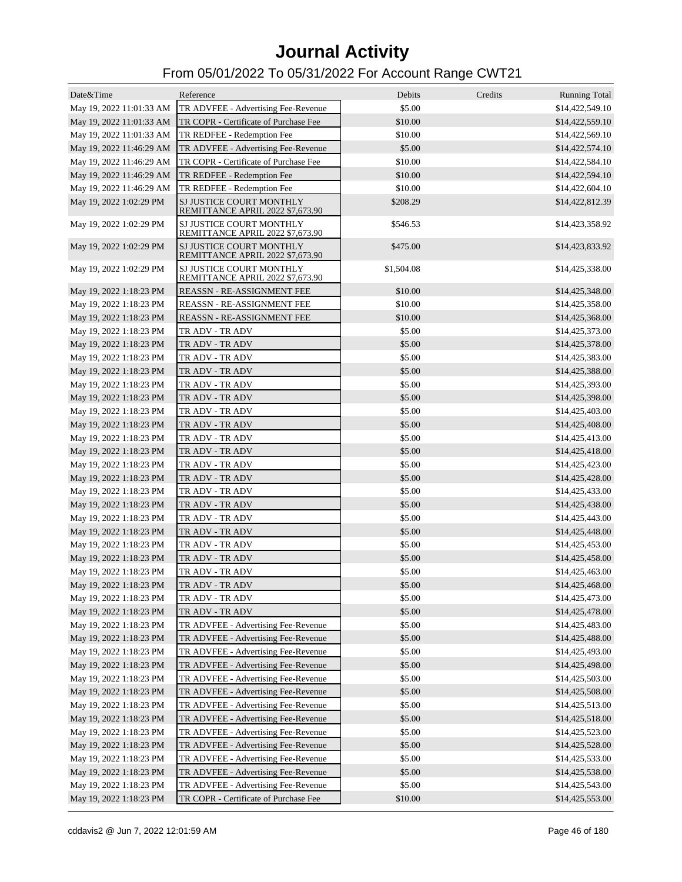# Journal Activity

## From 05/01/2022 To 05/31/2022 For Account Range CWT21

| Date&Time | Reference | Debits | Credits | Running Total |
|---|---|---|---|---|
| May 19, 2022 11:01:33 AM | TR ADVFEE - Advertising Fee-Revenue | $5.00 | | $14,422,549.10 |
| May 19, 2022 11:01:33 AM | TR COPR - Certificate of Purchase Fee | $10.00 | | $14,422,559.10 |
| May 19, 2022 11:01:33 AM | TR REDFEE - Redemption Fee | $10.00 | | $14,422,569.10 |
| May 19, 2022 11:46:29 AM | TR ADVFEE - Advertising Fee-Revenue | $5.00 | | $14,422,574.10 |
| May 19, 2022 11:46:29 AM | TR COPR - Certificate of Purchase Fee | $10.00 | | $14,422,584.10 |
| May 19, 2022 11:46:29 AM | TR REDFEE - Redemption Fee | $10.00 | | $14,422,594.10 |
| May 19, 2022 11:46:29 AM | TR REDFEE - Redemption Fee | $10.00 | | $14,422,604.10 |
| May 19, 2022 1:02:29 PM | SJ JUSTICE COURT MONTHLY REMITTANCE APRIL 2022 $7,673.90 | $208.29 | | $14,422,812.39 |
| May 19, 2022 1:02:29 PM | SJ JUSTICE COURT MONTHLY REMITTANCE APRIL 2022 $7,673.90 | $546.53 | | $14,423,358.92 |
| May 19, 2022 1:02:29 PM | SJ JUSTICE COURT MONTHLY REMITTANCE APRIL 2022 $7,673.90 | $475.00 | | $14,423,833.92 |
| May 19, 2022 1:02:29 PM | SJ JUSTICE COURT MONTHLY REMITTANCE APRIL 2022 $7,673.90 | $1,504.08 | | $14,425,338.00 |
| May 19, 2022 1:18:23 PM | REASSN - RE-ASSIGNMENT FEE | $10.00 | | $14,425,348.00 |
| May 19, 2022 1:18:23 PM | REASSN - RE-ASSIGNMENT FEE | $10.00 | | $14,425,358.00 |
| May 19, 2022 1:18:23 PM | REASSN - RE-ASSIGNMENT FEE | $10.00 | | $14,425,368.00 |
| May 19, 2022 1:18:23 PM | TR ADV - TR ADV | $5.00 | | $14,425,373.00 |
| May 19, 2022 1:18:23 PM | TR ADV - TR ADV | $5.00 | | $14,425,378.00 |
| May 19, 2022 1:18:23 PM | TR ADV - TR ADV | $5.00 | | $14,425,383.00 |
| May 19, 2022 1:18:23 PM | TR ADV - TR ADV | $5.00 | | $14,425,388.00 |
| May 19, 2022 1:18:23 PM | TR ADV - TR ADV | $5.00 | | $14,425,393.00 |
| May 19, 2022 1:18:23 PM | TR ADV - TR ADV | $5.00 | | $14,425,398.00 |
| May 19, 2022 1:18:23 PM | TR ADV - TR ADV | $5.00 | | $14,425,403.00 |
| May 19, 2022 1:18:23 PM | TR ADV - TR ADV | $5.00 | | $14,425,408.00 |
| May 19, 2022 1:18:23 PM | TR ADV - TR ADV | $5.00 | | $14,425,413.00 |
| May 19, 2022 1:18:23 PM | TR ADV - TR ADV | $5.00 | | $14,425,418.00 |
| May 19, 2022 1:18:23 PM | TR ADV - TR ADV | $5.00 | | $14,425,423.00 |
| May 19, 2022 1:18:23 PM | TR ADV - TR ADV | $5.00 | | $14,425,428.00 |
| May 19, 2022 1:18:23 PM | TR ADV - TR ADV | $5.00 | | $14,425,433.00 |
| May 19, 2022 1:18:23 PM | TR ADV - TR ADV | $5.00 | | $14,425,438.00 |
| May 19, 2022 1:18:23 PM | TR ADV - TR ADV | $5.00 | | $14,425,443.00 |
| May 19, 2022 1:18:23 PM | TR ADV - TR ADV | $5.00 | | $14,425,448.00 |
| May 19, 2022 1:18:23 PM | TR ADV - TR ADV | $5.00 | | $14,425,453.00 |
| May 19, 2022 1:18:23 PM | TR ADV - TR ADV | $5.00 | | $14,425,458.00 |
| May 19, 2022 1:18:23 PM | TR ADV - TR ADV | $5.00 | | $14,425,463.00 |
| May 19, 2022 1:18:23 PM | TR ADV - TR ADV | $5.00 | | $14,425,468.00 |
| May 19, 2022 1:18:23 PM | TR ADV - TR ADV | $5.00 | | $14,425,473.00 |
| May 19, 2022 1:18:23 PM | TR ADV - TR ADV | $5.00 | | $14,425,478.00 |
| May 19, 2022 1:18:23 PM | TR ADVFEE - Advertising Fee-Revenue | $5.00 | | $14,425,483.00 |
| May 19, 2022 1:18:23 PM | TR ADVFEE - Advertising Fee-Revenue | $5.00 | | $14,425,488.00 |
| May 19, 2022 1:18:23 PM | TR ADVFEE - Advertising Fee-Revenue | $5.00 | | $14,425,493.00 |
| May 19, 2022 1:18:23 PM | TR ADVFEE - Advertising Fee-Revenue | $5.00 | | $14,425,498.00 |
| May 19, 2022 1:18:23 PM | TR ADVFEE - Advertising Fee-Revenue | $5.00 | | $14,425,503.00 |
| May 19, 2022 1:18:23 PM | TR ADVFEE - Advertising Fee-Revenue | $5.00 | | $14,425,508.00 |
| May 19, 2022 1:18:23 PM | TR ADVFEE - Advertising Fee-Revenue | $5.00 | | $14,425,513.00 |
| May 19, 2022 1:18:23 PM | TR ADVFEE - Advertising Fee-Revenue | $5.00 | | $14,425,518.00 |
| May 19, 2022 1:18:23 PM | TR ADVFEE - Advertising Fee-Revenue | $5.00 | | $14,425,523.00 |
| May 19, 2022 1:18:23 PM | TR ADVFEE - Advertising Fee-Revenue | $5.00 | | $14,425,528.00 |
| May 19, 2022 1:18:23 PM | TR ADVFEE - Advertising Fee-Revenue | $5.00 | | $14,425,533.00 |
| May 19, 2022 1:18:23 PM | TR ADVFEE - Advertising Fee-Revenue | $5.00 | | $14,425,538.00 |
| May 19, 2022 1:18:23 PM | TR ADVFEE - Advertising Fee-Revenue | $5.00 | | $14,425,543.00 |
| May 19, 2022 1:18:23 PM | TR COPR - Certificate of Purchase Fee | $10.00 | | $14,425,553.00 |

cddavis2 @ Jun 7, 2022 12:01:59 AM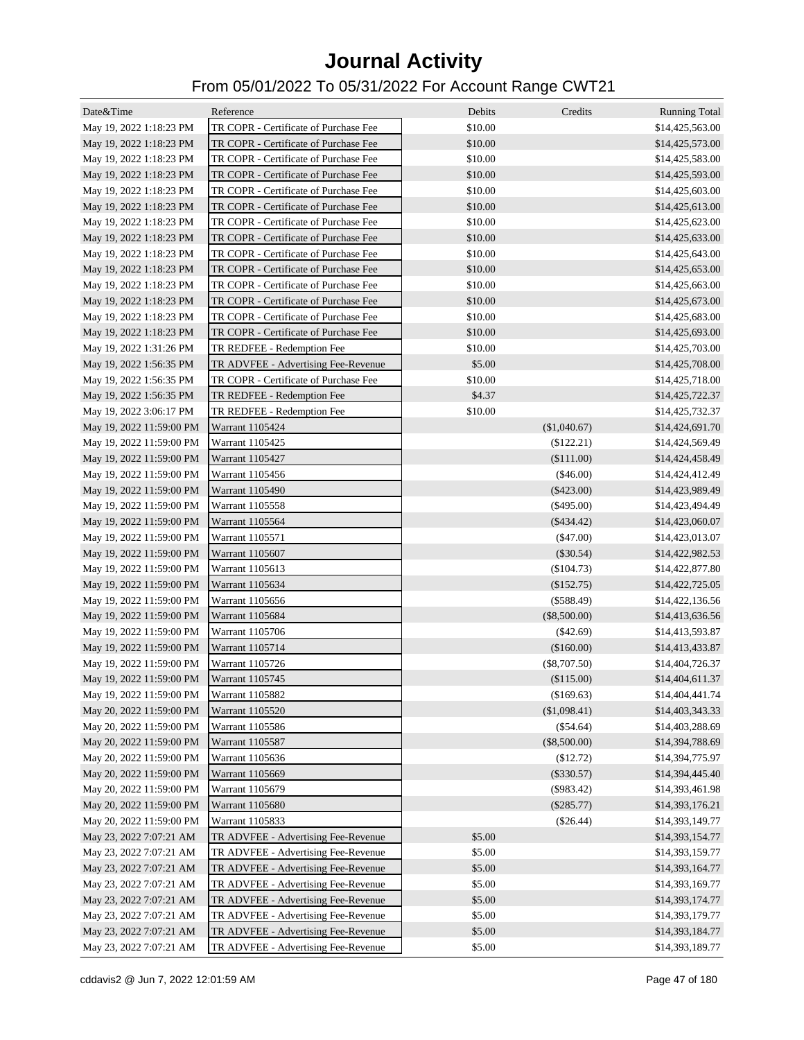# Journal Activity

## From 05/01/2022 To 05/31/2022 For Account Range CWT21

| Date&Time | Reference | Debits | Credits | Running Total |
|---|---|---|---|---|
| May 19, 2022 1:18:23 PM | TR COPR - Certificate of Purchase Fee | $10.00 | | $14,425,563.00 |
| May 19, 2022 1:18:23 PM | TR COPR - Certificate of Purchase Fee | $10.00 | | $14,425,573.00 |
| May 19, 2022 1:18:23 PM | TR COPR - Certificate of Purchase Fee | $10.00 | | $14,425,583.00 |
| May 19, 2022 1:18:23 PM | TR COPR - Certificate of Purchase Fee | $10.00 | | $14,425,593.00 |
| May 19, 2022 1:18:23 PM | TR COPR - Certificate of Purchase Fee | $10.00 | | $14,425,603.00 |
| May 19, 2022 1:18:23 PM | TR COPR - Certificate of Purchase Fee | $10.00 | | $14,425,613.00 |
| May 19, 2022 1:18:23 PM | TR COPR - Certificate of Purchase Fee | $10.00 | | $14,425,623.00 |
| May 19, 2022 1:18:23 PM | TR COPR - Certificate of Purchase Fee | $10.00 | | $14,425,633.00 |
| May 19, 2022 1:18:23 PM | TR COPR - Certificate of Purchase Fee | $10.00 | | $14,425,643.00 |
| May 19, 2022 1:18:23 PM | TR COPR - Certificate of Purchase Fee | $10.00 | | $14,425,653.00 |
| May 19, 2022 1:18:23 PM | TR COPR - Certificate of Purchase Fee | $10.00 | | $14,425,663.00 |
| May 19, 2022 1:18:23 PM | TR COPR - Certificate of Purchase Fee | $10.00 | | $14,425,673.00 |
| May 19, 2022 1:18:23 PM | TR COPR - Certificate of Purchase Fee | $10.00 | | $14,425,683.00 |
| May 19, 2022 1:18:23 PM | TR COPR - Certificate of Purchase Fee | $10.00 | | $14,425,693.00 |
| May 19, 2022 1:31:26 PM | TR REDFEE - Redemption Fee | $10.00 | | $14,425,703.00 |
| May 19, 2022 1:56:35 PM | TR ADVFEE - Advertising Fee-Revenue | $5.00 | | $14,425,708.00 |
| May 19, 2022 1:56:35 PM | TR COPR - Certificate of Purchase Fee | $10.00 | | $14,425,718.00 |
| May 19, 2022 1:56:35 PM | TR REDFEE - Redemption Fee | $4.37 | | $14,425,722.37 |
| May 19, 2022 3:06:17 PM | TR REDFEE - Redemption Fee | $10.00 | | $14,425,732.37 |
| May 19, 2022 11:59:00 PM | Warrant 1105424 | | ($1,040.67) | $14,424,691.70 |
| May 19, 2022 11:59:00 PM | Warrant 1105425 | | ($122.21) | $14,424,569.49 |
| May 19, 2022 11:59:00 PM | Warrant 1105427 | | ($111.00) | $14,424,458.49 |
| May 19, 2022 11:59:00 PM | Warrant 1105456 | | ($46.00) | $14,424,412.49 |
| May 19, 2022 11:59:00 PM | Warrant 1105490 | | ($423.00) | $14,423,989.49 |
| May 19, 2022 11:59:00 PM | Warrant 1105558 | | ($495.00) | $14,423,494.49 |
| May 19, 2022 11:59:00 PM | Warrant 1105564 | | ($434.42) | $14,423,060.07 |
| May 19, 2022 11:59:00 PM | Warrant 1105571 | | ($47.00) | $14,423,013.07 |
| May 19, 2022 11:59:00 PM | Warrant 1105607 | | ($30.54) | $14,422,982.53 |
| May 19, 2022 11:59:00 PM | Warrant 1105613 | | ($104.73) | $14,422,877.80 |
| May 19, 2022 11:59:00 PM | Warrant 1105634 | | ($152.75) | $14,422,725.05 |
| May 19, 2022 11:59:00 PM | Warrant 1105656 | | ($588.49) | $14,422,136.56 |
| May 19, 2022 11:59:00 PM | Warrant 1105684 | | ($8,500.00) | $14,413,636.56 |
| May 19, 2022 11:59:00 PM | Warrant 1105706 | | ($42.69) | $14,413,593.87 |
| May 19, 2022 11:59:00 PM | Warrant 1105714 | | ($160.00) | $14,413,433.87 |
| May 19, 2022 11:59:00 PM | Warrant 1105726 | | ($8,707.50) | $14,404,726.37 |
| May 19, 2022 11:59:00 PM | Warrant 1105745 | | ($115.00) | $14,404,611.37 |
| May 19, 2022 11:59:00 PM | Warrant 1105882 | | ($169.63) | $14,404,441.74 |
| May 20, 2022 11:59:00 PM | Warrant 1105520 | | ($1,098.41) | $14,403,343.33 |
| May 20, 2022 11:59:00 PM | Warrant 1105586 | | ($54.64) | $14,403,288.69 |
| May 20, 2022 11:59:00 PM | Warrant 1105587 | | ($8,500.00) | $14,394,788.69 |
| May 20, 2022 11:59:00 PM | Warrant 1105636 | | ($12.72) | $14,394,775.97 |
| May 20, 2022 11:59:00 PM | Warrant 1105669 | | ($330.57) | $14,394,445.40 |
| May 20, 2022 11:59:00 PM | Warrant 1105679 | | ($983.42) | $14,393,461.98 |
| May 20, 2022 11:59:00 PM | Warrant 1105680 | | ($285.77) | $14,393,176.21 |
| May 20, 2022 11:59:00 PM | Warrant 1105833 | | ($26.44) | $14,393,149.77 |
| May 23, 2022 7:07:21 AM | TR ADVFEE - Advertising Fee-Revenue | $5.00 | | $14,393,154.77 |
| May 23, 2022 7:07:21 AM | TR ADVFEE - Advertising Fee-Revenue | $5.00 | | $14,393,159.77 |
| May 23, 2022 7:07:21 AM | TR ADVFEE - Advertising Fee-Revenue | $5.00 | | $14,393,164.77 |
| May 23, 2022 7:07:21 AM | TR ADVFEE - Advertising Fee-Revenue | $5.00 | | $14,393,169.77 |
| May 23, 2022 7:07:21 AM | TR ADVFEE - Advertising Fee-Revenue | $5.00 | | $14,393,174.77 |
| May 23, 2022 7:07:21 AM | TR ADVFEE - Advertising Fee-Revenue | $5.00 | | $14,393,179.77 |
| May 23, 2022 7:07:21 AM | TR ADVFEE - Advertising Fee-Revenue | $5.00 | | $14,393,184.77 |
| May 23, 2022 7:07:21 AM | TR ADVFEE - Advertising Fee-Revenue | $5.00 | | $14,393,189.77 |

cddavis2 @ Jun 7, 2022 12:01:59 AM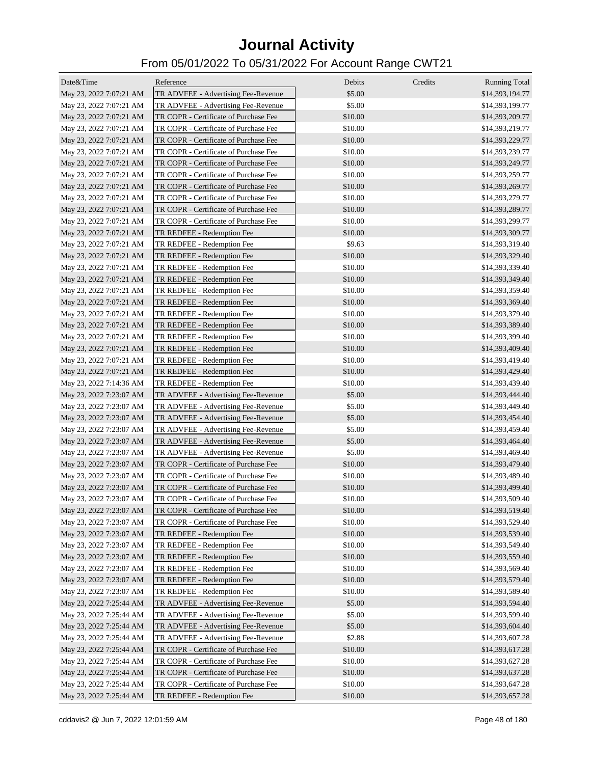# Journal Activity

## From 05/01/2022 To 05/31/2022 For Account Range CWT21

| Date&Time | Reference | Debits | Credits | Running Total |
|---|---|---|---|---|
| May 23, 2022 7:07:21 AM | TR ADVFEE - Advertising Fee-Revenue | $5.00 | | $14,393,194.77 |
| May 23, 2022 7:07:21 AM | TR ADVFEE - Advertising Fee-Revenue | $5.00 | | $14,393,199.77 |
| May 23, 2022 7:07:21 AM | TR COPR - Certificate of Purchase Fee | $10.00 | | $14,393,209.77 |
| May 23, 2022 7:07:21 AM | TR COPR - Certificate of Purchase Fee | $10.00 | | $14,393,219.77 |
| May 23, 2022 7:07:21 AM | TR COPR - Certificate of Purchase Fee | $10.00 | | $14,393,229.77 |
| May 23, 2022 7:07:21 AM | TR COPR - Certificate of Purchase Fee | $10.00 | | $14,393,239.77 |
| May 23, 2022 7:07:21 AM | TR COPR - Certificate of Purchase Fee | $10.00 | | $14,393,249.77 |
| May 23, 2022 7:07:21 AM | TR COPR - Certificate of Purchase Fee | $10.00 | | $14,393,259.77 |
| May 23, 2022 7:07:21 AM | TR COPR - Certificate of Purchase Fee | $10.00 | | $14,393,269.77 |
| May 23, 2022 7:07:21 AM | TR COPR - Certificate of Purchase Fee | $10.00 | | $14,393,279.77 |
| May 23, 2022 7:07:21 AM | TR COPR - Certificate of Purchase Fee | $10.00 | | $14,393,289.77 |
| May 23, 2022 7:07:21 AM | TR COPR - Certificate of Purchase Fee | $10.00 | | $14,393,299.77 |
| May 23, 2022 7:07:21 AM | TR REDFEE - Redemption Fee | $10.00 | | $14,393,309.77 |
| May 23, 2022 7:07:21 AM | TR REDFEE - Redemption Fee | $9.63 | | $14,393,319.40 |
| May 23, 2022 7:07:21 AM | TR REDFEE - Redemption Fee | $10.00 | | $14,393,329.40 |
| May 23, 2022 7:07:21 AM | TR REDFEE - Redemption Fee | $10.00 | | $14,393,339.40 |
| May 23, 2022 7:07:21 AM | TR REDFEE - Redemption Fee | $10.00 | | $14,393,349.40 |
| May 23, 2022 7:07:21 AM | TR REDFEE - Redemption Fee | $10.00 | | $14,393,359.40 |
| May 23, 2022 7:07:21 AM | TR REDFEE - Redemption Fee | $10.00 | | $14,393,369.40 |
| May 23, 2022 7:07:21 AM | TR REDFEE - Redemption Fee | $10.00 | | $14,393,379.40 |
| May 23, 2022 7:07:21 AM | TR REDFEE - Redemption Fee | $10.00 | | $14,393,389.40 |
| May 23, 2022 7:07:21 AM | TR REDFEE - Redemption Fee | $10.00 | | $14,393,399.40 |
| May 23, 2022 7:07:21 AM | TR REDFEE - Redemption Fee | $10.00 | | $14,393,409.40 |
| May 23, 2022 7:07:21 AM | TR REDFEE - Redemption Fee | $10.00 | | $14,393,419.40 |
| May 23, 2022 7:07:21 AM | TR REDFEE - Redemption Fee | $10.00 | | $14,393,429.40 |
| May 23, 2022 7:14:36 AM | TR REDFEE - Redemption Fee | $10.00 | | $14,393,439.40 |
| May 23, 2022 7:23:07 AM | TR ADVFEE - Advertising Fee-Revenue | $5.00 | | $14,393,444.40 |
| May 23, 2022 7:23:07 AM | TR ADVFEE - Advertising Fee-Revenue | $5.00 | | $14,393,449.40 |
| May 23, 2022 7:23:07 AM | TR ADVFEE - Advertising Fee-Revenue | $5.00 | | $14,393,454.40 |
| May 23, 2022 7:23:07 AM | TR ADVFEE - Advertising Fee-Revenue | $5.00 | | $14,393,459.40 |
| May 23, 2022 7:23:07 AM | TR ADVFEE - Advertising Fee-Revenue | $5.00 | | $14,393,464.40 |
| May 23, 2022 7:23:07 AM | TR ADVFEE - Advertising Fee-Revenue | $5.00 | | $14,393,469.40 |
| May 23, 2022 7:23:07 AM | TR COPR - Certificate of Purchase Fee | $10.00 | | $14,393,479.40 |
| May 23, 2022 7:23:07 AM | TR COPR - Certificate of Purchase Fee | $10.00 | | $14,393,489.40 |
| May 23, 2022 7:23:07 AM | TR COPR - Certificate of Purchase Fee | $10.00 | | $14,393,499.40 |
| May 23, 2022 7:23:07 AM | TR COPR - Certificate of Purchase Fee | $10.00 | | $14,393,509.40 |
| May 23, 2022 7:23:07 AM | TR COPR - Certificate of Purchase Fee | $10.00 | | $14,393,519.40 |
| May 23, 2022 7:23:07 AM | TR COPR - Certificate of Purchase Fee | $10.00 | | $14,393,529.40 |
| May 23, 2022 7:23:07 AM | TR REDFEE - Redemption Fee | $10.00 | | $14,393,539.40 |
| May 23, 2022 7:23:07 AM | TR REDFEE - Redemption Fee | $10.00 | | $14,393,549.40 |
| May 23, 2022 7:23:07 AM | TR REDFEE - Redemption Fee | $10.00 | | $14,393,559.40 |
| May 23, 2022 7:23:07 AM | TR REDFEE - Redemption Fee | $10.00 | | $14,393,569.40 |
| May 23, 2022 7:23:07 AM | TR REDFEE - Redemption Fee | $10.00 | | $14,393,579.40 |
| May 23, 2022 7:23:07 AM | TR REDFEE - Redemption Fee | $10.00 | | $14,393,589.40 |
| May 23, 2022 7:25:44 AM | TR ADVFEE - Advertising Fee-Revenue | $5.00 | | $14,393,594.40 |
| May 23, 2022 7:25:44 AM | TR ADVFEE - Advertising Fee-Revenue | $5.00 | | $14,393,599.40 |
| May 23, 2022 7:25:44 AM | TR ADVFEE - Advertising Fee-Revenue | $5.00 | | $14,393,604.40 |
| May 23, 2022 7:25:44 AM | TR ADVFEE - Advertising Fee-Revenue | $2.88 | | $14,393,607.28 |
| May 23, 2022 7:25:44 AM | TR COPR - Certificate of Purchase Fee | $10.00 | | $14,393,617.28 |
| May 23, 2022 7:25:44 AM | TR COPR - Certificate of Purchase Fee | $10.00 | | $14,393,627.28 |
| May 23, 2022 7:25:44 AM | TR COPR - Certificate of Purchase Fee | $10.00 | | $14,393,637.28 |
| May 23, 2022 7:25:44 AM | TR COPR - Certificate of Purchase Fee | $10.00 | | $14,393,647.28 |
| May 23, 2022 7:25:44 AM | TR REDFEE - Redemption Fee | $10.00 | | $14,393,657.28 |

cddavis2 @ Jun 7, 2022 12:01:59 AM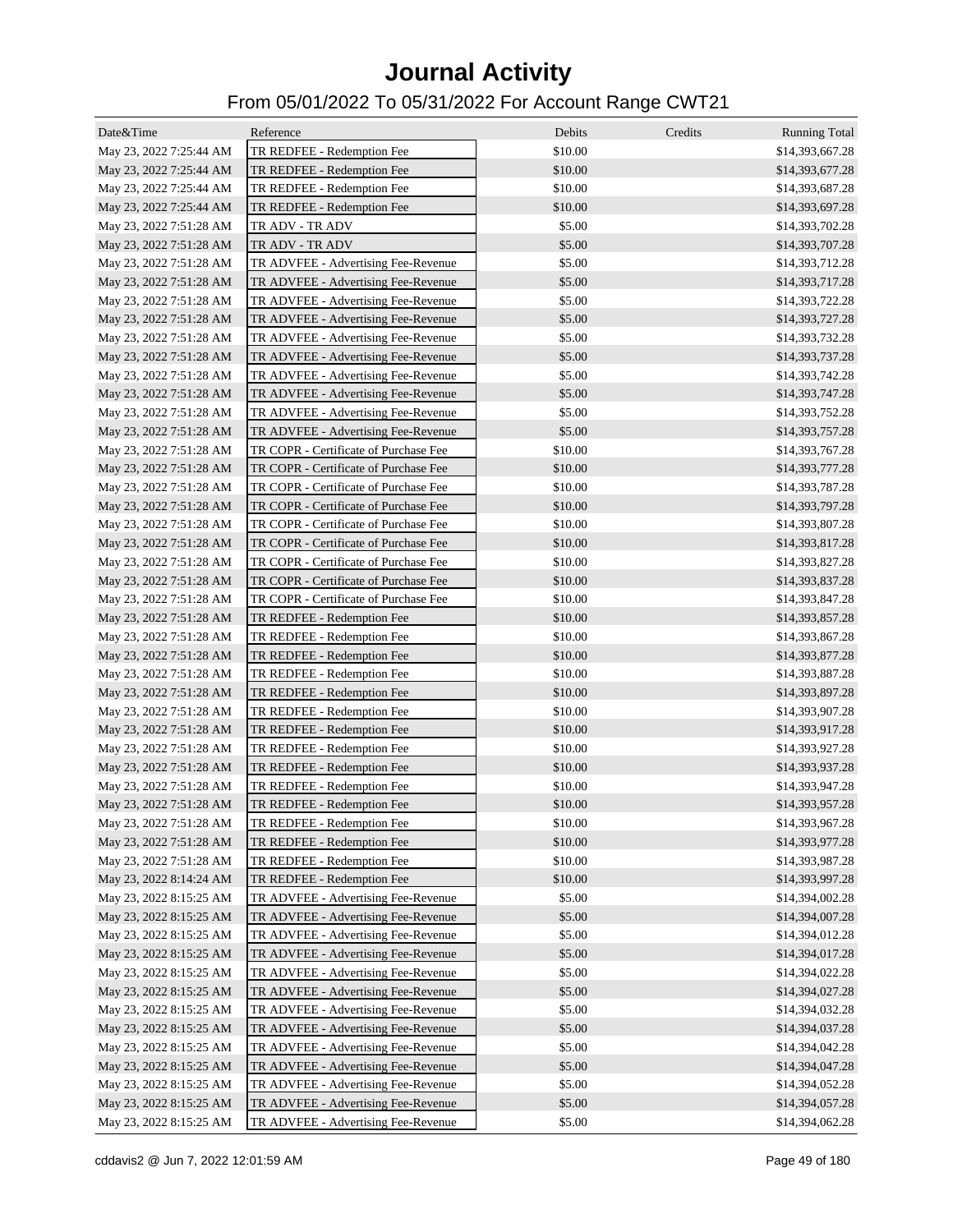# Journal Activity

## From 05/01/2022 To 05/31/2022 For Account Range CWT21

| Date&Time | Reference | Debits | Credits | Running Total |
|---|---|---|---|---|
| May 23, 2022 7:25:44 AM | TR REDFEE - Redemption Fee | $10.00 | | $14,393,667.28 |
| May 23, 2022 7:25:44 AM | TR REDFEE - Redemption Fee | $10.00 | | $14,393,677.28 |
| May 23, 2022 7:25:44 AM | TR REDFEE - Redemption Fee | $10.00 | | $14,393,687.28 |
| May 23, 2022 7:25:44 AM | TR REDFEE - Redemption Fee | $10.00 | | $14,393,697.28 |
| May 23, 2022 7:51:28 AM | TR ADV - TR ADV | $5.00 | | $14,393,702.28 |
| May 23, 2022 7:51:28 AM | TR ADV - TR ADV | $5.00 | | $14,393,707.28 |
| May 23, 2022 7:51:28 AM | TR ADVFEE - Advertising Fee-Revenue | $5.00 | | $14,393,712.28 |
| May 23, 2022 7:51:28 AM | TR ADVFEE - Advertising Fee-Revenue | $5.00 | | $14,393,717.28 |
| May 23, 2022 7:51:28 AM | TR ADVFEE - Advertising Fee-Revenue | $5.00 | | $14,393,722.28 |
| May 23, 2022 7:51:28 AM | TR ADVFEE - Advertising Fee-Revenue | $5.00 | | $14,393,727.28 |
| May 23, 2022 7:51:28 AM | TR ADVFEE - Advertising Fee-Revenue | $5.00 | | $14,393,732.28 |
| May 23, 2022 7:51:28 AM | TR ADVFEE - Advertising Fee-Revenue | $5.00 | | $14,393,737.28 |
| May 23, 2022 7:51:28 AM | TR ADVFEE - Advertising Fee-Revenue | $5.00 | | $14,393,742.28 |
| May 23, 2022 7:51:28 AM | TR ADVFEE - Advertising Fee-Revenue | $5.00 | | $14,393,747.28 |
| May 23, 2022 7:51:28 AM | TR ADVFEE - Advertising Fee-Revenue | $5.00 | | $14,393,752.28 |
| May 23, 2022 7:51:28 AM | TR ADVFEE - Advertising Fee-Revenue | $5.00 | | $14,393,757.28 |
| May 23, 2022 7:51:28 AM | TR COPR - Certificate of Purchase Fee | $10.00 | | $14,393,767.28 |
| May 23, 2022 7:51:28 AM | TR COPR - Certificate of Purchase Fee | $10.00 | | $14,393,777.28 |
| May 23, 2022 7:51:28 AM | TR COPR - Certificate of Purchase Fee | $10.00 | | $14,393,787.28 |
| May 23, 2022 7:51:28 AM | TR COPR - Certificate of Purchase Fee | $10.00 | | $14,393,797.28 |
| May 23, 2022 7:51:28 AM | TR COPR - Certificate of Purchase Fee | $10.00 | | $14,393,807.28 |
| May 23, 2022 7:51:28 AM | TR COPR - Certificate of Purchase Fee | $10.00 | | $14,393,817.28 |
| May 23, 2022 7:51:28 AM | TR COPR - Certificate of Purchase Fee | $10.00 | | $14,393,827.28 |
| May 23, 2022 7:51:28 AM | TR COPR - Certificate of Purchase Fee | $10.00 | | $14,393,837.28 |
| May 23, 2022 7:51:28 AM | TR COPR - Certificate of Purchase Fee | $10.00 | | $14,393,847.28 |
| May 23, 2022 7:51:28 AM | TR REDFEE - Redemption Fee | $10.00 | | $14,393,857.28 |
| May 23, 2022 7:51:28 AM | TR REDFEE - Redemption Fee | $10.00 | | $14,393,867.28 |
| May 23, 2022 7:51:28 AM | TR REDFEE - Redemption Fee | $10.00 | | $14,393,877.28 |
| May 23, 2022 7:51:28 AM | TR REDFEE - Redemption Fee | $10.00 | | $14,393,887.28 |
| May 23, 2022 7:51:28 AM | TR REDFEE - Redemption Fee | $10.00 | | $14,393,897.28 |
| May 23, 2022 7:51:28 AM | TR REDFEE - Redemption Fee | $10.00 | | $14,393,907.28 |
| May 23, 2022 7:51:28 AM | TR REDFEE - Redemption Fee | $10.00 | | $14,393,917.28 |
| May 23, 2022 7:51:28 AM | TR REDFEE - Redemption Fee | $10.00 | | $14,393,927.28 |
| May 23, 2022 7:51:28 AM | TR REDFEE - Redemption Fee | $10.00 | | $14,393,937.28 |
| May 23, 2022 7:51:28 AM | TR REDFEE - Redemption Fee | $10.00 | | $14,393,947.28 |
| May 23, 2022 7:51:28 AM | TR REDFEE - Redemption Fee | $10.00 | | $14,393,957.28 |
| May 23, 2022 7:51:28 AM | TR REDFEE - Redemption Fee | $10.00 | | $14,393,967.28 |
| May 23, 2022 7:51:28 AM | TR REDFEE - Redemption Fee | $10.00 | | $14,393,977.28 |
| May 23, 2022 7:51:28 AM | TR REDFEE - Redemption Fee | $10.00 | | $14,393,987.28 |
| May 23, 2022 8:14:24 AM | TR REDFEE - Redemption Fee | $10.00 | | $14,393,997.28 |
| May 23, 2022 8:15:25 AM | TR ADVFEE - Advertising Fee-Revenue | $5.00 | | $14,394,002.28 |
| May 23, 2022 8:15:25 AM | TR ADVFEE - Advertising Fee-Revenue | $5.00 | | $14,394,007.28 |
| May 23, 2022 8:15:25 AM | TR ADVFEE - Advertising Fee-Revenue | $5.00 | | $14,394,012.28 |
| May 23, 2022 8:15:25 AM | TR ADVFEE - Advertising Fee-Revenue | $5.00 | | $14,394,017.28 |
| May 23, 2022 8:15:25 AM | TR ADVFEE - Advertising Fee-Revenue | $5.00 | | $14,394,022.28 |
| May 23, 2022 8:15:25 AM | TR ADVFEE - Advertising Fee-Revenue | $5.00 | | $14,394,027.28 |
| May 23, 2022 8:15:25 AM | TR ADVFEE - Advertising Fee-Revenue | $5.00 | | $14,394,032.28 |
| May 23, 2022 8:15:25 AM | TR ADVFEE - Advertising Fee-Revenue | $5.00 | | $14,394,037.28 |
| May 23, 2022 8:15:25 AM | TR ADVFEE - Advertising Fee-Revenue | $5.00 | | $14,394,042.28 |
| May 23, 2022 8:15:25 AM | TR ADVFEE - Advertising Fee-Revenue | $5.00 | | $14,394,047.28 |
| May 23, 2022 8:15:25 AM | TR ADVFEE - Advertising Fee-Revenue | $5.00 | | $14,394,052.28 |
| May 23, 2022 8:15:25 AM | TR ADVFEE - Advertising Fee-Revenue | $5.00 | | $14,394,057.28 |
| May 23, 2022 8:15:25 AM | TR ADVFEE - Advertising Fee-Revenue | $5.00 | | $14,394,062.28 |

cddavis2 @ Jun 7, 2022 12:01:59 AM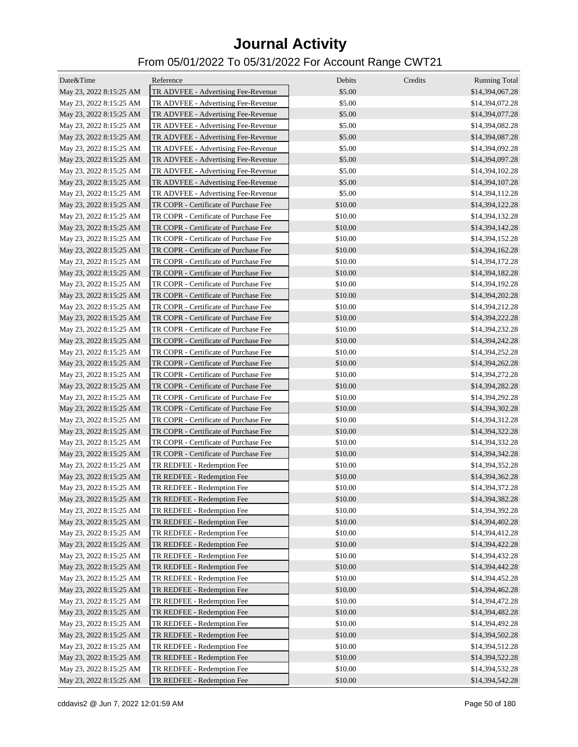# Journal Activity

## From 05/01/2022 To 05/31/2022 For Account Range CWT21

| Date&Time | Reference | Debits | Credits | Running Total |
|---|---|---|---|---|
| May 23, 2022 8:15:25 AM | TR ADVFEE - Advertising Fee-Revenue | $5.00 | | $14,394,067.28 |
| May 23, 2022 8:15:25 AM | TR ADVFEE - Advertising Fee-Revenue | $5.00 | | $14,394,072.28 |
| May 23, 2022 8:15:25 AM | TR ADVFEE - Advertising Fee-Revenue | $5.00 | | $14,394,077.28 |
| May 23, 2022 8:15:25 AM | TR ADVFEE - Advertising Fee-Revenue | $5.00 | | $14,394,082.28 |
| May 23, 2022 8:15:25 AM | TR ADVFEE - Advertising Fee-Revenue | $5.00 | | $14,394,087.28 |
| May 23, 2022 8:15:25 AM | TR ADVFEE - Advertising Fee-Revenue | $5.00 | | $14,394,092.28 |
| May 23, 2022 8:15:25 AM | TR ADVFEE - Advertising Fee-Revenue | $5.00 | | $14,394,097.28 |
| May 23, 2022 8:15:25 AM | TR ADVFEE - Advertising Fee-Revenue | $5.00 | | $14,394,102.28 |
| May 23, 2022 8:15:25 AM | TR ADVFEE - Advertising Fee-Revenue | $5.00 | | $14,394,107.28 |
| May 23, 2022 8:15:25 AM | TR ADVFEE - Advertising Fee-Revenue | $5.00 | | $14,394,112.28 |
| May 23, 2022 8:15:25 AM | TR COPR - Certificate of Purchase Fee | $10.00 | | $14,394,122.28 |
| May 23, 2022 8:15:25 AM | TR COPR - Certificate of Purchase Fee | $10.00 | | $14,394,132.28 |
| May 23, 2022 8:15:25 AM | TR COPR - Certificate of Purchase Fee | $10.00 | | $14,394,142.28 |
| May 23, 2022 8:15:25 AM | TR COPR - Certificate of Purchase Fee | $10.00 | | $14,394,152.28 |
| May 23, 2022 8:15:25 AM | TR COPR - Certificate of Purchase Fee | $10.00 | | $14,394,162.28 |
| May 23, 2022 8:15:25 AM | TR COPR - Certificate of Purchase Fee | $10.00 | | $14,394,172.28 |
| May 23, 2022 8:15:25 AM | TR COPR - Certificate of Purchase Fee | $10.00 | | $14,394,182.28 |
| May 23, 2022 8:15:25 AM | TR COPR - Certificate of Purchase Fee | $10.00 | | $14,394,192.28 |
| May 23, 2022 8:15:25 AM | TR COPR - Certificate of Purchase Fee | $10.00 | | $14,394,202.28 |
| May 23, 2022 8:15:25 AM | TR COPR - Certificate of Purchase Fee | $10.00 | | $14,394,212.28 |
| May 23, 2022 8:15:25 AM | TR COPR - Certificate of Purchase Fee | $10.00 | | $14,394,222.28 |
| May 23, 2022 8:15:25 AM | TR COPR - Certificate of Purchase Fee | $10.00 | | $14,394,232.28 |
| May 23, 2022 8:15:25 AM | TR COPR - Certificate of Purchase Fee | $10.00 | | $14,394,242.28 |
| May 23, 2022 8:15:25 AM | TR COPR - Certificate of Purchase Fee | $10.00 | | $14,394,252.28 |
| May 23, 2022 8:15:25 AM | TR COPR - Certificate of Purchase Fee | $10.00 | | $14,394,262.28 |
| May 23, 2022 8:15:25 AM | TR COPR - Certificate of Purchase Fee | $10.00 | | $14,394,272.28 |
| May 23, 2022 8:15:25 AM | TR COPR - Certificate of Purchase Fee | $10.00 | | $14,394,282.28 |
| May 23, 2022 8:15:25 AM | TR COPR - Certificate of Purchase Fee | $10.00 | | $14,394,292.28 |
| May 23, 2022 8:15:25 AM | TR COPR - Certificate of Purchase Fee | $10.00 | | $14,394,302.28 |
| May 23, 2022 8:15:25 AM | TR COPR - Certificate of Purchase Fee | $10.00 | | $14,394,312.28 |
| May 23, 2022 8:15:25 AM | TR COPR - Certificate of Purchase Fee | $10.00 | | $14,394,322.28 |
| May 23, 2022 8:15:25 AM | TR COPR - Certificate of Purchase Fee | $10.00 | | $14,394,332.28 |
| May 23, 2022 8:15:25 AM | TR COPR - Certificate of Purchase Fee | $10.00 | | $14,394,342.28 |
| May 23, 2022 8:15:25 AM | TR REDFEE - Redemption Fee | $10.00 | | $14,394,352.28 |
| May 23, 2022 8:15:25 AM | TR REDFEE - Redemption Fee | $10.00 | | $14,394,362.28 |
| May 23, 2022 8:15:25 AM | TR REDFEE - Redemption Fee | $10.00 | | $14,394,372.28 |
| May 23, 2022 8:15:25 AM | TR REDFEE - Redemption Fee | $10.00 | | $14,394,382.28 |
| May 23, 2022 8:15:25 AM | TR REDFEE - Redemption Fee | $10.00 | | $14,394,392.28 |
| May 23, 2022 8:15:25 AM | TR REDFEE - Redemption Fee | $10.00 | | $14,394,402.28 |
| May 23, 2022 8:15:25 AM | TR REDFEE - Redemption Fee | $10.00 | | $14,394,412.28 |
| May 23, 2022 8:15:25 AM | TR REDFEE - Redemption Fee | $10.00 | | $14,394,422.28 |
| May 23, 2022 8:15:25 AM | TR REDFEE - Redemption Fee | $10.00 | | $14,394,432.28 |
| May 23, 2022 8:15:25 AM | TR REDFEE - Redemption Fee | $10.00 | | $14,394,442.28 |
| May 23, 2022 8:15:25 AM | TR REDFEE - Redemption Fee | $10.00 | | $14,394,452.28 |
| May 23, 2022 8:15:25 AM | TR REDFEE - Redemption Fee | $10.00 | | $14,394,462.28 |
| May 23, 2022 8:15:25 AM | TR REDFEE - Redemption Fee | $10.00 | | $14,394,472.28 |
| May 23, 2022 8:15:25 AM | TR REDFEE - Redemption Fee | $10.00 | | $14,394,482.28 |
| May 23, 2022 8:15:25 AM | TR REDFEE - Redemption Fee | $10.00 | | $14,394,492.28 |
| May 23, 2022 8:15:25 AM | TR REDFEE - Redemption Fee | $10.00 | | $14,394,502.28 |
| May 23, 2022 8:15:25 AM | TR REDFEE - Redemption Fee | $10.00 | | $14,394,512.28 |
| May 23, 2022 8:15:25 AM | TR REDFEE - Redemption Fee | $10.00 | | $14,394,522.28 |
| May 23, 2022 8:15:25 AM | TR REDFEE - Redemption Fee | $10.00 | | $14,394,532.28 |
| May 23, 2022 8:15:25 AM | TR REDFEE - Redemption Fee | $10.00 | | $14,394,542.28 |

cddavis2 @ Jun 7, 2022 12:01:59 AM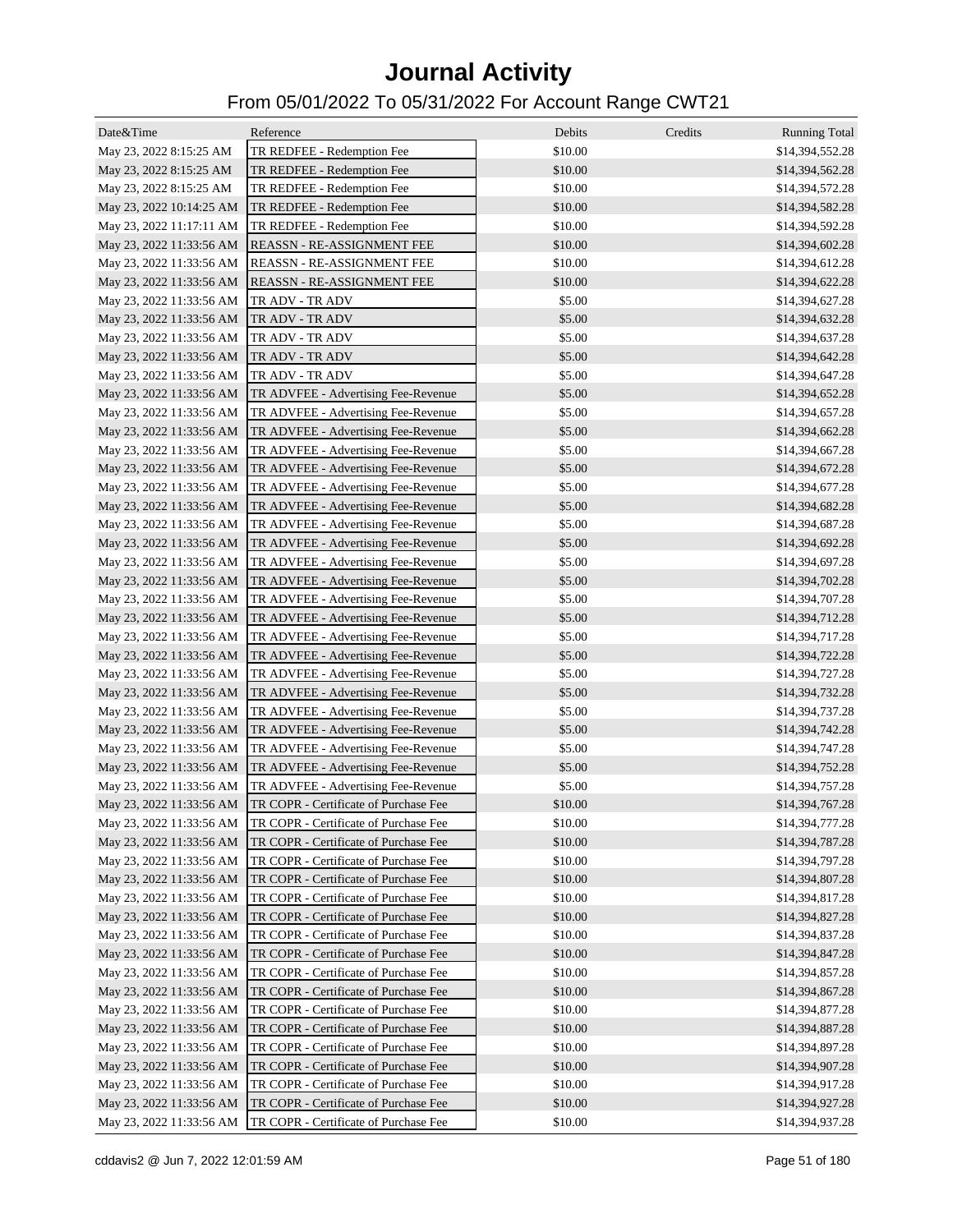# Journal Activity

## From 05/01/2022 To 05/31/2022 For Account Range CWT21

| Date&Time | Reference | Debits | Credits | Running Total |
|---|---|---|---|---|
| May 23, 2022 8:15:25 AM | TR REDFEE - Redemption Fee | $10.00 | | $14,394,552.28 |
| May 23, 2022 8:15:25 AM | TR REDFEE - Redemption Fee | $10.00 | | $14,394,562.28 |
| May 23, 2022 8:15:25 AM | TR REDFEE - Redemption Fee | $10.00 | | $14,394,572.28 |
| May 23, 2022 10:14:25 AM | TR REDFEE - Redemption Fee | $10.00 | | $14,394,582.28 |
| May 23, 2022 11:17:11 AM | TR REDFEE - Redemption Fee | $10.00 | | $14,394,592.28 |
| May 23, 2022 11:33:56 AM | REASSN - RE-ASSIGNMENT FEE | $10.00 | | $14,394,602.28 |
| May 23, 2022 11:33:56 AM | REASSN - RE-ASSIGNMENT FEE | $10.00 | | $14,394,612.28 |
| May 23, 2022 11:33:56 AM | REASSN - RE-ASSIGNMENT FEE | $10.00 | | $14,394,622.28 |
| May 23, 2022 11:33:56 AM | TR ADV - TR ADV | $5.00 | | $14,394,627.28 |
| May 23, 2022 11:33:56 AM | TR ADV - TR ADV | $5.00 | | $14,394,632.28 |
| May 23, 2022 11:33:56 AM | TR ADV - TR ADV | $5.00 | | $14,394,637.28 |
| May 23, 2022 11:33:56 AM | TR ADV - TR ADV | $5.00 | | $14,394,642.28 |
| May 23, 2022 11:33:56 AM | TR ADV - TR ADV | $5.00 | | $14,394,647.28 |
| May 23, 2022 11:33:56 AM | TR ADVFEE - Advertising Fee-Revenue | $5.00 | | $14,394,652.28 |
| May 23, 2022 11:33:56 AM | TR ADVFEE - Advertising Fee-Revenue | $5.00 | | $14,394,657.28 |
| May 23, 2022 11:33:56 AM | TR ADVFEE - Advertising Fee-Revenue | $5.00 | | $14,394,662.28 |
| May 23, 2022 11:33:56 AM | TR ADVFEE - Advertising Fee-Revenue | $5.00 | | $14,394,667.28 |
| May 23, 2022 11:33:56 AM | TR ADVFEE - Advertising Fee-Revenue | $5.00 | | $14,394,672.28 |
| May 23, 2022 11:33:56 AM | TR ADVFEE - Advertising Fee-Revenue | $5.00 | | $14,394,677.28 |
| May 23, 2022 11:33:56 AM | TR ADVFEE - Advertising Fee-Revenue | $5.00 | | $14,394,682.28 |
| May 23, 2022 11:33:56 AM | TR ADVFEE - Advertising Fee-Revenue | $5.00 | | $14,394,687.28 |
| May 23, 2022 11:33:56 AM | TR ADVFEE - Advertising Fee-Revenue | $5.00 | | $14,394,692.28 |
| May 23, 2022 11:33:56 AM | TR ADVFEE - Advertising Fee-Revenue | $5.00 | | $14,394,697.28 |
| May 23, 2022 11:33:56 AM | TR ADVFEE - Advertising Fee-Revenue | $5.00 | | $14,394,702.28 |
| May 23, 2022 11:33:56 AM | TR ADVFEE - Advertising Fee-Revenue | $5.00 | | $14,394,707.28 |
| May 23, 2022 11:33:56 AM | TR ADVFEE - Advertising Fee-Revenue | $5.00 | | $14,394,712.28 |
| May 23, 2022 11:33:56 AM | TR ADVFEE - Advertising Fee-Revenue | $5.00 | | $14,394,717.28 |
| May 23, 2022 11:33:56 AM | TR ADVFEE - Advertising Fee-Revenue | $5.00 | | $14,394,722.28 |
| May 23, 2022 11:33:56 AM | TR ADVFEE - Advertising Fee-Revenue | $5.00 | | $14,394,727.28 |
| May 23, 2022 11:33:56 AM | TR ADVFEE - Advertising Fee-Revenue | $5.00 | | $14,394,732.28 |
| May 23, 2022 11:33:56 AM | TR ADVFEE - Advertising Fee-Revenue | $5.00 | | $14,394,737.28 |
| May 23, 2022 11:33:56 AM | TR ADVFEE - Advertising Fee-Revenue | $5.00 | | $14,394,742.28 |
| May 23, 2022 11:33:56 AM | TR ADVFEE - Advertising Fee-Revenue | $5.00 | | $14,394,747.28 |
| May 23, 2022 11:33:56 AM | TR ADVFEE - Advertising Fee-Revenue | $5.00 | | $14,394,752.28 |
| May 23, 2022 11:33:56 AM | TR ADVFEE - Advertising Fee-Revenue | $5.00 | | $14,394,757.28 |
| May 23, 2022 11:33:56 AM | TR COPR - Certificate of Purchase Fee | $10.00 | | $14,394,767.28 |
| May 23, 2022 11:33:56 AM | TR COPR - Certificate of Purchase Fee | $10.00 | | $14,394,777.28 |
| May 23, 2022 11:33:56 AM | TR COPR - Certificate of Purchase Fee | $10.00 | | $14,394,787.28 |
| May 23, 2022 11:33:56 AM | TR COPR - Certificate of Purchase Fee | $10.00 | | $14,394,797.28 |
| May 23, 2022 11:33:56 AM | TR COPR - Certificate of Purchase Fee | $10.00 | | $14,394,807.28 |
| May 23, 2022 11:33:56 AM | TR COPR - Certificate of Purchase Fee | $10.00 | | $14,394,817.28 |
| May 23, 2022 11:33:56 AM | TR COPR - Certificate of Purchase Fee | $10.00 | | $14,394,827.28 |
| May 23, 2022 11:33:56 AM | TR COPR - Certificate of Purchase Fee | $10.00 | | $14,394,837.28 |
| May 23, 2022 11:33:56 AM | TR COPR - Certificate of Purchase Fee | $10.00 | | $14,394,847.28 |
| May 23, 2022 11:33:56 AM | TR COPR - Certificate of Purchase Fee | $10.00 | | $14,394,857.28 |
| May 23, 2022 11:33:56 AM | TR COPR - Certificate of Purchase Fee | $10.00 | | $14,394,867.28 |
| May 23, 2022 11:33:56 AM | TR COPR - Certificate of Purchase Fee | $10.00 | | $14,394,877.28 |
| May 23, 2022 11:33:56 AM | TR COPR - Certificate of Purchase Fee | $10.00 | | $14,394,887.28 |
| May 23, 2022 11:33:56 AM | TR COPR - Certificate of Purchase Fee | $10.00 | | $14,394,897.28 |
| May 23, 2022 11:33:56 AM | TR COPR - Certificate of Purchase Fee | $10.00 | | $14,394,907.28 |
| May 23, 2022 11:33:56 AM | TR COPR - Certificate of Purchase Fee | $10.00 | | $14,394,917.28 |
| May 23, 2022 11:33:56 AM | TR COPR - Certificate of Purchase Fee | $10.00 | | $14,394,927.28 |
| May 23, 2022 11:33:56 AM | TR COPR - Certificate of Purchase Fee | $10.00 | | $14,394,937.28 |

cddavis2 @ Jun 7, 2022 12:01:59 AM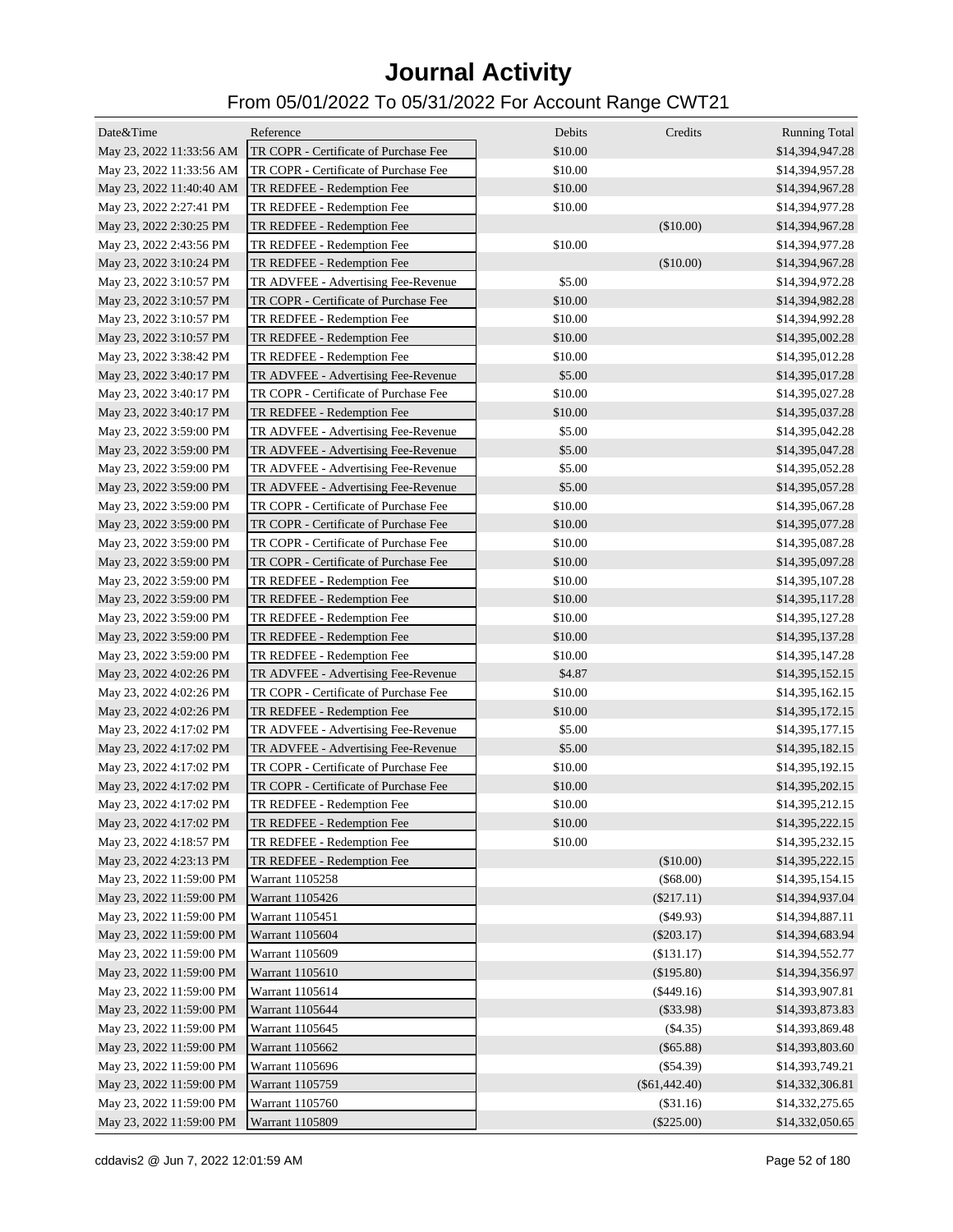# Journal Activity

## From 05/01/2022 To 05/31/2022 For Account Range CWT21

| Date&Time | Reference | Debits | Credits | Running Total |
|---|---|---|---|---|
| May 23, 2022 11:33:56 AM | TR COPR - Certificate of Purchase Fee | $10.00 | | $14,394,947.28 |
| May 23, 2022 11:33:56 AM | TR COPR - Certificate of Purchase Fee | $10.00 | | $14,394,957.28 |
| May 23, 2022 11:40:40 AM | TR REDFEE - Redemption Fee | $10.00 | | $14,394,967.28 |
| May 23, 2022 2:27:41 PM | TR REDFEE - Redemption Fee | $10.00 | | $14,394,977.28 |
| May 23, 2022 2:30:25 PM | TR REDFEE - Redemption Fee | | ($10.00) | $14,394,967.28 |
| May 23, 2022 2:43:56 PM | TR REDFEE - Redemption Fee | $10.00 | | $14,394,977.28 |
| May 23, 2022 3:10:24 PM | TR REDFEE - Redemption Fee | | ($10.00) | $14,394,967.28 |
| May 23, 2022 3:10:57 PM | TR ADVFEE - Advertising Fee-Revenue | $5.00 | | $14,394,972.28 |
| May 23, 2022 3:10:57 PM | TR COPR - Certificate of Purchase Fee | $10.00 | | $14,394,982.28 |
| May 23, 2022 3:10:57 PM | TR REDFEE - Redemption Fee | $10.00 | | $14,394,992.28 |
| May 23, 2022 3:10:57 PM | TR REDFEE - Redemption Fee | $10.00 | | $14,395,002.28 |
| May 23, 2022 3:38:42 PM | TR REDFEE - Redemption Fee | $10.00 | | $14,395,012.28 |
| May 23, 2022 3:40:17 PM | TR ADVFEE - Advertising Fee-Revenue | $5.00 | | $14,395,017.28 |
| May 23, 2022 3:40:17 PM | TR COPR - Certificate of Purchase Fee | $10.00 | | $14,395,027.28 |
| May 23, 2022 3:40:17 PM | TR REDFEE - Redemption Fee | $10.00 | | $14,395,037.28 |
| May 23, 2022 3:59:00 PM | TR ADVFEE - Advertising Fee-Revenue | $5.00 | | $14,395,042.28 |
| May 23, 2022 3:59:00 PM | TR ADVFEE - Advertising Fee-Revenue | $5.00 | | $14,395,047.28 |
| May 23, 2022 3:59:00 PM | TR ADVFEE - Advertising Fee-Revenue | $5.00 | | $14,395,052.28 |
| May 23, 2022 3:59:00 PM | TR ADVFEE - Advertising Fee-Revenue | $5.00 | | $14,395,057.28 |
| May 23, 2022 3:59:00 PM | TR COPR - Certificate of Purchase Fee | $10.00 | | $14,395,067.28 |
| May 23, 2022 3:59:00 PM | TR COPR - Certificate of Purchase Fee | $10.00 | | $14,395,077.28 |
| May 23, 2022 3:59:00 PM | TR COPR - Certificate of Purchase Fee | $10.00 | | $14,395,087.28 |
| May 23, 2022 3:59:00 PM | TR COPR - Certificate of Purchase Fee | $10.00 | | $14,395,097.28 |
| May 23, 2022 3:59:00 PM | TR REDFEE - Redemption Fee | $10.00 | | $14,395,107.28 |
| May 23, 2022 3:59:00 PM | TR REDFEE - Redemption Fee | $10.00 | | $14,395,117.28 |
| May 23, 2022 3:59:00 PM | TR REDFEE - Redemption Fee | $10.00 | | $14,395,127.28 |
| May 23, 2022 3:59:00 PM | TR REDFEE - Redemption Fee | $10.00 | | $14,395,137.28 |
| May 23, 2022 3:59:00 PM | TR REDFEE - Redemption Fee | $10.00 | | $14,395,147.28 |
| May 23, 2022 4:02:26 PM | TR ADVFEE - Advertising Fee-Revenue | $4.87 | | $14,395,152.15 |
| May 23, 2022 4:02:26 PM | TR COPR - Certificate of Purchase Fee | $10.00 | | $14,395,162.15 |
| May 23, 2022 4:02:26 PM | TR REDFEE - Redemption Fee | $10.00 | | $14,395,172.15 |
| May 23, 2022 4:17:02 PM | TR ADVFEE - Advertising Fee-Revenue | $5.00 | | $14,395,177.15 |
| May 23, 2022 4:17:02 PM | TR ADVFEE - Advertising Fee-Revenue | $5.00 | | $14,395,182.15 |
| May 23, 2022 4:17:02 PM | TR COPR - Certificate of Purchase Fee | $10.00 | | $14,395,192.15 |
| May 23, 2022 4:17:02 PM | TR COPR - Certificate of Purchase Fee | $10.00 | | $14,395,202.15 |
| May 23, 2022 4:17:02 PM | TR REDFEE - Redemption Fee | $10.00 | | $14,395,212.15 |
| May 23, 2022 4:17:02 PM | TR REDFEE - Redemption Fee | $10.00 | | $14,395,222.15 |
| May 23, 2022 4:18:57 PM | TR REDFEE - Redemption Fee | $10.00 | | $14,395,232.15 |
| May 23, 2022 4:23:13 PM | TR REDFEE - Redemption Fee | | ($10.00) | $14,395,222.15 |
| May 23, 2022 11:59:00 PM | Warrant 1105258 | | ($68.00) | $14,395,154.15 |
| May 23, 2022 11:59:00 PM | Warrant 1105426 | | ($217.11) | $14,394,937.04 |
| May 23, 2022 11:59:00 PM | Warrant 1105451 | | ($49.93) | $14,394,887.11 |
| May 23, 2022 11:59:00 PM | Warrant 1105604 | | ($203.17) | $14,394,683.94 |
| May 23, 2022 11:59:00 PM | Warrant 1105609 | | ($131.17) | $14,394,552.77 |
| May 23, 2022 11:59:00 PM | Warrant 1105610 | | ($195.80) | $14,394,356.97 |
| May 23, 2022 11:59:00 PM | Warrant 1105614 | | ($449.16) | $14,393,907.81 |
| May 23, 2022 11:59:00 PM | Warrant 1105644 | | ($33.98) | $14,393,873.83 |
| May 23, 2022 11:59:00 PM | Warrant 1105645 | | ($4.35) | $14,393,869.48 |
| May 23, 2022 11:59:00 PM | Warrant 1105662 | | ($65.88) | $14,393,803.60 |
| May 23, 2022 11:59:00 PM | Warrant 1105696 | | ($54.39) | $14,393,749.21 |
| May 23, 2022 11:59:00 PM | Warrant 1105759 | | ($61,442.40) | $14,332,306.81 |
| May 23, 2022 11:59:00 PM | Warrant 1105760 | | ($31.16) | $14,332,275.65 |
| May 23, 2022 11:59:00 PM | Warrant 1105809 | | ($225.00) | $14,332,050.65 |

cddavis2 @ Jun 7, 2022 12:01:59 AM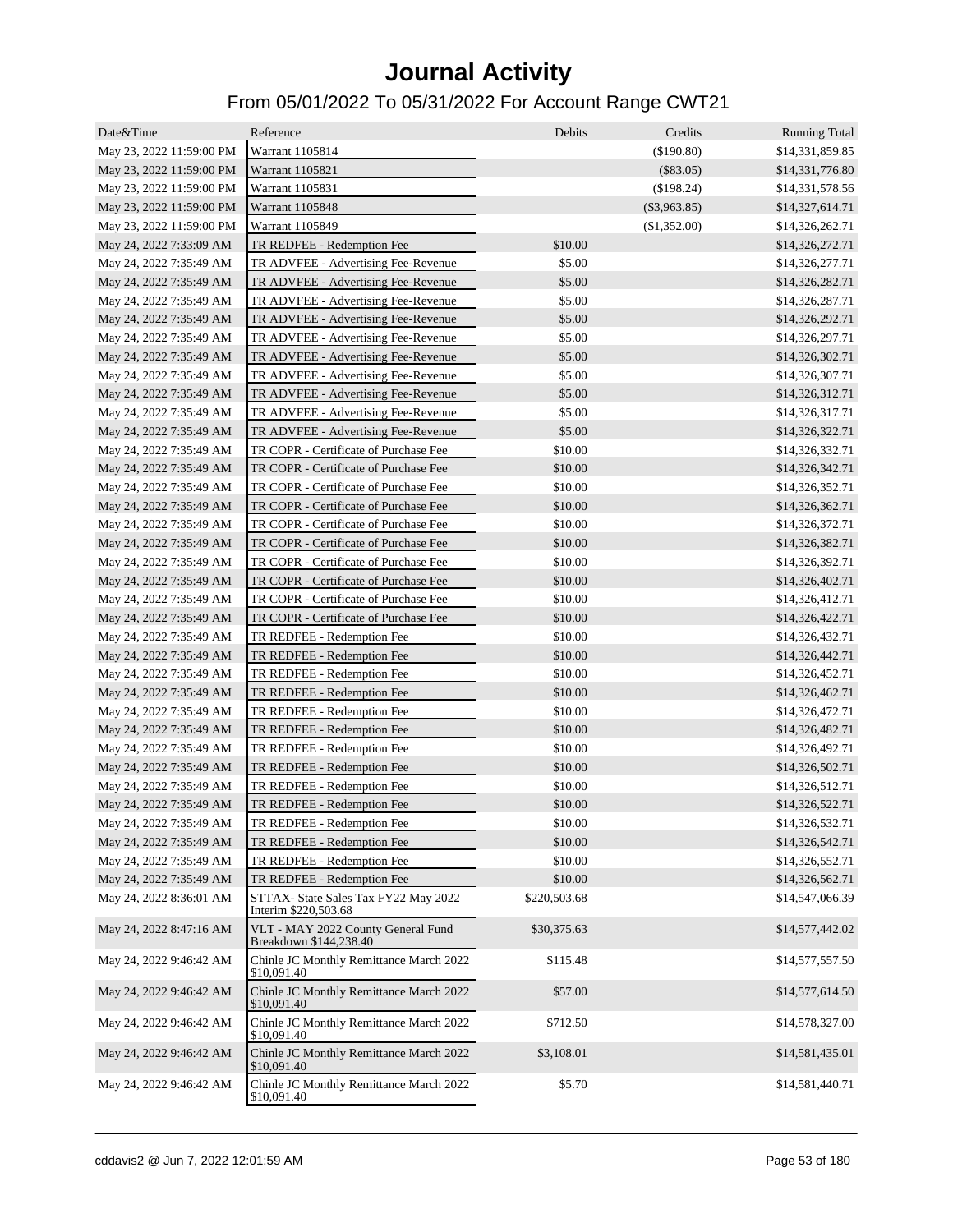# Journal Activity

## From 05/01/2022 To 05/31/2022 For Account Range CWT21

| Date&Time | Reference | Debits | Credits | Running Total |
|---|---|---|---|---|
| May 23, 2022 11:59:00 PM | Warrant 1105814 | | ($190.80) | $14,331,859.85 |
| May 23, 2022 11:59:00 PM | Warrant 1105821 | | ($83.05) | $14,331,776.80 |
| May 23, 2022 11:59:00 PM | Warrant 1105831 | | ($198.24) | $14,331,578.56 |
| May 23, 2022 11:59:00 PM | Warrant 1105848 | | ($3,963.85) | $14,327,614.71 |
| May 23, 2022 11:59:00 PM | Warrant 1105849 | | ($1,352.00) | $14,326,262.71 |
| May 24, 2022 7:33:09 AM | TR REDFEE - Redemption Fee | $10.00 | | $14,326,272.71 |
| May 24, 2022 7:35:49 AM | TR ADVFEE - Advertising Fee-Revenue | $5.00 | | $14,326,277.71 |
| May 24, 2022 7:35:49 AM | TR ADVFEE - Advertising Fee-Revenue | $5.00 | | $14,326,282.71 |
| May 24, 2022 7:35:49 AM | TR ADVFEE - Advertising Fee-Revenue | $5.00 | | $14,326,287.71 |
| May 24, 2022 7:35:49 AM | TR ADVFEE - Advertising Fee-Revenue | $5.00 | | $14,326,292.71 |
| May 24, 2022 7:35:49 AM | TR ADVFEE - Advertising Fee-Revenue | $5.00 | | $14,326,297.71 |
| May 24, 2022 7:35:49 AM | TR ADVFEE - Advertising Fee-Revenue | $5.00 | | $14,326,302.71 |
| May 24, 2022 7:35:49 AM | TR ADVFEE - Advertising Fee-Revenue | $5.00 | | $14,326,307.71 |
| May 24, 2022 7:35:49 AM | TR ADVFEE - Advertising Fee-Revenue | $5.00 | | $14,326,312.71 |
| May 24, 2022 7:35:49 AM | TR ADVFEE - Advertising Fee-Revenue | $5.00 | | $14,326,317.71 |
| May 24, 2022 7:35:49 AM | TR ADVFEE - Advertising Fee-Revenue | $5.00 | | $14,326,322.71 |
| May 24, 2022 7:35:49 AM | TR COPR - Certificate of Purchase Fee | $10.00 | | $14,326,332.71 |
| May 24, 2022 7:35:49 AM | TR COPR - Certificate of Purchase Fee | $10.00 | | $14,326,342.71 |
| May 24, 2022 7:35:49 AM | TR COPR - Certificate of Purchase Fee | $10.00 | | $14,326,352.71 |
| May 24, 2022 7:35:49 AM | TR COPR - Certificate of Purchase Fee | $10.00 | | $14,326,362.71 |
| May 24, 2022 7:35:49 AM | TR COPR - Certificate of Purchase Fee | $10.00 | | $14,326,372.71 |
| May 24, 2022 7:35:49 AM | TR COPR - Certificate of Purchase Fee | $10.00 | | $14,326,382.71 |
| May 24, 2022 7:35:49 AM | TR COPR - Certificate of Purchase Fee | $10.00 | | $14,326,392.71 |
| May 24, 2022 7:35:49 AM | TR COPR - Certificate of Purchase Fee | $10.00 | | $14,326,402.71 |
| May 24, 2022 7:35:49 AM | TR COPR - Certificate of Purchase Fee | $10.00 | | $14,326,412.71 |
| May 24, 2022 7:35:49 AM | TR COPR - Certificate of Purchase Fee | $10.00 | | $14,326,422.71 |
| May 24, 2022 7:35:49 AM | TR REDFEE - Redemption Fee | $10.00 | | $14,326,432.71 |
| May 24, 2022 7:35:49 AM | TR REDFEE - Redemption Fee | $10.00 | | $14,326,442.71 |
| May 24, 2022 7:35:49 AM | TR REDFEE - Redemption Fee | $10.00 | | $14,326,452.71 |
| May 24, 2022 7:35:49 AM | TR REDFEE - Redemption Fee | $10.00 | | $14,326,462.71 |
| May 24, 2022 7:35:49 AM | TR REDFEE - Redemption Fee | $10.00 | | $14,326,472.71 |
| May 24, 2022 7:35:49 AM | TR REDFEE - Redemption Fee | $10.00 | | $14,326,482.71 |
| May 24, 2022 7:35:49 AM | TR REDFEE - Redemption Fee | $10.00 | | $14,326,492.71 |
| May 24, 2022 7:35:49 AM | TR REDFEE - Redemption Fee | $10.00 | | $14,326,502.71 |
| May 24, 2022 7:35:49 AM | TR REDFEE - Redemption Fee | $10.00 | | $14,326,512.71 |
| May 24, 2022 7:35:49 AM | TR REDFEE - Redemption Fee | $10.00 | | $14,326,522.71 |
| May 24, 2022 7:35:49 AM | TR REDFEE - Redemption Fee | $10.00 | | $14,326,532.71 |
| May 24, 2022 7:35:49 AM | TR REDFEE - Redemption Fee | $10.00 | | $14,326,542.71 |
| May 24, 2022 7:35:49 AM | TR REDFEE - Redemption Fee | $10.00 | | $14,326,552.71 |
| May 24, 2022 7:35:49 AM | TR REDFEE - Redemption Fee | $10.00 | | $14,326,562.71 |
| May 24, 2022 8:36:01 AM | STTAX- State Sales Tax FY22 May 2022 Interim $220,503.68 | $220,503.68 | | $14,547,066.39 |
| May 24, 2022 8:47:16 AM | VLT - MAY 2022 County General Fund Breakdown $144,238.40 | $30,375.63 | | $14,577,442.02 |
| May 24, 2022 9:46:42 AM | Chinle JC Monthly Remittance March 2022 $10,091.40 | $115.48 | | $14,577,557.50 |
| May 24, 2022 9:46:42 AM | Chinle JC Monthly Remittance March 2022 $10,091.40 | $57.00 | | $14,577,614.50 |
| May 24, 2022 9:46:42 AM | Chinle JC Monthly Remittance March 2022 $10,091.40 | $712.50 | | $14,578,327.00 |
| May 24, 2022 9:46:42 AM | Chinle JC Monthly Remittance March 2022 $10,091.40 | $3,108.01 | | $14,581,435.01 |
| May 24, 2022 9:46:42 AM | Chinle JC Monthly Remittance March 2022 $10,091.40 | $5.70 | | $14,581,440.71 |

cddavis2 @ Jun 7, 2022 12:01:59 AM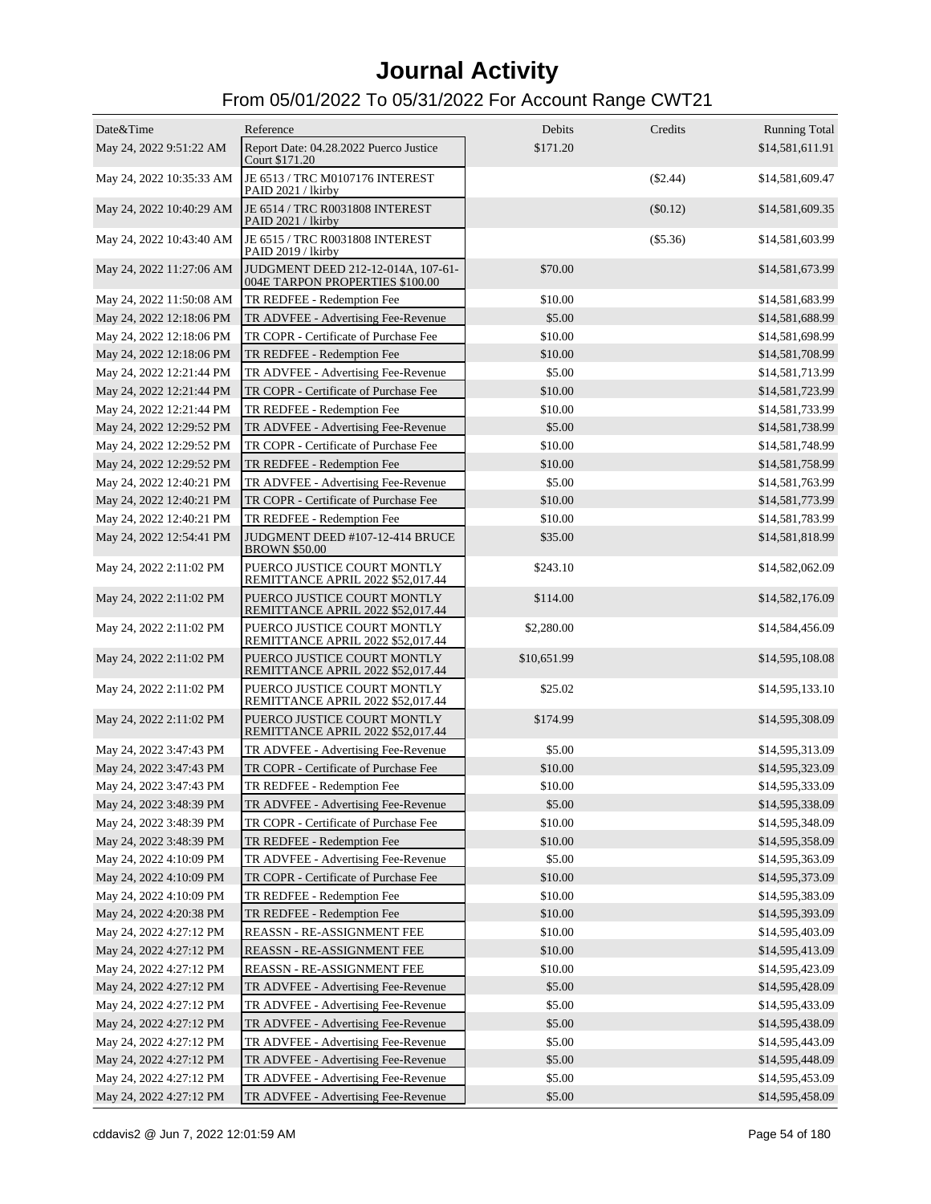# Journal Activity

## From 05/01/2022 To 05/31/2022 For Account Range CWT21

| Date&Time | Reference | Debits | Credits | Running Total |
|---|---|---|---|---|
| May 24, 2022 9:51:22 AM | Report Date: 04.28.2022 Puerco Justice Court $171.20 | $171.20 | | $14,581,611.91 |
| May 24, 2022 10:35:33 AM | JE 6513 / TRC M0107176 INTEREST PAID 2021 / lkirby | | ($2.44) | $14,581,609.47 |
| May 24, 2022 10:40:29 AM | JE 6514 / TRC R0031808 INTEREST PAID 2021 / lkirby | | ($0.12) | $14,581,609.35 |
| May 24, 2022 10:43:40 AM | JE 6515 / TRC R0031808 INTEREST PAID 2019 / lkirby | | ($5.36) | $14,581,603.99 |
| May 24, 2022 11:27:06 AM | JUDGMENT DEED 212-12-014A, 107-61-004E TARPON PROPERTIES $100.00 | $70.00 | | $14,581,673.99 |
| May 24, 2022 11:50:08 AM | TR REDFEE - Redemption Fee | $10.00 | | $14,581,683.99 |
| May 24, 2022 12:18:06 PM | TR ADVFEE - Advertising Fee-Revenue | $5.00 | | $14,581,688.99 |
| May 24, 2022 12:18:06 PM | TR COPR - Certificate of Purchase Fee | $10.00 | | $14,581,698.99 |
| May 24, 2022 12:18:06 PM | TR REDFEE - Redemption Fee | $10.00 | | $14,581,708.99 |
| May 24, 2022 12:21:44 PM | TR ADVFEE - Advertising Fee-Revenue | $5.00 | | $14,581,713.99 |
| May 24, 2022 12:21:44 PM | TR COPR - Certificate of Purchase Fee | $10.00 | | $14,581,723.99 |
| May 24, 2022 12:21:44 PM | TR REDFEE - Redemption Fee | $10.00 | | $14,581,733.99 |
| May 24, 2022 12:29:52 PM | TR ADVFEE - Advertising Fee-Revenue | $5.00 | | $14,581,738.99 |
| May 24, 2022 12:29:52 PM | TR COPR - Certificate of Purchase Fee | $10.00 | | $14,581,748.99 |
| May 24, 2022 12:29:52 PM | TR REDFEE - Redemption Fee | $10.00 | | $14,581,758.99 |
| May 24, 2022 12:40:21 PM | TR ADVFEE - Advertising Fee-Revenue | $5.00 | | $14,581,763.99 |
| May 24, 2022 12:40:21 PM | TR COPR - Certificate of Purchase Fee | $10.00 | | $14,581,773.99 |
| May 24, 2022 12:40:21 PM | TR REDFEE - Redemption Fee | $10.00 | | $14,581,783.99 |
| May 24, 2022 12:54:41 PM | JUDGMENT DEED #107-12-414 BRUCE BROWN $50.00 | $35.00 | | $14,581,818.99 |
| May 24, 2022 2:11:02 PM | PUERCO JUSTICE COURT MONTLY REMITTANCE APRIL 2022 $52,017.44 | $243.10 | | $14,582,062.09 |
| May 24, 2022 2:11:02 PM | PUERCO JUSTICE COURT MONTLY REMITTANCE APRIL 2022 $52,017.44 | $114.00 | | $14,582,176.09 |
| May 24, 2022 2:11:02 PM | PUERCO JUSTICE COURT MONTLY REMITTANCE APRIL 2022 $52,017.44 | $2,280.00 | | $14,584,456.09 |
| May 24, 2022 2:11:02 PM | PUERCO JUSTICE COURT MONTLY REMITTANCE APRIL 2022 $52,017.44 | $10,651.99 | | $14,595,108.08 |
| May 24, 2022 2:11:02 PM | PUERCO JUSTICE COURT MONTLY REMITTANCE APRIL 2022 $52,017.44 | $25.02 | | $14,595,133.10 |
| May 24, 2022 2:11:02 PM | PUERCO JUSTICE COURT MONTLY REMITTANCE APRIL 2022 $52,017.44 | $174.99 | | $14,595,308.09 |
| May 24, 2022 3:47:43 PM | TR ADVFEE - Advertising Fee-Revenue | $5.00 | | $14,595,313.09 |
| May 24, 2022 3:47:43 PM | TR COPR - Certificate of Purchase Fee | $10.00 | | $14,595,323.09 |
| May 24, 2022 3:47:43 PM | TR REDFEE - Redemption Fee | $10.00 | | $14,595,333.09 |
| May 24, 2022 3:48:39 PM | TR ADVFEE - Advertising Fee-Revenue | $5.00 | | $14,595,338.09 |
| May 24, 2022 3:48:39 PM | TR COPR - Certificate of Purchase Fee | $10.00 | | $14,595,348.09 |
| May 24, 2022 3:48:39 PM | TR REDFEE - Redemption Fee | $10.00 | | $14,595,358.09 |
| May 24, 2022 4:10:09 PM | TR ADVFEE - Advertising Fee-Revenue | $5.00 | | $14,595,363.09 |
| May 24, 2022 4:10:09 PM | TR COPR - Certificate of Purchase Fee | $10.00 | | $14,595,373.09 |
| May 24, 2022 4:10:09 PM | TR REDFEE - Redemption Fee | $10.00 | | $14,595,383.09 |
| May 24, 2022 4:20:38 PM | TR REDFEE - Redemption Fee | $10.00 | | $14,595,393.09 |
| May 24, 2022 4:27:12 PM | REASSN - RE-ASSIGNMENT FEE | $10.00 | | $14,595,403.09 |
| May 24, 2022 4:27:12 PM | REASSN - RE-ASSIGNMENT FEE | $10.00 | | $14,595,413.09 |
| May 24, 2022 4:27:12 PM | REASSN - RE-ASSIGNMENT FEE | $10.00 | | $14,595,423.09 |
| May 24, 2022 4:27:12 PM | TR ADVFEE - Advertising Fee-Revenue | $5.00 | | $14,595,428.09 |
| May 24, 2022 4:27:12 PM | TR ADVFEE - Advertising Fee-Revenue | $5.00 | | $14,595,433.09 |
| May 24, 2022 4:27:12 PM | TR ADVFEE - Advertising Fee-Revenue | $5.00 | | $14,595,438.09 |
| May 24, 2022 4:27:12 PM | TR ADVFEE - Advertising Fee-Revenue | $5.00 | | $14,595,443.09 |
| May 24, 2022 4:27:12 PM | TR ADVFEE - Advertising Fee-Revenue | $5.00 | | $14,595,448.09 |
| May 24, 2022 4:27:12 PM | TR ADVFEE - Advertising Fee-Revenue | $5.00 | | $14,595,453.09 |
| May 24, 2022 4:27:12 PM | TR ADVFEE - Advertising Fee-Revenue | $5.00 | | $14,595,458.09 |

cddavis2 @ Jun 7, 2022 12:01:59 AM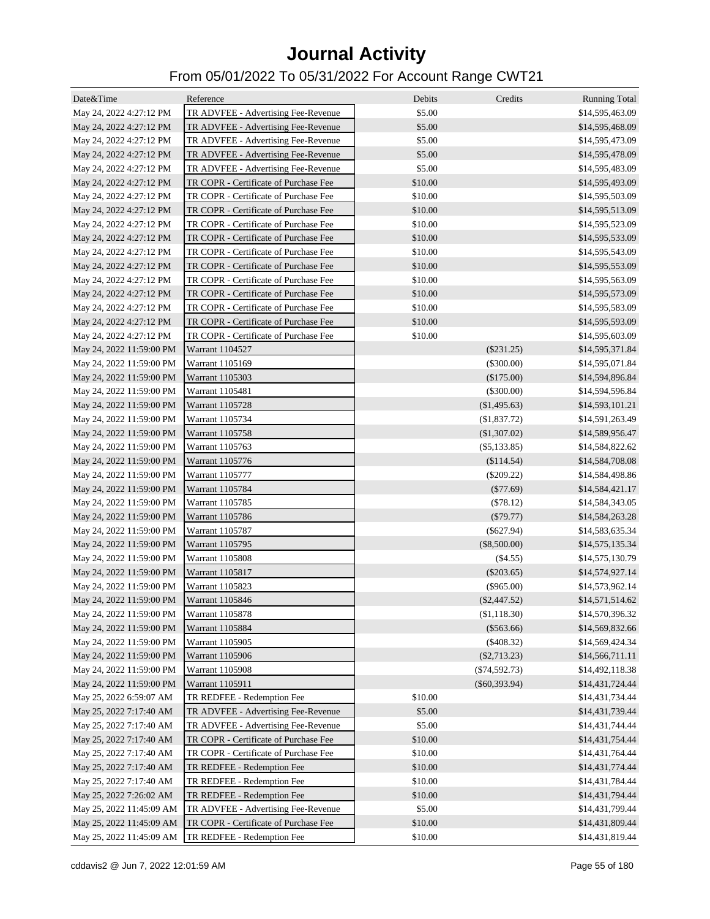# Journal Activity

## From 05/01/2022 To 05/31/2022 For Account Range CWT21

| Date&Time | Reference | Debits | Credits | Running Total |
|---|---|---|---|---|
| May 24, 2022 4:27:12 PM | TR ADVFEE - Advertising Fee-Revenue | $5.00 | | $14,595,463.09 |
| May 24, 2022 4:27:12 PM | TR ADVFEE - Advertising Fee-Revenue | $5.00 | | $14,595,468.09 |
| May 24, 2022 4:27:12 PM | TR ADVFEE - Advertising Fee-Revenue | $5.00 | | $14,595,473.09 |
| May 24, 2022 4:27:12 PM | TR ADVFEE - Advertising Fee-Revenue | $5.00 | | $14,595,478.09 |
| May 24, 2022 4:27:12 PM | TR ADVFEE - Advertising Fee-Revenue | $5.00 | | $14,595,483.09 |
| May 24, 2022 4:27:12 PM | TR COPR - Certificate of Purchase Fee | $10.00 | | $14,595,493.09 |
| May 24, 2022 4:27:12 PM | TR COPR - Certificate of Purchase Fee | $10.00 | | $14,595,503.09 |
| May 24, 2022 4:27:12 PM | TR COPR - Certificate of Purchase Fee | $10.00 | | $14,595,513.09 |
| May 24, 2022 4:27:12 PM | TR COPR - Certificate of Purchase Fee | $10.00 | | $14,595,523.09 |
| May 24, 2022 4:27:12 PM | TR COPR - Certificate of Purchase Fee | $10.00 | | $14,595,533.09 |
| May 24, 2022 4:27:12 PM | TR COPR - Certificate of Purchase Fee | $10.00 | | $14,595,543.09 |
| May 24, 2022 4:27:12 PM | TR COPR - Certificate of Purchase Fee | $10.00 | | $14,595,553.09 |
| May 24, 2022 4:27:12 PM | TR COPR - Certificate of Purchase Fee | $10.00 | | $14,595,563.09 |
| May 24, 2022 4:27:12 PM | TR COPR - Certificate of Purchase Fee | $10.00 | | $14,595,573.09 |
| May 24, 2022 4:27:12 PM | TR COPR - Certificate of Purchase Fee | $10.00 | | $14,595,583.09 |
| May 24, 2022 4:27:12 PM | TR COPR - Certificate of Purchase Fee | $10.00 | | $14,595,593.09 |
| May 24, 2022 4:27:12 PM | TR COPR - Certificate of Purchase Fee | $10.00 | | $14,595,603.09 |
| May 24, 2022 11:59:00 PM | Warrant 1104527 | | ($231.25) | $14,595,371.84 |
| May 24, 2022 11:59:00 PM | Warrant 1105169 | | ($300.00) | $14,595,071.84 |
| May 24, 2022 11:59:00 PM | Warrant 1105303 | | ($175.00) | $14,594,896.84 |
| May 24, 2022 11:59:00 PM | Warrant 1105481 | | ($300.00) | $14,594,596.84 |
| May 24, 2022 11:59:00 PM | Warrant 1105728 | | ($1,495.63) | $14,593,101.21 |
| May 24, 2022 11:59:00 PM | Warrant 1105734 | | ($1,837.72) | $14,591,263.49 |
| May 24, 2022 11:59:00 PM | Warrant 1105758 | | ($1,307.02) | $14,589,956.47 |
| May 24, 2022 11:59:00 PM | Warrant 1105763 | | ($5,133.85) | $14,584,822.62 |
| May 24, 2022 11:59:00 PM | Warrant 1105776 | | ($114.54) | $14,584,708.08 |
| May 24, 2022 11:59:00 PM | Warrant 1105777 | | ($209.22) | $14,584,498.86 |
| May 24, 2022 11:59:00 PM | Warrant 1105784 | | ($77.69) | $14,584,421.17 |
| May 24, 2022 11:59:00 PM | Warrant 1105785 | | ($78.12) | $14,584,343.05 |
| May 24, 2022 11:59:00 PM | Warrant 1105786 | | ($79.77) | $14,584,263.28 |
| May 24, 2022 11:59:00 PM | Warrant 1105787 | | ($627.94) | $14,583,635.34 |
| May 24, 2022 11:59:00 PM | Warrant 1105795 | | ($8,500.00) | $14,575,135.34 |
| May 24, 2022 11:59:00 PM | Warrant 1105808 | | ($4.55) | $14,575,130.79 |
| May 24, 2022 11:59:00 PM | Warrant 1105817 | | ($203.65) | $14,574,927.14 |
| May 24, 2022 11:59:00 PM | Warrant 1105823 | | ($965.00) | $14,573,962.14 |
| May 24, 2022 11:59:00 PM | Warrant 1105846 | | ($2,447.52) | $14,571,514.62 |
| May 24, 2022 11:59:00 PM | Warrant 1105878 | | ($1,118.30) | $14,570,396.32 |
| May 24, 2022 11:59:00 PM | Warrant 1105884 | | ($563.66) | $14,569,832.66 |
| May 24, 2022 11:59:00 PM | Warrant 1105905 | | ($408.32) | $14,569,424.34 |
| May 24, 2022 11:59:00 PM | Warrant 1105906 | | ($2,713.23) | $14,566,711.11 |
| May 24, 2022 11:59:00 PM | Warrant 1105908 | | ($74,592.73) | $14,492,118.38 |
| May 24, 2022 11:59:00 PM | Warrant 1105911 | | ($60,393.94) | $14,431,724.44 |
| May 25, 2022 6:59:07 AM | TR REDFEE - Redemption Fee | $10.00 | | $14,431,734.44 |
| May 25, 2022 7:17:40 AM | TR ADVFEE - Advertising Fee-Revenue | $5.00 | | $14,431,739.44 |
| May 25, 2022 7:17:40 AM | TR ADVFEE - Advertising Fee-Revenue | $5.00 | | $14,431,744.44 |
| May 25, 2022 7:17:40 AM | TR COPR - Certificate of Purchase Fee | $10.00 | | $14,431,754.44 |
| May 25, 2022 7:17:40 AM | TR COPR - Certificate of Purchase Fee | $10.00 | | $14,431,764.44 |
| May 25, 2022 7:17:40 AM | TR REDFEE - Redemption Fee | $10.00 | | $14,431,774.44 |
| May 25, 2022 7:17:40 AM | TR REDFEE - Redemption Fee | $10.00 | | $14,431,784.44 |
| May 25, 2022 7:26:02 AM | TR REDFEE - Redemption Fee | $10.00 | | $14,431,794.44 |
| May 25, 2022 11:45:09 AM | TR ADVFEE - Advertising Fee-Revenue | $5.00 | | $14,431,799.44 |
| May 25, 2022 11:45:09 AM | TR COPR - Certificate of Purchase Fee | $10.00 | | $14,431,809.44 |
| May 25, 2022 11:45:09 AM | TR REDFEE - Redemption Fee | $10.00 | | $14,431,819.44 |

cddavis2 @ Jun 7, 2022 12:01:59 AM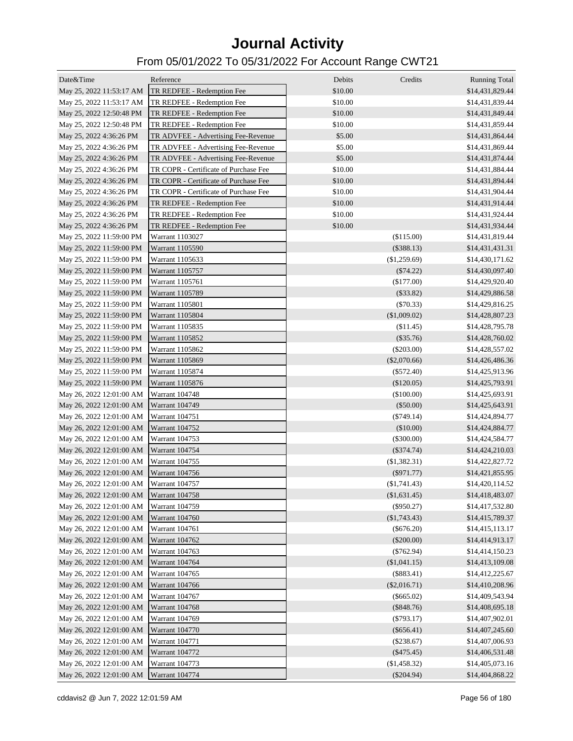# Journal Activity

## From 05/01/2022 To 05/31/2022 For Account Range CWT21

| Date&Time | Reference | Debits | Credits | Running Total |
|---|---|---|---|---|
| May 25, 2022 11:53:17 AM | TR REDFEE - Redemption Fee | $10.00 | | $14,431,829.44 |
| May 25, 2022 11:53:17 AM | TR REDFEE - Redemption Fee | $10.00 | | $14,431,839.44 |
| May 25, 2022 12:50:48 PM | TR REDFEE - Redemption Fee | $10.00 | | $14,431,849.44 |
| May 25, 2022 12:50:48 PM | TR REDFEE - Redemption Fee | $10.00 | | $14,431,859.44 |
| May 25, 2022 4:36:26 PM | TR ADVFEE - Advertising Fee-Revenue | $5.00 | | $14,431,864.44 |
| May 25, 2022 4:36:26 PM | TR ADVFEE - Advertising Fee-Revenue | $5.00 | | $14,431,869.44 |
| May 25, 2022 4:36:26 PM | TR ADVFEE - Advertising Fee-Revenue | $5.00 | | $14,431,874.44 |
| May 25, 2022 4:36:26 PM | TR COPR - Certificate of Purchase Fee | $10.00 | | $14,431,884.44 |
| May 25, 2022 4:36:26 PM | TR COPR - Certificate of Purchase Fee | $10.00 | | $14,431,894.44 |
| May 25, 2022 4:36:26 PM | TR COPR - Certificate of Purchase Fee | $10.00 | | $14,431,904.44 |
| May 25, 2022 4:36:26 PM | TR REDFEE - Redemption Fee | $10.00 | | $14,431,914.44 |
| May 25, 2022 4:36:26 PM | TR REDFEE - Redemption Fee | $10.00 | | $14,431,924.44 |
| May 25, 2022 4:36:26 PM | TR REDFEE - Redemption Fee | $10.00 | | $14,431,934.44 |
| May 25, 2022 11:59:00 PM | Warrant 1103027 | | ($115.00) | $14,431,819.44 |
| May 25, 2022 11:59:00 PM | Warrant 1105590 | | ($388.13) | $14,431,431.31 |
| May 25, 2022 11:59:00 PM | Warrant 1105633 | | ($1,259.69) | $14,430,171.62 |
| May 25, 2022 11:59:00 PM | Warrant 1105757 | | ($74.22) | $14,430,097.40 |
| May 25, 2022 11:59:00 PM | Warrant 1105761 | | ($177.00) | $14,429,920.40 |
| May 25, 2022 11:59:00 PM | Warrant 1105789 | | ($33.82) | $14,429,886.58 |
| May 25, 2022 11:59:00 PM | Warrant 1105801 | | ($70.33) | $14,429,816.25 |
| May 25, 2022 11:59:00 PM | Warrant 1105804 | | ($1,009.02) | $14,428,807.23 |
| May 25, 2022 11:59:00 PM | Warrant 1105835 | | ($11.45) | $14,428,795.78 |
| May 25, 2022 11:59:00 PM | Warrant 1105852 | | ($35.76) | $14,428,760.02 |
| May 25, 2022 11:59:00 PM | Warrant 1105862 | | ($203.00) | $14,428,557.02 |
| May 25, 2022 11:59:00 PM | Warrant 1105869 | | ($2,070.66) | $14,426,486.36 |
| May 25, 2022 11:59:00 PM | Warrant 1105874 | | ($572.40) | $14,425,913.96 |
| May 25, 2022 11:59:00 PM | Warrant 1105876 | | ($120.05) | $14,425,793.91 |
| May 26, 2022 12:01:00 AM | Warrant 104748 | | ($100.00) | $14,425,693.91 |
| May 26, 2022 12:01:00 AM | Warrant 104749 | | ($50.00) | $14,425,643.91 |
| May 26, 2022 12:01:00 AM | Warrant 104751 | | ($749.14) | $14,424,894.77 |
| May 26, 2022 12:01:00 AM | Warrant 104752 | | ($10.00) | $14,424,884.77 |
| May 26, 2022 12:01:00 AM | Warrant 104753 | | ($300.00) | $14,424,584.77 |
| May 26, 2022 12:01:00 AM | Warrant 104754 | | ($374.74) | $14,424,210.03 |
| May 26, 2022 12:01:00 AM | Warrant 104755 | | ($1,382.31) | $14,422,827.72 |
| May 26, 2022 12:01:00 AM | Warrant 104756 | | ($971.77) | $14,421,855.95 |
| May 26, 2022 12:01:00 AM | Warrant 104757 | | ($1,741.43) | $14,420,114.52 |
| May 26, 2022 12:01:00 AM | Warrant 104758 | | ($1,631.45) | $14,418,483.07 |
| May 26, 2022 12:01:00 AM | Warrant 104759 | | ($950.27) | $14,417,532.80 |
| May 26, 2022 12:01:00 AM | Warrant 104760 | | ($1,743.43) | $14,415,789.37 |
| May 26, 2022 12:01:00 AM | Warrant 104761 | | ($676.20) | $14,415,113.17 |
| May 26, 2022 12:01:00 AM | Warrant 104762 | | ($200.00) | $14,414,913.17 |
| May 26, 2022 12:01:00 AM | Warrant 104763 | | ($762.94) | $14,414,150.23 |
| May 26, 2022 12:01:00 AM | Warrant 104764 | | ($1,041.15) | $14,413,109.08 |
| May 26, 2022 12:01:00 AM | Warrant 104765 | | ($883.41) | $14,412,225.67 |
| May 26, 2022 12:01:00 AM | Warrant 104766 | | ($2,016.71) | $14,410,208.96 |
| May 26, 2022 12:01:00 AM | Warrant 104767 | | ($665.02) | $14,409,543.94 |
| May 26, 2022 12:01:00 AM | Warrant 104768 | | ($848.76) | $14,408,695.18 |
| May 26, 2022 12:01:00 AM | Warrant 104769 | | ($793.17) | $14,407,902.01 |
| May 26, 2022 12:01:00 AM | Warrant 104770 | | ($656.41) | $14,407,245.60 |
| May 26, 2022 12:01:00 AM | Warrant 104771 | | ($238.67) | $14,407,006.93 |
| May 26, 2022 12:01:00 AM | Warrant 104772 | | ($475.45) | $14,406,531.48 |
| May 26, 2022 12:01:00 AM | Warrant 104773 | | ($1,458.32) | $14,405,073.16 |
| May 26, 2022 12:01:00 AM | Warrant 104774 | | ($204.94) | $14,404,868.22 |

cddavis2 @ Jun 7, 2022 12:01:59 AM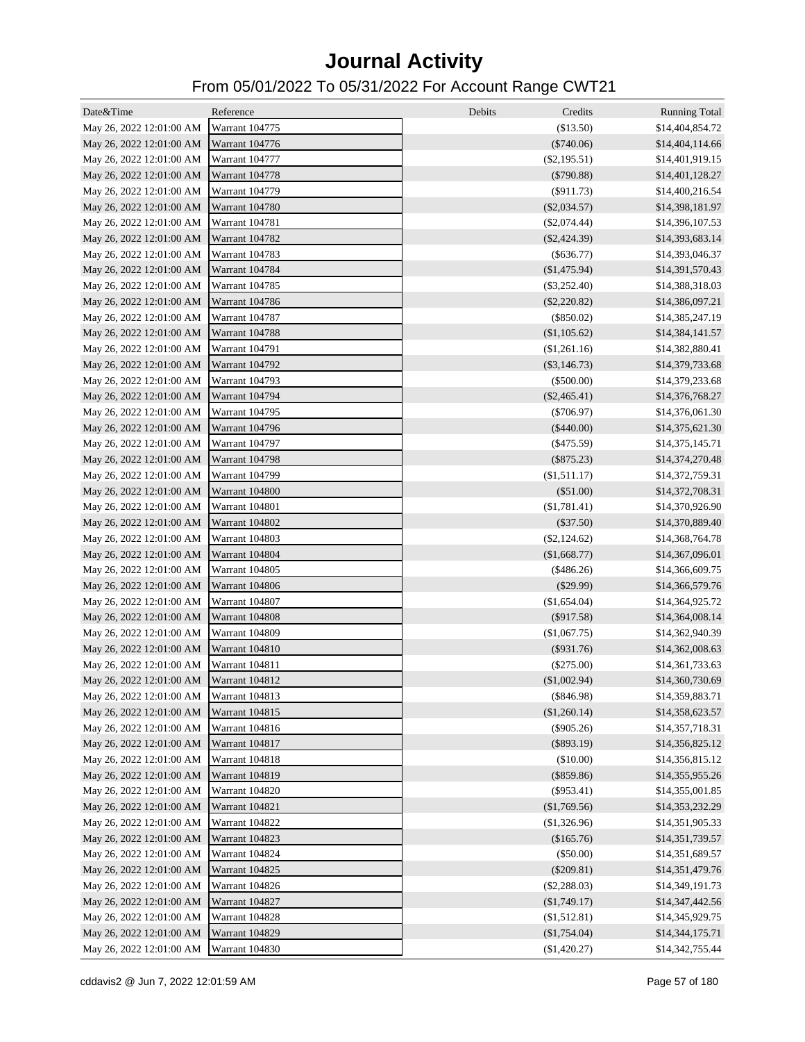# Journal Activity

## From 05/01/2022 To 05/31/2022 For Account Range CWT21

| Date&Time | Reference | Debits | Credits | Running Total |
|---|---|---|---|---|
| May 26, 2022 12:01:00 AM | Warrant 104775 | | ($13.50) | $14,404,854.72 |
| May 26, 2022 12:01:00 AM | Warrant 104776 | | ($740.06) | $14,404,114.66 |
| May 26, 2022 12:01:00 AM | Warrant 104777 | | ($2,195.51) | $14,401,919.15 |
| May 26, 2022 12:01:00 AM | Warrant 104778 | | ($790.88) | $14,401,128.27 |
| May 26, 2022 12:01:00 AM | Warrant 104779 | | ($911.73) | $14,400,216.54 |
| May 26, 2022 12:01:00 AM | Warrant 104780 | | ($2,034.57) | $14,398,181.97 |
| May 26, 2022 12:01:00 AM | Warrant 104781 | | ($2,074.44) | $14,396,107.53 |
| May 26, 2022 12:01:00 AM | Warrant 104782 | | ($2,424.39) | $14,393,683.14 |
| May 26, 2022 12:01:00 AM | Warrant 104783 | | ($636.77) | $14,393,046.37 |
| May 26, 2022 12:01:00 AM | Warrant 104784 | | ($1,475.94) | $14,391,570.43 |
| May 26, 2022 12:01:00 AM | Warrant 104785 | | ($3,252.40) | $14,388,318.03 |
| May 26, 2022 12:01:00 AM | Warrant 104786 | | ($2,220.82) | $14,386,097.21 |
| May 26, 2022 12:01:00 AM | Warrant 104787 | | ($850.02) | $14,385,247.19 |
| May 26, 2022 12:01:00 AM | Warrant 104788 | | ($1,105.62) | $14,384,141.57 |
| May 26, 2022 12:01:00 AM | Warrant 104791 | | ($1,261.16) | $14,382,880.41 |
| May 26, 2022 12:01:00 AM | Warrant 104792 | | ($3,146.73) | $14,379,733.68 |
| May 26, 2022 12:01:00 AM | Warrant 104793 | | ($500.00) | $14,379,233.68 |
| May 26, 2022 12:01:00 AM | Warrant 104794 | | ($2,465.41) | $14,376,768.27 |
| May 26, 2022 12:01:00 AM | Warrant 104795 | | ($706.97) | $14,376,061.30 |
| May 26, 2022 12:01:00 AM | Warrant 104796 | | ($440.00) | $14,375,621.30 |
| May 26, 2022 12:01:00 AM | Warrant 104797 | | ($475.59) | $14,375,145.71 |
| May 26, 2022 12:01:00 AM | Warrant 104798 | | ($875.23) | $14,374,270.48 |
| May 26, 2022 12:01:00 AM | Warrant 104799 | | ($1,511.17) | $14,372,759.31 |
| May 26, 2022 12:01:00 AM | Warrant 104800 | | ($51.00) | $14,372,708.31 |
| May 26, 2022 12:01:00 AM | Warrant 104801 | | ($1,781.41) | $14,370,926.90 |
| May 26, 2022 12:01:00 AM | Warrant 104802 | | ($37.50) | $14,370,889.40 |
| May 26, 2022 12:01:00 AM | Warrant 104803 | | ($2,124.62) | $14,368,764.78 |
| May 26, 2022 12:01:00 AM | Warrant 104804 | | ($1,668.77) | $14,367,096.01 |
| May 26, 2022 12:01:00 AM | Warrant 104805 | | ($486.26) | $14,366,609.75 |
| May 26, 2022 12:01:00 AM | Warrant 104806 | | ($29.99) | $14,366,579.76 |
| May 26, 2022 12:01:00 AM | Warrant 104807 | | ($1,654.04) | $14,364,925.72 |
| May 26, 2022 12:01:00 AM | Warrant 104808 | | ($917.58) | $14,364,008.14 |
| May 26, 2022 12:01:00 AM | Warrant 104809 | | ($1,067.75) | $14,362,940.39 |
| May 26, 2022 12:01:00 AM | Warrant 104810 | | ($931.76) | $14,362,008.63 |
| May 26, 2022 12:01:00 AM | Warrant 104811 | | ($275.00) | $14,361,733.63 |
| May 26, 2022 12:01:00 AM | Warrant 104812 | | ($1,002.94) | $14,360,730.69 |
| May 26, 2022 12:01:00 AM | Warrant 104813 | | ($846.98) | $14,359,883.71 |
| May 26, 2022 12:01:00 AM | Warrant 104815 | | ($1,260.14) | $14,358,623.57 |
| May 26, 2022 12:01:00 AM | Warrant 104816 | | ($905.26) | $14,357,718.31 |
| May 26, 2022 12:01:00 AM | Warrant 104817 | | ($893.19) | $14,356,825.12 |
| May 26, 2022 12:01:00 AM | Warrant 104818 | | ($10.00) | $14,356,815.12 |
| May 26, 2022 12:01:00 AM | Warrant 104819 | | ($859.86) | $14,355,955.26 |
| May 26, 2022 12:01:00 AM | Warrant 104820 | | ($953.41) | $14,355,001.85 |
| May 26, 2022 12:01:00 AM | Warrant 104821 | | ($1,769.56) | $14,353,232.29 |
| May 26, 2022 12:01:00 AM | Warrant 104822 | | ($1,326.96) | $14,351,905.33 |
| May 26, 2022 12:01:00 AM | Warrant 104823 | | ($165.76) | $14,351,739.57 |
| May 26, 2022 12:01:00 AM | Warrant 104824 | | ($50.00) | $14,351,689.57 |
| May 26, 2022 12:01:00 AM | Warrant 104825 | | ($209.81) | $14,351,479.76 |
| May 26, 2022 12:01:00 AM | Warrant 104826 | | ($2,288.03) | $14,349,191.73 |
| May 26, 2022 12:01:00 AM | Warrant 104827 | | ($1,749.17) | $14,347,442.56 |
| May 26, 2022 12:01:00 AM | Warrant 104828 | | ($1,512.81) | $14,345,929.75 |
| May 26, 2022 12:01:00 AM | Warrant 104829 | | ($1,754.04) | $14,344,175.71 |
| May 26, 2022 12:01:00 AM | Warrant 104830 | | ($1,420.27) | $14,342,755.44 |

cddavis2 @ Jun 7, 2022 12:01:59 AM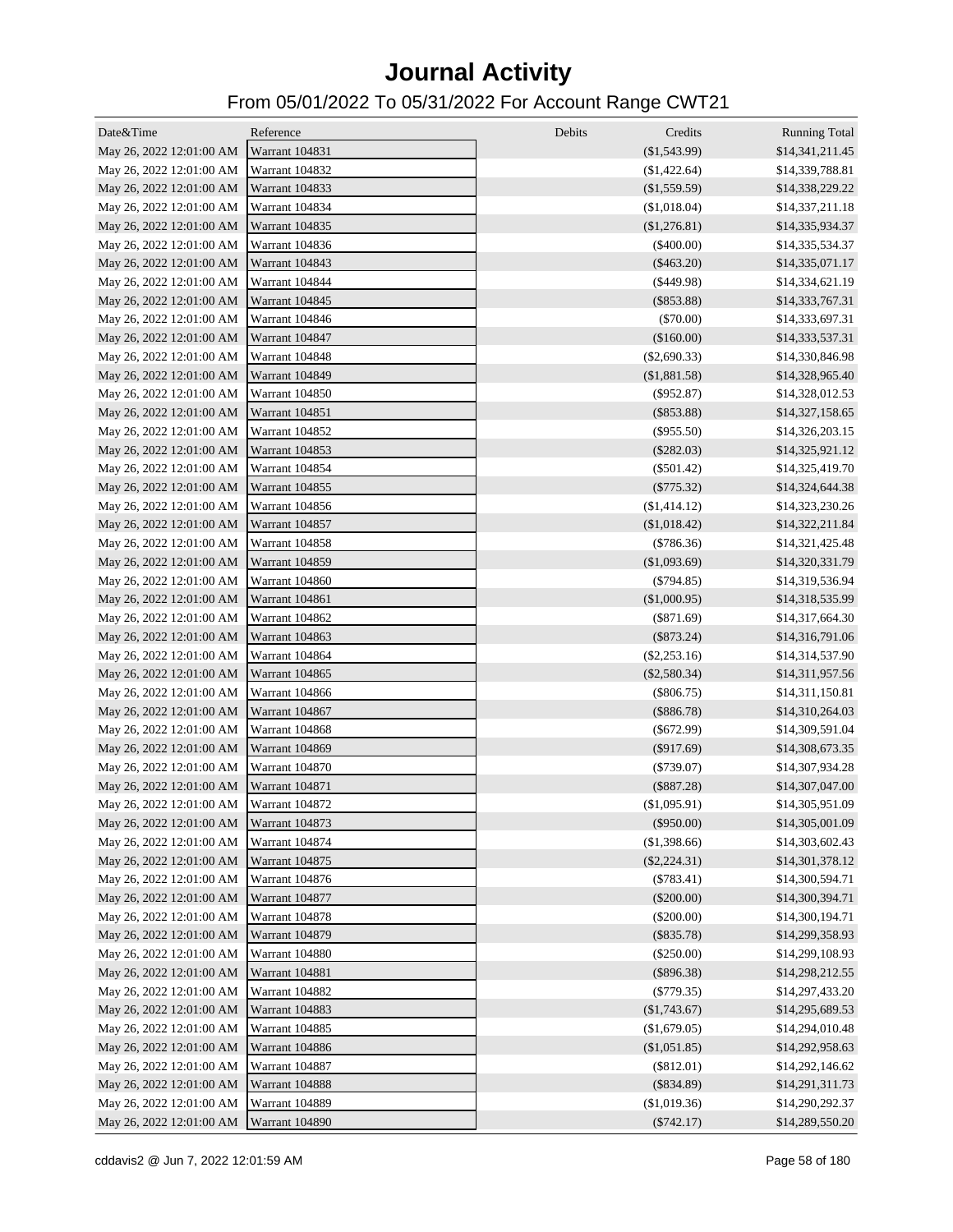# Journal Activity

## From 05/01/2022 To 05/31/2022 For Account Range CWT21

| Date&Time | Reference | Debits | Credits | Running Total |
|---|---|---|---|---|
| May 26, 2022 12:01:00 AM | Warrant 104831 | | ($1,543.99) | $14,341,211.45 |
| May 26, 2022 12:01:00 AM | Warrant 104832 | | ($1,422.64) | $14,339,788.81 |
| May 26, 2022 12:01:00 AM | Warrant 104833 | | ($1,559.59) | $14,338,229.22 |
| May 26, 2022 12:01:00 AM | Warrant 104834 | | ($1,018.04) | $14,337,211.18 |
| May 26, 2022 12:01:00 AM | Warrant 104835 | | ($1,276.81) | $14,335,934.37 |
| May 26, 2022 12:01:00 AM | Warrant 104836 | | ($400.00) | $14,335,534.37 |
| May 26, 2022 12:01:00 AM | Warrant 104843 | | ($463.20) | $14,335,071.17 |
| May 26, 2022 12:01:00 AM | Warrant 104844 | | ($449.98) | $14,334,621.19 |
| May 26, 2022 12:01:00 AM | Warrant 104845 | | ($853.88) | $14,333,767.31 |
| May 26, 2022 12:01:00 AM | Warrant 104846 | | ($70.00) | $14,333,697.31 |
| May 26, 2022 12:01:00 AM | Warrant 104847 | | ($160.00) | $14,333,537.31 |
| May 26, 2022 12:01:00 AM | Warrant 104848 | | ($2,690.33) | $14,330,846.98 |
| May 26, 2022 12:01:00 AM | Warrant 104849 | | ($1,881.58) | $14,328,965.40 |
| May 26, 2022 12:01:00 AM | Warrant 104850 | | ($952.87) | $14,328,012.53 |
| May 26, 2022 12:01:00 AM | Warrant 104851 | | ($853.88) | $14,327,158.65 |
| May 26, 2022 12:01:00 AM | Warrant 104852 | | ($955.50) | $14,326,203.15 |
| May 26, 2022 12:01:00 AM | Warrant 104853 | | ($282.03) | $14,325,921.12 |
| May 26, 2022 12:01:00 AM | Warrant 104854 | | ($501.42) | $14,325,419.70 |
| May 26, 2022 12:01:00 AM | Warrant 104855 | | ($775.32) | $14,324,644.38 |
| May 26, 2022 12:01:00 AM | Warrant 104856 | | ($1,414.12) | $14,323,230.26 |
| May 26, 2022 12:01:00 AM | Warrant 104857 | | ($1,018.42) | $14,322,211.84 |
| May 26, 2022 12:01:00 AM | Warrant 104858 | | ($786.36) | $14,321,425.48 |
| May 26, 2022 12:01:00 AM | Warrant 104859 | | ($1,093.69) | $14,320,331.79 |
| May 26, 2022 12:01:00 AM | Warrant 104860 | | ($794.85) | $14,319,536.94 |
| May 26, 2022 12:01:00 AM | Warrant 104861 | | ($1,000.95) | $14,318,535.99 |
| May 26, 2022 12:01:00 AM | Warrant 104862 | | ($871.69) | $14,317,664.30 |
| May 26, 2022 12:01:00 AM | Warrant 104863 | | ($873.24) | $14,316,791.06 |
| May 26, 2022 12:01:00 AM | Warrant 104864 | | ($2,253.16) | $14,314,537.90 |
| May 26, 2022 12:01:00 AM | Warrant 104865 | | ($2,580.34) | $14,311,957.56 |
| May 26, 2022 12:01:00 AM | Warrant 104866 | | ($806.75) | $14,311,150.81 |
| May 26, 2022 12:01:00 AM | Warrant 104867 | | ($886.78) | $14,310,264.03 |
| May 26, 2022 12:01:00 AM | Warrant 104868 | | ($672.99) | $14,309,591.04 |
| May 26, 2022 12:01:00 AM | Warrant 104869 | | ($917.69) | $14,308,673.35 |
| May 26, 2022 12:01:00 AM | Warrant 104870 | | ($739.07) | $14,307,934.28 |
| May 26, 2022 12:01:00 AM | Warrant 104871 | | ($887.28) | $14,307,047.00 |
| May 26, 2022 12:01:00 AM | Warrant 104872 | | ($1,095.91) | $14,305,951.09 |
| May 26, 2022 12:01:00 AM | Warrant 104873 | | ($950.00) | $14,305,001.09 |
| May 26, 2022 12:01:00 AM | Warrant 104874 | | ($1,398.66) | $14,303,602.43 |
| May 26, 2022 12:01:00 AM | Warrant 104875 | | ($2,224.31) | $14,301,378.12 |
| May 26, 2022 12:01:00 AM | Warrant 104876 | | ($783.41) | $14,300,594.71 |
| May 26, 2022 12:01:00 AM | Warrant 104877 | | ($200.00) | $14,300,394.71 |
| May 26, 2022 12:01:00 AM | Warrant 104878 | | ($200.00) | $14,300,194.71 |
| May 26, 2022 12:01:00 AM | Warrant 104879 | | ($835.78) | $14,299,358.93 |
| May 26, 2022 12:01:00 AM | Warrant 104880 | | ($250.00) | $14,299,108.93 |
| May 26, 2022 12:01:00 AM | Warrant 104881 | | ($896.38) | $14,298,212.55 |
| May 26, 2022 12:01:00 AM | Warrant 104882 | | ($779.35) | $14,297,433.20 |
| May 26, 2022 12:01:00 AM | Warrant 104883 | | ($1,743.67) | $14,295,689.53 |
| May 26, 2022 12:01:00 AM | Warrant 104885 | | ($1,679.05) | $14,294,010.48 |
| May 26, 2022 12:01:00 AM | Warrant 104886 | | ($1,051.85) | $14,292,958.63 |
| May 26, 2022 12:01:00 AM | Warrant 104887 | | ($812.01) | $14,292,146.62 |
| May 26, 2022 12:01:00 AM | Warrant 104888 | | ($834.89) | $14,291,311.73 |
| May 26, 2022 12:01:00 AM | Warrant 104889 | | ($1,019.36) | $14,290,292.37 |
| May 26, 2022 12:01:00 AM | Warrant 104890 | | ($742.17) | $14,289,550.20 |

cddavis2 @ Jun 7, 2022 12:01:59 AM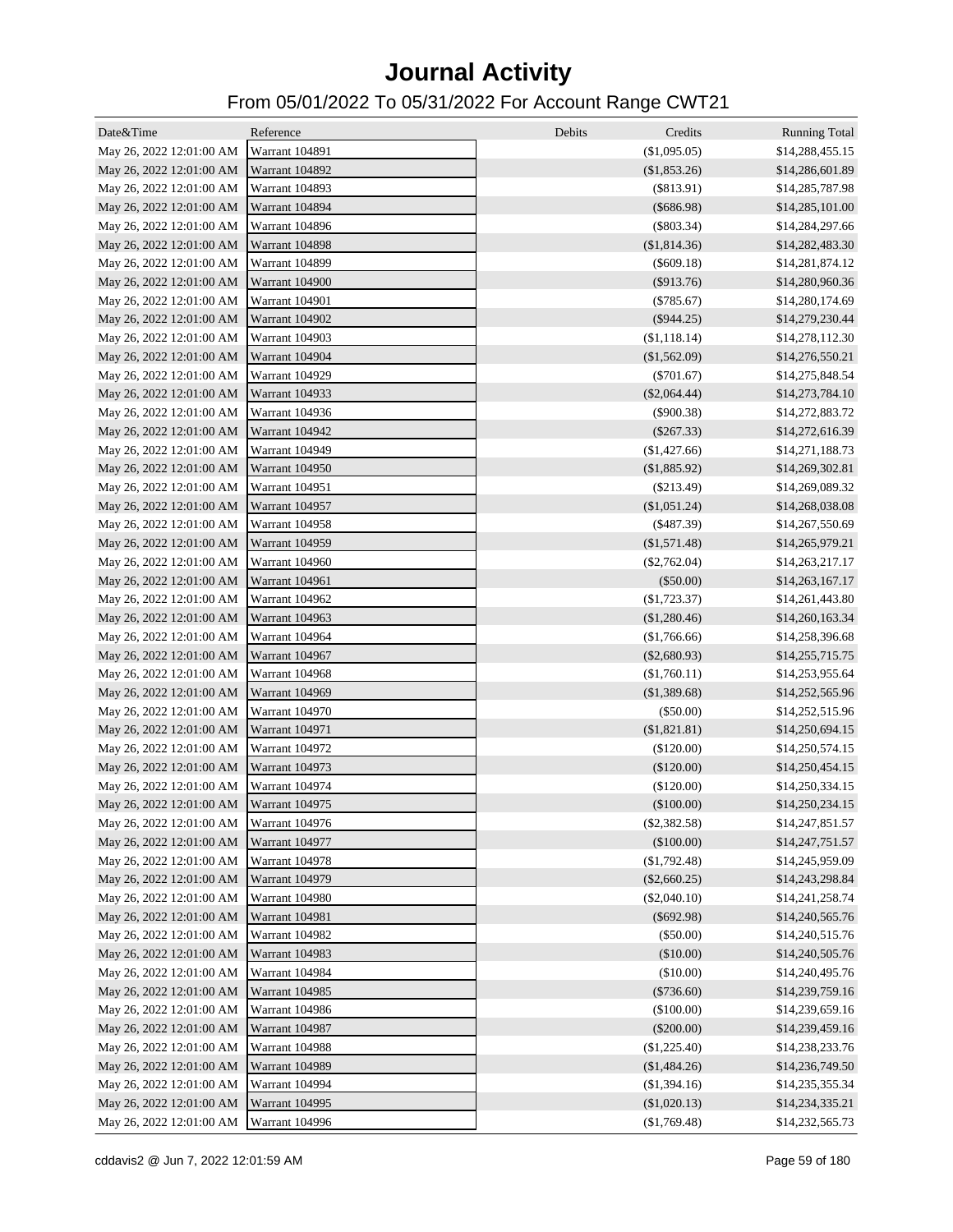# Journal Activity

## From 05/01/2022 To 05/31/2022 For Account Range CWT21

| Date&Time | Reference | Debits | Credits | Running Total |
|---|---|---|---|---|
| May 26, 2022 12:01:00 AM | Warrant 104891 | | ($1,095.05) | $14,288,455.15 |
| May 26, 2022 12:01:00 AM | Warrant 104892 | | ($1,853.26) | $14,286,601.89 |
| May 26, 2022 12:01:00 AM | Warrant 104893 | | ($813.91) | $14,285,787.98 |
| May 26, 2022 12:01:00 AM | Warrant 104894 | | ($686.98) | $14,285,101.00 |
| May 26, 2022 12:01:00 AM | Warrant 104896 | | ($803.34) | $14,284,297.66 |
| May 26, 2022 12:01:00 AM | Warrant 104898 | | ($1,814.36) | $14,282,483.30 |
| May 26, 2022 12:01:00 AM | Warrant 104899 | | ($609.18) | $14,281,874.12 |
| May 26, 2022 12:01:00 AM | Warrant 104900 | | ($913.76) | $14,280,960.36 |
| May 26, 2022 12:01:00 AM | Warrant 104901 | | ($785.67) | $14,280,174.69 |
| May 26, 2022 12:01:00 AM | Warrant 104902 | | ($944.25) | $14,279,230.44 |
| May 26, 2022 12:01:00 AM | Warrant 104903 | | ($1,118.14) | $14,278,112.30 |
| May 26, 2022 12:01:00 AM | Warrant 104904 | | ($1,562.09) | $14,276,550.21 |
| May 26, 2022 12:01:00 AM | Warrant 104929 | | ($701.67) | $14,275,848.54 |
| May 26, 2022 12:01:00 AM | Warrant 104933 | | ($2,064.44) | $14,273,784.10 |
| May 26, 2022 12:01:00 AM | Warrant 104936 | | ($900.38) | $14,272,883.72 |
| May 26, 2022 12:01:00 AM | Warrant 104942 | | ($267.33) | $14,272,616.39 |
| May 26, 2022 12:01:00 AM | Warrant 104949 | | ($1,427.66) | $14,271,188.73 |
| May 26, 2022 12:01:00 AM | Warrant 104950 | | ($1,885.92) | $14,269,302.81 |
| May 26, 2022 12:01:00 AM | Warrant 104951 | | ($213.49) | $14,269,089.32 |
| May 26, 2022 12:01:00 AM | Warrant 104957 | | ($1,051.24) | $14,268,038.08 |
| May 26, 2022 12:01:00 AM | Warrant 104958 | | ($487.39) | $14,267,550.69 |
| May 26, 2022 12:01:00 AM | Warrant 104959 | | ($1,571.48) | $14,265,979.21 |
| May 26, 2022 12:01:00 AM | Warrant 104960 | | ($2,762.04) | $14,263,217.17 |
| May 26, 2022 12:01:00 AM | Warrant 104961 | | ($50.00) | $14,263,167.17 |
| May 26, 2022 12:01:00 AM | Warrant 104962 | | ($1,723.37) | $14,261,443.80 |
| May 26, 2022 12:01:00 AM | Warrant 104963 | | ($1,280.46) | $14,260,163.34 |
| May 26, 2022 12:01:00 AM | Warrant 104964 | | ($1,766.66) | $14,258,396.68 |
| May 26, 2022 12:01:00 AM | Warrant 104967 | | ($2,680.93) | $14,255,715.75 |
| May 26, 2022 12:01:00 AM | Warrant 104968 | | ($1,760.11) | $14,253,955.64 |
| May 26, 2022 12:01:00 AM | Warrant 104969 | | ($1,389.68) | $14,252,565.96 |
| May 26, 2022 12:01:00 AM | Warrant 104970 | | ($50.00) | $14,252,515.96 |
| May 26, 2022 12:01:00 AM | Warrant 104971 | | ($1,821.81) | $14,250,694.15 |
| May 26, 2022 12:01:00 AM | Warrant 104972 | | ($120.00) | $14,250,574.15 |
| May 26, 2022 12:01:00 AM | Warrant 104973 | | ($120.00) | $14,250,454.15 |
| May 26, 2022 12:01:00 AM | Warrant 104974 | | ($120.00) | $14,250,334.15 |
| May 26, 2022 12:01:00 AM | Warrant 104975 | | ($100.00) | $14,250,234.15 |
| May 26, 2022 12:01:00 AM | Warrant 104976 | | ($2,382.58) | $14,247,851.57 |
| May 26, 2022 12:01:00 AM | Warrant 104977 | | ($100.00) | $14,247,751.57 |
| May 26, 2022 12:01:00 AM | Warrant 104978 | | ($1,792.48) | $14,245,959.09 |
| May 26, 2022 12:01:00 AM | Warrant 104979 | | ($2,660.25) | $14,243,298.84 |
| May 26, 2022 12:01:00 AM | Warrant 104980 | | ($2,040.10) | $14,241,258.74 |
| May 26, 2022 12:01:00 AM | Warrant 104981 | | ($692.98) | $14,240,565.76 |
| May 26, 2022 12:01:00 AM | Warrant 104982 | | ($50.00) | $14,240,515.76 |
| May 26, 2022 12:01:00 AM | Warrant 104983 | | ($10.00) | $14,240,505.76 |
| May 26, 2022 12:01:00 AM | Warrant 104984 | | ($10.00) | $14,240,495.76 |
| May 26, 2022 12:01:00 AM | Warrant 104985 | | ($736.60) | $14,239,759.16 |
| May 26, 2022 12:01:00 AM | Warrant 104986 | | ($100.00) | $14,239,659.16 |
| May 26, 2022 12:01:00 AM | Warrant 104987 | | ($200.00) | $14,239,459.16 |
| May 26, 2022 12:01:00 AM | Warrant 104988 | | ($1,225.40) | $14,238,233.76 |
| May 26, 2022 12:01:00 AM | Warrant 104989 | | ($1,484.26) | $14,236,749.50 |
| May 26, 2022 12:01:00 AM | Warrant 104994 | | ($1,394.16) | $14,235,355.34 |
| May 26, 2022 12:01:00 AM | Warrant 104995 | | ($1,020.13) | $14,234,335.21 |
| May 26, 2022 12:01:00 AM | Warrant 104996 | | ($1,769.48) | $14,232,565.73 |

cddavis2 @ Jun 7, 2022 12:01:59 AM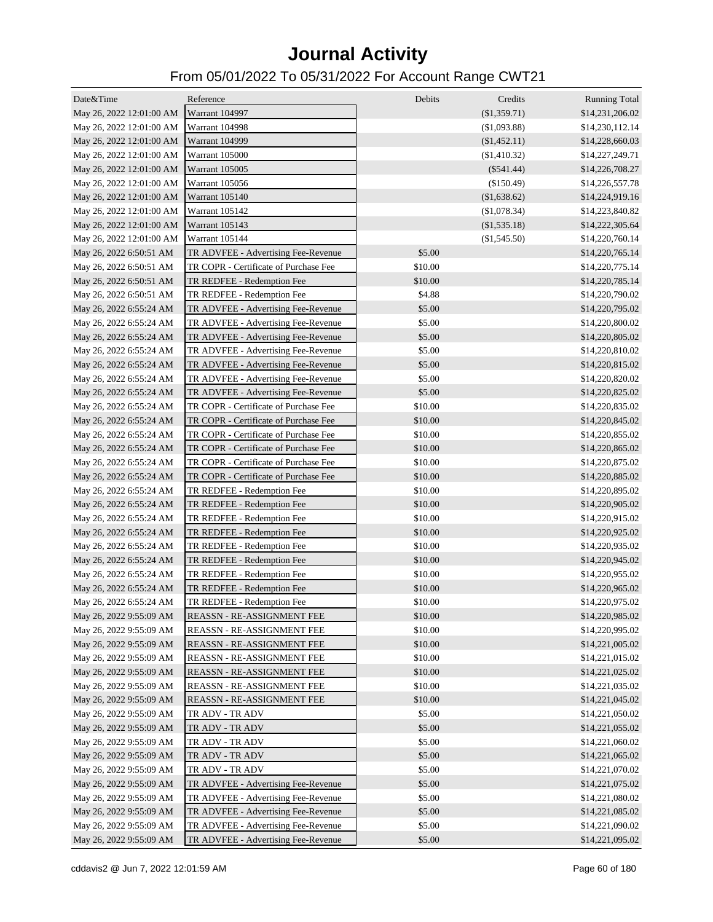# Journal Activity

## From 05/01/2022 To 05/31/2022 For Account Range CWT21

| Date&Time | Reference | Debits | Credits | Running Total |
|---|---|---|---|---|
| May 26, 2022 12:01:00 AM | Warrant 104997 | | ($1,359.71) | $14,231,206.02 |
| May 26, 2022 12:01:00 AM | Warrant 104998 | | ($1,093.88) | $14,230,112.14 |
| May 26, 2022 12:01:00 AM | Warrant 104999 | | ($1,452.11) | $14,228,660.03 |
| May 26, 2022 12:01:00 AM | Warrant 105000 | | ($1,410.32) | $14,227,249.71 |
| May 26, 2022 12:01:00 AM | Warrant 105005 | | ($541.44) | $14,226,708.27 |
| May 26, 2022 12:01:00 AM | Warrant 105056 | | ($150.49) | $14,226,557.78 |
| May 26, 2022 12:01:00 AM | Warrant 105140 | | ($1,638.62) | $14,224,919.16 |
| May 26, 2022 12:01:00 AM | Warrant 105142 | | ($1,078.34) | $14,223,840.82 |
| May 26, 2022 12:01:00 AM | Warrant 105143 | | ($1,535.18) | $14,222,305.64 |
| May 26, 2022 12:01:00 AM | Warrant 105144 | | ($1,545.50) | $14,220,760.14 |
| May 26, 2022 6:50:51 AM | TR ADVFEE - Advertising Fee-Revenue | $5.00 | | $14,220,765.14 |
| May 26, 2022 6:50:51 AM | TR COPR - Certificate of Purchase Fee | $10.00 | | $14,220,775.14 |
| May 26, 2022 6:50:51 AM | TR REDFEE - Redemption Fee | $10.00 | | $14,220,785.14 |
| May 26, 2022 6:50:51 AM | TR REDFEE - Redemption Fee | $4.88 | | $14,220,790.02 |
| May 26, 2022 6:55:24 AM | TR ADVFEE - Advertising Fee-Revenue | $5.00 | | $14,220,795.02 |
| May 26, 2022 6:55:24 AM | TR ADVFEE - Advertising Fee-Revenue | $5.00 | | $14,220,800.02 |
| May 26, 2022 6:55:24 AM | TR ADVFEE - Advertising Fee-Revenue | $5.00 | | $14,220,805.02 |
| May 26, 2022 6:55:24 AM | TR ADVFEE - Advertising Fee-Revenue | $5.00 | | $14,220,810.02 |
| May 26, 2022 6:55:24 AM | TR ADVFEE - Advertising Fee-Revenue | $5.00 | | $14,220,815.02 |
| May 26, 2022 6:55:24 AM | TR ADVFEE - Advertising Fee-Revenue | $5.00 | | $14,220,820.02 |
| May 26, 2022 6:55:24 AM | TR ADVFEE - Advertising Fee-Revenue | $5.00 | | $14,220,825.02 |
| May 26, 2022 6:55:24 AM | TR COPR - Certificate of Purchase Fee | $10.00 | | $14,220,835.02 |
| May 26, 2022 6:55:24 AM | TR COPR - Certificate of Purchase Fee | $10.00 | | $14,220,845.02 |
| May 26, 2022 6:55:24 AM | TR COPR - Certificate of Purchase Fee | $10.00 | | $14,220,855.02 |
| May 26, 2022 6:55:24 AM | TR COPR - Certificate of Purchase Fee | $10.00 | | $14,220,865.02 |
| May 26, 2022 6:55:24 AM | TR COPR - Certificate of Purchase Fee | $10.00 | | $14,220,875.02 |
| May 26, 2022 6:55:24 AM | TR COPR - Certificate of Purchase Fee | $10.00 | | $14,220,885.02 |
| May 26, 2022 6:55:24 AM | TR REDFEE - Redemption Fee | $10.00 | | $14,220,895.02 |
| May 26, 2022 6:55:24 AM | TR REDFEE - Redemption Fee | $10.00 | | $14,220,905.02 |
| May 26, 2022 6:55:24 AM | TR REDFEE - Redemption Fee | $10.00 | | $14,220,915.02 |
| May 26, 2022 6:55:24 AM | TR REDFEE - Redemption Fee | $10.00 | | $14,220,925.02 |
| May 26, 2022 6:55:24 AM | TR REDFEE - Redemption Fee | $10.00 | | $14,220,935.02 |
| May 26, 2022 6:55:24 AM | TR REDFEE - Redemption Fee | $10.00 | | $14,220,945.02 |
| May 26, 2022 6:55:24 AM | TR REDFEE - Redemption Fee | $10.00 | | $14,220,955.02 |
| May 26, 2022 6:55:24 AM | TR REDFEE - Redemption Fee | $10.00 | | $14,220,965.02 |
| May 26, 2022 6:55:24 AM | TR REDFEE - Redemption Fee | $10.00 | | $14,220,975.02 |
| May 26, 2022 9:55:09 AM | REASSN - RE-ASSIGNMENT FEE | $10.00 | | $14,220,985.02 |
| May 26, 2022 9:55:09 AM | REASSN - RE-ASSIGNMENT FEE | $10.00 | | $14,220,995.02 |
| May 26, 2022 9:55:09 AM | REASSN - RE-ASSIGNMENT FEE | $10.00 | | $14,221,005.02 |
| May 26, 2022 9:55:09 AM | REASSN - RE-ASSIGNMENT FEE | $10.00 | | $14,221,015.02 |
| May 26, 2022 9:55:09 AM | REASSN - RE-ASSIGNMENT FEE | $10.00 | | $14,221,025.02 |
| May 26, 2022 9:55:09 AM | REASSN - RE-ASSIGNMENT FEE | $10.00 | | $14,221,035.02 |
| May 26, 2022 9:55:09 AM | REASSN - RE-ASSIGNMENT FEE | $10.00 | | $14,221,045.02 |
| May 26, 2022 9:55:09 AM | TR ADV - TR ADV | $5.00 | | $14,221,050.02 |
| May 26, 2022 9:55:09 AM | TR ADV - TR ADV | $5.00 | | $14,221,055.02 |
| May 26, 2022 9:55:09 AM | TR ADV - TR ADV | $5.00 | | $14,221,060.02 |
| May 26, 2022 9:55:09 AM | TR ADV - TR ADV | $5.00 | | $14,221,065.02 |
| May 26, 2022 9:55:09 AM | TR ADV - TR ADV | $5.00 | | $14,221,070.02 |
| May 26, 2022 9:55:09 AM | TR ADVFEE - Advertising Fee-Revenue | $5.00 | | $14,221,075.02 |
| May 26, 2022 9:55:09 AM | TR ADVFEE - Advertising Fee-Revenue | $5.00 | | $14,221,080.02 |
| May 26, 2022 9:55:09 AM | TR ADVFEE - Advertising Fee-Revenue | $5.00 | | $14,221,085.02 |
| May 26, 2022 9:55:09 AM | TR ADVFEE - Advertising Fee-Revenue | $5.00 | | $14,221,090.02 |
| May 26, 2022 9:55:09 AM | TR ADVFEE - Advertising Fee-Revenue | $5.00 | | $14,221,095.02 |

cddavis2 @ Jun 7, 2022 12:01:59 AM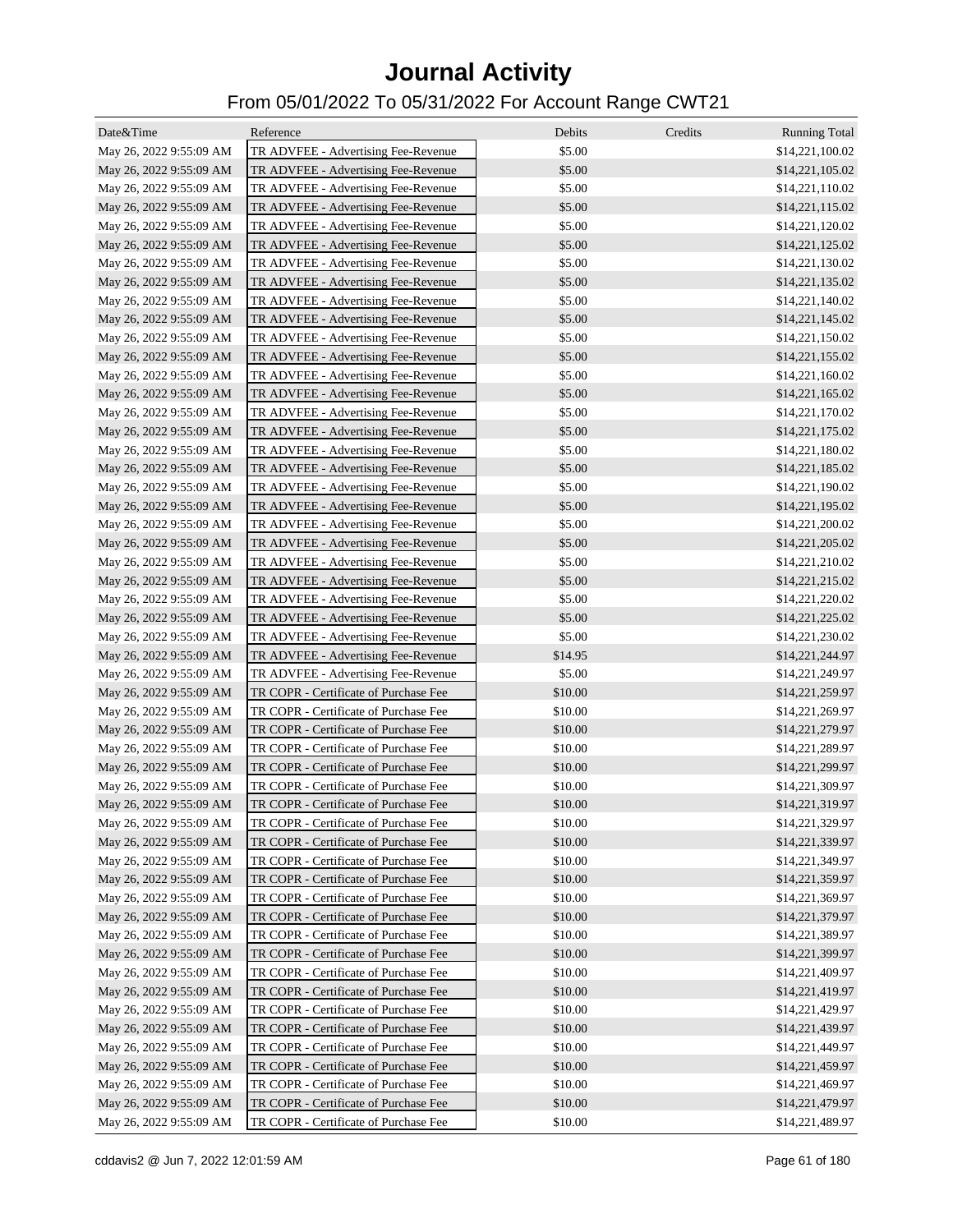# Journal Activity

## From 05/01/2022 To 05/31/2022 For Account Range CWT21

| Date&Time | Reference | Debits | Credits | Running Total |
|---|---|---|---|---|
| May 26, 2022 9:55:09 AM | TR ADVFEE - Advertising Fee-Revenue | $5.00 | | $14,221,100.02 |
| May 26, 2022 9:55:09 AM | TR ADVFEE - Advertising Fee-Revenue | $5.00 | | $14,221,105.02 |
| May 26, 2022 9:55:09 AM | TR ADVFEE - Advertising Fee-Revenue | $5.00 | | $14,221,110.02 |
| May 26, 2022 9:55:09 AM | TR ADVFEE - Advertising Fee-Revenue | $5.00 | | $14,221,115.02 |
| May 26, 2022 9:55:09 AM | TR ADVFEE - Advertising Fee-Revenue | $5.00 | | $14,221,120.02 |
| May 26, 2022 9:55:09 AM | TR ADVFEE - Advertising Fee-Revenue | $5.00 | | $14,221,125.02 |
| May 26, 2022 9:55:09 AM | TR ADVFEE - Advertising Fee-Revenue | $5.00 | | $14,221,130.02 |
| May 26, 2022 9:55:09 AM | TR ADVFEE - Advertising Fee-Revenue | $5.00 | | $14,221,135.02 |
| May 26, 2022 9:55:09 AM | TR ADVFEE - Advertising Fee-Revenue | $5.00 | | $14,221,140.02 |
| May 26, 2022 9:55:09 AM | TR ADVFEE - Advertising Fee-Revenue | $5.00 | | $14,221,145.02 |
| May 26, 2022 9:55:09 AM | TR ADVFEE - Advertising Fee-Revenue | $5.00 | | $14,221,150.02 |
| May 26, 2022 9:55:09 AM | TR ADVFEE - Advertising Fee-Revenue | $5.00 | | $14,221,155.02 |
| May 26, 2022 9:55:09 AM | TR ADVFEE - Advertising Fee-Revenue | $5.00 | | $14,221,160.02 |
| May 26, 2022 9:55:09 AM | TR ADVFEE - Advertising Fee-Revenue | $5.00 | | $14,221,165.02 |
| May 26, 2022 9:55:09 AM | TR ADVFEE - Advertising Fee-Revenue | $5.00 | | $14,221,170.02 |
| May 26, 2022 9:55:09 AM | TR ADVFEE - Advertising Fee-Revenue | $5.00 | | $14,221,175.02 |
| May 26, 2022 9:55:09 AM | TR ADVFEE - Advertising Fee-Revenue | $5.00 | | $14,221,180.02 |
| May 26, 2022 9:55:09 AM | TR ADVFEE - Advertising Fee-Revenue | $5.00 | | $14,221,185.02 |
| May 26, 2022 9:55:09 AM | TR ADVFEE - Advertising Fee-Revenue | $5.00 | | $14,221,190.02 |
| May 26, 2022 9:55:09 AM | TR ADVFEE - Advertising Fee-Revenue | $5.00 | | $14,221,195.02 |
| May 26, 2022 9:55:09 AM | TR ADVFEE - Advertising Fee-Revenue | $5.00 | | $14,221,200.02 |
| May 26, 2022 9:55:09 AM | TR ADVFEE - Advertising Fee-Revenue | $5.00 | | $14,221,205.02 |
| May 26, 2022 9:55:09 AM | TR ADVFEE - Advertising Fee-Revenue | $5.00 | | $14,221,210.02 |
| May 26, 2022 9:55:09 AM | TR ADVFEE - Advertising Fee-Revenue | $5.00 | | $14,221,215.02 |
| May 26, 2022 9:55:09 AM | TR ADVFEE - Advertising Fee-Revenue | $5.00 | | $14,221,220.02 |
| May 26, 2022 9:55:09 AM | TR ADVFEE - Advertising Fee-Revenue | $5.00 | | $14,221,225.02 |
| May 26, 2022 9:55:09 AM | TR ADVFEE - Advertising Fee-Revenue | $5.00 | | $14,221,230.02 |
| May 26, 2022 9:55:09 AM | TR ADVFEE - Advertising Fee-Revenue | $14.95 | | $14,221,244.97 |
| May 26, 2022 9:55:09 AM | TR ADVFEE - Advertising Fee-Revenue | $5.00 | | $14,221,249.97 |
| May 26, 2022 9:55:09 AM | TR COPR - Certificate of Purchase Fee | $10.00 | | $14,221,259.97 |
| May 26, 2022 9:55:09 AM | TR COPR - Certificate of Purchase Fee | $10.00 | | $14,221,269.97 |
| May 26, 2022 9:55:09 AM | TR COPR - Certificate of Purchase Fee | $10.00 | | $14,221,279.97 |
| May 26, 2022 9:55:09 AM | TR COPR - Certificate of Purchase Fee | $10.00 | | $14,221,289.97 |
| May 26, 2022 9:55:09 AM | TR COPR - Certificate of Purchase Fee | $10.00 | | $14,221,299.97 |
| May 26, 2022 9:55:09 AM | TR COPR - Certificate of Purchase Fee | $10.00 | | $14,221,309.97 |
| May 26, 2022 9:55:09 AM | TR COPR - Certificate of Purchase Fee | $10.00 | | $14,221,319.97 |
| May 26, 2022 9:55:09 AM | TR COPR - Certificate of Purchase Fee | $10.00 | | $14,221,329.97 |
| May 26, 2022 9:55:09 AM | TR COPR - Certificate of Purchase Fee | $10.00 | | $14,221,339.97 |
| May 26, 2022 9:55:09 AM | TR COPR - Certificate of Purchase Fee | $10.00 | | $14,221,349.97 |
| May 26, 2022 9:55:09 AM | TR COPR - Certificate of Purchase Fee | $10.00 | | $14,221,359.97 |
| May 26, 2022 9:55:09 AM | TR COPR - Certificate of Purchase Fee | $10.00 | | $14,221,369.97 |
| May 26, 2022 9:55:09 AM | TR COPR - Certificate of Purchase Fee | $10.00 | | $14,221,379.97 |
| May 26, 2022 9:55:09 AM | TR COPR - Certificate of Purchase Fee | $10.00 | | $14,221,389.97 |
| May 26, 2022 9:55:09 AM | TR COPR - Certificate of Purchase Fee | $10.00 | | $14,221,399.97 |
| May 26, 2022 9:55:09 AM | TR COPR - Certificate of Purchase Fee | $10.00 | | $14,221,409.97 |
| May 26, 2022 9:55:09 AM | TR COPR - Certificate of Purchase Fee | $10.00 | | $14,221,419.97 |
| May 26, 2022 9:55:09 AM | TR COPR - Certificate of Purchase Fee | $10.00 | | $14,221,429.97 |
| May 26, 2022 9:55:09 AM | TR COPR - Certificate of Purchase Fee | $10.00 | | $14,221,439.97 |
| May 26, 2022 9:55:09 AM | TR COPR - Certificate of Purchase Fee | $10.00 | | $14,221,449.97 |
| May 26, 2022 9:55:09 AM | TR COPR - Certificate of Purchase Fee | $10.00 | | $14,221,459.97 |
| May 26, 2022 9:55:09 AM | TR COPR - Certificate of Purchase Fee | $10.00 | | $14,221,469.97 |
| May 26, 2022 9:55:09 AM | TR COPR - Certificate of Purchase Fee | $10.00 | | $14,221,479.97 |
| May 26, 2022 9:55:09 AM | TR COPR - Certificate of Purchase Fee | $10.00 | | $14,221,489.97 |

cddavis2 @ Jun 7, 2022 12:01:59 AM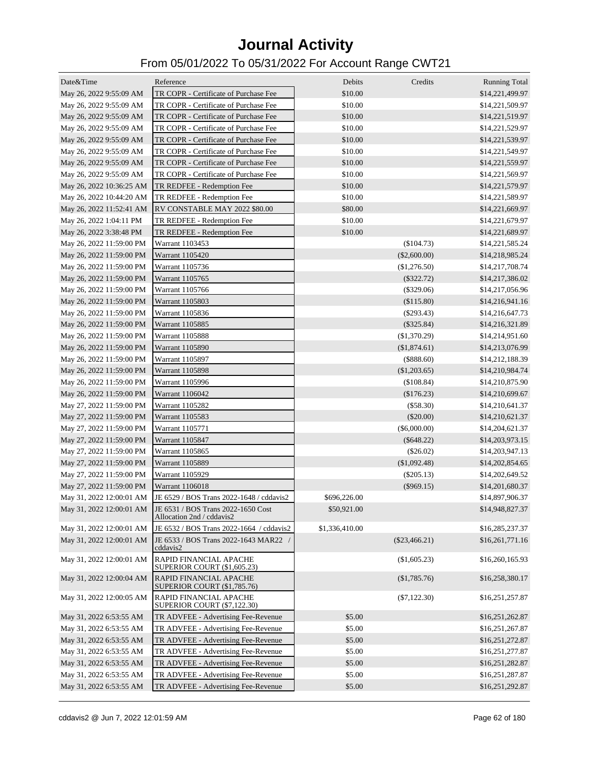# Journal Activity

## From 05/01/2022 To 05/31/2022 For Account Range CWT21

| Date&Time | Reference | Debits | Credits | Running Total |
|---|---|---|---|---|
| May 26, 2022 9:55:09 AM | TR COPR - Certificate of Purchase Fee | $10.00 | | $14,221,499.97 |
| May 26, 2022 9:55:09 AM | TR COPR - Certificate of Purchase Fee | $10.00 | | $14,221,509.97 |
| May 26, 2022 9:55:09 AM | TR COPR - Certificate of Purchase Fee | $10.00 | | $14,221,519.97 |
| May 26, 2022 9:55:09 AM | TR COPR - Certificate of Purchase Fee | $10.00 | | $14,221,529.97 |
| May 26, 2022 9:55:09 AM | TR COPR - Certificate of Purchase Fee | $10.00 | | $14,221,539.97 |
| May 26, 2022 9:55:09 AM | TR COPR - Certificate of Purchase Fee | $10.00 | | $14,221,549.97 |
| May 26, 2022 9:55:09 AM | TR COPR - Certificate of Purchase Fee | $10.00 | | $14,221,559.97 |
| May 26, 2022 9:55:09 AM | TR COPR - Certificate of Purchase Fee | $10.00 | | $14,221,569.97 |
| May 26, 2022 10:36:25 AM | TR REDFEE - Redemption Fee | $10.00 | | $14,221,579.97 |
| May 26, 2022 10:44:20 AM | TR REDFEE - Redemption Fee | $10.00 | | $14,221,589.97 |
| May 26, 2022 11:52:41 AM | RV CONSTABLE MAY 2022 $80.00 | $80.00 | | $14,221,669.97 |
| May 26, 2022 1:04:11 PM | TR REDFEE - Redemption Fee | $10.00 | | $14,221,679.97 |
| May 26, 2022 3:38:48 PM | TR REDFEE - Redemption Fee | $10.00 | | $14,221,689.97 |
| May 26, 2022 11:59:00 PM | Warrant 1103453 | | ($104.73) | $14,221,585.24 |
| May 26, 2022 11:59:00 PM | Warrant 1105420 | | ($2,600.00) | $14,218,985.24 |
| May 26, 2022 11:59:00 PM | Warrant 1105736 | | ($1,276.50) | $14,217,708.74 |
| May 26, 2022 11:59:00 PM | Warrant 1105765 | | ($322.72) | $14,217,386.02 |
| May 26, 2022 11:59:00 PM | Warrant 1105766 | | ($329.06) | $14,217,056.96 |
| May 26, 2022 11:59:00 PM | Warrant 1105803 | | ($115.80) | $14,216,941.16 |
| May 26, 2022 11:59:00 PM | Warrant 1105836 | | ($293.43) | $14,216,647.73 |
| May 26, 2022 11:59:00 PM | Warrant 1105885 | | ($325.84) | $14,216,321.89 |
| May 26, 2022 11:59:00 PM | Warrant 1105888 | | ($1,370.29) | $14,214,951.60 |
| May 26, 2022 11:59:00 PM | Warrant 1105890 | | ($1,874.61) | $14,213,076.99 |
| May 26, 2022 11:59:00 PM | Warrant 1105897 | | ($888.60) | $14,212,188.39 |
| May 26, 2022 11:59:00 PM | Warrant 1105898 | | ($1,203.65) | $14,210,984.74 |
| May 26, 2022 11:59:00 PM | Warrant 1105996 | | ($108.84) | $14,210,875.90 |
| May 26, 2022 11:59:00 PM | Warrant 1106042 | | ($176.23) | $14,210,699.67 |
| May 27, 2022 11:59:00 PM | Warrant 1105282 | | ($58.30) | $14,210,641.37 |
| May 27, 2022 11:59:00 PM | Warrant 1105583 | | ($20.00) | $14,210,621.37 |
| May 27, 2022 11:59:00 PM | Warrant 1105771 | | ($6,000.00) | $14,204,621.37 |
| May 27, 2022 11:59:00 PM | Warrant 1105847 | | ($648.22) | $14,203,973.15 |
| May 27, 2022 11:59:00 PM | Warrant 1105865 | | ($26.02) | $14,203,947.13 |
| May 27, 2022 11:59:00 PM | Warrant 1105889 | | ($1,092.48) | $14,202,854.65 |
| May 27, 2022 11:59:00 PM | Warrant 1105929 | | ($205.13) | $14,202,649.52 |
| May 27, 2022 11:59:00 PM | Warrant 1106018 | | ($969.15) | $14,201,680.37 |
| May 31, 2022 12:00:01 AM | JE 6529 / BOS Trans 2022-1648 / cddavis2 | $696,226.00 | | $14,897,906.37 |
| May 31, 2022 12:00:01 AM | JE 6531 / BOS Trans 2022-1650 Cost Allocation 2nd / cddavis2 | $50,921.00 | | $14,948,827.37 |
| May 31, 2022 12:00:01 AM | JE 6532 / BOS Trans 2022-1664 / cddavis2 | $1,336,410.00 | | $16,285,237.37 |
| May 31, 2022 12:00:01 AM | JE 6533 / BOS Trans 2022-1643 MAR22 / cddavis2 | | ($23,466.21) | $16,261,771.16 |
| May 31, 2022 12:00:01 AM | RAPID FINANCIAL APACHE SUPERIOR COURT ($1,605.23) | | ($1,605.23) | $16,260,165.93 |
| May 31, 2022 12:00:04 AM | RAPID FINANCIAL APACHE SUPERIOR COURT ($1,785.76) | | ($1,785.76) | $16,258,380.17 |
| May 31, 2022 12:00:05 AM | RAPID FINANCIAL APACHE SUPERIOR COURT ($7,122.30) | | ($7,122.30) | $16,251,257.87 |
| May 31, 2022 6:53:55 AM | TR ADVFEE - Advertising Fee-Revenue | $5.00 | | $16,251,262.87 |
| May 31, 2022 6:53:55 AM | TR ADVFEE - Advertising Fee-Revenue | $5.00 | | $16,251,267.87 |
| May 31, 2022 6:53:55 AM | TR ADVFEE - Advertising Fee-Revenue | $5.00 | | $16,251,272.87 |
| May 31, 2022 6:53:55 AM | TR ADVFEE - Advertising Fee-Revenue | $5.00 | | $16,251,277.87 |
| May 31, 2022 6:53:55 AM | TR ADVFEE - Advertising Fee-Revenue | $5.00 | | $16,251,282.87 |
| May 31, 2022 6:53:55 AM | TR ADVFEE - Advertising Fee-Revenue | $5.00 | | $16,251,287.87 |
| May 31, 2022 6:53:55 AM | TR ADVFEE - Advertising Fee-Revenue | $5.00 | | $16,251,292.87 |

cddavis2 @ Jun 7, 2022 12:01:59 AM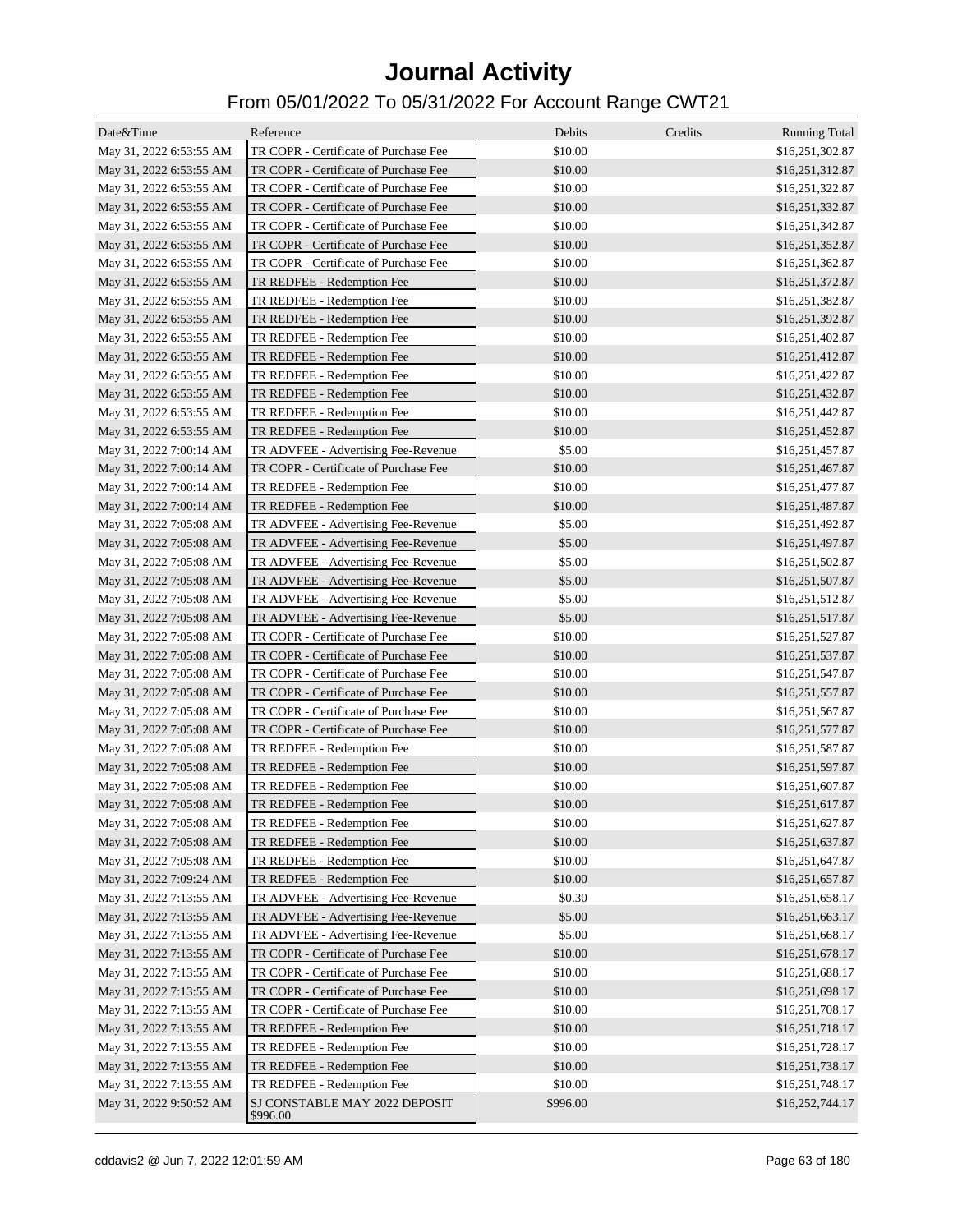# Journal Activity

## From 05/01/2022 To 05/31/2022 For Account Range CWT21

| Date&Time | Reference | Debits | Credits | Running Total |
|---|---|---|---|---|
| May 31, 2022 6:53:55 AM | TR COPR - Certificate of Purchase Fee | $10.00 | | $16,251,302.87 |
| May 31, 2022 6:53:55 AM | TR COPR - Certificate of Purchase Fee | $10.00 | | $16,251,312.87 |
| May 31, 2022 6:53:55 AM | TR COPR - Certificate of Purchase Fee | $10.00 | | $16,251,322.87 |
| May 31, 2022 6:53:55 AM | TR COPR - Certificate of Purchase Fee | $10.00 | | $16,251,332.87 |
| May 31, 2022 6:53:55 AM | TR COPR - Certificate of Purchase Fee | $10.00 | | $16,251,342.87 |
| May 31, 2022 6:53:55 AM | TR COPR - Certificate of Purchase Fee | $10.00 | | $16,251,352.87 |
| May 31, 2022 6:53:55 AM | TR COPR - Certificate of Purchase Fee | $10.00 | | $16,251,362.87 |
| May 31, 2022 6:53:55 AM | TR REDFEE - Redemption Fee | $10.00 | | $16,251,372.87 |
| May 31, 2022 6:53:55 AM | TR REDFEE - Redemption Fee | $10.00 | | $16,251,382.87 |
| May 31, 2022 6:53:55 AM | TR REDFEE - Redemption Fee | $10.00 | | $16,251,392.87 |
| May 31, 2022 6:53:55 AM | TR REDFEE - Redemption Fee | $10.00 | | $16,251,402.87 |
| May 31, 2022 6:53:55 AM | TR REDFEE - Redemption Fee | $10.00 | | $16,251,412.87 |
| May 31, 2022 6:53:55 AM | TR REDFEE - Redemption Fee | $10.00 | | $16,251,422.87 |
| May 31, 2022 6:53:55 AM | TR REDFEE - Redemption Fee | $10.00 | | $16,251,432.87 |
| May 31, 2022 6:53:55 AM | TR REDFEE - Redemption Fee | $10.00 | | $16,251,442.87 |
| May 31, 2022 6:53:55 AM | TR REDFEE - Redemption Fee | $10.00 | | $16,251,452.87 |
| May 31, 2022 7:00:14 AM | TR ADVFEE - Advertising Fee-Revenue | $5.00 | | $16,251,457.87 |
| May 31, 2022 7:00:14 AM | TR COPR - Certificate of Purchase Fee | $10.00 | | $16,251,467.87 |
| May 31, 2022 7:00:14 AM | TR REDFEE - Redemption Fee | $10.00 | | $16,251,477.87 |
| May 31, 2022 7:00:14 AM | TR REDFEE - Redemption Fee | $10.00 | | $16,251,487.87 |
| May 31, 2022 7:05:08 AM | TR ADVFEE - Advertising Fee-Revenue | $5.00 | | $16,251,492.87 |
| May 31, 2022 7:05:08 AM | TR ADVFEE - Advertising Fee-Revenue | $5.00 | | $16,251,497.87 |
| May 31, 2022 7:05:08 AM | TR ADVFEE - Advertising Fee-Revenue | $5.00 | | $16,251,502.87 |
| May 31, 2022 7:05:08 AM | TR ADVFEE - Advertising Fee-Revenue | $5.00 | | $16,251,507.87 |
| May 31, 2022 7:05:08 AM | TR ADVFEE - Advertising Fee-Revenue | $5.00 | | $16,251,512.87 |
| May 31, 2022 7:05:08 AM | TR ADVFEE - Advertising Fee-Revenue | $5.00 | | $16,251,517.87 |
| May 31, 2022 7:05:08 AM | TR COPR - Certificate of Purchase Fee | $10.00 | | $16,251,527.87 |
| May 31, 2022 7:05:08 AM | TR COPR - Certificate of Purchase Fee | $10.00 | | $16,251,537.87 |
| May 31, 2022 7:05:08 AM | TR COPR - Certificate of Purchase Fee | $10.00 | | $16,251,547.87 |
| May 31, 2022 7:05:08 AM | TR COPR - Certificate of Purchase Fee | $10.00 | | $16,251,557.87 |
| May 31, 2022 7:05:08 AM | TR COPR - Certificate of Purchase Fee | $10.00 | | $16,251,567.87 |
| May 31, 2022 7:05:08 AM | TR COPR - Certificate of Purchase Fee | $10.00 | | $16,251,577.87 |
| May 31, 2022 7:05:08 AM | TR REDFEE - Redemption Fee | $10.00 | | $16,251,587.87 |
| May 31, 2022 7:05:08 AM | TR REDFEE - Redemption Fee | $10.00 | | $16,251,597.87 |
| May 31, 2022 7:05:08 AM | TR REDFEE - Redemption Fee | $10.00 | | $16,251,607.87 |
| May 31, 2022 7:05:08 AM | TR REDFEE - Redemption Fee | $10.00 | | $16,251,617.87 |
| May 31, 2022 7:05:08 AM | TR REDFEE - Redemption Fee | $10.00 | | $16,251,627.87 |
| May 31, 2022 7:05:08 AM | TR REDFEE - Redemption Fee | $10.00 | | $16,251,637.87 |
| May 31, 2022 7:05:08 AM | TR REDFEE - Redemption Fee | $10.00 | | $16,251,647.87 |
| May 31, 2022 7:09:24 AM | TR REDFEE - Redemption Fee | $10.00 | | $16,251,657.87 |
| May 31, 2022 7:13:55 AM | TR ADVFEE - Advertising Fee-Revenue | $0.30 | | $16,251,658.17 |
| May 31, 2022 7:13:55 AM | TR ADVFEE - Advertising Fee-Revenue | $5.00 | | $16,251,663.17 |
| May 31, 2022 7:13:55 AM | TR ADVFEE - Advertising Fee-Revenue | $5.00 | | $16,251,668.17 |
| May 31, 2022 7:13:55 AM | TR COPR - Certificate of Purchase Fee | $10.00 | | $16,251,678.17 |
| May 31, 2022 7:13:55 AM | TR COPR - Certificate of Purchase Fee | $10.00 | | $16,251,688.17 |
| May 31, 2022 7:13:55 AM | TR COPR - Certificate of Purchase Fee | $10.00 | | $16,251,698.17 |
| May 31, 2022 7:13:55 AM | TR COPR - Certificate of Purchase Fee | $10.00 | | $16,251,708.17 |
| May 31, 2022 7:13:55 AM | TR REDFEE - Redemption Fee | $10.00 | | $16,251,718.17 |
| May 31, 2022 7:13:55 AM | TR REDFEE - Redemption Fee | $10.00 | | $16,251,728.17 |
| May 31, 2022 7:13:55 AM | TR REDFEE - Redemption Fee | $10.00 | | $16,251,738.17 |
| May 31, 2022 7:13:55 AM | TR REDFEE - Redemption Fee | $10.00 | | $16,251,748.17 |
| May 31, 2022 9:50:52 AM | SJ CONSTABLE MAY 2022 DEPOSIT $996.00 | $996.00 | | $16,252,744.17 |

cddavis2 @ Jun 7, 2022 12:01:59 AM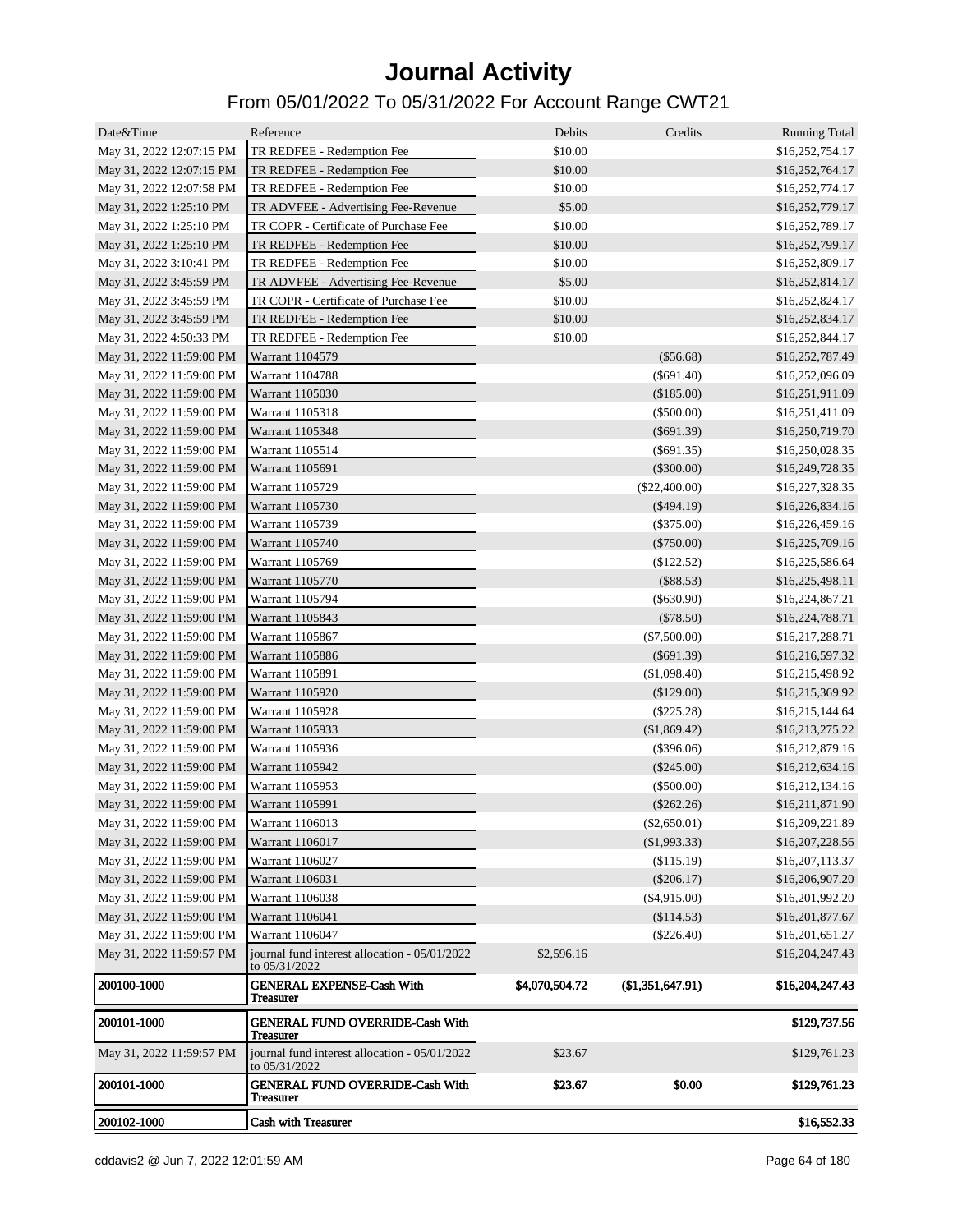# Journal Activity

## From 05/01/2022 To 05/31/2022 For Account Range CWT21

| Date&Time | Reference | Debits | Credits | Running Total |
|---|---|---|---|---|
| May 31, 2022 12:07:15 PM | TR REDFEE - Redemption Fee | $10.00 | | $16,252,754.17 |
| May 31, 2022 12:07:15 PM | TR REDFEE - Redemption Fee | $10.00 | | $16,252,764.17 |
| May 31, 2022 12:07:58 PM | TR REDFEE - Redemption Fee | $10.00 | | $16,252,774.17 |
| May 31, 2022 1:25:10 PM | TR ADVFEE - Advertising Fee-Revenue | $5.00 | | $16,252,779.17 |
| May 31, 2022 1:25:10 PM | TR COPR - Certificate of Purchase Fee | $10.00 | | $16,252,789.17 |
| May 31, 2022 1:25:10 PM | TR REDFEE - Redemption Fee | $10.00 | | $16,252,799.17 |
| May 31, 2022 3:10:41 PM | TR REDFEE - Redemption Fee | $10.00 | | $16,252,809.17 |
| May 31, 2022 3:45:59 PM | TR ADVFEE - Advertising Fee-Revenue | $5.00 | | $16,252,814.17 |
| May 31, 2022 3:45:59 PM | TR COPR - Certificate of Purchase Fee | $10.00 | | $16,252,824.17 |
| May 31, 2022 3:45:59 PM | TR REDFEE - Redemption Fee | $10.00 | | $16,252,834.17 |
| May 31, 2022 4:50:33 PM | TR REDFEE - Redemption Fee | $10.00 | | $16,252,844.17 |
| May 31, 2022 11:59:00 PM | Warrant 1104579 | | ($56.68) | $16,252,787.49 |
| May 31, 2022 11:59:00 PM | Warrant 1104788 | | ($691.40) | $16,252,096.09 |
| May 31, 2022 11:59:00 PM | Warrant 1105030 | | ($185.00) | $16,251,911.09 |
| May 31, 2022 11:59:00 PM | Warrant 1105318 | | ($500.00) | $16,251,411.09 |
| May 31, 2022 11:59:00 PM | Warrant 1105348 | | ($691.39) | $16,250,719.70 |
| May 31, 2022 11:59:00 PM | Warrant 1105514 | | ($691.35) | $16,250,028.35 |
| May 31, 2022 11:59:00 PM | Warrant 1105691 | | ($300.00) | $16,249,728.35 |
| May 31, 2022 11:59:00 PM | Warrant 1105729 | | ($22,400.00) | $16,227,328.35 |
| May 31, 2022 11:59:00 PM | Warrant 1105730 | | ($494.19) | $16,226,834.16 |
| May 31, 2022 11:59:00 PM | Warrant 1105739 | | ($375.00) | $16,226,459.16 |
| May 31, 2022 11:59:00 PM | Warrant 1105740 | | ($750.00) | $16,225,709.16 |
| May 31, 2022 11:59:00 PM | Warrant 1105769 | | ($122.52) | $16,225,586.64 |
| May 31, 2022 11:59:00 PM | Warrant 1105770 | | ($88.53) | $16,225,498.11 |
| May 31, 2022 11:59:00 PM | Warrant 1105794 | | ($630.90) | $16,224,867.21 |
| May 31, 2022 11:59:00 PM | Warrant 1105843 | | ($78.50) | $16,224,788.71 |
| May 31, 2022 11:59:00 PM | Warrant 1105867 | | ($7,500.00) | $16,217,288.71 |
| May 31, 2022 11:59:00 PM | Warrant 1105886 | | ($691.39) | $16,216,597.32 |
| May 31, 2022 11:59:00 PM | Warrant 1105891 | | ($1,098.40) | $16,215,498.92 |
| May 31, 2022 11:59:00 PM | Warrant 1105920 | | ($129.00) | $16,215,369.92 |
| May 31, 2022 11:59:00 PM | Warrant 1105928 | | ($225.28) | $16,215,144.64 |
| May 31, 2022 11:59:00 PM | Warrant 1105933 | | ($1,869.42) | $16,213,275.22 |
| May 31, 2022 11:59:00 PM | Warrant 1105936 | | ($396.06) | $16,212,879.16 |
| May 31, 2022 11:59:00 PM | Warrant 1105942 | | ($245.00) | $16,212,634.16 |
| May 31, 2022 11:59:00 PM | Warrant 1105953 | | ($500.00) | $16,212,134.16 |
| May 31, 2022 11:59:00 PM | Warrant 1105991 | | ($262.26) | $16,211,871.90 |
| May 31, 2022 11:59:00 PM | Warrant 1106013 | | ($2,650.01) | $16,209,221.89 |
| May 31, 2022 11:59:00 PM | Warrant 1106017 | | ($1,993.33) | $16,207,228.56 |
| May 31, 2022 11:59:00 PM | Warrant 1106027 | | ($115.19) | $16,207,113.37 |
| May 31, 2022 11:59:00 PM | Warrant 1106031 | | ($206.17) | $16,206,907.20 |
| May 31, 2022 11:59:00 PM | Warrant 1106038 | | ($4,915.00) | $16,201,992.20 |
| May 31, 2022 11:59:00 PM | Warrant 1106041 | | ($114.53) | $16,201,877.67 |
| May 31, 2022 11:59:00 PM | Warrant 1106047 | | ($226.40) | $16,201,651.27 |
| May 31, 2022 11:59:57 PM | journal fund interest allocation - 05/01/2022 to 05/31/2022 | $2,596.16 | | $16,204,247.43 |
| **200100-1000** | **GENERAL EXPENSE-Cash With Treasurer** | **$4,070,504.72** | **($1,351,647.91)** | **$16,204,247.43** |
| **200101-1000** | **GENERAL FUND OVERRIDE-Cash With Treasurer** | | | **$129,737.56** |
| May 31, 2022 11:59:57 PM | journal fund interest allocation - 05/01/2022 to 05/31/2022 | $23.67 | | $129,761.23 |
| **200101-1000** | **GENERAL FUND OVERRIDE-Cash With Treasurer** | **$23.67** | **$0.00** | **$129,761.23** |
| **200102-1000** | **Cash with Treasurer** | | | **$16,552.33** |

cddavis2 @ Jun 7, 2022 12:01:59 AM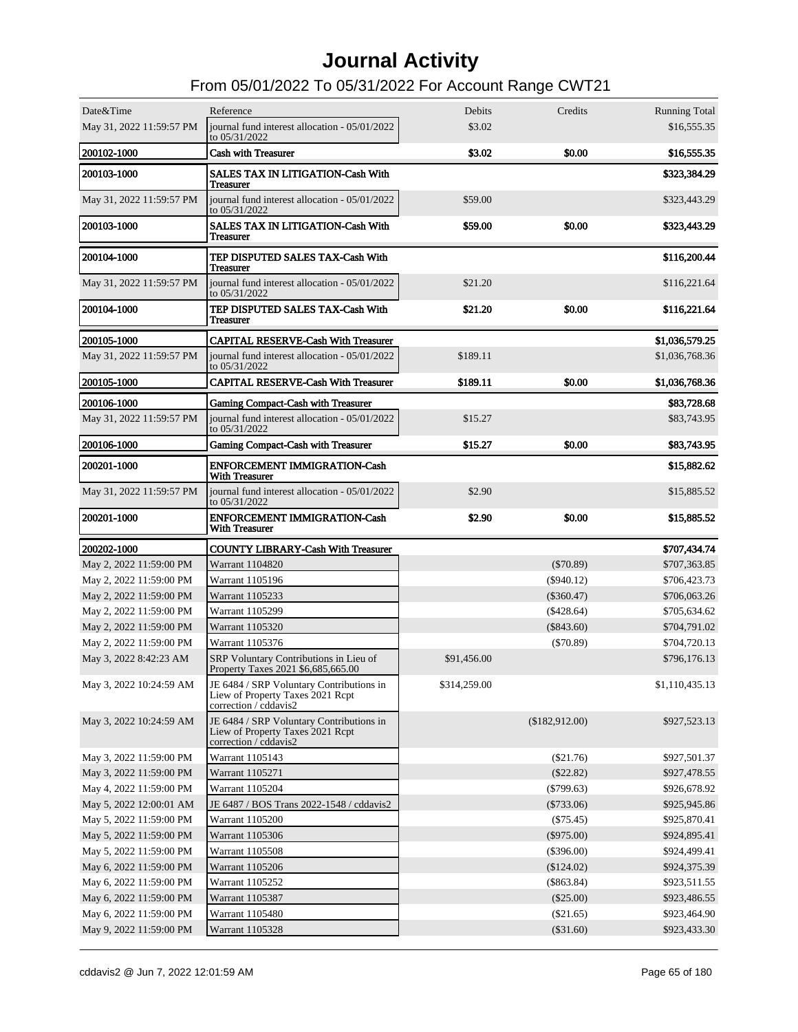# Journal Activity

## From 05/01/2022 To 05/31/2022 For Account Range CWT21

| Date&Time | Reference | Debits | Credits | Running Total |
|---|---|---|---|---|
| May 31, 2022 11:59:57 PM | journal fund interest allocation - 05/01/2022 to 05/31/2022 | $3.02 | | $16,555.35 |
| **200102-1000** | **Cash with Treasurer** | **$3.02** | **$0.00** | **$16,555.35** |
| **200103-1000** | **SALES TAX IN LITIGATION-Cash With Treasurer** | | | **$323,384.29** |
| May 31, 2022 11:59:57 PM | journal fund interest allocation - 05/01/2022 to 05/31/2022 | $59.00 | | $323,443.29 |
| **200103-1000** | **SALES TAX IN LITIGATION-Cash With Treasurer** | **$59.00** | **$0.00** | **$323,443.29** |
| **200104-1000** | **TEP DISPUTED SALES TAX-Cash With Treasurer** | | | **$116,200.44** |
| May 31, 2022 11:59:57 PM | journal fund interest allocation - 05/01/2022 to 05/31/2022 | $21.20 | | $116,221.64 |
| **200104-1000** | **TEP DISPUTED SALES TAX-Cash With Treasurer** | **$21.20** | **$0.00** | **$116,221.64** |
| **200105-1000** | **CAPITAL RESERVE-Cash With Treasurer** | | | **$1,036,579.25** |
| May 31, 2022 11:59:57 PM | journal fund interest allocation - 05/01/2022 to 05/31/2022 | $189.11 | | $1,036,768.36 |
| **200105-1000** | **CAPITAL RESERVE-Cash With Treasurer** | **$189.11** | **$0.00** | **$1,036,768.36** |
| **200106-1000** | **Gaming Compact-Cash with Treasurer** | | | **$83,728.68** |
| May 31, 2022 11:59:57 PM | journal fund interest allocation - 05/01/2022 to 05/31/2022 | $15.27 | | $83,743.95 |
| **200106-1000** | **Gaming Compact-Cash with Treasurer** | **$15.27** | **$0.00** | **$83,743.95** |
| **200201-1000** | **ENFORCEMENT IMMIGRATION-Cash With Treasurer** | | | **$15,882.62** |
| May 31, 2022 11:59:57 PM | journal fund interest allocation - 05/01/2022 to 05/31/2022 | $2.90 | | $15,885.52 |
| **200201-1000** | **ENFORCEMENT IMMIGRATION-Cash With Treasurer** | **$2.90** | **$0.00** | **$15,885.52** |
| **200202-1000** | **COUNTY LIBRARY-Cash With Treasurer** | | | **$707,434.74** |
| May 2, 2022 11:59:00 PM | Warrant 1104820 | | ($70.89) | $707,363.85 |
| May 2, 2022 11:59:00 PM | Warrant 1105196 | | ($940.12) | $706,423.73 |
| May 2, 2022 11:59:00 PM | Warrant 1105233 | | ($360.47) | $706,063.26 |
| May 2, 2022 11:59:00 PM | Warrant 1105299 | | ($428.64) | $705,634.62 |
| May 2, 2022 11:59:00 PM | Warrant 1105320 | | ($843.60) | $704,791.02 |
| May 2, 2022 11:59:00 PM | Warrant 1105376 | | ($70.89) | $704,720.13 |
| May 3, 2022 8:42:23 AM | SRP Voluntary Contributions in Lieu of Property Taxes 2021 $6,685,665.00 | $91,456.00 | | $796,176.13 |
| May 3, 2022 10:24:59 AM | JE 6484 / SRP Voluntary Contributions in Liew of Property Taxes 2021 Rcpt correction / cddavis2 | $314,259.00 | | $1,110,435.13 |
| May 3, 2022 10:24:59 AM | JE 6484 / SRP Voluntary Contributions in Liew of Property Taxes 2021 Rcpt correction / cddavis2 | | ($182,912.00) | $927,523.13 |
| May 3, 2022 11:59:00 PM | Warrant 1105143 | | ($21.76) | $927,501.37 |
| May 3, 2022 11:59:00 PM | Warrant 1105271 | | ($22.82) | $927,478.55 |
| May 4, 2022 11:59:00 PM | Warrant 1105204 | | ($799.63) | $926,678.92 |
| May 5, 2022 12:00:01 AM | JE 6487 / BOS Trans 2022-1548 / cddavis2 | | ($733.06) | $925,945.86 |
| May 5, 2022 11:59:00 PM | Warrant 1105200 | | ($75.45) | $925,870.41 |
| May 5, 2022 11:59:00 PM | Warrant 1105306 | | ($975.00) | $924,895.41 |
| May 5, 2022 11:59:00 PM | Warrant 1105508 | | ($396.00) | $924,499.41 |
| May 6, 2022 11:59:00 PM | Warrant 1105206 | | ($124.02) | $924,375.39 |
| May 6, 2022 11:59:00 PM | Warrant 1105252 | | ($863.84) | $923,511.55 |
| May 6, 2022 11:59:00 PM | Warrant 1105387 | | ($25.00) | $923,486.55 |
| May 6, 2022 11:59:00 PM | Warrant 1105480 | | ($21.65) | $923,464.90 |
| May 9, 2022 11:59:00 PM | Warrant 1105328 | | ($31.60) | $923,433.30 |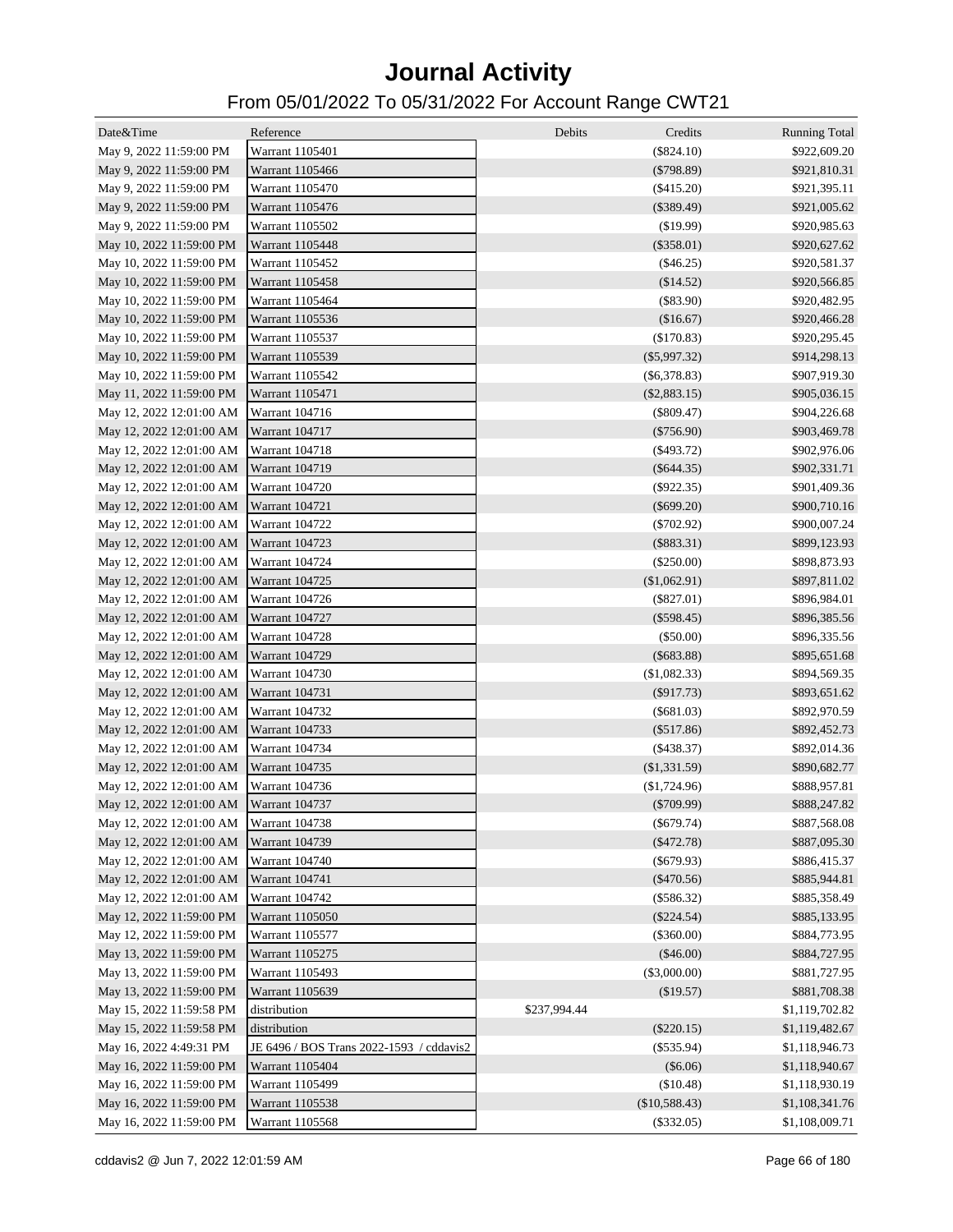# Journal Activity

## From 05/01/2022 To 05/31/2022 For Account Range CWT21

| Date&Time | Reference | Debits | Credits | Running Total |
|---|---|---|---|---|
| May 9, 2022 11:59:00 PM | Warrant 1105401 | | ($824.10) | $922,609.20 |
| May 9, 2022 11:59:00 PM | Warrant 1105466 | | ($798.89) | $921,810.31 |
| May 9, 2022 11:59:00 PM | Warrant 1105470 | | ($415.20) | $921,395.11 |
| May 9, 2022 11:59:00 PM | Warrant 1105476 | | ($389.49) | $921,005.62 |
| May 9, 2022 11:59:00 PM | Warrant 1105502 | | ($19.99) | $920,985.63 |
| May 10, 2022 11:59:00 PM | Warrant 1105448 | | ($358.01) | $920,627.62 |
| May 10, 2022 11:59:00 PM | Warrant 1105452 | | ($46.25) | $920,581.37 |
| May 10, 2022 11:59:00 PM | Warrant 1105458 | | ($14.52) | $920,566.85 |
| May 10, 2022 11:59:00 PM | Warrant 1105464 | | ($83.90) | $920,482.95 |
| May 10, 2022 11:59:00 PM | Warrant 1105536 | | ($16.67) | $920,466.28 |
| May 10, 2022 11:59:00 PM | Warrant 1105537 | | ($170.83) | $920,295.45 |
| May 10, 2022 11:59:00 PM | Warrant 1105539 | | ($5,997.32) | $914,298.13 |
| May 10, 2022 11:59:00 PM | Warrant 1105542 | | ($6,378.83) | $907,919.30 |
| May 11, 2022 11:59:00 PM | Warrant 1105471 | | ($2,883.15) | $905,036.15 |
| May 12, 2022 12:01:00 AM | Warrant 104716 | | ($809.47) | $904,226.68 |
| May 12, 2022 12:01:00 AM | Warrant 104717 | | ($756.90) | $903,469.78 |
| May 12, 2022 12:01:00 AM | Warrant 104718 | | ($493.72) | $902,976.06 |
| May 12, 2022 12:01:00 AM | Warrant 104719 | | ($644.35) | $902,331.71 |
| May 12, 2022 12:01:00 AM | Warrant 104720 | | ($922.35) | $901,409.36 |
| May 12, 2022 12:01:00 AM | Warrant 104721 | | ($699.20) | $900,710.16 |
| May 12, 2022 12:01:00 AM | Warrant 104722 | | ($702.92) | $900,007.24 |
| May 12, 2022 12:01:00 AM | Warrant 104723 | | ($883.31) | $899,123.93 |
| May 12, 2022 12:01:00 AM | Warrant 104724 | | ($250.00) | $898,873.93 |
| May 12, 2022 12:01:00 AM | Warrant 104725 | | ($1,062.91) | $897,811.02 |
| May 12, 2022 12:01:00 AM | Warrant 104726 | | ($827.01) | $896,984.01 |
| May 12, 2022 12:01:00 AM | Warrant 104727 | | ($598.45) | $896,385.56 |
| May 12, 2022 12:01:00 AM | Warrant 104728 | | ($50.00) | $896,335.56 |
| May 12, 2022 12:01:00 AM | Warrant 104729 | | ($683.88) | $895,651.68 |
| May 12, 2022 12:01:00 AM | Warrant 104730 | | ($1,082.33) | $894,569.35 |
| May 12, 2022 12:01:00 AM | Warrant 104731 | | ($917.73) | $893,651.62 |
| May 12, 2022 12:01:00 AM | Warrant 104732 | | ($681.03) | $892,970.59 |
| May 12, 2022 12:01:00 AM | Warrant 104733 | | ($517.86) | $892,452.73 |
| May 12, 2022 12:01:00 AM | Warrant 104734 | | ($438.37) | $892,014.36 |
| May 12, 2022 12:01:00 AM | Warrant 104735 | | ($1,331.59) | $890,682.77 |
| May 12, 2022 12:01:00 AM | Warrant 104736 | | ($1,724.96) | $888,957.81 |
| May 12, 2022 12:01:00 AM | Warrant 104737 | | ($709.99) | $888,247.82 |
| May 12, 2022 12:01:00 AM | Warrant 104738 | | ($679.74) | $887,568.08 |
| May 12, 2022 12:01:00 AM | Warrant 104739 | | ($472.78) | $887,095.30 |
| May 12, 2022 12:01:00 AM | Warrant 104740 | | ($679.93) | $886,415.37 |
| May 12, 2022 12:01:00 AM | Warrant 104741 | | ($470.56) | $885,944.81 |
| May 12, 2022 12:01:00 AM | Warrant 104742 | | ($586.32) | $885,358.49 |
| May 12, 2022 11:59:00 PM | Warrant 1105050 | | ($224.54) | $885,133.95 |
| May 12, 2022 11:59:00 PM | Warrant 1105577 | | ($360.00) | $884,773.95 |
| May 13, 2022 11:59:00 PM | Warrant 1105275 | | ($46.00) | $884,727.95 |
| May 13, 2022 11:59:00 PM | Warrant 1105493 | | ($3,000.00) | $881,727.95 |
| May 13, 2022 11:59:00 PM | Warrant 1105639 | | ($19.57) | $881,708.38 |
| May 15, 2022 11:59:58 PM | distribution | $237,994.44 | | $1,119,702.82 |
| May 15, 2022 11:59:58 PM | distribution | | ($220.15) | $1,119,482.67 |
| May 16, 2022 4:49:31 PM | JE 6496 / BOS Trans 2022-1593 / cddavis2 | | ($535.94) | $1,118,946.73 |
| May 16, 2022 11:59:00 PM | Warrant 1105404 | | ($6.06) | $1,118,940.67 |
| May 16, 2022 11:59:00 PM | Warrant 1105499 | | ($10.48) | $1,118,930.19 |
| May 16, 2022 11:59:00 PM | Warrant 1105538 | | ($10,588.43) | $1,108,341.76 |
| May 16, 2022 11:59:00 PM | Warrant 1105568 | | ($332.05) | $1,108,009.71 |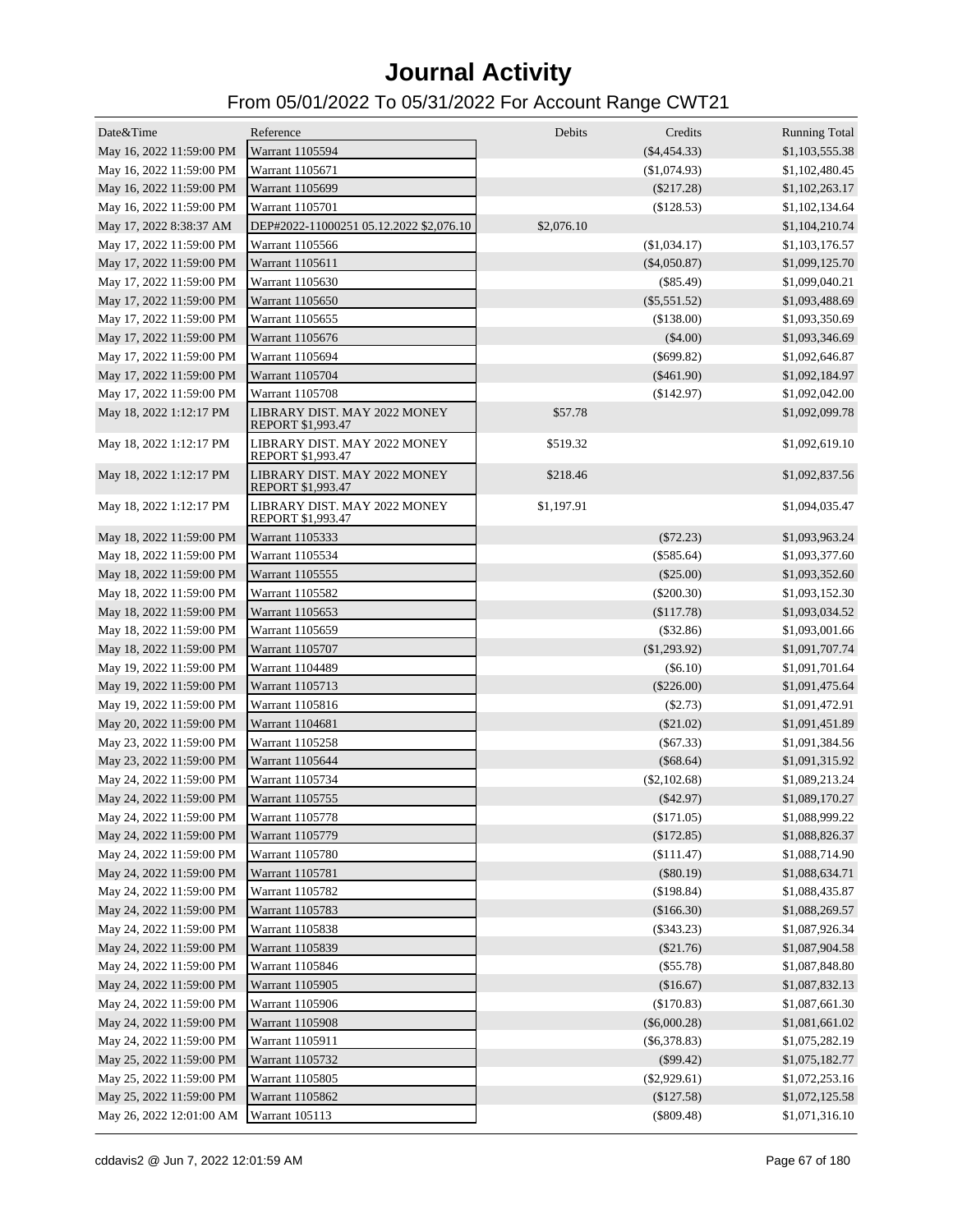# Journal Activity

## From 05/01/2022 To 05/31/2022 For Account Range CWT21

| Date&Time | Reference | Debits | Credits | Running Total |
|---|---|---|---|---|
| May 16, 2022 11:59:00 PM | Warrant 1105594 | | ($4,454.33) | $1,103,555.38 |
| May 16, 2022 11:59:00 PM | Warrant 1105671 | | ($1,074.93) | $1,102,480.45 |
| May 16, 2022 11:59:00 PM | Warrant 1105699 | | ($217.28) | $1,102,263.17 |
| May 16, 2022 11:59:00 PM | Warrant 1105701 | | ($128.53) | $1,102,134.64 |
| May 17, 2022 8:38:37 AM | DEP#2022-11000251 05.12.2022 $2,076.10 | $2,076.10 | | $1,104,210.74 |
| May 17, 2022 11:59:00 PM | Warrant 1105566 | | ($1,034.17) | $1,103,176.57 |
| May 17, 2022 11:59:00 PM | Warrant 1105611 | | ($4,050.87) | $1,099,125.70 |
| May 17, 2022 11:59:00 PM | Warrant 1105630 | | ($85.49) | $1,099,040.21 |
| May 17, 2022 11:59:00 PM | Warrant 1105650 | | ($5,551.52) | $1,093,488.69 |
| May 17, 2022 11:59:00 PM | Warrant 1105655 | | ($138.00) | $1,093,350.69 |
| May 17, 2022 11:59:00 PM | Warrant 1105676 | | ($4.00) | $1,093,346.69 |
| May 17, 2022 11:59:00 PM | Warrant 1105694 | | ($699.82) | $1,092,646.87 |
| May 17, 2022 11:59:00 PM | Warrant 1105704 | | ($461.90) | $1,092,184.97 |
| May 17, 2022 11:59:00 PM | Warrant 1105708 | | ($142.97) | $1,092,042.00 |
| May 18, 2022 1:12:17 PM | LIBRARY DIST. MAY 2022 MONEY REPORT $1,993.47 | $57.78 | | $1,092,099.78 |
| May 18, 2022 1:12:17 PM | LIBRARY DIST. MAY 2022 MONEY REPORT $1,993.47 | $519.32 | | $1,092,619.10 |
| May 18, 2022 1:12:17 PM | LIBRARY DIST. MAY 2022 MONEY REPORT $1,993.47 | $218.46 | | $1,092,837.56 |
| May 18, 2022 1:12:17 PM | LIBRARY DIST. MAY 2022 MONEY REPORT $1,993.47 | $1,197.91 | | $1,094,035.47 |
| May 18, 2022 11:59:00 PM | Warrant 1105333 | | ($72.23) | $1,093,963.24 |
| May 18, 2022 11:59:00 PM | Warrant 1105534 | | ($585.64) | $1,093,377.60 |
| May 18, 2022 11:59:00 PM | Warrant 1105555 | | ($25.00) | $1,093,352.60 |
| May 18, 2022 11:59:00 PM | Warrant 1105582 | | ($200.30) | $1,093,152.30 |
| May 18, 2022 11:59:00 PM | Warrant 1105653 | | ($117.78) | $1,093,034.52 |
| May 18, 2022 11:59:00 PM | Warrant 1105659 | | ($32.86) | $1,093,001.66 |
| May 18, 2022 11:59:00 PM | Warrant 1105707 | | ($1,293.92) | $1,091,707.74 |
| May 19, 2022 11:59:00 PM | Warrant 1104489 | | ($6.10) | $1,091,701.64 |
| May 19, 2022 11:59:00 PM | Warrant 1105713 | | ($226.00) | $1,091,475.64 |
| May 19, 2022 11:59:00 PM | Warrant 1105816 | | ($2.73) | $1,091,472.91 |
| May 20, 2022 11:59:00 PM | Warrant 1104681 | | ($21.02) | $1,091,451.89 |
| May 23, 2022 11:59:00 PM | Warrant 1105258 | | ($67.33) | $1,091,384.56 |
| May 23, 2022 11:59:00 PM | Warrant 1105644 | | ($68.64) | $1,091,315.92 |
| May 24, 2022 11:59:00 PM | Warrant 1105734 | | ($2,102.68) | $1,089,213.24 |
| May 24, 2022 11:59:00 PM | Warrant 1105755 | | ($42.97) | $1,089,170.27 |
| May 24, 2022 11:59:00 PM | Warrant 1105778 | | ($171.05) | $1,088,999.22 |
| May 24, 2022 11:59:00 PM | Warrant 1105779 | | ($172.85) | $1,088,826.37 |
| May 24, 2022 11:59:00 PM | Warrant 1105780 | | ($111.47) | $1,088,714.90 |
| May 24, 2022 11:59:00 PM | Warrant 1105781 | | ($80.19) | $1,088,634.71 |
| May 24, 2022 11:59:00 PM | Warrant 1105782 | | ($198.84) | $1,088,435.87 |
| May 24, 2022 11:59:00 PM | Warrant 1105783 | | ($166.30) | $1,088,269.57 |
| May 24, 2022 11:59:00 PM | Warrant 1105838 | | ($343.23) | $1,087,926.34 |
| May 24, 2022 11:59:00 PM | Warrant 1105839 | | ($21.76) | $1,087,904.58 |
| May 24, 2022 11:59:00 PM | Warrant 1105846 | | ($55.78) | $1,087,848.80 |
| May 24, 2022 11:59:00 PM | Warrant 1105905 | | ($16.67) | $1,087,832.13 |
| May 24, 2022 11:59:00 PM | Warrant 1105906 | | ($170.83) | $1,087,661.30 |
| May 24, 2022 11:59:00 PM | Warrant 1105908 | | ($6,000.28) | $1,081,661.02 |
| May 24, 2022 11:59:00 PM | Warrant 1105911 | | ($6,378.83) | $1,075,282.19 |
| May 25, 2022 11:59:00 PM | Warrant 1105732 | | ($99.42) | $1,075,182.77 |
| May 25, 2022 11:59:00 PM | Warrant 1105805 | | ($2,929.61) | $1,072,253.16 |
| May 25, 2022 11:59:00 PM | Warrant 1105862 | | ($127.58) | $1,072,125.58 |
| May 26, 2022 12:01:00 AM | Warrant 105113 | | ($809.48) | $1,071,316.10 |

cddavis2 @ Jun 7, 2022 12:01:59 AM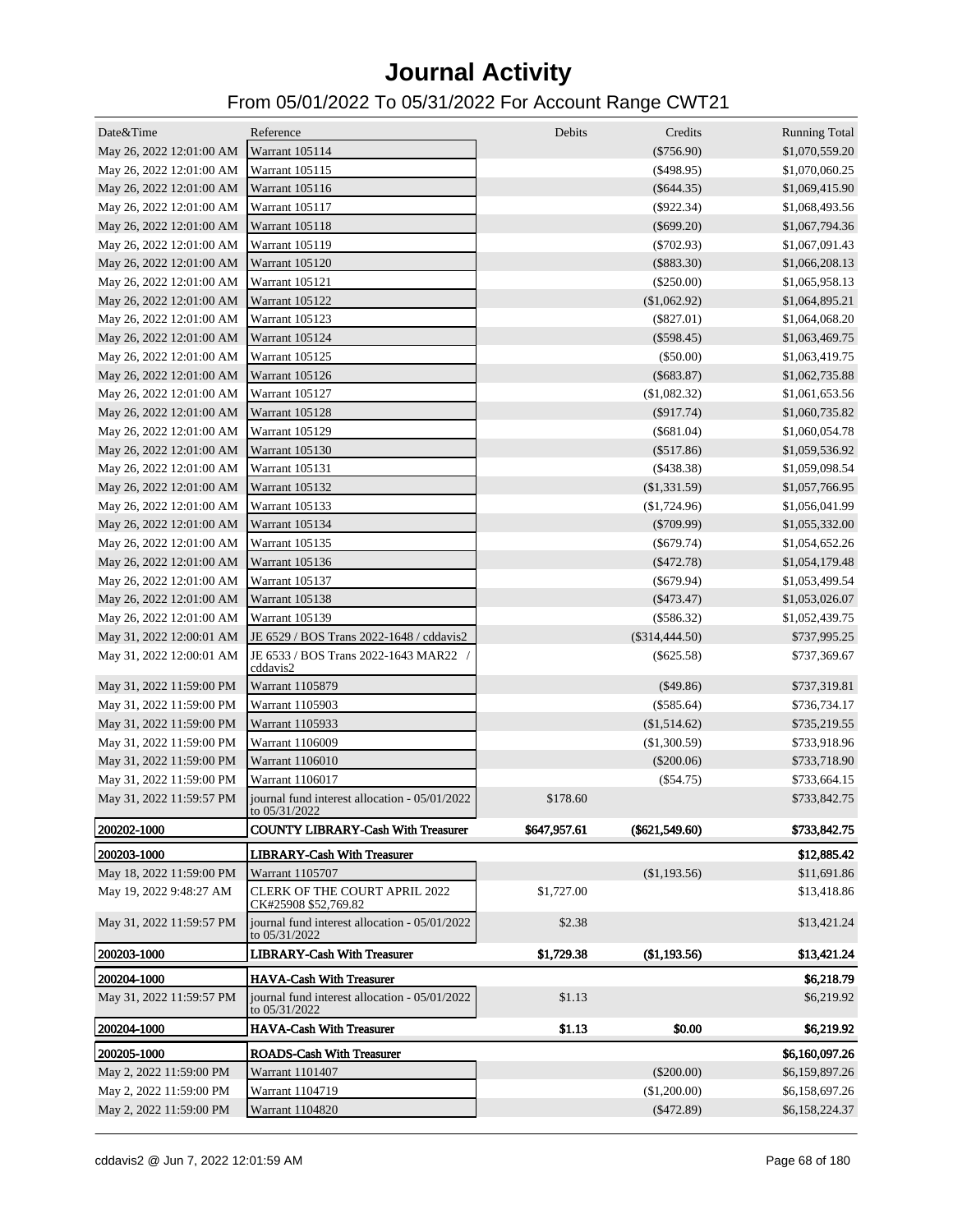# Journal Activity

## From 05/01/2022 To 05/31/2022 For Account Range CWT21

| Date&Time | Reference | Debits | Credits | Running Total |
|---|---|---|---|---|
| May 26, 2022 12:01:00 AM | Warrant 105114 | | ($756.90) | $1,070,559.20 |
| May 26, 2022 12:01:00 AM | Warrant 105115 | | ($498.95) | $1,070,060.25 |
| May 26, 2022 12:01:00 AM | Warrant 105116 | | ($644.35) | $1,069,415.90 |
| May 26, 2022 12:01:00 AM | Warrant 105117 | | ($922.34) | $1,068,493.56 |
| May 26, 2022 12:01:00 AM | Warrant 105118 | | ($699.20) | $1,067,794.36 |
| May 26, 2022 12:01:00 AM | Warrant 105119 | | ($702.93) | $1,067,091.43 |
| May 26, 2022 12:01:00 AM | Warrant 105120 | | ($883.30) | $1,066,208.13 |
| May 26, 2022 12:01:00 AM | Warrant 105121 | | ($250.00) | $1,065,958.13 |
| May 26, 2022 12:01:00 AM | Warrant 105122 | | ($1,062.92) | $1,064,895.21 |
| May 26, 2022 12:01:00 AM | Warrant 105123 | | ($827.01) | $1,064,068.20 |
| May 26, 2022 12:01:00 AM | Warrant 105124 | | ($598.45) | $1,063,469.75 |
| May 26, 2022 12:01:00 AM | Warrant 105125 | | ($50.00) | $1,063,419.75 |
| May 26, 2022 12:01:00 AM | Warrant 105126 | | ($683.87) | $1,062,735.88 |
| May 26, 2022 12:01:00 AM | Warrant 105127 | | ($1,082.32) | $1,061,653.56 |
| May 26, 2022 12:01:00 AM | Warrant 105128 | | ($917.74) | $1,060,735.82 |
| May 26, 2022 12:01:00 AM | Warrant 105129 | | ($681.04) | $1,060,054.78 |
| May 26, 2022 12:01:00 AM | Warrant 105130 | | ($517.86) | $1,059,536.92 |
| May 26, 2022 12:01:00 AM | Warrant 105131 | | ($438.38) | $1,059,098.54 |
| May 26, 2022 12:01:00 AM | Warrant 105132 | | ($1,331.59) | $1,057,766.95 |
| May 26, 2022 12:01:00 AM | Warrant 105133 | | ($1,724.96) | $1,056,041.99 |
| May 26, 2022 12:01:00 AM | Warrant 105134 | | ($709.99) | $1,055,332.00 |
| May 26, 2022 12:01:00 AM | Warrant 105135 | | ($679.74) | $1,054,652.26 |
| May 26, 2022 12:01:00 AM | Warrant 105136 | | ($472.78) | $1,054,179.48 |
| May 26, 2022 12:01:00 AM | Warrant 105137 | | ($679.94) | $1,053,499.54 |
| May 26, 2022 12:01:00 AM | Warrant 105138 | | ($473.47) | $1,053,026.07 |
| May 26, 2022 12:01:00 AM | Warrant 105139 | | ($586.32) | $1,052,439.75 |
| May 31, 2022 12:00:01 AM | JE 6529 / BOS Trans 2022-1648 / cddavis2 | | ($314,444.50) | $737,995.25 |
| May 31, 2022 12:00:01 AM | JE 6533 / BOS Trans 2022-1643 MAR22 / cddavis2 | | ($625.58) | $737,369.67 |
| May 31, 2022 11:59:00 PM | Warrant 1105879 | | ($49.86) | $737,319.81 |
| May 31, 2022 11:59:00 PM | Warrant 1105903 | | ($585.64) | $736,734.17 |
| May 31, 2022 11:59:00 PM | Warrant 1105933 | | ($1,514.62) | $735,219.55 |
| May 31, 2022 11:59:00 PM | Warrant 1106009 | | ($1,300.59) | $733,918.96 |
| May 31, 2022 11:59:00 PM | Warrant 1106010 | | ($200.06) | $733,718.90 |
| May 31, 2022 11:59:00 PM | Warrant 1106017 | | ($54.75) | $733,664.15 |
| May 31, 2022 11:59:57 PM | journal fund interest allocation - 05/01/2022 to 05/31/2022 | $178.60 | | $733,842.75 |
| **200202-1000** | **COUNTY LIBRARY-Cash With Treasurer** | **$647,957.61** | **($621,549.60)** | **$733,842.75** |
| **200203-1000** | **LIBRARY-Cash With Treasurer** | | | **$12,885.42** |
| May 18, 2022 11:59:00 PM | Warrant 1105707 | | ($1,193.56) | $11,691.86 |
| May 19, 2022 9:48:27 AM | CLERK OF THE COURT APRIL 2022 CK#25908 $52,769.82 | $1,727.00 | | $13,418.86 |
| May 31, 2022 11:59:57 PM | journal fund interest allocation - 05/01/2022 to 05/31/2022 | $2.38 | | $13,421.24 |
| **200203-1000** | **LIBRARY-Cash With Treasurer** | **$1,729.38** | **($1,193.56)** | **$13,421.24** |
| **200204-1000** | **HAVA-Cash With Treasurer** | | | **$6,218.79** |
| May 31, 2022 11:59:57 PM | journal fund interest allocation - 05/01/2022 to 05/31/2022 | $1.13 | | $6,219.92 |
| **200204-1000** | **HAVA-Cash With Treasurer** | **$1.13** | **$0.00** | **$6,219.92** |
| **200205-1000** | **ROADS-Cash With Treasurer** | | | **$6,160,097.26** |
| May 2, 2022 11:59:00 PM | Warrant 1101407 | | ($200.00) | $6,159,897.26 |
| May 2, 2022 11:59:00 PM | Warrant 1104719 | | ($1,200.00) | $6,158,697.26 |
| May 2, 2022 11:59:00 PM | Warrant 1104820 | | ($472.89) | $6,158,224.37 |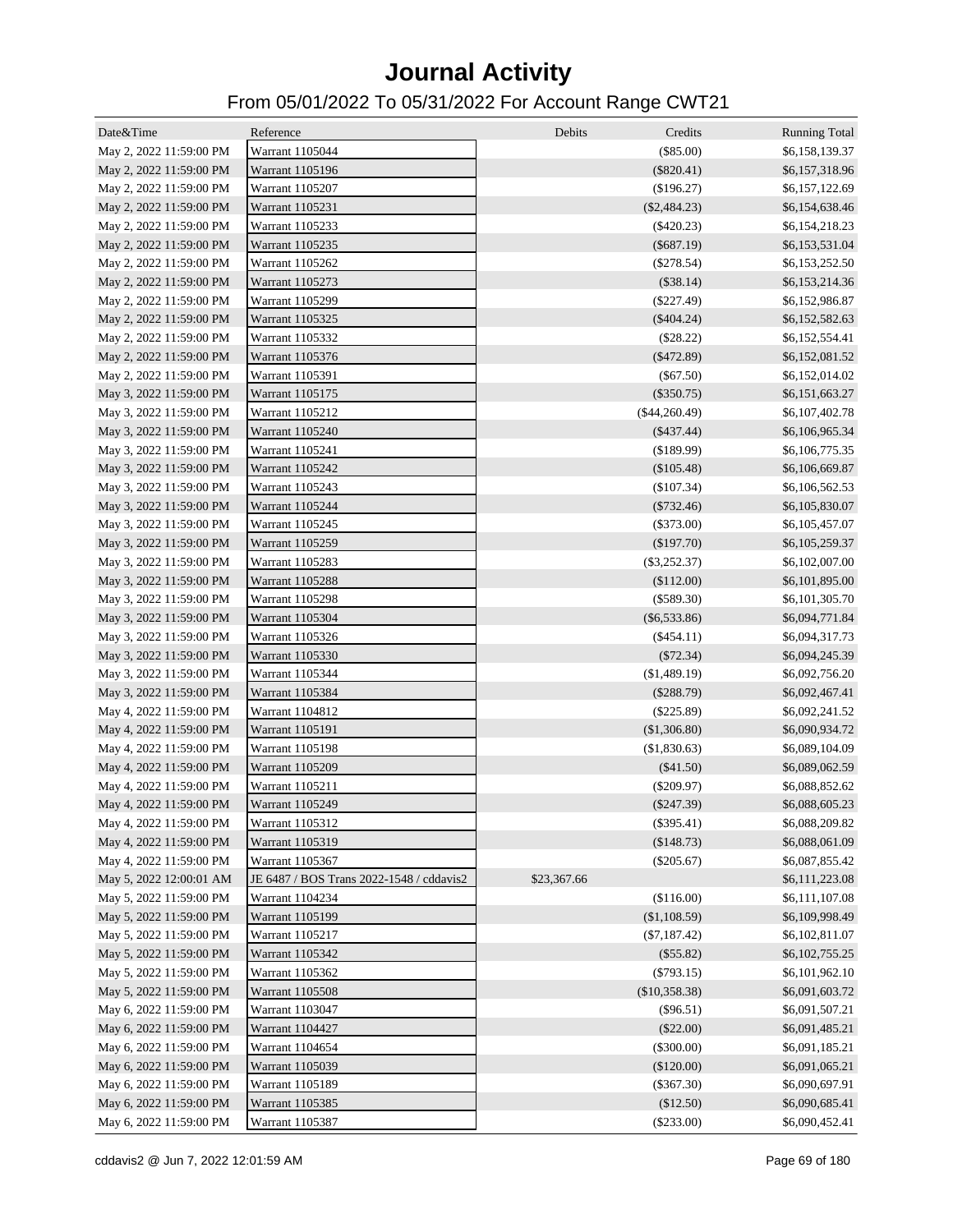# Journal Activity

## From 05/01/2022 To 05/31/2022 For Account Range CWT21

| Date&Time | Reference | Debits | Credits | Running Total |
|---|---|---|---|---|
| May 2, 2022 11:59:00 PM | Warrant 1105044 | | ($85.00) | $6,158,139.37 |
| May 2, 2022 11:59:00 PM | Warrant 1105196 | | ($820.41) | $6,157,318.96 |
| May 2, 2022 11:59:00 PM | Warrant 1105207 | | ($196.27) | $6,157,122.69 |
| May 2, 2022 11:59:00 PM | Warrant 1105231 | | ($2,484.23) | $6,154,638.46 |
| May 2, 2022 11:59:00 PM | Warrant 1105233 | | ($420.23) | $6,154,218.23 |
| May 2, 2022 11:59:00 PM | Warrant 1105235 | | ($687.19) | $6,153,531.04 |
| May 2, 2022 11:59:00 PM | Warrant 1105262 | | ($278.54) | $6,153,252.50 |
| May 2, 2022 11:59:00 PM | Warrant 1105273 | | ($38.14) | $6,153,214.36 |
| May 2, 2022 11:59:00 PM | Warrant 1105299 | | ($227.49) | $6,152,986.87 |
| May 2, 2022 11:59:00 PM | Warrant 1105325 | | ($404.24) | $6,152,582.63 |
| May 2, 2022 11:59:00 PM | Warrant 1105332 | | ($28.22) | $6,152,554.41 |
| May 2, 2022 11:59:00 PM | Warrant 1105376 | | ($472.89) | $6,152,081.52 |
| May 2, 2022 11:59:00 PM | Warrant 1105391 | | ($67.50) | $6,152,014.02 |
| May 3, 2022 11:59:00 PM | Warrant 1105175 | | ($350.75) | $6,151,663.27 |
| May 3, 2022 11:59:00 PM | Warrant 1105212 | | ($44,260.49) | $6,107,402.78 |
| May 3, 2022 11:59:00 PM | Warrant 1105240 | | ($437.44) | $6,106,965.34 |
| May 3, 2022 11:59:00 PM | Warrant 1105241 | | ($189.99) | $6,106,775.35 |
| May 3, 2022 11:59:00 PM | Warrant 1105242 | | ($105.48) | $6,106,669.87 |
| May 3, 2022 11:59:00 PM | Warrant 1105243 | | ($107.34) | $6,106,562.53 |
| May 3, 2022 11:59:00 PM | Warrant 1105244 | | ($732.46) | $6,105,830.07 |
| May 3, 2022 11:59:00 PM | Warrant 1105245 | | ($373.00) | $6,105,457.07 |
| May 3, 2022 11:59:00 PM | Warrant 1105259 | | ($197.70) | $6,105,259.37 |
| May 3, 2022 11:59:00 PM | Warrant 1105283 | | ($3,252.37) | $6,102,007.00 |
| May 3, 2022 11:59:00 PM | Warrant 1105288 | | ($112.00) | $6,101,895.00 |
| May 3, 2022 11:59:00 PM | Warrant 1105298 | | ($589.30) | $6,101,305.70 |
| May 3, 2022 11:59:00 PM | Warrant 1105304 | | ($6,533.86) | $6,094,771.84 |
| May 3, 2022 11:59:00 PM | Warrant 1105326 | | ($454.11) | $6,094,317.73 |
| May 3, 2022 11:59:00 PM | Warrant 1105330 | | ($72.34) | $6,094,245.39 |
| May 3, 2022 11:59:00 PM | Warrant 1105344 | | ($1,489.19) | $6,092,756.20 |
| May 3, 2022 11:59:00 PM | Warrant 1105384 | | ($288.79) | $6,092,467.41 |
| May 4, 2022 11:59:00 PM | Warrant 1104812 | | ($225.89) | $6,092,241.52 |
| May 4, 2022 11:59:00 PM | Warrant 1105191 | | ($1,306.80) | $6,090,934.72 |
| May 4, 2022 11:59:00 PM | Warrant 1105198 | | ($1,830.63) | $6,089,104.09 |
| May 4, 2022 11:59:00 PM | Warrant 1105209 | | ($41.50) | $6,089,062.59 |
| May 4, 2022 11:59:00 PM | Warrant 1105211 | | ($209.97) | $6,088,852.62 |
| May 4, 2022 11:59:00 PM | Warrant 1105249 | | ($247.39) | $6,088,605.23 |
| May 4, 2022 11:59:00 PM | Warrant 1105312 | | ($395.41) | $6,088,209.82 |
| May 4, 2022 11:59:00 PM | Warrant 1105319 | | ($148.73) | $6,088,061.09 |
| May 4, 2022 11:59:00 PM | Warrant 1105367 | | ($205.67) | $6,087,855.42 |
| May 5, 2022 12:00:01 AM | JE 6487 / BOS Trans 2022-1548 / cddavis2 | $23,367.66 | | $6,111,223.08 |
| May 5, 2022 11:59:00 PM | Warrant 1104234 | | ($116.00) | $6,111,107.08 |
| May 5, 2022 11:59:00 PM | Warrant 1105199 | | ($1,108.59) | $6,109,998.49 |
| May 5, 2022 11:59:00 PM | Warrant 1105217 | | ($7,187.42) | $6,102,811.07 |
| May 5, 2022 11:59:00 PM | Warrant 1105342 | | ($55.82) | $6,102,755.25 |
| May 5, 2022 11:59:00 PM | Warrant 1105362 | | ($793.15) | $6,101,962.10 |
| May 5, 2022 11:59:00 PM | Warrant 1105508 | | ($10,358.38) | $6,091,603.72 |
| May 6, 2022 11:59:00 PM | Warrant 1103047 | | ($96.51) | $6,091,507.21 |
| May 6, 2022 11:59:00 PM | Warrant 1104427 | | ($22.00) | $6,091,485.21 |
| May 6, 2022 11:59:00 PM | Warrant 1104654 | | ($300.00) | $6,091,185.21 |
| May 6, 2022 11:59:00 PM | Warrant 1105039 | | ($120.00) | $6,091,065.21 |
| May 6, 2022 11:59:00 PM | Warrant 1105189 | | ($367.30) | $6,090,697.91 |
| May 6, 2022 11:59:00 PM | Warrant 1105385 | | ($12.50) | $6,090,685.41 |
| May 6, 2022 11:59:00 PM | Warrant 1105387 | | ($233.00) | $6,090,452.41 |

cddavis2 @ Jun 7, 2022 12:01:59 AM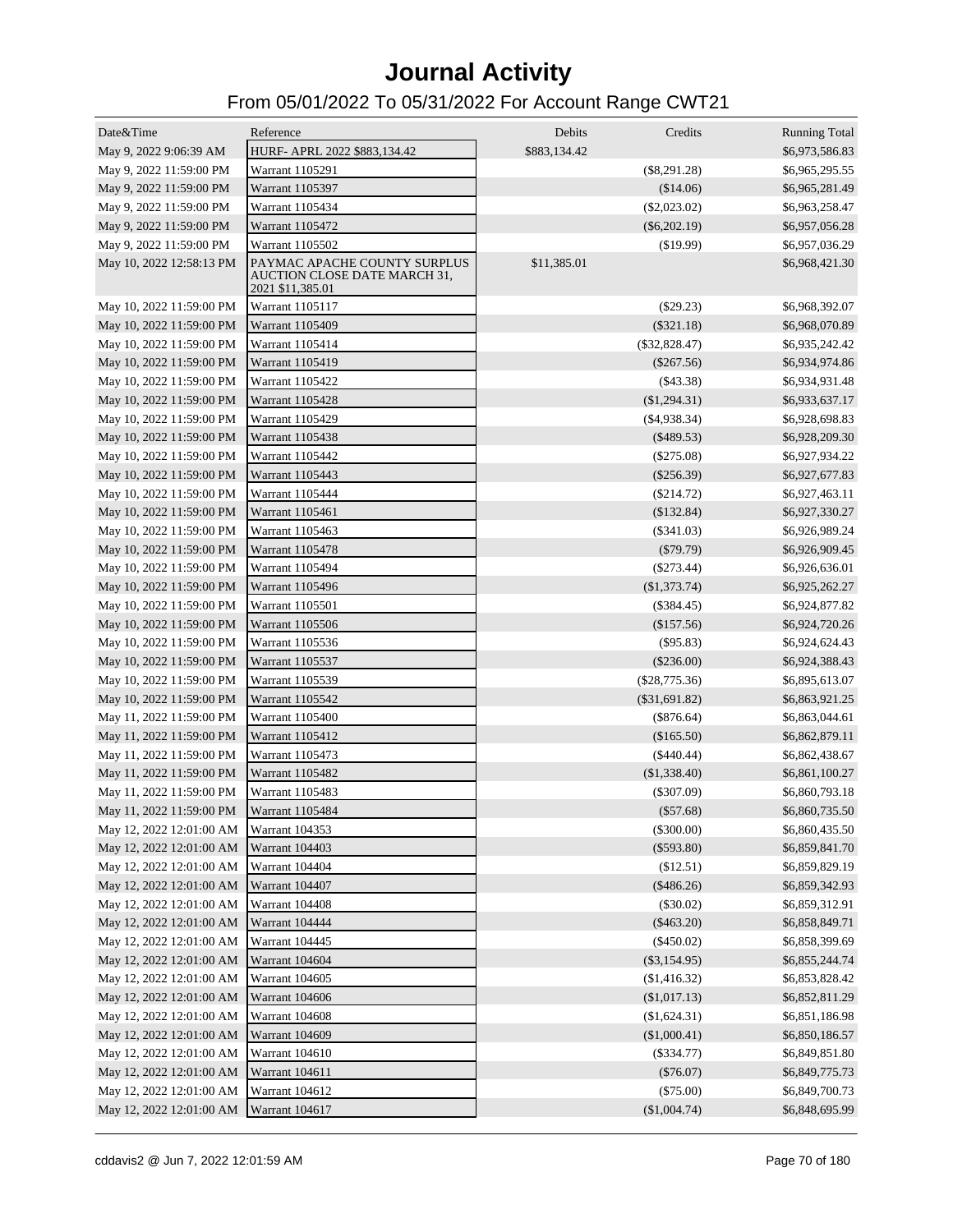# Journal Activity

## From 05/01/2022 To 05/31/2022 For Account Range CWT21

| Date&Time | Reference | Debits | Credits | Running Total |
|---|---|---|---|---|
| May 9, 2022 9:06:39 AM | HURF- APRL 2022 $883,134.42 | $883,134.42 | | $6,973,586.83 |
| May 9, 2022 11:59:00 PM | Warrant 1105291 | | ($8,291.28) | $6,965,295.55 |
| May 9, 2022 11:59:00 PM | Warrant 1105397 | | ($14.06) | $6,965,281.49 |
| May 9, 2022 11:59:00 PM | Warrant 1105434 | | ($2,023.02) | $6,963,258.47 |
| May 9, 2022 11:59:00 PM | Warrant 1105472 | | ($6,202.19) | $6,957,056.28 |
| May 9, 2022 11:59:00 PM | Warrant 1105502 | | ($19.99) | $6,957,036.29 |
| May 10, 2022 12:58:13 PM | PAYMAC APACHE COUNTY SURPLUS AUCTION CLOSE DATE MARCH 31, 2021 $11,385.01 | $11,385.01 | | $6,968,421.30 |
| May 10, 2022 11:59:00 PM | Warrant 1105117 | | ($29.23) | $6,968,392.07 |
| May 10, 2022 11:59:00 PM | Warrant 1105409 | | ($321.18) | $6,968,070.89 |
| May 10, 2022 11:59:00 PM | Warrant 1105414 | | ($32,828.47) | $6,935,242.42 |
| May 10, 2022 11:59:00 PM | Warrant 1105419 | | ($267.56) | $6,934,974.86 |
| May 10, 2022 11:59:00 PM | Warrant 1105422 | | ($43.38) | $6,934,931.48 |
| May 10, 2022 11:59:00 PM | Warrant 1105428 | | ($1,294.31) | $6,933,637.17 |
| May 10, 2022 11:59:00 PM | Warrant 1105429 | | ($4,938.34) | $6,928,698.83 |
| May 10, 2022 11:59:00 PM | Warrant 1105438 | | ($489.53) | $6,928,209.30 |
| May 10, 2022 11:59:00 PM | Warrant 1105442 | | ($275.08) | $6,927,934.22 |
| May 10, 2022 11:59:00 PM | Warrant 1105443 | | ($256.39) | $6,927,677.83 |
| May 10, 2022 11:59:00 PM | Warrant 1105444 | | ($214.72) | $6,927,463.11 |
| May 10, 2022 11:59:00 PM | Warrant 1105461 | | ($132.84) | $6,927,330.27 |
| May 10, 2022 11:59:00 PM | Warrant 1105463 | | ($341.03) | $6,926,989.24 |
| May 10, 2022 11:59:00 PM | Warrant 1105478 | | ($79.79) | $6,926,909.45 |
| May 10, 2022 11:59:00 PM | Warrant 1105494 | | ($273.44) | $6,926,636.01 |
| May 10, 2022 11:59:00 PM | Warrant 1105496 | | ($1,373.74) | $6,925,262.27 |
| May 10, 2022 11:59:00 PM | Warrant 1105501 | | ($384.45) | $6,924,877.82 |
| May 10, 2022 11:59:00 PM | Warrant 1105506 | | ($157.56) | $6,924,720.26 |
| May 10, 2022 11:59:00 PM | Warrant 1105536 | | ($95.83) | $6,924,624.43 |
| May 10, 2022 11:59:00 PM | Warrant 1105537 | | ($236.00) | $6,924,388.43 |
| May 10, 2022 11:59:00 PM | Warrant 1105539 | | ($28,775.36) | $6,895,613.07 |
| May 10, 2022 11:59:00 PM | Warrant 1105542 | | ($31,691.82) | $6,863,921.25 |
| May 11, 2022 11:59:00 PM | Warrant 1105400 | | ($876.64) | $6,863,044.61 |
| May 11, 2022 11:59:00 PM | Warrant 1105412 | | ($165.50) | $6,862,879.11 |
| May 11, 2022 11:59:00 PM | Warrant 1105473 | | ($440.44) | $6,862,438.67 |
| May 11, 2022 11:59:00 PM | Warrant 1105482 | | ($1,338.40) | $6,861,100.27 |
| May 11, 2022 11:59:00 PM | Warrant 1105483 | | ($307.09) | $6,860,793.18 |
| May 11, 2022 11:59:00 PM | Warrant 1105484 | | ($57.68) | $6,860,735.50 |
| May 12, 2022 12:01:00 AM | Warrant 104353 | | ($300.00) | $6,860,435.50 |
| May 12, 2022 12:01:00 AM | Warrant 104403 | | ($593.80) | $6,859,841.70 |
| May 12, 2022 12:01:00 AM | Warrant 104404 | | ($12.51) | $6,859,829.19 |
| May 12, 2022 12:01:00 AM | Warrant 104407 | | ($486.26) | $6,859,342.93 |
| May 12, 2022 12:01:00 AM | Warrant 104408 | | ($30.02) | $6,859,312.91 |
| May 12, 2022 12:01:00 AM | Warrant 104444 | | ($463.20) | $6,858,849.71 |
| May 12, 2022 12:01:00 AM | Warrant 104445 | | ($450.02) | $6,858,399.69 |
| May 12, 2022 12:01:00 AM | Warrant 104604 | | ($3,154.95) | $6,855,244.74 |
| May 12, 2022 12:01:00 AM | Warrant 104605 | | ($1,416.32) | $6,853,828.42 |
| May 12, 2022 12:01:00 AM | Warrant 104606 | | ($1,017.13) | $6,852,811.29 |
| May 12, 2022 12:01:00 AM | Warrant 104608 | | ($1,624.31) | $6,851,186.98 |
| May 12, 2022 12:01:00 AM | Warrant 104609 | | ($1,000.41) | $6,850,186.57 |
| May 12, 2022 12:01:00 AM | Warrant 104610 | | ($334.77) | $6,849,851.80 |
| May 12, 2022 12:01:00 AM | Warrant 104611 | | ($76.07) | $6,849,775.73 |
| May 12, 2022 12:01:00 AM | Warrant 104612 | | ($75.00) | $6,849,700.73 |
| May 12, 2022 12:01:00 AM | Warrant 104617 | | ($1,004.74) | $6,848,695.99 |

cddavis2 @ Jun 7, 2022 12:01:59 AM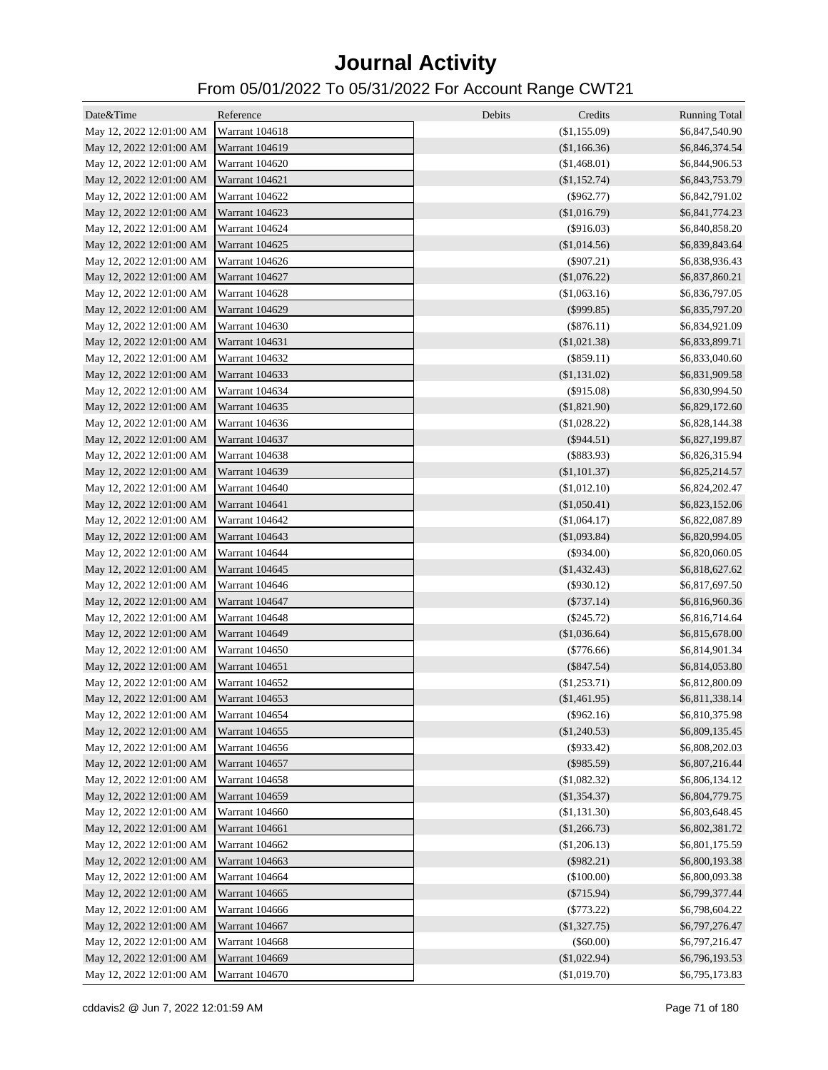# Journal Activity

## From 05/01/2022 To 05/31/2022 For Account Range CWT21

| Date&Time | Reference | Debits | Credits | Running Total |
|---|---|---|---|---|
| May 12, 2022 12:01:00 AM | Warrant 104618 | | ($1,155.09) | $6,847,540.90 |
| May 12, 2022 12:01:00 AM | Warrant 104619 | | ($1,166.36) | $6,846,374.54 |
| May 12, 2022 12:01:00 AM | Warrant 104620 | | ($1,468.01) | $6,844,906.53 |
| May 12, 2022 12:01:00 AM | Warrant 104621 | | ($1,152.74) | $6,843,753.79 |
| May 12, 2022 12:01:00 AM | Warrant 104622 | | ($962.77) | $6,842,791.02 |
| May 12, 2022 12:01:00 AM | Warrant 104623 | | ($1,016.79) | $6,841,774.23 |
| May 12, 2022 12:01:00 AM | Warrant 104624 | | ($916.03) | $6,840,858.20 |
| May 12, 2022 12:01:00 AM | Warrant 104625 | | ($1,014.56) | $6,839,843.64 |
| May 12, 2022 12:01:00 AM | Warrant 104626 | | ($907.21) | $6,838,936.43 |
| May 12, 2022 12:01:00 AM | Warrant 104627 | | ($1,076.22) | $6,837,860.21 |
| May 12, 2022 12:01:00 AM | Warrant 104628 | | ($1,063.16) | $6,836,797.05 |
| May 12, 2022 12:01:00 AM | Warrant 104629 | | ($999.85) | $6,835,797.20 |
| May 12, 2022 12:01:00 AM | Warrant 104630 | | ($876.11) | $6,834,921.09 |
| May 12, 2022 12:01:00 AM | Warrant 104631 | | ($1,021.38) | $6,833,899.71 |
| May 12, 2022 12:01:00 AM | Warrant 104632 | | ($859.11) | $6,833,040.60 |
| May 12, 2022 12:01:00 AM | Warrant 104633 | | ($1,131.02) | $6,831,909.58 |
| May 12, 2022 12:01:00 AM | Warrant 104634 | | ($915.08) | $6,830,994.50 |
| May 12, 2022 12:01:00 AM | Warrant 104635 | | ($1,821.90) | $6,829,172.60 |
| May 12, 2022 12:01:00 AM | Warrant 104636 | | ($1,028.22) | $6,828,144.38 |
| May 12, 2022 12:01:00 AM | Warrant 104637 | | ($944.51) | $6,827,199.87 |
| May 12, 2022 12:01:00 AM | Warrant 104638 | | ($883.93) | $6,826,315.94 |
| May 12, 2022 12:01:00 AM | Warrant 104639 | | ($1,101.37) | $6,825,214.57 |
| May 12, 2022 12:01:00 AM | Warrant 104640 | | ($1,012.10) | $6,824,202.47 |
| May 12, 2022 12:01:00 AM | Warrant 104641 | | ($1,050.41) | $6,823,152.06 |
| May 12, 2022 12:01:00 AM | Warrant 104642 | | ($1,064.17) | $6,822,087.89 |
| May 12, 2022 12:01:00 AM | Warrant 104643 | | ($1,093.84) | $6,820,994.05 |
| May 12, 2022 12:01:00 AM | Warrant 104644 | | ($934.00) | $6,820,060.05 |
| May 12, 2022 12:01:00 AM | Warrant 104645 | | ($1,432.43) | $6,818,627.62 |
| May 12, 2022 12:01:00 AM | Warrant 104646 | | ($930.12) | $6,817,697.50 |
| May 12, 2022 12:01:00 AM | Warrant 104647 | | ($737.14) | $6,816,960.36 |
| May 12, 2022 12:01:00 AM | Warrant 104648 | | ($245.72) | $6,816,714.64 |
| May 12, 2022 12:01:00 AM | Warrant 104649 | | ($1,036.64) | $6,815,678.00 |
| May 12, 2022 12:01:00 AM | Warrant 104650 | | ($776.66) | $6,814,901.34 |
| May 12, 2022 12:01:00 AM | Warrant 104651 | | ($847.54) | $6,814,053.80 |
| May 12, 2022 12:01:00 AM | Warrant 104652 | | ($1,253.71) | $6,812,800.09 |
| May 12, 2022 12:01:00 AM | Warrant 104653 | | ($1,461.95) | $6,811,338.14 |
| May 12, 2022 12:01:00 AM | Warrant 104654 | | ($962.16) | $6,810,375.98 |
| May 12, 2022 12:01:00 AM | Warrant 104655 | | ($1,240.53) | $6,809,135.45 |
| May 12, 2022 12:01:00 AM | Warrant 104656 | | ($933.42) | $6,808,202.03 |
| May 12, 2022 12:01:00 AM | Warrant 104657 | | ($985.59) | $6,807,216.44 |
| May 12, 2022 12:01:00 AM | Warrant 104658 | | ($1,082.32) | $6,806,134.12 |
| May 12, 2022 12:01:00 AM | Warrant 104659 | | ($1,354.37) | $6,804,779.75 |
| May 12, 2022 12:01:00 AM | Warrant 104660 | | ($1,131.30) | $6,803,648.45 |
| May 12, 2022 12:01:00 AM | Warrant 104661 | | ($1,266.73) | $6,802,381.72 |
| May 12, 2022 12:01:00 AM | Warrant 104662 | | ($1,206.13) | $6,801,175.59 |
| May 12, 2022 12:01:00 AM | Warrant 104663 | | ($982.21) | $6,800,193.38 |
| May 12, 2022 12:01:00 AM | Warrant 104664 | | ($100.00) | $6,800,093.38 |
| May 12, 2022 12:01:00 AM | Warrant 104665 | | ($715.94) | $6,799,377.44 |
| May 12, 2022 12:01:00 AM | Warrant 104666 | | ($773.22) | $6,798,604.22 |
| May 12, 2022 12:01:00 AM | Warrant 104667 | | ($1,327.75) | $6,797,276.47 |
| May 12, 2022 12:01:00 AM | Warrant 104668 | | ($60.00) | $6,797,216.47 |
| May 12, 2022 12:01:00 AM | Warrant 104669 | | ($1,022.94) | $6,796,193.53 |
| May 12, 2022 12:01:00 AM | Warrant 104670 | | ($1,019.70) | $6,795,173.83 |

cddavis2 @ Jun 7, 2022 12:01:59 AM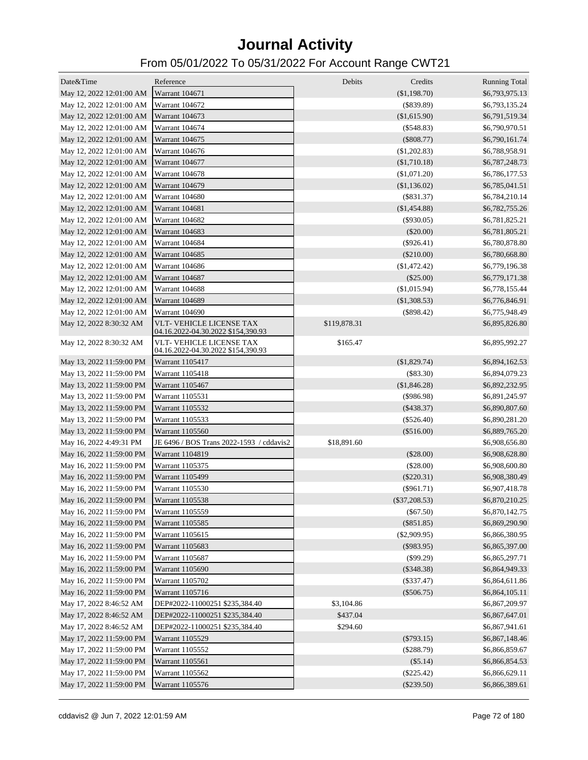# Journal Activity

## From 05/01/2022 To 05/31/2022 For Account Range CWT21

| Date&Time | Reference | Debits | Credits | Running Total |
|---|---|---|---|---|
| May 12, 2022 12:01:00 AM | Warrant 104671 | | ($1,198.70) | $6,793,975.13 |
| May 12, 2022 12:01:00 AM | Warrant 104672 | | ($839.89) | $6,793,135.24 |
| May 12, 2022 12:01:00 AM | Warrant 104673 | | ($1,615.90) | $6,791,519.34 |
| May 12, 2022 12:01:00 AM | Warrant 104674 | | ($548.83) | $6,790,970.51 |
| May 12, 2022 12:01:00 AM | Warrant 104675 | | ($808.77) | $6,790,161.74 |
| May 12, 2022 12:01:00 AM | Warrant 104676 | | ($1,202.83) | $6,788,958.91 |
| May 12, 2022 12:01:00 AM | Warrant 104677 | | ($1,710.18) | $6,787,248.73 |
| May 12, 2022 12:01:00 AM | Warrant 104678 | | ($1,071.20) | $6,786,177.53 |
| May 12, 2022 12:01:00 AM | Warrant 104679 | | ($1,136.02) | $6,785,041.51 |
| May 12, 2022 12:01:00 AM | Warrant 104680 | | ($831.37) | $6,784,210.14 |
| May 12, 2022 12:01:00 AM | Warrant 104681 | | ($1,454.88) | $6,782,755.26 |
| May 12, 2022 12:01:00 AM | Warrant 104682 | | ($930.05) | $6,781,825.21 |
| May 12, 2022 12:01:00 AM | Warrant 104683 | | ($20.00) | $6,781,805.21 |
| May 12, 2022 12:01:00 AM | Warrant 104684 | | ($926.41) | $6,780,878.80 |
| May 12, 2022 12:01:00 AM | Warrant 104685 | | ($210.00) | $6,780,668.80 |
| May 12, 2022 12:01:00 AM | Warrant 104686 | | ($1,472.42) | $6,779,196.38 |
| May 12, 2022 12:01:00 AM | Warrant 104687 | | ($25.00) | $6,779,171.38 |
| May 12, 2022 12:01:00 AM | Warrant 104688 | | ($1,015.94) | $6,778,155.44 |
| May 12, 2022 12:01:00 AM | Warrant 104689 | | ($1,308.53) | $6,776,846.91 |
| May 12, 2022 12:01:00 AM | Warrant 104690 | | ($898.42) | $6,775,948.49 |
| May 12, 2022 8:30:32 AM | VLT- VEHICLE LICENSE TAX 04.16.2022-04.30.2022 $154,390.93 | $119,878.31 | | $6,895,826.80 |
| May 12, 2022 8:30:32 AM | VLT- VEHICLE LICENSE TAX 04.16.2022-04.30.2022 $154,390.93 | $165.47 | | $6,895,992.27 |
| May 13, 2022 11:59:00 PM | Warrant 1105417 | | ($1,829.74) | $6,894,162.53 |
| May 13, 2022 11:59:00 PM | Warrant 1105418 | | ($83.30) | $6,894,079.23 |
| May 13, 2022 11:59:00 PM | Warrant 1105467 | | ($1,846.28) | $6,892,232.95 |
| May 13, 2022 11:59:00 PM | Warrant 1105531 | | ($986.98) | $6,891,245.97 |
| May 13, 2022 11:59:00 PM | Warrant 1105532 | | ($438.37) | $6,890,807.60 |
| May 13, 2022 11:59:00 PM | Warrant 1105533 | | ($526.40) | $6,890,281.20 |
| May 13, 2022 11:59:00 PM | Warrant 1105560 | | ($516.00) | $6,889,765.20 |
| May 16, 2022 4:49:31 PM | JE 6496 / BOS Trans 2022-1593 / cddavis2 | $18,891.60 | | $6,908,656.80 |
| May 16, 2022 11:59:00 PM | Warrant 1104819 | | ($28.00) | $6,908,628.80 |
| May 16, 2022 11:59:00 PM | Warrant 1105375 | | ($28.00) | $6,908,600.80 |
| May 16, 2022 11:59:00 PM | Warrant 1105499 | | ($220.31) | $6,908,380.49 |
| May 16, 2022 11:59:00 PM | Warrant 1105530 | | ($961.71) | $6,907,418.78 |
| May 16, 2022 11:59:00 PM | Warrant 1105538 | | ($37,208.53) | $6,870,210.25 |
| May 16, 2022 11:59:00 PM | Warrant 1105559 | | ($67.50) | $6,870,142.75 |
| May 16, 2022 11:59:00 PM | Warrant 1105585 | | ($851.85) | $6,869,290.90 |
| May 16, 2022 11:59:00 PM | Warrant 1105615 | | ($2,909.95) | $6,866,380.95 |
| May 16, 2022 11:59:00 PM | Warrant 1105683 | | ($983.95) | $6,865,397.00 |
| May 16, 2022 11:59:00 PM | Warrant 1105687 | | ($99.29) | $6,865,297.71 |
| May 16, 2022 11:59:00 PM | Warrant 1105690 | | ($348.38) | $6,864,949.33 |
| May 16, 2022 11:59:00 PM | Warrant 1105702 | | ($337.47) | $6,864,611.86 |
| May 16, 2022 11:59:00 PM | Warrant 1105716 | | ($506.75) | $6,864,105.11 |
| May 17, 2022 8:46:52 AM | DEP#2022-11000251 $235,384.40 | $3,104.86 | | $6,867,209.97 |
| May 17, 2022 8:46:52 AM | DEP#2022-11000251 $235,384.40 | $437.04 | | $6,867,647.01 |
| May 17, 2022 8:46:52 AM | DEP#2022-11000251 $235,384.40 | $294.60 | | $6,867,941.61 |
| May 17, 2022 11:59:00 PM | Warrant 1105529 | | ($793.15) | $6,867,148.46 |
| May 17, 2022 11:59:00 PM | Warrant 1105552 | | ($288.79) | $6,866,859.67 |
| May 17, 2022 11:59:00 PM | Warrant 1105561 | | ($5.14) | $6,866,854.53 |
| May 17, 2022 11:59:00 PM | Warrant 1105562 | | ($225.42) | $6,866,629.11 |
| May 17, 2022 11:59:00 PM | Warrant 1105576 | | ($239.50) | $6,866,389.61 |

cddavis2 @ Jun 7, 2022 12:01:59 AM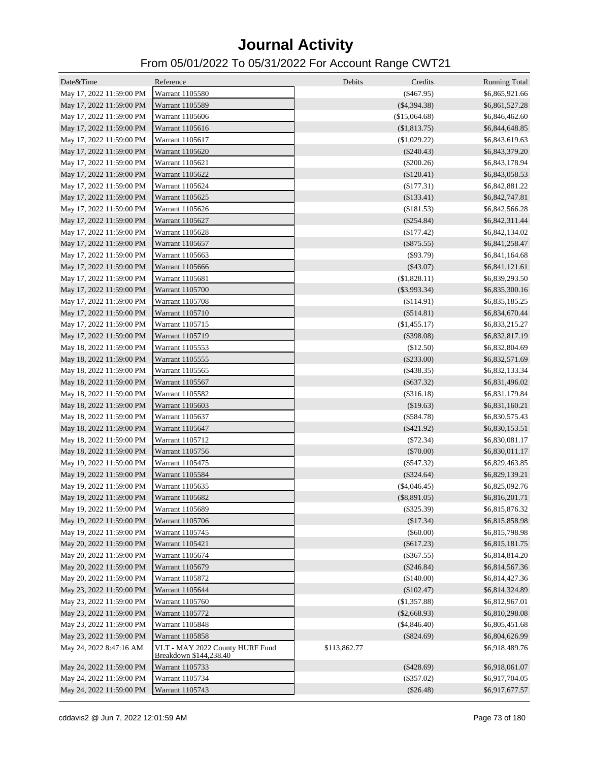# Journal Activity

## From 05/01/2022 To 05/31/2022 For Account Range CWT21

| Date&Time | Reference | Debits | Credits | Running Total |
|---|---|---|---|---|
| May 17, 2022 11:59:00 PM | Warrant 1105580 | | ($467.95) | $6,865,921.66 |
| May 17, 2022 11:59:00 PM | Warrant 1105589 | | ($4,394.38) | $6,861,527.28 |
| May 17, 2022 11:59:00 PM | Warrant 1105606 | | ($15,064.68) | $6,846,462.60 |
| May 17, 2022 11:59:00 PM | Warrant 1105616 | | ($1,813.75) | $6,844,648.85 |
| May 17, 2022 11:59:00 PM | Warrant 1105617 | | ($1,029.22) | $6,843,619.63 |
| May 17, 2022 11:59:00 PM | Warrant 1105620 | | ($240.43) | $6,843,379.20 |
| May 17, 2022 11:59:00 PM | Warrant 1105621 | | ($200.26) | $6,843,178.94 |
| May 17, 2022 11:59:00 PM | Warrant 1105622 | | ($120.41) | $6,843,058.53 |
| May 17, 2022 11:59:00 PM | Warrant 1105624 | | ($177.31) | $6,842,881.22 |
| May 17, 2022 11:59:00 PM | Warrant 1105625 | | ($133.41) | $6,842,747.81 |
| May 17, 2022 11:59:00 PM | Warrant 1105626 | | ($181.53) | $6,842,566.28 |
| May 17, 2022 11:59:00 PM | Warrant 1105627 | | ($254.84) | $6,842,311.44 |
| May 17, 2022 11:59:00 PM | Warrant 1105628 | | ($177.42) | $6,842,134.02 |
| May 17, 2022 11:59:00 PM | Warrant 1105657 | | ($875.55) | $6,841,258.47 |
| May 17, 2022 11:59:00 PM | Warrant 1105663 | | ($93.79) | $6,841,164.68 |
| May 17, 2022 11:59:00 PM | Warrant 1105666 | | ($43.07) | $6,841,121.61 |
| May 17, 2022 11:59:00 PM | Warrant 1105681 | | ($1,828.11) | $6,839,293.50 |
| May 17, 2022 11:59:00 PM | Warrant 1105700 | | ($3,993.34) | $6,835,300.16 |
| May 17, 2022 11:59:00 PM | Warrant 1105708 | | ($114.91) | $6,835,185.25 |
| May 17, 2022 11:59:00 PM | Warrant 1105710 | | ($514.81) | $6,834,670.44 |
| May 17, 2022 11:59:00 PM | Warrant 1105715 | | ($1,455.17) | $6,833,215.27 |
| May 17, 2022 11:59:00 PM | Warrant 1105719 | | ($398.08) | $6,832,817.19 |
| May 18, 2022 11:59:00 PM | Warrant 1105553 | | ($12.50) | $6,832,804.69 |
| May 18, 2022 11:59:00 PM | Warrant 1105555 | | ($233.00) | $6,832,571.69 |
| May 18, 2022 11:59:00 PM | Warrant 1105565 | | ($438.35) | $6,832,133.34 |
| May 18, 2022 11:59:00 PM | Warrant 1105567 | | ($637.32) | $6,831,496.02 |
| May 18, 2022 11:59:00 PM | Warrant 1105582 | | ($316.18) | $6,831,179.84 |
| May 18, 2022 11:59:00 PM | Warrant 1105603 | | ($19.63) | $6,831,160.21 |
| May 18, 2022 11:59:00 PM | Warrant 1105637 | | ($584.78) | $6,830,575.43 |
| May 18, 2022 11:59:00 PM | Warrant 1105647 | | ($421.92) | $6,830,153.51 |
| May 18, 2022 11:59:00 PM | Warrant 1105712 | | ($72.34) | $6,830,081.17 |
| May 18, 2022 11:59:00 PM | Warrant 1105756 | | ($70.00) | $6,830,011.17 |
| May 19, 2022 11:59:00 PM | Warrant 1105475 | | ($547.32) | $6,829,463.85 |
| May 19, 2022 11:59:00 PM | Warrant 1105584 | | ($324.64) | $6,829,139.21 |
| May 19, 2022 11:59:00 PM | Warrant 1105635 | | ($4,046.45) | $6,825,092.76 |
| May 19, 2022 11:59:00 PM | Warrant 1105682 | | ($8,891.05) | $6,816,201.71 |
| May 19, 2022 11:59:00 PM | Warrant 1105689 | | ($325.39) | $6,815,876.32 |
| May 19, 2022 11:59:00 PM | Warrant 1105706 | | ($17.34) | $6,815,858.98 |
| May 19, 2022 11:59:00 PM | Warrant 1105745 | | ($60.00) | $6,815,798.98 |
| May 20, 2022 11:59:00 PM | Warrant 1105421 | | ($617.23) | $6,815,181.75 |
| May 20, 2022 11:59:00 PM | Warrant 1105674 | | ($367.55) | $6,814,814.20 |
| May 20, 2022 11:59:00 PM | Warrant 1105679 | | ($246.84) | $6,814,567.36 |
| May 20, 2022 11:59:00 PM | Warrant 1105872 | | ($140.00) | $6,814,427.36 |
| May 23, 2022 11:59:00 PM | Warrant 1105644 | | ($102.47) | $6,814,324.89 |
| May 23, 2022 11:59:00 PM | Warrant 1105760 | | ($1,357.88) | $6,812,967.01 |
| May 23, 2022 11:59:00 PM | Warrant 1105772 | | ($2,668.93) | $6,810,298.08 |
| May 23, 2022 11:59:00 PM | Warrant 1105848 | | ($4,846.40) | $6,805,451.68 |
| May 23, 2022 11:59:00 PM | Warrant 1105858 | | ($824.69) | $6,804,626.99 |
| May 24, 2022 8:47:16 AM | VLT - MAY 2022 County HURF Fund Breakdown $144,238.40 | $113,862.77 | | $6,918,489.76 |
| May 24, 2022 11:59:00 PM | Warrant 1105733 | | ($428.69) | $6,918,061.07 |
| May 24, 2022 11:59:00 PM | Warrant 1105734 | | ($357.02) | $6,917,704.05 |
| May 24, 2022 11:59:00 PM | Warrant 1105743 | | ($26.48) | $6,917,677.57 |

cddavis2 @ Jun 7, 2022 12:01:59 AM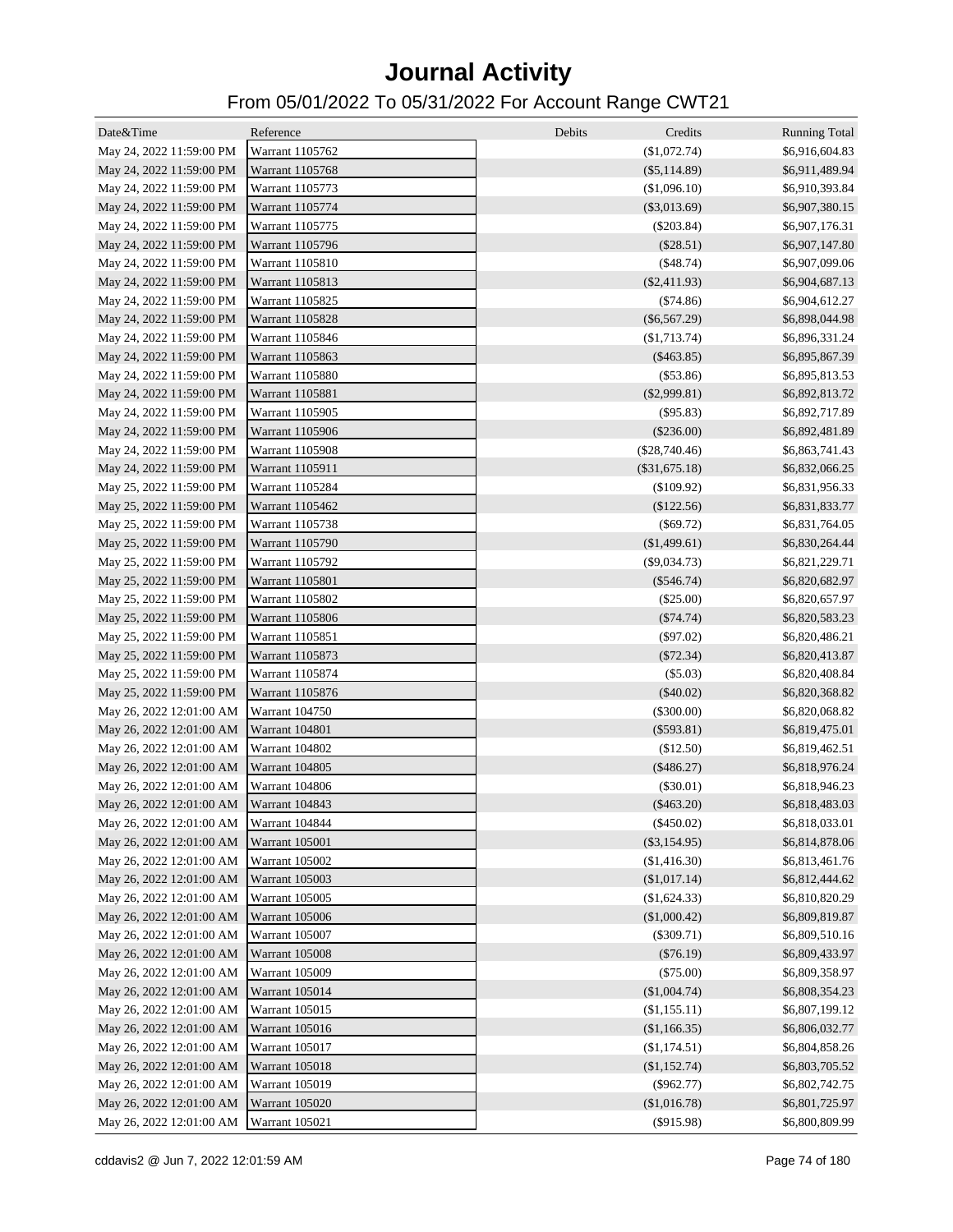# Journal Activity

## From 05/01/2022 To 05/31/2022 For Account Range CWT21

| Date&Time | Reference | Debits | Credits | Running Total |
|---|---|---|---|---|
| May 24, 2022 11:59:00 PM | Warrant 1105762 | | ($1,072.74) | $6,916,604.83 |
| May 24, 2022 11:59:00 PM | Warrant 1105768 | | ($5,114.89) | $6,911,489.94 |
| May 24, 2022 11:59:00 PM | Warrant 1105773 | | ($1,096.10) | $6,910,393.84 |
| May 24, 2022 11:59:00 PM | Warrant 1105774 | | ($3,013.69) | $6,907,380.15 |
| May 24, 2022 11:59:00 PM | Warrant 1105775 | | ($203.84) | $6,907,176.31 |
| May 24, 2022 11:59:00 PM | Warrant 1105796 | | ($28.51) | $6,907,147.80 |
| May 24, 2022 11:59:00 PM | Warrant 1105810 | | ($48.74) | $6,907,099.06 |
| May 24, 2022 11:59:00 PM | Warrant 1105813 | | ($2,411.93) | $6,904,687.13 |
| May 24, 2022 11:59:00 PM | Warrant 1105825 | | ($74.86) | $6,904,612.27 |
| May 24, 2022 11:59:00 PM | Warrant 1105828 | | ($6,567.29) | $6,898,044.98 |
| May 24, 2022 11:59:00 PM | Warrant 1105846 | | ($1,713.74) | $6,896,331.24 |
| May 24, 2022 11:59:00 PM | Warrant 1105863 | | ($463.85) | $6,895,867.39 |
| May 24, 2022 11:59:00 PM | Warrant 1105880 | | ($53.86) | $6,895,813.53 |
| May 24, 2022 11:59:00 PM | Warrant 1105881 | | ($2,999.81) | $6,892,813.72 |
| May 24, 2022 11:59:00 PM | Warrant 1105905 | | ($95.83) | $6,892,717.89 |
| May 24, 2022 11:59:00 PM | Warrant 1105906 | | ($236.00) | $6,892,481.89 |
| May 24, 2022 11:59:00 PM | Warrant 1105908 | | ($28,740.46) | $6,863,741.43 |
| May 24, 2022 11:59:00 PM | Warrant 1105911 | | ($31,675.18) | $6,832,066.25 |
| May 25, 2022 11:59:00 PM | Warrant 1105284 | | ($109.92) | $6,831,956.33 |
| May 25, 2022 11:59:00 PM | Warrant 1105462 | | ($122.56) | $6,831,833.77 |
| May 25, 2022 11:59:00 PM | Warrant 1105738 | | ($69.72) | $6,831,764.05 |
| May 25, 2022 11:59:00 PM | Warrant 1105790 | | ($1,499.61) | $6,830,264.44 |
| May 25, 2022 11:59:00 PM | Warrant 1105792 | | ($9,034.73) | $6,821,229.71 |
| May 25, 2022 11:59:00 PM | Warrant 1105801 | | ($546.74) | $6,820,682.97 |
| May 25, 2022 11:59:00 PM | Warrant 1105802 | | ($25.00) | $6,820,657.97 |
| May 25, 2022 11:59:00 PM | Warrant 1105806 | | ($74.74) | $6,820,583.23 |
| May 25, 2022 11:59:00 PM | Warrant 1105851 | | ($97.02) | $6,820,486.21 |
| May 25, 2022 11:59:00 PM | Warrant 1105873 | | ($72.34) | $6,820,413.87 |
| May 25, 2022 11:59:00 PM | Warrant 1105874 | | ($5.03) | $6,820,408.84 |
| May 25, 2022 11:59:00 PM | Warrant 1105876 | | ($40.02) | $6,820,368.82 |
| May 26, 2022 12:01:00 AM | Warrant 104750 | | ($300.00) | $6,820,068.82 |
| May 26, 2022 12:01:00 AM | Warrant 104801 | | ($593.81) | $6,819,475.01 |
| May 26, 2022 12:01:00 AM | Warrant 104802 | | ($12.50) | $6,819,462.51 |
| May 26, 2022 12:01:00 AM | Warrant 104805 | | ($486.27) | $6,818,976.24 |
| May 26, 2022 12:01:00 AM | Warrant 104806 | | ($30.01) | $6,818,946.23 |
| May 26, 2022 12:01:00 AM | Warrant 104843 | | ($463.20) | $6,818,483.03 |
| May 26, 2022 12:01:00 AM | Warrant 104844 | | ($450.02) | $6,818,033.01 |
| May 26, 2022 12:01:00 AM | Warrant 105001 | | ($3,154.95) | $6,814,878.06 |
| May 26, 2022 12:01:00 AM | Warrant 105002 | | ($1,416.30) | $6,813,461.76 |
| May 26, 2022 12:01:00 AM | Warrant 105003 | | ($1,017.14) | $6,812,444.62 |
| May 26, 2022 12:01:00 AM | Warrant 105005 | | ($1,624.33) | $6,810,820.29 |
| May 26, 2022 12:01:00 AM | Warrant 105006 | | ($1,000.42) | $6,809,819.87 |
| May 26, 2022 12:01:00 AM | Warrant 105007 | | ($309.71) | $6,809,510.16 |
| May 26, 2022 12:01:00 AM | Warrant 105008 | | ($76.19) | $6,809,433.97 |
| May 26, 2022 12:01:00 AM | Warrant 105009 | | ($75.00) | $6,809,358.97 |
| May 26, 2022 12:01:00 AM | Warrant 105014 | | ($1,004.74) | $6,808,354.23 |
| May 26, 2022 12:01:00 AM | Warrant 105015 | | ($1,155.11) | $6,807,199.12 |
| May 26, 2022 12:01:00 AM | Warrant 105016 | | ($1,166.35) | $6,806,032.77 |
| May 26, 2022 12:01:00 AM | Warrant 105017 | | ($1,174.51) | $6,804,858.26 |
| May 26, 2022 12:01:00 AM | Warrant 105018 | | ($1,152.74) | $6,803,705.52 |
| May 26, 2022 12:01:00 AM | Warrant 105019 | | ($962.77) | $6,802,742.75 |
| May 26, 2022 12:01:00 AM | Warrant 105020 | | ($1,016.78) | $6,801,725.97 |
| May 26, 2022 12:01:00 AM | Warrant 105021 | | ($915.98) | $6,800,809.99 |

cddavis2 @ Jun 7, 2022 12:01:59 AM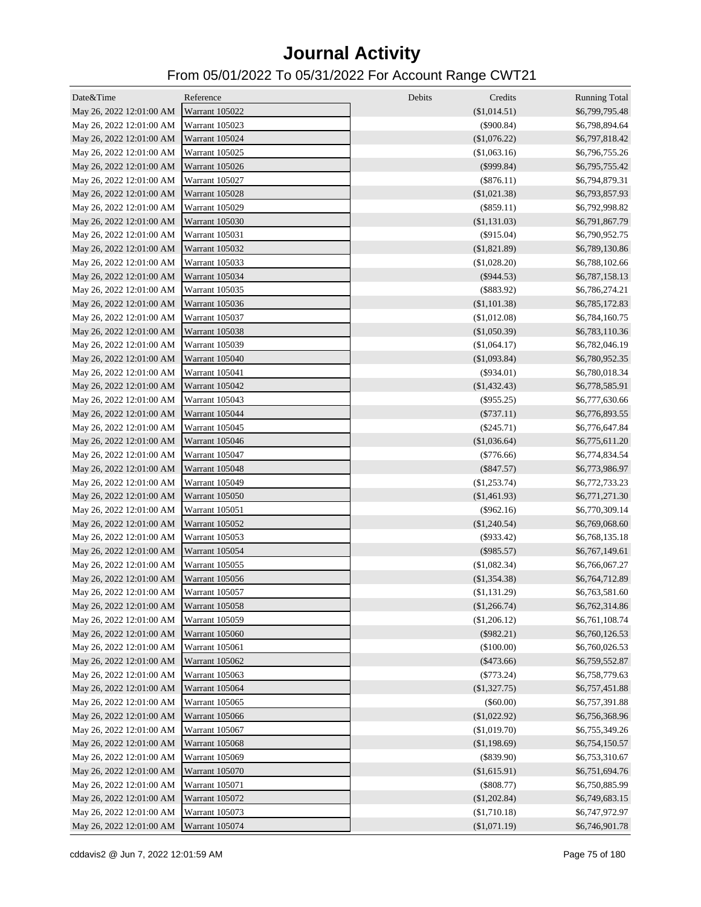# Journal Activity

## From 05/01/2022 To 05/31/2022 For Account Range CWT21

| Date&Time | Reference | Debits | Credits | Running Total |
|---|---|---|---|---|
| May 26, 2022 12:01:00 AM | Warrant 105022 | | ($1,014.51) | $6,799,795.48 |
| May 26, 2022 12:01:00 AM | Warrant 105023 | | ($900.84) | $6,798,894.64 |
| May 26, 2022 12:01:00 AM | Warrant 105024 | | ($1,076.22) | $6,797,818.42 |
| May 26, 2022 12:01:00 AM | Warrant 105025 | | ($1,063.16) | $6,796,755.26 |
| May 26, 2022 12:01:00 AM | Warrant 105026 | | ($999.84) | $6,795,755.42 |
| May 26, 2022 12:01:00 AM | Warrant 105027 | | ($876.11) | $6,794,879.31 |
| May 26, 2022 12:01:00 AM | Warrant 105028 | | ($1,021.38) | $6,793,857.93 |
| May 26, 2022 12:01:00 AM | Warrant 105029 | | ($859.11) | $6,792,998.82 |
| May 26, 2022 12:01:00 AM | Warrant 105030 | | ($1,131.03) | $6,791,867.79 |
| May 26, 2022 12:01:00 AM | Warrant 105031 | | ($915.04) | $6,790,952.75 |
| May 26, 2022 12:01:00 AM | Warrant 105032 | | ($1,821.89) | $6,789,130.86 |
| May 26, 2022 12:01:00 AM | Warrant 105033 | | ($1,028.20) | $6,788,102.66 |
| May 26, 2022 12:01:00 AM | Warrant 105034 | | ($944.53) | $6,787,158.13 |
| May 26, 2022 12:01:00 AM | Warrant 105035 | | ($883.92) | $6,786,274.21 |
| May 26, 2022 12:01:00 AM | Warrant 105036 | | ($1,101.38) | $6,785,172.83 |
| May 26, 2022 12:01:00 AM | Warrant 105037 | | ($1,012.08) | $6,784,160.75 |
| May 26, 2022 12:01:00 AM | Warrant 105038 | | ($1,050.39) | $6,783,110.36 |
| May 26, 2022 12:01:00 AM | Warrant 105039 | | ($1,064.17) | $6,782,046.19 |
| May 26, 2022 12:01:00 AM | Warrant 105040 | | ($1,093.84) | $6,780,952.35 |
| May 26, 2022 12:01:00 AM | Warrant 105041 | | ($934.01) | $6,780,018.34 |
| May 26, 2022 12:01:00 AM | Warrant 105042 | | ($1,432.43) | $6,778,585.91 |
| May 26, 2022 12:01:00 AM | Warrant 105043 | | ($955.25) | $6,777,630.66 |
| May 26, 2022 12:01:00 AM | Warrant 105044 | | ($737.11) | $6,776,893.55 |
| May 26, 2022 12:01:00 AM | Warrant 105045 | | ($245.71) | $6,776,647.84 |
| May 26, 2022 12:01:00 AM | Warrant 105046 | | ($1,036.64) | $6,775,611.20 |
| May 26, 2022 12:01:00 AM | Warrant 105047 | | ($776.66) | $6,774,834.54 |
| May 26, 2022 12:01:00 AM | Warrant 105048 | | ($847.57) | $6,773,986.97 |
| May 26, 2022 12:01:00 AM | Warrant 105049 | | ($1,253.74) | $6,772,733.23 |
| May 26, 2022 12:01:00 AM | Warrant 105050 | | ($1,461.93) | $6,771,271.30 |
| May 26, 2022 12:01:00 AM | Warrant 105051 | | ($962.16) | $6,770,309.14 |
| May 26, 2022 12:01:00 AM | Warrant 105052 | | ($1,240.54) | $6,769,068.60 |
| May 26, 2022 12:01:00 AM | Warrant 105053 | | ($933.42) | $6,768,135.18 |
| May 26, 2022 12:01:00 AM | Warrant 105054 | | ($985.57) | $6,767,149.61 |
| May 26, 2022 12:01:00 AM | Warrant 105055 | | ($1,082.34) | $6,766,067.27 |
| May 26, 2022 12:01:00 AM | Warrant 105056 | | ($1,354.38) | $6,764,712.89 |
| May 26, 2022 12:01:00 AM | Warrant 105057 | | ($1,131.29) | $6,763,581.60 |
| May 26, 2022 12:01:00 AM | Warrant 105058 | | ($1,266.74) | $6,762,314.86 |
| May 26, 2022 12:01:00 AM | Warrant 105059 | | ($1,206.12) | $6,761,108.74 |
| May 26, 2022 12:01:00 AM | Warrant 105060 | | ($982.21) | $6,760,126.53 |
| May 26, 2022 12:01:00 AM | Warrant 105061 | | ($100.00) | $6,760,026.53 |
| May 26, 2022 12:01:00 AM | Warrant 105062 | | ($473.66) | $6,759,552.87 |
| May 26, 2022 12:01:00 AM | Warrant 105063 | | ($773.24) | $6,758,779.63 |
| May 26, 2022 12:01:00 AM | Warrant 105064 | | ($1,327.75) | $6,757,451.88 |
| May 26, 2022 12:01:00 AM | Warrant 105065 | | ($60.00) | $6,757,391.88 |
| May 26, 2022 12:01:00 AM | Warrant 105066 | | ($1,022.92) | $6,756,368.96 |
| May 26, 2022 12:01:00 AM | Warrant 105067 | | ($1,019.70) | $6,755,349.26 |
| May 26, 2022 12:01:00 AM | Warrant 105068 | | ($1,198.69) | $6,754,150.57 |
| May 26, 2022 12:01:00 AM | Warrant 105069 | | ($839.90) | $6,753,310.67 |
| May 26, 2022 12:01:00 AM | Warrant 105070 | | ($1,615.91) | $6,751,694.76 |
| May 26, 2022 12:01:00 AM | Warrant 105071 | | ($808.77) | $6,750,885.99 |
| May 26, 2022 12:01:00 AM | Warrant 105072 | | ($1,202.84) | $6,749,683.15 |
| May 26, 2022 12:01:00 AM | Warrant 105073 | | ($1,710.18) | $6,747,972.97 |
| May 26, 2022 12:01:00 AM | Warrant 105074 | | ($1,071.19) | $6,746,901.78 |

cddavis2 @ Jun 7, 2022 12:01:59 AM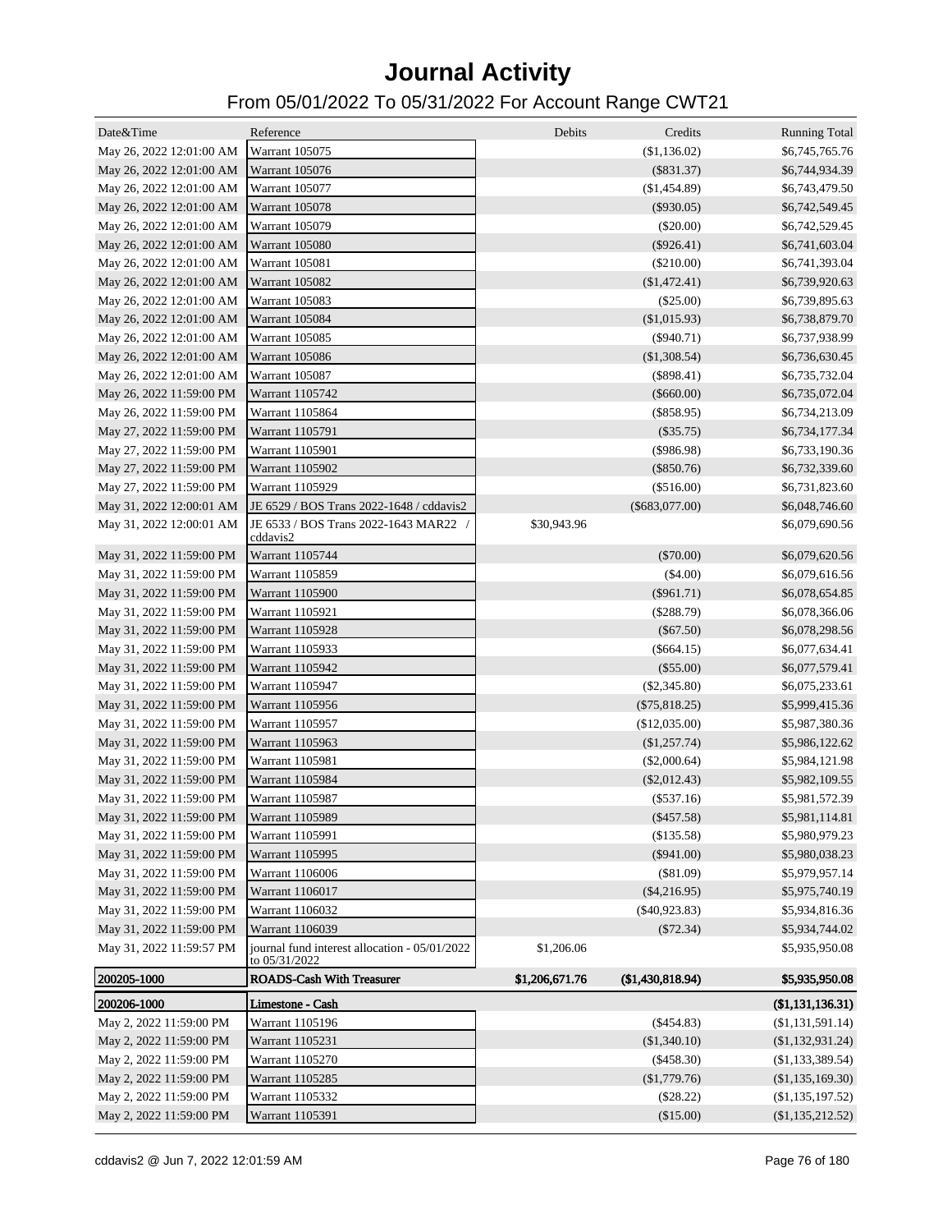# Journal Activity

## From 05/01/2022 To 05/31/2022 For Account Range CWT21

| Date&Time | Reference | Debits | Credits | Running Total |
|---|---|---|---|---|
| May 26, 2022 12:01:00 AM | Warrant 105075 | | ($1,136.02) | $6,745,765.76 |
| May 26, 2022 12:01:00 AM | Warrant 105076 | | ($831.37) | $6,744,934.39 |
| May 26, 2022 12:01:00 AM | Warrant 105077 | | ($1,454.89) | $6,743,479.50 |
| May 26, 2022 12:01:00 AM | Warrant 105078 | | ($930.05) | $6,742,549.45 |
| May 26, 2022 12:01:00 AM | Warrant 105079 | | ($20.00) | $6,742,529.45 |
| May 26, 2022 12:01:00 AM | Warrant 105080 | | ($926.41) | $6,741,603.04 |
| May 26, 2022 12:01:00 AM | Warrant 105081 | | ($210.00) | $6,741,393.04 |
| May 26, 2022 12:01:00 AM | Warrant 105082 | | ($1,472.41) | $6,739,920.63 |
| May 26, 2022 12:01:00 AM | Warrant 105083 | | ($25.00) | $6,739,895.63 |
| May 26, 2022 12:01:00 AM | Warrant 105084 | | ($1,015.93) | $6,738,879.70 |
| May 26, 2022 12:01:00 AM | Warrant 105085 | | ($940.71) | $6,737,938.99 |
| May 26, 2022 12:01:00 AM | Warrant 105086 | | ($1,308.54) | $6,736,630.45 |
| May 26, 2022 12:01:00 AM | Warrant 105087 | | ($898.41) | $6,735,732.04 |
| May 26, 2022 11:59:00 PM | Warrant 1105742 | | ($660.00) | $6,735,072.04 |
| May 26, 2022 11:59:00 PM | Warrant 1105864 | | ($858.95) | $6,734,213.09 |
| May 27, 2022 11:59:00 PM | Warrant 1105791 | | ($35.75) | $6,734,177.34 |
| May 27, 2022 11:59:00 PM | Warrant 1105901 | | ($986.98) | $6,733,190.36 |
| May 27, 2022 11:59:00 PM | Warrant 1105902 | | ($850.76) | $6,732,339.60 |
| May 27, 2022 11:59:00 PM | Warrant 1105929 | | ($516.00) | $6,731,823.60 |
| May 31, 2022 12:00:01 AM | JE 6529 / BOS Trans 2022-1648 / cddavis2 | | ($683,077.00) | $6,048,746.60 |
| May 31, 2022 12:00:01 AM | JE 6533 / BOS Trans 2022-1643 MAR22 / cddavis2 | $30,943.96 | | $6,079,690.56 |
| May 31, 2022 11:59:00 PM | Warrant 1105744 | | ($70.00) | $6,079,620.56 |
| May 31, 2022 11:59:00 PM | Warrant 1105859 | | ($4.00) | $6,079,616.56 |
| May 31, 2022 11:59:00 PM | Warrant 1105900 | | ($961.71) | $6,078,654.85 |
| May 31, 2022 11:59:00 PM | Warrant 1105921 | | ($288.79) | $6,078,366.06 |
| May 31, 2022 11:59:00 PM | Warrant 1105928 | | ($67.50) | $6,078,298.56 |
| May 31, 2022 11:59:00 PM | Warrant 1105933 | | ($664.15) | $6,077,634.41 |
| May 31, 2022 11:59:00 PM | Warrant 1105942 | | ($55.00) | $6,077,579.41 |
| May 31, 2022 11:59:00 PM | Warrant 1105947 | | ($2,345.80) | $6,075,233.61 |
| May 31, 2022 11:59:00 PM | Warrant 1105956 | | ($75,818.25) | $5,999,415.36 |
| May 31, 2022 11:59:00 PM | Warrant 1105957 | | ($12,035.00) | $5,987,380.36 |
| May 31, 2022 11:59:00 PM | Warrant 1105963 | | ($1,257.74) | $5,986,122.62 |
| May 31, 2022 11:59:00 PM | Warrant 1105981 | | ($2,000.64) | $5,984,121.98 |
| May 31, 2022 11:59:00 PM | Warrant 1105984 | | ($2,012.43) | $5,982,109.55 |
| May 31, 2022 11:59:00 PM | Warrant 1105987 | | ($537.16) | $5,981,572.39 |
| May 31, 2022 11:59:00 PM | Warrant 1105989 | | ($457.58) | $5,981,114.81 |
| May 31, 2022 11:59:00 PM | Warrant 1105991 | | ($135.58) | $5,980,979.23 |
| May 31, 2022 11:59:00 PM | Warrant 1105995 | | ($941.00) | $5,980,038.23 |
| May 31, 2022 11:59:00 PM | Warrant 1106006 | | ($81.09) | $5,979,957.14 |
| May 31, 2022 11:59:00 PM | Warrant 1106017 | | ($4,216.95) | $5,975,740.19 |
| May 31, 2022 11:59:00 PM | Warrant 1106032 | | ($40,923.83) | $5,934,816.36 |
| May 31, 2022 11:59:00 PM | Warrant 1106039 | | ($72.34) | $5,934,744.02 |
| May 31, 2022 11:59:57 PM | journal fund interest allocation - 05/01/2022 to 05/31/2022 | $1,206.06 | | $5,935,950.08 |
| **200205-1000** | **ROADS-Cash With Treasurer** | **$1,206,671.76** | **($1,430,818.94)** | **$5,935,950.08** |
| **200206-1000** | **Limestone - Cash** | | | **($1,131,136.31)** |
| May 2, 2022 11:59:00 PM | Warrant 1105196 | | ($454.83) | ($1,131,591.14) |
| May 2, 2022 11:59:00 PM | Warrant 1105231 | | ($1,340.10) | ($1,132,931.24) |
| May 2, 2022 11:59:00 PM | Warrant 1105270 | | ($458.30) | ($1,133,389.54) |
| May 2, 2022 11:59:00 PM | Warrant 1105285 | | ($1,779.76) | ($1,135,169.30) |
| May 2, 2022 11:59:00 PM | Warrant 1105332 | | ($28.22) | ($1,135,197.52) |
| May 2, 2022 11:59:00 PM | Warrant 1105391 | | ($15.00) | ($1,135,212.52) |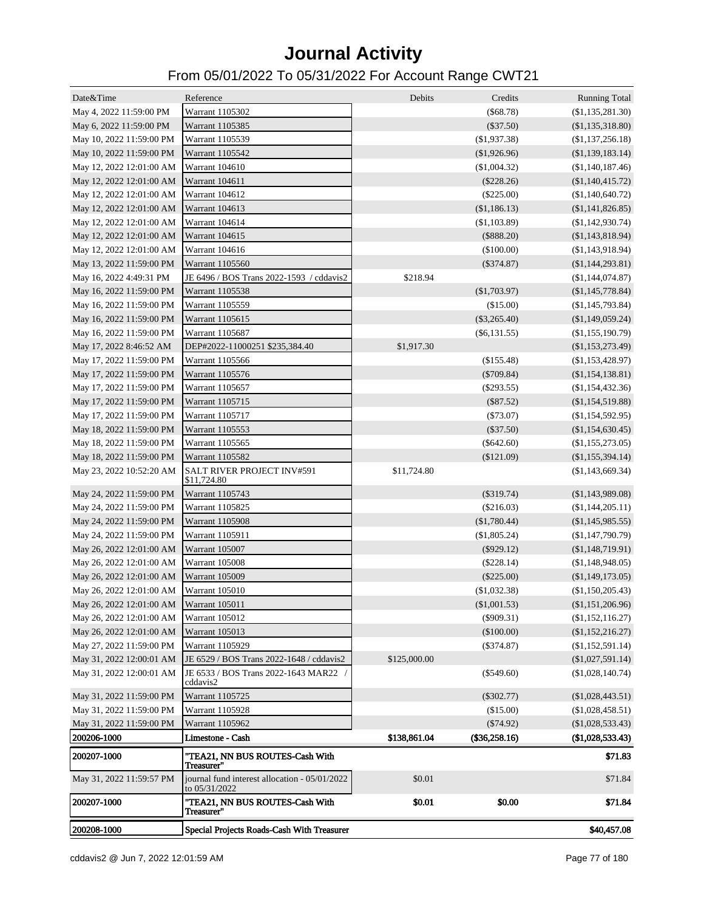# Journal Activity

## From 05/01/2022 To 05/31/2022 For Account Range CWT21

| Date&Time | Reference | Debits | Credits | Running Total |
|---|---|---|---|---|
| May 4, 2022 11:59:00 PM | Warrant 1105302 | | ($68.78) | ($1,135,281.30) |
| May 6, 2022 11:59:00 PM | Warrant 1105385 | | ($37.50) | ($1,135,318.80) |
| May 10, 2022 11:59:00 PM | Warrant 1105539 | | ($1,937.38) | ($1,137,256.18) |
| May 10, 2022 11:59:00 PM | Warrant 1105542 | | ($1,926.96) | ($1,139,183.14) |
| May 12, 2022 12:01:00 AM | Warrant 104610 | | ($1,004.32) | ($1,140,187.46) |
| May 12, 2022 12:01:00 AM | Warrant 104611 | | ($228.26) | ($1,140,415.72) |
| May 12, 2022 12:01:00 AM | Warrant 104612 | | ($225.00) | ($1,140,640.72) |
| May 12, 2022 12:01:00 AM | Warrant 104613 | | ($1,186.13) | ($1,141,826.85) |
| May 12, 2022 12:01:00 AM | Warrant 104614 | | ($1,103.89) | ($1,142,930.74) |
| May 12, 2022 12:01:00 AM | Warrant 104615 | | ($888.20) | ($1,143,818.94) |
| May 12, 2022 12:01:00 AM | Warrant 104616 | | ($100.00) | ($1,143,918.94) |
| May 13, 2022 11:59:00 PM | Warrant 1105560 | | ($374.87) | ($1,144,293.81) |
| May 16, 2022 4:49:31 PM | JE 6496 / BOS Trans 2022-1593 / cddavis2 | $218.94 | | ($1,144,074.87) |
| May 16, 2022 11:59:00 PM | Warrant 1105538 | | ($1,703.97) | ($1,145,778.84) |
| May 16, 2022 11:59:00 PM | Warrant 1105559 | | ($15.00) | ($1,145,793.84) |
| May 16, 2022 11:59:00 PM | Warrant 1105615 | | ($3,265.40) | ($1,149,059.24) |
| May 16, 2022 11:59:00 PM | Warrant 1105687 | | ($6,131.55) | ($1,155,190.79) |
| May 17, 2022 8:46:52 AM | DEP#2022-11000251 $235,384.40 | $1,917.30 | | ($1,153,273.49) |
| May 17, 2022 11:59:00 PM | Warrant 1105566 | | ($155.48) | ($1,153,428.97) |
| May 17, 2022 11:59:00 PM | Warrant 1105576 | | ($709.84) | ($1,154,138.81) |
| May 17, 2022 11:59:00 PM | Warrant 1105657 | | ($293.55) | ($1,154,432.36) |
| May 17, 2022 11:59:00 PM | Warrant 1105715 | | ($87.52) | ($1,154,519.88) |
| May 17, 2022 11:59:00 PM | Warrant 1105717 | | ($73.07) | ($1,154,592.95) |
| May 18, 2022 11:59:00 PM | Warrant 1105553 | | ($37.50) | ($1,154,630.45) |
| May 18, 2022 11:59:00 PM | Warrant 1105565 | | ($642.60) | ($1,155,273.05) |
| May 18, 2022 11:59:00 PM | Warrant 1105582 | | ($121.09) | ($1,155,394.14) |
| May 23, 2022 10:52:20 AM | SALT RIVER PROJECT INV#591 $11,724.80 | $11,724.80 | | ($1,143,669.34) |
| May 24, 2022 11:59:00 PM | Warrant 1105743 | | ($319.74) | ($1,143,989.08) |
| May 24, 2022 11:59:00 PM | Warrant 1105825 | | ($216.03) | ($1,144,205.11) |
| May 24, 2022 11:59:00 PM | Warrant 1105908 | | ($1,780.44) | ($1,145,985.55) |
| May 24, 2022 11:59:00 PM | Warrant 1105911 | | ($1,805.24) | ($1,147,790.79) |
| May 26, 2022 12:01:00 AM | Warrant 105007 | | ($929.12) | ($1,148,719.91) |
| May 26, 2022 12:01:00 AM | Warrant 105008 | | ($228.14) | ($1,148,948.05) |
| May 26, 2022 12:01:00 AM | Warrant 105009 | | ($225.00) | ($1,149,173.05) |
| May 26, 2022 12:01:00 AM | Warrant 105010 | | ($1,032.38) | ($1,150,205.43) |
| May 26, 2022 12:01:00 AM | Warrant 105011 | | ($1,001.53) | ($1,151,206.96) |
| May 26, 2022 12:01:00 AM | Warrant 105012 | | ($909.31) | ($1,152,116.27) |
| May 26, 2022 12:01:00 AM | Warrant 105013 | | ($100.00) | ($1,152,216.27) |
| May 27, 2022 11:59:00 PM | Warrant 1105929 | | ($374.87) | ($1,152,591.14) |
| May 31, 2022 12:00:01 AM | JE 6529 / BOS Trans 2022-1648 / cddavis2 | $125,000.00 | | ($1,027,591.14) |
| May 31, 2022 12:00:01 AM | JE 6533 / BOS Trans 2022-1643 MAR22 / cddavis2 | | ($549.60) | ($1,028,140.74) |
| May 31, 2022 11:59:00 PM | Warrant 1105725 | | ($302.77) | ($1,028,443.51) |
| May 31, 2022 11:59:00 PM | Warrant 1105928 | | ($15.00) | ($1,028,458.51) |
| May 31, 2022 11:59:00 PM | Warrant 1105962 | | ($74.92) | ($1,028,533.43) |
| **200206-1000** | **Limestone - Cash** | **$138,861.04** | **($36,258.16)** | **($1,028,533.43)** |
| **200207-1000** | **"TEA21, NN BUS ROUTES-Cash With Treasurer"** | | | **$71.83** |
| May 31, 2022 11:59:57 PM | journal fund interest allocation - 05/01/2022 to 05/31/2022 | $0.01 | | $71.84 |
| **200207-1000** | **"TEA21, NN BUS ROUTES-Cash With Treasurer"** | **$0.01** | **$0.00** | **$71.84** |
| **200208-1000** | **Special Projects Roads-Cash With Treasurer** | | | **$40,457.08** |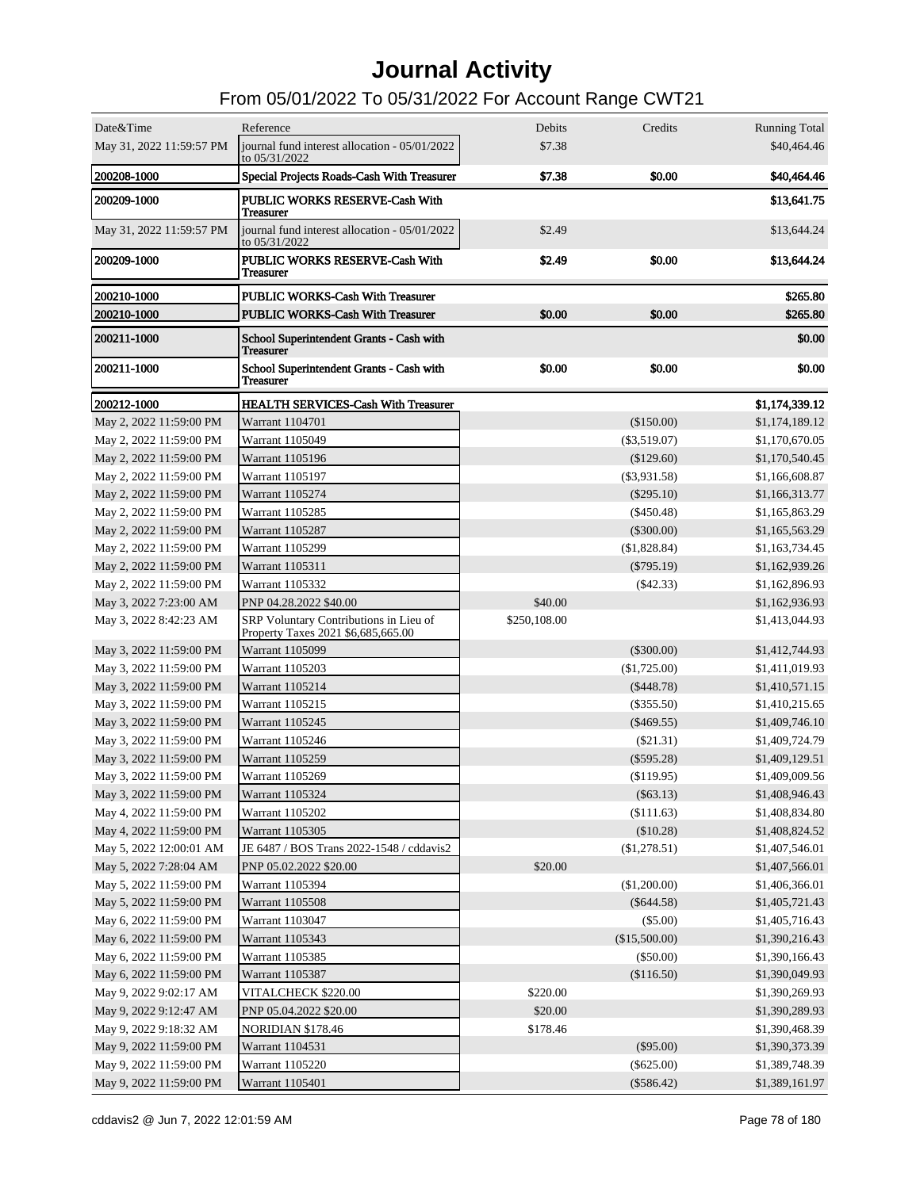# Journal Activity

## From 05/01/2022 To 05/31/2022 For Account Range CWT21

| Date&Time | Reference | Debits | Credits | Running Total |
|---|---|---|---|---|
| May 31, 2022 11:59:57 PM | journal fund interest allocation - 05/01/2022 to 05/31/2022 | $7.38 | | $40,464.46 |
| **200208-1000** | **Special Projects Roads-Cash With Treasurer** | **$7.38** | **$0.00** | **$40,464.46** |
| **200209-1000** | **PUBLIC WORKS RESERVE-Cash With Treasurer** | | | **$13,641.75** |
| May 31, 2022 11:59:57 PM | journal fund interest allocation - 05/01/2022 to 05/31/2022 | $2.49 | | $13,644.24 |
| **200209-1000** | **PUBLIC WORKS RESERVE-Cash With Treasurer** | **$2.49** | **$0.00** | **$13,644.24** |
| **200210-1000** | **PUBLIC WORKS-Cash With Treasurer** | | | **$265.80** |
| **200210-1000** | **PUBLIC WORKS-Cash With Treasurer** | **$0.00** | **$0.00** | **$265.80** |
| **200211-1000** | **School Superintendent Grants - Cash with Treasurer** | | | **$0.00** |
| **200211-1000** | **School Superintendent Grants - Cash with Treasurer** | **$0.00** | **$0.00** | **$0.00** |
| **200212-1000** | **HEALTH SERVICES-Cash With Treasurer** | | | **$1,174,339.12** |
| May 2, 2022 11:59:00 PM | Warrant 1104701 | | ($150.00) | $1,174,189.12 |
| May 2, 2022 11:59:00 PM | Warrant 1105049 | | ($3,519.07) | $1,170,670.05 |
| May 2, 2022 11:59:00 PM | Warrant 1105196 | | ($129.60) | $1,170,540.45 |
| May 2, 2022 11:59:00 PM | Warrant 1105197 | | ($3,931.58) | $1,166,608.87 |
| May 2, 2022 11:59:00 PM | Warrant 1105274 | | ($295.10) | $1,166,313.77 |
| May 2, 2022 11:59:00 PM | Warrant 1105285 | | ($450.48) | $1,165,863.29 |
| May 2, 2022 11:59:00 PM | Warrant 1105287 | | ($300.00) | $1,165,563.29 |
| May 2, 2022 11:59:00 PM | Warrant 1105299 | | ($1,828.84) | $1,163,734.45 |
| May 2, 2022 11:59:00 PM | Warrant 1105311 | | ($795.19) | $1,162,939.26 |
| May 2, 2022 11:59:00 PM | Warrant 1105332 | | ($42.33) | $1,162,896.93 |
| May 3, 2022 7:23:00 AM | PNP 04.28.2022 $40.00 | $40.00 | | $1,162,936.93 |
| May 3, 2022 8:42:23 AM | SRP Voluntary Contributions in Lieu of Property Taxes 2021 $6,685,665.00 | $250,108.00 | | $1,413,044.93 |
| May 3, 2022 11:59:00 PM | Warrant 1105099 | | ($300.00) | $1,412,744.93 |
| May 3, 2022 11:59:00 PM | Warrant 1105203 | | ($1,725.00) | $1,411,019.93 |
| May 3, 2022 11:59:00 PM | Warrant 1105214 | | ($448.78) | $1,410,571.15 |
| May 3, 2022 11:59:00 PM | Warrant 1105215 | | ($355.50) | $1,410,215.65 |
| May 3, 2022 11:59:00 PM | Warrant 1105245 | | ($469.55) | $1,409,746.10 |
| May 3, 2022 11:59:00 PM | Warrant 1105246 | | ($21.31) | $1,409,724.79 |
| May 3, 2022 11:59:00 PM | Warrant 1105259 | | ($595.28) | $1,409,129.51 |
| May 3, 2022 11:59:00 PM | Warrant 1105269 | | ($119.95) | $1,409,009.56 |
| May 3, 2022 11:59:00 PM | Warrant 1105324 | | ($63.13) | $1,408,946.43 |
| May 4, 2022 11:59:00 PM | Warrant 1105202 | | ($111.63) | $1,408,834.80 |
| May 4, 2022 11:59:00 PM | Warrant 1105305 | | ($10.28) | $1,408,824.52 |
| May 5, 2022 12:00:01 AM | JE 6487 / BOS Trans 2022-1548 / cddavis2 | | ($1,278.51) | $1,407,546.01 |
| May 5, 2022 7:28:04 AM | PNP 05.02.2022 $20.00 | $20.00 | | $1,407,566.01 |
| May 5, 2022 11:59:00 PM | Warrant 1105394 | | ($1,200.00) | $1,406,366.01 |
| May 5, 2022 11:59:00 PM | Warrant 1105508 | | ($644.58) | $1,405,721.43 |
| May 6, 2022 11:59:00 PM | Warrant 1103047 | | ($5.00) | $1,405,716.43 |
| May 6, 2022 11:59:00 PM | Warrant 1105343 | | ($15,500.00) | $1,390,216.43 |
| May 6, 2022 11:59:00 PM | Warrant 1105385 | | ($50.00) | $1,390,166.43 |
| May 6, 2022 11:59:00 PM | Warrant 1105387 | | ($116.50) | $1,390,049.93 |
| May 9, 2022 9:02:17 AM | VITALCHECK $220.00 | $220.00 | | $1,390,269.93 |
| May 9, 2022 9:12:47 AM | PNP 05.04.2022 $20.00 | $20.00 | | $1,390,289.93 |
| May 9, 2022 9:18:32 AM | NORIDIAN $178.46 | $178.46 | | $1,390,468.39 |
| May 9, 2022 11:59:00 PM | Warrant 1104531 | | ($95.00) | $1,390,373.39 |
| May 9, 2022 11:59:00 PM | Warrant 1105220 | | ($625.00) | $1,389,748.39 |
| May 9, 2022 11:59:00 PM | Warrant 1105401 | | ($586.42) | $1,389,161.97 |

cddavis2 @ Jun 7, 2022 12:01:59 AM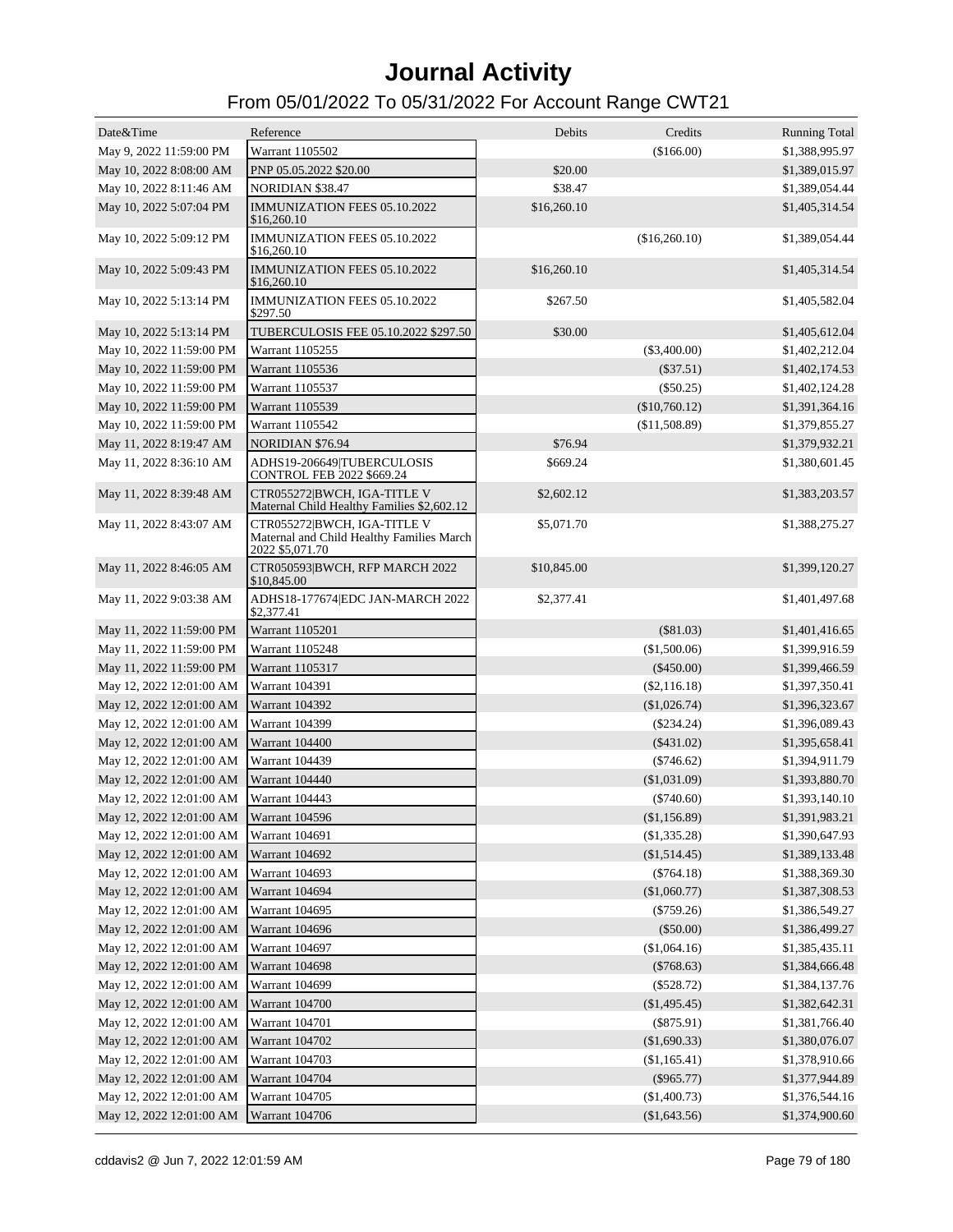# Journal Activity

## From 05/01/2022 To 05/31/2022 For Account Range CWT21

| Date&Time | Reference | Debits | Credits | Running Total |
|---|---|---|---|---|
| May 9, 2022 11:59:00 PM | Warrant 1105502 | | ($166.00) | $1,388,995.97 |
| May 10, 2022 8:08:00 AM | PNP 05.05.2022 $20.00 | $20.00 | | $1,389,015.97 |
| May 10, 2022 8:11:46 AM | NORIDIAN $38.47 | $38.47 | | $1,389,054.44 |
| May 10, 2022 5:07:04 PM | IMMUNIZATION FEES 05.10.2022 $16,260.10 | $16,260.10 | | $1,405,314.54 |
| May 10, 2022 5:09:12 PM | IMMUNIZATION FEES 05.10.2022 $16,260.10 | | ($16,260.10) | $1,389,054.44 |
| May 10, 2022 5:09:43 PM | IMMUNIZATION FEES 05.10.2022 $16,260.10 | $16,260.10 | | $1,405,314.54 |
| May 10, 2022 5:13:14 PM | IMMUNIZATION FEES 05.10.2022 $297.50 | $267.50 | | $1,405,582.04 |
| May 10, 2022 5:13:14 PM | TUBERCULOSIS FEE 05.10.2022 $297.50 | $30.00 | | $1,405,612.04 |
| May 10, 2022 11:59:00 PM | Warrant 1105255 | | ($3,400.00) | $1,402,212.04 |
| May 10, 2022 11:59:00 PM | Warrant 1105536 | | ($37.51) | $1,402,174.53 |
| May 10, 2022 11:59:00 PM | Warrant 1105537 | | ($50.25) | $1,402,124.28 |
| May 10, 2022 11:59:00 PM | Warrant 1105539 | | ($10,760.12) | $1,391,364.16 |
| May 10, 2022 11:59:00 PM | Warrant 1105542 | | ($11,508.89) | $1,379,855.27 |
| May 11, 2022 8:19:47 AM | NORIDIAN $76.94 | $76.94 | | $1,379,932.21 |
| May 11, 2022 8:36:10 AM | ADHS19-206649\|TUBERCULOSIS CONTROL FEB 2022 $669.24 | $669.24 | | $1,380,601.45 |
| May 11, 2022 8:39:48 AM | CTR055272\|BWCH, IGA-TITLE V Maternal Child Healthy Families $2,602.12 | $2,602.12 | | $1,383,203.57 |
| May 11, 2022 8:43:07 AM | CTR055272\|BWCH, IGA-TITLE V Maternal and Child Healthy Families March 2022 $5,071.70 | $5,071.70 | | $1,388,275.27 |
| May 11, 2022 8:46:05 AM | CTR050593\|BWCH, RFP MARCH 2022 $10,845.00 | $10,845.00 | | $1,399,120.27 |
| May 11, 2022 9:03:38 AM | ADHS18-177674\|EDC JAN-MARCH 2022 $2,377.41 | $2,377.41 | | $1,401,497.68 |
| May 11, 2022 11:59:00 PM | Warrant 1105201 | | ($81.03) | $1,401,416.65 |
| May 11, 2022 11:59:00 PM | Warrant 1105248 | | ($1,500.06) | $1,399,916.59 |
| May 11, 2022 11:59:00 PM | Warrant 1105317 | | ($450.00) | $1,399,466.59 |
| May 12, 2022 12:01:00 AM | Warrant 104391 | | ($2,116.18) | $1,397,350.41 |
| May 12, 2022 12:01:00 AM | Warrant 104392 | | ($1,026.74) | $1,396,323.67 |
| May 12, 2022 12:01:00 AM | Warrant 104399 | | ($234.24) | $1,396,089.43 |
| May 12, 2022 12:01:00 AM | Warrant 104400 | | ($431.02) | $1,395,658.41 |
| May 12, 2022 12:01:00 AM | Warrant 104439 | | ($746.62) | $1,394,911.79 |
| May 12, 2022 12:01:00 AM | Warrant 104440 | | ($1,031.09) | $1,393,880.70 |
| May 12, 2022 12:01:00 AM | Warrant 104443 | | ($740.60) | $1,393,140.10 |
| May 12, 2022 12:01:00 AM | Warrant 104596 | | ($1,156.89) | $1,391,983.21 |
| May 12, 2022 12:01:00 AM | Warrant 104691 | | ($1,335.28) | $1,390,647.93 |
| May 12, 2022 12:01:00 AM | Warrant 104692 | | ($1,514.45) | $1,389,133.48 |
| May 12, 2022 12:01:00 AM | Warrant 104693 | | ($764.18) | $1,388,369.30 |
| May 12, 2022 12:01:00 AM | Warrant 104694 | | ($1,060.77) | $1,387,308.53 |
| May 12, 2022 12:01:00 AM | Warrant 104695 | | ($759.26) | $1,386,549.27 |
| May 12, 2022 12:01:00 AM | Warrant 104696 | | ($50.00) | $1,386,499.27 |
| May 12, 2022 12:01:00 AM | Warrant 104697 | | ($1,064.16) | $1,385,435.11 |
| May 12, 2022 12:01:00 AM | Warrant 104698 | | ($768.63) | $1,384,666.48 |
| May 12, 2022 12:01:00 AM | Warrant 104699 | | ($528.72) | $1,384,137.76 |
| May 12, 2022 12:01:00 AM | Warrant 104700 | | ($1,495.45) | $1,382,642.31 |
| May 12, 2022 12:01:00 AM | Warrant 104701 | | ($875.91) | $1,381,766.40 |
| May 12, 2022 12:01:00 AM | Warrant 104702 | | ($1,690.33) | $1,380,076.07 |
| May 12, 2022 12:01:00 AM | Warrant 104703 | | ($1,165.41) | $1,378,910.66 |
| May 12, 2022 12:01:00 AM | Warrant 104704 | | ($965.77) | $1,377,944.89 |
| May 12, 2022 12:01:00 AM | Warrant 104705 | | ($1,400.73) | $1,376,544.16 |
| May 12, 2022 12:01:00 AM | Warrant 104706 | | ($1,643.56) | $1,374,900.60 |

cddavis2 @ Jun 7, 2022 12:01:59 AM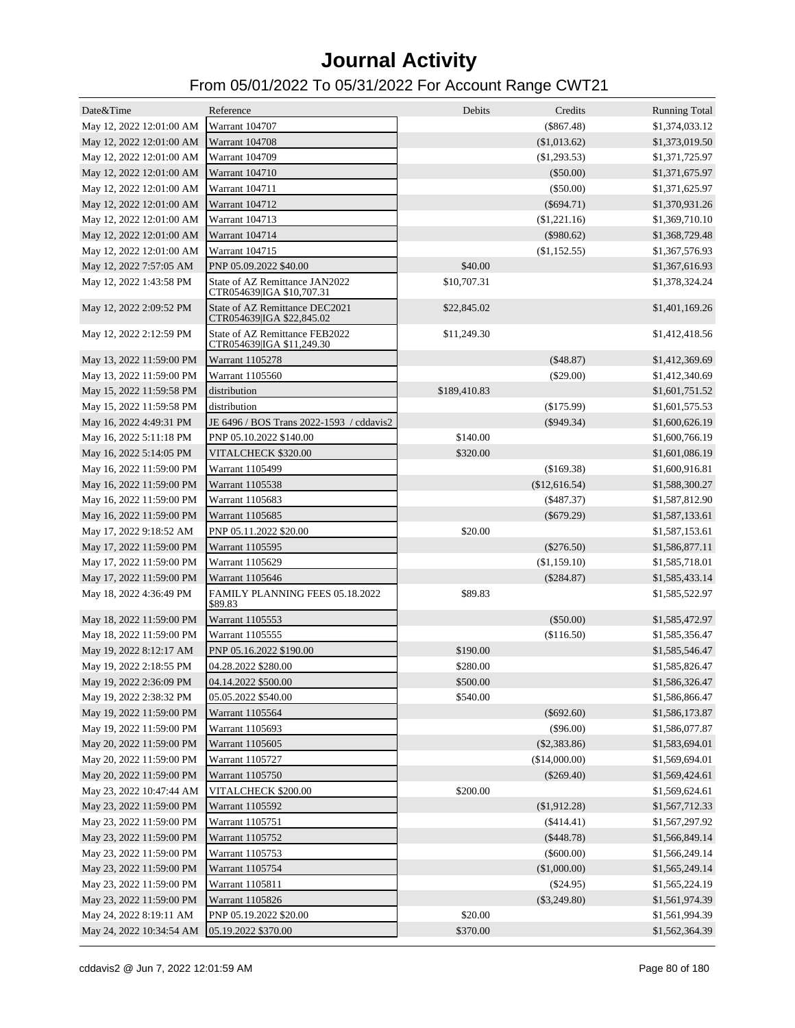# Journal Activity

## From 05/01/2022 To 05/31/2022 For Account Range CWT21

| Date&Time | Reference | Debits | Credits | Running Total |
|---|---|---|---|---|
| May 12, 2022 12:01:00 AM | Warrant 104707 | | ($867.48) | $1,374,033.12 |
| May 12, 2022 12:01:00 AM | Warrant 104708 | | ($1,013.62) | $1,373,019.50 |
| May 12, 2022 12:01:00 AM | Warrant 104709 | | ($1,293.53) | $1,371,725.97 |
| May 12, 2022 12:01:00 AM | Warrant 104710 | | ($50.00) | $1,371,675.97 |
| May 12, 2022 12:01:00 AM | Warrant 104711 | | ($50.00) | $1,371,625.97 |
| May 12, 2022 12:01:00 AM | Warrant 104712 | | ($694.71) | $1,370,931.26 |
| May 12, 2022 12:01:00 AM | Warrant 104713 | | ($1,221.16) | $1,369,710.10 |
| May 12, 2022 12:01:00 AM | Warrant 104714 | | ($980.62) | $1,368,729.48 |
| May 12, 2022 12:01:00 AM | Warrant 104715 | | ($1,152.55) | $1,367,576.93 |
| May 12, 2022 7:57:05 AM | PNP 05.09.2022 $40.00 | $40.00 | | $1,367,616.93 |
| May 12, 2022 1:43:58 PM | State of AZ Remittance JAN2022 CTR054639\|IGA $10,707.31 | $10,707.31 | | $1,378,324.24 |
| May 12, 2022 2:09:52 PM | State of AZ Remittance DEC2021 CTR054639\|IGA $22,845.02 | $22,845.02 | | $1,401,169.26 |
| May 12, 2022 2:12:59 PM | State of AZ Remittance FEB2022 CTR054639\|IGA $11,249.30 | $11,249.30 | | $1,412,418.56 |
| May 13, 2022 11:59:00 PM | Warrant 1105278 | | ($48.87) | $1,412,369.69 |
| May 13, 2022 11:59:00 PM | Warrant 1105560 | | ($29.00) | $1,412,340.69 |
| May 15, 2022 11:59:58 PM | distribution | $189,410.83 | | $1,601,751.52 |
| May 15, 2022 11:59:58 PM | distribution | | ($175.99) | $1,601,575.53 |
| May 16, 2022 4:49:31 PM | JE 6496 / BOS Trans 2022-1593 / cddavis2 | | ($949.34) | $1,600,626.19 |
| May 16, 2022 5:11:18 PM | PNP 05.10.2022 $140.00 | $140.00 | | $1,600,766.19 |
| May 16, 2022 5:14:05 PM | VITALCHECK $320.00 | $320.00 | | $1,601,086.19 |
| May 16, 2022 11:59:00 PM | Warrant 1105499 | | ($169.38) | $1,600,916.81 |
| May 16, 2022 11:59:00 PM | Warrant 1105538 | | ($12,616.54) | $1,588,300.27 |
| May 16, 2022 11:59:00 PM | Warrant 1105683 | | ($487.37) | $1,587,812.90 |
| May 16, 2022 11:59:00 PM | Warrant 1105685 | | ($679.29) | $1,587,133.61 |
| May 17, 2022 9:18:52 AM | PNP 05.11.2022 $20.00 | $20.00 | | $1,587,153.61 |
| May 17, 2022 11:59:00 PM | Warrant 1105595 | | ($276.50) | $1,586,877.11 |
| May 17, 2022 11:59:00 PM | Warrant 1105629 | | ($1,159.10) | $1,585,718.01 |
| May 17, 2022 11:59:00 PM | Warrant 1105646 | | ($284.87) | $1,585,433.14 |
| May 18, 2022 4:36:49 PM | FAMILY PLANNING FEES 05.18.2022 $89.83 | $89.83 | | $1,585,522.97 |
| May 18, 2022 11:59:00 PM | Warrant 1105553 | | ($50.00) | $1,585,472.97 |
| May 18, 2022 11:59:00 PM | Warrant 1105555 | | ($116.50) | $1,585,356.47 |
| May 19, 2022 8:12:17 AM | PNP 05.16.2022 $190.00 | $190.00 | | $1,585,546.47 |
| May 19, 2022 2:18:55 PM | 04.28.2022 $280.00 | $280.00 | | $1,585,826.47 |
| May 19, 2022 2:36:09 PM | 04.14.2022 $500.00 | $500.00 | | $1,586,326.47 |
| May 19, 2022 2:38:32 PM | 05.05.2022 $540.00 | $540.00 | | $1,586,866.47 |
| May 19, 2022 11:59:00 PM | Warrant 1105564 | | ($692.60) | $1,586,173.87 |
| May 19, 2022 11:59:00 PM | Warrant 1105693 | | ($96.00) | $1,586,077.87 |
| May 20, 2022 11:59:00 PM | Warrant 1105605 | | ($2,383.86) | $1,583,694.01 |
| May 20, 2022 11:59:00 PM | Warrant 1105727 | | ($14,000.00) | $1,569,694.01 |
| May 20, 2022 11:59:00 PM | Warrant 1105750 | | ($269.40) | $1,569,424.61 |
| May 23, 2022 10:47:44 AM | VITALCHECK $200.00 | $200.00 | | $1,569,624.61 |
| May 23, 2022 11:59:00 PM | Warrant 1105592 | | ($1,912.28) | $1,567,712.33 |
| May 23, 2022 11:59:00 PM | Warrant 1105751 | | ($414.41) | $1,567,297.92 |
| May 23, 2022 11:59:00 PM | Warrant 1105752 | | ($448.78) | $1,566,849.14 |
| May 23, 2022 11:59:00 PM | Warrant 1105753 | | ($600.00) | $1,566,249.14 |
| May 23, 2022 11:59:00 PM | Warrant 1105754 | | ($1,000.00) | $1,565,249.14 |
| May 23, 2022 11:59:00 PM | Warrant 1105811 | | ($24.95) | $1,565,224.19 |
| May 23, 2022 11:59:00 PM | Warrant 1105826 | | ($3,249.80) | $1,561,974.39 |
| May 24, 2022 8:19:11 AM | PNP 05.19.2022 $20.00 | $20.00 | | $1,561,994.39 |
| May 24, 2022 10:34:54 AM | 05.19.2022 $370.00 | $370.00 | | $1,562,364.39 |

cddavis2 @ Jun 7, 2022 12:01:59 AM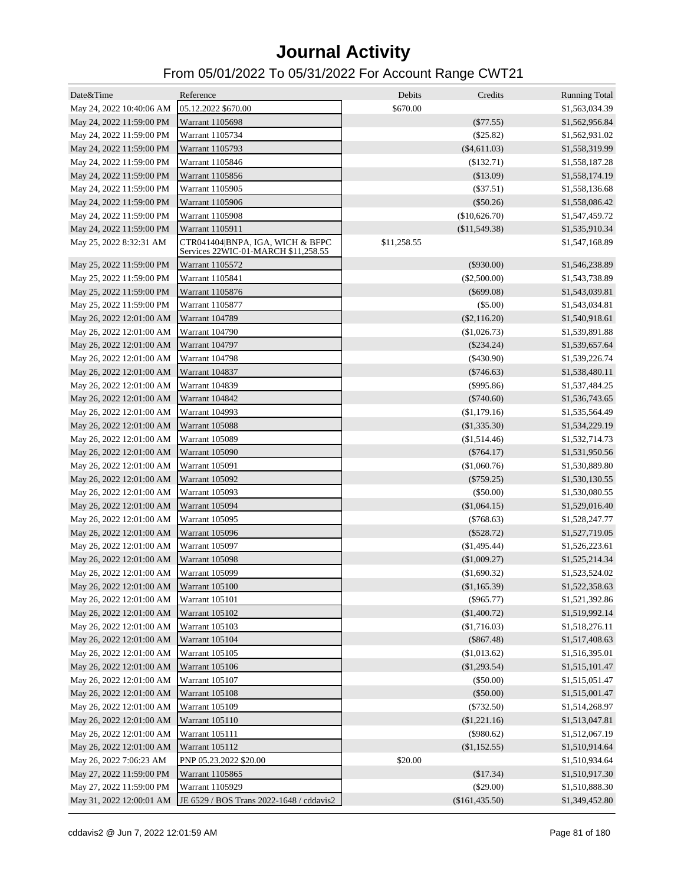# Journal Activity

## From 05/01/2022 To 05/31/2022 For Account Range CWT21

| Date&Time | Reference | Debits | Credits | Running Total |
|---|---|---|---|---|
| May 24, 2022 10:40:06 AM | 05.12.2022 $670.00 | $670.00 | | $1,563,034.39 |
| May 24, 2022 11:59:00 PM | Warrant 1105698 | | ($77.55) | $1,562,956.84 |
| May 24, 2022 11:59:00 PM | Warrant 1105734 | | ($25.82) | $1,562,931.02 |
| May 24, 2022 11:59:00 PM | Warrant 1105793 | | ($4,611.03) | $1,558,319.99 |
| May 24, 2022 11:59:00 PM | Warrant 1105846 | | ($132.71) | $1,558,187.28 |
| May 24, 2022 11:59:00 PM | Warrant 1105856 | | ($13.09) | $1,558,174.19 |
| May 24, 2022 11:59:00 PM | Warrant 1105905 | | ($37.51) | $1,558,136.68 |
| May 24, 2022 11:59:00 PM | Warrant 1105906 | | ($50.26) | $1,558,086.42 |
| May 24, 2022 11:59:00 PM | Warrant 1105908 | | ($10,626.70) | $1,547,459.72 |
| May 24, 2022 11:59:00 PM | Warrant 1105911 | | ($11,549.38) | $1,535,910.34 |
| May 25, 2022 8:32:31 AM | CTR041404\|BNPA, IGA, WICH & BFPC Services 22WIC-01-MARCH $11,258.55 | $11,258.55 | | $1,547,168.89 |
| May 25, 2022 11:59:00 PM | Warrant 1105572 | | ($930.00) | $1,546,238.89 |
| May 25, 2022 11:59:00 PM | Warrant 1105841 | | ($2,500.00) | $1,543,738.89 |
| May 25, 2022 11:59:00 PM | Warrant 1105876 | | ($699.08) | $1,543,039.81 |
| May 25, 2022 11:59:00 PM | Warrant 1105877 | | ($5.00) | $1,543,034.81 |
| May 26, 2022 12:01:00 AM | Warrant 104789 | | ($2,116.20) | $1,540,918.61 |
| May 26, 2022 12:01:00 AM | Warrant 104790 | | ($1,026.73) | $1,539,891.88 |
| May 26, 2022 12:01:00 AM | Warrant 104797 | | ($234.24) | $1,539,657.64 |
| May 26, 2022 12:01:00 AM | Warrant 104798 | | ($430.90) | $1,539,226.74 |
| May 26, 2022 12:01:00 AM | Warrant 104837 | | ($746.63) | $1,538,480.11 |
| May 26, 2022 12:01:00 AM | Warrant 104839 | | ($995.86) | $1,537,484.25 |
| May 26, 2022 12:01:00 AM | Warrant 104842 | | ($740.60) | $1,536,743.65 |
| May 26, 2022 12:01:00 AM | Warrant 104993 | | ($1,179.16) | $1,535,564.49 |
| May 26, 2022 12:01:00 AM | Warrant 105088 | | ($1,335.30) | $1,534,229.19 |
| May 26, 2022 12:01:00 AM | Warrant 105089 | | ($1,514.46) | $1,532,714.73 |
| May 26, 2022 12:01:00 AM | Warrant 105090 | | ($764.17) | $1,531,950.56 |
| May 26, 2022 12:01:00 AM | Warrant 105091 | | ($1,060.76) | $1,530,889.80 |
| May 26, 2022 12:01:00 AM | Warrant 105092 | | ($759.25) | $1,530,130.55 |
| May 26, 2022 12:01:00 AM | Warrant 105093 | | ($50.00) | $1,530,080.55 |
| May 26, 2022 12:01:00 AM | Warrant 105094 | | ($1,064.15) | $1,529,016.40 |
| May 26, 2022 12:01:00 AM | Warrant 105095 | | ($768.63) | $1,528,247.77 |
| May 26, 2022 12:01:00 AM | Warrant 105096 | | ($528.72) | $1,527,719.05 |
| May 26, 2022 12:01:00 AM | Warrant 105097 | | ($1,495.44) | $1,526,223.61 |
| May 26, 2022 12:01:00 AM | Warrant 105098 | | ($1,009.27) | $1,525,214.34 |
| May 26, 2022 12:01:00 AM | Warrant 105099 | | ($1,690.32) | $1,523,524.02 |
| May 26, 2022 12:01:00 AM | Warrant 105100 | | ($1,165.39) | $1,522,358.63 |
| May 26, 2022 12:01:00 AM | Warrant 105101 | | ($965.77) | $1,521,392.86 |
| May 26, 2022 12:01:00 AM | Warrant 105102 | | ($1,400.72) | $1,519,992.14 |
| May 26, 2022 12:01:00 AM | Warrant 105103 | | ($1,716.03) | $1,518,276.11 |
| May 26, 2022 12:01:00 AM | Warrant 105104 | | ($867.48) | $1,517,408.63 |
| May 26, 2022 12:01:00 AM | Warrant 105105 | | ($1,013.62) | $1,516,395.01 |
| May 26, 2022 12:01:00 AM | Warrant 105106 | | ($1,293.54) | $1,515,101.47 |
| May 26, 2022 12:01:00 AM | Warrant 105107 | | ($50.00) | $1,515,051.47 |
| May 26, 2022 12:01:00 AM | Warrant 105108 | | ($50.00) | $1,515,001.47 |
| May 26, 2022 12:01:00 AM | Warrant 105109 | | ($732.50) | $1,514,268.97 |
| May 26, 2022 12:01:00 AM | Warrant 105110 | | ($1,221.16) | $1,513,047.81 |
| May 26, 2022 12:01:00 AM | Warrant 105111 | | ($980.62) | $1,512,067.19 |
| May 26, 2022 12:01:00 AM | Warrant 105112 | | ($1,152.55) | $1,510,914.64 |
| May 26, 2022 7:06:23 AM | PNP 05.23.2022 $20.00 | $20.00 | | $1,510,934.64 |
| May 27, 2022 11:59:00 PM | Warrant 1105865 | | ($17.34) | $1,510,917.30 |
| May 27, 2022 11:59:00 PM | Warrant 1105929 | | ($29.00) | $1,510,888.30 |
| May 31, 2022 12:00:01 AM | JE 6529 / BOS Trans 2022-1648 / cddavis2 | | ($161,435.50) | $1,349,452.80 |

cddavis2 @ Jun 7, 2022 12:01:59 AM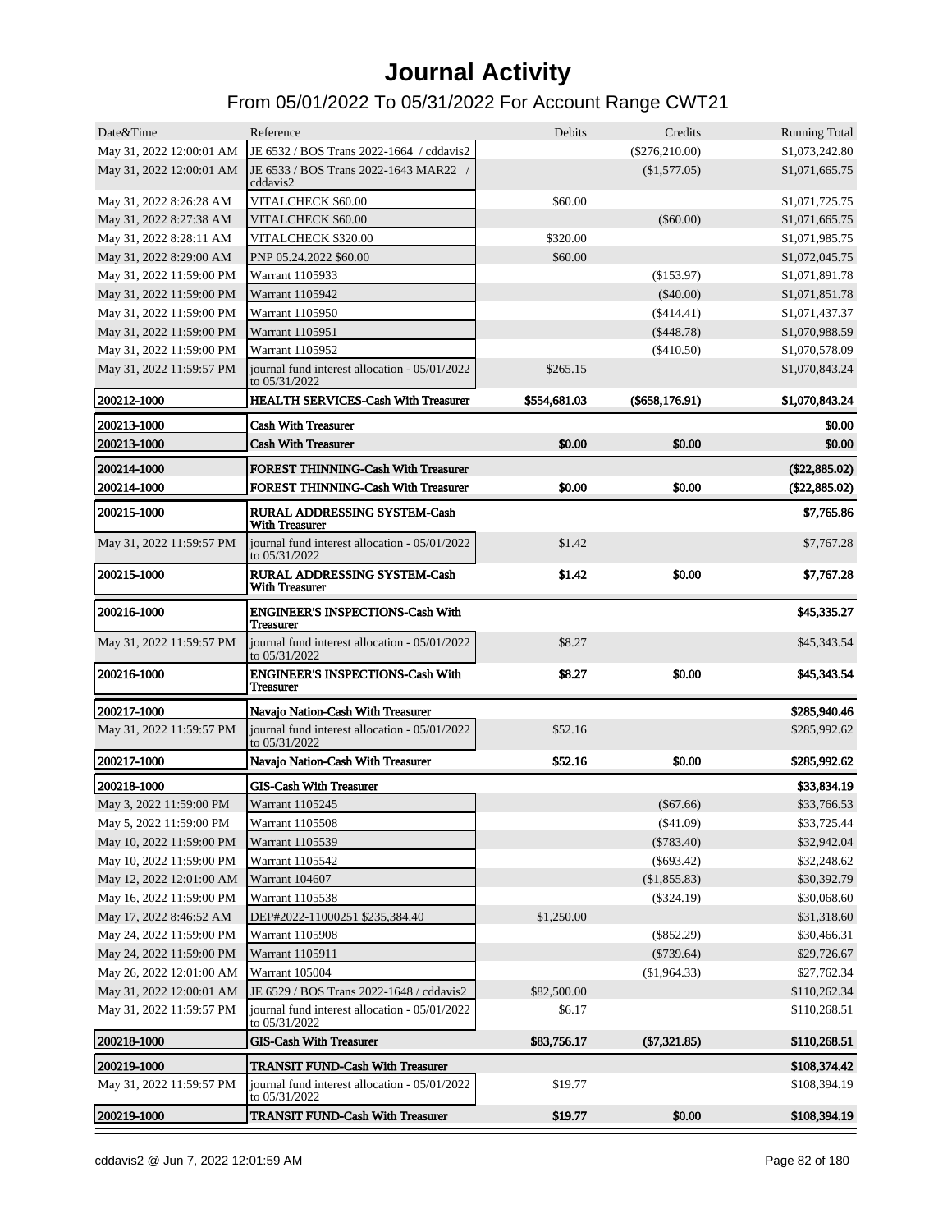# Journal Activity

## From 05/01/2022 To 05/31/2022 For Account Range CWT21

| Date&Time | Reference | Debits | Credits | Running Total |
|---|---|---|---|---|
| May 31, 2022 12:00:01 AM | JE 6532 / BOS Trans 2022-1664 / cddavis2 | | ($276,210.00) | $1,073,242.80 |
| May 31, 2022 12:00:01 AM | JE 6533 / BOS Trans 2022-1643 MAR22 / cddavis2 | | ($1,577.05) | $1,071,665.75 |
| May 31, 2022 8:26:28 AM | VITALCHECK $60.00 | $60.00 | | $1,071,725.75 |
| May 31, 2022 8:27:38 AM | VITALCHECK $60.00 | | ($60.00) | $1,071,665.75 |
| May 31, 2022 8:28:11 AM | VITALCHECK $320.00 | $320.00 | | $1,071,985.75 |
| May 31, 2022 8:29:00 AM | PNP 05.24.2022 $60.00 | $60.00 | | $1,072,045.75 |
| May 31, 2022 11:59:00 PM | Warrant 1105933 | | ($153.97) | $1,071,891.78 |
| May 31, 2022 11:59:00 PM | Warrant 1105942 | | ($40.00) | $1,071,851.78 |
| May 31, 2022 11:59:00 PM | Warrant 1105950 | | ($414.41) | $1,071,437.37 |
| May 31, 2022 11:59:00 PM | Warrant 1105951 | | ($448.78) | $1,070,988.59 |
| May 31, 2022 11:59:00 PM | Warrant 1105952 | | ($410.50) | $1,070,578.09 |
| May 31, 2022 11:59:57 PM | journal fund interest allocation - 05/01/2022 to 05/31/2022 | $265.15 | | $1,070,843.24 |
| **200212-1000** | **HEALTH SERVICES-Cash With Treasurer** | **$554,681.03** | **($658,176.91)** | **$1,070,843.24** |
| **200213-1000** | **Cash With Treasurer** | | | **$0.00** |
| **200213-1000** | **Cash With Treasurer** | **$0.00** | **$0.00** | **$0.00** |
| **200214-1000** | **FOREST THINNING-Cash With Treasurer** | | | **($22,885.02)** |
| **200214-1000** | **FOREST THINNING-Cash With Treasurer** | **$0.00** | **$0.00** | **($22,885.02)** |
| **200215-1000** | **RURAL ADDRESSING SYSTEM-Cash With Treasurer** | | | **$7,765.86** |
| May 31, 2022 11:59:57 PM | journal fund interest allocation - 05/01/2022 to 05/31/2022 | $1.42 | | $7,767.28 |
| **200215-1000** | **RURAL ADDRESSING SYSTEM-Cash With Treasurer** | **$1.42** | **$0.00** | **$7,767.28** |
| **200216-1000** | **ENGINEER'S INSPECTIONS-Cash With Treasurer** | | | **$45,335.27** |
| May 31, 2022 11:59:57 PM | journal fund interest allocation - 05/01/2022 to 05/31/2022 | $8.27 | | $45,343.54 |
| **200216-1000** | **ENGINEER'S INSPECTIONS-Cash With Treasurer** | **$8.27** | **$0.00** | **$45,343.54** |
| **200217-1000** | **Navajo Nation-Cash With Treasurer** | | | **$285,940.46** |
| May 31, 2022 11:59:57 PM | journal fund interest allocation - 05/01/2022 to 05/31/2022 | $52.16 | | $285,992.62 |
| **200217-1000** | **Navajo Nation-Cash With Treasurer** | **$52.16** | **$0.00** | **$285,992.62** |
| **200218-1000** | **GIS-Cash With Treasurer** | | | **$33,834.19** |
| May 3, 2022 11:59:00 PM | Warrant 1105245 | | ($67.66) | $33,766.53 |
| May 5, 2022 11:59:00 PM | Warrant 1105508 | | ($41.09) | $33,725.44 |
| May 10, 2022 11:59:00 PM | Warrant 1105539 | | ($783.40) | $32,942.04 |
| May 10, 2022 11:59:00 PM | Warrant 1105542 | | ($693.42) | $32,248.62 |
| May 12, 2022 12:01:00 AM | Warrant 104607 | | ($1,855.83) | $30,392.79 |
| May 16, 2022 11:59:00 PM | Warrant 1105538 | | ($324.19) | $30,068.60 |
| May 17, 2022 8:46:52 AM | DEP#2022-11000251 $235,384.40 | $1,250.00 | | $31,318.60 |
| May 24, 2022 11:59:00 PM | Warrant 1105908 | | ($852.29) | $30,466.31 |
| May 24, 2022 11:59:00 PM | Warrant 1105911 | | ($739.64) | $29,726.67 |
| May 26, 2022 12:01:00 AM | Warrant 105004 | | ($1,964.33) | $27,762.34 |
| May 31, 2022 12:00:01 AM | JE 6529 / BOS Trans 2022-1648 / cddavis2 | $82,500.00 | | $110,262.34 |
| May 31, 2022 11:59:57 PM | journal fund interest allocation - 05/01/2022 to 05/31/2022 | $6.17 | | $110,268.51 |
| **200218-1000** | **GIS-Cash With Treasurer** | **$83,756.17** | **($7,321.85)** | **$110,268.51** |
| **200219-1000** | **TRANSIT FUND-Cash With Treasurer** | | | **$108,374.42** |
| May 31, 2022 11:59:57 PM | journal fund interest allocation - 05/01/2022 to 05/31/2022 | $19.77 | | $108,394.19 |
| **200219-1000** | **TRANSIT FUND-Cash With Treasurer** | **$19.77** | **$0.00** | **$108,394.19** |

cddavis2 @ Jun 7, 2022 12:01:59 AM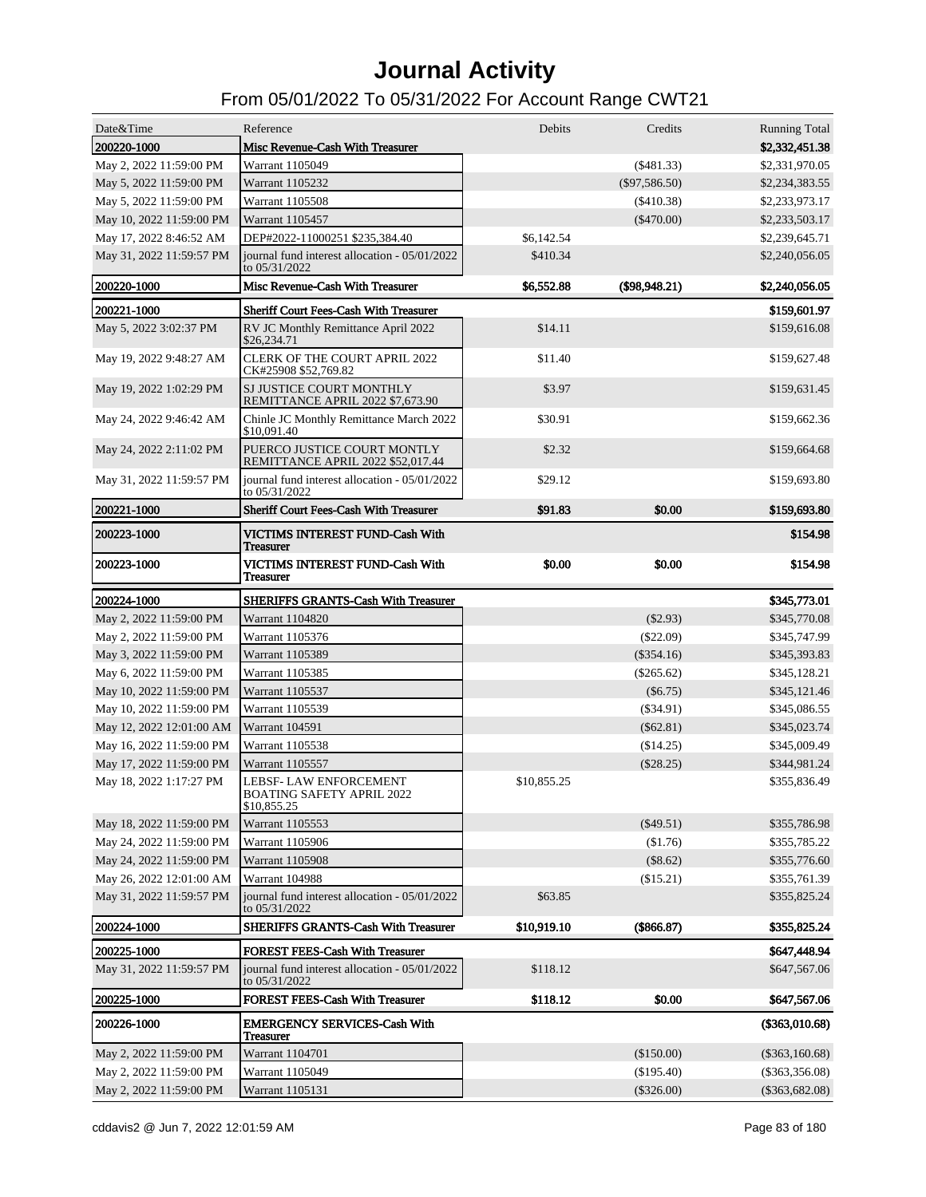# Journal Activity

## From 05/01/2022 To 05/31/2022 For Account Range CWT21

| Date&Time | Reference | Debits | Credits | Running Total |
|---|---|---|---|---|
| **200220-1000** | **Misc Revenue-Cash With Treasurer** | | | **$2,332,451.38** |
| May 2, 2022 11:59:00 PM | Warrant 1105049 | | ($481.33) | $2,331,970.05 |
| May 5, 2022 11:59:00 PM | Warrant 1105232 | | ($97,586.50) | $2,234,383.55 |
| May 5, 2022 11:59:00 PM | Warrant 1105508 | | ($410.38) | $2,233,973.17 |
| May 10, 2022 11:59:00 PM | Warrant 1105457 | | ($470.00) | $2,233,503.17 |
| May 17, 2022 8:46:52 AM | DEP#2022-11000251 $235,384.40 | $6,142.54 | | $2,239,645.71 |
| May 31, 2022 11:59:57 PM | journal fund interest allocation - 05/01/2022 to 05/31/2022 | $410.34 | | $2,240,056.05 |
| **200220-1000** | **Misc Revenue-Cash With Treasurer** | **$6,552.88** | **($98,948.21)** | **$2,240,056.05** |
| **200221-1000** | **Sheriff Court Fees-Cash With Treasurer** | | | **$159,601.97** |
| May 5, 2022 3:02:37 PM | RV JC Monthly Remittance April 2022 $26,234.71 | $14.11 | | $159,616.08 |
| May 19, 2022 9:48:27 AM | CLERK OF THE COURT APRIL 2022 CK#25908 $52,769.82 | $11.40 | | $159,627.48 |
| May 19, 2022 1:02:29 PM | SJ JUSTICE COURT MONTHLY REMITTANCE APRIL 2022 $7,673.90 | $3.97 | | $159,631.45 |
| May 24, 2022 9:46:42 AM | Chinle JC Monthly Remittance March 2022 $10,091.40 | $30.91 | | $159,662.36 |
| May 24, 2022 2:11:02 PM | PUERCO JUSTICE COURT MONTLY REMITTANCE APRIL 2022 $52,017.44 | $2.32 | | $159,664.68 |
| May 31, 2022 11:59:57 PM | journal fund interest allocation - 05/01/2022 to 05/31/2022 | $29.12 | | $159,693.80 |
| **200221-1000** | **Sheriff Court Fees-Cash With Treasurer** | **$91.83** | **$0.00** | **$159,693.80** |
| **200223-1000** | **VICTIMS INTEREST FUND-Cash With Treasurer** | | | **$154.98** |
| **200223-1000** | **VICTIMS INTEREST FUND-Cash With Treasurer** | **$0.00** | **$0.00** | **$154.98** |
| **200224-1000** | **SHERIFFS GRANTS-Cash With Treasurer** | | | **$345,773.01** |
| May 2, 2022 11:59:00 PM | Warrant 1104820 | | ($2.93) | $345,770.08 |
| May 2, 2022 11:59:00 PM | Warrant 1105376 | | ($22.09) | $345,747.99 |
| May 3, 2022 11:59:00 PM | Warrant 1105389 | | ($354.16) | $345,393.83 |
| May 6, 2022 11:59:00 PM | Warrant 1105385 | | ($265.62) | $345,128.21 |
| May 10, 2022 11:59:00 PM | Warrant 1105537 | | ($6.75) | $345,121.46 |
| May 10, 2022 11:59:00 PM | Warrant 1105539 | | ($34.91) | $345,086.55 |
| May 12, 2022 12:01:00 AM | Warrant 104591 | | ($62.81) | $345,023.74 |
| May 16, 2022 11:59:00 PM | Warrant 1105538 | | ($14.25) | $345,009.49 |
| May 17, 2022 11:59:00 PM | Warrant 1105557 | | ($28.25) | $344,981.24 |
| May 18, 2022 1:17:27 PM | LEBSF- LAW ENFORCEMENT BOATING SAFETY APRIL 2022 $10,855.25 | $10,855.25 | | $355,836.49 |
| May 18, 2022 11:59:00 PM | Warrant 1105553 | | ($49.51) | $355,786.98 |
| May 24, 2022 11:59:00 PM | Warrant 1105906 | | ($1.76) | $355,785.22 |
| May 24, 2022 11:59:00 PM | Warrant 1105908 | | ($8.62) | $355,776.60 |
| May 26, 2022 12:01:00 AM | Warrant 104988 | | ($15.21) | $355,761.39 |
| May 31, 2022 11:59:57 PM | journal fund interest allocation - 05/01/2022 to 05/31/2022 | $63.85 | | $355,825.24 |
| **200224-1000** | **SHERIFFS GRANTS-Cash With Treasurer** | **$10,919.10** | **($866.87)** | **$355,825.24** |
| **200225-1000** | **FOREST FEES-Cash With Treasurer** | | | **$647,448.94** |
| May 31, 2022 11:59:57 PM | journal fund interest allocation - 05/01/2022 to 05/31/2022 | $118.12 | | $647,567.06 |
| **200225-1000** | **FOREST FEES-Cash With Treasurer** | **$118.12** | **$0.00** | **$647,567.06** |
| **200226-1000** | **EMERGENCY SERVICES-Cash With Treasurer** | | | **($363,010.68)** |
| May 2, 2022 11:59:00 PM | Warrant 1104701 | | ($150.00) | ($363,160.68) |
| May 2, 2022 11:59:00 PM | Warrant 1105049 | | ($195.40) | ($363,356.08) |
| May 2, 2022 11:59:00 PM | Warrant 1105131 | | ($326.00) | ($363,682.08) |

cddavis2 @ Jun 7, 2022 12:01:59 AM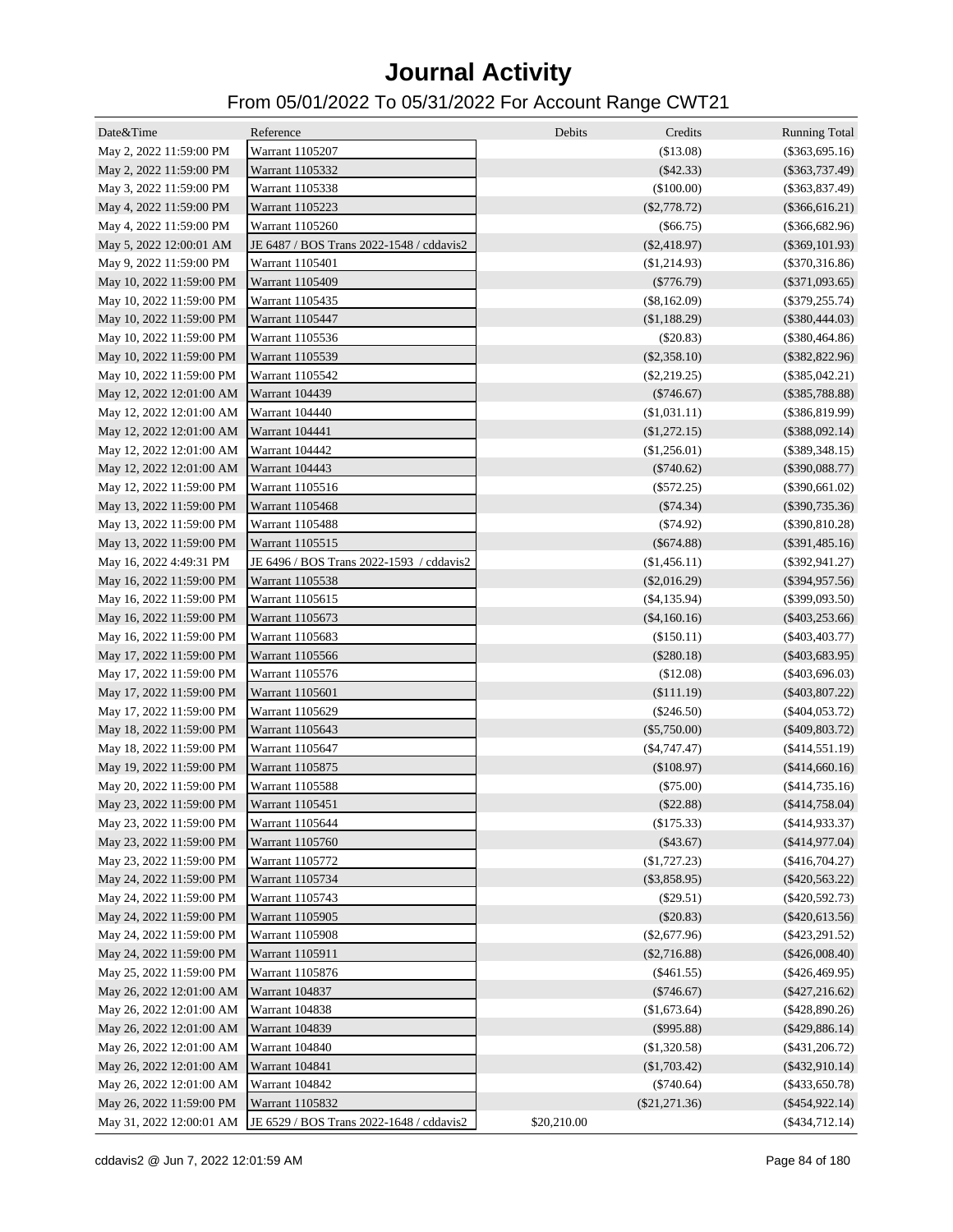# Journal Activity

## From 05/01/2022 To 05/31/2022 For Account Range CWT21

| Date&Time | Reference | Debits | Credits | Running Total |
|---|---|---|---|---|
| May 2, 2022 11:59:00 PM | Warrant 1105207 | | ($13.08) | ($363,695.16) |
| May 2, 2022 11:59:00 PM | Warrant 1105332 | | ($42.33) | ($363,737.49) |
| May 3, 2022 11:59:00 PM | Warrant 1105338 | | ($100.00) | ($363,837.49) |
| May 4, 2022 11:59:00 PM | Warrant 1105223 | | ($2,778.72) | ($366,616.21) |
| May 4, 2022 11:59:00 PM | Warrant 1105260 | | ($66.75) | ($366,682.96) |
| May 5, 2022 12:00:01 AM | JE 6487 / BOS Trans 2022-1548 / cddavis2 | | ($2,418.97) | ($369,101.93) |
| May 9, 2022 11:59:00 PM | Warrant 1105401 | | ($1,214.93) | ($370,316.86) |
| May 10, 2022 11:59:00 PM | Warrant 1105409 | | ($776.79) | ($371,093.65) |
| May 10, 2022 11:59:00 PM | Warrant 1105435 | | ($8,162.09) | ($379,255.74) |
| May 10, 2022 11:59:00 PM | Warrant 1105447 | | ($1,188.29) | ($380,444.03) |
| May 10, 2022 11:59:00 PM | Warrant 1105536 | | ($20.83) | ($380,464.86) |
| May 10, 2022 11:59:00 PM | Warrant 1105539 | | ($2,358.10) | ($382,822.96) |
| May 10, 2022 11:59:00 PM | Warrant 1105542 | | ($2,219.25) | ($385,042.21) |
| May 12, 2022 12:01:00 AM | Warrant 104439 | | ($746.67) | ($385,788.88) |
| May 12, 2022 12:01:00 AM | Warrant 104440 | | ($1,031.11) | ($386,819.99) |
| May 12, 2022 12:01:00 AM | Warrant 104441 | | ($1,272.15) | ($388,092.14) |
| May 12, 2022 12:01:00 AM | Warrant 104442 | | ($1,256.01) | ($389,348.15) |
| May 12, 2022 12:01:00 AM | Warrant 104443 | | ($740.62) | ($390,088.77) |
| May 12, 2022 11:59:00 PM | Warrant 1105516 | | ($572.25) | ($390,661.02) |
| May 13, 2022 11:59:00 PM | Warrant 1105468 | | ($74.34) | ($390,735.36) |
| May 13, 2022 11:59:00 PM | Warrant 1105488 | | ($74.92) | ($390,810.28) |
| May 13, 2022 11:59:00 PM | Warrant 1105515 | | ($674.88) | ($391,485.16) |
| May 16, 2022 4:49:31 PM | JE 6496 / BOS Trans 2022-1593 / cddavis2 | | ($1,456.11) | ($392,941.27) |
| May 16, 2022 11:59:00 PM | Warrant 1105538 | | ($2,016.29) | ($394,957.56) |
| May 16, 2022 11:59:00 PM | Warrant 1105615 | | ($4,135.94) | ($399,093.50) |
| May 16, 2022 11:59:00 PM | Warrant 1105673 | | ($4,160.16) | ($403,253.66) |
| May 16, 2022 11:59:00 PM | Warrant 1105683 | | ($150.11) | ($403,403.77) |
| May 17, 2022 11:59:00 PM | Warrant 1105566 | | ($280.18) | ($403,683.95) |
| May 17, 2022 11:59:00 PM | Warrant 1105576 | | ($12.08) | ($403,696.03) |
| May 17, 2022 11:59:00 PM | Warrant 1105601 | | ($111.19) | ($403,807.22) |
| May 17, 2022 11:59:00 PM | Warrant 1105629 | | ($246.50) | ($404,053.72) |
| May 18, 2022 11:59:00 PM | Warrant 1105643 | | ($5,750.00) | ($409,803.72) |
| May 18, 2022 11:59:00 PM | Warrant 1105647 | | ($4,747.47) | ($414,551.19) |
| May 19, 2022 11:59:00 PM | Warrant 1105875 | | ($108.97) | ($414,660.16) |
| May 20, 2022 11:59:00 PM | Warrant 1105588 | | ($75.00) | ($414,735.16) |
| May 23, 2022 11:59:00 PM | Warrant 1105451 | | ($22.88) | ($414,758.04) |
| May 23, 2022 11:59:00 PM | Warrant 1105644 | | ($175.33) | ($414,933.37) |
| May 23, 2022 11:59:00 PM | Warrant 1105760 | | ($43.67) | ($414,977.04) |
| May 23, 2022 11:59:00 PM | Warrant 1105772 | | ($1,727.23) | ($416,704.27) |
| May 24, 2022 11:59:00 PM | Warrant 1105734 | | ($3,858.95) | ($420,563.22) |
| May 24, 2022 11:59:00 PM | Warrant 1105743 | | ($29.51) | ($420,592.73) |
| May 24, 2022 11:59:00 PM | Warrant 1105905 | | ($20.83) | ($420,613.56) |
| May 24, 2022 11:59:00 PM | Warrant 1105908 | | ($2,677.96) | ($423,291.52) |
| May 24, 2022 11:59:00 PM | Warrant 1105911 | | ($2,716.88) | ($426,008.40) |
| May 25, 2022 11:59:00 PM | Warrant 1105876 | | ($461.55) | ($426,469.95) |
| May 26, 2022 12:01:00 AM | Warrant 104837 | | ($746.67) | ($427,216.62) |
| May 26, 2022 12:01:00 AM | Warrant 104838 | | ($1,673.64) | ($428,890.26) |
| May 26, 2022 12:01:00 AM | Warrant 104839 | | ($995.88) | ($429,886.14) |
| May 26, 2022 12:01:00 AM | Warrant 104840 | | ($1,320.58) | ($431,206.72) |
| May 26, 2022 12:01:00 AM | Warrant 104841 | | ($1,703.42) | ($432,910.14) |
| May 26, 2022 12:01:00 AM | Warrant 104842 | | ($740.64) | ($433,650.78) |
| May 26, 2022 11:59:00 PM | Warrant 1105832 | | ($21,271.36) | ($454,922.14) |
| May 31, 2022 12:00:01 AM | JE 6529 / BOS Trans 2022-1648 / cddavis2 | $20,210.00 | | ($434,712.14) |

cddavis2 @ Jun 7, 2022 12:01:59 AM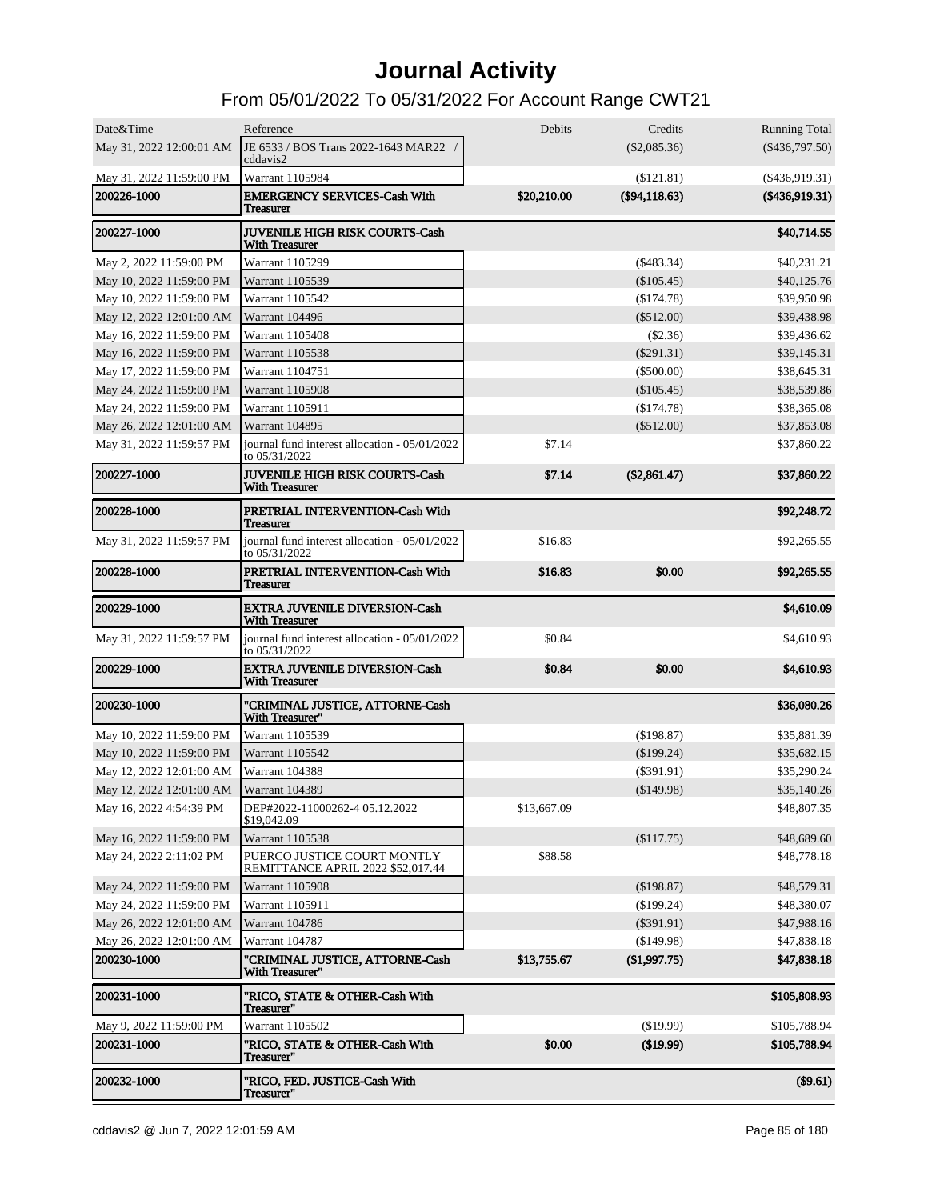# Journal Activity

## From 05/01/2022 To 05/31/2022 For Account Range CWT21

| Date&Time | Reference | Debits | Credits | Running Total |
|---|---|---|---|---|
| May 31, 2022 12:00:01 AM | JE 6533 / BOS Trans 2022-1643 MAR22 / cddavis2 | | ($2,085.36) | ($436,797.50) |
| May 31, 2022 11:59:00 PM | Warrant 1105984 | | ($121.81) | ($436,919.31) |
| **200226-1000** | **EMERGENCY SERVICES-Cash With Treasurer** | **$20,210.00** | **($94,118.63)** | **($436,919.31)** |
| **200227-1000** | **JUVENILE HIGH RISK COURTS-Cash With Treasurer** | | | **$40,714.55** |
| May 2, 2022 11:59:00 PM | Warrant 1105299 | | ($483.34) | $40,231.21 |
| May 10, 2022 11:59:00 PM | Warrant 1105539 | | ($105.45) | $40,125.76 |
| May 10, 2022 11:59:00 PM | Warrant 1105542 | | ($174.78) | $39,950.98 |
| May 12, 2022 12:01:00 AM | Warrant 104496 | | ($512.00) | $39,438.98 |
| May 16, 2022 11:59:00 PM | Warrant 1105408 | | ($2.36) | $39,436.62 |
| May 16, 2022 11:59:00 PM | Warrant 1105538 | | ($291.31) | $39,145.31 |
| May 17, 2022 11:59:00 PM | Warrant 1104751 | | ($500.00) | $38,645.31 |
| May 24, 2022 11:59:00 PM | Warrant 1105908 | | ($105.45) | $38,539.86 |
| May 24, 2022 11:59:00 PM | Warrant 1105911 | | ($174.78) | $38,365.08 |
| May 26, 2022 12:01:00 AM | Warrant 104895 | | ($512.00) | $37,853.08 |
| May 31, 2022 11:59:57 PM | journal fund interest allocation - 05/01/2022 to 05/31/2022 | $7.14 | | $37,860.22 |
| **200227-1000** | **JUVENILE HIGH RISK COURTS-Cash With Treasurer** | **$7.14** | **($2,861.47)** | **$37,860.22** |
| **200228-1000** | **PRETRIAL INTERVENTION-Cash With Treasurer** | | | **$92,248.72** |
| May 31, 2022 11:59:57 PM | journal fund interest allocation - 05/01/2022 to 05/31/2022 | $16.83 | | $92,265.55 |
| **200228-1000** | **PRETRIAL INTERVENTION-Cash With Treasurer** | **$16.83** | **$0.00** | **$92,265.55** |
| **200229-1000** | **EXTRA JUVENILE DIVERSION-Cash With Treasurer** | | | **$4,610.09** |
| May 31, 2022 11:59:57 PM | journal fund interest allocation - 05/01/2022 to 05/31/2022 | $0.84 | | $4,610.93 |
| **200229-1000** | **EXTRA JUVENILE DIVERSION-Cash With Treasurer** | **$0.84** | **$0.00** | **$4,610.93** |
| **200230-1000** | **"CRIMINAL JUSTICE, ATTORNE-Cash With Treasurer"** | | | **$36,080.26** |
| May 10, 2022 11:59:00 PM | Warrant 1105539 | | ($198.87) | $35,881.39 |
| May 10, 2022 11:59:00 PM | Warrant 1105542 | | ($199.24) | $35,682.15 |
| May 12, 2022 12:01:00 AM | Warrant 104388 | | ($391.91) | $35,290.24 |
| May 12, 2022 12:01:00 AM | Warrant 104389 | | ($149.98) | $35,140.26 |
| May 16, 2022 4:54:39 PM | DEP#2022-11000262-4 05.12.2022 $19,042.09 | $13,667.09 | | $48,807.35 |
| May 16, 2022 11:59:00 PM | Warrant 1105538 | | ($117.75) | $48,689.60 |
| May 24, 2022 2:11:02 PM | PUERCO JUSTICE COURT MONTLY REMITTANCE APRIL 2022 $52,017.44 | $88.58 | | $48,778.18 |
| May 24, 2022 11:59:00 PM | Warrant 1105908 | | ($198.87) | $48,579.31 |
| May 24, 2022 11:59:00 PM | Warrant 1105911 | | ($199.24) | $48,380.07 |
| May 26, 2022 12:01:00 AM | Warrant 104786 | | ($391.91) | $47,988.16 |
| May 26, 2022 12:01:00 AM | Warrant 104787 | | ($149.98) | $47,838.18 |
| **200230-1000** | **"CRIMINAL JUSTICE, ATTORNE-Cash With Treasurer"** | **$13,755.67** | **($1,997.75)** | **$47,838.18** |
| **200231-1000** | **"RICO, STATE & OTHER-Cash With Treasurer"** | | | **$105,808.93** |
| May 9, 2022 11:59:00 PM | Warrant 1105502 | | ($19.99) | $105,788.94 |
| **200231-1000** | **"RICO, STATE & OTHER-Cash With Treasurer"** | **$0.00** | **($19.99)** | **$105,788.94** |
| **200232-1000** | **"RICO, FED. JUSTICE-Cash With Treasurer"** | | | **($9.61)** |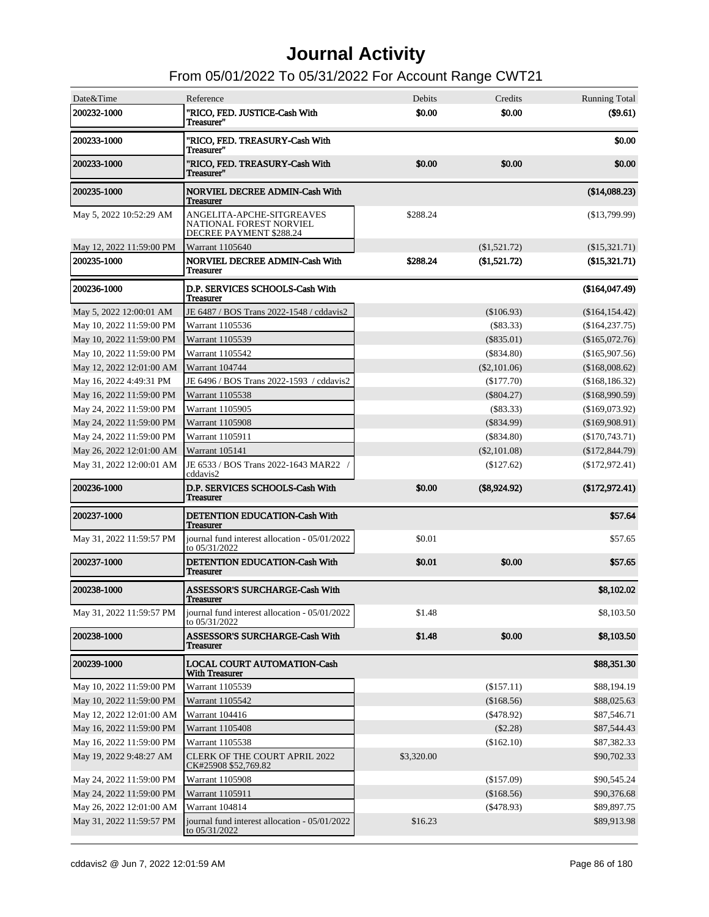# Journal Activity

## From 05/01/2022 To 05/31/2022 For Account Range CWT21

| Date&Time | Reference | Debits | Credits | Running Total |
|---|---|---|---|---|
| **200232-1000** | **"RICO, FED. JUSTICE-Cash With Treasurer"** | **$0.00** | **$0.00** | **($9.61)** |
| **200233-1000** | **"RICO, FED. TREASURY-Cash With Treasurer"** | | | **$0.00** |
| **200233-1000** | **"RICO, FED. TREASURY-Cash With Treasurer"** | **$0.00** | **$0.00** | **$0.00** |
| **200235-1000** | **NORVIEL DECREE ADMIN-Cash With Treasurer** | | | **($14,088.23)** |
| May 5, 2022 10:52:29 AM | ANGELITA-APCHE-SITGREAVES NATIONAL FOREST NORVIEL DECREE PAYMENT $288.24 | $288.24 | | ($13,799.99) |
| May 12, 2022 11:59:00 PM | Warrant 1105640 | | ($1,521.72) | ($15,321.71) |
| **200235-1000** | **NORVIEL DECREE ADMIN-Cash With Treasurer** | **$288.24** | **($1,521.72)** | **($15,321.71)** |
| **200236-1000** | **D.P. SERVICES SCHOOLS-Cash With Treasurer** | | | **($164,047.49)** |
| May 5, 2022 12:00:01 AM | JE 6487 / BOS Trans 2022-1548 / cddavis2 | | ($106.93) | ($164,154.42) |
| May 10, 2022 11:59:00 PM | Warrant 1105536 | | ($83.33) | ($164,237.75) |
| May 10, 2022 11:59:00 PM | Warrant 1105539 | | ($835.01) | ($165,072.76) |
| May 10, 2022 11:59:00 PM | Warrant 1105542 | | ($834.80) | ($165,907.56) |
| May 12, 2022 12:01:00 AM | Warrant 104744 | | ($2,101.06) | ($168,008.62) |
| May 16, 2022 4:49:31 PM | JE 6496 / BOS Trans 2022-1593 / cddavis2 | | ($177.70) | ($168,186.32) |
| May 16, 2022 11:59:00 PM | Warrant 1105538 | | ($804.27) | ($168,990.59) |
| May 24, 2022 11:59:00 PM | Warrant 1105905 | | ($83.33) | ($169,073.92) |
| May 24, 2022 11:59:00 PM | Warrant 1105908 | | ($834.99) | ($169,908.91) |
| May 24, 2022 11:59:00 PM | Warrant 1105911 | | ($834.80) | ($170,743.71) |
| May 26, 2022 12:01:00 AM | Warrant 105141 | | ($2,101.08) | ($172,844.79) |
| May 31, 2022 12:00:01 AM | JE 6533 / BOS Trans 2022-1643 MAR22 / cddavis2 | | ($127.62) | ($172,972.41) |
| **200236-1000** | **D.P. SERVICES SCHOOLS-Cash With Treasurer** | **$0.00** | **($8,924.92)** | **($172,972.41)** |
| **200237-1000** | **DETENTION EDUCATION-Cash With Treasurer** | | | **$57.64** |
| May 31, 2022 11:59:57 PM | journal fund interest allocation - 05/01/2022 to 05/31/2022 | $0.01 | | $57.65 |
| **200237-1000** | **DETENTION EDUCATION-Cash With Treasurer** | **$0.01** | **$0.00** | **$57.65** |
| **200238-1000** | **ASSESSOR'S SURCHARGE-Cash With Treasurer** | | | **$8,102.02** |
| May 31, 2022 11:59:57 PM | journal fund interest allocation - 05/01/2022 to 05/31/2022 | $1.48 | | $8,103.50 |
| **200238-1000** | **ASSESSOR'S SURCHARGE-Cash With Treasurer** | **$1.48** | **$0.00** | **$8,103.50** |
| **200239-1000** | **LOCAL COURT AUTOMATION-Cash With Treasurer** | | | **$88,351.30** |
| May 10, 2022 11:59:00 PM | Warrant 1105539 | | ($157.11) | $88,194.19 |
| May 10, 2022 11:59:00 PM | Warrant 1105542 | | ($168.56) | $88,025.63 |
| May 12, 2022 12:01:00 AM | Warrant 104416 | | ($478.92) | $87,546.71 |
| May 16, 2022 11:59:00 PM | Warrant 1105408 | | ($2.28) | $87,544.43 |
| May 16, 2022 11:59:00 PM | Warrant 1105538 | | ($162.10) | $87,382.33 |
| May 19, 2022 9:48:27 AM | CLERK OF THE COURT APRIL 2022 CK#25908 $52,769.82 | $3,320.00 | | $90,702.33 |
| May 24, 2022 11:59:00 PM | Warrant 1105908 | | ($157.09) | $90,545.24 |
| May 24, 2022 11:59:00 PM | Warrant 1105911 | | ($168.56) | $90,376.68 |
| May 26, 2022 12:01:00 AM | Warrant 104814 | | ($478.93) | $89,897.75 |
| May 31, 2022 11:59:57 PM | journal fund interest allocation - 05/01/2022 to 05/31/2022 | $16.23 | | $89,913.98 |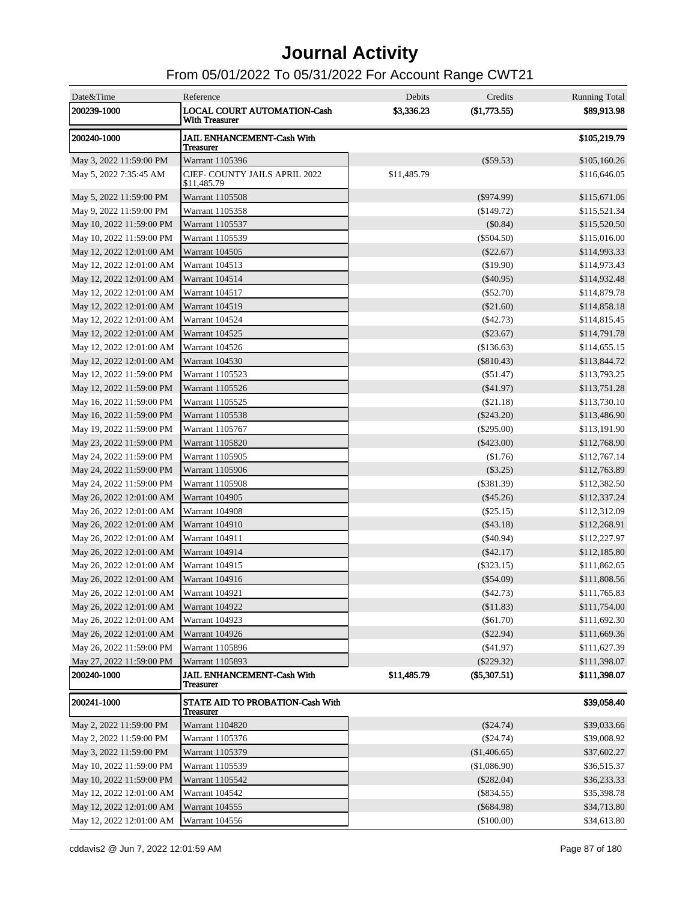# Journal Activity

## From 05/01/2022 To 05/31/2022 For Account Range CWT21

| Date&Time | Reference | Debits | Credits | Running Total |
|---|---|---|---|---|
| **200239-1000** | **LOCAL COURT AUTOMATION-Cash With Treasurer** | **$3,336.23** | **($1,773.55)** | **$89,913.98** |
| **200240-1000** | **JAIL ENHANCEMENT-Cash With Treasurer** | | | **$105,219.79** |
| May 3, 2022 11:59:00 PM | Warrant 1105396 | | ($59.53) | $105,160.26 |
| May 5, 2022 7:35:45 AM | CJEF- COUNTY JAILS APRIL 2022 $11,485.79 | $11,485.79 | | $116,646.05 |
| May 5, 2022 11:59:00 PM | Warrant 1105508 | | ($974.99) | $115,671.06 |
| May 9, 2022 11:59:00 PM | Warrant 1105358 | | ($149.72) | $115,521.34 |
| May 10, 2022 11:59:00 PM | Warrant 1105537 | | ($0.84) | $115,520.50 |
| May 10, 2022 11:59:00 PM | Warrant 1105539 | | ($504.50) | $115,016.00 |
| May 12, 2022 12:01:00 AM | Warrant 104505 | | ($22.67) | $114,993.33 |
| May 12, 2022 12:01:00 AM | Warrant 104513 | | ($19.90) | $114,973.43 |
| May 12, 2022 12:01:00 AM | Warrant 104514 | | ($40.95) | $114,932.48 |
| May 12, 2022 12:01:00 AM | Warrant 104517 | | ($52.70) | $114,879.78 |
| May 12, 2022 12:01:00 AM | Warrant 104519 | | ($21.60) | $114,858.18 |
| May 12, 2022 12:01:00 AM | Warrant 104524 | | ($42.73) | $114,815.45 |
| May 12, 2022 12:01:00 AM | Warrant 104525 | | ($23.67) | $114,791.78 |
| May 12, 2022 12:01:00 AM | Warrant 104526 | | ($136.63) | $114,655.15 |
| May 12, 2022 12:01:00 AM | Warrant 104530 | | ($810.43) | $113,844.72 |
| May 12, 2022 11:59:00 PM | Warrant 1105523 | | ($51.47) | $113,793.25 |
| May 12, 2022 11:59:00 PM | Warrant 1105526 | | ($41.97) | $113,751.28 |
| May 16, 2022 11:59:00 PM | Warrant 1105525 | | ($21.18) | $113,730.10 |
| May 16, 2022 11:59:00 PM | Warrant 1105538 | | ($243.20) | $113,486.90 |
| May 19, 2022 11:59:00 PM | Warrant 1105767 | | ($295.00) | $113,191.90 |
| May 23, 2022 11:59:00 PM | Warrant 1105820 | | ($423.00) | $112,768.90 |
| May 24, 2022 11:59:00 PM | Warrant 1105905 | | ($1.76) | $112,767.14 |
| May 24, 2022 11:59:00 PM | Warrant 1105906 | | ($3.25) | $112,763.89 |
| May 24, 2022 11:59:00 PM | Warrant 1105908 | | ($381.39) | $112,382.50 |
| May 26, 2022 12:01:00 AM | Warrant 104905 | | ($45.26) | $112,337.24 |
| May 26, 2022 12:01:00 AM | Warrant 104908 | | ($25.15) | $112,312.09 |
| May 26, 2022 12:01:00 AM | Warrant 104910 | | ($43.18) | $112,268.91 |
| May 26, 2022 12:01:00 AM | Warrant 104911 | | ($40.94) | $112,227.97 |
| May 26, 2022 12:01:00 AM | Warrant 104914 | | ($42.17) | $112,185.80 |
| May 26, 2022 12:01:00 AM | Warrant 104915 | | ($323.15) | $111,862.65 |
| May 26, 2022 12:01:00 AM | Warrant 104916 | | ($54.09) | $111,808.56 |
| May 26, 2022 12:01:00 AM | Warrant 104921 | | ($42.73) | $111,765.83 |
| May 26, 2022 12:01:00 AM | Warrant 104922 | | ($11.83) | $111,754.00 |
| May 26, 2022 12:01:00 AM | Warrant 104923 | | ($61.70) | $111,692.30 |
| May 26, 2022 12:01:00 AM | Warrant 104926 | | ($22.94) | $111,669.36 |
| May 26, 2022 11:59:00 PM | Warrant 1105896 | | ($41.97) | $111,627.39 |
| May 27, 2022 11:59:00 PM | Warrant 1105893 | | ($229.32) | $111,398.07 |
| **200240-1000** | **JAIL ENHANCEMENT-Cash With Treasurer** | **$11,485.79** | **($5,307.51)** | **$111,398.07** |
| **200241-1000** | **STATE AID TO PROBATION-Cash With Treasurer** | | | **$39,058.40** |
| May 2, 2022 11:59:00 PM | Warrant 1104820 | | ($24.74) | $39,033.66 |
| May 2, 2022 11:59:00 PM | Warrant 1105376 | | ($24.74) | $39,008.92 |
| May 3, 2022 11:59:00 PM | Warrant 1105379 | | ($1,406.65) | $37,602.27 |
| May 10, 2022 11:59:00 PM | Warrant 1105539 | | ($1,086.90) | $36,515.37 |
| May 10, 2022 11:59:00 PM | Warrant 1105542 | | ($282.04) | $36,233.33 |
| May 12, 2022 12:01:00 AM | Warrant 104542 | | ($834.55) | $35,398.78 |
| May 12, 2022 12:01:00 AM | Warrant 104555 | | ($684.98) | $34,713.80 |
| May 12, 2022 12:01:00 AM | Warrant 104556 | | ($100.00) | $34,613.80 |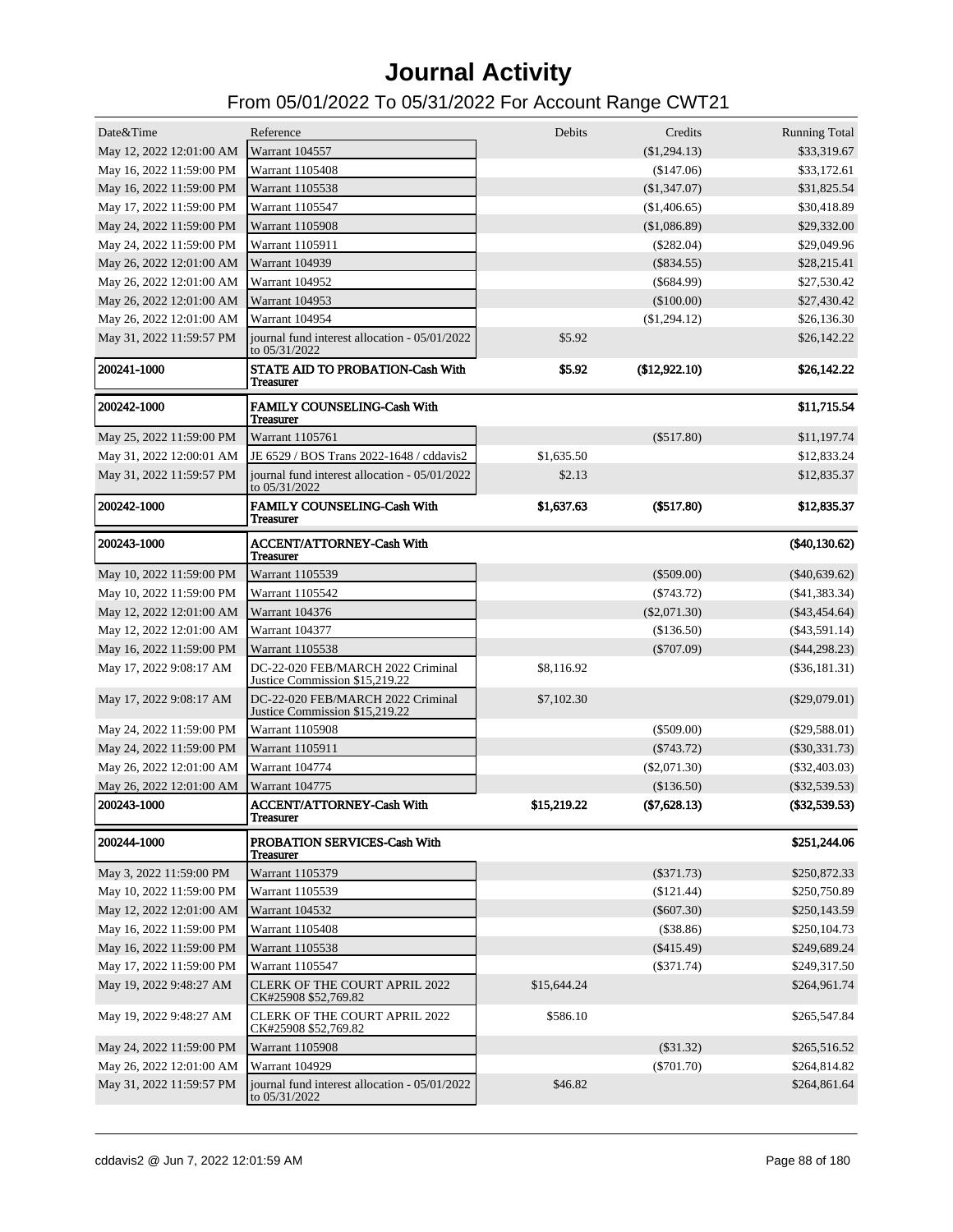# Journal Activity

## From 05/01/2022 To 05/31/2022 For Account Range CWT21

| Date&Time | Reference | Debits | Credits | Running Total |
|---|---|---|---|---|
| May 12, 2022 12:01:00 AM | Warrant 104557 | | ($1,294.13) | $33,319.67 |
| May 16, 2022 11:59:00 PM | Warrant 1105408 | | ($147.06) | $33,172.61 |
| May 16, 2022 11:59:00 PM | Warrant 1105538 | | ($1,347.07) | $31,825.54 |
| May 17, 2022 11:59:00 PM | Warrant 1105547 | | ($1,406.65) | $30,418.89 |
| May 24, 2022 11:59:00 PM | Warrant 1105908 | | ($1,086.89) | $29,332.00 |
| May 24, 2022 11:59:00 PM | Warrant 1105911 | | ($282.04) | $29,049.96 |
| May 26, 2022 12:01:00 AM | Warrant 104939 | | ($834.55) | $28,215.41 |
| May 26, 2022 12:01:00 AM | Warrant 104952 | | ($684.99) | $27,530.42 |
| May 26, 2022 12:01:00 AM | Warrant 104953 | | ($100.00) | $27,430.42 |
| May 26, 2022 12:01:00 AM | Warrant 104954 | | ($1,294.12) | $26,136.30 |
| May 31, 2022 11:59:57 PM | journal fund interest allocation - 05/01/2022 to 05/31/2022 | $5.92 | | $26,142.22 |
| **200241-1000** | **STATE AID TO PROBATION-Cash With Treasurer** | **$5.92** | **($12,922.10)** | **$26,142.22** |
| **200242-1000** | **FAMILY COUNSELING-Cash With Treasurer** | | | **$11,715.54** |
| May 25, 2022 11:59:00 PM | Warrant 1105761 | | ($517.80) | $11,197.74 |
| May 31, 2022 12:00:01 AM | JE 6529 / BOS Trans 2022-1648 / cddavis2 | $1,635.50 | | $12,833.24 |
| May 31, 2022 11:59:57 PM | journal fund interest allocation - 05/01/2022 to 05/31/2022 | $2.13 | | $12,835.37 |
| **200242-1000** | **FAMILY COUNSELING-Cash With Treasurer** | **$1,637.63** | **($517.80)** | **$12,835.37** |
| **200243-1000** | **ACCENT/ATTORNEY-Cash With Treasurer** | | | **($40,130.62)** |
| May 10, 2022 11:59:00 PM | Warrant 1105539 | | ($509.00) | ($40,639.62) |
| May 10, 2022 11:59:00 PM | Warrant 1105542 | | ($743.72) | ($41,383.34) |
| May 12, 2022 12:01:00 AM | Warrant 104376 | | ($2,071.30) | ($43,454.64) |
| May 12, 2022 12:01:00 AM | Warrant 104377 | | ($136.50) | ($43,591.14) |
| May 16, 2022 11:59:00 PM | Warrant 1105538 | | ($707.09) | ($44,298.23) |
| May 17, 2022 9:08:17 AM | DC-22-020 FEB/MARCH 2022 Criminal Justice Commission $15,219.22 | $8,116.92 | | ($36,181.31) |
| May 17, 2022 9:08:17 AM | DC-22-020 FEB/MARCH 2022 Criminal Justice Commission $15,219.22 | $7,102.30 | | ($29,079.01) |
| May 24, 2022 11:59:00 PM | Warrant 1105908 | | ($509.00) | ($29,588.01) |
| May 24, 2022 11:59:00 PM | Warrant 1105911 | | ($743.72) | ($30,331.73) |
| May 26, 2022 12:01:00 AM | Warrant 104774 | | ($2,071.30) | ($32,403.03) |
| May 26, 2022 12:01:00 AM | Warrant 104775 | | ($136.50) | ($32,539.53) |
| **200243-1000** | **ACCENT/ATTORNEY-Cash With Treasurer** | **$15,219.22** | **($7,628.13)** | **($32,539.53)** |
| **200244-1000** | **PROBATION SERVICES-Cash With Treasurer** | | | **$251,244.06** |
| May 3, 2022 11:59:00 PM | Warrant 1105379 | | ($371.73) | $250,872.33 |
| May 10, 2022 11:59:00 PM | Warrant 1105539 | | ($121.44) | $250,750.89 |
| May 12, 2022 12:01:00 AM | Warrant 104532 | | ($607.30) | $250,143.59 |
| May 16, 2022 11:59:00 PM | Warrant 1105408 | | ($38.86) | $250,104.73 |
| May 16, 2022 11:59:00 PM | Warrant 1105538 | | ($415.49) | $249,689.24 |
| May 17, 2022 11:59:00 PM | Warrant 1105547 | | ($371.74) | $249,317.50 |
| May 19, 2022 9:48:27 AM | CLERK OF THE COURT APRIL 2022 CK#25908 $52,769.82 | $15,644.24 | | $264,961.74 |
| May 19, 2022 9:48:27 AM | CLERK OF THE COURT APRIL 2022 CK#25908 $52,769.82 | $586.10 | | $265,547.84 |
| May 24, 2022 11:59:00 PM | Warrant 1105908 | | ($31.32) | $265,516.52 |
| May 26, 2022 12:01:00 AM | Warrant 104929 | | ($701.70) | $264,814.82 |
| May 31, 2022 11:59:57 PM | journal fund interest allocation - 05/01/2022 to 05/31/2022 | $46.82 | | $264,861.64 |

cddavis2 @ Jun 7, 2022 12:01:59 AM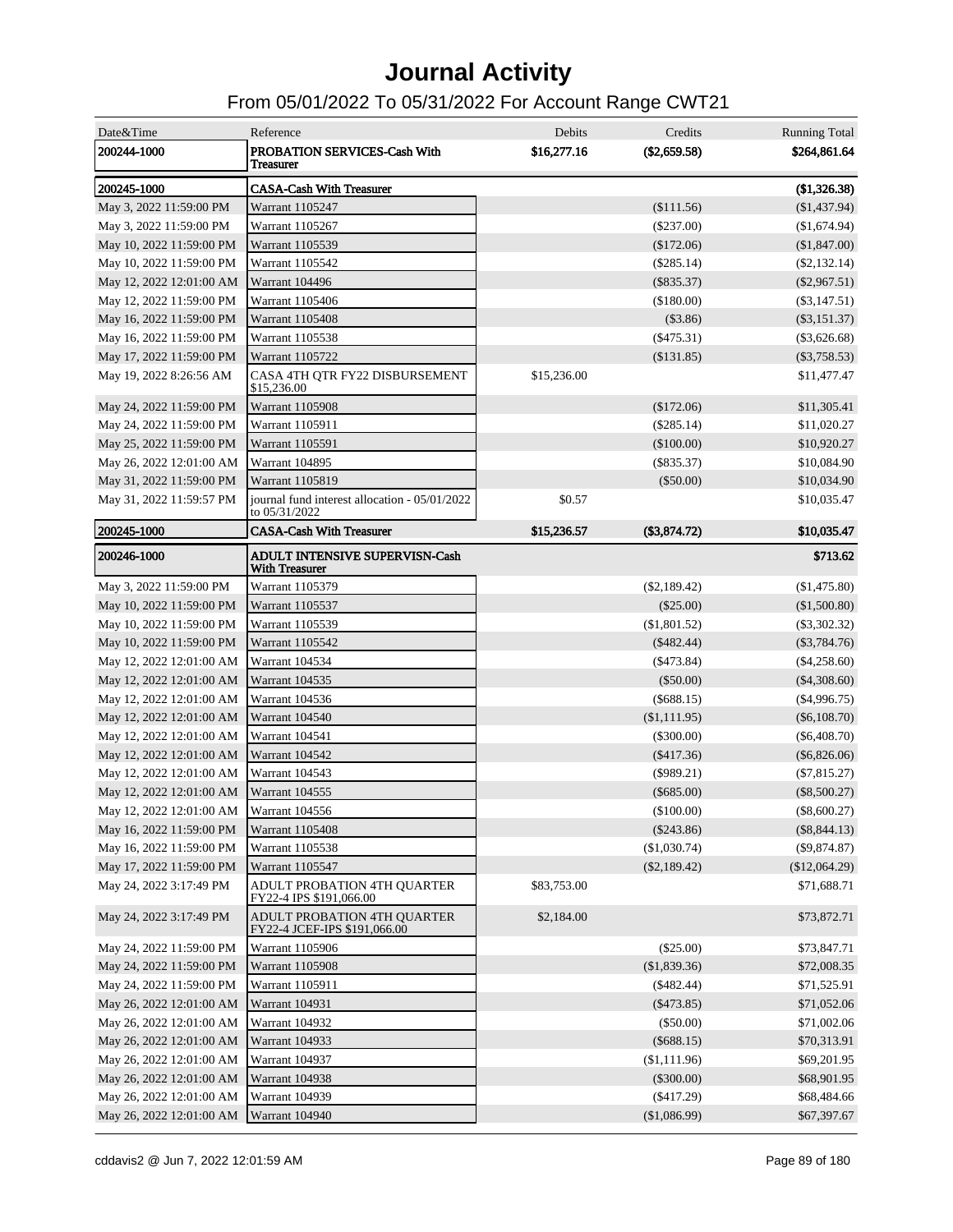# Journal Activity

## From 05/01/2022 To 05/31/2022 For Account Range CWT21

| Date&Time | Reference | Debits | Credits | Running Total |
|---|---|---|---|---|
| **200244-1000** | **PROBATION SERVICES-Cash With Treasurer** | **$16,277.16** | **($2,659.58)** | **$264,861.64** |
| **200245-1000** | **CASA-Cash With Treasurer** | | | **($1,326.38)** |
| May 3, 2022 11:59:00 PM | Warrant 1105247 | | ($111.56) | ($1,437.94) |
| May 3, 2022 11:59:00 PM | Warrant 1105267 | | ($237.00) | ($1,674.94) |
| May 10, 2022 11:59:00 PM | Warrant 1105539 | | ($172.06) | ($1,847.00) |
| May 10, 2022 11:59:00 PM | Warrant 1105542 | | ($285.14) | ($2,132.14) |
| May 12, 2022 12:01:00 AM | Warrant 104496 | | ($835.37) | ($2,967.51) |
| May 12, 2022 11:59:00 PM | Warrant 1105406 | | ($180.00) | ($3,147.51) |
| May 16, 2022 11:59:00 PM | Warrant 1105408 | | ($3.86) | ($3,151.37) |
| May 16, 2022 11:59:00 PM | Warrant 1105538 | | ($475.31) | ($3,626.68) |
| May 17, 2022 11:59:00 PM | Warrant 1105722 | | ($131.85) | ($3,758.53) |
| May 19, 2022 8:26:56 AM | CASA 4TH QTR FY22 DISBURSEMENT $15,236.00 | $15,236.00 | | $11,477.47 |
| May 24, 2022 11:59:00 PM | Warrant 1105908 | | ($172.06) | $11,305.41 |
| May 24, 2022 11:59:00 PM | Warrant 1105911 | | ($285.14) | $11,020.27 |
| May 25, 2022 11:59:00 PM | Warrant 1105591 | | ($100.00) | $10,920.27 |
| May 26, 2022 12:01:00 AM | Warrant 104895 | | ($835.37) | $10,084.90 |
| May 31, 2022 11:59:00 PM | Warrant 1105819 | | ($50.00) | $10,034.90 |
| May 31, 2022 11:59:57 PM | journal fund interest allocation - 05/01/2022 to 05/31/2022 | $0.57 | | $10,035.47 |
| **200245-1000** | **CASA-Cash With Treasurer** | **$15,236.57** | **($3,874.72)** | **$10,035.47** |
| **200246-1000** | **ADULT INTENSIVE SUPERVISN-Cash With Treasurer** | | | **$713.62** |
| May 3, 2022 11:59:00 PM | Warrant 1105379 | | ($2,189.42) | ($1,475.80) |
| May 10, 2022 11:59:00 PM | Warrant 1105537 | | ($25.00) | ($1,500.80) |
| May 10, 2022 11:59:00 PM | Warrant 1105539 | | ($1,801.52) | ($3,302.32) |
| May 10, 2022 11:59:00 PM | Warrant 1105542 | | ($482.44) | ($3,784.76) |
| May 12, 2022 12:01:00 AM | Warrant 104534 | | ($473.84) | ($4,258.60) |
| May 12, 2022 12:01:00 AM | Warrant 104535 | | ($50.00) | ($4,308.60) |
| May 12, 2022 12:01:00 AM | Warrant 104536 | | ($688.15) | ($4,996.75) |
| May 12, 2022 12:01:00 AM | Warrant 104540 | | ($1,111.95) | ($6,108.70) |
| May 12, 2022 12:01:00 AM | Warrant 104541 | | ($300.00) | ($6,408.70) |
| May 12, 2022 12:01:00 AM | Warrant 104542 | | ($417.36) | ($6,826.06) |
| May 12, 2022 12:01:00 AM | Warrant 104543 | | ($989.21) | ($7,815.27) |
| May 12, 2022 12:01:00 AM | Warrant 104555 | | ($685.00) | ($8,500.27) |
| May 12, 2022 12:01:00 AM | Warrant 104556 | | ($100.00) | ($8,600.27) |
| May 16, 2022 11:59:00 PM | Warrant 1105408 | | ($243.86) | ($8,844.13) |
| May 16, 2022 11:59:00 PM | Warrant 1105538 | | ($1,030.74) | ($9,874.87) |
| May 17, 2022 11:59:00 PM | Warrant 1105547 | | ($2,189.42) | ($12,064.29) |
| May 24, 2022 3:17:49 PM | ADULT PROBATION 4TH QUARTER FY22-4 IPS $191,066.00 | $83,753.00 | | $71,688.71 |
| May 24, 2022 3:17:49 PM | ADULT PROBATION 4TH QUARTER FY22-4 JCEF-IPS $191,066.00 | $2,184.00 | | $73,872.71 |
| May 24, 2022 11:59:00 PM | Warrant 1105906 | | ($25.00) | $73,847.71 |
| May 24, 2022 11:59:00 PM | Warrant 1105908 | | ($1,839.36) | $72,008.35 |
| May 24, 2022 11:59:00 PM | Warrant 1105911 | | ($482.44) | $71,525.91 |
| May 26, 2022 12:01:00 AM | Warrant 104931 | | ($473.85) | $71,052.06 |
| May 26, 2022 12:01:00 AM | Warrant 104932 | | ($50.00) | $71,002.06 |
| May 26, 2022 12:01:00 AM | Warrant 104933 | | ($688.15) | $70,313.91 |
| May 26, 2022 12:01:00 AM | Warrant 104937 | | ($1,111.96) | $69,201.95 |
| May 26, 2022 12:01:00 AM | Warrant 104938 | | ($300.00) | $68,901.95 |
| May 26, 2022 12:01:00 AM | Warrant 104939 | | ($417.29) | $68,484.66 |
| May 26, 2022 12:01:00 AM | Warrant 104940 | | ($1,086.99) | $67,397.67 |

cddavis2 @ Jun 7, 2022 12:01:59 AM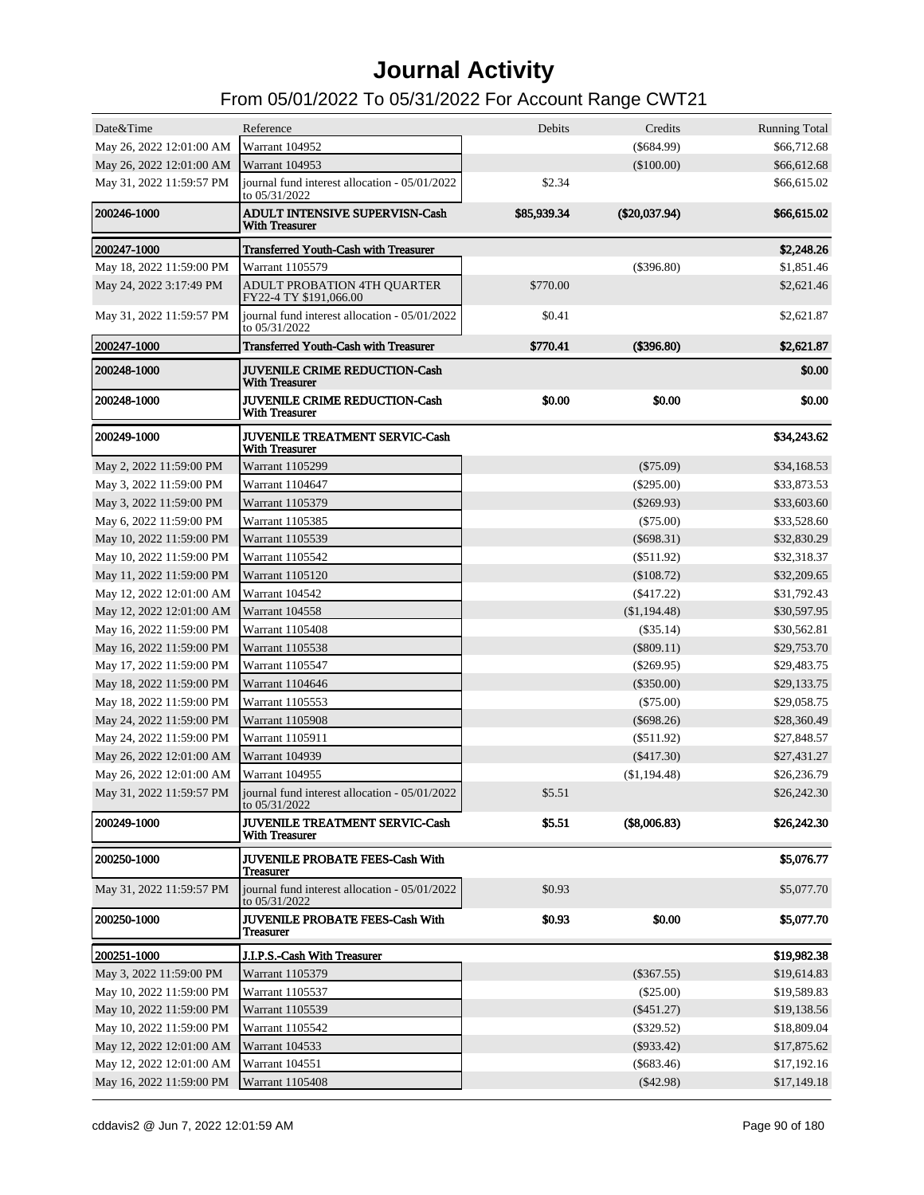# Journal Activity

## From 05/01/2022 To 05/31/2022 For Account Range CWT21

| Date&Time | Reference | Debits | Credits | Running Total |
|---|---|---|---|---|
| May 26, 2022 12:01:00 AM | Warrant 104952 | | ($684.99) | $66,712.68 |
| May 26, 2022 12:01:00 AM | Warrant 104953 | | ($100.00) | $66,612.68 |
| May 31, 2022 11:59:57 PM | journal fund interest allocation - 05/01/2022 to 05/31/2022 | $2.34 | | $66,615.02 |
| **200246-1000** | **ADULT INTENSIVE SUPERVISN-Cash With Treasurer** | **$85,939.34** | **($20,037.94)** | **$66,615.02** |
| **200247-1000** | **Transferred Youth-Cash with Treasurer** | | | **$2,248.26** |
| May 18, 2022 11:59:00 PM | Warrant 1105579 | | ($396.80) | $1,851.46 |
| May 24, 2022 3:17:49 PM | ADULT PROBATION 4TH QUARTER FY22-4 TY $191,066.00 | $770.00 | | $2,621.46 |
| May 31, 2022 11:59:57 PM | journal fund interest allocation - 05/01/2022 to 05/31/2022 | $0.41 | | $2,621.87 |
| **200247-1000** | **Transferred Youth-Cash with Treasurer** | **$770.41** | **($396.80)** | **$2,621.87** |
| **200248-1000** | **JUVENILE CRIME REDUCTION-Cash With Treasurer** | | | **$0.00** |
| **200248-1000** | **JUVENILE CRIME REDUCTION-Cash With Treasurer** | **$0.00** | **$0.00** | **$0.00** |
| **200249-1000** | **JUVENILE TREATMENT SERVIC-Cash With Treasurer** | | | **$34,243.62** |
| May 2, 2022 11:59:00 PM | Warrant 1105299 | | ($75.09) | $34,168.53 |
| May 3, 2022 11:59:00 PM | Warrant 1104647 | | ($295.00) | $33,873.53 |
| May 3, 2022 11:59:00 PM | Warrant 1105379 | | ($269.93) | $33,603.60 |
| May 6, 2022 11:59:00 PM | Warrant 1105385 | | ($75.00) | $33,528.60 |
| May 10, 2022 11:59:00 PM | Warrant 1105539 | | ($698.31) | $32,830.29 |
| May 10, 2022 11:59:00 PM | Warrant 1105542 | | ($511.92) | $32,318.37 |
| May 11, 2022 11:59:00 PM | Warrant 1105120 | | ($108.72) | $32,209.65 |
| May 12, 2022 12:01:00 AM | Warrant 104542 | | ($417.22) | $31,792.43 |
| May 12, 2022 12:01:00 AM | Warrant 104558 | | ($1,194.48) | $30,597.95 |
| May 16, 2022 11:59:00 PM | Warrant 1105408 | | ($35.14) | $30,562.81 |
| May 16, 2022 11:59:00 PM | Warrant 1105538 | | ($809.11) | $29,753.70 |
| May 17, 2022 11:59:00 PM | Warrant 1105547 | | ($269.95) | $29,483.75 |
| May 18, 2022 11:59:00 PM | Warrant 1104646 | | ($350.00) | $29,133.75 |
| May 18, 2022 11:59:00 PM | Warrant 1105553 | | ($75.00) | $29,058.75 |
| May 24, 2022 11:59:00 PM | Warrant 1105908 | | ($698.26) | $28,360.49 |
| May 24, 2022 11:59:00 PM | Warrant 1105911 | | ($511.92) | $27,848.57 |
| May 26, 2022 12:01:00 AM | Warrant 104939 | | ($417.30) | $27,431.27 |
| May 26, 2022 12:01:00 AM | Warrant 104955 | | ($1,194.48) | $26,236.79 |
| May 31, 2022 11:59:57 PM | journal fund interest allocation - 05/01/2022 to 05/31/2022 | $5.51 | | $26,242.30 |
| **200249-1000** | **JUVENILE TREATMENT SERVIC-Cash With Treasurer** | **$5.51** | **($8,006.83)** | **$26,242.30** |
| **200250-1000** | **JUVENILE PROBATE FEES-Cash With Treasurer** | | | **$5,076.77** |
| May 31, 2022 11:59:57 PM | journal fund interest allocation - 05/01/2022 to 05/31/2022 | $0.93 | | $5,077.70 |
| **200250-1000** | **JUVENILE PROBATE FEES-Cash With Treasurer** | **$0.93** | **$0.00** | **$5,077.70** |
| **200251-1000** | **J.I.P.S.-Cash With Treasurer** | | | **$19,982.38** |
| May 3, 2022 11:59:00 PM | Warrant 1105379 | | ($367.55) | $19,614.83 |
| May 10, 2022 11:59:00 PM | Warrant 1105537 | | ($25.00) | $19,589.83 |
| May 10, 2022 11:59:00 PM | Warrant 1105539 | | ($451.27) | $19,138.56 |
| May 10, 2022 11:59:00 PM | Warrant 1105542 | | ($329.52) | $18,809.04 |
| May 12, 2022 12:01:00 AM | Warrant 104533 | | ($933.42) | $17,875.62 |
| May 12, 2022 12:01:00 AM | Warrant 104551 | | ($683.46) | $17,192.16 |
| May 16, 2022 11:59:00 PM | Warrant 1105408 | | ($42.98) | $17,149.18 |

cddavis2 @ Jun 7, 2022 12:01:59 AM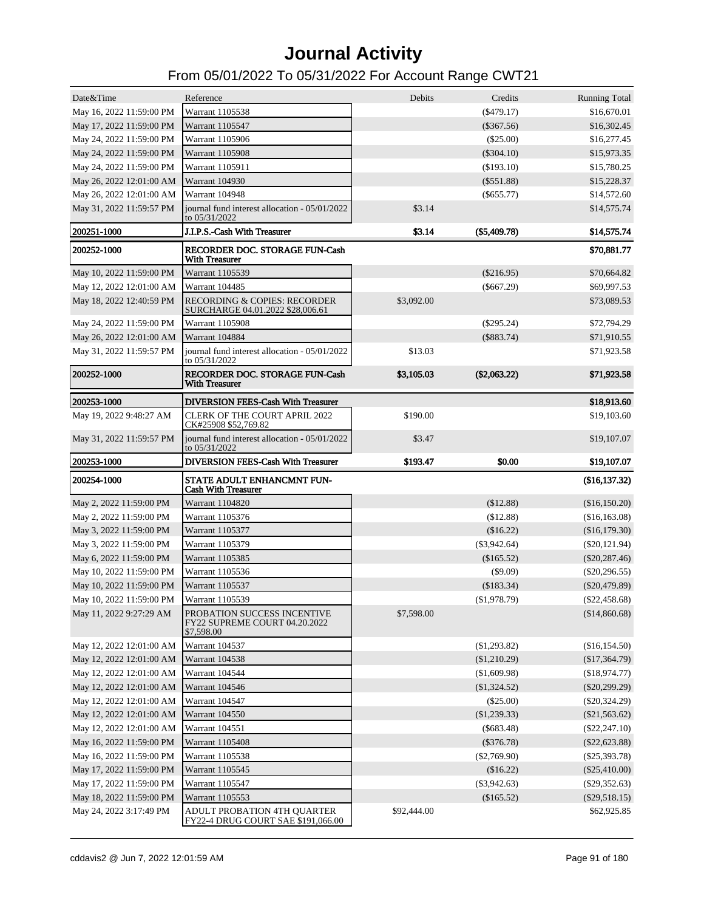# Journal Activity

## From 05/01/2022 To 05/31/2022 For Account Range CWT21

| Date&Time | Reference | Debits | Credits | Running Total |
|---|---|---|---|---|
| May 16, 2022 11:59:00 PM | Warrant 1105538 | | ($479.17) | $16,670.01 |
| May 17, 2022 11:59:00 PM | Warrant 1105547 | | ($367.56) | $16,302.45 |
| May 24, 2022 11:59:00 PM | Warrant 1105906 | | ($25.00) | $16,277.45 |
| May 24, 2022 11:59:00 PM | Warrant 1105908 | | ($304.10) | $15,973.35 |
| May 24, 2022 11:59:00 PM | Warrant 1105911 | | ($193.10) | $15,780.25 |
| May 26, 2022 12:01:00 AM | Warrant 104930 | | ($551.88) | $15,228.37 |
| May 26, 2022 12:01:00 AM | Warrant 104948 | | ($655.77) | $14,572.60 |
| May 31, 2022 11:59:57 PM | journal fund interest allocation - 05/01/2022 to 05/31/2022 | $3.14 | | $14,575.74 |
| **200251-1000** | **J.I.P.S.-Cash With Treasurer** | **$3.14** | **($5,409.78)** | **$14,575.74** |
| **200252-1000** | **RECORDER DOC. STORAGE FUN-Cash With Treasurer** | | | **$70,881.77** |
| May 10, 2022 11:59:00 PM | Warrant 1105539 | | ($216.95) | $70,664.82 |
| May 12, 2022 12:01:00 AM | Warrant 104485 | | ($667.29) | $69,997.53 |
| May 18, 2022 12:40:59 PM | RECORDING & COPIES: RECORDER SURCHARGE 04.01.2022 $28,006.61 | $3,092.00 | | $73,089.53 |
| May 24, 2022 11:59:00 PM | Warrant 1105908 | | ($295.24) | $72,794.29 |
| May 26, 2022 12:01:00 AM | Warrant 104884 | | ($883.74) | $71,910.55 |
| May 31, 2022 11:59:57 PM | journal fund interest allocation - 05/01/2022 to 05/31/2022 | $13.03 | | $71,923.58 |
| **200252-1000** | **RECORDER DOC. STORAGE FUN-Cash With Treasurer** | **$3,105.03** | **($2,063.22)** | **$71,923.58** |
| **200253-1000** | **DIVERSION FEES-Cash With Treasurer** | | | **$18,913.60** |
| May 19, 2022 9:48:27 AM | CLERK OF THE COURT APRIL 2022 CK#25908 $52,769.82 | $190.00 | | $19,103.60 |
| May 31, 2022 11:59:57 PM | journal fund interest allocation - 05/01/2022 to 05/31/2022 | $3.47 | | $19,107.07 |
| **200253-1000** | **DIVERSION FEES-Cash With Treasurer** | **$193.47** | **$0.00** | **$19,107.07** |
| **200254-1000** | **STATE ADULT ENHANCMNT FUN-Cash With Treasurer** | | | **($16,137.32)** |
| May 2, 2022 11:59:00 PM | Warrant 1104820 | | ($12.88) | ($16,150.20) |
| May 2, 2022 11:59:00 PM | Warrant 1105376 | | ($12.88) | ($16,163.08) |
| May 3, 2022 11:59:00 PM | Warrant 1105377 | | ($16.22) | ($16,179.30) |
| May 3, 2022 11:59:00 PM | Warrant 1105379 | | ($3,942.64) | ($20,121.94) |
| May 6, 2022 11:59:00 PM | Warrant 1105385 | | ($165.52) | ($20,287.46) |
| May 10, 2022 11:59:00 PM | Warrant 1105536 | | ($9.09) | ($20,296.55) |
| May 10, 2022 11:59:00 PM | Warrant 1105537 | | ($183.34) | ($20,479.89) |
| May 10, 2022 11:59:00 PM | Warrant 1105539 | | ($1,978.79) | ($22,458.68) |
| May 11, 2022 9:27:29 AM | PROBATION SUCCESS INCENTIVE FY22 SUPREME COURT 04.20.2022 $7,598.00 | $7,598.00 | | ($14,860.68) |
| May 12, 2022 12:01:00 AM | Warrant 104537 | | ($1,293.82) | ($16,154.50) |
| May 12, 2022 12:01:00 AM | Warrant 104538 | | ($1,210.29) | ($17,364.79) |
| May 12, 2022 12:01:00 AM | Warrant 104544 | | ($1,609.98) | ($18,974.77) |
| May 12, 2022 12:01:00 AM | Warrant 104546 | | ($1,324.52) | ($20,299.29) |
| May 12, 2022 12:01:00 AM | Warrant 104547 | | ($25.00) | ($20,324.29) |
| May 12, 2022 12:01:00 AM | Warrant 104550 | | ($1,239.33) | ($21,563.62) |
| May 12, 2022 12:01:00 AM | Warrant 104551 | | ($683.48) | ($22,247.10) |
| May 16, 2022 11:59:00 PM | Warrant 1105408 | | ($376.78) | ($22,623.88) |
| May 16, 2022 11:59:00 PM | Warrant 1105538 | | ($2,769.90) | ($25,393.78) |
| May 17, 2022 11:59:00 PM | Warrant 1105545 | | ($16.22) | ($25,410.00) |
| May 17, 2022 11:59:00 PM | Warrant 1105547 | | ($3,942.63) | ($29,352.63) |
| May 18, 2022 11:59:00 PM | Warrant 1105553 | | ($165.52) | ($29,518.15) |
| May 24, 2022 3:17:49 PM | ADULT PROBATION 4TH QUARTER FY22-4 DRUG COURT SAE $191,066.00 | $92,444.00 | | $62,925.85 |

cddavis2 @ Jun 7, 2022 12:01:59 AM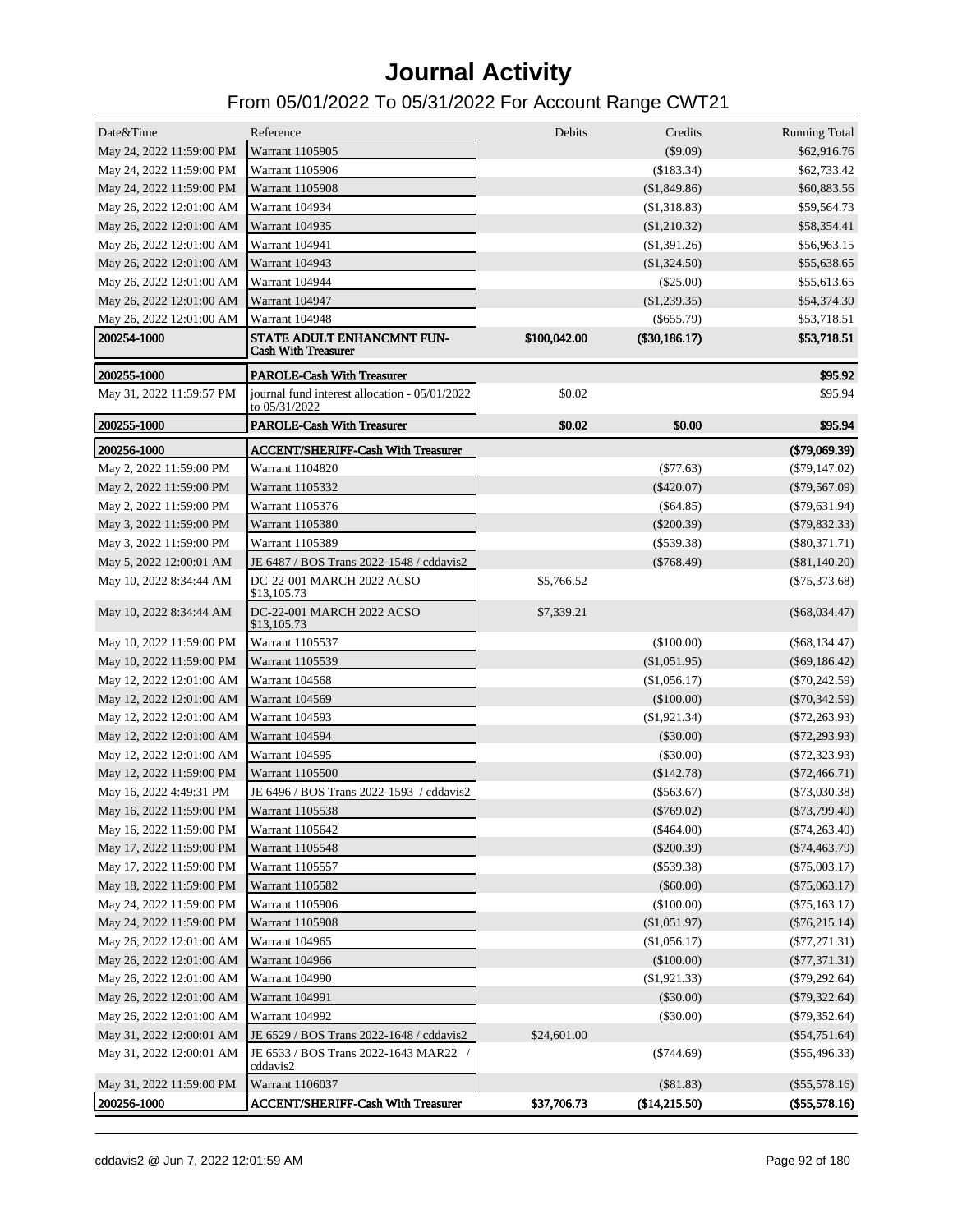# Journal Activity

## From 05/01/2022 To 05/31/2022 For Account Range CWT21

| Date&Time | Reference | Debits | Credits | Running Total |
|---|---|---|---|---|
| May 24, 2022 11:59:00 PM | Warrant 1105905 | | ($9.09) | $62,916.76 |
| May 24, 2022 11:59:00 PM | Warrant 1105906 | | ($183.34) | $62,733.42 |
| May 24, 2022 11:59:00 PM | Warrant 1105908 | | ($1,849.86) | $60,883.56 |
| May 26, 2022 12:01:00 AM | Warrant 104934 | | ($1,318.83) | $59,564.73 |
| May 26, 2022 12:01:00 AM | Warrant 104935 | | ($1,210.32) | $58,354.41 |
| May 26, 2022 12:01:00 AM | Warrant 104941 | | ($1,391.26) | $56,963.15 |
| May 26, 2022 12:01:00 AM | Warrant 104943 | | ($1,324.50) | $55,638.65 |
| May 26, 2022 12:01:00 AM | Warrant 104944 | | ($25.00) | $55,613.65 |
| May 26, 2022 12:01:00 AM | Warrant 104947 | | ($1,239.35) | $54,374.30 |
| May 26, 2022 12:01:00 AM | Warrant 104948 | | ($655.79) | $53,718.51 |
| **200254-1000** | **STATE ADULT ENHANCMNT FUN-Cash With Treasurer** | **$100,042.00** | **($30,186.17)** | **$53,718.51** |
| **200255-1000** | **PAROLE-Cash With Treasurer** | | | **$95.92** |
| May 31, 2022 11:59:57 PM | journal fund interest allocation - 05/01/2022 to 05/31/2022 | $0.02 | | $95.94 |
| **200255-1000** | **PAROLE-Cash With Treasurer** | **$0.02** | **$0.00** | **$95.94** |
| **200256-1000** | **ACCENT/SHERIFF-Cash With Treasurer** | | | **($79,069.39)** |
| May 2, 2022 11:59:00 PM | Warrant 1104820 | | ($77.63) | ($79,147.02) |
| May 2, 2022 11:59:00 PM | Warrant 1105332 | | ($420.07) | ($79,567.09) |
| May 2, 2022 11:59:00 PM | Warrant 1105376 | | ($64.85) | ($79,631.94) |
| May 3, 2022 11:59:00 PM | Warrant 1105380 | | ($200.39) | ($79,832.33) |
| May 3, 2022 11:59:00 PM | Warrant 1105389 | | ($539.38) | ($80,371.71) |
| May 5, 2022 12:00:01 AM | JE 6487 / BOS Trans 2022-1548 / cddavis2 | | ($768.49) | ($81,140.20) |
| May 10, 2022 8:34:44 AM | DC-22-001 MARCH 2022 ACSO $13,105.73 | $5,766.52 | | ($75,373.68) |
| May 10, 2022 8:34:44 AM | DC-22-001 MARCH 2022 ACSO $13,105.73 | $7,339.21 | | ($68,034.47) |
| May 10, 2022 11:59:00 PM | Warrant 1105537 | | ($100.00) | ($68,134.47) |
| May 10, 2022 11:59:00 PM | Warrant 1105539 | | ($1,051.95) | ($69,186.42) |
| May 12, 2022 12:01:00 AM | Warrant 104568 | | ($1,056.17) | ($70,242.59) |
| May 12, 2022 12:01:00 AM | Warrant 104569 | | ($100.00) | ($70,342.59) |
| May 12, 2022 12:01:00 AM | Warrant 104593 | | ($1,921.34) | ($72,263.93) |
| May 12, 2022 12:01:00 AM | Warrant 104594 | | ($30.00) | ($72,293.93) |
| May 12, 2022 12:01:00 AM | Warrant 104595 | | ($30.00) | ($72,323.93) |
| May 12, 2022 11:59:00 PM | Warrant 1105500 | | ($142.78) | ($72,466.71) |
| May 16, 2022 4:49:31 PM | JE 6496 / BOS Trans 2022-1593 / cddavis2 | | ($563.67) | ($73,030.38) |
| May 16, 2022 11:59:00 PM | Warrant 1105538 | | ($769.02) | ($73,799.40) |
| May 16, 2022 11:59:00 PM | Warrant 1105642 | | ($464.00) | ($74,263.40) |
| May 17, 2022 11:59:00 PM | Warrant 1105548 | | ($200.39) | ($74,463.79) |
| May 17, 2022 11:59:00 PM | Warrant 1105557 | | ($539.38) | ($75,003.17) |
| May 18, 2022 11:59:00 PM | Warrant 1105582 | | ($60.00) | ($75,063.17) |
| May 24, 2022 11:59:00 PM | Warrant 1105906 | | ($100.00) | ($75,163.17) |
| May 24, 2022 11:59:00 PM | Warrant 1105908 | | ($1,051.97) | ($76,215.14) |
| May 26, 2022 12:01:00 AM | Warrant 104965 | | ($1,056.17) | ($77,271.31) |
| May 26, 2022 12:01:00 AM | Warrant 104966 | | ($100.00) | ($77,371.31) |
| May 26, 2022 12:01:00 AM | Warrant 104990 | | ($1,921.33) | ($79,292.64) |
| May 26, 2022 12:01:00 AM | Warrant 104991 | | ($30.00) | ($79,322.64) |
| May 26, 2022 12:01:00 AM | Warrant 104992 | | ($30.00) | ($79,352.64) |
| May 31, 2022 12:00:01 AM | JE 6529 / BOS Trans 2022-1648 / cddavis2 | $24,601.00 | | ($54,751.64) |
| May 31, 2022 12:00:01 AM | JE 6533 / BOS Trans 2022-1643 MAR22 / cddavis2 | | ($744.69) | ($55,496.33) |
| May 31, 2022 11:59:00 PM | Warrant 1106037 | | ($81.83) | ($55,578.16) |
| **200256-1000** | **ACCENT/SHERIFF-Cash With Treasurer** | **$37,706.73** | **($14,215.50)** | **($55,578.16)** |

cddavis2 @ Jun 7, 2022 12:01:59 AM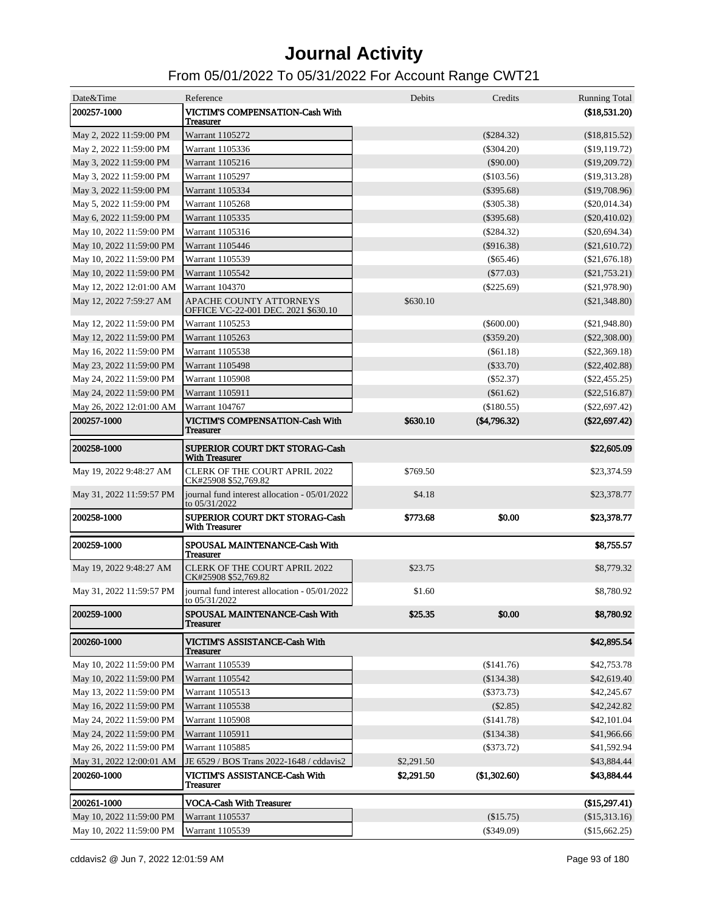# Journal Activity

## From 05/01/2022 To 05/31/2022 For Account Range CWT21

| Date&Time | Reference | Debits | Credits | Running Total |
|---|---|---|---|---|
| **200257-1000** | **VICTIM'S COMPENSATION-Cash With Treasurer** | | | **($18,531.20)** |
| May 2, 2022 11:59:00 PM | Warrant 1105272 | | ($284.32) | ($18,815.52) |
| May 2, 2022 11:59:00 PM | Warrant 1105336 | | ($304.20) | ($19,119.72) |
| May 3, 2022 11:59:00 PM | Warrant 1105216 | | ($90.00) | ($19,209.72) |
| May 3, 2022 11:59:00 PM | Warrant 1105297 | | ($103.56) | ($19,313.28) |
| May 3, 2022 11:59:00 PM | Warrant 1105334 | | ($395.68) | ($19,708.96) |
| May 5, 2022 11:59:00 PM | Warrant 1105268 | | ($305.38) | ($20,014.34) |
| May 6, 2022 11:59:00 PM | Warrant 1105335 | | ($395.68) | ($20,410.02) |
| May 10, 2022 11:59:00 PM | Warrant 1105316 | | ($284.32) | ($20,694.34) |
| May 10, 2022 11:59:00 PM | Warrant 1105446 | | ($916.38) | ($21,610.72) |
| May 10, 2022 11:59:00 PM | Warrant 1105539 | | ($65.46) | ($21,676.18) |
| May 10, 2022 11:59:00 PM | Warrant 1105542 | | ($77.03) | ($21,753.21) |
| May 12, 2022 12:01:00 AM | Warrant 104370 | | ($225.69) | ($21,978.90) |
| May 12, 2022 7:59:27 AM | APACHE COUNTY ATTORNEYS OFFICE VC-22-001 DEC. 2021 $630.10 | $630.10 | | ($21,348.80) |
| May 12, 2022 11:59:00 PM | Warrant 1105253 | | ($600.00) | ($21,948.80) |
| May 12, 2022 11:59:00 PM | Warrant 1105263 | | ($359.20) | ($22,308.00) |
| May 16, 2022 11:59:00 PM | Warrant 1105538 | | ($61.18) | ($22,369.18) |
| May 23, 2022 11:59:00 PM | Warrant 1105498 | | ($33.70) | ($22,402.88) |
| May 24, 2022 11:59:00 PM | Warrant 1105908 | | ($52.37) | ($22,455.25) |
| May 24, 2022 11:59:00 PM | Warrant 1105911 | | ($61.62) | ($22,516.87) |
| May 26, 2022 12:01:00 AM | Warrant 104767 | | ($180.55) | ($22,697.42) |
| **200257-1000** | **VICTIM'S COMPENSATION-Cash With Treasurer** | **$630.10** | **($4,796.32)** | **($22,697.42)** |
| **200258-1000** | **SUPERIOR COURT DKT STORAG-Cash With Treasurer** | | | **$22,605.09** |
| May 19, 2022 9:48:27 AM | CLERK OF THE COURT APRIL 2022 CK#25908 $52,769.82 | $769.50 | | $23,374.59 |
| May 31, 2022 11:59:57 PM | journal fund interest allocation - 05/01/2022 to 05/31/2022 | $4.18 | | $23,378.77 |
| **200258-1000** | **SUPERIOR COURT DKT STORAG-Cash With Treasurer** | **$773.68** | **$0.00** | **$23,378.77** |
| **200259-1000** | **SPOUSAL MAINTENANCE-Cash With Treasurer** | | | **$8,755.57** |
| May 19, 2022 9:48:27 AM | CLERK OF THE COURT APRIL 2022 CK#25908 $52,769.82 | $23.75 | | $8,779.32 |
| May 31, 2022 11:59:57 PM | journal fund interest allocation - 05/01/2022 to 05/31/2022 | $1.60 | | $8,780.92 |
| **200259-1000** | **SPOUSAL MAINTENANCE-Cash With Treasurer** | **$25.35** | **$0.00** | **$8,780.92** |
| **200260-1000** | **VICTIM'S ASSISTANCE-Cash With Treasurer** | | | **$42,895.54** |
| May 10, 2022 11:59:00 PM | Warrant 1105539 | | ($141.76) | $42,753.78 |
| May 10, 2022 11:59:00 PM | Warrant 1105542 | | ($134.38) | $42,619.40 |
| May 13, 2022 11:59:00 PM | Warrant 1105513 | | ($373.73) | $42,245.67 |
| May 16, 2022 11:59:00 PM | Warrant 1105538 | | ($2.85) | $42,242.82 |
| May 24, 2022 11:59:00 PM | Warrant 1105908 | | ($141.78) | $42,101.04 |
| May 24, 2022 11:59:00 PM | Warrant 1105911 | | ($134.38) | $41,966.66 |
| May 26, 2022 11:59:00 PM | Warrant 1105885 | | ($373.72) | $41,592.94 |
| May 31, 2022 12:00:01 AM | JE 6529 / BOS Trans 2022-1648 / cddavis2 | $2,291.50 | | $43,884.44 |
| **200260-1000** | **VICTIM'S ASSISTANCE-Cash With Treasurer** | **$2,291.50** | **($1,302.60)** | **$43,884.44** |
| **200261-1000** | **VOCA-Cash With Treasurer** | | | **($15,297.41)** |
| May 10, 2022 11:59:00 PM | Warrant 1105537 | | ($15.75) | ($15,313.16) |
| May 10, 2022 11:59:00 PM | Warrant 1105539 | | ($349.09) | ($15,662.25) |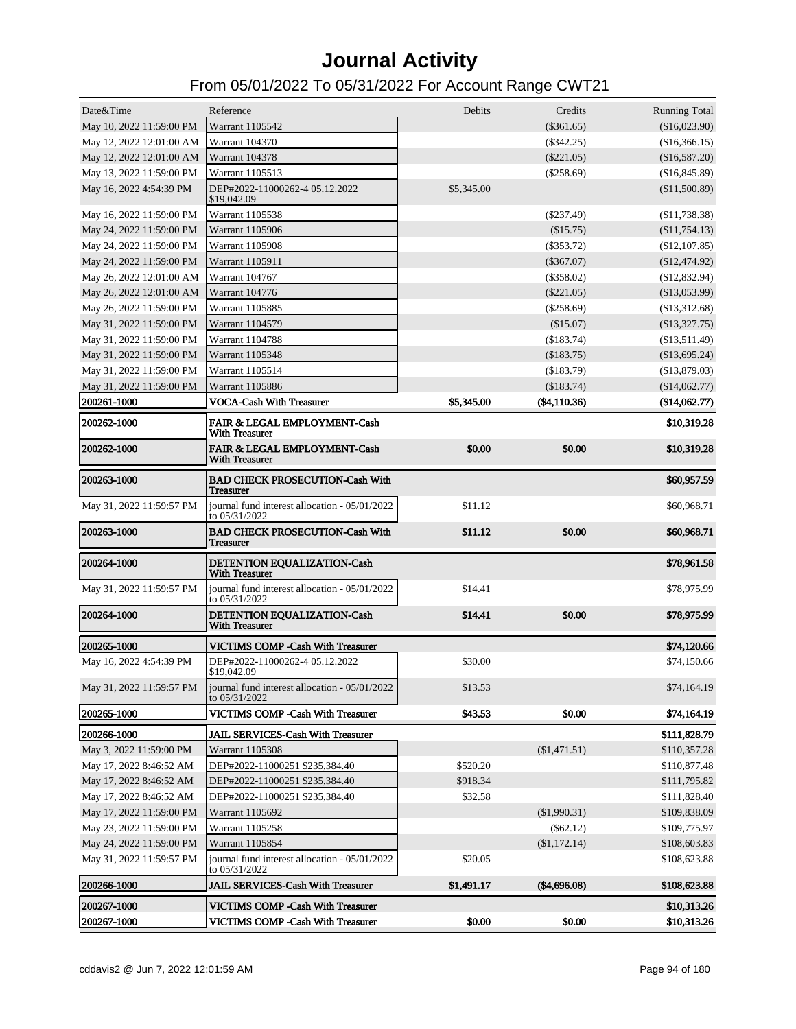# Journal Activity

## From 05/01/2022 To 05/31/2022 For Account Range CWT21

| Date&Time | Reference | Debits | Credits | Running Total |
|---|---|---|---|---|
| May 10, 2022 11:59:00 PM | Warrant 1105542 | | ($361.65) | ($16,023.90) |
| May 12, 2022 12:01:00 AM | Warrant 104370 | | ($342.25) | ($16,366.15) |
| May 12, 2022 12:01:00 AM | Warrant 104378 | | ($221.05) | ($16,587.20) |
| May 13, 2022 11:59:00 PM | Warrant 1105513 | | ($258.69) | ($16,845.89) |
| May 16, 2022 4:54:39 PM | DEP#2022-11000262-4 05.12.2022 $19,042.09 | $5,345.00 | | ($11,500.89) |
| May 16, 2022 11:59:00 PM | Warrant 1105538 | | ($237.49) | ($11,738.38) |
| May 24, 2022 11:59:00 PM | Warrant 1105906 | | ($15.75) | ($11,754.13) |
| May 24, 2022 11:59:00 PM | Warrant 1105908 | | ($353.72) | ($12,107.85) |
| May 24, 2022 11:59:00 PM | Warrant 1105911 | | ($367.07) | ($12,474.92) |
| May 26, 2022 12:01:00 AM | Warrant 104767 | | ($358.02) | ($12,832.94) |
| May 26, 2022 12:01:00 AM | Warrant 104776 | | ($221.05) | ($13,053.99) |
| May 26, 2022 11:59:00 PM | Warrant 1105885 | | ($258.69) | ($13,312.68) |
| May 31, 2022 11:59:00 PM | Warrant 1104579 | | ($15.07) | ($13,327.75) |
| May 31, 2022 11:59:00 PM | Warrant 1104788 | | ($183.74) | ($13,511.49) |
| May 31, 2022 11:59:00 PM | Warrant 1105348 | | ($183.75) | ($13,695.24) |
| May 31, 2022 11:59:00 PM | Warrant 1105514 | | ($183.79) | ($13,879.03) |
| May 31, 2022 11:59:00 PM | Warrant 1105886 | | ($183.74) | ($14,062.77) |
| **200261-1000** | **VOCA-Cash With Treasurer** | **$5,345.00** | **($4,110.36)** | **($14,062.77)** |
| **200262-1000** | **FAIR & LEGAL EMPLOYMENT-Cash With Treasurer** | | | **$10,319.28** |
| **200262-1000** | **FAIR & LEGAL EMPLOYMENT-Cash With Treasurer** | **$0.00** | **$0.00** | **$10,319.28** |
| **200263-1000** | **BAD CHECK PROSECUTION-Cash With Treasurer** | | | **$60,957.59** |
| May 31, 2022 11:59:57 PM | journal fund interest allocation - 05/01/2022 to 05/31/2022 | $11.12 | | $60,968.71 |
| **200263-1000** | **BAD CHECK PROSECUTION-Cash With Treasurer** | **$11.12** | **$0.00** | **$60,968.71** |
| **200264-1000** | **DETENTION EQUALIZATION-Cash With Treasurer** | | | **$78,961.58** |
| May 31, 2022 11:59:57 PM | journal fund interest allocation - 05/01/2022 to 05/31/2022 | $14.41 | | $78,975.99 |
| **200264-1000** | **DETENTION EQUALIZATION-Cash With Treasurer** | **$14.41** | **$0.00** | **$78,975.99** |
| **200265-1000** | **VICTIMS COMP -Cash With Treasurer** | | | **$74,120.66** |
| May 16, 2022 4:54:39 PM | DEP#2022-11000262-4 05.12.2022 $19,042.09 | $30.00 | | $74,150.66 |
| May 31, 2022 11:59:57 PM | journal fund interest allocation - 05/01/2022 to 05/31/2022 | $13.53 | | $74,164.19 |
| **200265-1000** | **VICTIMS COMP -Cash With Treasurer** | **$43.53** | **$0.00** | **$74,164.19** |
| **200266-1000** | **JAIL SERVICES-Cash With Treasurer** | | | **$111,828.79** |
| May 3, 2022 11:59:00 PM | Warrant 1105308 | | ($1,471.51) | $110,357.28 |
| May 17, 2022 8:46:52 AM | DEP#2022-11000251 $235,384.40 | $520.20 | | $110,877.48 |
| May 17, 2022 8:46:52 AM | DEP#2022-11000251 $235,384.40 | $918.34 | | $111,795.82 |
| May 17, 2022 8:46:52 AM | DEP#2022-11000251 $235,384.40 | $32.58 | | $111,828.40 |
| May 17, 2022 11:59:00 PM | Warrant 1105692 | | ($1,990.31) | $109,838.09 |
| May 23, 2022 11:59:00 PM | Warrant 1105258 | | ($62.12) | $109,775.97 |
| May 24, 2022 11:59:00 PM | Warrant 1105854 | | ($1,172.14) | $108,603.83 |
| May 31, 2022 11:59:57 PM | journal fund interest allocation - 05/01/2022 to 05/31/2022 | $20.05 | | $108,623.88 |
| **200266-1000** | **JAIL SERVICES-Cash With Treasurer** | **$1,491.17** | **($4,696.08)** | **$108,623.88** |
| **200267-1000** | **VICTIMS COMP -Cash With Treasurer** | | | **$10,313.26** |
| **200267-1000** | **VICTIMS COMP -Cash With Treasurer** | **$0.00** | **$0.00** | **$10,313.26** |

cddavis2 @ Jun 7, 2022 12:01:59 AM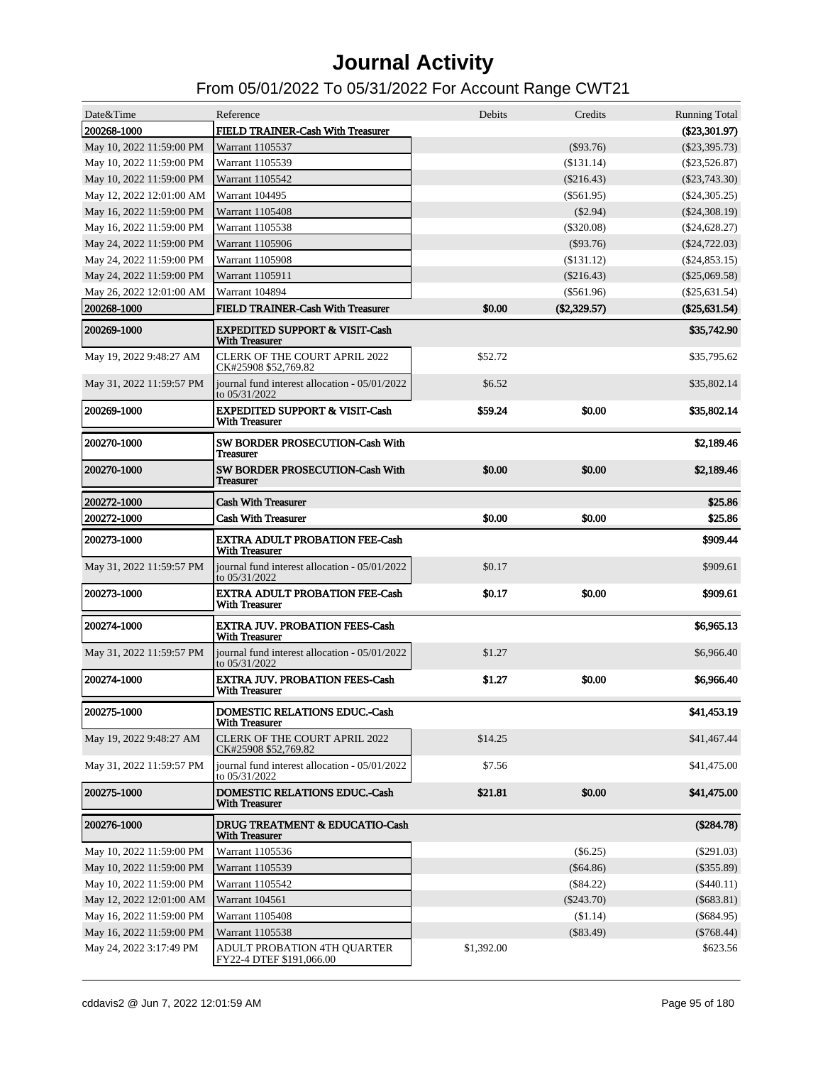# Journal Activity

## From 05/01/2022 To 05/31/2022 For Account Range CWT21

| Date&Time | Reference | Debits | Credits | Running Total |
|---|---|---|---|---|
| **200268-1000** | **FIELD TRAINER-Cash With Treasurer** | | | **($23,301.97)** |
| May 10, 2022 11:59:00 PM | Warrant 1105537 | | ($93.76) | ($23,395.73) |
| May 10, 2022 11:59:00 PM | Warrant 1105539 | | ($131.14) | ($23,526.87) |
| May 10, 2022 11:59:00 PM | Warrant 1105542 | | ($216.43) | ($23,743.30) |
| May 12, 2022 12:01:00 AM | Warrant 104495 | | ($561.95) | ($24,305.25) |
| May 16, 2022 11:59:00 PM | Warrant 1105408 | | ($2.94) | ($24,308.19) |
| May 16, 2022 11:59:00 PM | Warrant 1105538 | | ($320.08) | ($24,628.27) |
| May 24, 2022 11:59:00 PM | Warrant 1105906 | | ($93.76) | ($24,722.03) |
| May 24, 2022 11:59:00 PM | Warrant 1105908 | | ($131.12) | ($24,853.15) |
| May 24, 2022 11:59:00 PM | Warrant 1105911 | | ($216.43) | ($25,069.58) |
| May 26, 2022 12:01:00 AM | Warrant 104894 | | ($561.96) | ($25,631.54) |
| **200268-1000** | **FIELD TRAINER-Cash With Treasurer** | **$0.00** | **($2,329.57)** | **($25,631.54)** |
| **200269-1000** | **EXPEDITED SUPPORT & VISIT-Cash With Treasurer** | | | **$35,742.90** |
| May 19, 2022 9:48:27 AM | CLERK OF THE COURT APRIL 2022 CK#25908 $52,769.82 | $52.72 | | $35,795.62 |
| May 31, 2022 11:59:57 PM | journal fund interest allocation - 05/01/2022 to 05/31/2022 | $6.52 | | $35,802.14 |
| **200269-1000** | **EXPEDITED SUPPORT & VISIT-Cash With Treasurer** | **$59.24** | **$0.00** | **$35,802.14** |
| **200270-1000** | **SW BORDER PROSECUTION-Cash With Treasurer** | | | **$2,189.46** |
| **200270-1000** | **SW BORDER PROSECUTION-Cash With Treasurer** | **$0.00** | **$0.00** | **$2,189.46** |
| **200272-1000** | **Cash With Treasurer** | | | **$25.86** |
| **200272-1000** | **Cash With Treasurer** | **$0.00** | **$0.00** | **$25.86** |
| **200273-1000** | **EXTRA ADULT PROBATION FEE-Cash With Treasurer** | | | **$909.44** |
| May 31, 2022 11:59:57 PM | journal fund interest allocation - 05/01/2022 to 05/31/2022 | $0.17 | | $909.61 |
| **200273-1000** | **EXTRA ADULT PROBATION FEE-Cash With Treasurer** | **$0.17** | **$0.00** | **$909.61** |
| **200274-1000** | **EXTRA JUV. PROBATION FEES-Cash With Treasurer** | | | **$6,965.13** |
| May 31, 2022 11:59:57 PM | journal fund interest allocation - 05/01/2022 to 05/31/2022 | $1.27 | | $6,966.40 |
| **200274-1000** | **EXTRA JUV. PROBATION FEES-Cash With Treasurer** | **$1.27** | **$0.00** | **$6,966.40** |
| **200275-1000** | **DOMESTIC RELATIONS EDUC.-Cash With Treasurer** | | | **$41,453.19** |
| May 19, 2022 9:48:27 AM | CLERK OF THE COURT APRIL 2022 CK#25908 $52,769.82 | $14.25 | | $41,467.44 |
| May 31, 2022 11:59:57 PM | journal fund interest allocation - 05/01/2022 to 05/31/2022 | $7.56 | | $41,475.00 |
| **200275-1000** | **DOMESTIC RELATIONS EDUC.-Cash With Treasurer** | **$21.81** | **$0.00** | **$41,475.00** |
| **200276-1000** | **DRUG TREATMENT & EDUCATIO-Cash With Treasurer** | | | **($284.78)** |
| May 10, 2022 11:59:00 PM | Warrant 1105536 | | ($6.25) | ($291.03) |
| May 10, 2022 11:59:00 PM | Warrant 1105539 | | ($64.86) | ($355.89) |
| May 10, 2022 11:59:00 PM | Warrant 1105542 | | ($84.22) | ($440.11) |
| May 12, 2022 12:01:00 AM | Warrant 104561 | | ($243.70) | ($683.81) |
| May 16, 2022 11:59:00 PM | Warrant 1105408 | | ($1.14) | ($684.95) |
| May 16, 2022 11:59:00 PM | Warrant 1105538 | | ($83.49) | ($768.44) |
| May 24, 2022 3:17:49 PM | ADULT PROBATION 4TH QUARTER FY22-4 DTEF $191,066.00 | $1,392.00 | | $623.56 |

cddavis2 @ Jun 7, 2022 12:01:59 AM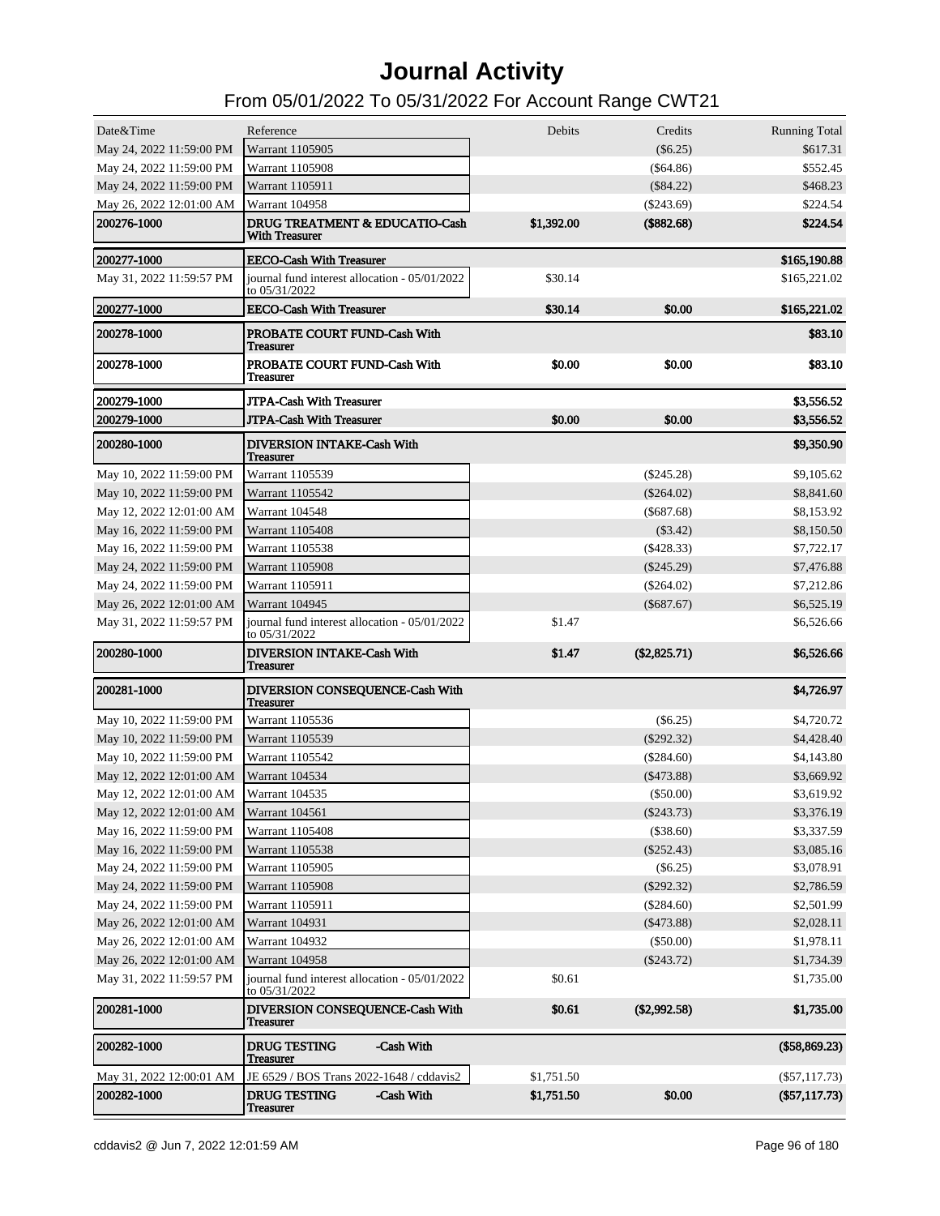# Journal Activity

## From 05/01/2022 To 05/31/2022 For Account Range CWT21

| Date&Time | Reference | Debits | Credits | Running Total |
|---|---|---|---|---|
| May 24, 2022 11:59:00 PM | Warrant 1105905 | | ($6.25) | $617.31 |
| May 24, 2022 11:59:00 PM | Warrant 1105908 | | ($64.86) | $552.45 |
| May 24, 2022 11:59:00 PM | Warrant 1105911 | | ($84.22) | $468.23 |
| May 26, 2022 12:01:00 AM | Warrant 104958 | | ($243.69) | $224.54 |
| **200276-1000** | **DRUG TREATMENT & EDUCATIO-Cash With Treasurer** | **$1,392.00** | **($882.68)** | **$224.54** |
| **200277-1000** | **EECO-Cash With Treasurer** | | | **$165,190.88** |
| May 31, 2022 11:59:57 PM | journal fund interest allocation - 05/01/2022 to 05/31/2022 | $30.14 | | $165,221.02 |
| **200277-1000** | **EECO-Cash With Treasurer** | **$30.14** | **$0.00** | **$165,221.02** |
| **200278-1000** | **PROBATE COURT FUND-Cash With Treasurer** | | | **$83.10** |
| **200278-1000** | **PROBATE COURT FUND-Cash With Treasurer** | **$0.00** | **$0.00** | **$83.10** |
| **200279-1000** | **JTPA-Cash With Treasurer** | | | **$3,556.52** |
| **200279-1000** | **JTPA-Cash With Treasurer** | **$0.00** | **$0.00** | **$3,556.52** |
| **200280-1000** | **DIVERSION INTAKE-Cash With Treasurer** | | | **$9,350.90** |
| May 10, 2022 11:59:00 PM | Warrant 1105539 | | ($245.28) | $9,105.62 |
| May 10, 2022 11:59:00 PM | Warrant 1105542 | | ($264.02) | $8,841.60 |
| May 12, 2022 12:01:00 AM | Warrant 104548 | | ($687.68) | $8,153.92 |
| May 16, 2022 11:59:00 PM | Warrant 1105408 | | ($3.42) | $8,150.50 |
| May 16, 2022 11:59:00 PM | Warrant 1105538 | | ($428.33) | $7,722.17 |
| May 24, 2022 11:59:00 PM | Warrant 1105908 | | ($245.29) | $7,476.88 |
| May 24, 2022 11:59:00 PM | Warrant 1105911 | | ($264.02) | $7,212.86 |
| May 26, 2022 12:01:00 AM | Warrant 104945 | | ($687.67) | $6,525.19 |
| May 31, 2022 11:59:57 PM | journal fund interest allocation - 05/01/2022 to 05/31/2022 | $1.47 | | $6,526.66 |
| **200280-1000** | **DIVERSION INTAKE-Cash With Treasurer** | **$1.47** | **($2,825.71)** | **$6,526.66** |
| **200281-1000** | **DIVERSION CONSEQUENCE-Cash With Treasurer** | | | **$4,726.97** |
| May 10, 2022 11:59:00 PM | Warrant 1105536 | | ($6.25) | $4,720.72 |
| May 10, 2022 11:59:00 PM | Warrant 1105539 | | ($292.32) | $4,428.40 |
| May 10, 2022 11:59:00 PM | Warrant 1105542 | | ($284.60) | $4,143.80 |
| May 12, 2022 12:01:00 AM | Warrant 104534 | | ($473.88) | $3,669.92 |
| May 12, 2022 12:01:00 AM | Warrant 104535 | | ($50.00) | $3,619.92 |
| May 12, 2022 12:01:00 AM | Warrant 104561 | | ($243.73) | $3,376.19 |
| May 16, 2022 11:59:00 PM | Warrant 1105408 | | ($38.60) | $3,337.59 |
| May 16, 2022 11:59:00 PM | Warrant 1105538 | | ($252.43) | $3,085.16 |
| May 24, 2022 11:59:00 PM | Warrant 1105905 | | ($6.25) | $3,078.91 |
| May 24, 2022 11:59:00 PM | Warrant 1105908 | | ($292.32) | $2,786.59 |
| May 24, 2022 11:59:00 PM | Warrant 1105911 | | ($284.60) | $2,501.99 |
| May 26, 2022 12:01:00 AM | Warrant 104931 | | ($473.88) | $2,028.11 |
| May 26, 2022 12:01:00 AM | Warrant 104932 | | ($50.00) | $1,978.11 |
| May 26, 2022 12:01:00 AM | Warrant 104958 | | ($243.72) | $1,734.39 |
| May 31, 2022 11:59:57 PM | journal fund interest allocation - 05/01/2022 to 05/31/2022 | $0.61 | | $1,735.00 |
| **200281-1000** | **DIVERSION CONSEQUENCE-Cash With Treasurer** | **$0.61** | **($2,992.58)** | **$1,735.00** |
| **200282-1000** | **DRUG TESTING -Cash With Treasurer** | | | **($58,869.23)** |
| May 31, 2022 12:00:01 AM | JE 6529 / BOS Trans 2022-1648 / cddavis2 | $1,751.50 | | ($57,117.73) |
| **200282-1000** | **DRUG TESTING -Cash With Treasurer** | **$1,751.50** | **$0.00** | **($57,117.73)** |

cddavis2 @ Jun 7, 2022 12:01:59 AM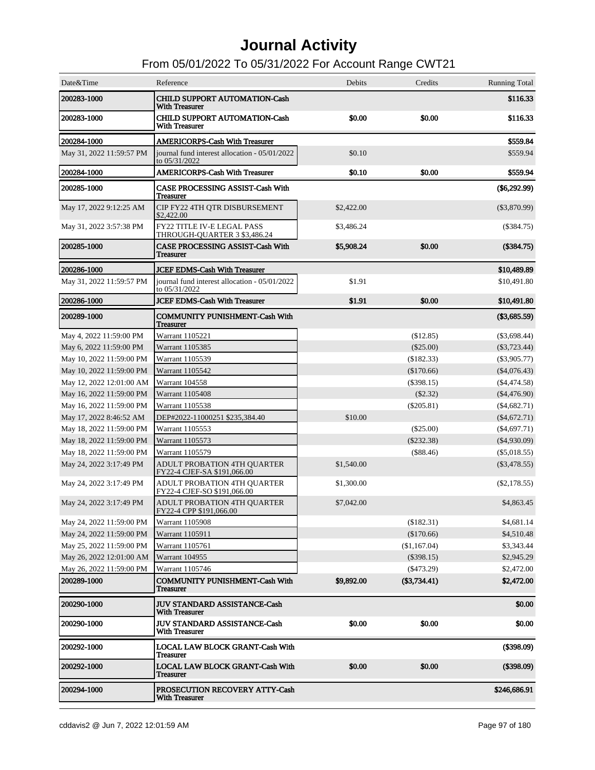# Journal Activity

## From 05/01/2022 To 05/31/2022 For Account Range CWT21

| Date&Time | Reference | Debits | Credits | Running Total |
|---|---|---|---|---|
| **200283-1000** | **CHILD SUPPORT AUTOMATION-Cash With Treasurer** | | | **$116.33** |
| **200283-1000** | **CHILD SUPPORT AUTOMATION-Cash With Treasurer** | **$0.00** | **$0.00** | **$116.33** |
| **200284-1000** | **AMERICORPS-Cash With Treasurer** | | | **$559.84** |
| May 31, 2022 11:59:57 PM | journal fund interest allocation - 05/01/2022 to 05/31/2022 | $0.10 | | $559.94 |
| **200284-1000** | **AMERICORPS-Cash With Treasurer** | **$0.10** | **$0.00** | **$559.94** |
| **200285-1000** | **CASE PROCESSING ASSIST-Cash With Treasurer** | | | **($6,292.99)** |
| May 17, 2022 9:12:25 AM | CIP FY22 4TH QTR DISBURSEMENT $2,422.00 | $2,422.00 | | ($3,870.99) |
| May 31, 2022 3:57:38 PM | FY22 TITLE IV-E LEGAL PASS THROUGH-QUARTER 3 $3,486.24 | $3,486.24 | | ($384.75) |
| **200285-1000** | **CASE PROCESSING ASSIST-Cash With Treasurer** | **$5,908.24** | **$0.00** | **($384.75)** |
| **200286-1000** | **JCEF EDMS-Cash With Treasurer** | | | **$10,489.89** |
| May 31, 2022 11:59:57 PM | journal fund interest allocation - 05/01/2022 to 05/31/2022 | $1.91 | | $10,491.80 |
| **200286-1000** | **JCEF EDMS-Cash With Treasurer** | **$1.91** | **$0.00** | **$10,491.80** |
| **200289-1000** | **COMMUNITY PUNISHMENT-Cash With Treasurer** | | | **($3,685.59)** |
| May 4, 2022 11:59:00 PM | Warrant 1105221 | | ($12.85) | ($3,698.44) |
| May 6, 2022 11:59:00 PM | Warrant 1105385 | | ($25.00) | ($3,723.44) |
| May 10, 2022 11:59:00 PM | Warrant 1105539 | | ($182.33) | ($3,905.77) |
| May 10, 2022 11:59:00 PM | Warrant 1105542 | | ($170.66) | ($4,076.43) |
| May 12, 2022 12:01:00 AM | Warrant 104558 | | ($398.15) | ($4,474.58) |
| May 16, 2022 11:59:00 PM | Warrant 1105408 | | ($2.32) | ($4,476.90) |
| May 16, 2022 11:59:00 PM | Warrant 1105538 | | ($205.81) | ($4,682.71) |
| May 17, 2022 8:46:52 AM | DEP#2022-11000251 $235,384.40 | $10.00 | | ($4,672.71) |
| May 18, 2022 11:59:00 PM | Warrant 1105553 | | ($25.00) | ($4,697.71) |
| May 18, 2022 11:59:00 PM | Warrant 1105573 | | ($232.38) | ($4,930.09) |
| May 18, 2022 11:59:00 PM | Warrant 1105579 | | ($88.46) | ($5,018.55) |
| May 24, 2022 3:17:49 PM | ADULT PROBATION 4TH QUARTER FY22-4 CJEF-SA $191,066.00 | $1,540.00 | | ($3,478.55) |
| May 24, 2022 3:17:49 PM | ADULT PROBATION 4TH QUARTER FY22-4 CJEF-SO $191,066.00 | $1,300.00 | | ($2,178.55) |
| May 24, 2022 3:17:49 PM | ADULT PROBATION 4TH QUARTER FY22-4 CPP $191,066.00 | $7,042.00 | | $4,863.45 |
| May 24, 2022 11:59:00 PM | Warrant 1105908 | | ($182.31) | $4,681.14 |
| May 24, 2022 11:59:00 PM | Warrant 1105911 | | ($170.66) | $4,510.48 |
| May 25, 2022 11:59:00 PM | Warrant 1105761 | | ($1,167.04) | $3,343.44 |
| May 26, 2022 12:01:00 AM | Warrant 104955 | | ($398.15) | $2,945.29 |
| May 26, 2022 11:59:00 PM | Warrant 1105746 | | ($473.29) | $2,472.00 |
| **200289-1000** | **COMMUNITY PUNISHMENT-Cash With Treasurer** | **$9,892.00** | **($3,734.41)** | **$2,472.00** |
| **200290-1000** | **JUV STANDARD ASSISTANCE-Cash With Treasurer** | | | **$0.00** |
| **200290-1000** | **JUV STANDARD ASSISTANCE-Cash With Treasurer** | **$0.00** | **$0.00** | **$0.00** |
| **200292-1000** | **LOCAL LAW BLOCK GRANT-Cash With Treasurer** | | | **($398.09)** |
| **200292-1000** | **LOCAL LAW BLOCK GRANT-Cash With Treasurer** | **$0.00** | **$0.00** | **($398.09)** |
| **200294-1000** | **PROSECUTION RECOVERY ATTY-Cash With Treasurer** | | | **$246,686.91** |

cddavis2 @ Jun 7, 2022 12:01:59 AM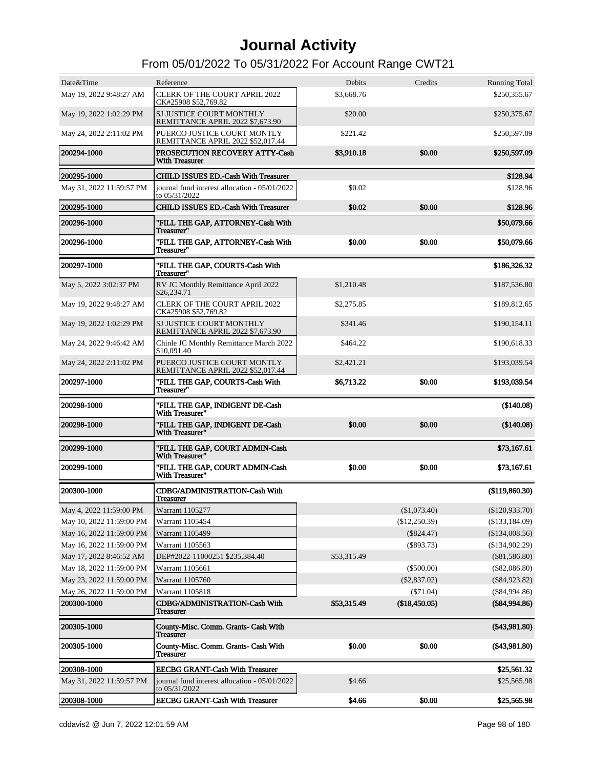# Journal Activity

## From 05/01/2022 To 05/31/2022 For Account Range CWT21

| Date&Time | Reference | Debits | Credits | Running Total |
|---|---|---|---|---|
| May 19, 2022 9:48:27 AM | CLERK OF THE COURT APRIL 2022 CK#25908 $52,769.82 | $3,668.76 | | $250,355.67 |
| May 19, 2022 1:02:29 PM | SJ JUSTICE COURT MONTHLY REMITTANCE APRIL 2022 $7,673.90 | $20.00 | | $250,375.67 |
| May 24, 2022 2:11:02 PM | PUERCO JUSTICE COURT MONTLY REMITTANCE APRIL 2022 $52,017.44 | $221.42 | | $250,597.09 |
| **200294-1000** | **PROSECUTION RECOVERY ATTY-Cash With Treasurer** | **$3,910.18** | **$0.00** | **$250,597.09** |
| **200295-1000** | **CHILD ISSUES ED.-Cash With Treasurer** | | | **$128.94** |
| May 31, 2022 11:59:57 PM | journal fund interest allocation - 05/01/2022 to 05/31/2022 | $0.02 | | $128.96 |
| **200295-1000** | **CHILD ISSUES ED.-Cash With Treasurer** | **$0.02** | **$0.00** | **$128.96** |
| **200296-1000** | **"FILL THE GAP, ATTORNEY-Cash With Treasurer"** | | | **$50,079.66** |
| **200296-1000** | **"FILL THE GAP, ATTORNEY-Cash With Treasurer"** | **$0.00** | **$0.00** | **$50,079.66** |
| **200297-1000** | **"FILL THE GAP, COURTS-Cash With Treasurer"** | | | **$186,326.32** |
| May 5, 2022 3:02:37 PM | RV JC Monthly Remittance April 2022 $26,234.71 | $1,210.48 | | $187,536.80 |
| May 19, 2022 9:48:27 AM | CLERK OF THE COURT APRIL 2022 CK#25908 $52,769.82 | $2,275.85 | | $189,812.65 |
| May 19, 2022 1:02:29 PM | SJ JUSTICE COURT MONTHLY REMITTANCE APRIL 2022 $7,673.90 | $341.46 | | $190,154.11 |
| May 24, 2022 9:46:42 AM | Chinle JC Monthly Remittance March 2022 $10,091.40 | $464.22 | | $190,618.33 |
| May 24, 2022 2:11:02 PM | PUERCO JUSTICE COURT MONTLY REMITTANCE APRIL 2022 $52,017.44 | $2,421.21 | | $193,039.54 |
| **200297-1000** | **"FILL THE GAP, COURTS-Cash With Treasurer"** | **$6,713.22** | **$0.00** | **$193,039.54** |
| **200298-1000** | **"FILL THE GAP, INDIGENT DE-Cash With Treasurer"** | | | **($140.08)** |
| **200298-1000** | **"FILL THE GAP, INDIGENT DE-Cash With Treasurer"** | **$0.00** | **$0.00** | **($140.08)** |
| **200299-1000** | **"FILL THE GAP, COURT ADMIN-Cash With Treasurer"** | | | **$73,167.61** |
| **200299-1000** | **"FILL THE GAP, COURT ADMIN-Cash With Treasurer"** | **$0.00** | **$0.00** | **$73,167.61** |
| **200300-1000** | **CDBG/ADMINISTRATION-Cash With Treasurer** | | | **($119,860.30)** |
| May 4, 2022 11:59:00 PM | Warrant 1105277 | | ($1,073.40) | ($120,933.70) |
| May 10, 2022 11:59:00 PM | Warrant 1105454 | | ($12,250.39) | ($133,184.09) |
| May 16, 2022 11:59:00 PM | Warrant 1105499 | | ($824.47) | ($134,008.56) |
| May 16, 2022 11:59:00 PM | Warrant 1105563 | | ($893.73) | ($134,902.29) |
| May 17, 2022 8:46:52 AM | DEP#2022-11000251 $235,384.40 | $53,315.49 | | ($81,586.80) |
| May 18, 2022 11:59:00 PM | Warrant 1105661 | | ($500.00) | ($82,086.80) |
| May 23, 2022 11:59:00 PM | Warrant 1105760 | | ($2,837.02) | ($84,923.82) |
| May 26, 2022 11:59:00 PM | Warrant 1105818 | | ($71.04) | ($84,994.86) |
| **200300-1000** | **CDBG/ADMINISTRATION-Cash With Treasurer** | **$53,315.49** | **($18,450.05)** | **($84,994.86)** |
| **200305-1000** | **County-Misc. Comm. Grants- Cash With Treasurer** | | | **($43,981.80)** |
| **200305-1000** | **County-Misc. Comm. Grants- Cash With Treasurer** | **$0.00** | **$0.00** | **($43,981.80)** |
| **200308-1000** | **EECBG GRANT-Cash With Treasurer** | | | **$25,561.32** |
| May 31, 2022 11:59:57 PM | journal fund interest allocation - 05/01/2022 to 05/31/2022 | $4.66 | | $25,565.98 |
| **200308-1000** | **EECBG GRANT-Cash With Treasurer** | **$4.66** | **$0.00** | **$25,565.98** |

cddavis2 @ Jun 7, 2022 12:01:59 AM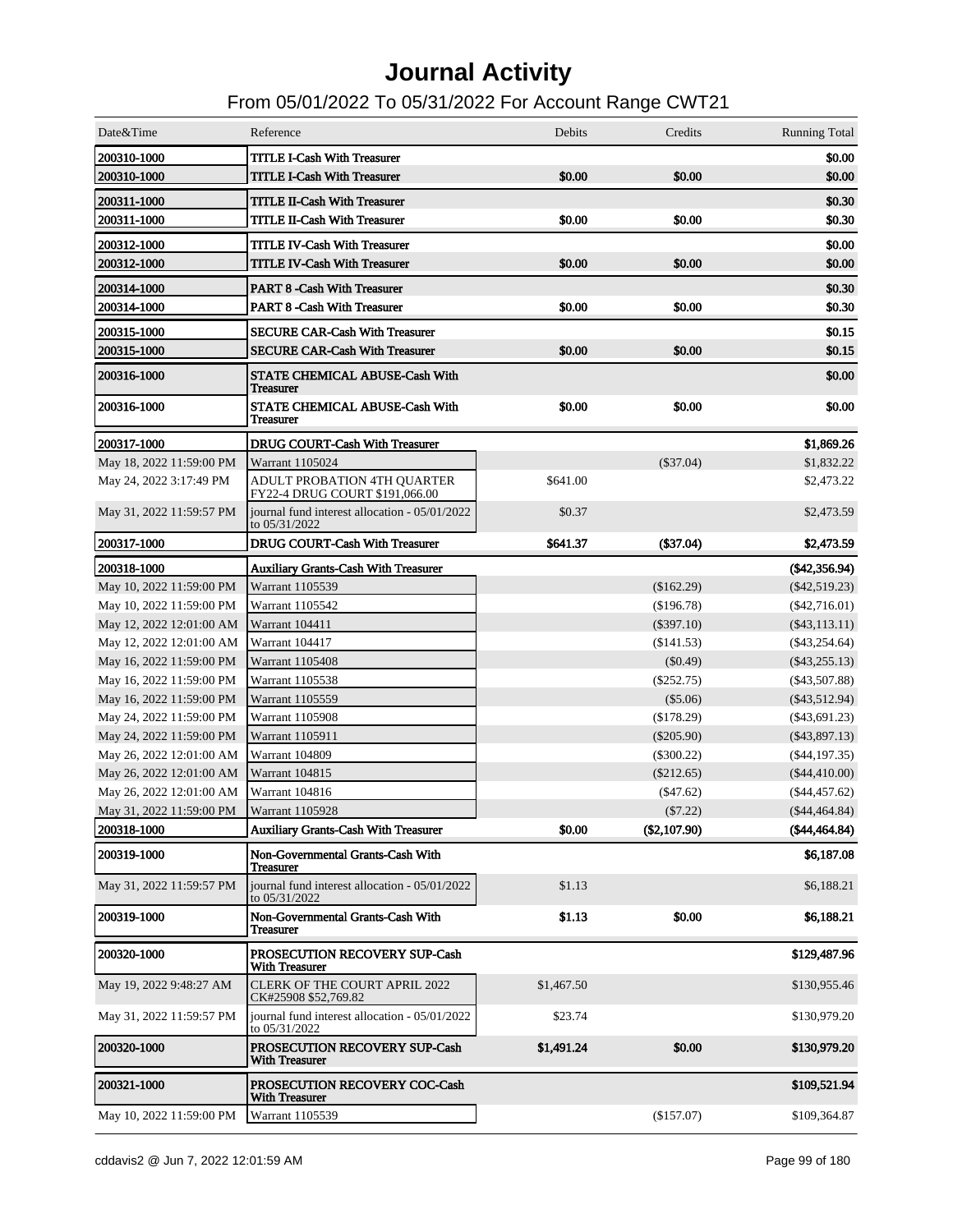# Journal Activity

## From 05/01/2022 To 05/31/2022 For Account Range CWT21

| Date&Time | Reference | Debits | Credits | Running Total |
|---|---|---|---|---|
| **200310-1000** | **TITLE I-Cash With Treasurer** | | | **$0.00** |
| **200310-1000** | **TITLE I-Cash With Treasurer** | **$0.00** | **$0.00** | **$0.00** |
| **200311-1000** | **TITLE II-Cash With Treasurer** | | | **$0.30** |
| **200311-1000** | **TITLE II-Cash With Treasurer** | **$0.00** | **$0.00** | **$0.30** |
| **200312-1000** | **TITLE IV-Cash With Treasurer** | | | **$0.00** |
| **200312-1000** | **TITLE IV-Cash With Treasurer** | **$0.00** | **$0.00** | **$0.00** |
| **200314-1000** | **PART 8 -Cash With Treasurer** | | | **$0.30** |
| **200314-1000** | **PART 8 -Cash With Treasurer** | **$0.00** | **$0.00** | **$0.30** |
| **200315-1000** | **SECURE CAR-Cash With Treasurer** | | | **$0.15** |
| **200315-1000** | **SECURE CAR-Cash With Treasurer** | **$0.00** | **$0.00** | **$0.15** |
| **200316-1000** | **STATE CHEMICAL ABUSE-Cash With Treasurer** | | | **$0.00** |
| **200316-1000** | **STATE CHEMICAL ABUSE-Cash With Treasurer** | **$0.00** | **$0.00** | **$0.00** |
| **200317-1000** | **DRUG COURT-Cash With Treasurer** | | | **$1,869.26** |
| May 18, 2022 11:59:00 PM | Warrant 1105024 | | ($37.04) | $1,832.22 |
| May 24, 2022 3:17:49 PM | ADULT PROBATION 4TH QUARTER FY22-4 DRUG COURT $191,066.00 | $641.00 | | $2,473.22 |
| May 31, 2022 11:59:57 PM | journal fund interest allocation - 05/01/2022 to 05/31/2022 | $0.37 | | $2,473.59 |
| **200317-1000** | **DRUG COURT-Cash With Treasurer** | **$641.37** | **($37.04)** | **$2,473.59** |
| **200318-1000** | **Auxiliary Grants-Cash With Treasurer** | | | **($42,356.94)** |
| May 10, 2022 11:59:00 PM | Warrant 1105539 | | ($162.29) | ($42,519.23) |
| May 10, 2022 11:59:00 PM | Warrant 1105542 | | ($196.78) | ($42,716.01) |
| May 12, 2022 12:01:00 AM | Warrant 104411 | | ($397.10) | ($43,113.11) |
| May 12, 2022 12:01:00 AM | Warrant 104417 | | ($141.53) | ($43,254.64) |
| May 16, 2022 11:59:00 PM | Warrant 1105408 | | ($0.49) | ($43,255.13) |
| May 16, 2022 11:59:00 PM | Warrant 1105538 | | ($252.75) | ($43,507.88) |
| May 16, 2022 11:59:00 PM | Warrant 1105559 | | ($5.06) | ($43,512.94) |
| May 24, 2022 11:59:00 PM | Warrant 1105908 | | ($178.29) | ($43,691.23) |
| May 24, 2022 11:59:00 PM | Warrant 1105911 | | ($205.90) | ($43,897.13) |
| May 26, 2022 12:01:00 AM | Warrant 104809 | | ($300.22) | ($44,197.35) |
| May 26, 2022 12:01:00 AM | Warrant 104815 | | ($212.65) | ($44,410.00) |
| May 26, 2022 12:01:00 AM | Warrant 104816 | | ($47.62) | ($44,457.62) |
| May 31, 2022 11:59:00 PM | Warrant 1105928 | | ($7.22) | ($44,464.84) |
| **200318-1000** | **Auxiliary Grants-Cash With Treasurer** | **$0.00** | **($2,107.90)** | **($44,464.84)** |
| **200319-1000** | **Non-Governmental Grants-Cash With Treasurer** | | | **$6,187.08** |
| May 31, 2022 11:59:57 PM | journal fund interest allocation - 05/01/2022 to 05/31/2022 | $1.13 | | $6,188.21 |
| **200319-1000** | **Non-Governmental Grants-Cash With Treasurer** | **$1.13** | **$0.00** | **$6,188.21** |
| **200320-1000** | **PROSECUTION RECOVERY SUP-Cash With Treasurer** | | | **$129,487.96** |
| May 19, 2022 9:48:27 AM | CLERK OF THE COURT APRIL 2022 CK#25908 $52,769.82 | $1,467.50 | | $130,955.46 |
| May 31, 2022 11:59:57 PM | journal fund interest allocation - 05/01/2022 to 05/31/2022 | $23.74 | | $130,979.20 |
| **200320-1000** | **PROSECUTION RECOVERY SUP-Cash With Treasurer** | **$1,491.24** | **$0.00** | **$130,979.20** |
| **200321-1000** | **PROSECUTION RECOVERY COC-Cash With Treasurer** | | | **$109,521.94** |
| May 10, 2022 11:59:00 PM | Warrant 1105539 | | ($157.07) | $109,364.87 |

cddavis2 @ Jun 7, 2022 12:01:59 AM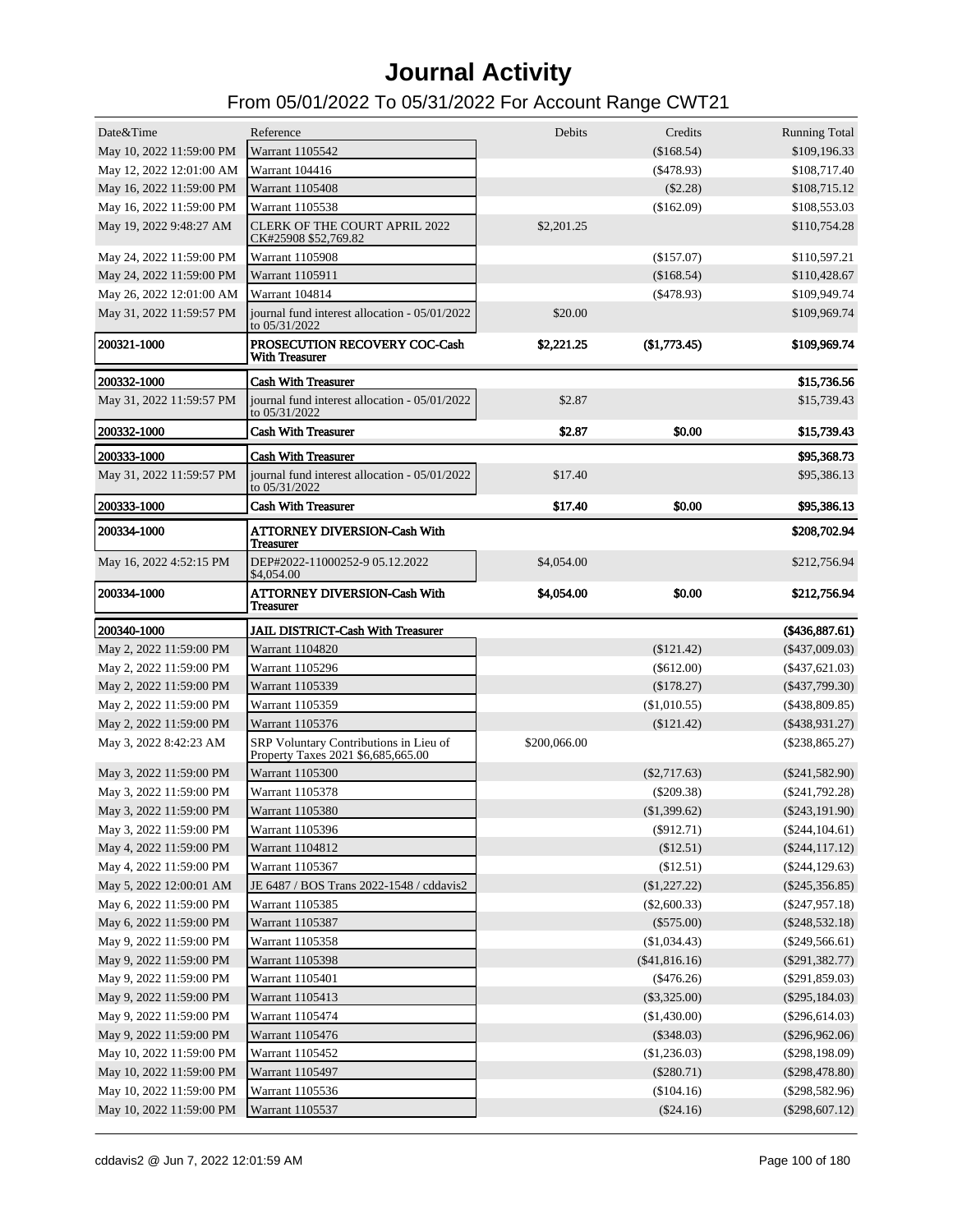# Journal Activity

## From 05/01/2022 To 05/31/2022 For Account Range CWT21

| Date&Time | Reference | Debits | Credits | Running Total |
|---|---|---|---|---|
| May 10, 2022 11:59:00 PM | Warrant 1105542 | | ($168.54) | $109,196.33 |
| May 12, 2022 12:01:00 AM | Warrant 104416 | | ($478.93) | $108,717.40 |
| May 16, 2022 11:59:00 PM | Warrant 1105408 | | ($2.28) | $108,715.12 |
| May 16, 2022 11:59:00 PM | Warrant 1105538 | | ($162.09) | $108,553.03 |
| May 19, 2022 9:48:27 AM | CLERK OF THE COURT APRIL 2022 CK#25908 $52,769.82 | $2,201.25 | | $110,754.28 |
| May 24, 2022 11:59:00 PM | Warrant 1105908 | | ($157.07) | $110,597.21 |
| May 24, 2022 11:59:00 PM | Warrant 1105911 | | ($168.54) | $110,428.67 |
| May 26, 2022 12:01:00 AM | Warrant 104814 | | ($478.93) | $109,949.74 |
| May 31, 2022 11:59:57 PM | journal fund interest allocation - 05/01/2022 to 05/31/2022 | $20.00 | | $109,969.74 |
| **200321-1000** | **PROSECUTION RECOVERY COC-Cash With Treasurer** | **$2,221.25** | **($1,773.45)** | **$109,969.74** |
| **200332-1000** | **Cash With Treasurer** | | | **$15,736.56** |
| May 31, 2022 11:59:57 PM | journal fund interest allocation - 05/01/2022 to 05/31/2022 | $2.87 | | $15,739.43 |
| **200332-1000** | **Cash With Treasurer** | **$2.87** | **$0.00** | **$15,739.43** |
| **200333-1000** | **Cash With Treasurer** | | | **$95,368.73** |
| May 31, 2022 11:59:57 PM | journal fund interest allocation - 05/01/2022 to 05/31/2022 | $17.40 | | $95,386.13 |
| **200333-1000** | **Cash With Treasurer** | **$17.40** | **$0.00** | **$95,386.13** |
| **200334-1000** | **ATTORNEY DIVERSION-Cash With Treasurer** | | | **$208,702.94** |
| May 16, 2022 4:52:15 PM | DEP#2022-11000252-9 05.12.2022 $4,054.00 | $4,054.00 | | $212,756.94 |
| **200334-1000** | **ATTORNEY DIVERSION-Cash With Treasurer** | **$4,054.00** | **$0.00** | **$212,756.94** |
| **200340-1000** | **JAIL DISTRICT-Cash With Treasurer** | | | **($436,887.61)** |
| May 2, 2022 11:59:00 PM | Warrant 1104820 | | ($121.42) | ($437,009.03) |
| May 2, 2022 11:59:00 PM | Warrant 1105296 | | ($612.00) | ($437,621.03) |
| May 2, 2022 11:59:00 PM | Warrant 1105339 | | ($178.27) | ($437,799.30) |
| May 2, 2022 11:59:00 PM | Warrant 1105359 | | ($1,010.55) | ($438,809.85) |
| May 2, 2022 11:59:00 PM | Warrant 1105376 | | ($121.42) | ($438,931.27) |
| May 3, 2022 8:42:23 AM | SRP Voluntary Contributions in Lieu of Property Taxes 2021 $6,685,665.00 | $200,066.00 | | ($238,865.27) |
| May 3, 2022 11:59:00 PM | Warrant 1105300 | | ($2,717.63) | ($241,582.90) |
| May 3, 2022 11:59:00 PM | Warrant 1105378 | | ($209.38) | ($241,792.28) |
| May 3, 2022 11:59:00 PM | Warrant 1105380 | | ($1,399.62) | ($243,191.90) |
| May 3, 2022 11:59:00 PM | Warrant 1105396 | | ($912.71) | ($244,104.61) |
| May 4, 2022 11:59:00 PM | Warrant 1104812 | | ($12.51) | ($244,117.12) |
| May 4, 2022 11:59:00 PM | Warrant 1105367 | | ($12.51) | ($244,129.63) |
| May 5, 2022 12:00:01 AM | JE 6487 / BOS Trans 2022-1548 / cddavis2 | | ($1,227.22) | ($245,356.85) |
| May 6, 2022 11:59:00 PM | Warrant 1105385 | | ($2,600.33) | ($247,957.18) |
| May 6, 2022 11:59:00 PM | Warrant 1105387 | | ($575.00) | ($248,532.18) |
| May 9, 2022 11:59:00 PM | Warrant 1105358 | | ($1,034.43) | ($249,566.61) |
| May 9, 2022 11:59:00 PM | Warrant 1105398 | | ($41,816.16) | ($291,382.77) |
| May 9, 2022 11:59:00 PM | Warrant 1105401 | | ($476.26) | ($291,859.03) |
| May 9, 2022 11:59:00 PM | Warrant 1105413 | | ($3,325.00) | ($295,184.03) |
| May 9, 2022 11:59:00 PM | Warrant 1105474 | | ($1,430.00) | ($296,614.03) |
| May 9, 2022 11:59:00 PM | Warrant 1105476 | | ($348.03) | ($296,962.06) |
| May 10, 2022 11:59:00 PM | Warrant 1105452 | | ($1,236.03) | ($298,198.09) |
| May 10, 2022 11:59:00 PM | Warrant 1105497 | | ($280.71) | ($298,478.80) |
| May 10, 2022 11:59:00 PM | Warrant 1105536 | | ($104.16) | ($298,582.96) |
| May 10, 2022 11:59:00 PM | Warrant 1105537 | | ($24.16) | ($298,607.12) |

cddavis2 @ Jun 7, 2022 12:01:59 AM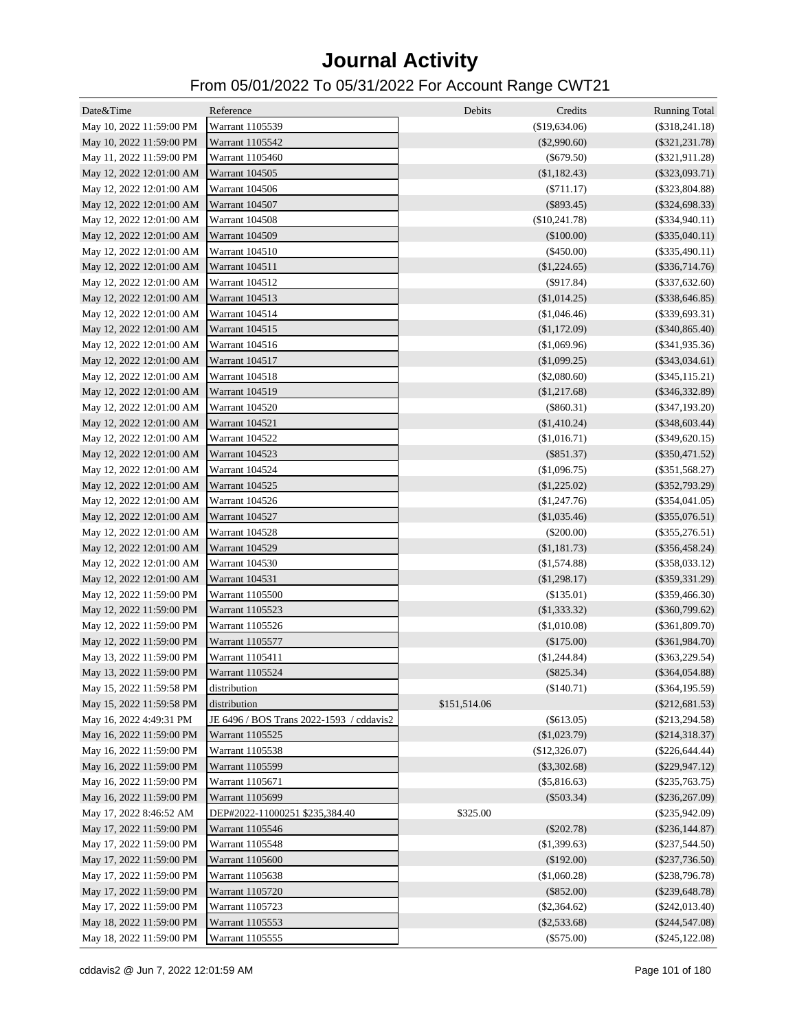# Journal Activity

## From 05/01/2022 To 05/31/2022 For Account Range CWT21

| Date&Time | Reference | Debits | Credits | Running Total |
|---|---|---|---|---|
| May 10, 2022 11:59:00 PM | Warrant 1105539 | | ($19,634.06) | ($318,241.18) |
| May 10, 2022 11:59:00 PM | Warrant 1105542 | | ($2,990.60) | ($321,231.78) |
| May 11, 2022 11:59:00 PM | Warrant 1105460 | | ($679.50) | ($321,911.28) |
| May 12, 2022 12:01:00 AM | Warrant 104505 | | ($1,182.43) | ($323,093.71) |
| May 12, 2022 12:01:00 AM | Warrant 104506 | | ($711.17) | ($323,804.88) |
| May 12, 2022 12:01:00 AM | Warrant 104507 | | ($893.45) | ($324,698.33) |
| May 12, 2022 12:01:00 AM | Warrant 104508 | | ($10,241.78) | ($334,940.11) |
| May 12, 2022 12:01:00 AM | Warrant 104509 | | ($100.00) | ($335,040.11) |
| May 12, 2022 12:01:00 AM | Warrant 104510 | | ($450.00) | ($335,490.11) |
| May 12, 2022 12:01:00 AM | Warrant 104511 | | ($1,224.65) | ($336,714.76) |
| May 12, 2022 12:01:00 AM | Warrant 104512 | | ($917.84) | ($337,632.60) |
| May 12, 2022 12:01:00 AM | Warrant 104513 | | ($1,014.25) | ($338,646.85) |
| May 12, 2022 12:01:00 AM | Warrant 104514 | | ($1,046.46) | ($339,693.31) |
| May 12, 2022 12:01:00 AM | Warrant 104515 | | ($1,172.09) | ($340,865.40) |
| May 12, 2022 12:01:00 AM | Warrant 104516 | | ($1,069.96) | ($341,935.36) |
| May 12, 2022 12:01:00 AM | Warrant 104517 | | ($1,099.25) | ($343,034.61) |
| May 12, 2022 12:01:00 AM | Warrant 104518 | | ($2,080.60) | ($345,115.21) |
| May 12, 2022 12:01:00 AM | Warrant 104519 | | ($1,217.68) | ($346,332.89) |
| May 12, 2022 12:01:00 AM | Warrant 104520 | | ($860.31) | ($347,193.20) |
| May 12, 2022 12:01:00 AM | Warrant 104521 | | ($1,410.24) | ($348,603.44) |
| May 12, 2022 12:01:00 AM | Warrant 104522 | | ($1,016.71) | ($349,620.15) |
| May 12, 2022 12:01:00 AM | Warrant 104523 | | ($851.37) | ($350,471.52) |
| May 12, 2022 12:01:00 AM | Warrant 104524 | | ($1,096.75) | ($351,568.27) |
| May 12, 2022 12:01:00 AM | Warrant 104525 | | ($1,225.02) | ($352,793.29) |
| May 12, 2022 12:01:00 AM | Warrant 104526 | | ($1,247.76) | ($354,041.05) |
| May 12, 2022 12:01:00 AM | Warrant 104527 | | ($1,035.46) | ($355,076.51) |
| May 12, 2022 12:01:00 AM | Warrant 104528 | | ($200.00) | ($355,276.51) |
| May 12, 2022 12:01:00 AM | Warrant 104529 | | ($1,181.73) | ($356,458.24) |
| May 12, 2022 12:01:00 AM | Warrant 104530 | | ($1,574.88) | ($358,033.12) |
| May 12, 2022 12:01:00 AM | Warrant 104531 | | ($1,298.17) | ($359,331.29) |
| May 12, 2022 11:59:00 PM | Warrant 1105500 | | ($135.01) | ($359,466.30) |
| May 12, 2022 11:59:00 PM | Warrant 1105523 | | ($1,333.32) | ($360,799.62) |
| May 12, 2022 11:59:00 PM | Warrant 1105526 | | ($1,010.08) | ($361,809.70) |
| May 12, 2022 11:59:00 PM | Warrant 1105577 | | ($175.00) | ($361,984.70) |
| May 13, 2022 11:59:00 PM | Warrant 1105411 | | ($1,244.84) | ($363,229.54) |
| May 13, 2022 11:59:00 PM | Warrant 1105524 | | ($825.34) | ($364,054.88) |
| May 15, 2022 11:59:58 PM | distribution | | ($140.71) | ($364,195.59) |
| May 15, 2022 11:59:58 PM | distribution | $151,514.06 | | ($212,681.53) |
| May 16, 2022 4:49:31 PM | JE 6496 / BOS Trans 2022-1593 / cddavis2 | | ($613.05) | ($213,294.58) |
| May 16, 2022 11:59:00 PM | Warrant 1105525 | | ($1,023.79) | ($214,318.37) |
| May 16, 2022 11:59:00 PM | Warrant 1105538 | | ($12,326.07) | ($226,644.44) |
| May 16, 2022 11:59:00 PM | Warrant 1105599 | | ($3,302.68) | ($229,947.12) |
| May 16, 2022 11:59:00 PM | Warrant 1105671 | | ($5,816.63) | ($235,763.75) |
| May 16, 2022 11:59:00 PM | Warrant 1105699 | | ($503.34) | ($236,267.09) |
| May 17, 2022 8:46:52 AM | DEP#2022-11000251 $235,384.40 | $325.00 | | ($235,942.09) |
| May 17, 2022 11:59:00 PM | Warrant 1105546 | | ($202.78) | ($236,144.87) |
| May 17, 2022 11:59:00 PM | Warrant 1105548 | | ($1,399.63) | ($237,544.50) |
| May 17, 2022 11:59:00 PM | Warrant 1105600 | | ($192.00) | ($237,736.50) |
| May 17, 2022 11:59:00 PM | Warrant 1105638 | | ($1,060.28) | ($238,796.78) |
| May 17, 2022 11:59:00 PM | Warrant 1105720 | | ($852.00) | ($239,648.78) |
| May 17, 2022 11:59:00 PM | Warrant 1105723 | | ($2,364.62) | ($242,013.40) |
| May 18, 2022 11:59:00 PM | Warrant 1105553 | | ($2,533.68) | ($244,547.08) |
| May 18, 2022 11:59:00 PM | Warrant 1105555 | | ($575.00) | ($245,122.08) |

cddavis2 @ Jun 7, 2022 12:01:59 AM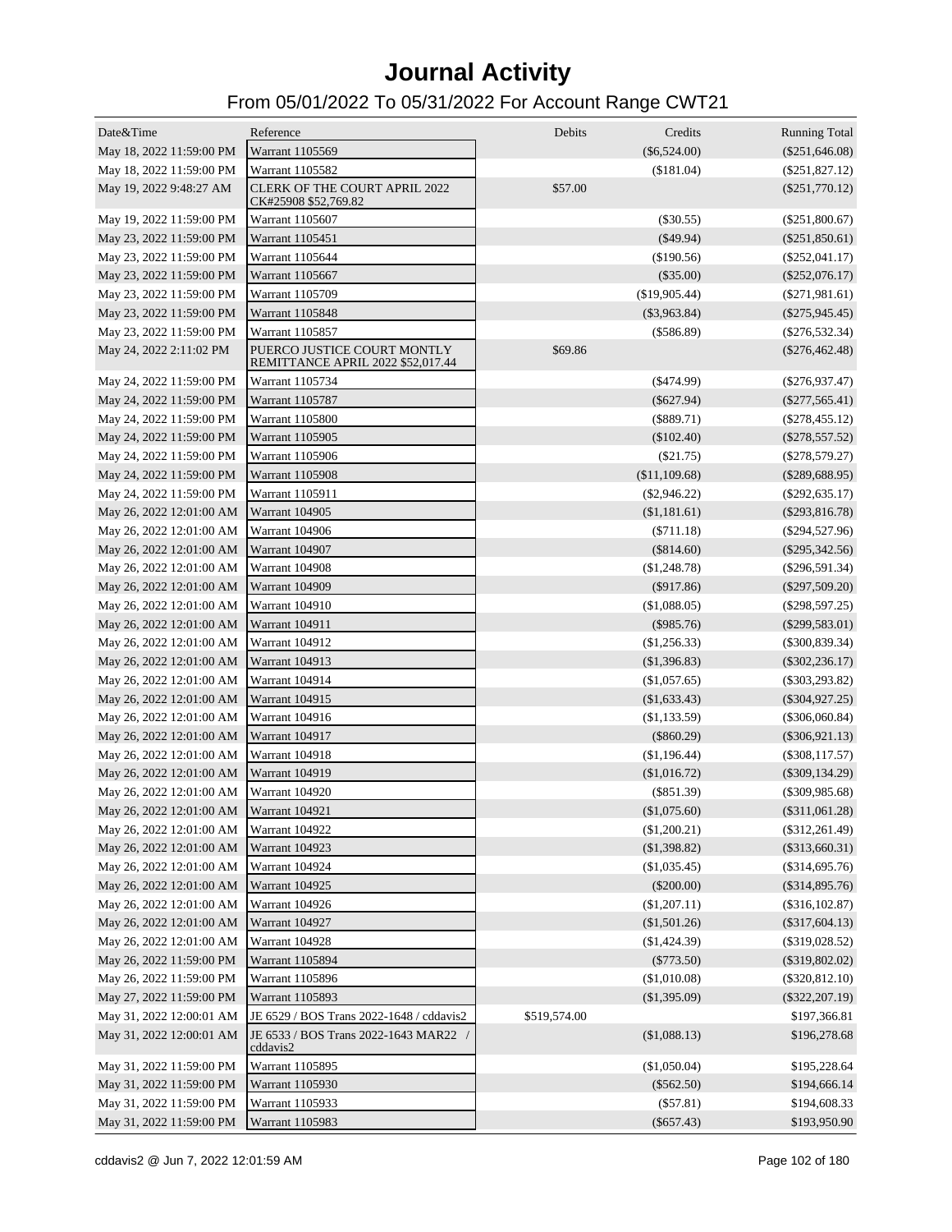# Journal Activity

## From 05/01/2022 To 05/31/2022 For Account Range CWT21

| Date&Time | Reference | Debits | Credits | Running Total |
|---|---|---|---|---|
| May 18, 2022 11:59:00 PM | Warrant 1105569 | | ($6,524.00) | ($251,646.08) |
| May 18, 2022 11:59:00 PM | Warrant 1105582 | | ($181.04) | ($251,827.12) |
| May 19, 2022 9:48:27 AM | CLERK OF THE COURT APRIL 2022 CK#25908 $52,769.82 | $57.00 | | ($251,770.12) |
| May 19, 2022 11:59:00 PM | Warrant 1105607 | | ($30.55) | ($251,800.67) |
| May 23, 2022 11:59:00 PM | Warrant 1105451 | | ($49.94) | ($251,850.61) |
| May 23, 2022 11:59:00 PM | Warrant 1105644 | | ($190.56) | ($252,041.17) |
| May 23, 2022 11:59:00 PM | Warrant 1105667 | | ($35.00) | ($252,076.17) |
| May 23, 2022 11:59:00 PM | Warrant 1105709 | | ($19,905.44) | ($271,981.61) |
| May 23, 2022 11:59:00 PM | Warrant 1105848 | | ($3,963.84) | ($275,945.45) |
| May 23, 2022 11:59:00 PM | Warrant 1105857 | | ($586.89) | ($276,532.34) |
| May 24, 2022 2:11:02 PM | PUERCO JUSTICE COURT MONTLY REMITTANCE APRIL 2022 $52,017.44 | $69.86 | | ($276,462.48) |
| May 24, 2022 11:59:00 PM | Warrant 1105734 | | ($474.99) | ($276,937.47) |
| May 24, 2022 11:59:00 PM | Warrant 1105787 | | ($627.94) | ($277,565.41) |
| May 24, 2022 11:59:00 PM | Warrant 1105800 | | ($889.71) | ($278,455.12) |
| May 24, 2022 11:59:00 PM | Warrant 1105905 | | ($102.40) | ($278,557.52) |
| May 24, 2022 11:59:00 PM | Warrant 1105906 | | ($21.75) | ($278,579.27) |
| May 24, 2022 11:59:00 PM | Warrant 1105908 | | ($11,109.68) | ($289,688.95) |
| May 24, 2022 11:59:00 PM | Warrant 1105911 | | ($2,946.22) | ($292,635.17) |
| May 26, 2022 12:01:00 AM | Warrant 104905 | | ($1,181.61) | ($293,816.78) |
| May 26, 2022 12:01:00 AM | Warrant 104906 | | ($711.18) | ($294,527.96) |
| May 26, 2022 12:01:00 AM | Warrant 104907 | | ($814.60) | ($295,342.56) |
| May 26, 2022 12:01:00 AM | Warrant 104908 | | ($1,248.78) | ($296,591.34) |
| May 26, 2022 12:01:00 AM | Warrant 104909 | | ($917.86) | ($297,509.20) |
| May 26, 2022 12:01:00 AM | Warrant 104910 | | ($1,088.05) | ($298,597.25) |
| May 26, 2022 12:01:00 AM | Warrant 104911 | | ($985.76) | ($299,583.01) |
| May 26, 2022 12:01:00 AM | Warrant 104912 | | ($1,256.33) | ($300,839.34) |
| May 26, 2022 12:01:00 AM | Warrant 104913 | | ($1,396.83) | ($302,236.17) |
| May 26, 2022 12:01:00 AM | Warrant 104914 | | ($1,057.65) | ($303,293.82) |
| May 26, 2022 12:01:00 AM | Warrant 104915 | | ($1,633.43) | ($304,927.25) |
| May 26, 2022 12:01:00 AM | Warrant 104916 | | ($1,133.59) | ($306,060.84) |
| May 26, 2022 12:01:00 AM | Warrant 104917 | | ($860.29) | ($306,921.13) |
| May 26, 2022 12:01:00 AM | Warrant 104918 | | ($1,196.44) | ($308,117.57) |
| May 26, 2022 12:01:00 AM | Warrant 104919 | | ($1,016.72) | ($309,134.29) |
| May 26, 2022 12:01:00 AM | Warrant 104920 | | ($851.39) | ($309,985.68) |
| May 26, 2022 12:01:00 AM | Warrant 104921 | | ($1,075.60) | ($311,061.28) |
| May 26, 2022 12:01:00 AM | Warrant 104922 | | ($1,200.21) | ($312,261.49) |
| May 26, 2022 12:01:00 AM | Warrant 104923 | | ($1,398.82) | ($313,660.31) |
| May 26, 2022 12:01:00 AM | Warrant 104924 | | ($1,035.45) | ($314,695.76) |
| May 26, 2022 12:01:00 AM | Warrant 104925 | | ($200.00) | ($314,895.76) |
| May 26, 2022 12:01:00 AM | Warrant 104926 | | ($1,207.11) | ($316,102.87) |
| May 26, 2022 12:01:00 AM | Warrant 104927 | | ($1,501.26) | ($317,604.13) |
| May 26, 2022 12:01:00 AM | Warrant 104928 | | ($1,424.39) | ($319,028.52) |
| May 26, 2022 11:59:00 PM | Warrant 1105894 | | ($773.50) | ($319,802.02) |
| May 26, 2022 11:59:00 PM | Warrant 1105896 | | ($1,010.08) | ($320,812.10) |
| May 27, 2022 11:59:00 PM | Warrant 1105893 | | ($1,395.09) | ($322,207.19) |
| May 31, 2022 12:00:01 AM | JE 6529 / BOS Trans 2022-1648 / cddavis2 | $519,574.00 | | $197,366.81 |
| May 31, 2022 12:00:01 AM | JE 6533 / BOS Trans 2022-1643 MAR22 / cddavis2 | | ($1,088.13) | $196,278.68 |
| May 31, 2022 11:59:00 PM | Warrant 1105895 | | ($1,050.04) | $195,228.64 |
| May 31, 2022 11:59:00 PM | Warrant 1105930 | | ($562.50) | $194,666.14 |
| May 31, 2022 11:59:00 PM | Warrant 1105933 | | ($57.81) | $194,608.33 |
| May 31, 2022 11:59:00 PM | Warrant 1105983 | | ($657.43) | $193,950.90 |

cddavis2 @ Jun 7, 2022 12:01:59 AM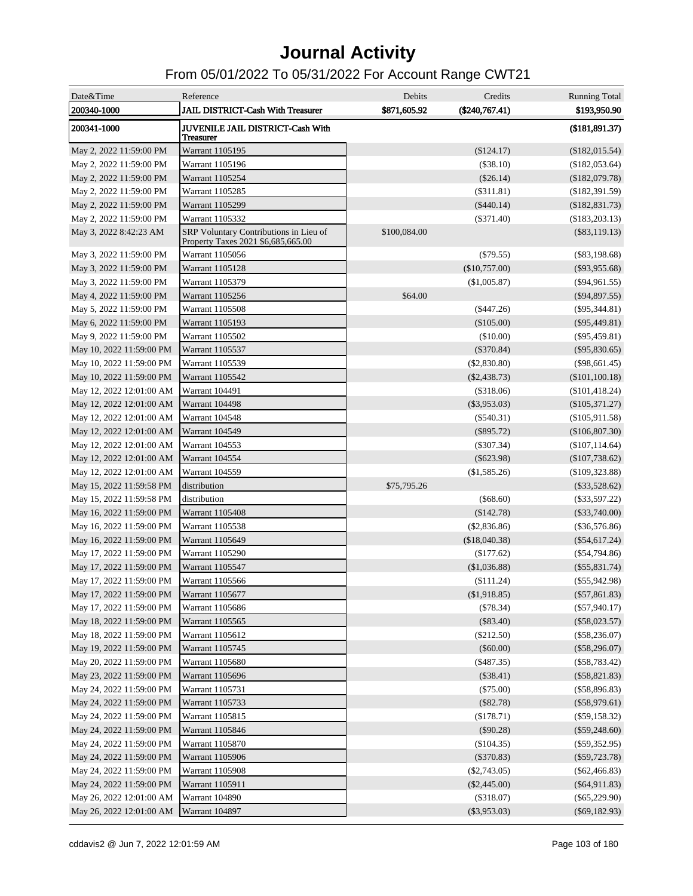# Journal Activity

## From 05/01/2022 To 05/31/2022 For Account Range CWT21

| Date&Time | Reference | Debits | Credits | Running Total |
|---|---|---|---|---|
| **200340-1000** | **JAIL DISTRICT-Cash With Treasurer** | **$871,605.92** | **($240,767.41)** | **$193,950.90** |
| **200341-1000** | **JUVENILE JAIL DISTRICT-Cash With Treasurer** | | | **($181,891.37)** |
| May 2, 2022 11:59:00 PM | Warrant 1105195 | | ($124.17) | ($182,015.54) |
| May 2, 2022 11:59:00 PM | Warrant 1105196 | | ($38.10) | ($182,053.64) |
| May 2, 2022 11:59:00 PM | Warrant 1105254 | | ($26.14) | ($182,079.78) |
| May 2, 2022 11:59:00 PM | Warrant 1105285 | | ($311.81) | ($182,391.59) |
| May 2, 2022 11:59:00 PM | Warrant 1105299 | | ($440.14) | ($182,831.73) |
| May 2, 2022 11:59:00 PM | Warrant 1105332 | | ($371.40) | ($183,203.13) |
| May 3, 2022 8:42:23 AM | SRP Voluntary Contributions in Lieu of Property Taxes 2021 $6,685,665.00 | $100,084.00 | | ($83,119.13) |
| May 3, 2022 11:59:00 PM | Warrant 1105056 | | ($79.55) | ($83,198.68) |
| May 3, 2022 11:59:00 PM | Warrant 1105128 | | ($10,757.00) | ($93,955.68) |
| May 3, 2022 11:59:00 PM | Warrant 1105379 | | ($1,005.87) | ($94,961.55) |
| May 4, 2022 11:59:00 PM | Warrant 1105256 | $64.00 | | ($94,897.55) |
| May 5, 2022 11:59:00 PM | Warrant 1105508 | | ($447.26) | ($95,344.81) |
| May 6, 2022 11:59:00 PM | Warrant 1105193 | | ($105.00) | ($95,449.81) |
| May 9, 2022 11:59:00 PM | Warrant 1105502 | | ($10.00) | ($95,459.81) |
| May 10, 2022 11:59:00 PM | Warrant 1105537 | | ($370.84) | ($95,830.65) |
| May 10, 2022 11:59:00 PM | Warrant 1105539 | | ($2,830.80) | ($98,661.45) |
| May 10, 2022 11:59:00 PM | Warrant 1105542 | | ($2,438.73) | ($101,100.18) |
| May 12, 2022 12:01:00 AM | Warrant 104491 | | ($318.06) | ($101,418.24) |
| May 12, 2022 12:01:00 AM | Warrant 104498 | | ($3,953.03) | ($105,371.27) |
| May 12, 2022 12:01:00 AM | Warrant 104548 | | ($540.31) | ($105,911.58) |
| May 12, 2022 12:01:00 AM | Warrant 104549 | | ($895.72) | ($106,807.30) |
| May 12, 2022 12:01:00 AM | Warrant 104553 | | ($307.34) | ($107,114.64) |
| May 12, 2022 12:01:00 AM | Warrant 104554 | | ($623.98) | ($107,738.62) |
| May 12, 2022 12:01:00 AM | Warrant 104559 | | ($1,585.26) | ($109,323.88) |
| May 15, 2022 11:59:58 PM | distribution | $75,795.26 | | ($33,528.62) |
| May 15, 2022 11:59:58 PM | distribution | | ($68.60) | ($33,597.22) |
| May 16, 2022 11:59:00 PM | Warrant 1105408 | | ($142.78) | ($33,740.00) |
| May 16, 2022 11:59:00 PM | Warrant 1105538 | | ($2,836.86) | ($36,576.86) |
| May 16, 2022 11:59:00 PM | Warrant 1105649 | | ($18,040.38) | ($54,617.24) |
| May 17, 2022 11:59:00 PM | Warrant 1105290 | | ($177.62) | ($54,794.86) |
| May 17, 2022 11:59:00 PM | Warrant 1105547 | | ($1,036.88) | ($55,831.74) |
| May 17, 2022 11:59:00 PM | Warrant 1105566 | | ($111.24) | ($55,942.98) |
| May 17, 2022 11:59:00 PM | Warrant 1105677 | | ($1,918.85) | ($57,861.83) |
| May 17, 2022 11:59:00 PM | Warrant 1105686 | | ($78.34) | ($57,940.17) |
| May 18, 2022 11:59:00 PM | Warrant 1105565 | | ($83.40) | ($58,023.57) |
| May 18, 2022 11:59:00 PM | Warrant 1105612 | | ($212.50) | ($58,236.07) |
| May 19, 2022 11:59:00 PM | Warrant 1105745 | | ($60.00) | ($58,296.07) |
| May 20, 2022 11:59:00 PM | Warrant 1105680 | | ($487.35) | ($58,783.42) |
| May 23, 2022 11:59:00 PM | Warrant 1105696 | | ($38.41) | ($58,821.83) |
| May 24, 2022 11:59:00 PM | Warrant 1105731 | | ($75.00) | ($58,896.83) |
| May 24, 2022 11:59:00 PM | Warrant 1105733 | | ($82.78) | ($58,979.61) |
| May 24, 2022 11:59:00 PM | Warrant 1105815 | | ($178.71) | ($59,158.32) |
| May 24, 2022 11:59:00 PM | Warrant 1105846 | | ($90.28) | ($59,248.60) |
| May 24, 2022 11:59:00 PM | Warrant 1105870 | | ($104.35) | ($59,352.95) |
| May 24, 2022 11:59:00 PM | Warrant 1105906 | | ($370.83) | ($59,723.78) |
| May 24, 2022 11:59:00 PM | Warrant 1105908 | | ($2,743.05) | ($62,466.83) |
| May 24, 2022 11:59:00 PM | Warrant 1105911 | | ($2,445.00) | ($64,911.83) |
| May 26, 2022 12:01:00 AM | Warrant 104890 | | ($318.07) | ($65,229.90) |
| May 26, 2022 12:01:00 AM | Warrant 104897 | | ($3,953.03) | ($69,182.93) |

cddavis2 @ Jun 7, 2022 12:01:59 AM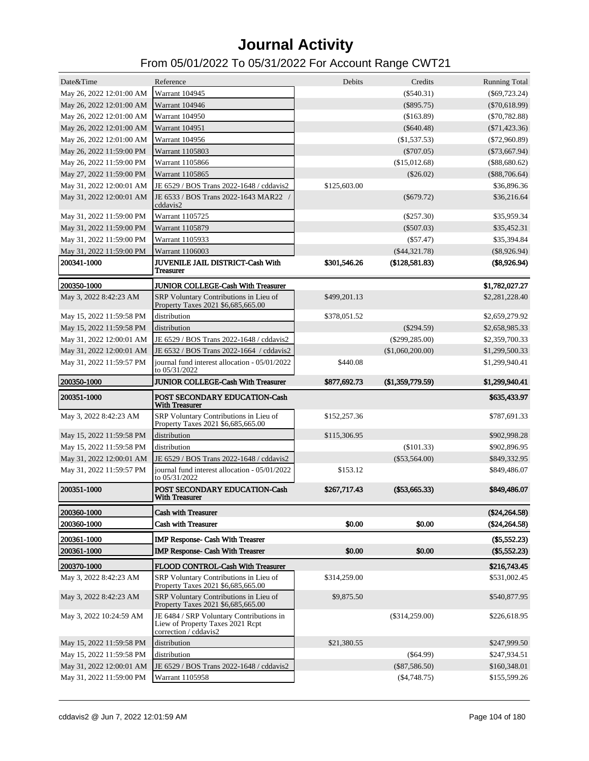# Journal Activity

## From 05/01/2022 To 05/31/2022 For Account Range CWT21

| Date&Time | Reference | Debits | Credits | Running Total |
|---|---|---|---|---|
| May 26, 2022 12:01:00 AM | Warrant 104945 | | ($540.31) | ($69,723.24) |
| May 26, 2022 12:01:00 AM | Warrant 104946 | | ($895.75) | ($70,618.99) |
| May 26, 2022 12:01:00 AM | Warrant 104950 | | ($163.89) | ($70,782.88) |
| May 26, 2022 12:01:00 AM | Warrant 104951 | | ($640.48) | ($71,423.36) |
| May 26, 2022 12:01:00 AM | Warrant 104956 | | ($1,537.53) | ($72,960.89) |
| May 26, 2022 11:59:00 PM | Warrant 1105803 | | ($707.05) | ($73,667.94) |
| May 26, 2022 11:59:00 PM | Warrant 1105866 | | ($15,012.68) | ($88,680.62) |
| May 27, 2022 11:59:00 PM | Warrant 1105865 | | ($26.02) | ($88,706.64) |
| May 31, 2022 12:00:01 AM | JE 6529 / BOS Trans 2022-1648 / cddavis2 | $125,603.00 | | $36,896.36 |
| May 31, 2022 12:00:01 AM | JE 6533 / BOS Trans 2022-1643 MAR22 / cddavis2 | | ($679.72) | $36,216.64 |
| May 31, 2022 11:59:00 PM | Warrant 1105725 | | ($257.30) | $35,959.34 |
| May 31, 2022 11:59:00 PM | Warrant 1105879 | | ($507.03) | $35,452.31 |
| May 31, 2022 11:59:00 PM | Warrant 1105933 | | ($57.47) | $35,394.84 |
| May 31, 2022 11:59:00 PM | Warrant 1106003 | | ($44,321.78) | ($8,926.94) |
| **200341-1000** | **JUVENILE JAIL DISTRICT-Cash With Treasurer** | **$301,546.26** | **($128,581.83)** | **($8,926.94)** |
| **200350-1000** | **JUNIOR COLLEGE-Cash With Treasurer** | | | **$1,782,027.27** |
| May 3, 2022 8:42:23 AM | SRP Voluntary Contributions in Lieu of Property Taxes 2021 $6,685,665.00 | $499,201.13 | | $2,281,228.40 |
| May 15, 2022 11:59:58 PM | distribution | $378,051.52 | | $2,659,279.92 |
| May 15, 2022 11:59:58 PM | distribution | | ($294.59) | $2,658,985.33 |
| May 31, 2022 12:00:01 AM | JE 6529 / BOS Trans 2022-1648 / cddavis2 | | ($299,285.00) | $2,359,700.33 |
| May 31, 2022 12:00:01 AM | JE 6532 / BOS Trans 2022-1664 / cddavis2 | | ($1,060,200.00) | $1,299,500.33 |
| May 31, 2022 11:59:57 PM | journal fund interest allocation - 05/01/2022 to 05/31/2022 | $440.08 | | $1,299,940.41 |
| **200350-1000** | **JUNIOR COLLEGE-Cash With Treasurer** | **$877,692.73** | **($1,359,779.59)** | **$1,299,940.41** |
| **200351-1000** | **POST SECONDARY EDUCATION-Cash With Treasurer** | | | **$635,433.97** |
| May 3, 2022 8:42:23 AM | SRP Voluntary Contributions in Lieu of Property Taxes 2021 $6,685,665.00 | $152,257.36 | | $787,691.33 |
| May 15, 2022 11:59:58 PM | distribution | $115,306.95 | | $902,998.28 |
| May 15, 2022 11:59:58 PM | distribution | | ($101.33) | $902,896.95 |
| May 31, 2022 12:00:01 AM | JE 6529 / BOS Trans 2022-1648 / cddavis2 | | ($53,564.00) | $849,332.95 |
| May 31, 2022 11:59:57 PM | journal fund interest allocation - 05/01/2022 to 05/31/2022 | $153.12 | | $849,486.07 |
| **200351-1000** | **POST SECONDARY EDUCATION-Cash With Treasurer** | **$267,717.43** | **($53,665.33)** | **$849,486.07** |
| **200360-1000** | **Cash with Treasurer** | | | **($24,264.58)** |
| **200360-1000** | **Cash with Treasurer** | **$0.00** | **$0.00** | **($24,264.58)** |
| **200361-1000** | **IMP Response- Cash With Treasrer** | | | **($5,552.23)** |
| **200361-1000** | **IMP Response- Cash With Treasrer** | **$0.00** | **$0.00** | **($5,552.23)** |
| **200370-1000** | **FLOOD CONTROL-Cash With Treasurer** | | | **$216,743.45** |
| May 3, 2022 8:42:23 AM | SRP Voluntary Contributions in Lieu of Property Taxes 2021 $6,685,665.00 | $314,259.00 | | $531,002.45 |
| May 3, 2022 8:42:23 AM | SRP Voluntary Contributions in Lieu of Property Taxes 2021 $6,685,665.00 | $9,875.50 | | $540,877.95 |
| May 3, 2022 10:24:59 AM | JE 6484 / SRP Voluntary Contributions in Liew of Property Taxes 2021 Rcpt correction / cddavis2 | | ($314,259.00) | $226,618.95 |
| May 15, 2022 11:59:58 PM | distribution | $21,380.55 | | $247,999.50 |
| May 15, 2022 11:59:58 PM | distribution | | ($64.99) | $247,934.51 |
| May 31, 2022 12:00:01 AM | JE 6529 / BOS Trans 2022-1648 / cddavis2 | | ($87,586.50) | $160,348.01 |
| May 31, 2022 11:59:00 PM | Warrant 1105958 | | ($4,748.75) | $155,599.26 |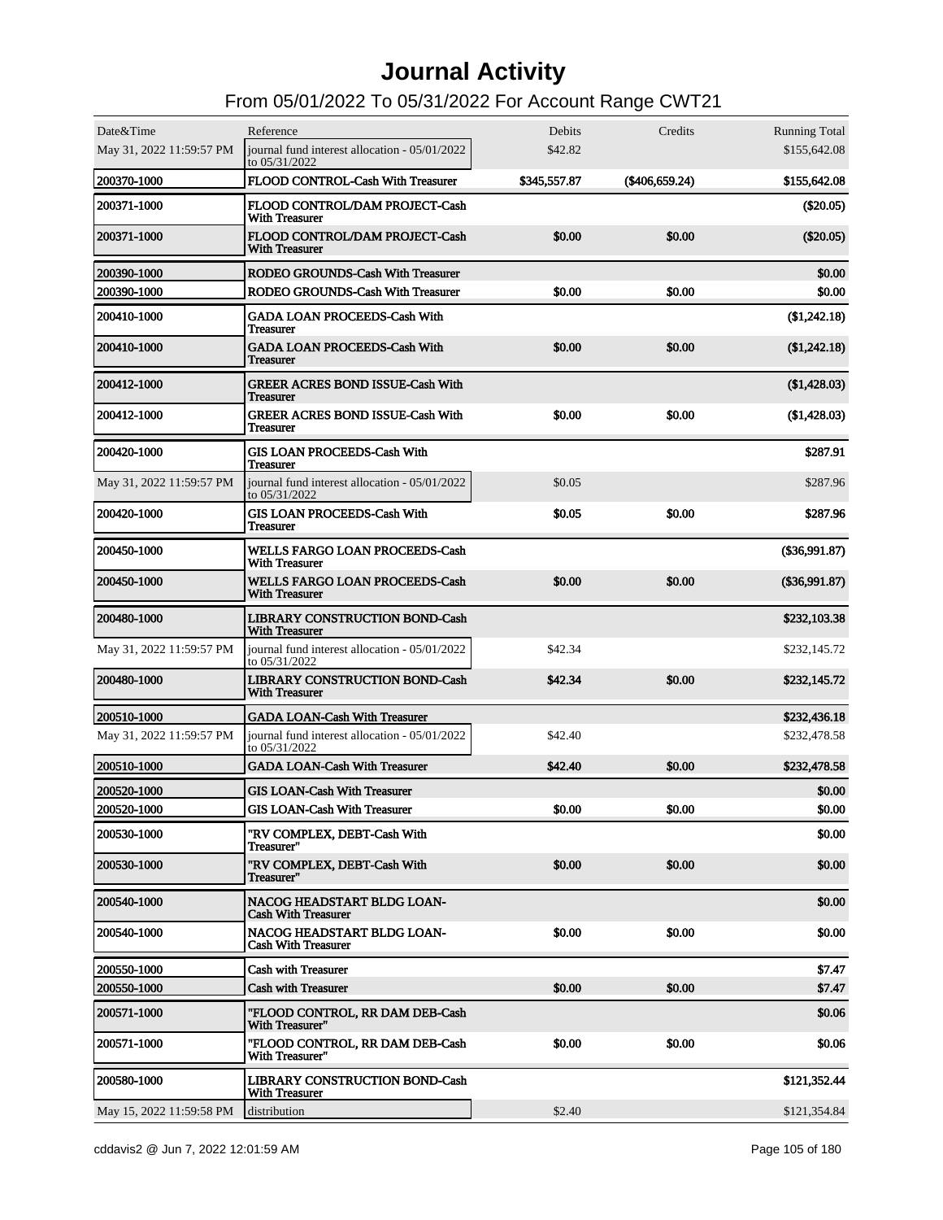# Journal Activity

## From 05/01/2022 To 05/31/2022 For Account Range CWT21

| Date&Time | Reference | Debits | Credits | Running Total |
|---|---|---|---|---|
| May 31, 2022 11:59:57 PM | journal fund interest allocation - 05/01/2022 to 05/31/2022 | $42.82 | | $155,642.08 |
| **200370-1000** | **FLOOD CONTROL-Cash With Treasurer** | **$345,557.87** | **($406,659.24)** | **$155,642.08** |
| **200371-1000** | **FLOOD CONTROL/DAM PROJECT-Cash With Treasurer** | | | **($20.05)** |
| **200371-1000** | **FLOOD CONTROL/DAM PROJECT-Cash With Treasurer** | **$0.00** | **$0.00** | **($20.05)** |
| **200390-1000** | **RODEO GROUNDS-Cash With Treasurer** | | | **$0.00** |
| **200390-1000** | **RODEO GROUNDS-Cash With Treasurer** | **$0.00** | **$0.00** | **$0.00** |
| **200410-1000** | **GADA LOAN PROCEEDS-Cash With Treasurer** | | | **($1,242.18)** |
| **200410-1000** | **GADA LOAN PROCEEDS-Cash With Treasurer** | **$0.00** | **$0.00** | **($1,242.18)** |
| **200412-1000** | **GREER ACRES BOND ISSUE-Cash With Treasurer** | | | **($1,428.03)** |
| **200412-1000** | **GREER ACRES BOND ISSUE-Cash With Treasurer** | **$0.00** | **$0.00** | **($1,428.03)** |
| **200420-1000** | **GIS LOAN PROCEEDS-Cash With Treasurer** | | | **$287.91** |
| May 31, 2022 11:59:57 PM | journal fund interest allocation - 05/01/2022 to 05/31/2022 | $0.05 | | $287.96 |
| **200420-1000** | **GIS LOAN PROCEEDS-Cash With Treasurer** | **$0.05** | **$0.00** | **$287.96** |
| **200450-1000** | **WELLS FARGO LOAN PROCEEDS-Cash With Treasurer** | | | **($36,991.87)** |
| **200450-1000** | **WELLS FARGO LOAN PROCEEDS-Cash With Treasurer** | **$0.00** | **$0.00** | **($36,991.87)** |
| **200480-1000** | **LIBRARY CONSTRUCTION BOND-Cash With Treasurer** | | | **$232,103.38** |
| May 31, 2022 11:59:57 PM | journal fund interest allocation - 05/01/2022 to 05/31/2022 | $42.34 | | $232,145.72 |
| **200480-1000** | **LIBRARY CONSTRUCTION BOND-Cash With Treasurer** | **$42.34** | **$0.00** | **$232,145.72** |
| **200510-1000** | **GADA LOAN-Cash With Treasurer** | | | **$232,436.18** |
| May 31, 2022 11:59:57 PM | journal fund interest allocation - 05/01/2022 to 05/31/2022 | $42.40 | | $232,478.58 |
| **200510-1000** | **GADA LOAN-Cash With Treasurer** | **$42.40** | **$0.00** | **$232,478.58** |
| **200520-1000** | **GIS LOAN-Cash With Treasurer** | | | **$0.00** |
| **200520-1000** | **GIS LOAN-Cash With Treasurer** | **$0.00** | **$0.00** | **$0.00** |
| **200530-1000** | **"RV COMPLEX, DEBT-Cash With Treasurer"** | | | **$0.00** |
| **200530-1000** | **"RV COMPLEX, DEBT-Cash With Treasurer"** | **$0.00** | **$0.00** | **$0.00** |
| **200540-1000** | **NACOG HEADSTART BLDG LOAN-Cash With Treasurer** | | | **$0.00** |
| **200540-1000** | **NACOG HEADSTART BLDG LOAN-Cash With Treasurer** | **$0.00** | **$0.00** | **$0.00** |
| **200550-1000** | **Cash with Treasurer** | | | **$7.47** |
| **200550-1000** | **Cash with Treasurer** | **$0.00** | **$0.00** | **$7.47** |
| **200571-1000** | **"FLOOD CONTROL, RR DAM DEB-Cash With Treasurer"** | | | **$0.06** |
| **200571-1000** | **"FLOOD CONTROL, RR DAM DEB-Cash With Treasurer"** | **$0.00** | **$0.00** | **$0.06** |
| **200580-1000** | **LIBRARY CONSTRUCTION BOND-Cash With Treasurer** | | | **$121,352.44** |
| May 15, 2022 11:59:58 PM | distribution | $2.40 | | $121,354.84 |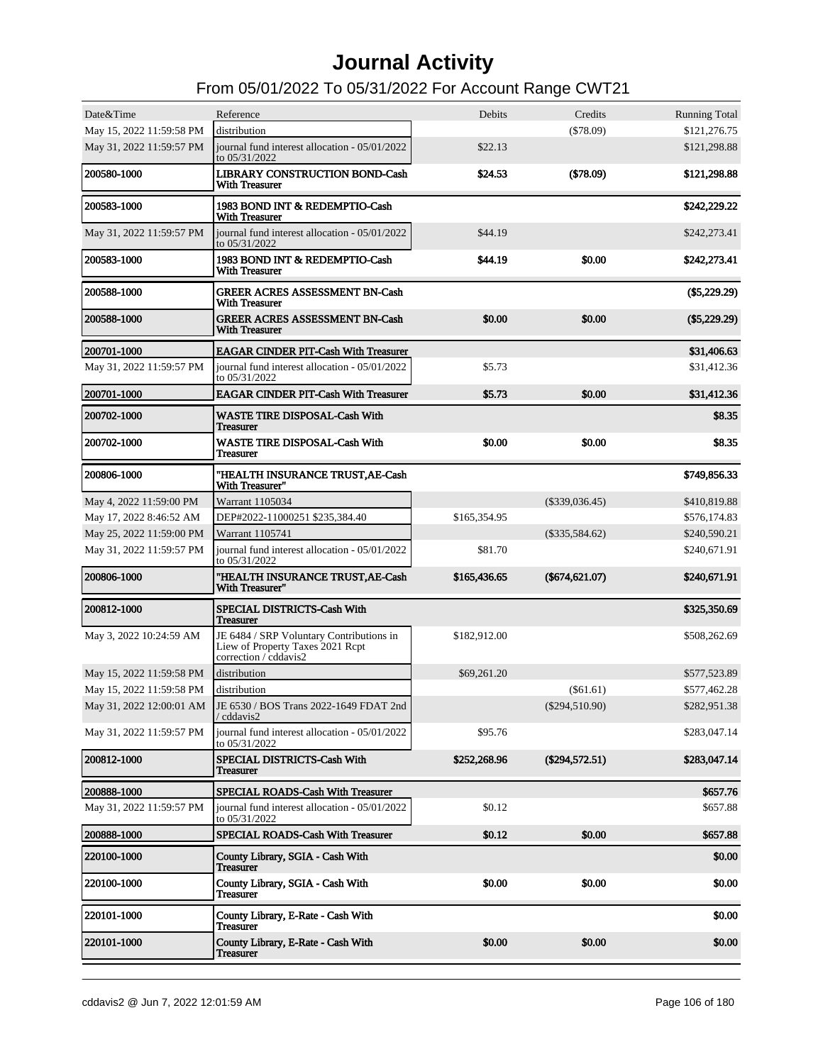# Journal Activity

## From 05/01/2022 To 05/31/2022 For Account Range CWT21

| Date&Time | Reference | Debits | Credits | Running Total |
|---|---|---|---|---|
| May 15, 2022 11:59:58 PM | distribution | | ($78.09) | $121,276.75 |
| May 31, 2022 11:59:57 PM | journal fund interest allocation - 05/01/2022 to 05/31/2022 | $22.13 | | $121,298.88 |
| **200580-1000** | **LIBRARY CONSTRUCTION BOND-Cash With Treasurer** | **$24.53** | **($78.09)** | **$121,298.88** |
| **200583-1000** | **1983 BOND INT & REDEMPTIO-Cash With Treasurer** | | | **$242,229.22** |
| May 31, 2022 11:59:57 PM | journal fund interest allocation - 05/01/2022 to 05/31/2022 | $44.19 | | $242,273.41 |
| **200583-1000** | **1983 BOND INT & REDEMPTIO-Cash With Treasurer** | **$44.19** | **$0.00** | **$242,273.41** |
| **200588-1000** | **GREER ACRES ASSESSMENT BN-Cash With Treasurer** | | | **($5,229.29)** |
| **200588-1000** | **GREER ACRES ASSESSMENT BN-Cash With Treasurer** | **$0.00** | **$0.00** | **($5,229.29)** |
| **200701-1000** | **EAGAR CINDER PIT-Cash With Treasurer** | | | **$31,406.63** |
| May 31, 2022 11:59:57 PM | journal fund interest allocation - 05/01/2022 to 05/31/2022 | $5.73 | | $31,412.36 |
| **200701-1000** | **EAGAR CINDER PIT-Cash With Treasurer** | **$5.73** | **$0.00** | **$31,412.36** |
| **200702-1000** | **WASTE TIRE DISPOSAL-Cash With Treasurer** | | | **$8.35** |
| **200702-1000** | **WASTE TIRE DISPOSAL-Cash With Treasurer** | **$0.00** | **$0.00** | **$8.35** |
| **200806-1000** | **"HEALTH INSURANCE TRUST,AE-Cash With Treasurer"** | | | **$749,856.33** |
| May 4, 2022 11:59:00 PM | Warrant 1105034 | | ($339,036.45) | $410,819.88 |
| May 17, 2022 8:46:52 AM | DEP#2022-11000251 $235,384.40 | $165,354.95 | | $576,174.83 |
| May 25, 2022 11:59:00 PM | Warrant 1105741 | | ($335,584.62) | $240,590.21 |
| May 31, 2022 11:59:57 PM | journal fund interest allocation - 05/01/2022 to 05/31/2022 | $81.70 | | $240,671.91 |
| **200806-1000** | **"HEALTH INSURANCE TRUST,AE-Cash With Treasurer"** | **$165,436.65** | **($674,621.07)** | **$240,671.91** |
| **200812-1000** | **SPECIAL DISTRICTS-Cash With Treasurer** | | | **$325,350.69** |
| May 3, 2022 10:24:59 AM | JE 6484 / SRP Voluntary Contributions in Liew of Property Taxes 2021 Rcpt correction / cddavis2 | $182,912.00 | | $508,262.69 |
| May 15, 2022 11:59:58 PM | distribution | $69,261.20 | | $577,523.89 |
| May 15, 2022 11:59:58 PM | distribution | | ($61.61) | $577,462.28 |
| May 31, 2022 12:00:01 AM | JE 6530 / BOS Trans 2022-1649 FDAT 2nd / cddavis2 | | ($294,510.90) | $282,951.38 |
| May 31, 2022 11:59:57 PM | journal fund interest allocation - 05/01/2022 to 05/31/2022 | $95.76 | | $283,047.14 |
| **200812-1000** | **SPECIAL DISTRICTS-Cash With Treasurer** | **$252,268.96** | **($294,572.51)** | **$283,047.14** |
| **200888-1000** | **SPECIAL ROADS-Cash With Treasurer** | | | **$657.76** |
| May 31, 2022 11:59:57 PM | journal fund interest allocation - 05/01/2022 to 05/31/2022 | $0.12 | | $657.88 |
| **200888-1000** | **SPECIAL ROADS-Cash With Treasurer** | **$0.12** | **$0.00** | **$657.88** |
| **220100-1000** | **County Library, SGIA - Cash With Treasurer** | | | **$0.00** |
| **220100-1000** | **County Library, SGIA - Cash With Treasurer** | **$0.00** | **$0.00** | **$0.00** |
| **220101-1000** | **County Library, E-Rate - Cash With Treasurer** | | | **$0.00** |
| **220101-1000** | **County Library, E-Rate - Cash With Treasurer** | **$0.00** | **$0.00** | **$0.00** |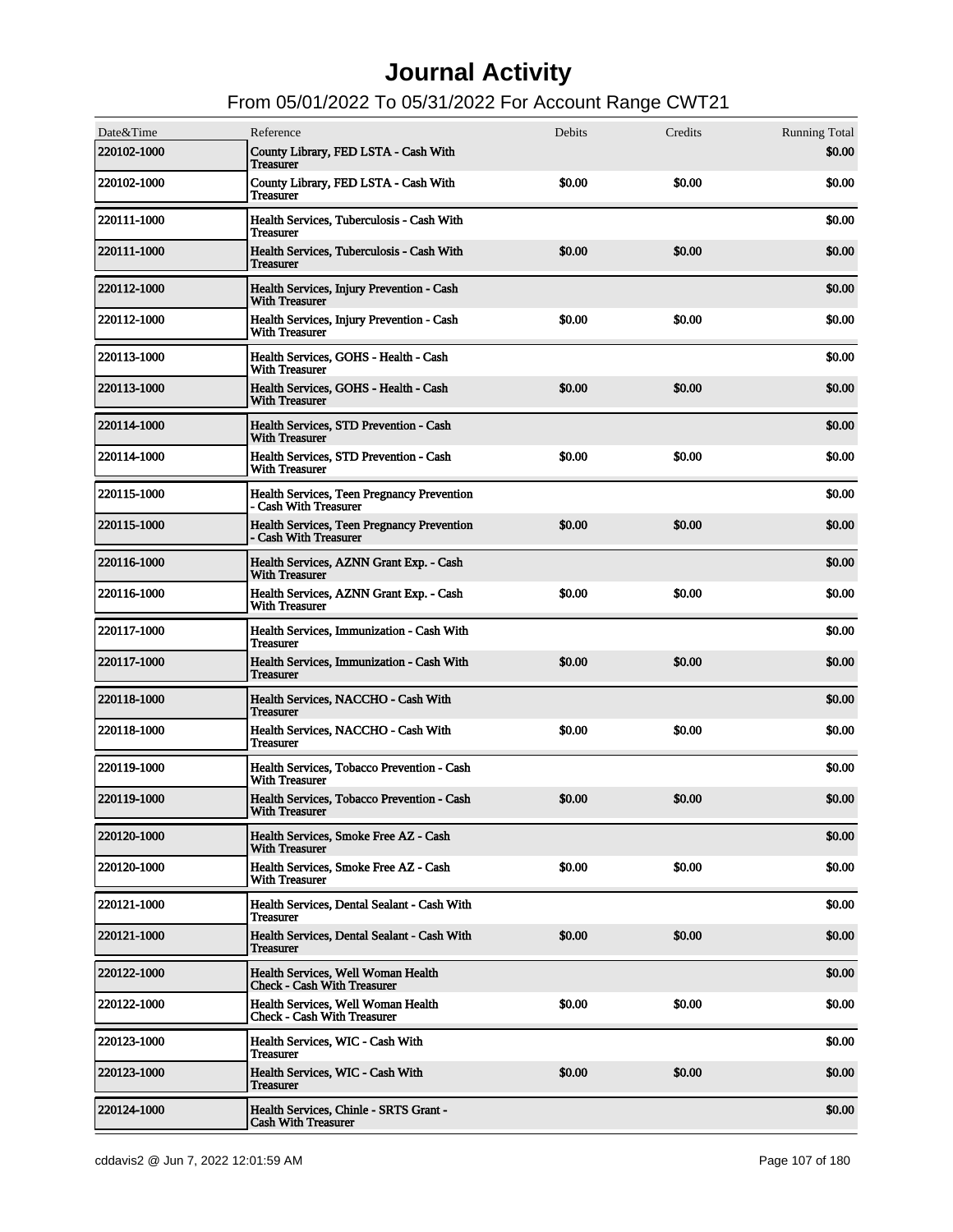# Journal Activity

## From 05/01/2022 To 05/31/2022 For Account Range CWT21

| Date&Time | Reference | Debits | Credits | Running Total |
|---|---|---|---|---|
| 220102-1000 | County Library, FED LSTA - Cash With Treasurer | | | $0.00 |
| 220102-1000 | County Library, FED LSTA - Cash With Treasurer | $0.00 | $0.00 | $0.00 |
| 220111-1000 | Health Services, Tuberculosis - Cash With Treasurer | | | $0.00 |
| 220111-1000 | Health Services, Tuberculosis - Cash With Treasurer | $0.00 | $0.00 | $0.00 |
| 220112-1000 | Health Services, Injury Prevention - Cash With Treasurer | | | $0.00 |
| 220112-1000 | Health Services, Injury Prevention - Cash With Treasurer | $0.00 | $0.00 | $0.00 |
| 220113-1000 | Health Services, GOHS - Health - Cash With Treasurer | | | $0.00 |
| 220113-1000 | Health Services, GOHS - Health - Cash With Treasurer | $0.00 | $0.00 | $0.00 |
| 220114-1000 | Health Services, STD Prevention - Cash With Treasurer | | | $0.00 |
| 220114-1000 | Health Services, STD Prevention - Cash With Treasurer | $0.00 | $0.00 | $0.00 |
| 220115-1000 | Health Services, Teen Pregnancy Prevention - Cash With Treasurer | | | $0.00 |
| 220115-1000 | Health Services, Teen Pregnancy Prevention - Cash With Treasurer | $0.00 | $0.00 | $0.00 |
| 220116-1000 | Health Services, AZNN Grant Exp. - Cash With Treasurer | | | $0.00 |
| 220116-1000 | Health Services, AZNN Grant Exp. - Cash With Treasurer | $0.00 | $0.00 | $0.00 |
| 220117-1000 | Health Services, Immunization - Cash With Treasurer | | | $0.00 |
| 220117-1000 | Health Services, Immunization - Cash With Treasurer | $0.00 | $0.00 | $0.00 |
| 220118-1000 | Health Services, NACCHO - Cash With Treasurer | | | $0.00 |
| 220118-1000 | Health Services, NACCHO - Cash With Treasurer | $0.00 | $0.00 | $0.00 |
| 220119-1000 | Health Services, Tobacco Prevention - Cash With Treasurer | | | $0.00 |
| 220119-1000 | Health Services, Tobacco Prevention - Cash With Treasurer | $0.00 | $0.00 | $0.00 |
| 220120-1000 | Health Services, Smoke Free AZ - Cash With Treasurer | | | $0.00 |
| 220120-1000 | Health Services, Smoke Free AZ - Cash With Treasurer | $0.00 | $0.00 | $0.00 |
| 220121-1000 | Health Services, Dental Sealant - Cash With Treasurer | | | $0.00 |
| 220121-1000 | Health Services, Dental Sealant - Cash With Treasurer | $0.00 | $0.00 | $0.00 |
| 220122-1000 | Health Services, Well Woman Health Check - Cash With Treasurer | | | $0.00 |
| 220122-1000 | Health Services, Well Woman Health Check - Cash With Treasurer | $0.00 | $0.00 | $0.00 |
| 220123-1000 | Health Services, WIC - Cash With Treasurer | | | $0.00 |
| 220123-1000 | Health Services, WIC - Cash With Treasurer | $0.00 | $0.00 | $0.00 |
| 220124-1000 | Health Services, Chinle - SRTS Grant - Cash With Treasurer | | | $0.00 |

cddavis2 @ Jun 7, 2022 12:01:59 AM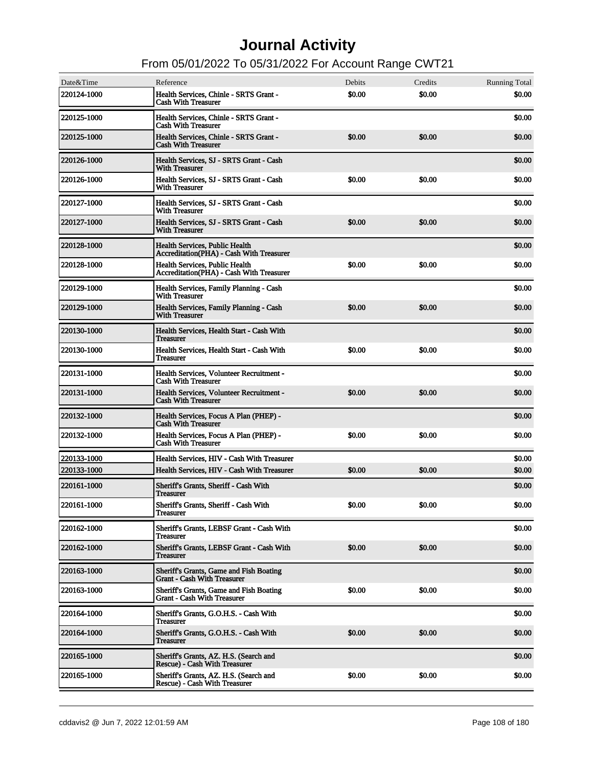# Journal Activity

## From 05/01/2022 To 05/31/2022 For Account Range CWT21

| Date&Time | Reference | Debits | Credits | Running Total |
|---|---|---|---|---|
| 220124-1000 | Health Services, Chinle - SRTS Grant - Cash With Treasurer | $0.00 | $0.00 | $0.00 |
| 220125-1000 | Health Services, Chinle - SRTS Grant - Cash With Treasurer | | | $0.00 |
| 220125-1000 | Health Services, Chinle - SRTS Grant - Cash With Treasurer | $0.00 | $0.00 | $0.00 |
| 220126-1000 | Health Services, SJ - SRTS Grant - Cash With Treasurer | | | $0.00 |
| 220126-1000 | Health Services, SJ - SRTS Grant - Cash With Treasurer | $0.00 | $0.00 | $0.00 |
| 220127-1000 | Health Services, SJ - SRTS Grant - Cash With Treasurer | | | $0.00 |
| 220127-1000 | Health Services, SJ - SRTS Grant - Cash With Treasurer | $0.00 | $0.00 | $0.00 |
| 220128-1000 | Health Services, Public Health Accreditation(PHA) - Cash With Treasurer | | | $0.00 |
| 220128-1000 | Health Services, Public Health Accreditation(PHA) - Cash With Treasurer | $0.00 | $0.00 | $0.00 |
| 220129-1000 | Health Services, Family Planning - Cash With Treasurer | | | $0.00 |
| 220129-1000 | Health Services, Family Planning - Cash With Treasurer | $0.00 | $0.00 | $0.00 |
| 220130-1000 | Health Services, Health Start - Cash With Treasurer | | | $0.00 |
| 220130-1000 | Health Services, Health Start - Cash With Treasurer | $0.00 | $0.00 | $0.00 |
| 220131-1000 | Health Services, Volunteer Recruitment - Cash With Treasurer | | | $0.00 |
| 220131-1000 | Health Services, Volunteer Recruitment - Cash With Treasurer | $0.00 | $0.00 | $0.00 |
| 220132-1000 | Health Services, Focus A Plan (PHEP) - Cash With Treasurer | | | $0.00 |
| 220132-1000 | Health Services, Focus A Plan (PHEP) - Cash With Treasurer | $0.00 | $0.00 | $0.00 |
| 220133-1000 | Health Services, HIV - Cash With Treasurer | | | $0.00 |
| 220133-1000 | Health Services, HIV - Cash With Treasurer | $0.00 | $0.00 | $0.00 |
| 220161-1000 | Sheriff's Grants, Sheriff - Cash With Treasurer | | | $0.00 |
| 220161-1000 | Sheriff's Grants, Sheriff - Cash With Treasurer | $0.00 | $0.00 | $0.00 |
| 220162-1000 | Sheriff's Grants, LEBSF Grant - Cash With Treasurer | | | $0.00 |
| 220162-1000 | Sheriff's Grants, LEBSF Grant - Cash With Treasurer | $0.00 | $0.00 | $0.00 |
| 220163-1000 | Sheriff's Grants, Game and Fish Boating Grant - Cash With Treasurer | | | $0.00 |
| 220163-1000 | Sheriff's Grants, Game and Fish Boating Grant - Cash With Treasurer | $0.00 | $0.00 | $0.00 |
| 220164-1000 | Sheriff's Grants, G.O.H.S. - Cash With Treasurer | | | $0.00 |
| 220164-1000 | Sheriff's Grants, G.O.H.S. - Cash With Treasurer | $0.00 | $0.00 | $0.00 |
| 220165-1000 | Sheriff's Grants, AZ. H.S. (Search and Rescue) - Cash With Treasurer | | | $0.00 |
| 220165-1000 | Sheriff's Grants, AZ. H.S. (Search and Rescue) - Cash With Treasurer | $0.00 | $0.00 | $0.00 |

cddavis2 @ Jun 7, 2022 12:01:59 AM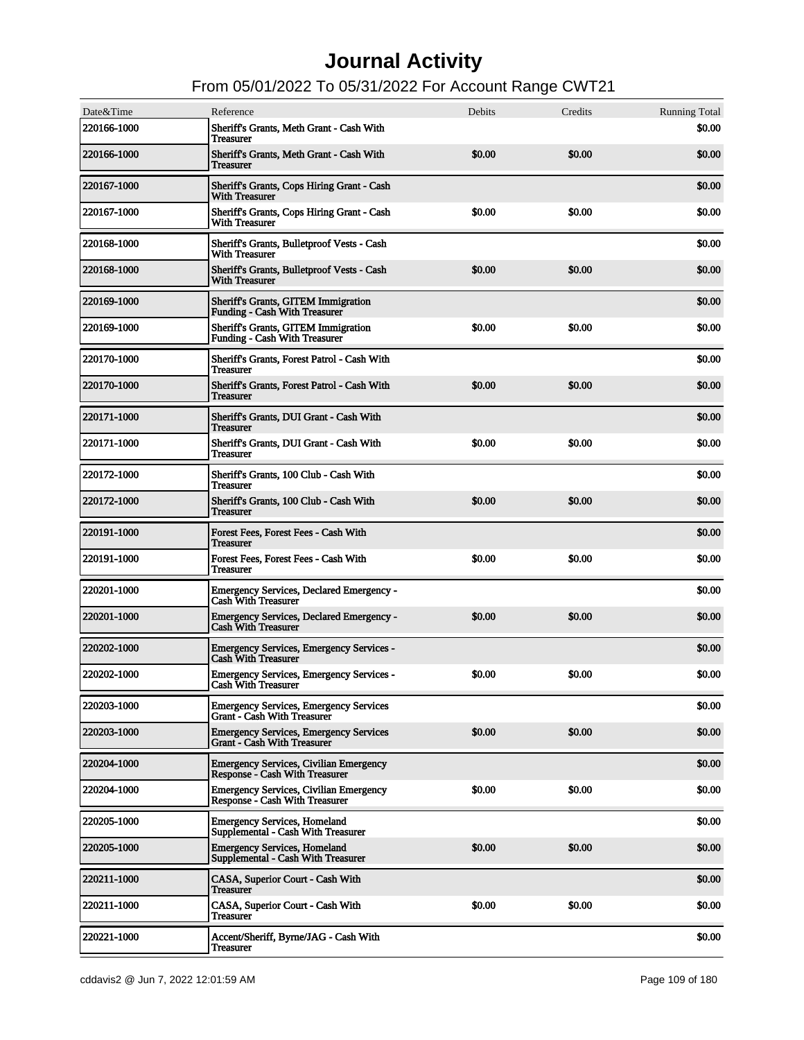# Journal Activity

## From 05/01/2022 To 05/31/2022 For Account Range CWT21

| Date&Time | Reference | Debits | Credits | Running Total |
|---|---|---|---|---|
| 220166-1000 | Sheriff's Grants, Meth Grant - Cash With Treasurer | | | $0.00 |
| 220166-1000 | Sheriff's Grants, Meth Grant - Cash With Treasurer | $0.00 | $0.00 | $0.00 |
| 220167-1000 | Sheriff's Grants, Cops Hiring Grant - Cash With Treasurer | | | $0.00 |
| 220167-1000 | Sheriff's Grants, Cops Hiring Grant - Cash With Treasurer | $0.00 | $0.00 | $0.00 |
| 220168-1000 | Sheriff's Grants, Bulletproof Vests - Cash With Treasurer | | | $0.00 |
| 220168-1000 | Sheriff's Grants, Bulletproof Vests - Cash With Treasurer | $0.00 | $0.00 | $0.00 |
| 220169-1000 | Sheriff's Grants, GITEM Immigration Funding - Cash With Treasurer | | | $0.00 |
| 220169-1000 | Sheriff's Grants, GITEM Immigration Funding - Cash With Treasurer | $0.00 | $0.00 | $0.00 |
| 220170-1000 | Sheriff's Grants, Forest Patrol - Cash With Treasurer | | | $0.00 |
| 220170-1000 | Sheriff's Grants, Forest Patrol - Cash With Treasurer | $0.00 | $0.00 | $0.00 |
| 220171-1000 | Sheriff's Grants, DUI Grant - Cash With Treasurer | | | $0.00 |
| 220171-1000 | Sheriff's Grants, DUI Grant - Cash With Treasurer | $0.00 | $0.00 | $0.00 |
| 220172-1000 | Sheriff's Grants, 100 Club - Cash With Treasurer | | | $0.00 |
| 220172-1000 | Sheriff's Grants, 100 Club - Cash With Treasurer | $0.00 | $0.00 | $0.00 |
| 220191-1000 | Forest Fees, Forest Fees - Cash With Treasurer | | | $0.00 |
| 220191-1000 | Forest Fees, Forest Fees - Cash With Treasurer | $0.00 | $0.00 | $0.00 |
| 220201-1000 | Emergency Services, Declared Emergency - Cash With Treasurer | | | $0.00 |
| 220201-1000 | Emergency Services, Declared Emergency - Cash With Treasurer | $0.00 | $0.00 | $0.00 |
| 220202-1000 | Emergency Services, Emergency Services - Cash With Treasurer | | | $0.00 |
| 220202-1000 | Emergency Services, Emergency Services - Cash With Treasurer | $0.00 | $0.00 | $0.00 |
| 220203-1000 | Emergency Services, Emergency Services Grant - Cash With Treasurer | | | $0.00 |
| 220203-1000 | Emergency Services, Emergency Services Grant - Cash With Treasurer | $0.00 | $0.00 | $0.00 |
| 220204-1000 | Emergency Services, Civilian Emergency Response - Cash With Treasurer | | | $0.00 |
| 220204-1000 | Emergency Services, Civilian Emergency Response - Cash With Treasurer | $0.00 | $0.00 | $0.00 |
| 220205-1000 | Emergency Services, Homeland Supplemental - Cash With Treasurer | | | $0.00 |
| 220205-1000 | Emergency Services, Homeland Supplemental - Cash With Treasurer | $0.00 | $0.00 | $0.00 |
| 220211-1000 | CASA, Superior Court - Cash With Treasurer | | | $0.00 |
| 220211-1000 | CASA, Superior Court - Cash With Treasurer | $0.00 | $0.00 | $0.00 |
| 220221-1000 | Accent/Sheriff, Byrne/JAG - Cash With Treasurer | | | $0.00 |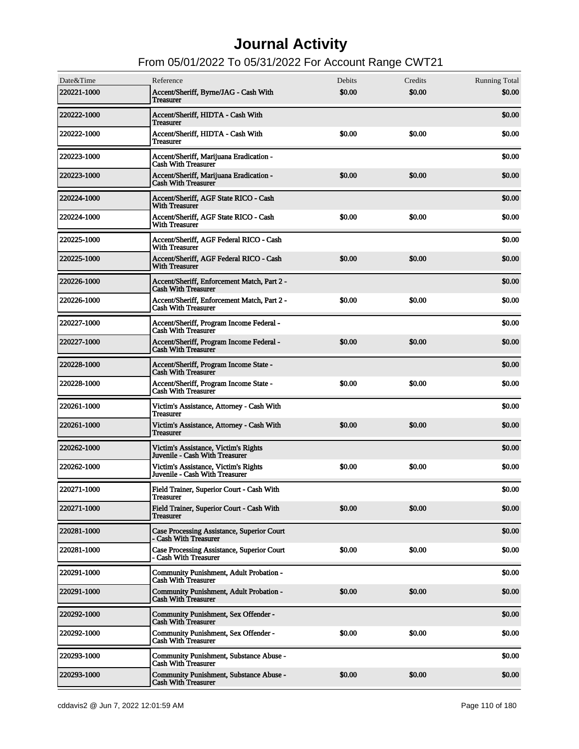# Journal Activity

## From 05/01/2022 To 05/31/2022 For Account Range CWT21

| Date&Time | Reference | Debits | Credits | Running Total |
|---|---|---|---|---|
| 220221-1000 | Accent/Sheriff, Byrne/JAG - Cash With Treasurer | $0.00 | $0.00 | $0.00 |
| 220222-1000 | Accent/Sheriff, HIDTA - Cash With Treasurer | | | $0.00 |
| 220222-1000 | Accent/Sheriff, HIDTA - Cash With Treasurer | $0.00 | $0.00 | $0.00 |
| 220223-1000 | Accent/Sheriff, Marijuana Eradication - Cash With Treasurer | | | $0.00 |
| 220223-1000 | Accent/Sheriff, Marijuana Eradication - Cash With Treasurer | $0.00 | $0.00 | $0.00 |
| 220224-1000 | Accent/Sheriff, AGF State RICO - Cash With Treasurer | | | $0.00 |
| 220224-1000 | Accent/Sheriff, AGF State RICO - Cash With Treasurer | $0.00 | $0.00 | $0.00 |
| 220225-1000 | Accent/Sheriff, AGF Federal RICO - Cash With Treasurer | | | $0.00 |
| 220225-1000 | Accent/Sheriff, AGF Federal RICO - Cash With Treasurer | $0.00 | $0.00 | $0.00 |
| 220226-1000 | Accent/Sheriff, Enforcement Match, Part 2 - Cash With Treasurer | | | $0.00 |
| 220226-1000 | Accent/Sheriff, Enforcement Match, Part 2 - Cash With Treasurer | $0.00 | $0.00 | $0.00 |
| 220227-1000 | Accent/Sheriff, Program Income Federal - Cash With Treasurer | | | $0.00 |
| 220227-1000 | Accent/Sheriff, Program Income Federal - Cash With Treasurer | $0.00 | $0.00 | $0.00 |
| 220228-1000 | Accent/Sheriff, Program Income State - Cash With Treasurer | | | $0.00 |
| 220228-1000 | Accent/Sheriff, Program Income State - Cash With Treasurer | $0.00 | $0.00 | $0.00 |
| 220261-1000 | Victim's Assistance, Attorney - Cash With Treasurer | | | $0.00 |
| 220261-1000 | Victim's Assistance, Attorney - Cash With Treasurer | $0.00 | $0.00 | $0.00 |
| 220262-1000 | Victim's Assistance, Victim's Rights Juvenile - Cash With Treasurer | | | $0.00 |
| 220262-1000 | Victim's Assistance, Victim's Rights Juvenile - Cash With Treasurer | $0.00 | $0.00 | $0.00 |
| 220271-1000 | Field Trainer, Superior Court - Cash With Treasurer | | | $0.00 |
| 220271-1000 | Field Trainer, Superior Court - Cash With Treasurer | $0.00 | $0.00 | $0.00 |
| 220281-1000 | Case Processing Assistance, Superior Court - Cash With Treasurer | | | $0.00 |
| 220281-1000 | Case Processing Assistance, Superior Court - Cash With Treasurer | $0.00 | $0.00 | $0.00 |
| 220291-1000 | Community Punishment, Adult Probation - Cash With Treasurer | | | $0.00 |
| 220291-1000 | Community Punishment, Adult Probation - Cash With Treasurer | $0.00 | $0.00 | $0.00 |
| 220292-1000 | Community Punishment, Sex Offender - Cash With Treasurer | | | $0.00 |
| 220292-1000 | Community Punishment, Sex Offender - Cash With Treasurer | $0.00 | $0.00 | $0.00 |
| 220293-1000 | Community Punishment, Substance Abuse - Cash With Treasurer | | | $0.00 |
| 220293-1000 | Community Punishment, Substance Abuse - Cash With Treasurer | $0.00 | $0.00 | $0.00 |

cddavis2 @ Jun 7, 2022 12:01:59 AM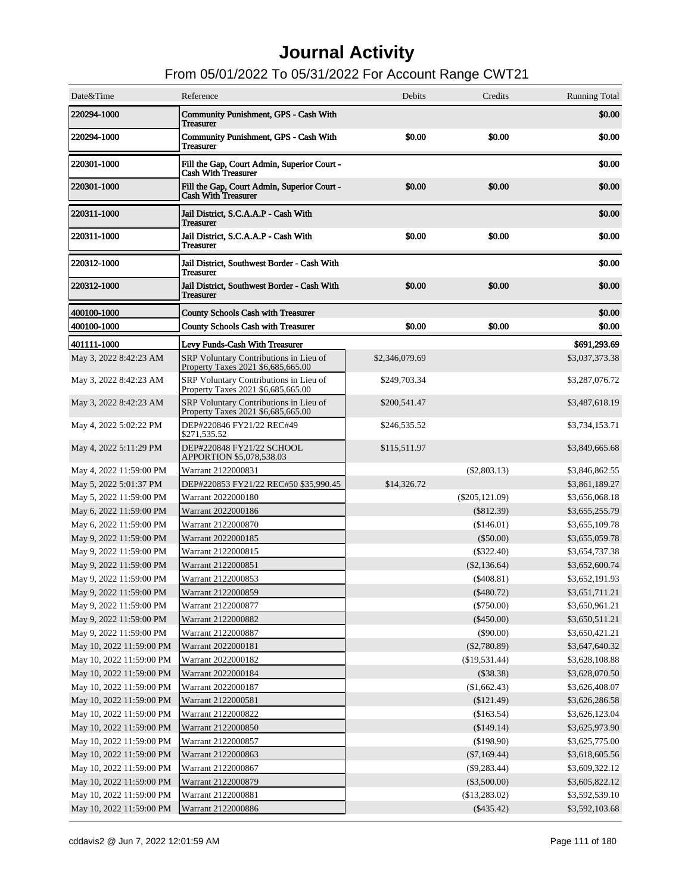# Journal Activity

## From 05/01/2022 To 05/31/2022 For Account Range CWT21

| Date&Time | Reference | Debits | Credits | Running Total |
|---|---|---|---|---|
| **220294-1000** | **Community Punishment, GPS - Cash With Treasurer** | | | **$0.00** |
| **220294-1000** | **Community Punishment, GPS - Cash With Treasurer** | **$0.00** | **$0.00** | **$0.00** |
| **220301-1000** | **Fill the Gap, Court Admin, Superior Court - Cash With Treasurer** | | | **$0.00** |
| **220301-1000** | **Fill the Gap, Court Admin, Superior Court - Cash With Treasurer** | **$0.00** | **$0.00** | **$0.00** |
| **220311-1000** | **Jail District, S.C.A.A.P - Cash With Treasurer** | | | **$0.00** |
| **220311-1000** | **Jail District, S.C.A.A.P - Cash With Treasurer** | **$0.00** | **$0.00** | **$0.00** |
| **220312-1000** | **Jail District, Southwest Border - Cash With Treasurer** | | | **$0.00** |
| **220312-1000** | **Jail District, Southwest Border - Cash With Treasurer** | **$0.00** | **$0.00** | **$0.00** |
| **400100-1000** | **County Schools Cash with Treasurer** | | | **$0.00** |
| **400100-1000** | **County Schools Cash with Treasurer** | **$0.00** | **$0.00** | **$0.00** |
| **401111-1000** | **Levy Funds-Cash With Treasurer** | | | **$691,293.69** |
| May 3, 2022 8:42:23 AM | SRP Voluntary Contributions in Lieu of Property Taxes 2021 $6,685,665.00 | $2,346,079.69 | | $3,037,373.38 |
| May 3, 2022 8:42:23 AM | SRP Voluntary Contributions in Lieu of Property Taxes 2021 $6,685,665.00 | $249,703.34 | | $3,287,076.72 |
| May 3, 2022 8:42:23 AM | SRP Voluntary Contributions in Lieu of Property Taxes 2021 $6,685,665.00 | $200,541.47 | | $3,487,618.19 |
| May 4, 2022 5:02:22 PM | DEP#220846 FY21/22 REC#49 $271,535.52 | $246,535.52 | | $3,734,153.71 |
| May 4, 2022 5:11:29 PM | DEP#220848 FY21/22 SCHOOL APPORTION $5,078,538.03 | $115,511.97 | | $3,849,665.68 |
| May 4, 2022 11:59:00 PM | Warrant 2122000831 | | ($2,803.13) | $3,846,862.55 |
| May 5, 2022 5:01:37 PM | DEP#220853 FY21/22 REC#50 $35,990.45 | $14,326.72 | | $3,861,189.27 |
| May 5, 2022 11:59:00 PM | Warrant 2022000180 | | ($205,121.09) | $3,656,068.18 |
| May 6, 2022 11:59:00 PM | Warrant 2022000186 | | ($812.39) | $3,655,255.79 |
| May 6, 2022 11:59:00 PM | Warrant 2122000870 | | ($146.01) | $3,655,109.78 |
| May 9, 2022 11:59:00 PM | Warrant 2022000185 | | ($50.00) | $3,655,059.78 |
| May 9, 2022 11:59:00 PM | Warrant 2122000815 | | ($322.40) | $3,654,737.38 |
| May 9, 2022 11:59:00 PM | Warrant 2122000851 | | ($2,136.64) | $3,652,600.74 |
| May 9, 2022 11:59:00 PM | Warrant 2122000853 | | ($408.81) | $3,652,191.93 |
| May 9, 2022 11:59:00 PM | Warrant 2122000859 | | ($480.72) | $3,651,711.21 |
| May 9, 2022 11:59:00 PM | Warrant 2122000877 | | ($750.00) | $3,650,961.21 |
| May 9, 2022 11:59:00 PM | Warrant 2122000882 | | ($450.00) | $3,650,511.21 |
| May 9, 2022 11:59:00 PM | Warrant 2122000887 | | ($90.00) | $3,650,421.21 |
| May 10, 2022 11:59:00 PM | Warrant 2022000181 | | ($2,780.89) | $3,647,640.32 |
| May 10, 2022 11:59:00 PM | Warrant 2022000182 | | ($19,531.44) | $3,628,108.88 |
| May 10, 2022 11:59:00 PM | Warrant 2022000184 | | ($38.38) | $3,628,070.50 |
| May 10, 2022 11:59:00 PM | Warrant 2022000187 | | ($1,662.43) | $3,626,408.07 |
| May 10, 2022 11:59:00 PM | Warrant 2122000581 | | ($121.49) | $3,626,286.58 |
| May 10, 2022 11:59:00 PM | Warrant 2122000822 | | ($163.54) | $3,626,123.04 |
| May 10, 2022 11:59:00 PM | Warrant 2122000850 | | ($149.14) | $3,625,973.90 |
| May 10, 2022 11:59:00 PM | Warrant 2122000857 | | ($198.90) | $3,625,775.00 |
| May 10, 2022 11:59:00 PM | Warrant 2122000863 | | ($7,169.44) | $3,618,605.56 |
| May 10, 2022 11:59:00 PM | Warrant 2122000867 | | ($9,283.44) | $3,609,322.12 |
| May 10, 2022 11:59:00 PM | Warrant 2122000879 | | ($3,500.00) | $3,605,822.12 |
| May 10, 2022 11:59:00 PM | Warrant 2122000881 | | ($13,283.02) | $3,592,539.10 |
| May 10, 2022 11:59:00 PM | Warrant 2122000886 | | ($435.42) | $3,592,103.68 |

cddavis2 @ Jun 7, 2022 12:01:59 AM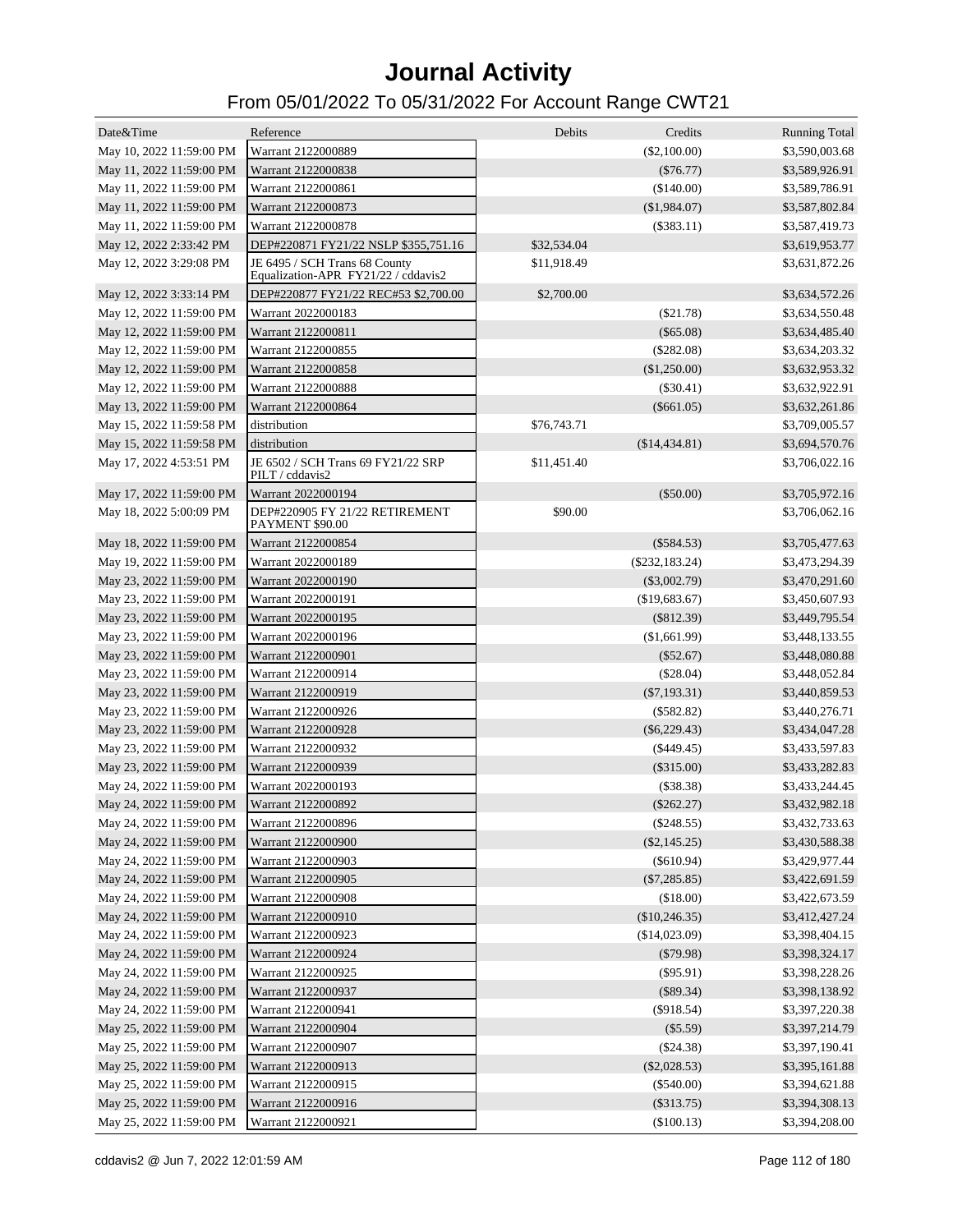# Journal Activity

## From 05/01/2022 To 05/31/2022 For Account Range CWT21

| Date&Time | Reference | Debits | Credits | Running Total |
|---|---|---|---|---|
| May 10, 2022 11:59:00 PM | Warrant 2122000889 | | ($2,100.00) | $3,590,003.68 |
| May 11, 2022 11:59:00 PM | Warrant 2122000838 | | ($76.77) | $3,589,926.91 |
| May 11, 2022 11:59:00 PM | Warrant 2122000861 | | ($140.00) | $3,589,786.91 |
| May 11, 2022 11:59:00 PM | Warrant 2122000873 | | ($1,984.07) | $3,587,802.84 |
| May 11, 2022 11:59:00 PM | Warrant 2122000878 | | ($383.11) | $3,587,419.73 |
| May 12, 2022 2:33:42 PM | DEP#220871 FY21/22 NSLP $355,751.16 | $32,534.04 | | $3,619,953.77 |
| May 12, 2022 3:29:08 PM | JE 6495 / SCH Trans 68 County Equalization-APR FY21/22 / cddavis2 | $11,918.49 | | $3,631,872.26 |
| May 12, 2022 3:33:14 PM | DEP#220877 FY21/22 REC#53 $2,700.00 | $2,700.00 | | $3,634,572.26 |
| May 12, 2022 11:59:00 PM | Warrant 2022000183 | | ($21.78) | $3,634,550.48 |
| May 12, 2022 11:59:00 PM | Warrant 2122000811 | | ($65.08) | $3,634,485.40 |
| May 12, 2022 11:59:00 PM | Warrant 2122000855 | | ($282.08) | $3,634,203.32 |
| May 12, 2022 11:59:00 PM | Warrant 2122000858 | | ($1,250.00) | $3,632,953.32 |
| May 12, 2022 11:59:00 PM | Warrant 2122000888 | | ($30.41) | $3,632,922.91 |
| May 13, 2022 11:59:00 PM | Warrant 2122000864 | | ($661.05) | $3,632,261.86 |
| May 15, 2022 11:59:58 PM | distribution | $76,743.71 | | $3,709,005.57 |
| May 15, 2022 11:59:58 PM | distribution | | ($14,434.81) | $3,694,570.76 |
| May 17, 2022 4:53:51 PM | JE 6502 / SCH Trans 69 FY21/22 SRP PILT / cddavis2 | $11,451.40 | | $3,706,022.16 |
| May 17, 2022 11:59:00 PM | Warrant 2022000194 | | ($50.00) | $3,705,972.16 |
| May 18, 2022 5:00:09 PM | DEP#220905 FY 21/22 RETIREMENT PAYMENT $90.00 | $90.00 | | $3,706,062.16 |
| May 18, 2022 11:59:00 PM | Warrant 2122000854 | | ($584.53) | $3,705,477.63 |
| May 19, 2022 11:59:00 PM | Warrant 2022000189 | | ($232,183.24) | $3,473,294.39 |
| May 23, 2022 11:59:00 PM | Warrant 2022000190 | | ($3,002.79) | $3,470,291.60 |
| May 23, 2022 11:59:00 PM | Warrant 2022000191 | | ($19,683.67) | $3,450,607.93 |
| May 23, 2022 11:59:00 PM | Warrant 2022000195 | | ($812.39) | $3,449,795.54 |
| May 23, 2022 11:59:00 PM | Warrant 2022000196 | | ($1,661.99) | $3,448,133.55 |
| May 23, 2022 11:59:00 PM | Warrant 2122000901 | | ($52.67) | $3,448,080.88 |
| May 23, 2022 11:59:00 PM | Warrant 2122000914 | | ($28.04) | $3,448,052.84 |
| May 23, 2022 11:59:00 PM | Warrant 2122000919 | | ($7,193.31) | $3,440,859.53 |
| May 23, 2022 11:59:00 PM | Warrant 2122000926 | | ($582.82) | $3,440,276.71 |
| May 23, 2022 11:59:00 PM | Warrant 2122000928 | | ($6,229.43) | $3,434,047.28 |
| May 23, 2022 11:59:00 PM | Warrant 2122000932 | | ($449.45) | $3,433,597.83 |
| May 23, 2022 11:59:00 PM | Warrant 2122000939 | | ($315.00) | $3,433,282.83 |
| May 24, 2022 11:59:00 PM | Warrant 2022000193 | | ($38.38) | $3,433,244.45 |
| May 24, 2022 11:59:00 PM | Warrant 2122000892 | | ($262.27) | $3,432,982.18 |
| May 24, 2022 11:59:00 PM | Warrant 2122000896 | | ($248.55) | $3,432,733.63 |
| May 24, 2022 11:59:00 PM | Warrant 2122000900 | | ($2,145.25) | $3,430,588.38 |
| May 24, 2022 11:59:00 PM | Warrant 2122000903 | | ($610.94) | $3,429,977.44 |
| May 24, 2022 11:59:00 PM | Warrant 2122000905 | | ($7,285.85) | $3,422,691.59 |
| May 24, 2022 11:59:00 PM | Warrant 2122000908 | | ($18.00) | $3,422,673.59 |
| May 24, 2022 11:59:00 PM | Warrant 2122000910 | | ($10,246.35) | $3,412,427.24 |
| May 24, 2022 11:59:00 PM | Warrant 2122000923 | | ($14,023.09) | $3,398,404.15 |
| May 24, 2022 11:59:00 PM | Warrant 2122000924 | | ($79.98) | $3,398,324.17 |
| May 24, 2022 11:59:00 PM | Warrant 2122000925 | | ($95.91) | $3,398,228.26 |
| May 24, 2022 11:59:00 PM | Warrant 2122000937 | | ($89.34) | $3,398,138.92 |
| May 24, 2022 11:59:00 PM | Warrant 2122000941 | | ($918.54) | $3,397,220.38 |
| May 25, 2022 11:59:00 PM | Warrant 2122000904 | | ($5.59) | $3,397,214.79 |
| May 25, 2022 11:59:00 PM | Warrant 2122000907 | | ($24.38) | $3,397,190.41 |
| May 25, 2022 11:59:00 PM | Warrant 2122000913 | | ($2,028.53) | $3,395,161.88 |
| May 25, 2022 11:59:00 PM | Warrant 2122000915 | | ($540.00) | $3,394,621.88 |
| May 25, 2022 11:59:00 PM | Warrant 2122000916 | | ($313.75) | $3,394,308.13 |
| May 25, 2022 11:59:00 PM | Warrant 2122000921 | | ($100.13) | $3,394,208.00 |

cddavis2 @ Jun 7, 2022 12:01:59 AM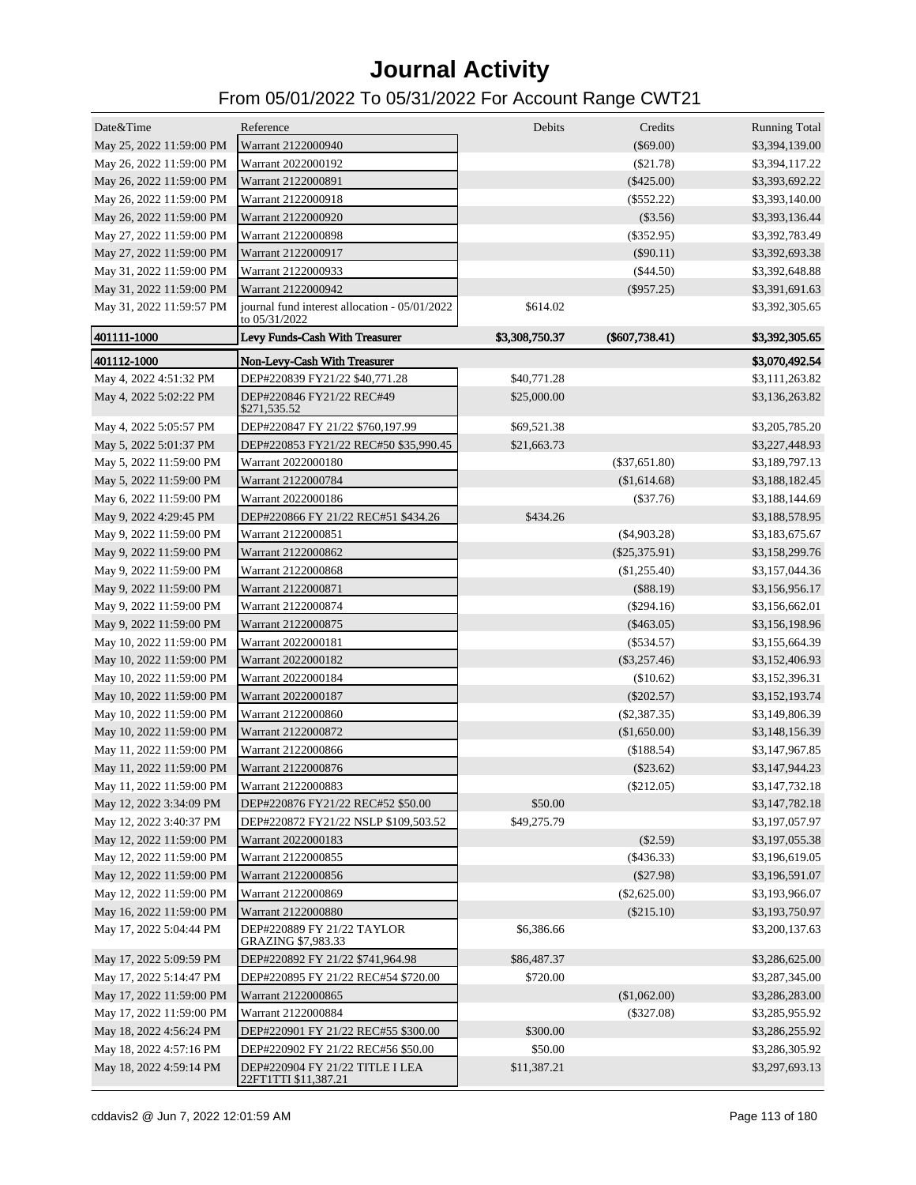# Journal Activity

## From 05/01/2022 To 05/31/2022 For Account Range CWT21

| Date&Time | Reference | Debits | Credits | Running Total |
|---|---|---|---|---|
| May 25, 2022 11:59:00 PM | Warrant 2122000940 | | ($69.00) | $3,394,139.00 |
| May 26, 2022 11:59:00 PM | Warrant 2022000192 | | ($21.78) | $3,394,117.22 |
| May 26, 2022 11:59:00 PM | Warrant 2122000891 | | ($425.00) | $3,393,692.22 |
| May 26, 2022 11:59:00 PM | Warrant 2122000918 | | ($552.22) | $3,393,140.00 |
| May 26, 2022 11:59:00 PM | Warrant 2122000920 | | ($3.56) | $3,393,136.44 |
| May 27, 2022 11:59:00 PM | Warrant 2122000898 | | ($352.95) | $3,392,783.49 |
| May 27, 2022 11:59:00 PM | Warrant 2122000917 | | ($90.11) | $3,392,693.38 |
| May 31, 2022 11:59:00 PM | Warrant 2122000933 | | ($44.50) | $3,392,648.88 |
| May 31, 2022 11:59:00 PM | Warrant 2122000942 | | ($957.25) | $3,391,691.63 |
| May 31, 2022 11:59:57 PM | journal fund interest allocation - 05/01/2022 to 05/31/2022 | $614.02 | | $3,392,305.65 |
| **401111-1000** | **Levy Funds-Cash With Treasurer** | **$3,308,750.37** | **($607,738.41)** | **$3,392,305.65** |
| **401112-1000** | **Non-Levy-Cash With Treasurer** | | | **$3,070,492.54** |
| May 4, 2022 4:51:32 PM | DEP#220839 FY21/22 $40,771.28 | $40,771.28 | | $3,111,263.82 |
| May 4, 2022 5:02:22 PM | DEP#220846 FY21/22 REC#49 $271,535.52 | $25,000.00 | | $3,136,263.82 |
| May 4, 2022 5:05:57 PM | DEP#220847 FY 21/22 $760,197.99 | $69,521.38 | | $3,205,785.20 |
| May 5, 2022 5:01:37 PM | DEP#220853 FY21/22 REC#50 $35,990.45 | $21,663.73 | | $3,227,448.93 |
| May 5, 2022 11:59:00 PM | Warrant 2022000180 | | ($37,651.80) | $3,189,797.13 |
| May 5, 2022 11:59:00 PM | Warrant 2122000784 | | ($1,614.68) | $3,188,182.45 |
| May 6, 2022 11:59:00 PM | Warrant 2022000186 | | ($37.76) | $3,188,144.69 |
| May 9, 2022 4:29:45 PM | DEP#220866 FY 21/22 REC#51 $434.26 | $434.26 | | $3,188,578.95 |
| May 9, 2022 11:59:00 PM | Warrant 2122000851 | | ($4,903.28) | $3,183,675.67 |
| May 9, 2022 11:59:00 PM | Warrant 2122000862 | | ($25,375.91) | $3,158,299.76 |
| May 9, 2022 11:59:00 PM | Warrant 2122000868 | | ($1,255.40) | $3,157,044.36 |
| May 9, 2022 11:59:00 PM | Warrant 2122000871 | | ($88.19) | $3,156,956.17 |
| May 9, 2022 11:59:00 PM | Warrant 2122000874 | | ($294.16) | $3,156,662.01 |
| May 9, 2022 11:59:00 PM | Warrant 2122000875 | | ($463.05) | $3,156,198.96 |
| May 10, 2022 11:59:00 PM | Warrant 2022000181 | | ($534.57) | $3,155,664.39 |
| May 10, 2022 11:59:00 PM | Warrant 2022000182 | | ($3,257.46) | $3,152,406.93 |
| May 10, 2022 11:59:00 PM | Warrant 2022000184 | | ($10.62) | $3,152,396.31 |
| May 10, 2022 11:59:00 PM | Warrant 2022000187 | | ($202.57) | $3,152,193.74 |
| May 10, 2022 11:59:00 PM | Warrant 2122000860 | | ($2,387.35) | $3,149,806.39 |
| May 10, 2022 11:59:00 PM | Warrant 2122000872 | | ($1,650.00) | $3,148,156.39 |
| May 11, 2022 11:59:00 PM | Warrant 2122000866 | | ($188.54) | $3,147,967.85 |
| May 11, 2022 11:59:00 PM | Warrant 2122000876 | | ($23.62) | $3,147,944.23 |
| May 11, 2022 11:59:00 PM | Warrant 2122000883 | | ($212.05) | $3,147,732.18 |
| May 12, 2022 3:34:09 PM | DEP#220876 FY21/22 REC#52 $50.00 | $50.00 | | $3,147,782.18 |
| May 12, 2022 3:40:37 PM | DEP#220872 FY21/22 NSLP $109,503.52 | $49,275.79 | | $3,197,057.97 |
| May 12, 2022 11:59:00 PM | Warrant 2022000183 | | ($2.59) | $3,197,055.38 |
| May 12, 2022 11:59:00 PM | Warrant 2122000855 | | ($436.33) | $3,196,619.05 |
| May 12, 2022 11:59:00 PM | Warrant 2122000856 | | ($27.98) | $3,196,591.07 |
| May 12, 2022 11:59:00 PM | Warrant 2122000869 | | ($2,625.00) | $3,193,966.07 |
| May 16, 2022 11:59:00 PM | Warrant 2122000880 | | ($215.10) | $3,193,750.97 |
| May 17, 2022 5:04:44 PM | DEP#220889 FY 21/22 TAYLOR GRAZING $7,983.33 | $6,386.66 | | $3,200,137.63 |
| May 17, 2022 5:09:59 PM | DEP#220892 FY 21/22 $741,964.98 | $86,487.37 | | $3,286,625.00 |
| May 17, 2022 5:14:47 PM | DEP#220895 FY 21/22 REC#54 $720.00 | $720.00 | | $3,287,345.00 |
| May 17, 2022 11:59:00 PM | Warrant 2122000865 | | ($1,062.00) | $3,286,283.00 |
| May 17, 2022 11:59:00 PM | Warrant 2122000884 | | ($327.08) | $3,285,955.92 |
| May 18, 2022 4:56:24 PM | DEP#220901 FY 21/22 REC#55 $300.00 | $300.00 | | $3,286,255.92 |
| May 18, 2022 4:57:16 PM | DEP#220902 FY 21/22 REC#56 $50.00 | $50.00 | | $3,286,305.92 |
| May 18, 2022 4:59:14 PM | DEP#220904 FY 21/22 TITLE I LEA 22FT1TTI $11,387.21 | $11,387.21 | | $3,297,693.13 |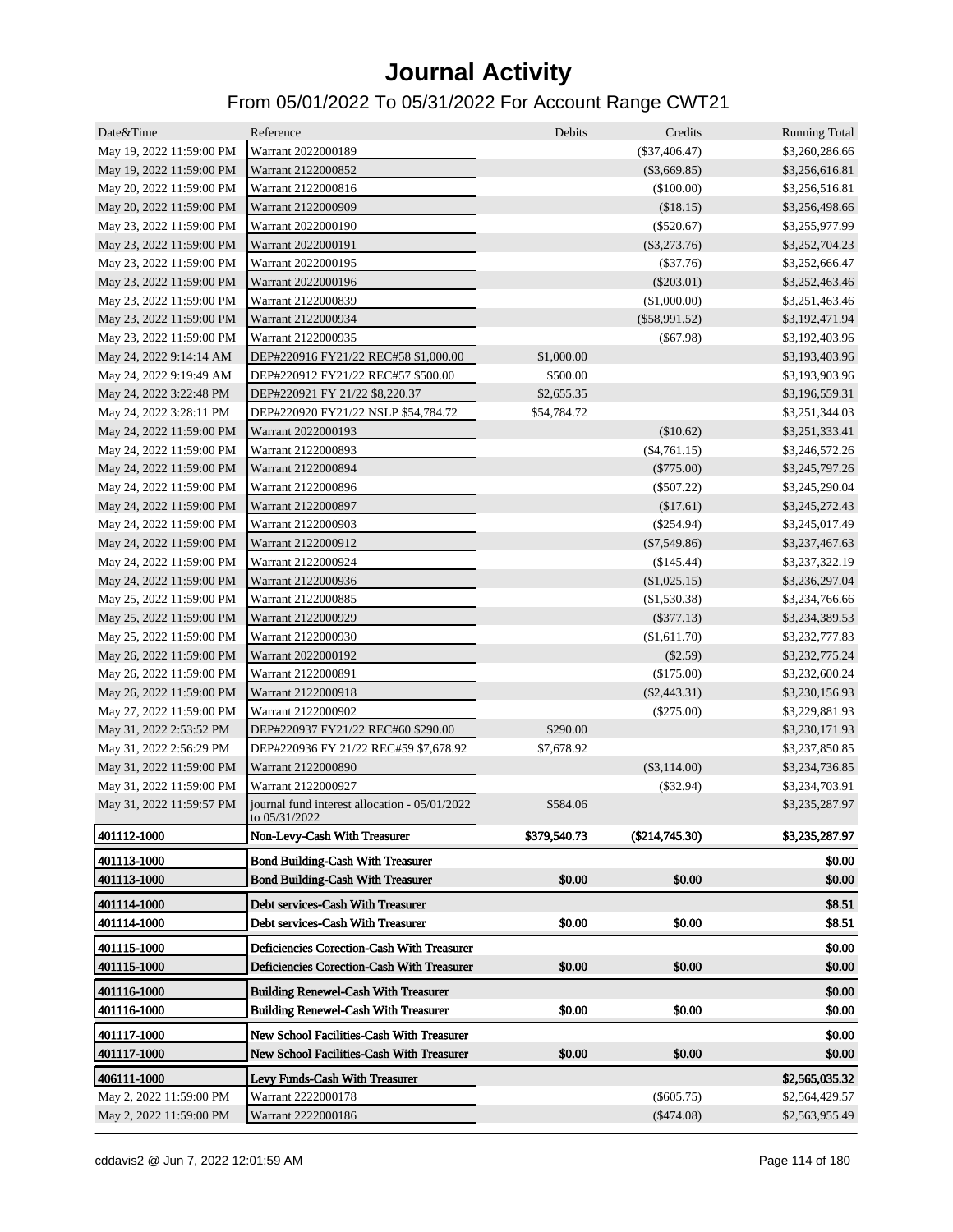# Journal Activity

## From 05/01/2022 To 05/31/2022 For Account Range CWT21

| Date&Time | Reference | Debits | Credits | Running Total |
|---|---|---|---|---|
| May 19, 2022 11:59:00 PM | Warrant 2022000189 | | ($37,406.47) | $3,260,286.66 |
| May 19, 2022 11:59:00 PM | Warrant 2122000852 | | ($3,669.85) | $3,256,616.81 |
| May 20, 2022 11:59:00 PM | Warrant 2122000816 | | ($100.00) | $3,256,516.81 |
| May 20, 2022 11:59:00 PM | Warrant 2122000909 | | ($18.15) | $3,256,498.66 |
| May 23, 2022 11:59:00 PM | Warrant 2022000190 | | ($520.67) | $3,255,977.99 |
| May 23, 2022 11:59:00 PM | Warrant 2022000191 | | ($3,273.76) | $3,252,704.23 |
| May 23, 2022 11:59:00 PM | Warrant 2022000195 | | ($37.76) | $3,252,666.47 |
| May 23, 2022 11:59:00 PM | Warrant 2022000196 | | ($203.01) | $3,252,463.46 |
| May 23, 2022 11:59:00 PM | Warrant 2122000839 | | ($1,000.00) | $3,251,463.46 |
| May 23, 2022 11:59:00 PM | Warrant 2122000934 | | ($58,991.52) | $3,192,471.94 |
| May 23, 2022 11:59:00 PM | Warrant 2122000935 | | ($67.98) | $3,192,403.96 |
| May 24, 2022 9:14:14 AM | DEP#220916 FY21/22 REC#58 $1,000.00 | $1,000.00 | | $3,193,403.96 |
| May 24, 2022 9:19:49 AM | DEP#220912 FY21/22 REC#57 $500.00 | $500.00 | | $3,193,903.96 |
| May 24, 2022 3:22:48 PM | DEP#220921 FY 21/22 $8,220.37 | $2,655.35 | | $3,196,559.31 |
| May 24, 2022 3:28:11 PM | DEP#220920 FY21/22 NSLP $54,784.72 | $54,784.72 | | $3,251,344.03 |
| May 24, 2022 11:59:00 PM | Warrant 2022000193 | | ($10.62) | $3,251,333.41 |
| May 24, 2022 11:59:00 PM | Warrant 2122000893 | | ($4,761.15) | $3,246,572.26 |
| May 24, 2022 11:59:00 PM | Warrant 2122000894 | | ($775.00) | $3,245,797.26 |
| May 24, 2022 11:59:00 PM | Warrant 2122000896 | | ($507.22) | $3,245,290.04 |
| May 24, 2022 11:59:00 PM | Warrant 2122000897 | | ($17.61) | $3,245,272.43 |
| May 24, 2022 11:59:00 PM | Warrant 2122000903 | | ($254.94) | $3,245,017.49 |
| May 24, 2022 11:59:00 PM | Warrant 2122000912 | | ($7,549.86) | $3,237,467.63 |
| May 24, 2022 11:59:00 PM | Warrant 2122000924 | | ($145.44) | $3,237,322.19 |
| May 24, 2022 11:59:00 PM | Warrant 2122000936 | | ($1,025.15) | $3,236,297.04 |
| May 25, 2022 11:59:00 PM | Warrant 2122000885 | | ($1,530.38) | $3,234,766.66 |
| May 25, 2022 11:59:00 PM | Warrant 2122000929 | | ($377.13) | $3,234,389.53 |
| May 25, 2022 11:59:00 PM | Warrant 2122000930 | | ($1,611.70) | $3,232,777.83 |
| May 26, 2022 11:59:00 PM | Warrant 2022000192 | | ($2.59) | $3,232,775.24 |
| May 26, 2022 11:59:00 PM | Warrant 2122000891 | | ($175.00) | $3,232,600.24 |
| May 26, 2022 11:59:00 PM | Warrant 2122000918 | | ($2,443.31) | $3,230,156.93 |
| May 27, 2022 11:59:00 PM | Warrant 2122000902 | | ($275.00) | $3,229,881.93 |
| May 31, 2022 2:53:52 PM | DEP#220937 FY21/22 REC#60 $290.00 | $290.00 | | $3,230,171.93 |
| May 31, 2022 2:56:29 PM | DEP#220936 FY 21/22 REC#59 $7,678.92 | $7,678.92 | | $3,237,850.85 |
| May 31, 2022 11:59:00 PM | Warrant 2122000890 | | ($3,114.00) | $3,234,736.85 |
| May 31, 2022 11:59:00 PM | Warrant 2122000927 | | ($32.94) | $3,234,703.91 |
| May 31, 2022 11:59:57 PM | journal fund interest allocation - 05/01/2022 to 05/31/2022 | $584.06 | | $3,235,287.97 |
| **401112-1000** | **Non-Levy-Cash With Treasurer** | **$379,540.73** | **($214,745.30)** | **$3,235,287.97** |
| **401113-1000** | **Bond Building-Cash With Treasurer** | | | **$0.00** |
| **401113-1000** | **Bond Building-Cash With Treasurer** | **$0.00** | **$0.00** | **$0.00** |
| **401114-1000** | **Debt services-Cash With Treasurer** | | | **$8.51** |
| **401114-1000** | **Debt services-Cash With Treasurer** | **$0.00** | **$0.00** | **$8.51** |
| **401115-1000** | **Deficiencies Corection-Cash With Treasurer** | | | **$0.00** |
| **401115-1000** | **Deficiencies Corection-Cash With Treasurer** | **$0.00** | **$0.00** | **$0.00** |
| **401116-1000** | **Building Renewel-Cash With Treasurer** | | | **$0.00** |
| **401116-1000** | **Building Renewel-Cash With Treasurer** | **$0.00** | **$0.00** | **$0.00** |
| **401117-1000** | **New School Facilities-Cash With Treasurer** | | | **$0.00** |
| **401117-1000** | **New School Facilities-Cash With Treasurer** | **$0.00** | **$0.00** | **$0.00** |
| **406111-1000** | **Levy Funds-Cash With Treasurer** | | | **$2,565,035.32** |
| May 2, 2022 11:59:00 PM | Warrant 2222000178 | | ($605.75) | $2,564,429.57 |
| May 2, 2022 11:59:00 PM | Warrant 2222000186 | | ($474.08) | $2,563,955.49 |

cddavis2 @ Jun 7, 2022 12:01:59 AM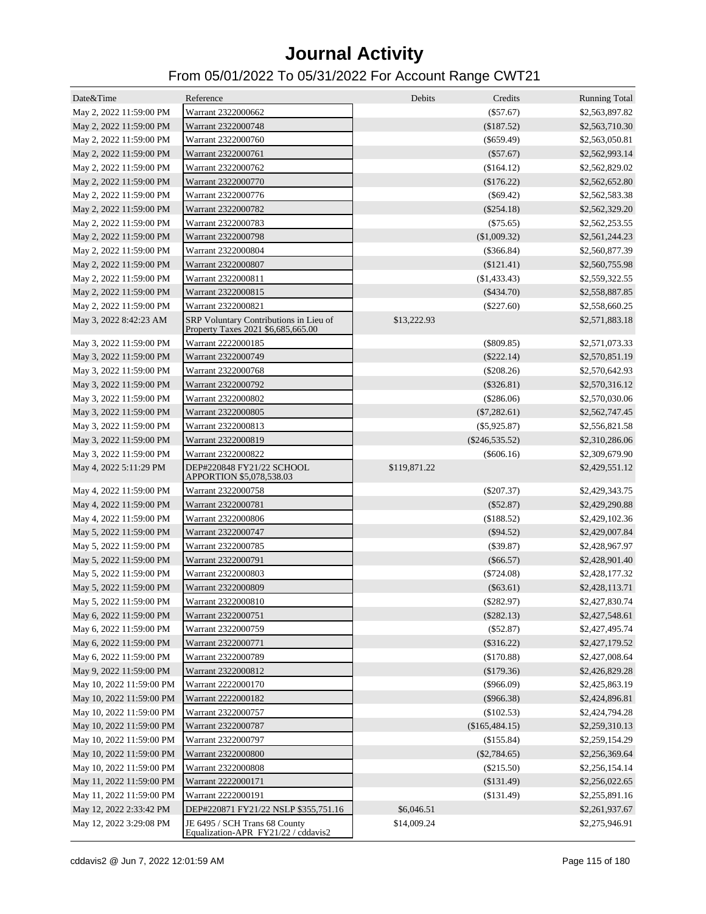# Journal Activity

## From 05/01/2022 To 05/31/2022 For Account Range CWT21

| Date&Time | Reference | Debits | Credits | Running Total |
|---|---|---|---|---|
| May 2, 2022 11:59:00 PM | Warrant 2322000662 | | ($57.67) | $2,563,897.82 |
| May 2, 2022 11:59:00 PM | Warrant 2322000748 | | ($187.52) | $2,563,710.30 |
| May 2, 2022 11:59:00 PM | Warrant 2322000760 | | ($659.49) | $2,563,050.81 |
| May 2, 2022 11:59:00 PM | Warrant 2322000761 | | ($57.67) | $2,562,993.14 |
| May 2, 2022 11:59:00 PM | Warrant 2322000762 | | ($164.12) | $2,562,829.02 |
| May 2, 2022 11:59:00 PM | Warrant 2322000770 | | ($176.22) | $2,562,652.80 |
| May 2, 2022 11:59:00 PM | Warrant 2322000776 | | ($69.42) | $2,562,583.38 |
| May 2, 2022 11:59:00 PM | Warrant 2322000782 | | ($254.18) | $2,562,329.20 |
| May 2, 2022 11:59:00 PM | Warrant 2322000783 | | ($75.65) | $2,562,253.55 |
| May 2, 2022 11:59:00 PM | Warrant 2322000798 | | ($1,009.32) | $2,561,244.23 |
| May 2, 2022 11:59:00 PM | Warrant 2322000804 | | ($366.84) | $2,560,877.39 |
| May 2, 2022 11:59:00 PM | Warrant 2322000807 | | ($121.41) | $2,560,755.98 |
| May 2, 2022 11:59:00 PM | Warrant 2322000811 | | ($1,433.43) | $2,559,322.55 |
| May 2, 2022 11:59:00 PM | Warrant 2322000815 | | ($434.70) | $2,558,887.85 |
| May 2, 2022 11:59:00 PM | Warrant 2322000821 | | ($227.60) | $2,558,660.25 |
| May 3, 2022 8:42:23 AM | SRP Voluntary Contributions in Lieu of Property Taxes 2021 $6,685,665.00 | $13,222.93 | | $2,571,883.18 |
| May 3, 2022 11:59:00 PM | Warrant 2222000185 | | ($809.85) | $2,571,073.33 |
| May 3, 2022 11:59:00 PM | Warrant 2322000749 | | ($222.14) | $2,570,851.19 |
| May 3, 2022 11:59:00 PM | Warrant 2322000768 | | ($208.26) | $2,570,642.93 |
| May 3, 2022 11:59:00 PM | Warrant 2322000792 | | ($326.81) | $2,570,316.12 |
| May 3, 2022 11:59:00 PM | Warrant 2322000802 | | ($286.06) | $2,570,030.06 |
| May 3, 2022 11:59:00 PM | Warrant 2322000805 | | ($7,282.61) | $2,562,747.45 |
| May 3, 2022 11:59:00 PM | Warrant 2322000813 | | ($5,925.87) | $2,556,821.58 |
| May 3, 2022 11:59:00 PM | Warrant 2322000819 | | ($246,535.52) | $2,310,286.06 |
| May 3, 2022 11:59:00 PM | Warrant 2322000822 | | ($606.16) | $2,309,679.90 |
| May 4, 2022 5:11:29 PM | DEP#220848 FY21/22 SCHOOL APPORTION $5,078,538.03 | $119,871.22 | | $2,429,551.12 |
| May 4, 2022 11:59:00 PM | Warrant 2322000758 | | ($207.37) | $2,429,343.75 |
| May 4, 2022 11:59:00 PM | Warrant 2322000781 | | ($52.87) | $2,429,290.88 |
| May 4, 2022 11:59:00 PM | Warrant 2322000806 | | ($188.52) | $2,429,102.36 |
| May 5, 2022 11:59:00 PM | Warrant 2322000747 | | ($94.52) | $2,429,007.84 |
| May 5, 2022 11:59:00 PM | Warrant 2322000785 | | ($39.87) | $2,428,967.97 |
| May 5, 2022 11:59:00 PM | Warrant 2322000791 | | ($66.57) | $2,428,901.40 |
| May 5, 2022 11:59:00 PM | Warrant 2322000803 | | ($724.08) | $2,428,177.32 |
| May 5, 2022 11:59:00 PM | Warrant 2322000809 | | ($63.61) | $2,428,113.71 |
| May 5, 2022 11:59:00 PM | Warrant 2322000810 | | ($282.97) | $2,427,830.74 |
| May 6, 2022 11:59:00 PM | Warrant 2322000751 | | ($282.13) | $2,427,548.61 |
| May 6, 2022 11:59:00 PM | Warrant 2322000759 | | ($52.87) | $2,427,495.74 |
| May 6, 2022 11:59:00 PM | Warrant 2322000771 | | ($316.22) | $2,427,179.52 |
| May 6, 2022 11:59:00 PM | Warrant 2322000789 | | ($170.88) | $2,427,008.64 |
| May 9, 2022 11:59:00 PM | Warrant 2322000812 | | ($179.36) | $2,426,829.28 |
| May 10, 2022 11:59:00 PM | Warrant 2222000170 | | ($966.09) | $2,425,863.19 |
| May 10, 2022 11:59:00 PM | Warrant 2222000182 | | ($966.38) | $2,424,896.81 |
| May 10, 2022 11:59:00 PM | Warrant 2322000757 | | ($102.53) | $2,424,794.28 |
| May 10, 2022 11:59:00 PM | Warrant 2322000787 | | ($165,484.15) | $2,259,310.13 |
| May 10, 2022 11:59:00 PM | Warrant 2322000797 | | ($155.84) | $2,259,154.29 |
| May 10, 2022 11:59:00 PM | Warrant 2322000800 | | ($2,784.65) | $2,256,369.64 |
| May 10, 2022 11:59:00 PM | Warrant 2322000808 | | ($215.50) | $2,256,154.14 |
| May 11, 2022 11:59:00 PM | Warrant 2222000171 | | ($131.49) | $2,256,022.65 |
| May 11, 2022 11:59:00 PM | Warrant 2222000191 | | ($131.49) | $2,255,891.16 |
| May 12, 2022 2:33:42 PM | DEP#220871 FY21/22 NSLP $355,751.16 | $6,046.51 | | $2,261,937.67 |
| May 12, 2022 3:29:08 PM | JE 6495 / SCH Trans 68 County Equalization-APR FY21/22 / cddavis2 | $14,009.24 | | $2,275,946.91 |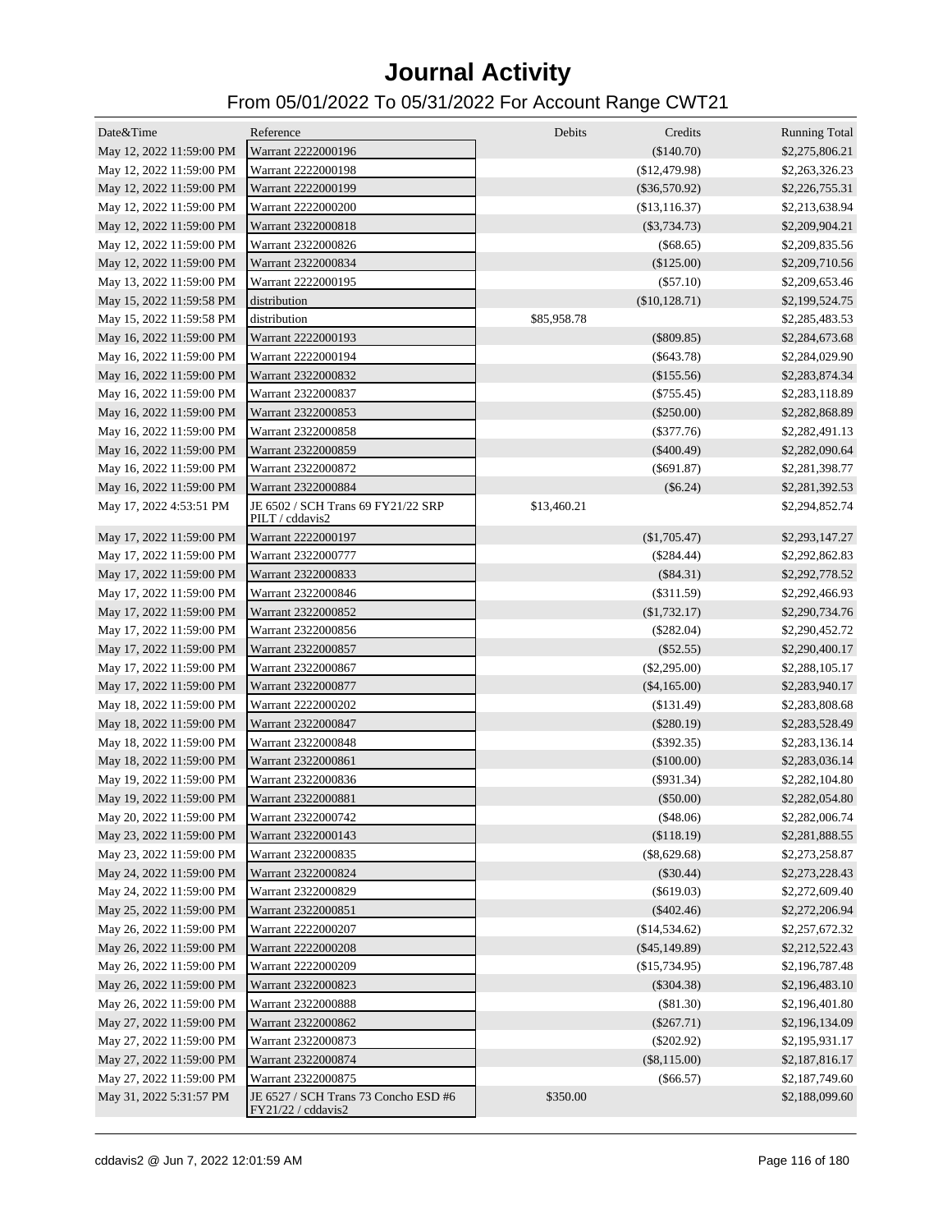# Journal Activity

## From 05/01/2022 To 05/31/2022 For Account Range CWT21

| Date&Time | Reference | Debits | Credits | Running Total |
|---|---|---|---|---|
| May 12, 2022 11:59:00 PM | Warrant 2222000196 | | ($140.70) | $2,275,806.21 |
| May 12, 2022 11:59:00 PM | Warrant 2222000198 | | ($12,479.98) | $2,263,326.23 |
| May 12, 2022 11:59:00 PM | Warrant 2222000199 | | ($36,570.92) | $2,226,755.31 |
| May 12, 2022 11:59:00 PM | Warrant 2222000200 | | ($13,116.37) | $2,213,638.94 |
| May 12, 2022 11:59:00 PM | Warrant 2322000818 | | ($3,734.73) | $2,209,904.21 |
| May 12, 2022 11:59:00 PM | Warrant 2322000826 | | ($68.65) | $2,209,835.56 |
| May 12, 2022 11:59:00 PM | Warrant 2322000834 | | ($125.00) | $2,209,710.56 |
| May 13, 2022 11:59:00 PM | Warrant 2222000195 | | ($57.10) | $2,209,653.46 |
| May 15, 2022 11:59:58 PM | distribution | | ($10,128.71) | $2,199,524.75 |
| May 15, 2022 11:59:58 PM | distribution | $85,958.78 | | $2,285,483.53 |
| May 16, 2022 11:59:00 PM | Warrant 2222000193 | | ($809.85) | $2,284,673.68 |
| May 16, 2022 11:59:00 PM | Warrant 2222000194 | | ($643.78) | $2,284,029.90 |
| May 16, 2022 11:59:00 PM | Warrant 2322000832 | | ($155.56) | $2,283,874.34 |
| May 16, 2022 11:59:00 PM | Warrant 2322000837 | | ($755.45) | $2,283,118.89 |
| May 16, 2022 11:59:00 PM | Warrant 2322000853 | | ($250.00) | $2,282,868.89 |
| May 16, 2022 11:59:00 PM | Warrant 2322000858 | | ($377.76) | $2,282,491.13 |
| May 16, 2022 11:59:00 PM | Warrant 2322000859 | | ($400.49) | $2,282,090.64 |
| May 16, 2022 11:59:00 PM | Warrant 2322000872 | | ($691.87) | $2,281,398.77 |
| May 16, 2022 11:59:00 PM | Warrant 2322000884 | | ($6.24) | $2,281,392.53 |
| May 17, 2022 4:53:51 PM | JE 6502 / SCH Trans 69 FY21/22 SRP PILT / cddavis2 | $13,460.21 | | $2,294,852.74 |
| May 17, 2022 11:59:00 PM | Warrant 2222000197 | | ($1,705.47) | $2,293,147.27 |
| May 17, 2022 11:59:00 PM | Warrant 2322000777 | | ($284.44) | $2,292,862.83 |
| May 17, 2022 11:59:00 PM | Warrant 2322000833 | | ($84.31) | $2,292,778.52 |
| May 17, 2022 11:59:00 PM | Warrant 2322000846 | | ($311.59) | $2,292,466.93 |
| May 17, 2022 11:59:00 PM | Warrant 2322000852 | | ($1,732.17) | $2,290,734.76 |
| May 17, 2022 11:59:00 PM | Warrant 2322000856 | | ($282.04) | $2,290,452.72 |
| May 17, 2022 11:59:00 PM | Warrant 2322000857 | | ($52.55) | $2,290,400.17 |
| May 17, 2022 11:59:00 PM | Warrant 2322000867 | | ($2,295.00) | $2,288,105.17 |
| May 17, 2022 11:59:00 PM | Warrant 2322000877 | | ($4,165.00) | $2,283,940.17 |
| May 18, 2022 11:59:00 PM | Warrant 2222000202 | | ($131.49) | $2,283,808.68 |
| May 18, 2022 11:59:00 PM | Warrant 2322000847 | | ($280.19) | $2,283,528.49 |
| May 18, 2022 11:59:00 PM | Warrant 2322000848 | | ($392.35) | $2,283,136.14 |
| May 18, 2022 11:59:00 PM | Warrant 2322000861 | | ($100.00) | $2,283,036.14 |
| May 19, 2022 11:59:00 PM | Warrant 2322000836 | | ($931.34) | $2,282,104.80 |
| May 19, 2022 11:59:00 PM | Warrant 2322000881 | | ($50.00) | $2,282,054.80 |
| May 20, 2022 11:59:00 PM | Warrant 2322000742 | | ($48.06) | $2,282,006.74 |
| May 23, 2022 11:59:00 PM | Warrant 2322000143 | | ($118.19) | $2,281,888.55 |
| May 23, 2022 11:59:00 PM | Warrant 2322000835 | | ($8,629.68) | $2,273,258.87 |
| May 24, 2022 11:59:00 PM | Warrant 2322000824 | | ($30.44) | $2,273,228.43 |
| May 24, 2022 11:59:00 PM | Warrant 2322000829 | | ($619.03) | $2,272,609.40 |
| May 25, 2022 11:59:00 PM | Warrant 2322000851 | | ($402.46) | $2,272,206.94 |
| May 26, 2022 11:59:00 PM | Warrant 2222000207 | | ($14,534.62) | $2,257,672.32 |
| May 26, 2022 11:59:00 PM | Warrant 2222000208 | | ($45,149.89) | $2,212,522.43 |
| May 26, 2022 11:59:00 PM | Warrant 2222000209 | | ($15,734.95) | $2,196,787.48 |
| May 26, 2022 11:59:00 PM | Warrant 2322000823 | | ($304.38) | $2,196,483.10 |
| May 26, 2022 11:59:00 PM | Warrant 2322000888 | | ($81.30) | $2,196,401.80 |
| May 27, 2022 11:59:00 PM | Warrant 2322000862 | | ($267.71) | $2,196,134.09 |
| May 27, 2022 11:59:00 PM | Warrant 2322000873 | | ($202.92) | $2,195,931.17 |
| May 27, 2022 11:59:00 PM | Warrant 2322000874 | | ($8,115.00) | $2,187,816.17 |
| May 27, 2022 11:59:00 PM | Warrant 2322000875 | | ($66.57) | $2,187,749.60 |
| May 31, 2022 5:31:57 PM | JE 6527 / SCH Trans 73 Concho ESD #6 FY21/22 / cddavis2 | $350.00 | | $2,188,099.60 |

cddavis2 @ Jun 7, 2022 12:01:59 AM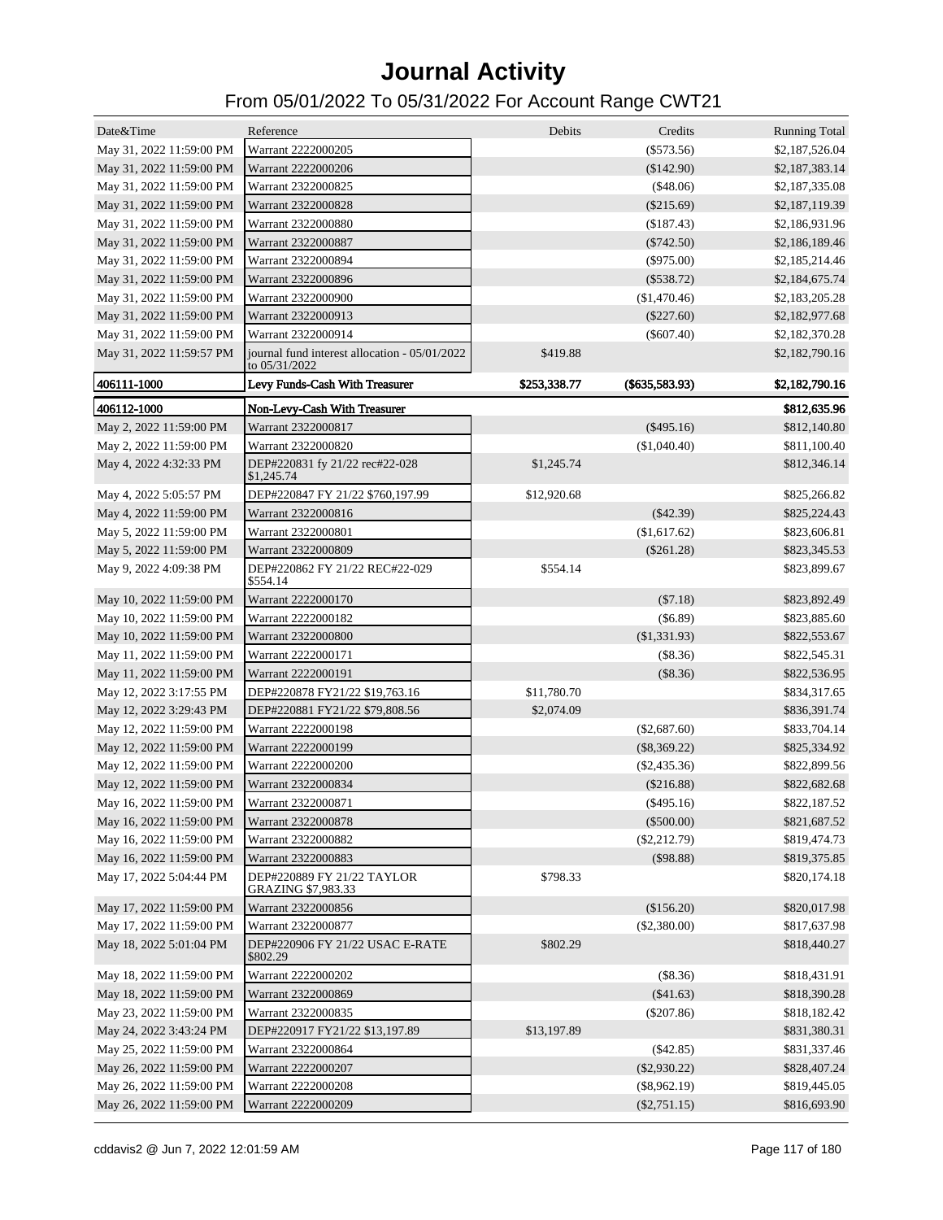# Journal Activity

## From 05/01/2022 To 05/31/2022 For Account Range CWT21

| Date&Time | Reference | Debits | Credits | Running Total |
|---|---|---|---|---|
| May 31, 2022 11:59:00 PM | Warrant 2222000205 | | ($573.56) | $2,187,526.04 |
| May 31, 2022 11:59:00 PM | Warrant 2222000206 | | ($142.90) | $2,187,383.14 |
| May 31, 2022 11:59:00 PM | Warrant 2322000825 | | ($48.06) | $2,187,335.08 |
| May 31, 2022 11:59:00 PM | Warrant 2322000828 | | ($215.69) | $2,187,119.39 |
| May 31, 2022 11:59:00 PM | Warrant 2322000880 | | ($187.43) | $2,186,931.96 |
| May 31, 2022 11:59:00 PM | Warrant 2322000887 | | ($742.50) | $2,186,189.46 |
| May 31, 2022 11:59:00 PM | Warrant 2322000894 | | ($975.00) | $2,185,214.46 |
| May 31, 2022 11:59:00 PM | Warrant 2322000896 | | ($538.72) | $2,184,675.74 |
| May 31, 2022 11:59:00 PM | Warrant 2322000900 | | ($1,470.46) | $2,183,205.28 |
| May 31, 2022 11:59:00 PM | Warrant 2322000913 | | ($227.60) | $2,182,977.68 |
| May 31, 2022 11:59:00 PM | Warrant 2322000914 | | ($607.40) | $2,182,370.28 |
| May 31, 2022 11:59:57 PM | journal fund interest allocation - 05/01/2022 to 05/31/2022 | $419.88 | | $2,182,790.16 |
| **406111-1000** | **Levy Funds-Cash With Treasurer** | **$253,338.77** | **($635,583.93)** | **$2,182,790.16** |
| **406112-1000** | **Non-Levy-Cash With Treasurer** | | | **$812,635.96** |
| May 2, 2022 11:59:00 PM | Warrant 2322000817 | | ($495.16) | $812,140.80 |
| May 2, 2022 11:59:00 PM | Warrant 2322000820 | | ($1,040.40) | $811,100.40 |
| May 4, 2022 4:32:33 PM | DEP#220831 fy 21/22 rec#22-028 $1,245.74 | $1,245.74 | | $812,346.14 |
| May 4, 2022 5:05:57 PM | DEP#220847 FY 21/22 $760,197.99 | $12,920.68 | | $825,266.82 |
| May 4, 2022 11:59:00 PM | Warrant 2322000816 | | ($42.39) | $825,224.43 |
| May 5, 2022 11:59:00 PM | Warrant 2322000801 | | ($1,617.62) | $823,606.81 |
| May 5, 2022 11:59:00 PM | Warrant 2322000809 | | ($261.28) | $823,345.53 |
| May 9, 2022 4:09:38 PM | DEP#220862 FY 21/22 REC#22-029 $554.14 | $554.14 | | $823,899.67 |
| May 10, 2022 11:59:00 PM | Warrant 2222000170 | | ($7.18) | $823,892.49 |
| May 10, 2022 11:59:00 PM | Warrant 2222000182 | | ($6.89) | $823,885.60 |
| May 10, 2022 11:59:00 PM | Warrant 2322000800 | | ($1,331.93) | $822,553.67 |
| May 11, 2022 11:59:00 PM | Warrant 2222000171 | | ($8.36) | $822,545.31 |
| May 11, 2022 11:59:00 PM | Warrant 2222000191 | | ($8.36) | $822,536.95 |
| May 12, 2022 3:17:55 PM | DEP#220878 FY21/22 $19,763.16 | $11,780.70 | | $834,317.65 |
| May 12, 2022 3:29:43 PM | DEP#220881 FY21/22 $79,808.56 | $2,074.09 | | $836,391.74 |
| May 12, 2022 11:59:00 PM | Warrant 2222000198 | | ($2,687.60) | $833,704.14 |
| May 12, 2022 11:59:00 PM | Warrant 2222000199 | | ($8,369.22) | $825,334.92 |
| May 12, 2022 11:59:00 PM | Warrant 2222000200 | | ($2,435.36) | $822,899.56 |
| May 12, 2022 11:59:00 PM | Warrant 2322000834 | | ($216.88) | $822,682.68 |
| May 16, 2022 11:59:00 PM | Warrant 2322000871 | | ($495.16) | $822,187.52 |
| May 16, 2022 11:59:00 PM | Warrant 2322000878 | | ($500.00) | $821,687.52 |
| May 16, 2022 11:59:00 PM | Warrant 2322000882 | | ($2,212.79) | $819,474.73 |
| May 16, 2022 11:59:00 PM | Warrant 2322000883 | | ($98.88) | $819,375.85 |
| May 17, 2022 5:04:44 PM | DEP#220889 FY 21/22 TAYLOR GRAZING $7,983.33 | $798.33 | | $820,174.18 |
| May 17, 2022 11:59:00 PM | Warrant 2322000856 | | ($156.20) | $820,017.98 |
| May 17, 2022 11:59:00 PM | Warrant 2322000877 | | ($2,380.00) | $817,637.98 |
| May 18, 2022 5:01:04 PM | DEP#220906 FY 21/22 USAC E-RATE $802.29 | $802.29 | | $818,440.27 |
| May 18, 2022 11:59:00 PM | Warrant 2222000202 | | ($8.36) | $818,431.91 |
| May 18, 2022 11:59:00 PM | Warrant 2322000869 | | ($41.63) | $818,390.28 |
| May 23, 2022 11:59:00 PM | Warrant 2322000835 | | ($207.86) | $818,182.42 |
| May 24, 2022 3:43:24 PM | DEP#220917 FY21/22 $13,197.89 | $13,197.89 | | $831,380.31 |
| May 25, 2022 11:59:00 PM | Warrant 2322000864 | | ($42.85) | $831,337.46 |
| May 26, 2022 11:59:00 PM | Warrant 2222000207 | | ($2,930.22) | $828,407.24 |
| May 26, 2022 11:59:00 PM | Warrant 2222000208 | | ($8,962.19) | $819,445.05 |
| May 26, 2022 11:59:00 PM | Warrant 2222000209 | | ($2,751.15) | $816,693.90 |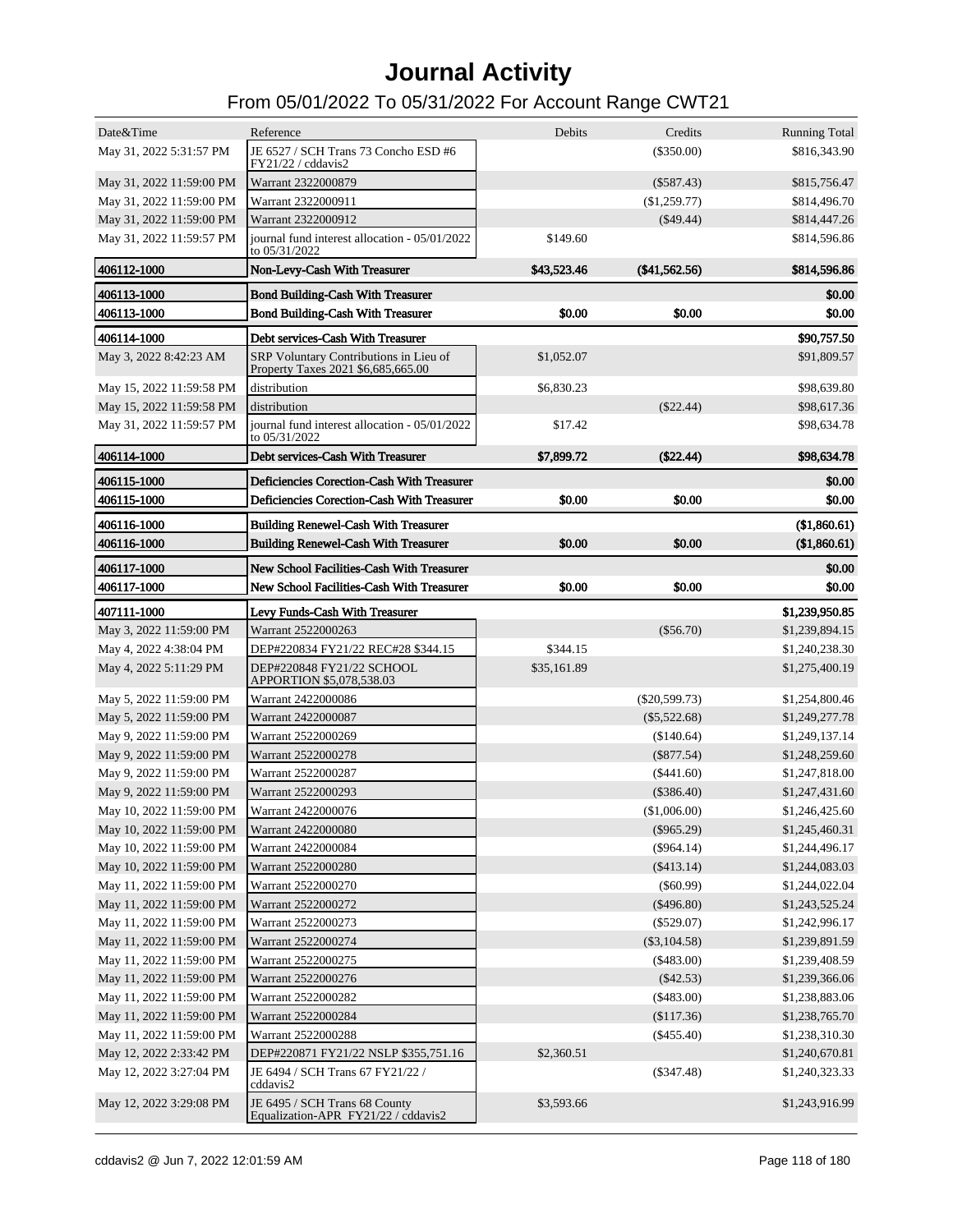# Journal Activity

## From 05/01/2022 To 05/31/2022 For Account Range CWT21

| Date&Time | Reference | Debits | Credits | Running Total |
|---|---|---|---|---|
| May 31, 2022 5:31:57 PM | JE 6527 / SCH Trans 73 Concho ESD #6 FY21/22 / cddavis2 | | ($350.00) | $816,343.90 |
| May 31, 2022 11:59:00 PM | Warrant 2322000879 | | ($587.43) | $815,756.47 |
| May 31, 2022 11:59:00 PM | Warrant 2322000911 | | ($1,259.77) | $814,496.70 |
| May 31, 2022 11:59:00 PM | Warrant 2322000912 | | ($49.44) | $814,447.26 |
| May 31, 2022 11:59:57 PM | journal fund interest allocation - 05/01/2022 to 05/31/2022 | $149.60 | | $814,596.86 |
| **406112-1000** | **Non-Levy-Cash With Treasurer** | **$43,523.46** | **($41,562.56)** | **$814,596.86** |
| **406113-1000** | **Bond Building-Cash With Treasurer** | | | **$0.00** |
| **406113-1000** | **Bond Building-Cash With Treasurer** | **$0.00** | **$0.00** | **$0.00** |
| **406114-1000** | **Debt services-Cash With Treasurer** | | | **$90,757.50** |
| May 3, 2022 8:42:23 AM | SRP Voluntary Contributions in Lieu of Property Taxes 2021 $6,685,665.00 | $1,052.07 | | $91,809.57 |
| May 15, 2022 11:59:58 PM | distribution | $6,830.23 | | $98,639.80 |
| May 15, 2022 11:59:58 PM | distribution | | ($22.44) | $98,617.36 |
| May 31, 2022 11:59:57 PM | journal fund interest allocation - 05/01/2022 to 05/31/2022 | $17.42 | | $98,634.78 |
| **406114-1000** | **Debt services-Cash With Treasurer** | **$7,899.72** | **($22.44)** | **$98,634.78** |
| **406115-1000** | **Deficiencies Corection-Cash With Treasurer** | | | **$0.00** |
| **406115-1000** | **Deficiencies Corection-Cash With Treasurer** | **$0.00** | **$0.00** | **$0.00** |
| **406116-1000** | **Building Renewel-Cash With Treasurer** | | | **($1,860.61)** |
| **406116-1000** | **Building Renewel-Cash With Treasurer** | **$0.00** | **$0.00** | **($1,860.61)** |
| **406117-1000** | **New School Facilities-Cash With Treasurer** | | | **$0.00** |
| **406117-1000** | **New School Facilities-Cash With Treasurer** | **$0.00** | **$0.00** | **$0.00** |
| **407111-1000** | **Levy Funds-Cash With Treasurer** | | | **$1,239,950.85** |
| May 3, 2022 11:59:00 PM | Warrant 2522000263 | | ($56.70) | $1,239,894.15 |
| May 4, 2022 4:38:04 PM | DEP#220834 FY21/22 REC#28 $344.15 | $344.15 | | $1,240,238.30 |
| May 4, 2022 5:11:29 PM | DEP#220848 FY21/22 SCHOOL APPORTION $5,078,538.03 | $35,161.89 | | $1,275,400.19 |
| May 5, 2022 11:59:00 PM | Warrant 2422000086 | | ($20,599.73) | $1,254,800.46 |
| May 5, 2022 11:59:00 PM | Warrant 2422000087 | | ($5,522.68) | $1,249,277.78 |
| May 9, 2022 11:59:00 PM | Warrant 2522000269 | | ($140.64) | $1,249,137.14 |
| May 9, 2022 11:59:00 PM | Warrant 2522000278 | | ($877.54) | $1,248,259.60 |
| May 9, 2022 11:59:00 PM | Warrant 2522000287 | | ($441.60) | $1,247,818.00 |
| May 9, 2022 11:59:00 PM | Warrant 2522000293 | | ($386.40) | $1,247,431.60 |
| May 10, 2022 11:59:00 PM | Warrant 2422000076 | | ($1,006.00) | $1,246,425.60 |
| May 10, 2022 11:59:00 PM | Warrant 2422000080 | | ($965.29) | $1,245,460.31 |
| May 10, 2022 11:59:00 PM | Warrant 2422000084 | | ($964.14) | $1,244,496.17 |
| May 10, 2022 11:59:00 PM | Warrant 2522000280 | | ($413.14) | $1,244,083.03 |
| May 11, 2022 11:59:00 PM | Warrant 2522000270 | | ($60.99) | $1,244,022.04 |
| May 11, 2022 11:59:00 PM | Warrant 2522000272 | | ($496.80) | $1,243,525.24 |
| May 11, 2022 11:59:00 PM | Warrant 2522000273 | | ($529.07) | $1,242,996.17 |
| May 11, 2022 11:59:00 PM | Warrant 2522000274 | | ($3,104.58) | $1,239,891.59 |
| May 11, 2022 11:59:00 PM | Warrant 2522000275 | | ($483.00) | $1,239,408.59 |
| May 11, 2022 11:59:00 PM | Warrant 2522000276 | | ($42.53) | $1,239,366.06 |
| May 11, 2022 11:59:00 PM | Warrant 2522000282 | | ($483.00) | $1,238,883.06 |
| May 11, 2022 11:59:00 PM | Warrant 2522000284 | | ($117.36) | $1,238,765.70 |
| May 11, 2022 11:59:00 PM | Warrant 2522000288 | | ($455.40) | $1,238,310.30 |
| May 12, 2022 2:33:42 PM | DEP#220871 FY21/22 NSLP $355,751.16 | $2,360.51 | | $1,240,670.81 |
| May 12, 2022 3:27:04 PM | JE 6494 / SCH Trans 67 FY21/22 / cddavis2 | | ($347.48) | $1,240,323.33 |
| May 12, 2022 3:29:08 PM | JE 6495 / SCH Trans 68 County Equalization-APR FY21/22 / cddavis2 | $3,593.66 | | $1,243,916.99 |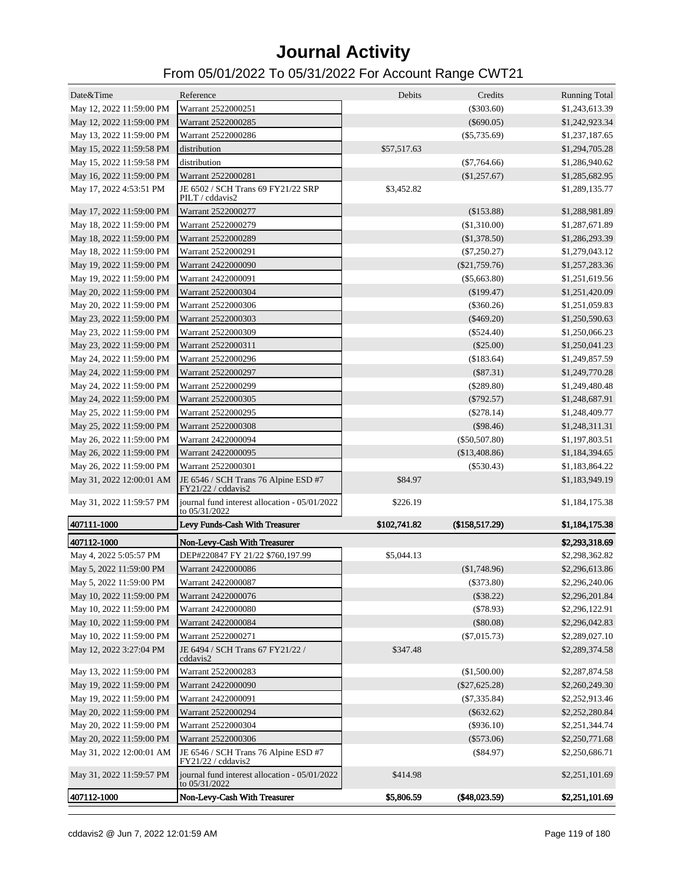# Journal Activity

## From 05/01/2022 To 05/31/2022 For Account Range CWT21

| Date&Time | Reference | Debits | Credits | Running Total |
|---|---|---|---|---|
| May 12, 2022 11:59:00 PM | Warrant 2522000251 | | ($303.60) | $1,243,613.39 |
| May 12, 2022 11:59:00 PM | Warrant 2522000285 | | ($690.05) | $1,242,923.34 |
| May 13, 2022 11:59:00 PM | Warrant 2522000286 | | ($5,735.69) | $1,237,187.65 |
| May 15, 2022 11:59:58 PM | distribution | $57,517.63 | | $1,294,705.28 |
| May 15, 2022 11:59:58 PM | distribution | | ($7,764.66) | $1,286,940.62 |
| May 16, 2022 11:59:00 PM | Warrant 2522000281 | | ($1,257.67) | $1,285,682.95 |
| May 17, 2022 4:53:51 PM | JE 6502 / SCH Trans 69 FY21/22 SRP PILT / cddavis2 | $3,452.82 | | $1,289,135.77 |
| May 17, 2022 11:59:00 PM | Warrant 2522000277 | | ($153.88) | $1,288,981.89 |
| May 18, 2022 11:59:00 PM | Warrant 2522000279 | | ($1,310.00) | $1,287,671.89 |
| May 18, 2022 11:59:00 PM | Warrant 2522000289 | | ($1,378.50) | $1,286,293.39 |
| May 18, 2022 11:59:00 PM | Warrant 2522000291 | | ($7,250.27) | $1,279,043.12 |
| May 19, 2022 11:59:00 PM | Warrant 2422000090 | | ($21,759.76) | $1,257,283.36 |
| May 19, 2022 11:59:00 PM | Warrant 2422000091 | | ($5,663.80) | $1,251,619.56 |
| May 20, 2022 11:59:00 PM | Warrant 2522000304 | | ($199.47) | $1,251,420.09 |
| May 20, 2022 11:59:00 PM | Warrant 2522000306 | | ($360.26) | $1,251,059.83 |
| May 23, 2022 11:59:00 PM | Warrant 2522000303 | | ($469.20) | $1,250,590.63 |
| May 23, 2022 11:59:00 PM | Warrant 2522000309 | | ($524.40) | $1,250,066.23 |
| May 23, 2022 11:59:00 PM | Warrant 2522000311 | | ($25.00) | $1,250,041.23 |
| May 24, 2022 11:59:00 PM | Warrant 2522000296 | | ($183.64) | $1,249,857.59 |
| May 24, 2022 11:59:00 PM | Warrant 2522000297 | | ($87.31) | $1,249,770.28 |
| May 24, 2022 11:59:00 PM | Warrant 2522000299 | | ($289.80) | $1,249,480.48 |
| May 24, 2022 11:59:00 PM | Warrant 2522000305 | | ($792.57) | $1,248,687.91 |
| May 25, 2022 11:59:00 PM | Warrant 2522000295 | | ($278.14) | $1,248,409.77 |
| May 25, 2022 11:59:00 PM | Warrant 2522000308 | | ($98.46) | $1,248,311.31 |
| May 26, 2022 11:59:00 PM | Warrant 2422000094 | | ($50,507.80) | $1,197,803.51 |
| May 26, 2022 11:59:00 PM | Warrant 2422000095 | | ($13,408.86) | $1,184,394.65 |
| May 26, 2022 11:59:00 PM | Warrant 2522000301 | | ($530.43) | $1,183,864.22 |
| May 31, 2022 12:00:01 AM | JE 6546 / SCH Trans 76 Alpine ESD #7 FY21/22 / cddavis2 | $84.97 | | $1,183,949.19 |
| May 31, 2022 11:59:57 PM | journal fund interest allocation - 05/01/2022 to 05/31/2022 | $226.19 | | $1,184,175.38 |
| **407111-1000** | **Levy Funds-Cash With Treasurer** | **$102,741.82** | **($158,517.29)** | **$1,184,175.38** |
| **407112-1000** | **Non-Levy-Cash With Treasurer** | | | **$2,293,318.69** |
| May 4, 2022 5:05:57 PM | DEP#220847 FY 21/22 $760,197.99 | $5,044.13 | | $2,298,362.82 |
| May 5, 2022 11:59:00 PM | Warrant 2422000086 | | ($1,748.96) | $2,296,613.86 |
| May 5, 2022 11:59:00 PM | Warrant 2422000087 | | ($373.80) | $2,296,240.06 |
| May 10, 2022 11:59:00 PM | Warrant 2422000076 | | ($38.22) | $2,296,201.84 |
| May 10, 2022 11:59:00 PM | Warrant 2422000080 | | ($78.93) | $2,296,122.91 |
| May 10, 2022 11:59:00 PM | Warrant 2422000084 | | ($80.08) | $2,296,042.83 |
| May 10, 2022 11:59:00 PM | Warrant 2522000271 | | ($7,015.73) | $2,289,027.10 |
| May 12, 2022 3:27:04 PM | JE 6494 / SCH Trans 67 FY21/22 / cddavis2 | $347.48 | | $2,289,374.58 |
| May 13, 2022 11:59:00 PM | Warrant 2522000283 | | ($1,500.00) | $2,287,874.58 |
| May 19, 2022 11:59:00 PM | Warrant 2422000090 | | ($27,625.28) | $2,260,249.30 |
| May 19, 2022 11:59:00 PM | Warrant 2422000091 | | ($7,335.84) | $2,252,913.46 |
| May 20, 2022 11:59:00 PM | Warrant 2522000294 | | ($632.62) | $2,252,280.84 |
| May 20, 2022 11:59:00 PM | Warrant 2522000304 | | ($936.10) | $2,251,344.74 |
| May 20, 2022 11:59:00 PM | Warrant 2522000306 | | ($573.06) | $2,250,771.68 |
| May 31, 2022 12:00:01 AM | JE 6546 / SCH Trans 76 Alpine ESD #7 FY21/22 / cddavis2 | | ($84.97) | $2,250,686.71 |
| May 31, 2022 11:59:57 PM | journal fund interest allocation - 05/01/2022 to 05/31/2022 | $414.98 | | $2,251,101.69 |
| **407112-1000** | **Non-Levy-Cash With Treasurer** | **$5,806.59** | **($48,023.59)** | **$2,251,101.69** |

cddavis2 @ Jun 7, 2022 12:01:59 AM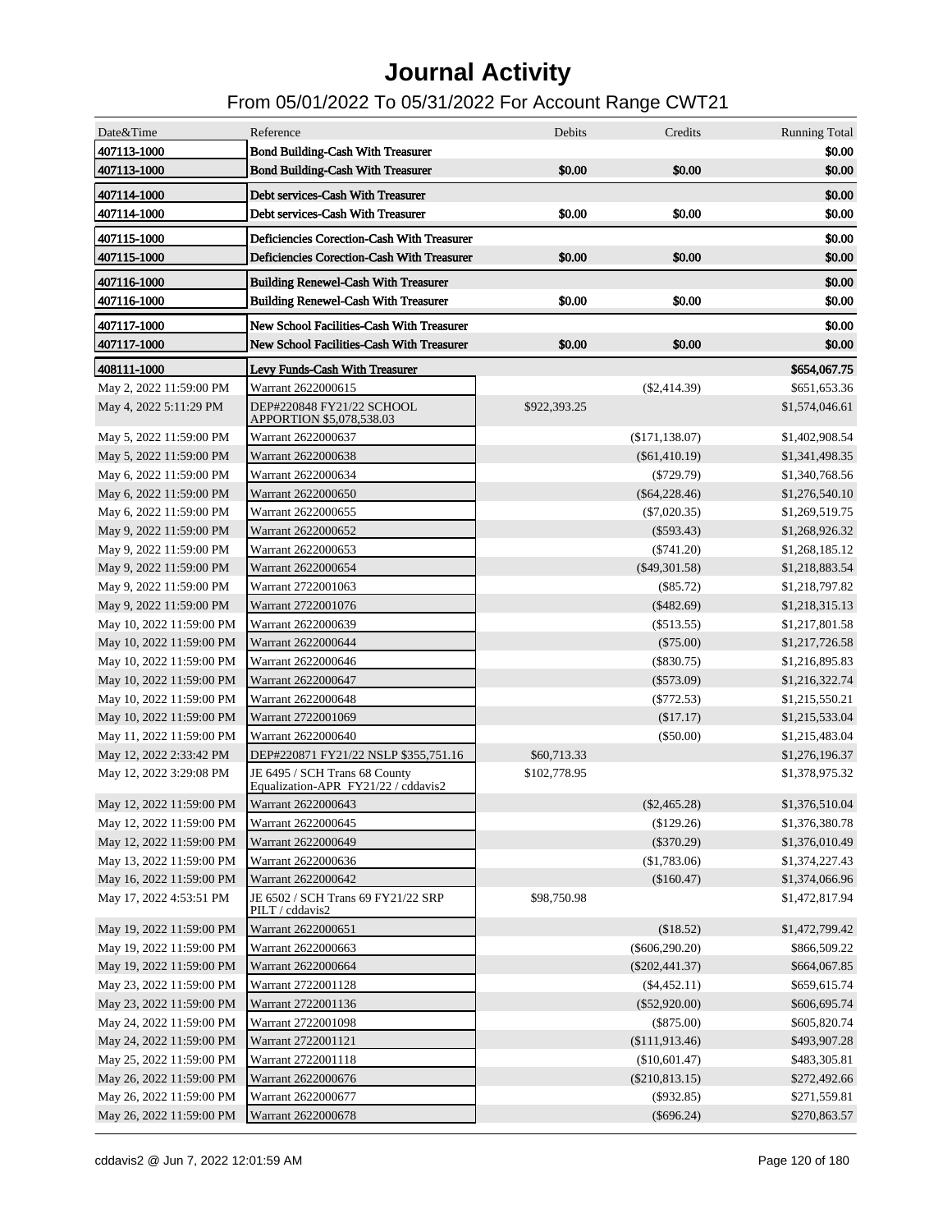# Journal Activity

## From 05/01/2022 To 05/31/2022 For Account Range CWT21

| Date&Time | Reference | Debits | Credits | Running Total |
|---|---|---|---|---|
| 407113-1000 | Bond Building-Cash With Treasurer | | | $0.00 |
| 407113-1000 | Bond Building-Cash With Treasurer | $0.00 | $0.00 | $0.00 |
| 407114-1000 | Debt services-Cash With Treasurer | | | $0.00 |
| 407114-1000 | Debt services-Cash With Treasurer | $0.00 | $0.00 | $0.00 |
| 407115-1000 | Deficiencies Corection-Cash With Treasurer | | | $0.00 |
| 407115-1000 | Deficiencies Corection-Cash With Treasurer | $0.00 | $0.00 | $0.00 |
| 407116-1000 | Building Renewel-Cash With Treasurer | | | $0.00 |
| 407116-1000 | Building Renewel-Cash With Treasurer | $0.00 | $0.00 | $0.00 |
| 407117-1000 | New School Facilities-Cash With Treasurer | | | $0.00 |
| 407117-1000 | New School Facilities-Cash With Treasurer | $0.00 | $0.00 | $0.00 |
| 408111-1000 | Levy Funds-Cash With Treasurer | | | $654,067.75 |
| May 2, 2022 11:59:00 PM | Warrant 2622000615 | | ($2,414.39) | $651,653.36 |
| May 4, 2022 5:11:29 PM | DEP#220848 FY21/22 SCHOOL APPORTION $5,078,538.03 | $922,393.25 | | $1,574,046.61 |
| May 5, 2022 11:59:00 PM | Warrant 2622000637 | | ($171,138.07) | $1,402,908.54 |
| May 5, 2022 11:59:00 PM | Warrant 2622000638 | | ($61,410.19) | $1,341,498.35 |
| May 6, 2022 11:59:00 PM | Warrant 2622000634 | | ($729.79) | $1,340,768.56 |
| May 6, 2022 11:59:00 PM | Warrant 2622000650 | | ($64,228.46) | $1,276,540.10 |
| May 6, 2022 11:59:00 PM | Warrant 2622000655 | | ($7,020.35) | $1,269,519.75 |
| May 9, 2022 11:59:00 PM | Warrant 2622000652 | | ($593.43) | $1,268,926.32 |
| May 9, 2022 11:59:00 PM | Warrant 2622000653 | | ($741.20) | $1,268,185.12 |
| May 9, 2022 11:59:00 PM | Warrant 2622000654 | | ($49,301.58) | $1,218,883.54 |
| May 9, 2022 11:59:00 PM | Warrant 2722001063 | | ($85.72) | $1,218,797.82 |
| May 9, 2022 11:59:00 PM | Warrant 2722001076 | | ($482.69) | $1,218,315.13 |
| May 10, 2022 11:59:00 PM | Warrant 2622000639 | | ($513.55) | $1,217,801.58 |
| May 10, 2022 11:59:00 PM | Warrant 2622000644 | | ($75.00) | $1,217,726.58 |
| May 10, 2022 11:59:00 PM | Warrant 2622000646 | | ($830.75) | $1,216,895.83 |
| May 10, 2022 11:59:00 PM | Warrant 2622000647 | | ($573.09) | $1,216,322.74 |
| May 10, 2022 11:59:00 PM | Warrant 2622000648 | | ($772.53) | $1,215,550.21 |
| May 10, 2022 11:59:00 PM | Warrant 2722001069 | | ($17.17) | $1,215,533.04 |
| May 11, 2022 11:59:00 PM | Warrant 2622000640 | | ($50.00) | $1,215,483.04 |
| May 12, 2022 2:33:42 PM | DEP#220871 FY21/22 NSLP $355,751.16 | $60,713.33 | | $1,276,196.37 |
| May 12, 2022 3:29:08 PM | JE 6495 / SCH Trans 68 County Equalization-APR FY21/22 / cddavis2 | $102,778.95 | | $1,378,975.32 |
| May 12, 2022 11:59:00 PM | Warrant 2622000643 | | ($2,465.28) | $1,376,510.04 |
| May 12, 2022 11:59:00 PM | Warrant 2622000645 | | ($129.26) | $1,376,380.78 |
| May 12, 2022 11:59:00 PM | Warrant 2622000649 | | ($370.29) | $1,376,010.49 |
| May 13, 2022 11:59:00 PM | Warrant 2622000636 | | ($1,783.06) | $1,374,227.43 |
| May 16, 2022 11:59:00 PM | Warrant 2622000642 | | ($160.47) | $1,374,066.96 |
| May 17, 2022 4:53:51 PM | JE 6502 / SCH Trans 69 FY21/22 SRP PILT / cddavis2 | $98,750.98 | | $1,472,817.94 |
| May 19, 2022 11:59:00 PM | Warrant 2622000651 | | ($18.52) | $1,472,799.42 |
| May 19, 2022 11:59:00 PM | Warrant 2622000663 | | ($606,290.20) | $866,509.22 |
| May 19, 2022 11:59:00 PM | Warrant 2622000664 | | ($202,441.37) | $664,067.85 |
| May 23, 2022 11:59:00 PM | Warrant 2722001128 | | ($4,452.11) | $659,615.74 |
| May 23, 2022 11:59:00 PM | Warrant 2722001136 | | ($52,920.00) | $606,695.74 |
| May 24, 2022 11:59:00 PM | Warrant 2722001098 | | ($875.00) | $605,820.74 |
| May 24, 2022 11:59:00 PM | Warrant 2722001121 | | ($111,913.46) | $493,907.28 |
| May 25, 2022 11:59:00 PM | Warrant 2722001118 | | ($10,601.47) | $483,305.81 |
| May 26, 2022 11:59:00 PM | Warrant 2622000676 | | ($210,813.15) | $272,492.66 |
| May 26, 2022 11:59:00 PM | Warrant 2622000677 | | ($932.85) | $271,559.81 |
| May 26, 2022 11:59:00 PM | Warrant 2622000678 | | ($696.24) | $270,863.57 |

cddavis2 @ Jun 7, 2022 12:01:59 AM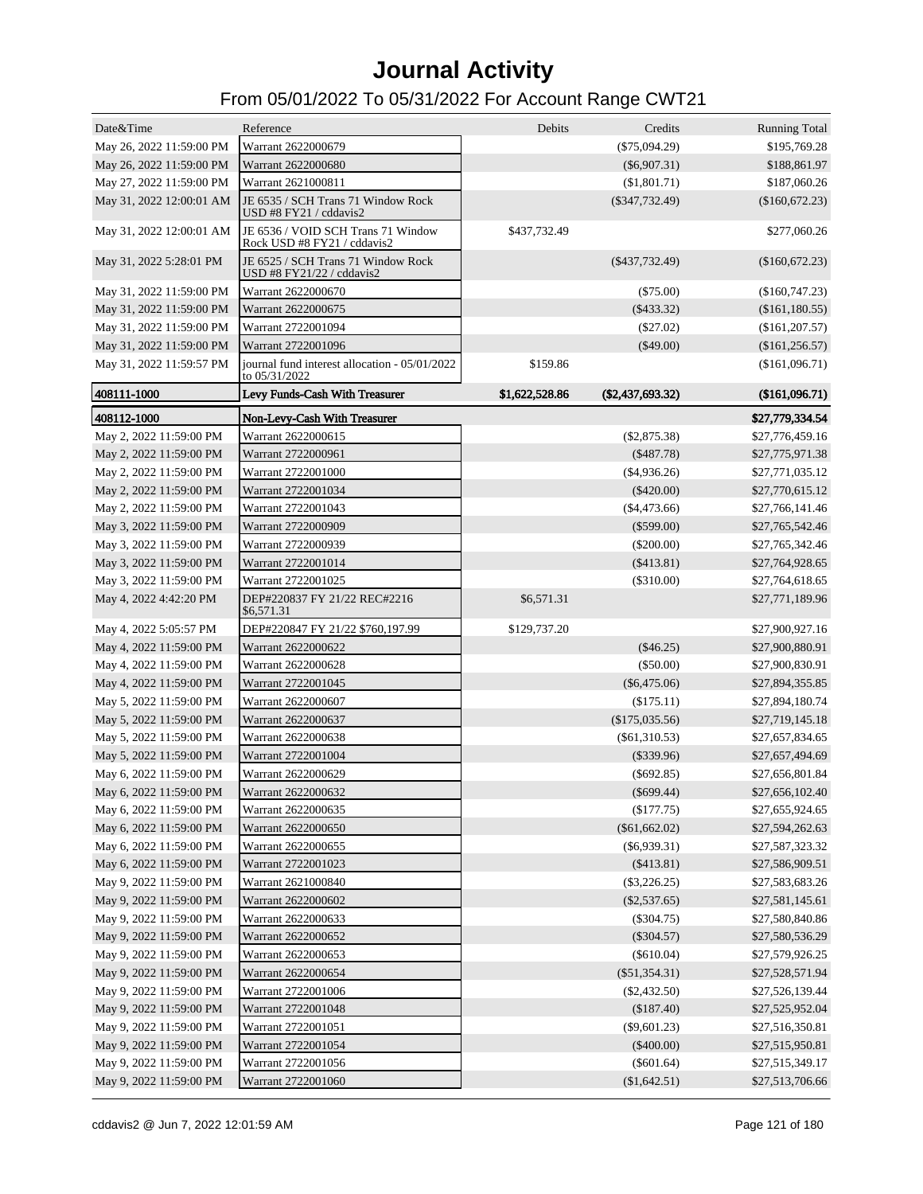# Journal Activity

## From 05/01/2022 To 05/31/2022 For Account Range CWT21

| Date&Time | Reference | Debits | Credits | Running Total |
|---|---|---|---|---|
| May 26, 2022 11:59:00 PM | Warrant 2622000679 | | ($75,094.29) | $195,769.28 |
| May 26, 2022 11:59:00 PM | Warrant 2622000680 | | ($6,907.31) | $188,861.97 |
| May 27, 2022 11:59:00 PM | Warrant 2621000811 | | ($1,801.71) | $187,060.26 |
| May 31, 2022 12:00:01 AM | JE 6535 / SCH Trans 71 Window Rock USD #8 FY21 / cddavis2 | | ($347,732.49) | ($160,672.23) |
| May 31, 2022 12:00:01 AM | JE 6536 / VOID SCH Trans 71 Window Rock USD #8 FY21 / cddavis2 | $437,732.49 | | $277,060.26 |
| May 31, 2022 5:28:01 PM | JE 6525 / SCH Trans 71 Window Rock USD #8 FY21/22 / cddavis2 | | ($437,732.49) | ($160,672.23) |
| May 31, 2022 11:59:00 PM | Warrant 2622000670 | | ($75.00) | ($160,747.23) |
| May 31, 2022 11:59:00 PM | Warrant 2622000675 | | ($433.32) | ($161,180.55) |
| May 31, 2022 11:59:00 PM | Warrant 2722001094 | | ($27.02) | ($161,207.57) |
| May 31, 2022 11:59:00 PM | Warrant 2722001096 | | ($49.00) | ($161,256.57) |
| May 31, 2022 11:59:57 PM | journal fund interest allocation - 05/01/2022 to 05/31/2022 | $159.86 | | ($161,096.71) |
| **408111-1000** | **Levy Funds-Cash With Treasurer** | **$1,622,528.86** | **($2,437,693.32)** | **($161,096.71)** |
| **408112-1000** | **Non-Levy-Cash With Treasurer** | | | **$27,779,334.54** |
| May 2, 2022 11:59:00 PM | Warrant 2622000615 | | ($2,875.38) | $27,776,459.16 |
| May 2, 2022 11:59:00 PM | Warrant 2722000961 | | ($487.78) | $27,775,971.38 |
| May 2, 2022 11:59:00 PM | Warrant 2722001000 | | ($4,936.26) | $27,771,035.12 |
| May 2, 2022 11:59:00 PM | Warrant 2722001034 | | ($420.00) | $27,770,615.12 |
| May 2, 2022 11:59:00 PM | Warrant 2722001043 | | ($4,473.66) | $27,766,141.46 |
| May 3, 2022 11:59:00 PM | Warrant 2722000909 | | ($599.00) | $27,765,542.46 |
| May 3, 2022 11:59:00 PM | Warrant 2722000939 | | ($200.00) | $27,765,342.46 |
| May 3, 2022 11:59:00 PM | Warrant 2722001014 | | ($413.81) | $27,764,928.65 |
| May 3, 2022 11:59:00 PM | Warrant 2722001025 | | ($310.00) | $27,764,618.65 |
| May 4, 2022 4:42:20 PM | DEP#220837 FY 21/22 REC#2216 $6,571.31 | $6,571.31 | | $27,771,189.96 |
| May 4, 2022 5:05:57 PM | DEP#220847 FY 21/22 $760,197.99 | $129,737.20 | | $27,900,927.16 |
| May 4, 2022 11:59:00 PM | Warrant 2622000622 | | ($46.25) | $27,900,880.91 |
| May 4, 2022 11:59:00 PM | Warrant 2622000628 | | ($50.00) | $27,900,830.91 |
| May 4, 2022 11:59:00 PM | Warrant 2722001045 | | ($6,475.06) | $27,894,355.85 |
| May 5, 2022 11:59:00 PM | Warrant 2622000607 | | ($175.11) | $27,894,180.74 |
| May 5, 2022 11:59:00 PM | Warrant 2622000637 | | ($175,035.56) | $27,719,145.18 |
| May 5, 2022 11:59:00 PM | Warrant 2622000638 | | ($61,310.53) | $27,657,834.65 |
| May 5, 2022 11:59:00 PM | Warrant 2722001004 | | ($339.96) | $27,657,494.69 |
| May 6, 2022 11:59:00 PM | Warrant 2622000629 | | ($692.85) | $27,656,801.84 |
| May 6, 2022 11:59:00 PM | Warrant 2622000632 | | ($699.44) | $27,656,102.40 |
| May 6, 2022 11:59:00 PM | Warrant 2622000635 | | ($177.75) | $27,655,924.65 |
| May 6, 2022 11:59:00 PM | Warrant 2622000650 | | ($61,662.02) | $27,594,262.63 |
| May 6, 2022 11:59:00 PM | Warrant 2622000655 | | ($6,939.31) | $27,587,323.32 |
| May 6, 2022 11:59:00 PM | Warrant 2722001023 | | ($413.81) | $27,586,909.51 |
| May 9, 2022 11:59:00 PM | Warrant 2621000840 | | ($3,226.25) | $27,583,683.26 |
| May 9, 2022 11:59:00 PM | Warrant 2622000602 | | ($2,537.65) | $27,581,145.61 |
| May 9, 2022 11:59:00 PM | Warrant 2622000633 | | ($304.75) | $27,580,840.86 |
| May 9, 2022 11:59:00 PM | Warrant 2622000652 | | ($304.57) | $27,580,536.29 |
| May 9, 2022 11:59:00 PM | Warrant 2622000653 | | ($610.04) | $27,579,926.25 |
| May 9, 2022 11:59:00 PM | Warrant 2622000654 | | ($51,354.31) | $27,528,571.94 |
| May 9, 2022 11:59:00 PM | Warrant 2722001006 | | ($2,432.50) | $27,526,139.44 |
| May 9, 2022 11:59:00 PM | Warrant 2722001048 | | ($187.40) | $27,525,952.04 |
| May 9, 2022 11:59:00 PM | Warrant 2722001051 | | ($9,601.23) | $27,516,350.81 |
| May 9, 2022 11:59:00 PM | Warrant 2722001054 | | ($400.00) | $27,515,950.81 |
| May 9, 2022 11:59:00 PM | Warrant 2722001056 | | ($601.64) | $27,515,349.17 |
| May 9, 2022 11:59:00 PM | Warrant 2722001060 | | ($1,642.51) | $27,513,706.66 |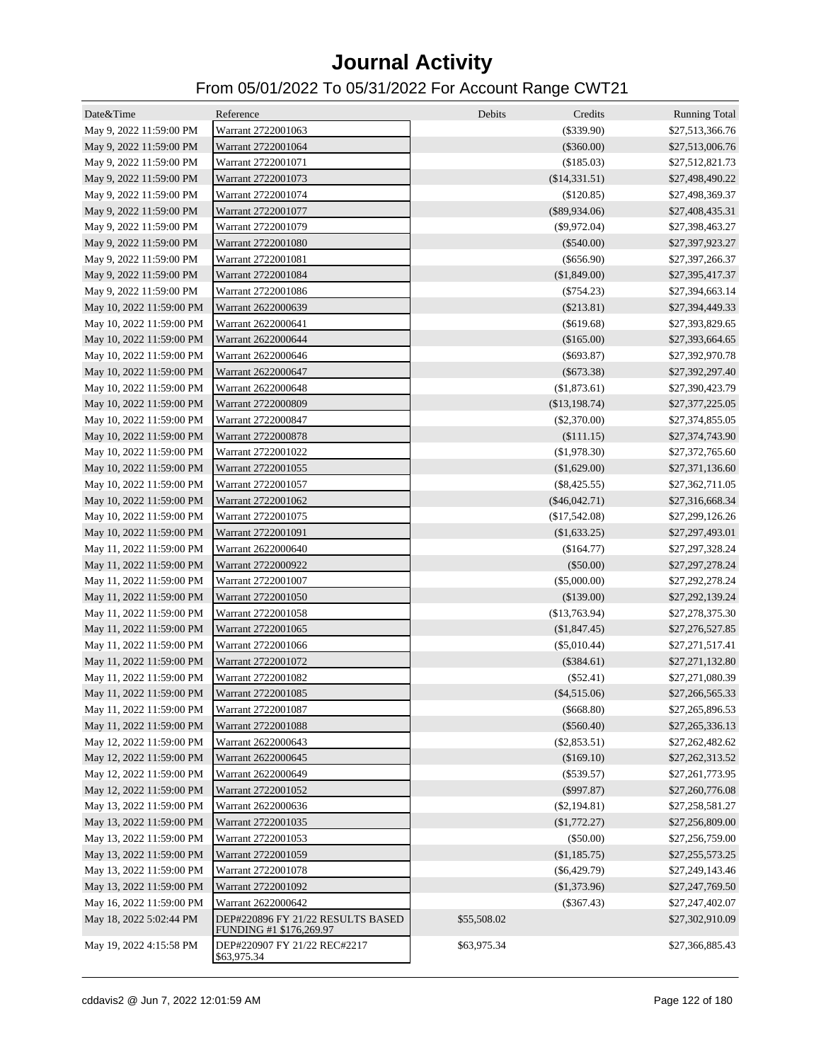# Journal Activity

## From 05/01/2022 To 05/31/2022 For Account Range CWT21

| Date&Time | Reference | Debits | Credits | Running Total |
|---|---|---|---|---|
| May 9, 2022 11:59:00 PM | Warrant 2722001063 | | ($339.90) | $27,513,366.76 |
| May 9, 2022 11:59:00 PM | Warrant 2722001064 | | ($360.00) | $27,513,006.76 |
| May 9, 2022 11:59:00 PM | Warrant 2722001071 | | ($185.03) | $27,512,821.73 |
| May 9, 2022 11:59:00 PM | Warrant 2722001073 | | ($14,331.51) | $27,498,490.22 |
| May 9, 2022 11:59:00 PM | Warrant 2722001074 | | ($120.85) | $27,498,369.37 |
| May 9, 2022 11:59:00 PM | Warrant 2722001077 | | ($89,934.06) | $27,408,435.31 |
| May 9, 2022 11:59:00 PM | Warrant 2722001079 | | ($9,972.04) | $27,398,463.27 |
| May 9, 2022 11:59:00 PM | Warrant 2722001080 | | ($540.00) | $27,397,923.27 |
| May 9, 2022 11:59:00 PM | Warrant 2722001081 | | ($656.90) | $27,397,266.37 |
| May 9, 2022 11:59:00 PM | Warrant 2722001084 | | ($1,849.00) | $27,395,417.37 |
| May 9, 2022 11:59:00 PM | Warrant 2722001086 | | ($754.23) | $27,394,663.14 |
| May 10, 2022 11:59:00 PM | Warrant 2622000639 | | ($213.81) | $27,394,449.33 |
| May 10, 2022 11:59:00 PM | Warrant 2622000641 | | ($619.68) | $27,393,829.65 |
| May 10, 2022 11:59:00 PM | Warrant 2622000644 | | ($165.00) | $27,393,664.65 |
| May 10, 2022 11:59:00 PM | Warrant 2622000646 | | ($693.87) | $27,392,970.78 |
| May 10, 2022 11:59:00 PM | Warrant 2622000647 | | ($673.38) | $27,392,297.40 |
| May 10, 2022 11:59:00 PM | Warrant 2622000648 | | ($1,873.61) | $27,390,423.79 |
| May 10, 2022 11:59:00 PM | Warrant 2722000809 | | ($13,198.74) | $27,377,225.05 |
| May 10, 2022 11:59:00 PM | Warrant 2722000847 | | ($2,370.00) | $27,374,855.05 |
| May 10, 2022 11:59:00 PM | Warrant 2722000878 | | ($111.15) | $27,374,743.90 |
| May 10, 2022 11:59:00 PM | Warrant 2722001022 | | ($1,978.30) | $27,372,765.60 |
| May 10, 2022 11:59:00 PM | Warrant 2722001055 | | ($1,629.00) | $27,371,136.60 |
| May 10, 2022 11:59:00 PM | Warrant 2722001057 | | ($8,425.55) | $27,362,711.05 |
| May 10, 2022 11:59:00 PM | Warrant 2722001062 | | ($46,042.71) | $27,316,668.34 |
| May 10, 2022 11:59:00 PM | Warrant 2722001075 | | ($17,542.08) | $27,299,126.26 |
| May 10, 2022 11:59:00 PM | Warrant 2722001091 | | ($1,633.25) | $27,297,493.01 |
| May 11, 2022 11:59:00 PM | Warrant 2622000640 | | ($164.77) | $27,297,328.24 |
| May 11, 2022 11:59:00 PM | Warrant 2722000922 | | ($50.00) | $27,297,278.24 |
| May 11, 2022 11:59:00 PM | Warrant 2722001007 | | ($5,000.00) | $27,292,278.24 |
| May 11, 2022 11:59:00 PM | Warrant 2722001050 | | ($139.00) | $27,292,139.24 |
| May 11, 2022 11:59:00 PM | Warrant 2722001058 | | ($13,763.94) | $27,278,375.30 |
| May 11, 2022 11:59:00 PM | Warrant 2722001065 | | ($1,847.45) | $27,276,527.85 |
| May 11, 2022 11:59:00 PM | Warrant 2722001066 | | ($5,010.44) | $27,271,517.41 |
| May 11, 2022 11:59:00 PM | Warrant 2722001072 | | ($384.61) | $27,271,132.80 |
| May 11, 2022 11:59:00 PM | Warrant 2722001082 | | ($52.41) | $27,271,080.39 |
| May 11, 2022 11:59:00 PM | Warrant 2722001085 | | ($4,515.06) | $27,266,565.33 |
| May 11, 2022 11:59:00 PM | Warrant 2722001087 | | ($668.80) | $27,265,896.53 |
| May 11, 2022 11:59:00 PM | Warrant 2722001088 | | ($560.40) | $27,265,336.13 |
| May 12, 2022 11:59:00 PM | Warrant 2622000643 | | ($2,853.51) | $27,262,482.62 |
| May 12, 2022 11:59:00 PM | Warrant 2622000645 | | ($169.10) | $27,262,313.52 |
| May 12, 2022 11:59:00 PM | Warrant 2622000649 | | ($539.57) | $27,261,773.95 |
| May 12, 2022 11:59:00 PM | Warrant 2722001052 | | ($997.87) | $27,260,776.08 |
| May 13, 2022 11:59:00 PM | Warrant 2622000636 | | ($2,194.81) | $27,258,581.27 |
| May 13, 2022 11:59:00 PM | Warrant 2722001035 | | ($1,772.27) | $27,256,809.00 |
| May 13, 2022 11:59:00 PM | Warrant 2722001053 | | ($50.00) | $27,256,759.00 |
| May 13, 2022 11:59:00 PM | Warrant 2722001059 | | ($1,185.75) | $27,255,573.25 |
| May 13, 2022 11:59:00 PM | Warrant 2722001078 | | ($6,429.79) | $27,249,143.46 |
| May 13, 2022 11:59:00 PM | Warrant 2722001092 | | ($1,373.96) | $27,247,769.50 |
| May 16, 2022 11:59:00 PM | Warrant 2622000642 | | ($367.43) | $27,247,402.07 |
| May 18, 2022 5:02:44 PM | DEP#220896 FY 21/22 RESULTS BASED FUNDING #1 $176,269.97 | $55,508.02 | | $27,302,910.09 |
| May 19, 2022 4:15:58 PM | DEP#220907 FY 21/22 REC#2217 $63,975.34 | $63,975.34 | | $27,366,885.43 |

cddavis2 @ Jun 7, 2022 12:01:59 AM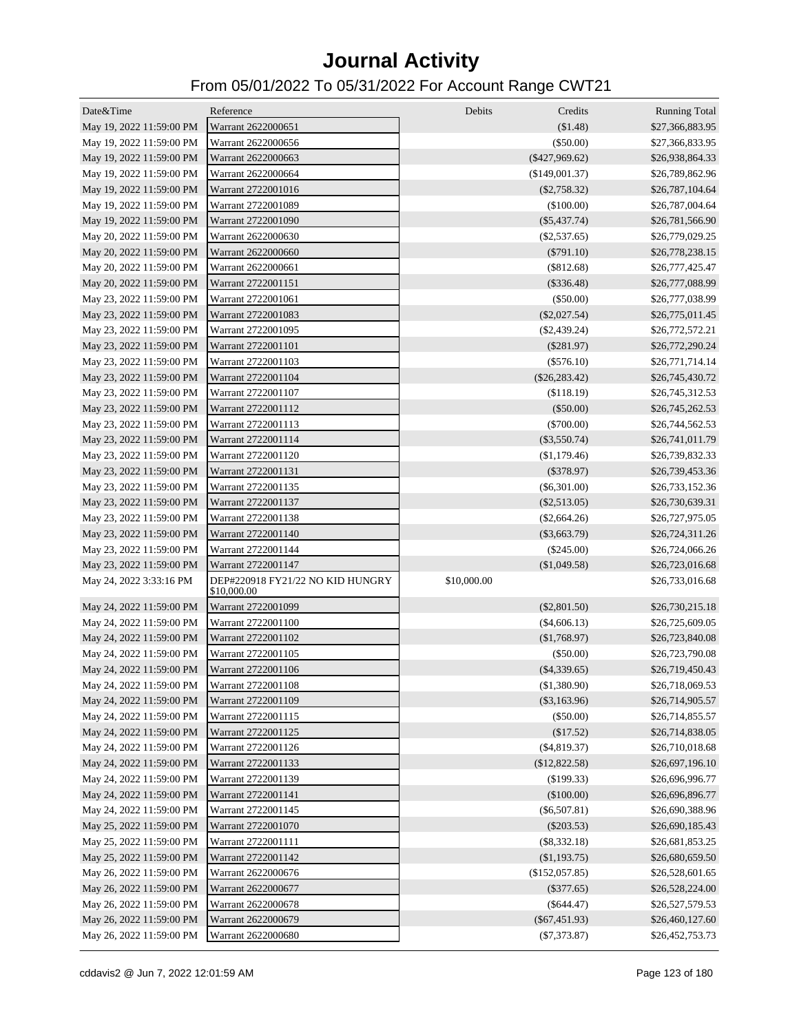# Journal Activity

## From 05/01/2022 To 05/31/2022 For Account Range CWT21

| Date&Time | Reference | Debits | Credits | Running Total |
|---|---|---|---|---|
| May 19, 2022 11:59:00 PM | Warrant 2622000651 | | ($1.48) | $27,366,883.95 |
| May 19, 2022 11:59:00 PM | Warrant 2622000656 | | ($50.00) | $27,366,833.95 |
| May 19, 2022 11:59:00 PM | Warrant 2622000663 | | ($427,969.62) | $26,938,864.33 |
| May 19, 2022 11:59:00 PM | Warrant 2622000664 | | ($149,001.37) | $26,789,862.96 |
| May 19, 2022 11:59:00 PM | Warrant 2722001016 | | ($2,758.32) | $26,787,104.64 |
| May 19, 2022 11:59:00 PM | Warrant 2722001089 | | ($100.00) | $26,787,004.64 |
| May 19, 2022 11:59:00 PM | Warrant 2722001090 | | ($5,437.74) | $26,781,566.90 |
| May 20, 2022 11:59:00 PM | Warrant 2622000630 | | ($2,537.65) | $26,779,029.25 |
| May 20, 2022 11:59:00 PM | Warrant 2622000660 | | ($791.10) | $26,778,238.15 |
| May 20, 2022 11:59:00 PM | Warrant 2622000661 | | ($812.68) | $26,777,425.47 |
| May 20, 2022 11:59:00 PM | Warrant 2722001151 | | ($336.48) | $26,777,088.99 |
| May 23, 2022 11:59:00 PM | Warrant 2722001061 | | ($50.00) | $26,777,038.99 |
| May 23, 2022 11:59:00 PM | Warrant 2722001083 | | ($2,027.54) | $26,775,011.45 |
| May 23, 2022 11:59:00 PM | Warrant 2722001095 | | ($2,439.24) | $26,772,572.21 |
| May 23, 2022 11:59:00 PM | Warrant 2722001101 | | ($281.97) | $26,772,290.24 |
| May 23, 2022 11:59:00 PM | Warrant 2722001103 | | ($576.10) | $26,771,714.14 |
| May 23, 2022 11:59:00 PM | Warrant 2722001104 | | ($26,283.42) | $26,745,430.72 |
| May 23, 2022 11:59:00 PM | Warrant 2722001107 | | ($118.19) | $26,745,312.53 |
| May 23, 2022 11:59:00 PM | Warrant 2722001112 | | ($50.00) | $26,745,262.53 |
| May 23, 2022 11:59:00 PM | Warrant 2722001113 | | ($700.00) | $26,744,562.53 |
| May 23, 2022 11:59:00 PM | Warrant 2722001114 | | ($3,550.74) | $26,741,011.79 |
| May 23, 2022 11:59:00 PM | Warrant 2722001120 | | ($1,179.46) | $26,739,832.33 |
| May 23, 2022 11:59:00 PM | Warrant 2722001131 | | ($378.97) | $26,739,453.36 |
| May 23, 2022 11:59:00 PM | Warrant 2722001135 | | ($6,301.00) | $26,733,152.36 |
| May 23, 2022 11:59:00 PM | Warrant 2722001137 | | ($2,513.05) | $26,730,639.31 |
| May 23, 2022 11:59:00 PM | Warrant 2722001138 | | ($2,664.26) | $26,727,975.05 |
| May 23, 2022 11:59:00 PM | Warrant 2722001140 | | ($3,663.79) | $26,724,311.26 |
| May 23, 2022 11:59:00 PM | Warrant 2722001144 | | ($245.00) | $26,724,066.26 |
| May 23, 2022 11:59:00 PM | Warrant 2722001147 | | ($1,049.58) | $26,723,016.68 |
| May 24, 2022 3:33:16 PM | DEP#220918 FY21/22 NO KID HUNGRY $10,000.00 | $10,000.00 | | $26,733,016.68 |
| May 24, 2022 11:59:00 PM | Warrant 2722001099 | | ($2,801.50) | $26,730,215.18 |
| May 24, 2022 11:59:00 PM | Warrant 2722001100 | | ($4,606.13) | $26,725,609.05 |
| May 24, 2022 11:59:00 PM | Warrant 2722001102 | | ($1,768.97) | $26,723,840.08 |
| May 24, 2022 11:59:00 PM | Warrant 2722001105 | | ($50.00) | $26,723,790.08 |
| May 24, 2022 11:59:00 PM | Warrant 2722001106 | | ($4,339.65) | $26,719,450.43 |
| May 24, 2022 11:59:00 PM | Warrant 2722001108 | | ($1,380.90) | $26,718,069.53 |
| May 24, 2022 11:59:00 PM | Warrant 2722001109 | | ($3,163.96) | $26,714,905.57 |
| May 24, 2022 11:59:00 PM | Warrant 2722001115 | | ($50.00) | $26,714,855.57 |
| May 24, 2022 11:59:00 PM | Warrant 2722001125 | | ($17.52) | $26,714,838.05 |
| May 24, 2022 11:59:00 PM | Warrant 2722001126 | | ($4,819.37) | $26,710,018.68 |
| May 24, 2022 11:59:00 PM | Warrant 2722001133 | | ($12,822.58) | $26,697,196.10 |
| May 24, 2022 11:59:00 PM | Warrant 2722001139 | | ($199.33) | $26,696,996.77 |
| May 24, 2022 11:59:00 PM | Warrant 2722001141 | | ($100.00) | $26,696,896.77 |
| May 24, 2022 11:59:00 PM | Warrant 2722001145 | | ($6,507.81) | $26,690,388.96 |
| May 25, 2022 11:59:00 PM | Warrant 2722001070 | | ($203.53) | $26,690,185.43 |
| May 25, 2022 11:59:00 PM | Warrant 2722001111 | | ($8,332.18) | $26,681,853.25 |
| May 25, 2022 11:59:00 PM | Warrant 2722001142 | | ($1,193.75) | $26,680,659.50 |
| May 26, 2022 11:59:00 PM | Warrant 2622000676 | | ($152,057.85) | $26,528,601.65 |
| May 26, 2022 11:59:00 PM | Warrant 2622000677 | | ($377.65) | $26,528,224.00 |
| May 26, 2022 11:59:00 PM | Warrant 2622000678 | | ($644.47) | $26,527,579.53 |
| May 26, 2022 11:59:00 PM | Warrant 2622000679 | | ($67,451.93) | $26,460,127.60 |
| May 26, 2022 11:59:00 PM | Warrant 2622000680 | | ($7,373.87) | $26,452,753.73 |

cddavis2 @ Jun 7, 2022 12:01:59 AM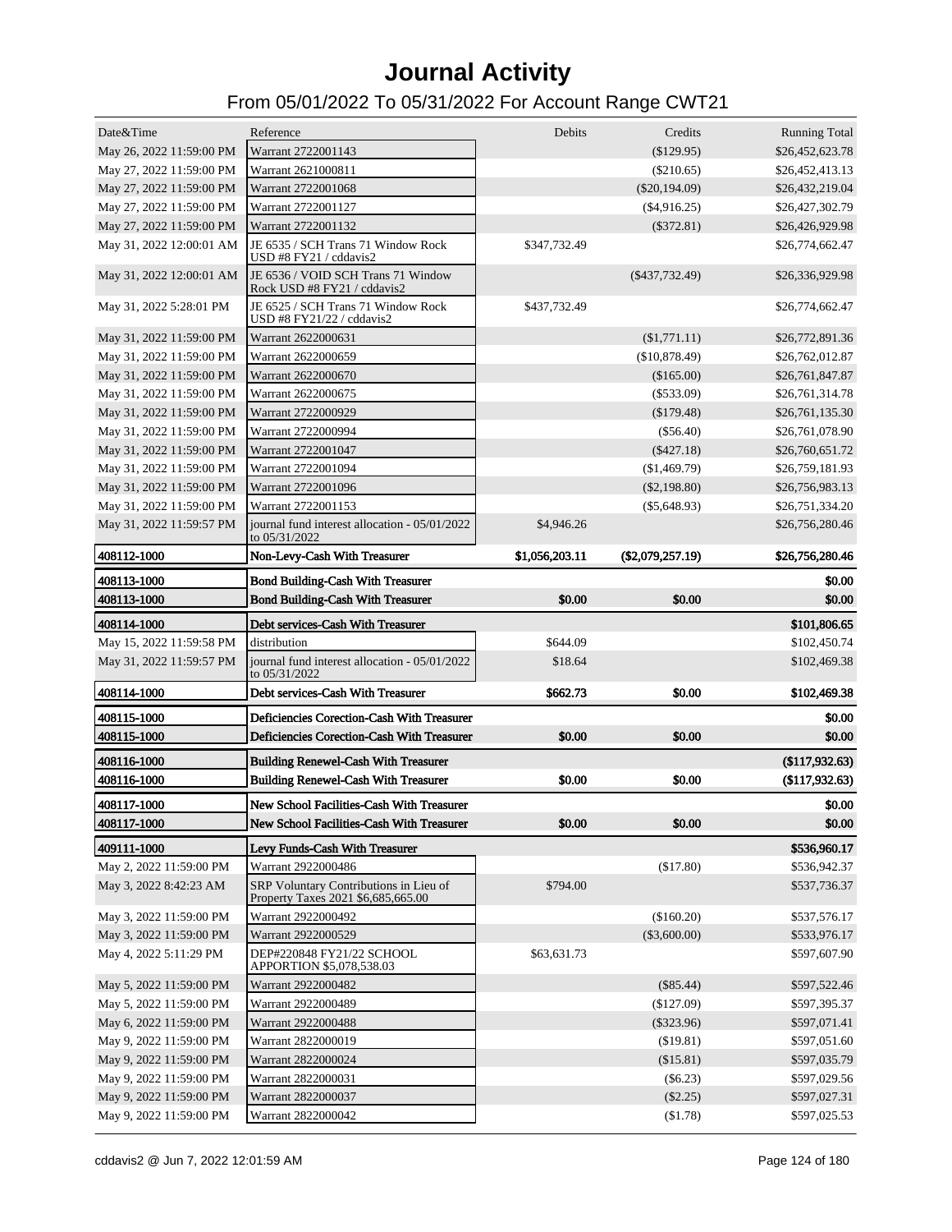# Journal Activity

## From 05/01/2022 To 05/31/2022 For Account Range CWT21

| Date&Time | Reference | Debits | Credits | Running Total |
|---|---|---|---|---|
| May 26, 2022 11:59:00 PM | Warrant 2722001143 | | ($129.95) | $26,452,623.78 |
| May 27, 2022 11:59:00 PM | Warrant 2621000811 | | ($210.65) | $26,452,413.13 |
| May 27, 2022 11:59:00 PM | Warrant 2722001068 | | ($20,194.09) | $26,432,219.04 |
| May 27, 2022 11:59:00 PM | Warrant 2722001127 | | ($4,916.25) | $26,427,302.79 |
| May 27, 2022 11:59:00 PM | Warrant 2722001132 | | ($372.81) | $26,426,929.98 |
| May 31, 2022 12:00:01 AM | JE 6535 / SCH Trans 71 Window Rock USD #8 FY21 / cddavis2 | $347,732.49 | | $26,774,662.47 |
| May 31, 2022 12:00:01 AM | JE 6536 / VOID SCH Trans 71 Window Rock USD #8 FY21 / cddavis2 | | ($437,732.49) | $26,336,929.98 |
| May 31, 2022 5:28:01 PM | JE 6525 / SCH Trans 71 Window Rock USD #8 FY21/22 / cddavis2 | $437,732.49 | | $26,774,662.47 |
| May 31, 2022 11:59:00 PM | Warrant 2622000631 | | ($1,771.11) | $26,772,891.36 |
| May 31, 2022 11:59:00 PM | Warrant 2622000659 | | ($10,878.49) | $26,762,012.87 |
| May 31, 2022 11:59:00 PM | Warrant 2622000670 | | ($165.00) | $26,761,847.87 |
| May 31, 2022 11:59:00 PM | Warrant 2622000675 | | ($533.09) | $26,761,314.78 |
| May 31, 2022 11:59:00 PM | Warrant 2722000929 | | ($179.48) | $26,761,135.30 |
| May 31, 2022 11:59:00 PM | Warrant 2722000994 | | ($56.40) | $26,761,078.90 |
| May 31, 2022 11:59:00 PM | Warrant 2722001047 | | ($427.18) | $26,760,651.72 |
| May 31, 2022 11:59:00 PM | Warrant 2722001094 | | ($1,469.79) | $26,759,181.93 |
| May 31, 2022 11:59:00 PM | Warrant 2722001096 | | ($2,198.80) | $26,756,983.13 |
| May 31, 2022 11:59:00 PM | Warrant 2722001153 | | ($5,648.93) | $26,751,334.20 |
| May 31, 2022 11:59:57 PM | journal fund interest allocation - 05/01/2022 to 05/31/2022 | $4,946.26 | | $26,756,280.46 |
| **408112-1000** | **Non-Levy-Cash With Treasurer** | **$1,056,203.11** | **($2,079,257.19)** | **$26,756,280.46** |
| **408113-1000** | **Bond Building-Cash With Treasurer** | | | **$0.00** |
| **408113-1000** | **Bond Building-Cash With Treasurer** | **$0.00** | **$0.00** | **$0.00** |
| **408114-1000** | **Debt services-Cash With Treasurer** | | | **$101,806.65** |
| May 15, 2022 11:59:58 PM | distribution | $644.09 | | $102,450.74 |
| May 31, 2022 11:59:57 PM | journal fund interest allocation - 05/01/2022 to 05/31/2022 | $18.64 | | $102,469.38 |
| **408114-1000** | **Debt services-Cash With Treasurer** | **$662.73** | **$0.00** | **$102,469.38** |
| **408115-1000** | **Deficiencies Corection-Cash With Treasurer** | | | **$0.00** |
| **408115-1000** | **Deficiencies Corection-Cash With Treasurer** | **$0.00** | **$0.00** | **$0.00** |
| **408116-1000** | **Building Renewel-Cash With Treasurer** | | | **($117,932.63)** |
| **408116-1000** | **Building Renewel-Cash With Treasurer** | **$0.00** | **$0.00** | **($117,932.63)** |
| **408117-1000** | **New School Facilities-Cash With Treasurer** | | | **$0.00** |
| **408117-1000** | **New School Facilities-Cash With Treasurer** | **$0.00** | **$0.00** | **$0.00** |
| **409111-1000** | **Levy Funds-Cash With Treasurer** | | | **$536,960.17** |
| May 2, 2022 11:59:00 PM | Warrant 2922000486 | | ($17.80) | $536,942.37 |
| May 3, 2022 8:42:23 AM | SRP Voluntary Contributions in Lieu of Property Taxes 2021 $6,685,665.00 | $794.00 | | $537,736.37 |
| May 3, 2022 11:59:00 PM | Warrant 2922000492 | | ($160.20) | $537,576.17 |
| May 3, 2022 11:59:00 PM | Warrant 2922000529 | | ($3,600.00) | $533,976.17 |
| May 4, 2022 5:11:29 PM | DEP#220848 FY21/22 SCHOOL APPORTION $5,078,538.03 | $63,631.73 | | $597,607.90 |
| May 5, 2022 11:59:00 PM | Warrant 2922000482 | | ($85.44) | $597,522.46 |
| May 5, 2022 11:59:00 PM | Warrant 2922000489 | | ($127.09) | $597,395.37 |
| May 6, 2022 11:59:00 PM | Warrant 2922000488 | | ($323.96) | $597,071.41 |
| May 9, 2022 11:59:00 PM | Warrant 2822000019 | | ($19.81) | $597,051.60 |
| May 9, 2022 11:59:00 PM | Warrant 2822000024 | | ($15.81) | $597,035.79 |
| May 9, 2022 11:59:00 PM | Warrant 2822000031 | | ($6.23) | $597,029.56 |
| May 9, 2022 11:59:00 PM | Warrant 2822000037 | | ($2.25) | $597,027.31 |
| May 9, 2022 11:59:00 PM | Warrant 2822000042 | | ($1.78) | $597,025.53 |

cddavis2 @ Jun 7, 2022 12:01:59 AM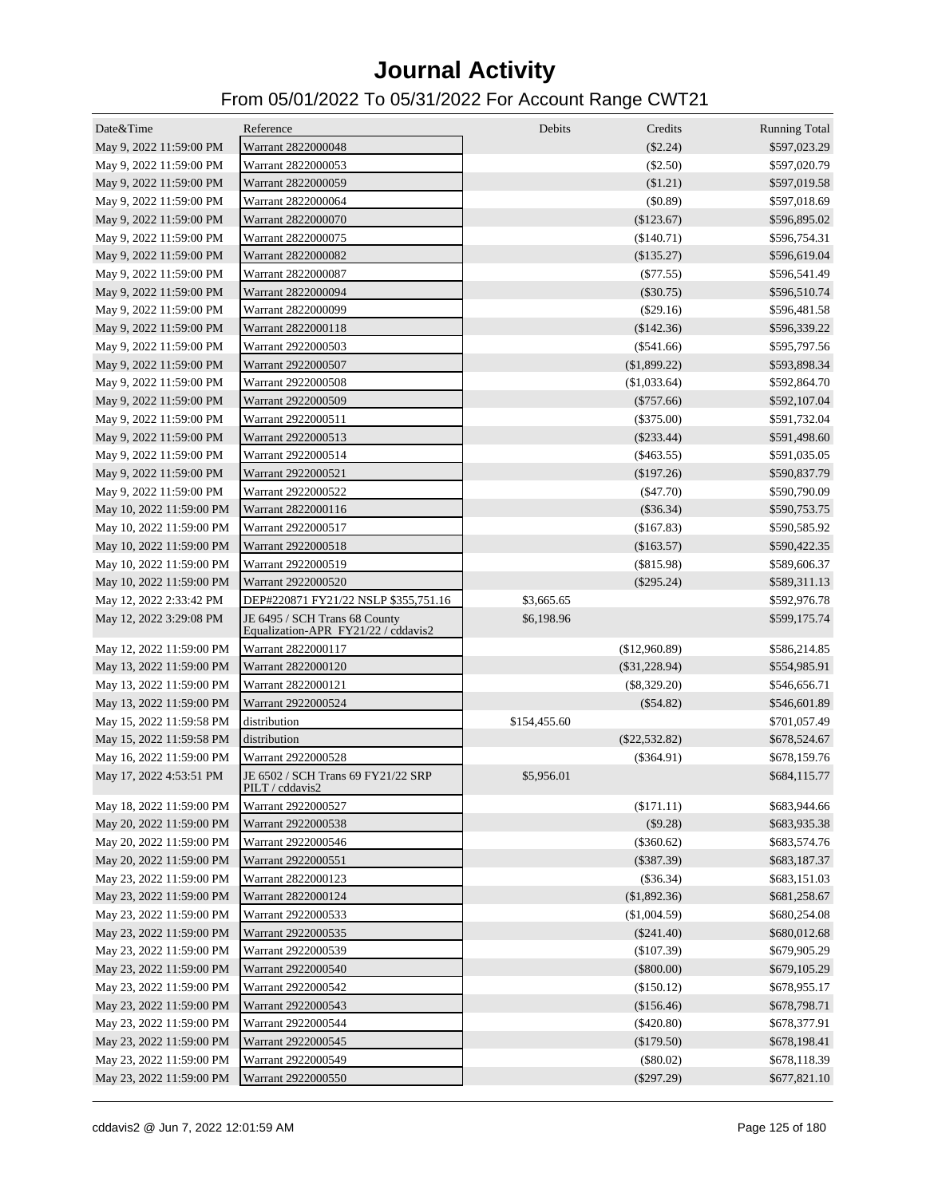# Journal Activity

## From 05/01/2022 To 05/31/2022 For Account Range CWT21

| Date&Time | Reference | Debits | Credits | Running Total |
|---|---|---|---|---|
| May 9, 2022 11:59:00 PM | Warrant 2822000048 | | ($2.24) | $597,023.29 |
| May 9, 2022 11:59:00 PM | Warrant 2822000053 | | ($2.50) | $597,020.79 |
| May 9, 2022 11:59:00 PM | Warrant 2822000059 | | ($1.21) | $597,019.58 |
| May 9, 2022 11:59:00 PM | Warrant 2822000064 | | ($0.89) | $597,018.69 |
| May 9, 2022 11:59:00 PM | Warrant 2822000070 | | ($123.67) | $596,895.02 |
| May 9, 2022 11:59:00 PM | Warrant 2822000075 | | ($140.71) | $596,754.31 |
| May 9, 2022 11:59:00 PM | Warrant 2822000082 | | ($135.27) | $596,619.04 |
| May 9, 2022 11:59:00 PM | Warrant 2822000087 | | ($77.55) | $596,541.49 |
| May 9, 2022 11:59:00 PM | Warrant 2822000094 | | ($30.75) | $596,510.74 |
| May 9, 2022 11:59:00 PM | Warrant 2822000099 | | ($29.16) | $596,481.58 |
| May 9, 2022 11:59:00 PM | Warrant 2822000118 | | ($142.36) | $596,339.22 |
| May 9, 2022 11:59:00 PM | Warrant 2922000503 | | ($541.66) | $595,797.56 |
| May 9, 2022 11:59:00 PM | Warrant 2922000507 | | ($1,899.22) | $593,898.34 |
| May 9, 2022 11:59:00 PM | Warrant 2922000508 | | ($1,033.64) | $592,864.70 |
| May 9, 2022 11:59:00 PM | Warrant 2922000509 | | ($757.66) | $592,107.04 |
| May 9, 2022 11:59:00 PM | Warrant 2922000511 | | ($375.00) | $591,732.04 |
| May 9, 2022 11:59:00 PM | Warrant 2922000513 | | ($233.44) | $591,498.60 |
| May 9, 2022 11:59:00 PM | Warrant 2922000514 | | ($463.55) | $591,035.05 |
| May 9, 2022 11:59:00 PM | Warrant 2922000521 | | ($197.26) | $590,837.79 |
| May 9, 2022 11:59:00 PM | Warrant 2922000522 | | ($47.70) | $590,790.09 |
| May 10, 2022 11:59:00 PM | Warrant 2822000116 | | ($36.34) | $590,753.75 |
| May 10, 2022 11:59:00 PM | Warrant 2922000517 | | ($167.83) | $590,585.92 |
| May 10, 2022 11:59:00 PM | Warrant 2922000518 | | ($163.57) | $590,422.35 |
| May 10, 2022 11:59:00 PM | Warrant 2922000519 | | ($815.98) | $589,606.37 |
| May 10, 2022 11:59:00 PM | Warrant 2922000520 | | ($295.24) | $589,311.13 |
| May 12, 2022 2:33:42 PM | DEP#220871 FY21/22 NSLP $355,751.16 | $3,665.65 | | $592,976.78 |
| May 12, 2022 3:29:08 PM | JE 6495 / SCH Trans 68 County Equalization-APR FY21/22 / cddavis2 | $6,198.96 | | $599,175.74 |
| May 12, 2022 11:59:00 PM | Warrant 2822000117 | | ($12,960.89) | $586,214.85 |
| May 13, 2022 11:59:00 PM | Warrant 2822000120 | | ($31,228.94) | $554,985.91 |
| May 13, 2022 11:59:00 PM | Warrant 2822000121 | | ($8,329.20) | $546,656.71 |
| May 13, 2022 11:59:00 PM | Warrant 2922000524 | | ($54.82) | $546,601.89 |
| May 15, 2022 11:59:58 PM | distribution | $154,455.60 | | $701,057.49 |
| May 15, 2022 11:59:58 PM | distribution | | ($22,532.82) | $678,524.67 |
| May 16, 2022 11:59:00 PM | Warrant 2922000528 | | ($364.91) | $678,159.76 |
| May 17, 2022 4:53:51 PM | JE 6502 / SCH Trans 69 FY21/22 SRP PILT / cddavis2 | $5,956.01 | | $684,115.77 |
| May 18, 2022 11:59:00 PM | Warrant 2922000527 | | ($171.11) | $683,944.66 |
| May 20, 2022 11:59:00 PM | Warrant 2922000538 | | ($9.28) | $683,935.38 |
| May 20, 2022 11:59:00 PM | Warrant 2922000546 | | ($360.62) | $683,574.76 |
| May 20, 2022 11:59:00 PM | Warrant 2922000551 | | ($387.39) | $683,187.37 |
| May 23, 2022 11:59:00 PM | Warrant 2822000123 | | ($36.34) | $683,151.03 |
| May 23, 2022 11:59:00 PM | Warrant 2822000124 | | ($1,892.36) | $681,258.67 |
| May 23, 2022 11:59:00 PM | Warrant 2922000533 | | ($1,004.59) | $680,254.08 |
| May 23, 2022 11:59:00 PM | Warrant 2922000535 | | ($241.40) | $680,012.68 |
| May 23, 2022 11:59:00 PM | Warrant 2922000539 | | ($107.39) | $679,905.29 |
| May 23, 2022 11:59:00 PM | Warrant 2922000540 | | ($800.00) | $679,105.29 |
| May 23, 2022 11:59:00 PM | Warrant 2922000542 | | ($150.12) | $678,955.17 |
| May 23, 2022 11:59:00 PM | Warrant 2922000543 | | ($156.46) | $678,798.71 |
| May 23, 2022 11:59:00 PM | Warrant 2922000544 | | ($420.80) | $678,377.91 |
| May 23, 2022 11:59:00 PM | Warrant 2922000545 | | ($179.50) | $678,198.41 |
| May 23, 2022 11:59:00 PM | Warrant 2922000549 | | ($80.02) | $678,118.39 |
| May 23, 2022 11:59:00 PM | Warrant 2922000550 | | ($297.29) | $677,821.10 |

cddavis2 @ Jun 7, 2022 12:01:59 AM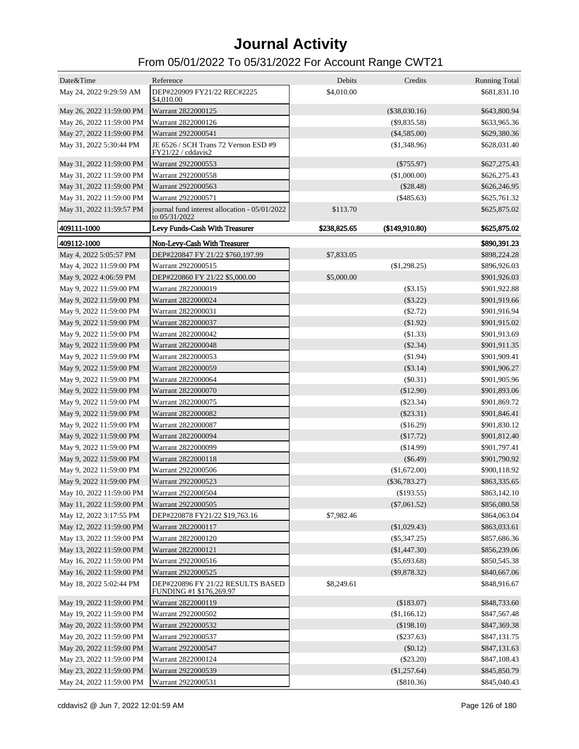# Journal Activity

## From 05/01/2022 To 05/31/2022 For Account Range CWT21

| Date&Time | Reference | Debits | Credits | Running Total |
|---|---|---|---|---|
| May 24, 2022 9:29:59 AM | DEP#220909 FY21/22 REC#2225 $4,010.00 | $4,010.00 | | $681,831.10 |
| May 26, 2022 11:59:00 PM | Warrant 2822000125 | | ($38,030.16) | $643,800.94 |
| May 26, 2022 11:59:00 PM | Warrant 2822000126 | | ($9,835.58) | $633,965.36 |
| May 27, 2022 11:59:00 PM | Warrant 2922000541 | | ($4,585.00) | $629,380.36 |
| May 31, 2022 5:30:44 PM | JE 6526 / SCH Trans 72 Vernon ESD #9 FY21/22 / cddavis2 | | ($1,348.96) | $628,031.40 |
| May 31, 2022 11:59:00 PM | Warrant 2922000553 | | ($755.97) | $627,275.43 |
| May 31, 2022 11:59:00 PM | Warrant 2922000558 | | ($1,000.00) | $626,275.43 |
| May 31, 2022 11:59:00 PM | Warrant 2922000563 | | ($28.48) | $626,246.95 |
| May 31, 2022 11:59:00 PM | Warrant 2922000571 | | ($485.63) | $625,761.32 |
| May 31, 2022 11:59:57 PM | journal fund interest allocation - 05/01/2022 to 05/31/2022 | $113.70 | | $625,875.02 |
| **409111-1000** | **Levy Funds-Cash With Treasurer** | **$238,825.65** | **($149,910.80)** | **$625,875.02** |
| **409112-1000** | **Non-Levy-Cash With Treasurer** | | | **$890,391.23** |
| May 4, 2022 5:05:57 PM | DEP#220847 FY 21/22 $760,197.99 | $7,833.05 | | $898,224.28 |
| May 4, 2022 11:59:00 PM | Warrant 2922000515 | | ($1,298.25) | $896,926.03 |
| May 9, 2022 4:06:59 PM | DEP#220860 FY 21/22 $5,000.00 | $5,000.00 | | $901,926.03 |
| May 9, 2022 11:59:00 PM | Warrant 2822000019 | | ($3.15) | $901,922.88 |
| May 9, 2022 11:59:00 PM | Warrant 2822000024 | | ($3.22) | $901,919.66 |
| May 9, 2022 11:59:00 PM | Warrant 2822000031 | | ($2.72) | $901,916.94 |
| May 9, 2022 11:59:00 PM | Warrant 2822000037 | | ($1.92) | $901,915.02 |
| May 9, 2022 11:59:00 PM | Warrant 2822000042 | | ($1.33) | $901,913.69 |
| May 9, 2022 11:59:00 PM | Warrant 2822000048 | | ($2.34) | $901,911.35 |
| May 9, 2022 11:59:00 PM | Warrant 2822000053 | | ($1.94) | $901,909.41 |
| May 9, 2022 11:59:00 PM | Warrant 2822000059 | | ($3.14) | $901,906.27 |
| May 9, 2022 11:59:00 PM | Warrant 2822000064 | | ($0.31) | $901,905.96 |
| May 9, 2022 11:59:00 PM | Warrant 2822000070 | | ($12.90) | $901,893.06 |
| May 9, 2022 11:59:00 PM | Warrant 2822000075 | | ($23.34) | $901,869.72 |
| May 9, 2022 11:59:00 PM | Warrant 2822000082 | | ($23.31) | $901,846.41 |
| May 9, 2022 11:59:00 PM | Warrant 2822000087 | | ($16.29) | $901,830.12 |
| May 9, 2022 11:59:00 PM | Warrant 2822000094 | | ($17.72) | $901,812.40 |
| May 9, 2022 11:59:00 PM | Warrant 2822000099 | | ($14.99) | $901,797.41 |
| May 9, 2022 11:59:00 PM | Warrant 2822000118 | | ($6.49) | $901,790.92 |
| May 9, 2022 11:59:00 PM | Warrant 2922000506 | | ($1,672.00) | $900,118.92 |
| May 9, 2022 11:59:00 PM | Warrant 2922000523 | | ($36,783.27) | $863,335.65 |
| May 10, 2022 11:59:00 PM | Warrant 2922000504 | | ($193.55) | $863,142.10 |
| May 11, 2022 11:59:00 PM | Warrant 2922000505 | | ($7,061.52) | $856,080.58 |
| May 12, 2022 3:17:55 PM | DEP#220878 FY21/22 $19,763.16 | $7,982.46 | | $864,063.04 |
| May 12, 2022 11:59:00 PM | Warrant 2822000117 | | ($1,029.43) | $863,033.61 |
| May 13, 2022 11:59:00 PM | Warrant 2822000120 | | ($5,347.25) | $857,686.36 |
| May 13, 2022 11:59:00 PM | Warrant 2822000121 | | ($1,447.30) | $856,239.06 |
| May 16, 2022 11:59:00 PM | Warrant 2922000516 | | ($5,693.68) | $850,545.38 |
| May 16, 2022 11:59:00 PM | Warrant 2922000525 | | ($9,878.32) | $840,667.06 |
| May 18, 2022 5:02:44 PM | DEP#220896 FY 21/22 RESULTS BASED FUNDING #1 $176,269.97 | $8,249.61 | | $848,916.67 |
| May 19, 2022 11:59:00 PM | Warrant 2822000119 | | ($183.07) | $848,733.60 |
| May 19, 2022 11:59:00 PM | Warrant 2922000502 | | ($1,166.12) | $847,567.48 |
| May 20, 2022 11:59:00 PM | Warrant 2922000532 | | ($198.10) | $847,369.38 |
| May 20, 2022 11:59:00 PM | Warrant 2922000537 | | ($237.63) | $847,131.75 |
| May 20, 2022 11:59:00 PM | Warrant 2922000547 | | ($0.12) | $847,131.63 |
| May 23, 2022 11:59:00 PM | Warrant 2822000124 | | ($23.20) | $847,108.43 |
| May 23, 2022 11:59:00 PM | Warrant 2922000539 | | ($1,257.64) | $845,850.79 |
| May 24, 2022 11:59:00 PM | Warrant 2922000531 | | ($810.36) | $845,040.43 |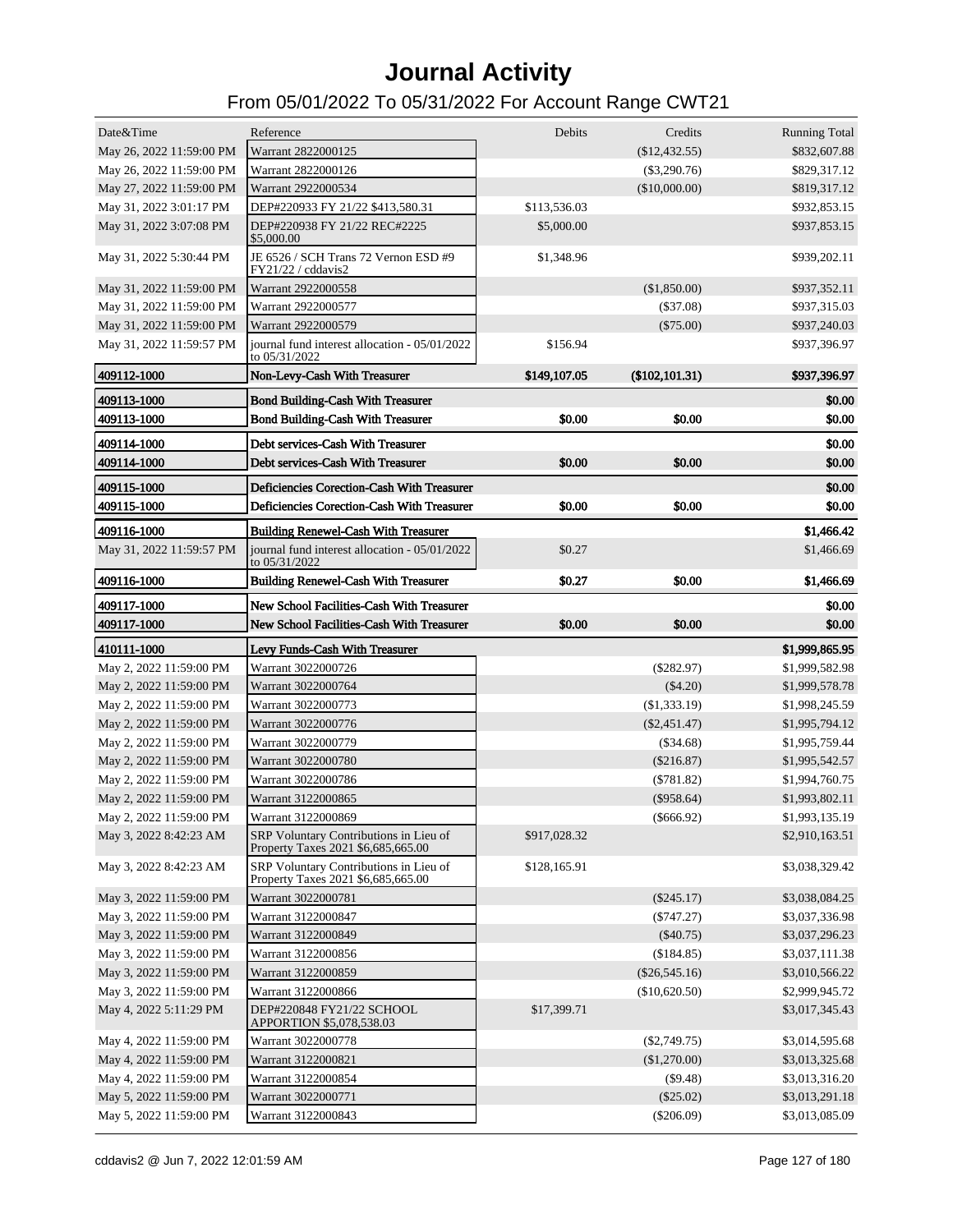# Journal Activity

## From 05/01/2022 To 05/31/2022 For Account Range CWT21

| Date&Time | Reference | Debits | Credits | Running Total |
|---|---|---|---|---|
| May 26, 2022 11:59:00 PM | Warrant 2822000125 | | ($12,432.55) | $832,607.88 |
| May 26, 2022 11:59:00 PM | Warrant 2822000126 | | ($3,290.76) | $829,317.12 |
| May 27, 2022 11:59:00 PM | Warrant 2922000534 | | ($10,000.00) | $819,317.12 |
| May 31, 2022 3:01:17 PM | DEP#220933 FY 21/22 $413,580.31 | $113,536.03 | | $932,853.15 |
| May 31, 2022 3:07:08 PM | DEP#220938 FY 21/22 REC#2225 $5,000.00 | $5,000.00 | | $937,853.15 |
| May 31, 2022 5:30:44 PM | JE 6526 / SCH Trans 72 Vernon ESD #9 FY21/22 / cddavis2 | $1,348.96 | | $939,202.11 |
| May 31, 2022 11:59:00 PM | Warrant 2922000558 | | ($1,850.00) | $937,352.11 |
| May 31, 2022 11:59:00 PM | Warrant 2922000577 | | ($37.08) | $937,315.03 |
| May 31, 2022 11:59:00 PM | Warrant 2922000579 | | ($75.00) | $937,240.03 |
| May 31, 2022 11:59:57 PM | journal fund interest allocation - 05/01/2022 to 05/31/2022 | $156.94 | | $937,396.97 |
| **409112-1000** | **Non-Levy-Cash With Treasurer** | **$149,107.05** | **($102,101.31)** | **$937,396.97** |
| **409113-1000** | **Bond Building-Cash With Treasurer** | | | **$0.00** |
| **409113-1000** | **Bond Building-Cash With Treasurer** | **$0.00** | **$0.00** | **$0.00** |
| **409114-1000** | **Debt services-Cash With Treasurer** | | | **$0.00** |
| **409114-1000** | **Debt services-Cash With Treasurer** | **$0.00** | **$0.00** | **$0.00** |
| **409115-1000** | **Deficiencies Corection-Cash With Treasurer** | | | **$0.00** |
| **409115-1000** | **Deficiencies Corection-Cash With Treasurer** | **$0.00** | **$0.00** | **$0.00** |
| **409116-1000** | **Building Renewel-Cash With Treasurer** | | | **$1,466.42** |
| May 31, 2022 11:59:57 PM | journal fund interest allocation - 05/01/2022 to 05/31/2022 | $0.27 | | $1,466.69 |
| **409116-1000** | **Building Renewel-Cash With Treasurer** | **$0.27** | **$0.00** | **$1,466.69** |
| **409117-1000** | **New School Facilities-Cash With Treasurer** | | | **$0.00** |
| **409117-1000** | **New School Facilities-Cash With Treasurer** | **$0.00** | **$0.00** | **$0.00** |
| **410111-1000** | **Levy Funds-Cash With Treasurer** | | | **$1,999,865.95** |
| May 2, 2022 11:59:00 PM | Warrant 3022000726 | | ($282.97) | $1,999,582.98 |
| May 2, 2022 11:59:00 PM | Warrant 3022000764 | | ($4.20) | $1,999,578.78 |
| May 2, 2022 11:59:00 PM | Warrant 3022000773 | | ($1,333.19) | $1,998,245.59 |
| May 2, 2022 11:59:00 PM | Warrant 3022000776 | | ($2,451.47) | $1,995,794.12 |
| May 2, 2022 11:59:00 PM | Warrant 3022000779 | | ($34.68) | $1,995,759.44 |
| May 2, 2022 11:59:00 PM | Warrant 3022000780 | | ($216.87) | $1,995,542.57 |
| May 2, 2022 11:59:00 PM | Warrant 3022000786 | | ($781.82) | $1,994,760.75 |
| May 2, 2022 11:59:00 PM | Warrant 3122000865 | | ($958.64) | $1,993,802.11 |
| May 2, 2022 11:59:00 PM | Warrant 3122000869 | | ($666.92) | $1,993,135.19 |
| May 3, 2022 8:42:23 AM | SRP Voluntary Contributions in Lieu of Property Taxes 2021 $6,685,665.00 | $917,028.32 | | $2,910,163.51 |
| May 3, 2022 8:42:23 AM | SRP Voluntary Contributions in Lieu of Property Taxes 2021 $6,685,665.00 | $128,165.91 | | $3,038,329.42 |
| May 3, 2022 11:59:00 PM | Warrant 3022000781 | | ($245.17) | $3,038,084.25 |
| May 3, 2022 11:59:00 PM | Warrant 3122000847 | | ($747.27) | $3,037,336.98 |
| May 3, 2022 11:59:00 PM | Warrant 3122000849 | | ($40.75) | $3,037,296.23 |
| May 3, 2022 11:59:00 PM | Warrant 3122000856 | | ($184.85) | $3,037,111.38 |
| May 3, 2022 11:59:00 PM | Warrant 3122000859 | | ($26,545.16) | $3,010,566.22 |
| May 3, 2022 11:59:00 PM | Warrant 3122000866 | | ($10,620.50) | $2,999,945.72 |
| May 4, 2022 5:11:29 PM | DEP#220848 FY21/22 SCHOOL APPORTION $5,078,538.03 | $17,399.71 | | $3,017,345.43 |
| May 4, 2022 11:59:00 PM | Warrant 3022000778 | | ($2,749.75) | $3,014,595.68 |
| May 4, 2022 11:59:00 PM | Warrant 3122000821 | | ($1,270.00) | $3,013,325.68 |
| May 4, 2022 11:59:00 PM | Warrant 3122000854 | | ($9.48) | $3,013,316.20 |
| May 5, 2022 11:59:00 PM | Warrant 3022000771 | | ($25.02) | $3,013,291.18 |
| May 5, 2022 11:59:00 PM | Warrant 3122000843 | | ($206.09) | $3,013,085.09 |

cddavis2 @ Jun 7, 2022 12:01:59 AM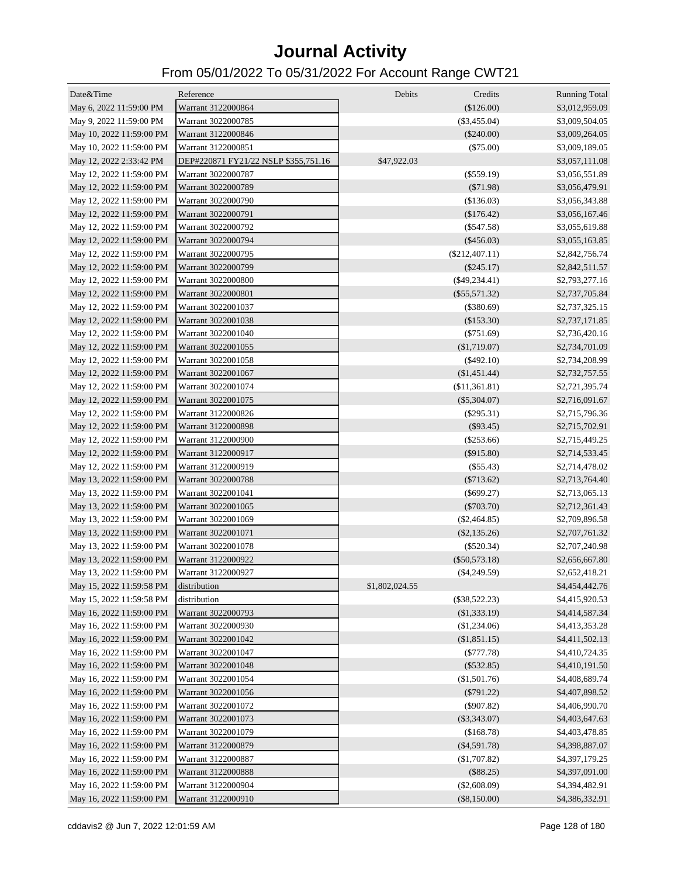# Journal Activity

## From 05/01/2022 To 05/31/2022 For Account Range CWT21

| Date&Time | Reference | Debits | Credits | Running Total |
|---|---|---|---|---|
| May 6, 2022 11:59:00 PM | Warrant 3122000864 | | ($126.00) | $3,012,959.09 |
| May 9, 2022 11:59:00 PM | Warrant 3022000785 | | ($3,455.04) | $3,009,504.05 |
| May 10, 2022 11:59:00 PM | Warrant 3122000846 | | ($240.00) | $3,009,264.05 |
| May 10, 2022 11:59:00 PM | Warrant 3122000851 | | ($75.00) | $3,009,189.05 |
| May 12, 2022 2:33:42 PM | DEP#220871 FY21/22 NSLP $355,751.16 | $47,922.03 | | $3,057,111.08 |
| May 12, 2022 11:59:00 PM | Warrant 3022000787 | | ($559.19) | $3,056,551.89 |
| May 12, 2022 11:59:00 PM | Warrant 3022000789 | | ($71.98) | $3,056,479.91 |
| May 12, 2022 11:59:00 PM | Warrant 3022000790 | | ($136.03) | $3,056,343.88 |
| May 12, 2022 11:59:00 PM | Warrant 3022000791 | | ($176.42) | $3,056,167.46 |
| May 12, 2022 11:59:00 PM | Warrant 3022000792 | | ($547.58) | $3,055,619.88 |
| May 12, 2022 11:59:00 PM | Warrant 3022000794 | | ($456.03) | $3,055,163.85 |
| May 12, 2022 11:59:00 PM | Warrant 3022000795 | | ($212,407.11) | $2,842,756.74 |
| May 12, 2022 11:59:00 PM | Warrant 3022000799 | | ($245.17) | $2,842,511.57 |
| May 12, 2022 11:59:00 PM | Warrant 3022000800 | | ($49,234.41) | $2,793,277.16 |
| May 12, 2022 11:59:00 PM | Warrant 3022000801 | | ($55,571.32) | $2,737,705.84 |
| May 12, 2022 11:59:00 PM | Warrant 3022001037 | | ($380.69) | $2,737,325.15 |
| May 12, 2022 11:59:00 PM | Warrant 3022001038 | | ($153.30) | $2,737,171.85 |
| May 12, 2022 11:59:00 PM | Warrant 3022001040 | | ($751.69) | $2,736,420.16 |
| May 12, 2022 11:59:00 PM | Warrant 3022001055 | | ($1,719.07) | $2,734,701.09 |
| May 12, 2022 11:59:00 PM | Warrant 3022001058 | | ($492.10) | $2,734,208.99 |
| May 12, 2022 11:59:00 PM | Warrant 3022001067 | | ($1,451.44) | $2,732,757.55 |
| May 12, 2022 11:59:00 PM | Warrant 3022001074 | | ($11,361.81) | $2,721,395.74 |
| May 12, 2022 11:59:00 PM | Warrant 3022001075 | | ($5,304.07) | $2,716,091.67 |
| May 12, 2022 11:59:00 PM | Warrant 3122000826 | | ($295.31) | $2,715,796.36 |
| May 12, 2022 11:59:00 PM | Warrant 3122000898 | | ($93.45) | $2,715,702.91 |
| May 12, 2022 11:59:00 PM | Warrant 3122000900 | | ($253.66) | $2,715,449.25 |
| May 12, 2022 11:59:00 PM | Warrant 3122000917 | | ($915.80) | $2,714,533.45 |
| May 12, 2022 11:59:00 PM | Warrant 3122000919 | | ($55.43) | $2,714,478.02 |
| May 13, 2022 11:59:00 PM | Warrant 3022000788 | | ($713.62) | $2,713,764.40 |
| May 13, 2022 11:59:00 PM | Warrant 3022001041 | | ($699.27) | $2,713,065.13 |
| May 13, 2022 11:59:00 PM | Warrant 3022001065 | | ($703.70) | $2,712,361.43 |
| May 13, 2022 11:59:00 PM | Warrant 3022001069 | | ($2,464.85) | $2,709,896.58 |
| May 13, 2022 11:59:00 PM | Warrant 3022001071 | | ($2,135.26) | $2,707,761.32 |
| May 13, 2022 11:59:00 PM | Warrant 3022001078 | | ($520.34) | $2,707,240.98 |
| May 13, 2022 11:59:00 PM | Warrant 3122000922 | | ($50,573.18) | $2,656,667.80 |
| May 13, 2022 11:59:00 PM | Warrant 3122000927 | | ($4,249.59) | $2,652,418.21 |
| May 15, 2022 11:59:58 PM | distribution | $1,802,024.55 | | $4,454,442.76 |
| May 15, 2022 11:59:58 PM | distribution | | ($38,522.23) | $4,415,920.53 |
| May 16, 2022 11:59:00 PM | Warrant 3022000793 | | ($1,333.19) | $4,414,587.34 |
| May 16, 2022 11:59:00 PM | Warrant 3022000930 | | ($1,234.06) | $4,413,353.28 |
| May 16, 2022 11:59:00 PM | Warrant 3022001042 | | ($1,851.15) | $4,411,502.13 |
| May 16, 2022 11:59:00 PM | Warrant 3022001047 | | ($777.78) | $4,410,724.35 |
| May 16, 2022 11:59:00 PM | Warrant 3022001048 | | ($532.85) | $4,410,191.50 |
| May 16, 2022 11:59:00 PM | Warrant 3022001054 | | ($1,501.76) | $4,408,689.74 |
| May 16, 2022 11:59:00 PM | Warrant 3022001056 | | ($791.22) | $4,407,898.52 |
| May 16, 2022 11:59:00 PM | Warrant 3022001072 | | ($907.82) | $4,406,990.70 |
| May 16, 2022 11:59:00 PM | Warrant 3022001073 | | ($3,343.07) | $4,403,647.63 |
| May 16, 2022 11:59:00 PM | Warrant 3022001079 | | ($168.78) | $4,403,478.85 |
| May 16, 2022 11:59:00 PM | Warrant 3122000879 | | ($4,591.78) | $4,398,887.07 |
| May 16, 2022 11:59:00 PM | Warrant 3122000887 | | ($1,707.82) | $4,397,179.25 |
| May 16, 2022 11:59:00 PM | Warrant 3122000888 | | ($88.25) | $4,397,091.00 |
| May 16, 2022 11:59:00 PM | Warrant 3122000904 | | ($2,608.09) | $4,394,482.91 |
| May 16, 2022 11:59:00 PM | Warrant 3122000910 | | ($8,150.00) | $4,386,332.91 |

cddavis2 @ Jun 7, 2022 12:01:59 AM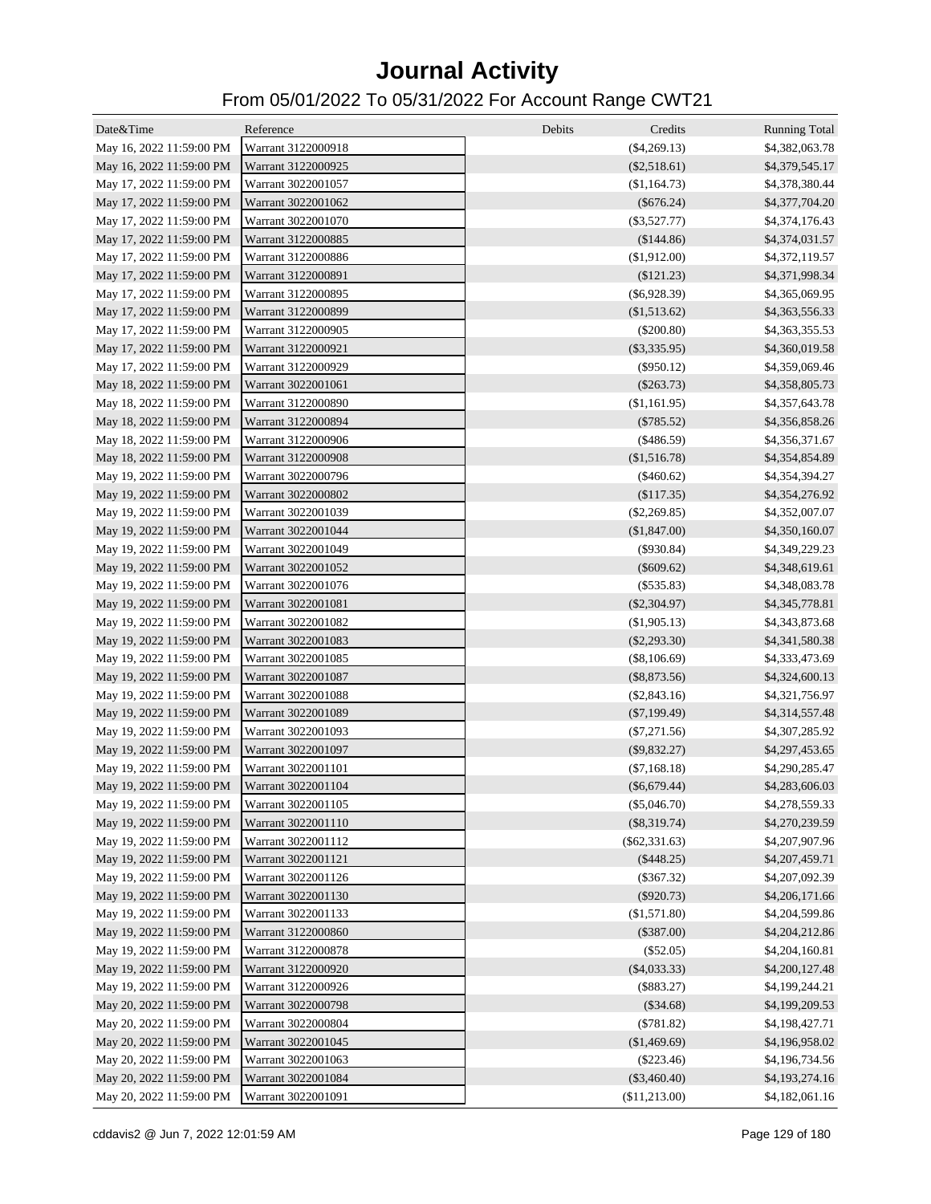# Journal Activity

## From 05/01/2022 To 05/31/2022 For Account Range CWT21

| Date&Time | Reference | Debits | Credits | Running Total |
|---|---|---|---|---|
| May 16, 2022 11:59:00 PM | Warrant 3122000918 | | ($4,269.13) | $4,382,063.78 |
| May 16, 2022 11:59:00 PM | Warrant 3122000925 | | ($2,518.61) | $4,379,545.17 |
| May 17, 2022 11:59:00 PM | Warrant 3022001057 | | ($1,164.73) | $4,378,380.44 |
| May 17, 2022 11:59:00 PM | Warrant 3022001062 | | ($676.24) | $4,377,704.20 |
| May 17, 2022 11:59:00 PM | Warrant 3022001070 | | ($3,527.77) | $4,374,176.43 |
| May 17, 2022 11:59:00 PM | Warrant 3122000885 | | ($144.86) | $4,374,031.57 |
| May 17, 2022 11:59:00 PM | Warrant 3122000886 | | ($1,912.00) | $4,372,119.57 |
| May 17, 2022 11:59:00 PM | Warrant 3122000891 | | ($121.23) | $4,371,998.34 |
| May 17, 2022 11:59:00 PM | Warrant 3122000895 | | ($6,928.39) | $4,365,069.95 |
| May 17, 2022 11:59:00 PM | Warrant 3122000899 | | ($1,513.62) | $4,363,556.33 |
| May 17, 2022 11:59:00 PM | Warrant 3122000905 | | ($200.80) | $4,363,355.53 |
| May 17, 2022 11:59:00 PM | Warrant 3122000921 | | ($3,335.95) | $4,360,019.58 |
| May 17, 2022 11:59:00 PM | Warrant 3122000929 | | ($950.12) | $4,359,069.46 |
| May 18, 2022 11:59:00 PM | Warrant 3022001061 | | ($263.73) | $4,358,805.73 |
| May 18, 2022 11:59:00 PM | Warrant 3122000890 | | ($1,161.95) | $4,357,643.78 |
| May 18, 2022 11:59:00 PM | Warrant 3122000894 | | ($785.52) | $4,356,858.26 |
| May 18, 2022 11:59:00 PM | Warrant 3122000906 | | ($486.59) | $4,356,371.67 |
| May 18, 2022 11:59:00 PM | Warrant 3122000908 | | ($1,516.78) | $4,354,854.89 |
| May 19, 2022 11:59:00 PM | Warrant 3022000796 | | ($460.62) | $4,354,394.27 |
| May 19, 2022 11:59:00 PM | Warrant 3022000802 | | ($117.35) | $4,354,276.92 |
| May 19, 2022 11:59:00 PM | Warrant 3022001039 | | ($2,269.85) | $4,352,007.07 |
| May 19, 2022 11:59:00 PM | Warrant 3022001044 | | ($1,847.00) | $4,350,160.07 |
| May 19, 2022 11:59:00 PM | Warrant 3022001049 | | ($930.84) | $4,349,229.23 |
| May 19, 2022 11:59:00 PM | Warrant 3022001052 | | ($609.62) | $4,348,619.61 |
| May 19, 2022 11:59:00 PM | Warrant 3022001076 | | ($535.83) | $4,348,083.78 |
| May 19, 2022 11:59:00 PM | Warrant 3022001081 | | ($2,304.97) | $4,345,778.81 |
| May 19, 2022 11:59:00 PM | Warrant 3022001082 | | ($1,905.13) | $4,343,873.68 |
| May 19, 2022 11:59:00 PM | Warrant 3022001083 | | ($2,293.30) | $4,341,580.38 |
| May 19, 2022 11:59:00 PM | Warrant 3022001085 | | ($8,106.69) | $4,333,473.69 |
| May 19, 2022 11:59:00 PM | Warrant 3022001087 | | ($8,873.56) | $4,324,600.13 |
| May 19, 2022 11:59:00 PM | Warrant 3022001088 | | ($2,843.16) | $4,321,756.97 |
| May 19, 2022 11:59:00 PM | Warrant 3022001089 | | ($7,199.49) | $4,314,557.48 |
| May 19, 2022 11:59:00 PM | Warrant 3022001093 | | ($7,271.56) | $4,307,285.92 |
| May 19, 2022 11:59:00 PM | Warrant 3022001097 | | ($9,832.27) | $4,297,453.65 |
| May 19, 2022 11:59:00 PM | Warrant 3022001101 | | ($7,168.18) | $4,290,285.47 |
| May 19, 2022 11:59:00 PM | Warrant 3022001104 | | ($6,679.44) | $4,283,606.03 |
| May 19, 2022 11:59:00 PM | Warrant 3022001105 | | ($5,046.70) | $4,278,559.33 |
| May 19, 2022 11:59:00 PM | Warrant 3022001110 | | ($8,319.74) | $4,270,239.59 |
| May 19, 2022 11:59:00 PM | Warrant 3022001112 | | ($62,331.63) | $4,207,907.96 |
| May 19, 2022 11:59:00 PM | Warrant 3022001121 | | ($448.25) | $4,207,459.71 |
| May 19, 2022 11:59:00 PM | Warrant 3022001126 | | ($367.32) | $4,207,092.39 |
| May 19, 2022 11:59:00 PM | Warrant 3022001130 | | ($920.73) | $4,206,171.66 |
| May 19, 2022 11:59:00 PM | Warrant 3022001133 | | ($1,571.80) | $4,204,599.86 |
| May 19, 2022 11:59:00 PM | Warrant 3122000860 | | ($387.00) | $4,204,212.86 |
| May 19, 2022 11:59:00 PM | Warrant 3122000878 | | ($52.05) | $4,204,160.81 |
| May 19, 2022 11:59:00 PM | Warrant 3122000920 | | ($4,033.33) | $4,200,127.48 |
| May 19, 2022 11:59:00 PM | Warrant 3122000926 | | ($883.27) | $4,199,244.21 |
| May 20, 2022 11:59:00 PM | Warrant 3022000798 | | ($34.68) | $4,199,209.53 |
| May 20, 2022 11:59:00 PM | Warrant 3022000804 | | ($781.82) | $4,198,427.71 |
| May 20, 2022 11:59:00 PM | Warrant 3022001045 | | ($1,469.69) | $4,196,958.02 |
| May 20, 2022 11:59:00 PM | Warrant 3022001063 | | ($223.46) | $4,196,734.56 |
| May 20, 2022 11:59:00 PM | Warrant 3022001084 | | ($3,460.40) | $4,193,274.16 |
| May 20, 2022 11:59:00 PM | Warrant 3022001091 | | ($11,213.00) | $4,182,061.16 |

cddavis2 @ Jun 7, 2022 12:01:59 AM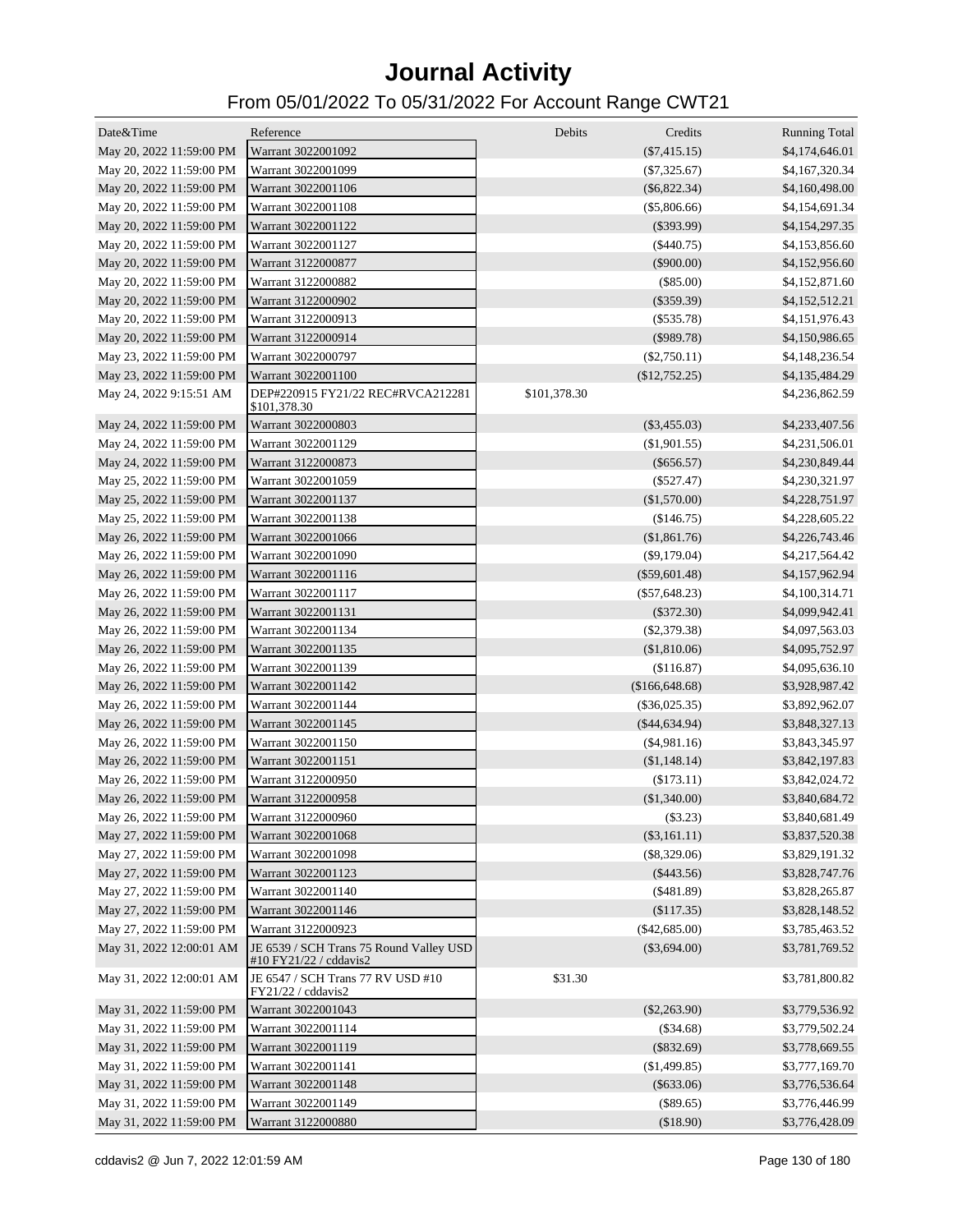# Journal Activity

## From 05/01/2022 To 05/31/2022 For Account Range CWT21

| Date&Time | Reference | Debits | Credits | Running Total |
|---|---|---|---|---|
| May 20, 2022 11:59:00 PM | Warrant 3022001092 | | ($7,415.15) | $4,174,646.01 |
| May 20, 2022 11:59:00 PM | Warrant 3022001099 | | ($7,325.67) | $4,167,320.34 |
| May 20, 2022 11:59:00 PM | Warrant 3022001106 | | ($6,822.34) | $4,160,498.00 |
| May 20, 2022 11:59:00 PM | Warrant 3022001108 | | ($5,806.66) | $4,154,691.34 |
| May 20, 2022 11:59:00 PM | Warrant 3022001122 | | ($393.99) | $4,154,297.35 |
| May 20, 2022 11:59:00 PM | Warrant 3022001127 | | ($440.75) | $4,153,856.60 |
| May 20, 2022 11:59:00 PM | Warrant 3122000877 | | ($900.00) | $4,152,956.60 |
| May 20, 2022 11:59:00 PM | Warrant 3122000882 | | ($85.00) | $4,152,871.60 |
| May 20, 2022 11:59:00 PM | Warrant 3122000902 | | ($359.39) | $4,152,512.21 |
| May 20, 2022 11:59:00 PM | Warrant 3122000913 | | ($535.78) | $4,151,976.43 |
| May 20, 2022 11:59:00 PM | Warrant 3122000914 | | ($989.78) | $4,150,986.65 |
| May 23, 2022 11:59:00 PM | Warrant 3022000797 | | ($2,750.11) | $4,148,236.54 |
| May 23, 2022 11:59:00 PM | Warrant 3022001100 | | ($12,752.25) | $4,135,484.29 |
| May 24, 2022 9:15:51 AM | DEP#220915 FY21/22 REC#RVCA212281 $101,378.30 | $101,378.30 | | $4,236,862.59 |
| May 24, 2022 11:59:00 PM | Warrant 3022000803 | | ($3,455.03) | $4,233,407.56 |
| May 24, 2022 11:59:00 PM | Warrant 3022001129 | | ($1,901.55) | $4,231,506.01 |
| May 24, 2022 11:59:00 PM | Warrant 3122000873 | | ($656.57) | $4,230,849.44 |
| May 25, 2022 11:59:00 PM | Warrant 3022001059 | | ($527.47) | $4,230,321.97 |
| May 25, 2022 11:59:00 PM | Warrant 3022001137 | | ($1,570.00) | $4,228,751.97 |
| May 25, 2022 11:59:00 PM | Warrant 3022001138 | | ($146.75) | $4,228,605.22 |
| May 26, 2022 11:59:00 PM | Warrant 3022001066 | | ($1,861.76) | $4,226,743.46 |
| May 26, 2022 11:59:00 PM | Warrant 3022001090 | | ($9,179.04) | $4,217,564.42 |
| May 26, 2022 11:59:00 PM | Warrant 3022001116 | | ($59,601.48) | $4,157,962.94 |
| May 26, 2022 11:59:00 PM | Warrant 3022001117 | | ($57,648.23) | $4,100,314.71 |
| May 26, 2022 11:59:00 PM | Warrant 3022001131 | | ($372.30) | $4,099,942.41 |
| May 26, 2022 11:59:00 PM | Warrant 3022001134 | | ($2,379.38) | $4,097,563.03 |
| May 26, 2022 11:59:00 PM | Warrant 3022001135 | | ($1,810.06) | $4,095,752.97 |
| May 26, 2022 11:59:00 PM | Warrant 3022001139 | | ($116.87) | $4,095,636.10 |
| May 26, 2022 11:59:00 PM | Warrant 3022001142 | | ($166,648.68) | $3,928,987.42 |
| May 26, 2022 11:59:00 PM | Warrant 3022001144 | | ($36,025.35) | $3,892,962.07 |
| May 26, 2022 11:59:00 PM | Warrant 3022001145 | | ($44,634.94) | $3,848,327.13 |
| May 26, 2022 11:59:00 PM | Warrant 3022001150 | | ($4,981.16) | $3,843,345.97 |
| May 26, 2022 11:59:00 PM | Warrant 3022001151 | | ($1,148.14) | $3,842,197.83 |
| May 26, 2022 11:59:00 PM | Warrant 3122000950 | | ($173.11) | $3,842,024.72 |
| May 26, 2022 11:59:00 PM | Warrant 3122000958 | | ($1,340.00) | $3,840,684.72 |
| May 26, 2022 11:59:00 PM | Warrant 3122000960 | | ($3.23) | $3,840,681.49 |
| May 27, 2022 11:59:00 PM | Warrant 3022001068 | | ($3,161.11) | $3,837,520.38 |
| May 27, 2022 11:59:00 PM | Warrant 3022001098 | | ($8,329.06) | $3,829,191.32 |
| May 27, 2022 11:59:00 PM | Warrant 3022001123 | | ($443.56) | $3,828,747.76 |
| May 27, 2022 11:59:00 PM | Warrant 3022001140 | | ($481.89) | $3,828,265.87 |
| May 27, 2022 11:59:00 PM | Warrant 3022001146 | | ($117.35) | $3,828,148.52 |
| May 27, 2022 11:59:00 PM | Warrant 3122000923 | | ($42,685.00) | $3,785,463.52 |
| May 31, 2022 12:00:01 AM | JE 6539 / SCH Trans 75 Round Valley USD #10 FY21/22 / cddavis2 | | ($3,694.00) | $3,781,769.52 |
| May 31, 2022 12:00:01 AM | JE 6547 / SCH Trans 77 RV USD #10 FY21/22 / cddavis2 | $31.30 | | $3,781,800.82 |
| May 31, 2022 11:59:00 PM | Warrant 3022001043 | | ($2,263.90) | $3,779,536.92 |
| May 31, 2022 11:59:00 PM | Warrant 3022001114 | | ($34.68) | $3,779,502.24 |
| May 31, 2022 11:59:00 PM | Warrant 3022001119 | | ($832.69) | $3,778,669.55 |
| May 31, 2022 11:59:00 PM | Warrant 3022001141 | | ($1,499.85) | $3,777,169.70 |
| May 31, 2022 11:59:00 PM | Warrant 3022001148 | | ($633.06) | $3,776,536.64 |
| May 31, 2022 11:59:00 PM | Warrant 3022001149 | | ($89.65) | $3,776,446.99 |
| May 31, 2022 11:59:00 PM | Warrant 3122000880 | | ($18.90) | $3,776,428.09 |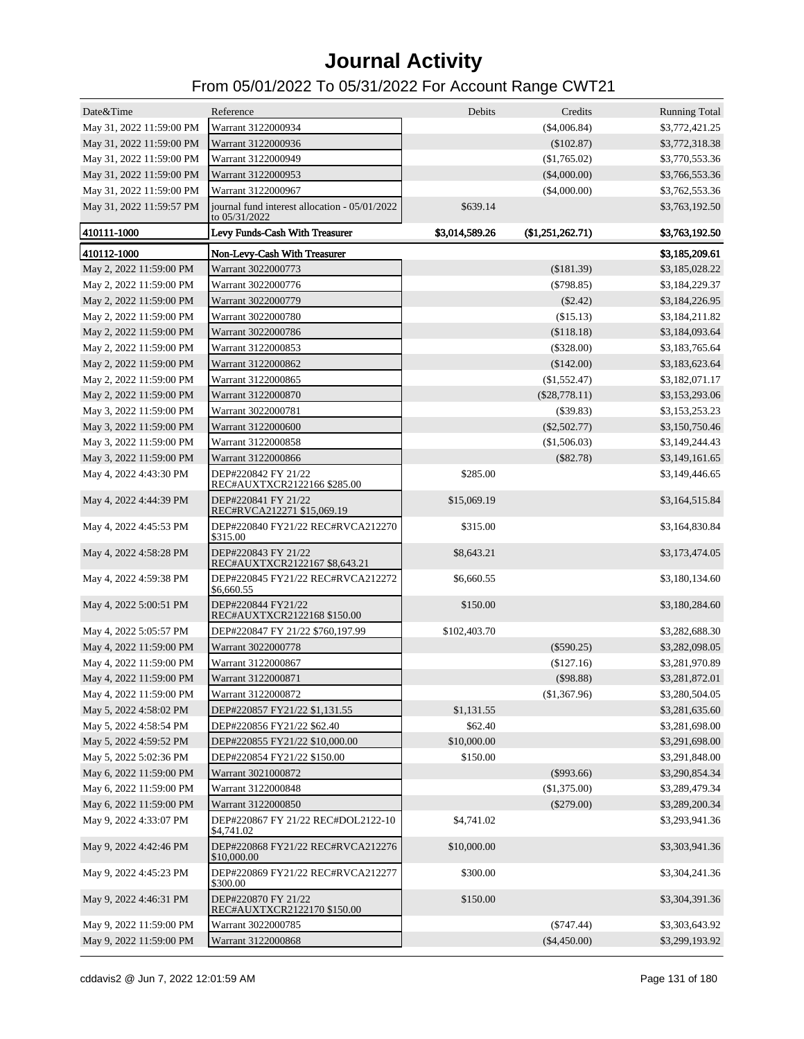# Journal Activity

## From 05/01/2022 To 05/31/2022 For Account Range CWT21

| Date&Time | Reference | Debits | Credits | Running Total |
|---|---|---|---|---|
| May 31, 2022 11:59:00 PM | Warrant 3122000934 | | ($4,006.84) | $3,772,421.25 |
| May 31, 2022 11:59:00 PM | Warrant 3122000936 | | ($102.87) | $3,772,318.38 |
| May 31, 2022 11:59:00 PM | Warrant 3122000949 | | ($1,765.02) | $3,770,553.36 |
| May 31, 2022 11:59:00 PM | Warrant 3122000953 | | ($4,000.00) | $3,766,553.36 |
| May 31, 2022 11:59:00 PM | Warrant 3122000967 | | ($4,000.00) | $3,762,553.36 |
| May 31, 2022 11:59:57 PM | journal fund interest allocation - 05/01/2022 to 05/31/2022 | $639.14 | | $3,763,192.50 |
| **410111-1000** | **Levy Funds-Cash With Treasurer** | **$3,014,589.26** | **($1,251,262.71)** | **$3,763,192.50** |
| **410112-1000** | **Non-Levy-Cash With Treasurer** | | | **$3,185,209.61** |
| May 2, 2022 11:59:00 PM | Warrant 3022000773 | | ($181.39) | $3,185,028.22 |
| May 2, 2022 11:59:00 PM | Warrant 3022000776 | | ($798.85) | $3,184,229.37 |
| May 2, 2022 11:59:00 PM | Warrant 3022000779 | | ($2.42) | $3,184,226.95 |
| May 2, 2022 11:59:00 PM | Warrant 3022000780 | | ($15.13) | $3,184,211.82 |
| May 2, 2022 11:59:00 PM | Warrant 3022000786 | | ($118.18) | $3,184,093.64 |
| May 2, 2022 11:59:00 PM | Warrant 3122000853 | | ($328.00) | $3,183,765.64 |
| May 2, 2022 11:59:00 PM | Warrant 3122000862 | | ($142.00) | $3,183,623.64 |
| May 2, 2022 11:59:00 PM | Warrant 3122000865 | | ($1,552.47) | $3,182,071.17 |
| May 2, 2022 11:59:00 PM | Warrant 3122000870 | | ($28,778.11) | $3,153,293.06 |
| May 3, 2022 11:59:00 PM | Warrant 3022000781 | | ($39.83) | $3,153,253.23 |
| May 3, 2022 11:59:00 PM | Warrant 3122000600 | | ($2,502.77) | $3,150,750.46 |
| May 3, 2022 11:59:00 PM | Warrant 3122000858 | | ($1,506.03) | $3,149,244.43 |
| May 3, 2022 11:59:00 PM | Warrant 3122000866 | | ($82.78) | $3,149,161.65 |
| May 4, 2022 4:43:30 PM | DEP#220842 FY 21/22 REC#AUXTXCR2122166 $285.00 | $285.00 | | $3,149,446.65 |
| May 4, 2022 4:44:39 PM | DEP#220841 FY 21/22 REC#RVCA212271 $15,069.19 | $15,069.19 | | $3,164,515.84 |
| May 4, 2022 4:45:53 PM | DEP#220840 FY21/22 REC#RVCA212270 $315.00 | $315.00 | | $3,164,830.84 |
| May 4, 2022 4:58:28 PM | DEP#220843 FY 21/22 REC#AUXTXCR2122167 $8,643.21 | $8,643.21 | | $3,173,474.05 |
| May 4, 2022 4:59:38 PM | DEP#220845 FY21/22 REC#RVCA212272 $6,660.55 | $6,660.55 | | $3,180,134.60 |
| May 4, 2022 5:00:51 PM | DEP#220844 FY21/22 REC#AUXTXCR2122168 $150.00 | $150.00 | | $3,180,284.60 |
| May 4, 2022 5:05:57 PM | DEP#220847 FY 21/22 $760,197.99 | $102,403.70 | | $3,282,688.30 |
| May 4, 2022 11:59:00 PM | Warrant 3022000778 | | ($590.25) | $3,282,098.05 |
| May 4, 2022 11:59:00 PM | Warrant 3122000867 | | ($127.16) | $3,281,970.89 |
| May 4, 2022 11:59:00 PM | Warrant 3122000871 | | ($98.88) | $3,281,872.01 |
| May 4, 2022 11:59:00 PM | Warrant 3122000872 | | ($1,367.96) | $3,280,504.05 |
| May 5, 2022 4:58:02 PM | DEP#220857 FY21/22 $1,131.55 | $1,131.55 | | $3,281,635.60 |
| May 5, 2022 4:58:54 PM | DEP#220856 FY21/22 $62.40 | $62.40 | | $3,281,698.00 |
| May 5, 2022 4:59:52 PM | DEP#220855 FY21/22 $10,000.00 | $10,000.00 | | $3,291,698.00 |
| May 5, 2022 5:02:36 PM | DEP#220854 FY21/22 $150.00 | $150.00 | | $3,291,848.00 |
| May 6, 2022 11:59:00 PM | Warrant 3021000872 | | ($993.66) | $3,290,854.34 |
| May 6, 2022 11:59:00 PM | Warrant 3122000848 | | ($1,375.00) | $3,289,479.34 |
| May 6, 2022 11:59:00 PM | Warrant 3122000850 | | ($279.00) | $3,289,200.34 |
| May 9, 2022 4:33:07 PM | DEP#220867 FY 21/22 REC#DOL2122-10 $4,741.02 | $4,741.02 | | $3,293,941.36 |
| May 9, 2022 4:42:46 PM | DEP#220868 FY21/22 REC#RVCA212276 $10,000.00 | $10,000.00 | | $3,303,941.36 |
| May 9, 2022 4:45:23 PM | DEP#220869 FY21/22 REC#RVCA212277 $300.00 | $300.00 | | $3,304,241.36 |
| May 9, 2022 4:46:31 PM | DEP#220870 FY 21/22 REC#AUXTXCR2122170 $150.00 | $150.00 | | $3,304,391.36 |
| May 9, 2022 11:59:00 PM | Warrant 3022000785 | | ($747.44) | $3,303,643.92 |
| May 9, 2022 11:59:00 PM | Warrant 3122000868 | | ($4,450.00) | $3,299,193.92 |

cddavis2 @ Jun 7, 2022 12:01:59 AM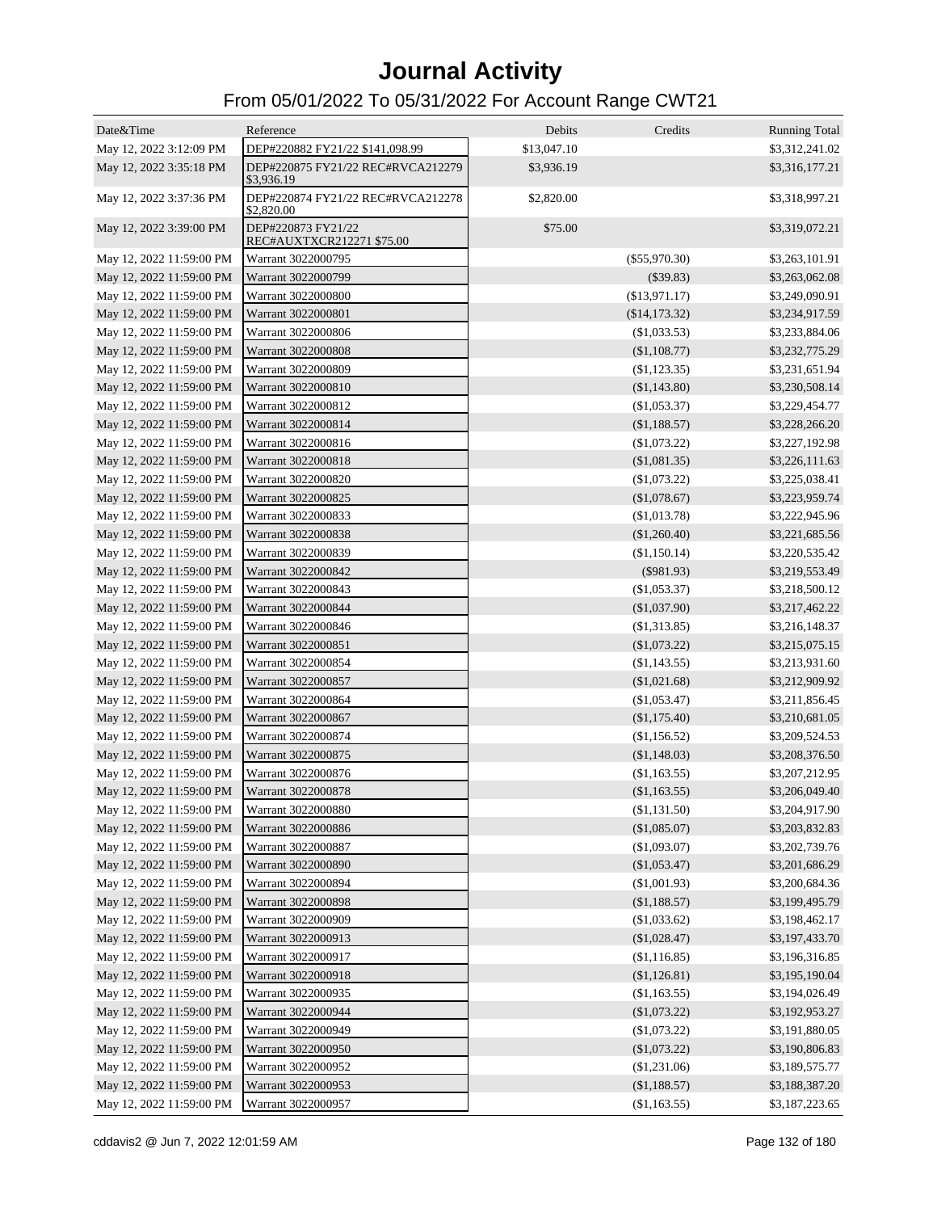# Journal Activity

## From 05/01/2022 To 05/31/2022 For Account Range CWT21

| Date&Time | Reference | Debits | Credits | Running Total |
|---|---|---|---|---|
| May 12, 2022 3:12:09 PM | DEP#220882 FY21/22 $141,098.99 | $13,047.10 | | $3,312,241.02 |
| May 12, 2022 3:35:18 PM | DEP#220875 FY21/22 REC#RVCA212279 $3,936.19 | $3,936.19 | | $3,316,177.21 |
| May 12, 2022 3:37:36 PM | DEP#220874 FY21/22 REC#RVCA212278 $2,820.00 | $2,820.00 | | $3,318,997.21 |
| May 12, 2022 3:39:00 PM | DEP#220873 FY21/22 REC#AUXTXCR212271 $75.00 | $75.00 | | $3,319,072.21 |
| May 12, 2022 11:59:00 PM | Warrant 3022000795 | | ($55,970.30) | $3,263,101.91 |
| May 12, 2022 11:59:00 PM | Warrant 3022000799 | | ($39.83) | $3,263,062.08 |
| May 12, 2022 11:59:00 PM | Warrant 3022000800 | | ($13,971.17) | $3,249,090.91 |
| May 12, 2022 11:59:00 PM | Warrant 3022000801 | | ($14,173.32) | $3,234,917.59 |
| May 12, 2022 11:59:00 PM | Warrant 3022000806 | | ($1,033.53) | $3,233,884.06 |
| May 12, 2022 11:59:00 PM | Warrant 3022000808 | | ($1,108.77) | $3,232,775.29 |
| May 12, 2022 11:59:00 PM | Warrant 3022000809 | | ($1,123.35) | $3,231,651.94 |
| May 12, 2022 11:59:00 PM | Warrant 3022000810 | | ($1,143.80) | $3,230,508.14 |
| May 12, 2022 11:59:00 PM | Warrant 3022000812 | | ($1,053.37) | $3,229,454.77 |
| May 12, 2022 11:59:00 PM | Warrant 3022000814 | | ($1,188.57) | $3,228,266.20 |
| May 12, 2022 11:59:00 PM | Warrant 3022000816 | | ($1,073.22) | $3,227,192.98 |
| May 12, 2022 11:59:00 PM | Warrant 3022000818 | | ($1,081.35) | $3,226,111.63 |
| May 12, 2022 11:59:00 PM | Warrant 3022000820 | | ($1,073.22) | $3,225,038.41 |
| May 12, 2022 11:59:00 PM | Warrant 3022000825 | | ($1,078.67) | $3,223,959.74 |
| May 12, 2022 11:59:00 PM | Warrant 3022000833 | | ($1,013.78) | $3,222,945.96 |
| May 12, 2022 11:59:00 PM | Warrant 3022000838 | | ($1,260.40) | $3,221,685.56 |
| May 12, 2022 11:59:00 PM | Warrant 3022000839 | | ($1,150.14) | $3,220,535.42 |
| May 12, 2022 11:59:00 PM | Warrant 3022000842 | | ($981.93) | $3,219,553.49 |
| May 12, 2022 11:59:00 PM | Warrant 3022000843 | | ($1,053.37) | $3,218,500.12 |
| May 12, 2022 11:59:00 PM | Warrant 3022000844 | | ($1,037.90) | $3,217,462.22 |
| May 12, 2022 11:59:00 PM | Warrant 3022000846 | | ($1,313.85) | $3,216,148.37 |
| May 12, 2022 11:59:00 PM | Warrant 3022000851 | | ($1,073.22) | $3,215,075.15 |
| May 12, 2022 11:59:00 PM | Warrant 3022000854 | | ($1,143.55) | $3,213,931.60 |
| May 12, 2022 11:59:00 PM | Warrant 3022000857 | | ($1,021.68) | $3,212,909.92 |
| May 12, 2022 11:59:00 PM | Warrant 3022000864 | | ($1,053.47) | $3,211,856.45 |
| May 12, 2022 11:59:00 PM | Warrant 3022000867 | | ($1,175.40) | $3,210,681.05 |
| May 12, 2022 11:59:00 PM | Warrant 3022000874 | | ($1,156.52) | $3,209,524.53 |
| May 12, 2022 11:59:00 PM | Warrant 3022000875 | | ($1,148.03) | $3,208,376.50 |
| May 12, 2022 11:59:00 PM | Warrant 3022000876 | | ($1,163.55) | $3,207,212.95 |
| May 12, 2022 11:59:00 PM | Warrant 3022000878 | | ($1,163.55) | $3,206,049.40 |
| May 12, 2022 11:59:00 PM | Warrant 3022000880 | | ($1,131.50) | $3,204,917.90 |
| May 12, 2022 11:59:00 PM | Warrant 3022000886 | | ($1,085.07) | $3,203,832.83 |
| May 12, 2022 11:59:00 PM | Warrant 3022000887 | | ($1,093.07) | $3,202,739.76 |
| May 12, 2022 11:59:00 PM | Warrant 3022000890 | | ($1,053.47) | $3,201,686.29 |
| May 12, 2022 11:59:00 PM | Warrant 3022000894 | | ($1,001.93) | $3,200,684.36 |
| May 12, 2022 11:59:00 PM | Warrant 3022000898 | | ($1,188.57) | $3,199,495.79 |
| May 12, 2022 11:59:00 PM | Warrant 3022000909 | | ($1,033.62) | $3,198,462.17 |
| May 12, 2022 11:59:00 PM | Warrant 3022000913 | | ($1,028.47) | $3,197,433.70 |
| May 12, 2022 11:59:00 PM | Warrant 3022000917 | | ($1,116.85) | $3,196,316.85 |
| May 12, 2022 11:59:00 PM | Warrant 3022000918 | | ($1,126.81) | $3,195,190.04 |
| May 12, 2022 11:59:00 PM | Warrant 3022000935 | | ($1,163.55) | $3,194,026.49 |
| May 12, 2022 11:59:00 PM | Warrant 3022000944 | | ($1,073.22) | $3,192,953.27 |
| May 12, 2022 11:59:00 PM | Warrant 3022000949 | | ($1,073.22) | $3,191,880.05 |
| May 12, 2022 11:59:00 PM | Warrant 3022000950 | | ($1,073.22) | $3,190,806.83 |
| May 12, 2022 11:59:00 PM | Warrant 3022000952 | | ($1,231.06) | $3,189,575.77 |
| May 12, 2022 11:59:00 PM | Warrant 3022000953 | | ($1,188.57) | $3,188,387.20 |
| May 12, 2022 11:59:00 PM | Warrant 3022000957 | | ($1,163.55) | $3,187,223.65 |

cddavis2 @ Jun 7, 2022 12:01:59 AM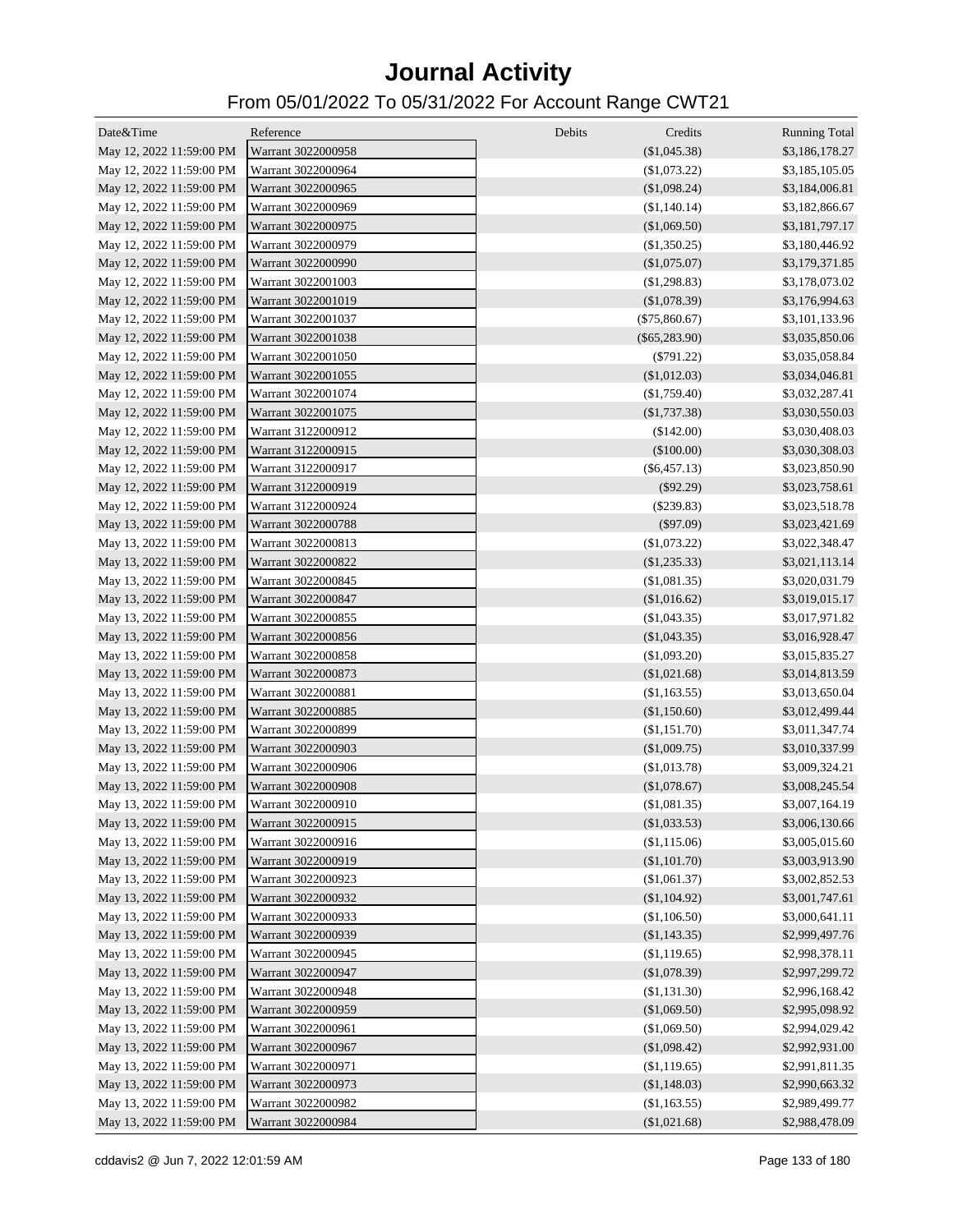# Journal Activity

## From 05/01/2022 To 05/31/2022 For Account Range CWT21

| Date&Time | Reference | Debits | Credits | Running Total |
|---|---|---|---|---|
| May 12, 2022 11:59:00 PM | Warrant 3022000958 | | ($1,045.38) | $3,186,178.27 |
| May 12, 2022 11:59:00 PM | Warrant 3022000964 | | ($1,073.22) | $3,185,105.05 |
| May 12, 2022 11:59:00 PM | Warrant 3022000965 | | ($1,098.24) | $3,184,006.81 |
| May 12, 2022 11:59:00 PM | Warrant 3022000969 | | ($1,140.14) | $3,182,866.67 |
| May 12, 2022 11:59:00 PM | Warrant 3022000975 | | ($1,069.50) | $3,181,797.17 |
| May 12, 2022 11:59:00 PM | Warrant 3022000979 | | ($1,350.25) | $3,180,446.92 |
| May 12, 2022 11:59:00 PM | Warrant 3022000990 | | ($1,075.07) | $3,179,371.85 |
| May 12, 2022 11:59:00 PM | Warrant 3022001003 | | ($1,298.83) | $3,178,073.02 |
| May 12, 2022 11:59:00 PM | Warrant 3022001019 | | ($1,078.39) | $3,176,994.63 |
| May 12, 2022 11:59:00 PM | Warrant 3022001037 | | ($75,860.67) | $3,101,133.96 |
| May 12, 2022 11:59:00 PM | Warrant 3022001038 | | ($65,283.90) | $3,035,850.06 |
| May 12, 2022 11:59:00 PM | Warrant 3022001050 | | ($791.22) | $3,035,058.84 |
| May 12, 2022 11:59:00 PM | Warrant 3022001055 | | ($1,012.03) | $3,034,046.81 |
| May 12, 2022 11:59:00 PM | Warrant 3022001074 | | ($1,759.40) | $3,032,287.41 |
| May 12, 2022 11:59:00 PM | Warrant 3022001075 | | ($1,737.38) | $3,030,550.03 |
| May 12, 2022 11:59:00 PM | Warrant 3122000912 | | ($142.00) | $3,030,408.03 |
| May 12, 2022 11:59:00 PM | Warrant 3122000915 | | ($100.00) | $3,030,308.03 |
| May 12, 2022 11:59:00 PM | Warrant 3122000917 | | ($6,457.13) | $3,023,850.90 |
| May 12, 2022 11:59:00 PM | Warrant 3122000919 | | ($92.29) | $3,023,758.61 |
| May 12, 2022 11:59:00 PM | Warrant 3122000924 | | ($239.83) | $3,023,518.78 |
| May 13, 2022 11:59:00 PM | Warrant 3022000788 | | ($97.09) | $3,023,421.69 |
| May 13, 2022 11:59:00 PM | Warrant 3022000813 | | ($1,073.22) | $3,022,348.47 |
| May 13, 2022 11:59:00 PM | Warrant 3022000822 | | ($1,235.33) | $3,021,113.14 |
| May 13, 2022 11:59:00 PM | Warrant 3022000845 | | ($1,081.35) | $3,020,031.79 |
| May 13, 2022 11:59:00 PM | Warrant 3022000847 | | ($1,016.62) | $3,019,015.17 |
| May 13, 2022 11:59:00 PM | Warrant 3022000855 | | ($1,043.35) | $3,017,971.82 |
| May 13, 2022 11:59:00 PM | Warrant 3022000856 | | ($1,043.35) | $3,016,928.47 |
| May 13, 2022 11:59:00 PM | Warrant 3022000858 | | ($1,093.20) | $3,015,835.27 |
| May 13, 2022 11:59:00 PM | Warrant 3022000873 | | ($1,021.68) | $3,014,813.59 |
| May 13, 2022 11:59:00 PM | Warrant 3022000881 | | ($1,163.55) | $3,013,650.04 |
| May 13, 2022 11:59:00 PM | Warrant 3022000885 | | ($1,150.60) | $3,012,499.44 |
| May 13, 2022 11:59:00 PM | Warrant 3022000899 | | ($1,151.70) | $3,011,347.74 |
| May 13, 2022 11:59:00 PM | Warrant 3022000903 | | ($1,009.75) | $3,010,337.99 |
| May 13, 2022 11:59:00 PM | Warrant 3022000906 | | ($1,013.78) | $3,009,324.21 |
| May 13, 2022 11:59:00 PM | Warrant 3022000908 | | ($1,078.67) | $3,008,245.54 |
| May 13, 2022 11:59:00 PM | Warrant 3022000910 | | ($1,081.35) | $3,007,164.19 |
| May 13, 2022 11:59:00 PM | Warrant 3022000915 | | ($1,033.53) | $3,006,130.66 |
| May 13, 2022 11:59:00 PM | Warrant 3022000916 | | ($1,115.06) | $3,005,015.60 |
| May 13, 2022 11:59:00 PM | Warrant 3022000919 | | ($1,101.70) | $3,003,913.90 |
| May 13, 2022 11:59:00 PM | Warrant 3022000923 | | ($1,061.37) | $3,002,852.53 |
| May 13, 2022 11:59:00 PM | Warrant 3022000932 | | ($1,104.92) | $3,001,747.61 |
| May 13, 2022 11:59:00 PM | Warrant 3022000933 | | ($1,106.50) | $3,000,641.11 |
| May 13, 2022 11:59:00 PM | Warrant 3022000939 | | ($1,143.35) | $2,999,497.76 |
| May 13, 2022 11:59:00 PM | Warrant 3022000945 | | ($1,119.65) | $2,998,378.11 |
| May 13, 2022 11:59:00 PM | Warrant 3022000947 | | ($1,078.39) | $2,997,299.72 |
| May 13, 2022 11:59:00 PM | Warrant 3022000948 | | ($1,131.30) | $2,996,168.42 |
| May 13, 2022 11:59:00 PM | Warrant 3022000959 | | ($1,069.50) | $2,995,098.92 |
| May 13, 2022 11:59:00 PM | Warrant 3022000961 | | ($1,069.50) | $2,994,029.42 |
| May 13, 2022 11:59:00 PM | Warrant 3022000967 | | ($1,098.42) | $2,992,931.00 |
| May 13, 2022 11:59:00 PM | Warrant 3022000971 | | ($1,119.65) | $2,991,811.35 |
| May 13, 2022 11:59:00 PM | Warrant 3022000973 | | ($1,148.03) | $2,990,663.32 |
| May 13, 2022 11:59:00 PM | Warrant 3022000982 | | ($1,163.55) | $2,989,499.77 |
| May 13, 2022 11:59:00 PM | Warrant 3022000984 | | ($1,021.68) | $2,988,478.09 |

cddavis2 @ Jun 7, 2022 12:01:59 AM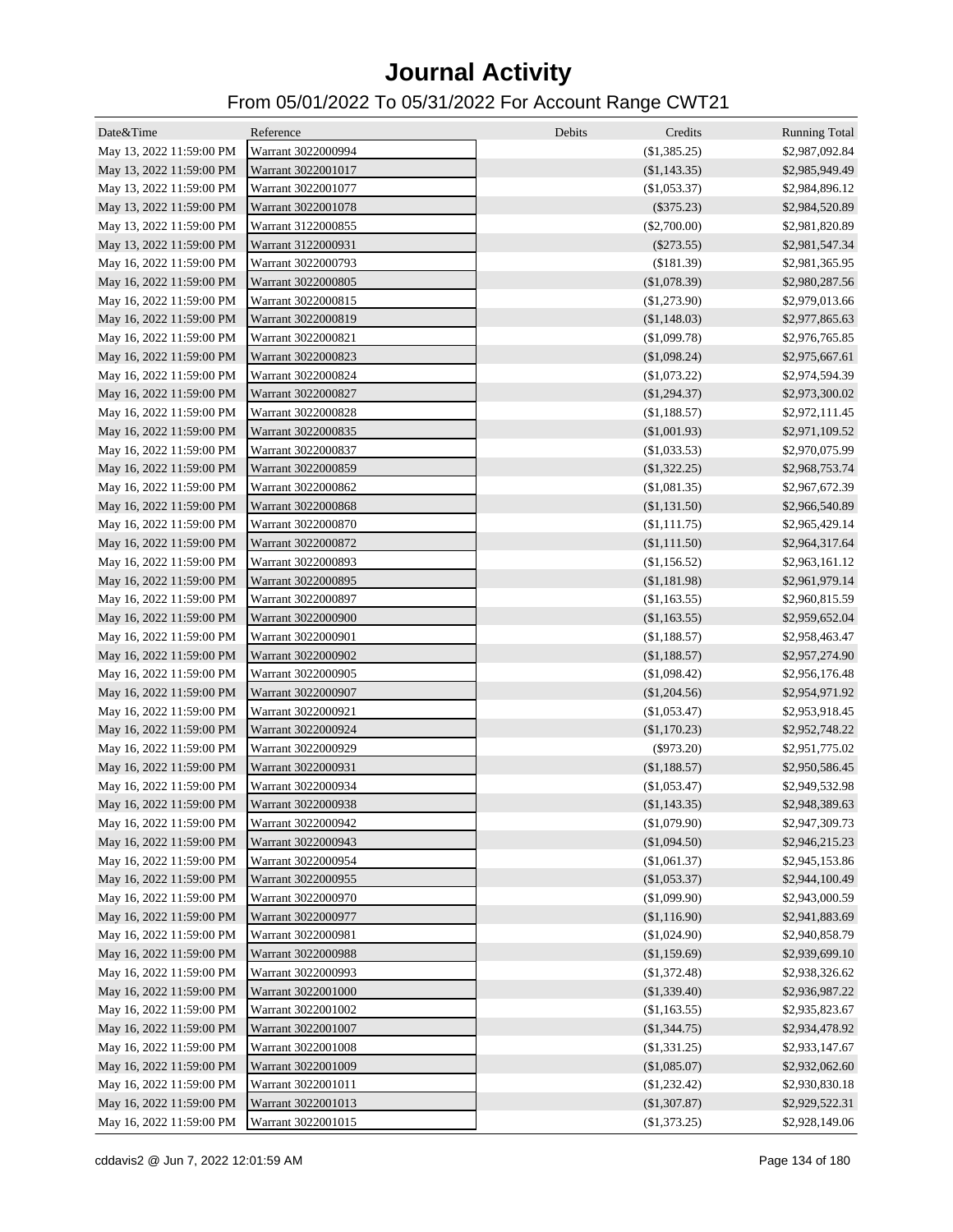# Journal Activity

## From 05/01/2022 To 05/31/2022 For Account Range CWT21

| Date&Time | Reference | Debits | Credits | Running Total |
|---|---|---|---|---|
| May 13, 2022 11:59:00 PM | Warrant 3022000994 | | ($1,385.25) | $2,987,092.84 |
| May 13, 2022 11:59:00 PM | Warrant 3022001017 | | ($1,143.35) | $2,985,949.49 |
| May 13, 2022 11:59:00 PM | Warrant 3022001077 | | ($1,053.37) | $2,984,896.12 |
| May 13, 2022 11:59:00 PM | Warrant 3022001078 | | ($375.23) | $2,984,520.89 |
| May 13, 2022 11:59:00 PM | Warrant 3122000855 | | ($2,700.00) | $2,981,820.89 |
| May 13, 2022 11:59:00 PM | Warrant 3122000931 | | ($273.55) | $2,981,547.34 |
| May 16, 2022 11:59:00 PM | Warrant 3022000793 | | ($181.39) | $2,981,365.95 |
| May 16, 2022 11:59:00 PM | Warrant 3022000805 | | ($1,078.39) | $2,980,287.56 |
| May 16, 2022 11:59:00 PM | Warrant 3022000815 | | ($1,273.90) | $2,979,013.66 |
| May 16, 2022 11:59:00 PM | Warrant 3022000819 | | ($1,148.03) | $2,977,865.63 |
| May 16, 2022 11:59:00 PM | Warrant 3022000821 | | ($1,099.78) | $2,976,765.85 |
| May 16, 2022 11:59:00 PM | Warrant 3022000823 | | ($1,098.24) | $2,975,667.61 |
| May 16, 2022 11:59:00 PM | Warrant 3022000824 | | ($1,073.22) | $2,974,594.39 |
| May 16, 2022 11:59:00 PM | Warrant 3022000827 | | ($1,294.37) | $2,973,300.02 |
| May 16, 2022 11:59:00 PM | Warrant 3022000828 | | ($1,188.57) | $2,972,111.45 |
| May 16, 2022 11:59:00 PM | Warrant 3022000835 | | ($1,001.93) | $2,971,109.52 |
| May 16, 2022 11:59:00 PM | Warrant 3022000837 | | ($1,033.53) | $2,970,075.99 |
| May 16, 2022 11:59:00 PM | Warrant 3022000859 | | ($1,322.25) | $2,968,753.74 |
| May 16, 2022 11:59:00 PM | Warrant 3022000862 | | ($1,081.35) | $2,967,672.39 |
| May 16, 2022 11:59:00 PM | Warrant 3022000868 | | ($1,131.50) | $2,966,540.89 |
| May 16, 2022 11:59:00 PM | Warrant 3022000870 | | ($1,111.75) | $2,965,429.14 |
| May 16, 2022 11:59:00 PM | Warrant 3022000872 | | ($1,111.50) | $2,964,317.64 |
| May 16, 2022 11:59:00 PM | Warrant 3022000893 | | ($1,156.52) | $2,963,161.12 |
| May 16, 2022 11:59:00 PM | Warrant 3022000895 | | ($1,181.98) | $2,961,979.14 |
| May 16, 2022 11:59:00 PM | Warrant 3022000897 | | ($1,163.55) | $2,960,815.59 |
| May 16, 2022 11:59:00 PM | Warrant 3022000900 | | ($1,163.55) | $2,959,652.04 |
| May 16, 2022 11:59:00 PM | Warrant 3022000901 | | ($1,188.57) | $2,958,463.47 |
| May 16, 2022 11:59:00 PM | Warrant 3022000902 | | ($1,188.57) | $2,957,274.90 |
| May 16, 2022 11:59:00 PM | Warrant 3022000905 | | ($1,098.42) | $2,956,176.48 |
| May 16, 2022 11:59:00 PM | Warrant 3022000907 | | ($1,204.56) | $2,954,971.92 |
| May 16, 2022 11:59:00 PM | Warrant 3022000921 | | ($1,053.47) | $2,953,918.45 |
| May 16, 2022 11:59:00 PM | Warrant 3022000924 | | ($1,170.23) | $2,952,748.22 |
| May 16, 2022 11:59:00 PM | Warrant 3022000929 | | ($973.20) | $2,951,775.02 |
| May 16, 2022 11:59:00 PM | Warrant 3022000931 | | ($1,188.57) | $2,950,586.45 |
| May 16, 2022 11:59:00 PM | Warrant 3022000934 | | ($1,053.47) | $2,949,532.98 |
| May 16, 2022 11:59:00 PM | Warrant 3022000938 | | ($1,143.35) | $2,948,389.63 |
| May 16, 2022 11:59:00 PM | Warrant 3022000942 | | ($1,079.90) | $2,947,309.73 |
| May 16, 2022 11:59:00 PM | Warrant 3022000943 | | ($1,094.50) | $2,946,215.23 |
| May 16, 2022 11:59:00 PM | Warrant 3022000954 | | ($1,061.37) | $2,945,153.86 |
| May 16, 2022 11:59:00 PM | Warrant 3022000955 | | ($1,053.37) | $2,944,100.49 |
| May 16, 2022 11:59:00 PM | Warrant 3022000970 | | ($1,099.90) | $2,943,000.59 |
| May 16, 2022 11:59:00 PM | Warrant 3022000977 | | ($1,116.90) | $2,941,883.69 |
| May 16, 2022 11:59:00 PM | Warrant 3022000981 | | ($1,024.90) | $2,940,858.79 |
| May 16, 2022 11:59:00 PM | Warrant 3022000988 | | ($1,159.69) | $2,939,699.10 |
| May 16, 2022 11:59:00 PM | Warrant 3022000993 | | ($1,372.48) | $2,938,326.62 |
| May 16, 2022 11:59:00 PM | Warrant 3022001000 | | ($1,339.40) | $2,936,987.22 |
| May 16, 2022 11:59:00 PM | Warrant 3022001002 | | ($1,163.55) | $2,935,823.67 |
| May 16, 2022 11:59:00 PM | Warrant 3022001007 | | ($1,344.75) | $2,934,478.92 |
| May 16, 2022 11:59:00 PM | Warrant 3022001008 | | ($1,331.25) | $2,933,147.67 |
| May 16, 2022 11:59:00 PM | Warrant 3022001009 | | ($1,085.07) | $2,932,062.60 |
| May 16, 2022 11:59:00 PM | Warrant 3022001011 | | ($1,232.42) | $2,930,830.18 |
| May 16, 2022 11:59:00 PM | Warrant 3022001013 | | ($1,307.87) | $2,929,522.31 |
| May 16, 2022 11:59:00 PM | Warrant 3022001015 | | ($1,373.25) | $2,928,149.06 |

cddavis2 @ Jun 7, 2022 12:01:59 AM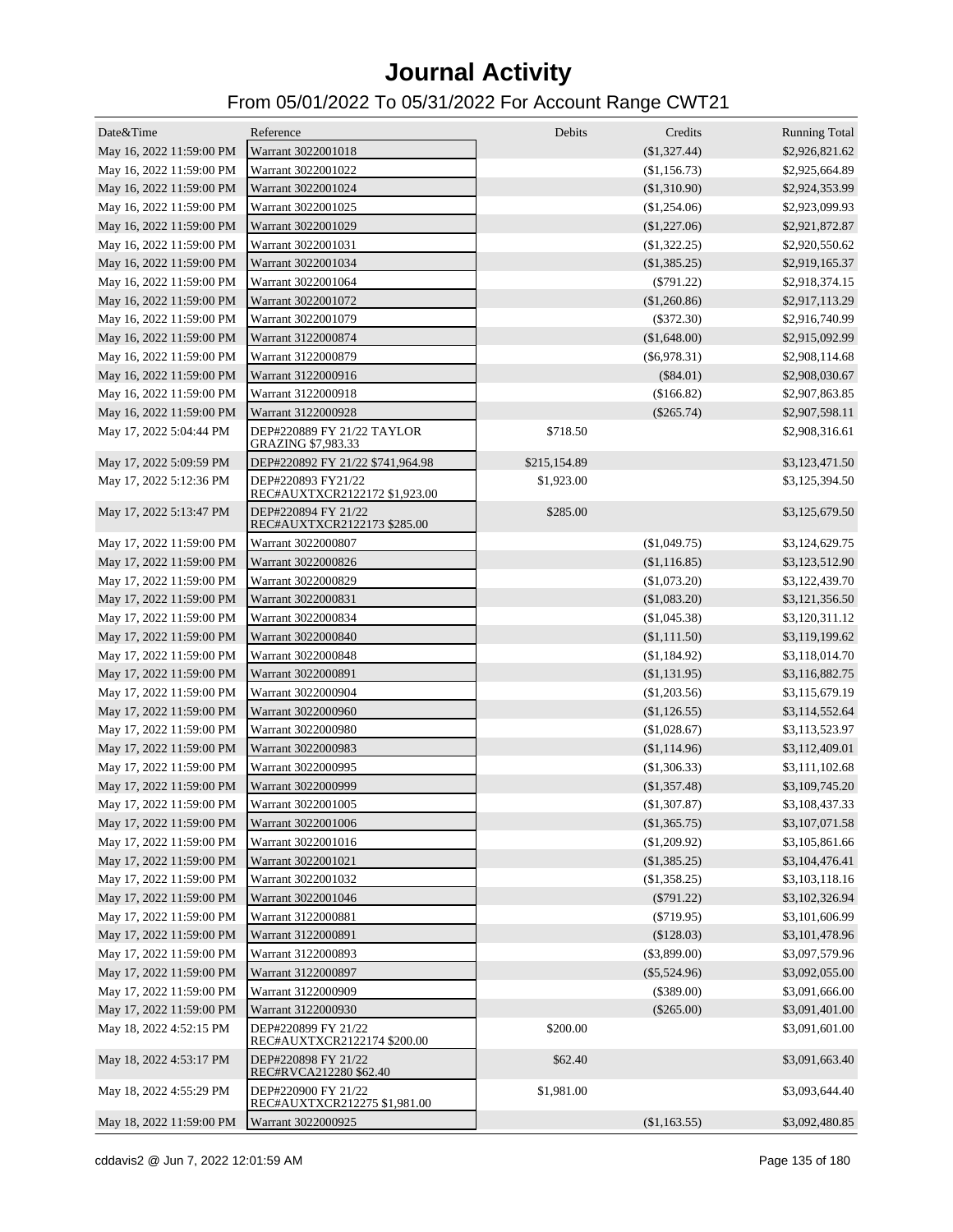# Journal Activity

## From 05/01/2022 To 05/31/2022 For Account Range CWT21

| Date&Time | Reference | Debits | Credits | Running Total |
|---|---|---|---|---|
| May 16, 2022 11:59:00 PM | Warrant 3022001018 | | ($1,327.44) | $2,926,821.62 |
| May 16, 2022 11:59:00 PM | Warrant 3022001022 | | ($1,156.73) | $2,925,664.89 |
| May 16, 2022 11:59:00 PM | Warrant 3022001024 | | ($1,310.90) | $2,924,353.99 |
| May 16, 2022 11:59:00 PM | Warrant 3022001025 | | ($1,254.06) | $2,923,099.93 |
| May 16, 2022 11:59:00 PM | Warrant 3022001029 | | ($1,227.06) | $2,921,872.87 |
| May 16, 2022 11:59:00 PM | Warrant 3022001031 | | ($1,322.25) | $2,920,550.62 |
| May 16, 2022 11:59:00 PM | Warrant 3022001034 | | ($1,385.25) | $2,919,165.37 |
| May 16, 2022 11:59:00 PM | Warrant 3022001064 | | ($791.22) | $2,918,374.15 |
| May 16, 2022 11:59:00 PM | Warrant 3022001072 | | ($1,260.86) | $2,917,113.29 |
| May 16, 2022 11:59:00 PM | Warrant 3022001079 | | ($372.30) | $2,916,740.99 |
| May 16, 2022 11:59:00 PM | Warrant 3122000874 | | ($1,648.00) | $2,915,092.99 |
| May 16, 2022 11:59:00 PM | Warrant 3122000879 | | ($6,978.31) | $2,908,114.68 |
| May 16, 2022 11:59:00 PM | Warrant 3122000916 | | ($84.01) | $2,908,030.67 |
| May 16, 2022 11:59:00 PM | Warrant 3122000918 | | ($166.82) | $2,907,863.85 |
| May 16, 2022 11:59:00 PM | Warrant 3122000928 | | ($265.74) | $2,907,598.11 |
| May 17, 2022 5:04:44 PM | DEP#220889 FY 21/22 TAYLOR GRAZING $7,983.33 | $718.50 | | $2,908,316.61 |
| May 17, 2022 5:09:59 PM | DEP#220892 FY 21/22 $741,964.98 | $215,154.89 | | $3,123,471.50 |
| May 17, 2022 5:12:36 PM | DEP#220893 FY21/22 REC#AUXTXCR2122172 $1,923.00 | $1,923.00 | | $3,125,394.50 |
| May 17, 2022 5:13:47 PM | DEP#220894 FY 21/22 REC#AUXTXCR2122173 $285.00 | $285.00 | | $3,125,679.50 |
| May 17, 2022 11:59:00 PM | Warrant 3022000807 | | ($1,049.75) | $3,124,629.75 |
| May 17, 2022 11:59:00 PM | Warrant 3022000826 | | ($1,116.85) | $3,123,512.90 |
| May 17, 2022 11:59:00 PM | Warrant 3022000829 | | ($1,073.20) | $3,122,439.70 |
| May 17, 2022 11:59:00 PM | Warrant 3022000831 | | ($1,083.20) | $3,121,356.50 |
| May 17, 2022 11:59:00 PM | Warrant 3022000834 | | ($1,045.38) | $3,120,311.12 |
| May 17, 2022 11:59:00 PM | Warrant 3022000840 | | ($1,111.50) | $3,119,199.62 |
| May 17, 2022 11:59:00 PM | Warrant 3022000848 | | ($1,184.92) | $3,118,014.70 |
| May 17, 2022 11:59:00 PM | Warrant 3022000891 | | ($1,131.95) | $3,116,882.75 |
| May 17, 2022 11:59:00 PM | Warrant 3022000904 | | ($1,203.56) | $3,115,679.19 |
| May 17, 2022 11:59:00 PM | Warrant 3022000960 | | ($1,126.55) | $3,114,552.64 |
| May 17, 2022 11:59:00 PM | Warrant 3022000980 | | ($1,028.67) | $3,113,523.97 |
| May 17, 2022 11:59:00 PM | Warrant 3022000983 | | ($1,114.96) | $3,112,409.01 |
| May 17, 2022 11:59:00 PM | Warrant 3022000995 | | ($1,306.33) | $3,111,102.68 |
| May 17, 2022 11:59:00 PM | Warrant 3022000999 | | ($1,357.48) | $3,109,745.20 |
| May 17, 2022 11:59:00 PM | Warrant 3022001005 | | ($1,307.87) | $3,108,437.33 |
| May 17, 2022 11:59:00 PM | Warrant 3022001006 | | ($1,365.75) | $3,107,071.58 |
| May 17, 2022 11:59:00 PM | Warrant 3022001016 | | ($1,209.92) | $3,105,861.66 |
| May 17, 2022 11:59:00 PM | Warrant 3022001021 | | ($1,385.25) | $3,104,476.41 |
| May 17, 2022 11:59:00 PM | Warrant 3022001032 | | ($1,358.25) | $3,103,118.16 |
| May 17, 2022 11:59:00 PM | Warrant 3022001046 | | ($791.22) | $3,102,326.94 |
| May 17, 2022 11:59:00 PM | Warrant 3122000881 | | ($719.95) | $3,101,606.99 |
| May 17, 2022 11:59:00 PM | Warrant 3122000891 | | ($128.03) | $3,101,478.96 |
| May 17, 2022 11:59:00 PM | Warrant 3122000893 | | ($3,899.00) | $3,097,579.96 |
| May 17, 2022 11:59:00 PM | Warrant 3122000897 | | ($5,524.96) | $3,092,055.00 |
| May 17, 2022 11:59:00 PM | Warrant 3122000909 | | ($389.00) | $3,091,666.00 |
| May 17, 2022 11:59:00 PM | Warrant 3122000930 | | ($265.00) | $3,091,401.00 |
| May 18, 2022 4:52:15 PM | DEP#220899 FY 21/22 REC#AUXTXCR2122174 $200.00 | $200.00 | | $3,091,601.00 |
| May 18, 2022 4:53:17 PM | DEP#220898 FY 21/22 REC#RVCA212280 $62.40 | $62.40 | | $3,091,663.40 |
| May 18, 2022 4:55:29 PM | DEP#220900 FY 21/22 REC#AUXTXCR212275 $1,981.00 | $1,981.00 | | $3,093,644.40 |
| May 18, 2022 11:59:00 PM | Warrant 3022000925 | | ($1,163.55) | $3,092,480.85 |

cddavis2 @ Jun 7, 2022 12:01:59 AM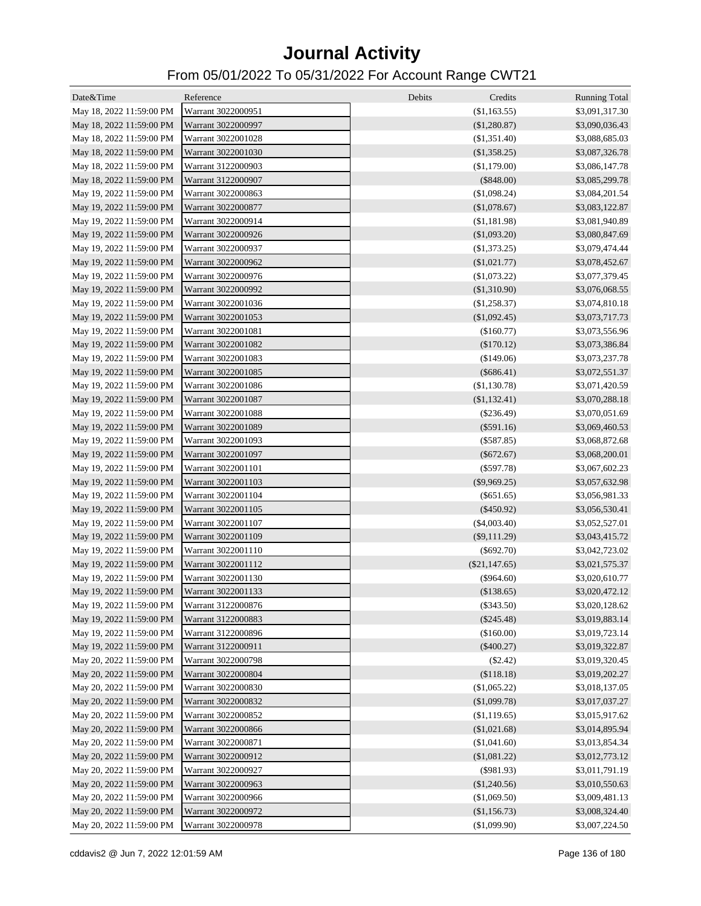# Journal Activity

## From 05/01/2022 To 05/31/2022 For Account Range CWT21

| Date&Time | Reference | Debits | Credits | Running Total |
|---|---|---|---|---|
| May 18, 2022 11:59:00 PM | Warrant 3022000951 | | ($1,163.55) | $3,091,317.30 |
| May 18, 2022 11:59:00 PM | Warrant 3022000997 | | ($1,280.87) | $3,090,036.43 |
| May 18, 2022 11:59:00 PM | Warrant 3022001028 | | ($1,351.40) | $3,088,685.03 |
| May 18, 2022 11:59:00 PM | Warrant 3022001030 | | ($1,358.25) | $3,087,326.78 |
| May 18, 2022 11:59:00 PM | Warrant 3122000903 | | ($1,179.00) | $3,086,147.78 |
| May 18, 2022 11:59:00 PM | Warrant 3122000907 | | ($848.00) | $3,085,299.78 |
| May 19, 2022 11:59:00 PM | Warrant 3022000863 | | ($1,098.24) | $3,084,201.54 |
| May 19, 2022 11:59:00 PM | Warrant 3022000877 | | ($1,078.67) | $3,083,122.87 |
| May 19, 2022 11:59:00 PM | Warrant 3022000914 | | ($1,181.98) | $3,081,940.89 |
| May 19, 2022 11:59:00 PM | Warrant 3022000926 | | ($1,093.20) | $3,080,847.69 |
| May 19, 2022 11:59:00 PM | Warrant 3022000937 | | ($1,373.25) | $3,079,474.44 |
| May 19, 2022 11:59:00 PM | Warrant 3022000962 | | ($1,021.77) | $3,078,452.67 |
| May 19, 2022 11:59:00 PM | Warrant 3022000976 | | ($1,073.22) | $3,077,379.45 |
| May 19, 2022 11:59:00 PM | Warrant 3022000992 | | ($1,310.90) | $3,076,068.55 |
| May 19, 2022 11:59:00 PM | Warrant 3022001036 | | ($1,258.37) | $3,074,810.18 |
| May 19, 2022 11:59:00 PM | Warrant 3022001053 | | ($1,092.45) | $3,073,717.73 |
| May 19, 2022 11:59:00 PM | Warrant 3022001081 | | ($160.77) | $3,073,556.96 |
| May 19, 2022 11:59:00 PM | Warrant 3022001082 | | ($170.12) | $3,073,386.84 |
| May 19, 2022 11:59:00 PM | Warrant 3022001083 | | ($149.06) | $3,073,237.78 |
| May 19, 2022 11:59:00 PM | Warrant 3022001085 | | ($686.41) | $3,072,551.37 |
| May 19, 2022 11:59:00 PM | Warrant 3022001086 | | ($1,130.78) | $3,071,420.59 |
| May 19, 2022 11:59:00 PM | Warrant 3022001087 | | ($1,132.41) | $3,070,288.18 |
| May 19, 2022 11:59:00 PM | Warrant 3022001088 | | ($236.49) | $3,070,051.69 |
| May 19, 2022 11:59:00 PM | Warrant 3022001089 | | ($591.16) | $3,069,460.53 |
| May 19, 2022 11:59:00 PM | Warrant 3022001093 | | ($587.85) | $3,068,872.68 |
| May 19, 2022 11:59:00 PM | Warrant 3022001097 | | ($672.67) | $3,068,200.01 |
| May 19, 2022 11:59:00 PM | Warrant 3022001101 | | ($597.78) | $3,067,602.23 |
| May 19, 2022 11:59:00 PM | Warrant 3022001103 | | ($9,969.25) | $3,057,632.98 |
| May 19, 2022 11:59:00 PM | Warrant 3022001104 | | ($651.65) | $3,056,981.33 |
| May 19, 2022 11:59:00 PM | Warrant 3022001105 | | ($450.92) | $3,056,530.41 |
| May 19, 2022 11:59:00 PM | Warrant 3022001107 | | ($4,003.40) | $3,052,527.01 |
| May 19, 2022 11:59:00 PM | Warrant 3022001109 | | ($9,111.29) | $3,043,415.72 |
| May 19, 2022 11:59:00 PM | Warrant 3022001110 | | ($692.70) | $3,042,723.02 |
| May 19, 2022 11:59:00 PM | Warrant 3022001112 | | ($21,147.65) | $3,021,575.37 |
| May 19, 2022 11:59:00 PM | Warrant 3022001130 | | ($964.60) | $3,020,610.77 |
| May 19, 2022 11:59:00 PM | Warrant 3022001133 | | ($138.65) | $3,020,472.12 |
| May 19, 2022 11:59:00 PM | Warrant 3122000876 | | ($343.50) | $3,020,128.62 |
| May 19, 2022 11:59:00 PM | Warrant 3122000883 | | ($245.48) | $3,019,883.14 |
| May 19, 2022 11:59:00 PM | Warrant 3122000896 | | ($160.00) | $3,019,723.14 |
| May 19, 2022 11:59:00 PM | Warrant 3122000911 | | ($400.27) | $3,019,322.87 |
| May 20, 2022 11:59:00 PM | Warrant 3022000798 | | ($2.42) | $3,019,320.45 |
| May 20, 2022 11:59:00 PM | Warrant 3022000804 | | ($118.18) | $3,019,202.27 |
| May 20, 2022 11:59:00 PM | Warrant 3022000830 | | ($1,065.22) | $3,018,137.05 |
| May 20, 2022 11:59:00 PM | Warrant 3022000832 | | ($1,099.78) | $3,017,037.27 |
| May 20, 2022 11:59:00 PM | Warrant 3022000852 | | ($1,119.65) | $3,015,917.62 |
| May 20, 2022 11:59:00 PM | Warrant 3022000866 | | ($1,021.68) | $3,014,895.94 |
| May 20, 2022 11:59:00 PM | Warrant 3022000871 | | ($1,041.60) | $3,013,854.34 |
| May 20, 2022 11:59:00 PM | Warrant 3022000912 | | ($1,081.22) | $3,012,773.12 |
| May 20, 2022 11:59:00 PM | Warrant 3022000927 | | ($981.93) | $3,011,791.19 |
| May 20, 2022 11:59:00 PM | Warrant 3022000963 | | ($1,240.56) | $3,010,550.63 |
| May 20, 2022 11:59:00 PM | Warrant 3022000966 | | ($1,069.50) | $3,009,481.13 |
| May 20, 2022 11:59:00 PM | Warrant 3022000972 | | ($1,156.73) | $3,008,324.40 |
| May 20, 2022 11:59:00 PM | Warrant 3022000978 | | ($1,099.90) | $3,007,224.50 |

cddavis2 @ Jun 7, 2022 12:01:59 AM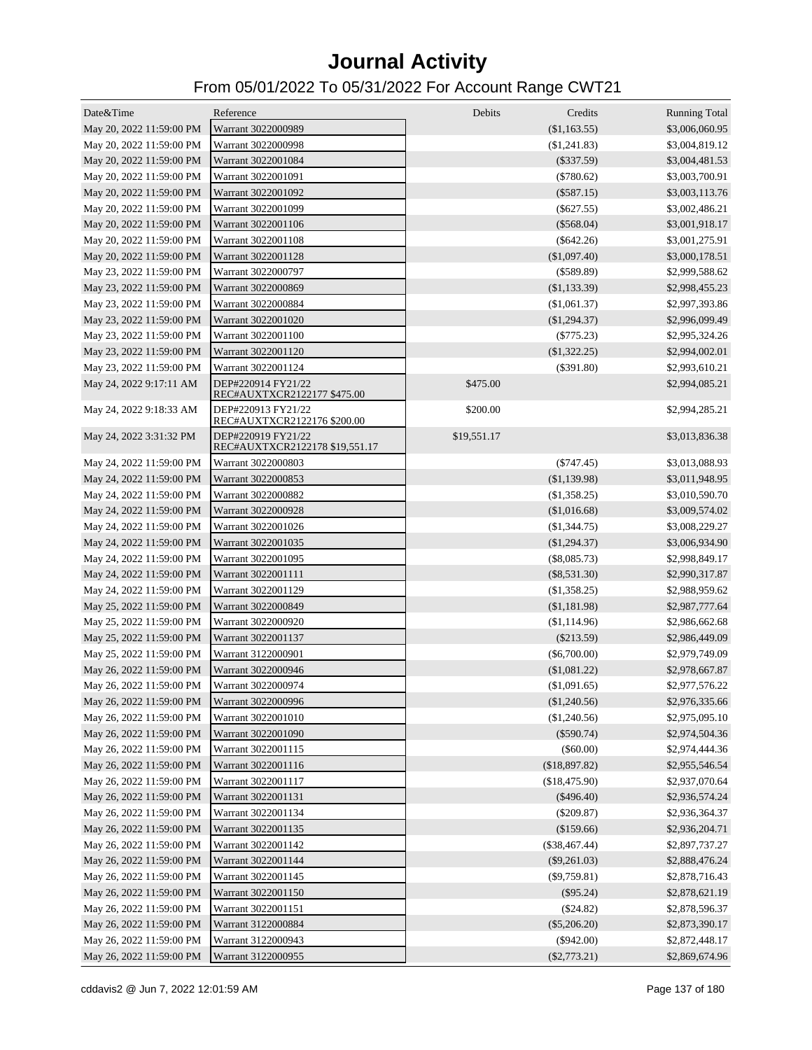# Journal Activity

## From 05/01/2022 To 05/31/2022 For Account Range CWT21

| Date&Time | Reference | Debits | Credits | Running Total |
|---|---|---|---|---|
| May 20, 2022 11:59:00 PM | Warrant 3022000989 | | ($1,163.55) | $3,006,060.95 |
| May 20, 2022 11:59:00 PM | Warrant 3022000998 | | ($1,241.83) | $3,004,819.12 |
| May 20, 2022 11:59:00 PM | Warrant 3022001084 | | ($337.59) | $3,004,481.53 |
| May 20, 2022 11:59:00 PM | Warrant 3022001091 | | ($780.62) | $3,003,700.91 |
| May 20, 2022 11:59:00 PM | Warrant 3022001092 | | ($587.15) | $3,003,113.76 |
| May 20, 2022 11:59:00 PM | Warrant 3022001099 | | ($627.55) | $3,002,486.21 |
| May 20, 2022 11:59:00 PM | Warrant 3022001106 | | ($568.04) | $3,001,918.17 |
| May 20, 2022 11:59:00 PM | Warrant 3022001108 | | ($642.26) | $3,001,275.91 |
| May 20, 2022 11:59:00 PM | Warrant 3022001128 | | ($1,097.40) | $3,000,178.51 |
| May 23, 2022 11:59:00 PM | Warrant 3022000797 | | ($589.89) | $2,999,588.62 |
| May 23, 2022 11:59:00 PM | Warrant 3022000869 | | ($1,133.39) | $2,998,455.23 |
| May 23, 2022 11:59:00 PM | Warrant 3022000884 | | ($1,061.37) | $2,997,393.86 |
| May 23, 2022 11:59:00 PM | Warrant 3022001020 | | ($1,294.37) | $2,996,099.49 |
| May 23, 2022 11:59:00 PM | Warrant 3022001100 | | ($775.23) | $2,995,324.26 |
| May 23, 2022 11:59:00 PM | Warrant 3022001120 | | ($1,322.25) | $2,994,002.01 |
| May 23, 2022 11:59:00 PM | Warrant 3022001124 | | ($391.80) | $2,993,610.21 |
| May 24, 2022 9:17:11 AM | DEP#220914 FY21/22 REC#AUXTXCR2122177 $475.00 | $475.00 | | $2,994,085.21 |
| May 24, 2022 9:18:33 AM | DEP#220913 FY21/22 REC#AUXTXCR2122176 $200.00 | $200.00 | | $2,994,285.21 |
| May 24, 2022 3:31:32 PM | DEP#220919 FY21/22 REC#AUXTXCR2122178 $19,551.17 | $19,551.17 | | $3,013,836.38 |
| May 24, 2022 11:59:00 PM | Warrant 3022000803 | | ($747.45) | $3,013,088.93 |
| May 24, 2022 11:59:00 PM | Warrant 3022000853 | | ($1,139.98) | $3,011,948.95 |
| May 24, 2022 11:59:00 PM | Warrant 3022000882 | | ($1,358.25) | $3,010,590.70 |
| May 24, 2022 11:59:00 PM | Warrant 3022000928 | | ($1,016.68) | $3,009,574.02 |
| May 24, 2022 11:59:00 PM | Warrant 3022001026 | | ($1,344.75) | $3,008,229.27 |
| May 24, 2022 11:59:00 PM | Warrant 3022001035 | | ($1,294.37) | $3,006,934.90 |
| May 24, 2022 11:59:00 PM | Warrant 3022001095 | | ($8,085.73) | $2,998,849.17 |
| May 24, 2022 11:59:00 PM | Warrant 3022001111 | | ($8,531.30) | $2,990,317.87 |
| May 24, 2022 11:59:00 PM | Warrant 3022001129 | | ($1,358.25) | $2,988,959.62 |
| May 25, 2022 11:59:00 PM | Warrant 3022000849 | | ($1,181.98) | $2,987,777.64 |
| May 25, 2022 11:59:00 PM | Warrant 3022000920 | | ($1,114.96) | $2,986,662.68 |
| May 25, 2022 11:59:00 PM | Warrant 3022001137 | | ($213.59) | $2,986,449.09 |
| May 25, 2022 11:59:00 PM | Warrant 3122000901 | | ($6,700.00) | $2,979,749.09 |
| May 26, 2022 11:59:00 PM | Warrant 3022000946 | | ($1,081.22) | $2,978,667.87 |
| May 26, 2022 11:59:00 PM | Warrant 3022000974 | | ($1,091.65) | $2,977,576.22 |
| May 26, 2022 11:59:00 PM | Warrant 3022000996 | | ($1,240.56) | $2,976,335.66 |
| May 26, 2022 11:59:00 PM | Warrant 3022001010 | | ($1,240.56) | $2,975,095.10 |
| May 26, 2022 11:59:00 PM | Warrant 3022001090 | | ($590.74) | $2,974,504.36 |
| May 26, 2022 11:59:00 PM | Warrant 3022001115 | | ($60.00) | $2,974,444.36 |
| May 26, 2022 11:59:00 PM | Warrant 3022001116 | | ($18,897.82) | $2,955,546.54 |
| May 26, 2022 11:59:00 PM | Warrant 3022001117 | | ($18,475.90) | $2,937,070.64 |
| May 26, 2022 11:59:00 PM | Warrant 3022001131 | | ($496.40) | $2,936,574.24 |
| May 26, 2022 11:59:00 PM | Warrant 3022001134 | | ($209.87) | $2,936,364.37 |
| May 26, 2022 11:59:00 PM | Warrant 3022001135 | | ($159.66) | $2,936,204.71 |
| May 26, 2022 11:59:00 PM | Warrant 3022001142 | | ($38,467.44) | $2,897,737.27 |
| May 26, 2022 11:59:00 PM | Warrant 3022001144 | | ($9,261.03) | $2,888,476.24 |
| May 26, 2022 11:59:00 PM | Warrant 3022001145 | | ($9,759.81) | $2,878,716.43 |
| May 26, 2022 11:59:00 PM | Warrant 3022001150 | | ($95.24) | $2,878,621.19 |
| May 26, 2022 11:59:00 PM | Warrant 3022001151 | | ($24.82) | $2,878,596.37 |
| May 26, 2022 11:59:00 PM | Warrant 3122000884 | | ($5,206.20) | $2,873,390.17 |
| May 26, 2022 11:59:00 PM | Warrant 3122000943 | | ($942.00) | $2,872,448.17 |
| May 26, 2022 11:59:00 PM | Warrant 3122000955 | | ($2,773.21) | $2,869,674.96 |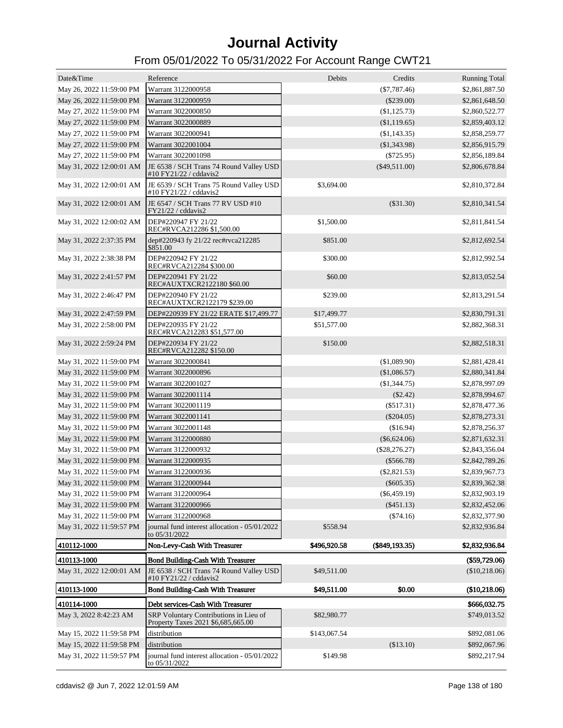# Journal Activity

## From 05/01/2022 To 05/31/2022 For Account Range CWT21

| Date&Time | Reference | Debits | Credits | Running Total |
|---|---|---|---|---|
| May 26, 2022 11:59:00 PM | Warrant 3122000958 | | ($7,787.46) | $2,861,887.50 |
| May 26, 2022 11:59:00 PM | Warrant 3122000959 | | ($239.00) | $2,861,648.50 |
| May 27, 2022 11:59:00 PM | Warrant 3022000850 | | ($1,125.73) | $2,860,522.77 |
| May 27, 2022 11:59:00 PM | Warrant 3022000889 | | ($1,119.65) | $2,859,403.12 |
| May 27, 2022 11:59:00 PM | Warrant 3022000941 | | ($1,143.35) | $2,858,259.77 |
| May 27, 2022 11:59:00 PM | Warrant 3022001004 | | ($1,343.98) | $2,856,915.79 |
| May 27, 2022 11:59:00 PM | Warrant 3022001098 | | ($725.95) | $2,856,189.84 |
| May 31, 2022 12:00:01 AM | JE 6538 / SCH Trans 74 Round Valley USD #10 FY21/22 / cddavis2 | | ($49,511.00) | $2,806,678.84 |
| May 31, 2022 12:00:01 AM | JE 6539 / SCH Trans 75 Round Valley USD #10 FY21/22 / cddavis2 | $3,694.00 | | $2,810,372.84 |
| May 31, 2022 12:00:01 AM | JE 6547 / SCH Trans 77 RV USD #10 FY21/22 / cddavis2 | | ($31.30) | $2,810,341.54 |
| May 31, 2022 12:00:02 AM | DEP#220947 FY 21/22 REC#RVCA212286 $1,500.00 | $1,500.00 | | $2,811,841.54 |
| May 31, 2022 2:37:35 PM | dep#220943 fy 21/22 rec#rvca212285 $851.00 | $851.00 | | $2,812,692.54 |
| May 31, 2022 2:38:38 PM | DEP#220942 FY 21/22 REC#RVCA212284 $300.00 | $300.00 | | $2,812,992.54 |
| May 31, 2022 2:41:57 PM | DEP#220941 FY 21/22 REC#AUXTXCR2122180 $60.00 | $60.00 | | $2,813,052.54 |
| May 31, 2022 2:46:47 PM | DEP#220940 FY 21/22 REC#AUXTXCR2122179 $239.00 | $239.00 | | $2,813,291.54 |
| May 31, 2022 2:47:59 PM | DEP#220939 FY 21/22 ERATE $17,499.77 | $17,499.77 | | $2,830,791.31 |
| May 31, 2022 2:58:00 PM | DEP#220935 FY 21/22 REC#RVCA212283 $51,577.00 | $51,577.00 | | $2,882,368.31 |
| May 31, 2022 2:59:24 PM | DEP#220934 FY 21/22 REC#RVCA212282 $150.00 | $150.00 | | $2,882,518.31 |
| May 31, 2022 11:59:00 PM | Warrant 3022000841 | | ($1,089.90) | $2,881,428.41 |
| May 31, 2022 11:59:00 PM | Warrant 3022000896 | | ($1,086.57) | $2,880,341.84 |
| May 31, 2022 11:59:00 PM | Warrant 3022001027 | | ($1,344.75) | $2,878,997.09 |
| May 31, 2022 11:59:00 PM | Warrant 3022001114 | | ($2.42) | $2,878,994.67 |
| May 31, 2022 11:59:00 PM | Warrant 3022001119 | | ($517.31) | $2,878,477.36 |
| May 31, 2022 11:59:00 PM | Warrant 3022001141 | | ($204.05) | $2,878,273.31 |
| May 31, 2022 11:59:00 PM | Warrant 3022001148 | | ($16.94) | $2,878,256.37 |
| May 31, 2022 11:59:00 PM | Warrant 3122000880 | | ($6,624.06) | $2,871,632.31 |
| May 31, 2022 11:59:00 PM | Warrant 3122000932 | | ($28,276.27) | $2,843,356.04 |
| May 31, 2022 11:59:00 PM | Warrant 3122000935 | | ($566.78) | $2,842,789.26 |
| May 31, 2022 11:59:00 PM | Warrant 3122000936 | | ($2,821.53) | $2,839,967.73 |
| May 31, 2022 11:59:00 PM | Warrant 3122000944 | | ($605.35) | $2,839,362.38 |
| May 31, 2022 11:59:00 PM | Warrant 3122000964 | | ($6,459.19) | $2,832,903.19 |
| May 31, 2022 11:59:00 PM | Warrant 3122000966 | | ($451.13) | $2,832,452.06 |
| May 31, 2022 11:59:00 PM | Warrant 3122000968 | | ($74.16) | $2,832,377.90 |
| May 31, 2022 11:59:57 PM | journal fund interest allocation - 05/01/2022 to 05/31/2022 | $558.94 | | $2,832,936.84 |
| **410112-1000** | **Non-Levy-Cash With Treasurer** | **$496,920.58** | **($849,193.35)** | **$2,832,936.84** |
| **410113-1000** | **Bond Building-Cash With Treasurer** | | | **($59,729.06)** |
| May 31, 2022 12:00:01 AM | JE 6538 / SCH Trans 74 Round Valley USD #10 FY21/22 / cddavis2 | $49,511.00 | | ($10,218.06) |
| **410113-1000** | **Bond Building-Cash With Treasurer** | **$49,511.00** | **$0.00** | **($10,218.06)** |
| **410114-1000** | **Debt services-Cash With Treasurer** | | | **$666,032.75** |
| May 3, 2022 8:42:23 AM | SRP Voluntary Contributions in Lieu of Property Taxes 2021 $6,685,665.00 | $82,980.77 | | $749,013.52 |
| May 15, 2022 11:59:58 PM | distribution | $143,067.54 | | $892,081.06 |
| May 15, 2022 11:59:58 PM | distribution | | ($13.10) | $892,067.96 |
| May 31, 2022 11:59:57 PM | journal fund interest allocation - 05/01/2022 to 05/31/2022 | $149.98 | | $892,217.94 |

cddavis2 @ Jun 7, 2022 12:01:59 AM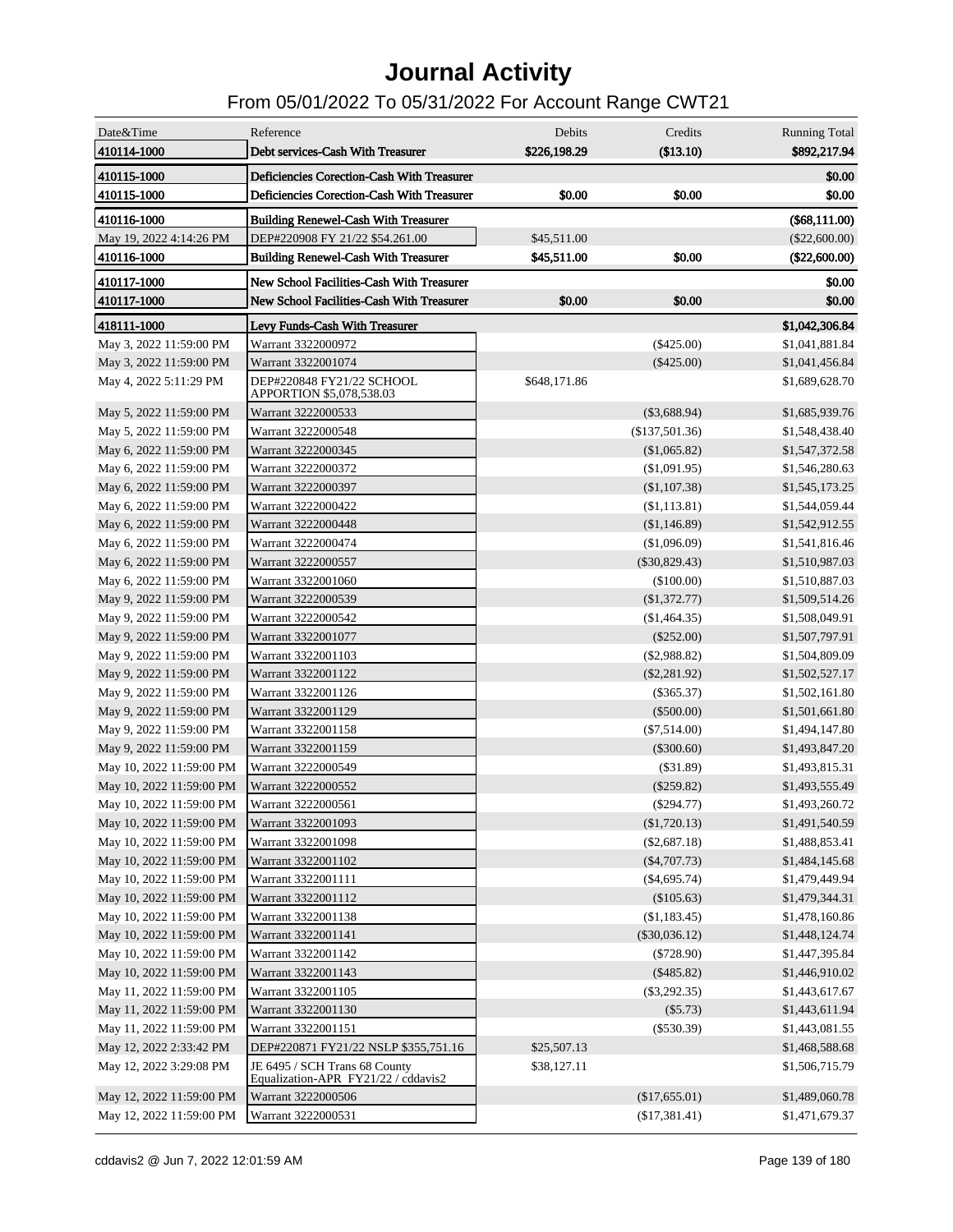# Journal Activity

## From 05/01/2022 To 05/31/2022 For Account Range CWT21

| Date&Time | Reference | Debits | Credits | Running Total |
|---|---|---|---|---|
| 410114-1000 | Debt services-Cash With Treasurer | $226,198.29 | ($13.10) | $892,217.94 |
| 410115-1000 | Deficiencies Corection-Cash With Treasurer | | | $0.00 |
| 410115-1000 | Deficiencies Corection-Cash With Treasurer | $0.00 | $0.00 | $0.00 |
| 410116-1000 | Building Renewel-Cash With Treasurer | | | ($68,111.00) |
| May 19, 2022 4:14:26 PM | DEP#220908 FY 21/22 $54.261.00 | $45,511.00 | | ($22,600.00) |
| 410116-1000 | Building Renewel-Cash With Treasurer | $45,511.00 | $0.00 | ($22,600.00) |
| 410117-1000 | New School Facilities-Cash With Treasurer | | | $0.00 |
| 410117-1000 | New School Facilities-Cash With Treasurer | $0.00 | $0.00 | $0.00 |
| 418111-1000 | Levy Funds-Cash With Treasurer | | | $1,042,306.84 |
| May 3, 2022 11:59:00 PM | Warrant 3322000972 | | ($425.00) | $1,041,881.84 |
| May 3, 2022 11:59:00 PM | Warrant 3322001074 | | ($425.00) | $1,041,456.84 |
| May 4, 2022 5:11:29 PM | DEP#220848 FY21/22 SCHOOL APPORTION $5,078,538.03 | $648,171.86 | | $1,689,628.70 |
| May 5, 2022 11:59:00 PM | Warrant 3222000533 | | ($3,688.94) | $1,685,939.76 |
| May 5, 2022 11:59:00 PM | Warrant 3222000548 | | ($137,501.36) | $1,548,438.40 |
| May 6, 2022 11:59:00 PM | Warrant 3222000345 | | ($1,065.82) | $1,547,372.58 |
| May 6, 2022 11:59:00 PM | Warrant 3222000372 | | ($1,091.95) | $1,546,280.63 |
| May 6, 2022 11:59:00 PM | Warrant 3222000397 | | ($1,107.38) | $1,545,173.25 |
| May 6, 2022 11:59:00 PM | Warrant 3222000422 | | ($1,113.81) | $1,544,059.44 |
| May 6, 2022 11:59:00 PM | Warrant 3222000448 | | ($1,146.89) | $1,542,912.55 |
| May 6, 2022 11:59:00 PM | Warrant 3222000474 | | ($1,096.09) | $1,541,816.46 |
| May 6, 2022 11:59:00 PM | Warrant 3222000557 | | ($30,829.43) | $1,510,987.03 |
| May 6, 2022 11:59:00 PM | Warrant 3322001060 | | ($100.00) | $1,510,887.03 |
| May 9, 2022 11:59:00 PM | Warrant 3222000539 | | ($1,372.77) | $1,509,514.26 |
| May 9, 2022 11:59:00 PM | Warrant 3222000542 | | ($1,464.35) | $1,508,049.91 |
| May 9, 2022 11:59:00 PM | Warrant 3322001077 | | ($252.00) | $1,507,797.91 |
| May 9, 2022 11:59:00 PM | Warrant 3322001103 | | ($2,988.82) | $1,504,809.09 |
| May 9, 2022 11:59:00 PM | Warrant 3322001122 | | ($2,281.92) | $1,502,527.17 |
| May 9, 2022 11:59:00 PM | Warrant 3322001126 | | ($365.37) | $1,502,161.80 |
| May 9, 2022 11:59:00 PM | Warrant 3322001129 | | ($500.00) | $1,501,661.80 |
| May 9, 2022 11:59:00 PM | Warrant 3322001158 | | ($7,514.00) | $1,494,147.80 |
| May 9, 2022 11:59:00 PM | Warrant 3322001159 | | ($300.60) | $1,493,847.20 |
| May 10, 2022 11:59:00 PM | Warrant 3222000549 | | ($31.89) | $1,493,815.31 |
| May 10, 2022 11:59:00 PM | Warrant 3222000552 | | ($259.82) | $1,493,555.49 |
| May 10, 2022 11:59:00 PM | Warrant 3222000561 | | ($294.77) | $1,493,260.72 |
| May 10, 2022 11:59:00 PM | Warrant 3322001093 | | ($1,720.13) | $1,491,540.59 |
| May 10, 2022 11:59:00 PM | Warrant 3322001098 | | ($2,687.18) | $1,488,853.41 |
| May 10, 2022 11:59:00 PM | Warrant 3322001102 | | ($4,707.73) | $1,484,145.68 |
| May 10, 2022 11:59:00 PM | Warrant 3322001111 | | ($4,695.74) | $1,479,449.94 |
| May 10, 2022 11:59:00 PM | Warrant 3322001112 | | ($105.63) | $1,479,344.31 |
| May 10, 2022 11:59:00 PM | Warrant 3322001138 | | ($1,183.45) | $1,478,160.86 |
| May 10, 2022 11:59:00 PM | Warrant 3322001141 | | ($30,036.12) | $1,448,124.74 |
| May 10, 2022 11:59:00 PM | Warrant 3322001142 | | ($728.90) | $1,447,395.84 |
| May 10, 2022 11:59:00 PM | Warrant 3322001143 | | ($485.82) | $1,446,910.02 |
| May 11, 2022 11:59:00 PM | Warrant 3322001105 | | ($3,292.35) | $1,443,617.67 |
| May 11, 2022 11:59:00 PM | Warrant 3322001130 | | ($5.73) | $1,443,611.94 |
| May 11, 2022 11:59:00 PM | Warrant 3322001151 | | ($530.39) | $1,443,081.55 |
| May 12, 2022 2:33:42 PM | DEP#220871 FY21/22 NSLP $355,751.16 | $25,507.13 | | $1,468,588.68 |
| May 12, 2022 3:29:08 PM | JE 6495 / SCH Trans 68 County Equalization-APR FY21/22 / cddavis2 | $38,127.11 | | $1,506,715.79 |
| May 12, 2022 11:59:00 PM | Warrant 3222000506 | | ($17,655.01) | $1,489,060.78 |
| May 12, 2022 11:59:00 PM | Warrant 3222000531 | | ($17,381.41) | $1,471,679.37 |

cddavis2 @ Jun 7, 2022 12:01:59 AM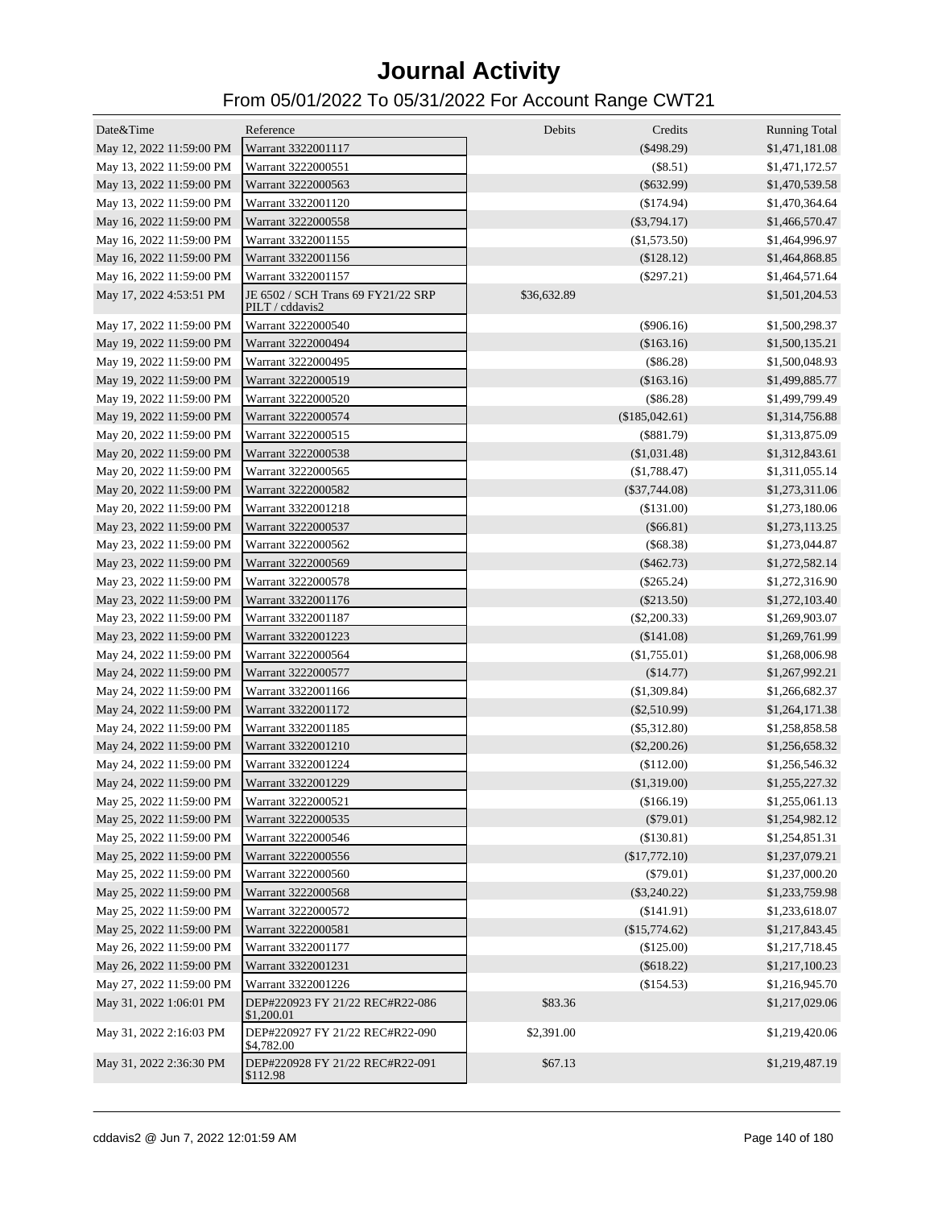# Journal Activity

## From 05/01/2022 To 05/31/2022 For Account Range CWT21

| Date&Time | Reference | Debits | Credits | Running Total |
|---|---|---|---|---|
| May 12, 2022 11:59:00 PM | Warrant 3322001117 | | ($498.29) | $1,471,181.08 |
| May 13, 2022 11:59:00 PM | Warrant 3222000551 | | ($8.51) | $1,471,172.57 |
| May 13, 2022 11:59:00 PM | Warrant 3222000563 | | ($632.99) | $1,470,539.58 |
| May 13, 2022 11:59:00 PM | Warrant 3322001120 | | ($174.94) | $1,470,364.64 |
| May 16, 2022 11:59:00 PM | Warrant 3222000558 | | ($3,794.17) | $1,466,570.47 |
| May 16, 2022 11:59:00 PM | Warrant 3322001155 | | ($1,573.50) | $1,464,996.97 |
| May 16, 2022 11:59:00 PM | Warrant 3322001156 | | ($128.12) | $1,464,868.85 |
| May 16, 2022 11:59:00 PM | Warrant 3322001157 | | ($297.21) | $1,464,571.64 |
| May 17, 2022 4:53:51 PM | JE 6502 / SCH Trans 69 FY21/22 SRP PILT / cddavis2 | $36,632.89 | | $1,501,204.53 |
| May 17, 2022 11:59:00 PM | Warrant 3222000540 | | ($906.16) | $1,500,298.37 |
| May 19, 2022 11:59:00 PM | Warrant 3222000494 | | ($163.16) | $1,500,135.21 |
| May 19, 2022 11:59:00 PM | Warrant 3222000495 | | ($86.28) | $1,500,048.93 |
| May 19, 2022 11:59:00 PM | Warrant 3222000519 | | ($163.16) | $1,499,885.77 |
| May 19, 2022 11:59:00 PM | Warrant 3222000520 | | ($86.28) | $1,499,799.49 |
| May 19, 2022 11:59:00 PM | Warrant 3222000574 | | ($185,042.61) | $1,314,756.88 |
| May 20, 2022 11:59:00 PM | Warrant 3222000515 | | ($881.79) | $1,313,875.09 |
| May 20, 2022 11:59:00 PM | Warrant 3222000538 | | ($1,031.48) | $1,312,843.61 |
| May 20, 2022 11:59:00 PM | Warrant 3222000565 | | ($1,788.47) | $1,311,055.14 |
| May 20, 2022 11:59:00 PM | Warrant 3222000582 | | ($37,744.08) | $1,273,311.06 |
| May 20, 2022 11:59:00 PM | Warrant 3322001218 | | ($131.00) | $1,273,180.06 |
| May 23, 2022 11:59:00 PM | Warrant 3222000537 | | ($66.81) | $1,273,113.25 |
| May 23, 2022 11:59:00 PM | Warrant 3222000562 | | ($68.38) | $1,273,044.87 |
| May 23, 2022 11:59:00 PM | Warrant 3222000569 | | ($462.73) | $1,272,582.14 |
| May 23, 2022 11:59:00 PM | Warrant 3222000578 | | ($265.24) | $1,272,316.90 |
| May 23, 2022 11:59:00 PM | Warrant 3322001176 | | ($213.50) | $1,272,103.40 |
| May 23, 2022 11:59:00 PM | Warrant 3322001187 | | ($2,200.33) | $1,269,903.07 |
| May 23, 2022 11:59:00 PM | Warrant 3322001223 | | ($141.08) | $1,269,761.99 |
| May 24, 2022 11:59:00 PM | Warrant 3222000564 | | ($1,755.01) | $1,268,006.98 |
| May 24, 2022 11:59:00 PM | Warrant 3222000577 | | ($14.77) | $1,267,992.21 |
| May 24, 2022 11:59:00 PM | Warrant 3322001166 | | ($1,309.84) | $1,266,682.37 |
| May 24, 2022 11:59:00 PM | Warrant 3322001172 | | ($2,510.99) | $1,264,171.38 |
| May 24, 2022 11:59:00 PM | Warrant 3322001185 | | ($5,312.80) | $1,258,858.58 |
| May 24, 2022 11:59:00 PM | Warrant 3322001210 | | ($2,200.26) | $1,256,658.32 |
| May 24, 2022 11:59:00 PM | Warrant 3322001224 | | ($112.00) | $1,256,546.32 |
| May 24, 2022 11:59:00 PM | Warrant 3322001229 | | ($1,319.00) | $1,255,227.32 |
| May 25, 2022 11:59:00 PM | Warrant 3222000521 | | ($166.19) | $1,255,061.13 |
| May 25, 2022 11:59:00 PM | Warrant 3222000535 | | ($79.01) | $1,254,982.12 |
| May 25, 2022 11:59:00 PM | Warrant 3222000546 | | ($130.81) | $1,254,851.31 |
| May 25, 2022 11:59:00 PM | Warrant 3222000556 | | ($17,772.10) | $1,237,079.21 |
| May 25, 2022 11:59:00 PM | Warrant 3222000560 | | ($79.01) | $1,237,000.20 |
| May 25, 2022 11:59:00 PM | Warrant 3222000568 | | ($3,240.22) | $1,233,759.98 |
| May 25, 2022 11:59:00 PM | Warrant 3222000572 | | ($141.91) | $1,233,618.07 |
| May 25, 2022 11:59:00 PM | Warrant 3222000581 | | ($15,774.62) | $1,217,843.45 |
| May 26, 2022 11:59:00 PM | Warrant 3322001177 | | ($125.00) | $1,217,718.45 |
| May 26, 2022 11:59:00 PM | Warrant 3322001231 | | ($618.22) | $1,217,100.23 |
| May 27, 2022 11:59:00 PM | Warrant 3322001226 | | ($154.53) | $1,216,945.70 |
| May 31, 2022 1:06:01 PM | DEP#220923 FY 21/22 REC#R22-086 $1,200.01 | $83.36 | | $1,217,029.06 |
| May 31, 2022 2:16:03 PM | DEP#220927 FY 21/22 REC#R22-090 $4,782.00 | $2,391.00 | | $1,219,420.06 |
| May 31, 2022 2:36:30 PM | DEP#220928 FY 21/22 REC#R22-091 $112.98 | $67.13 | | $1,219,487.19 |

cddavis2 @ Jun 7, 2022 12:01:59 AM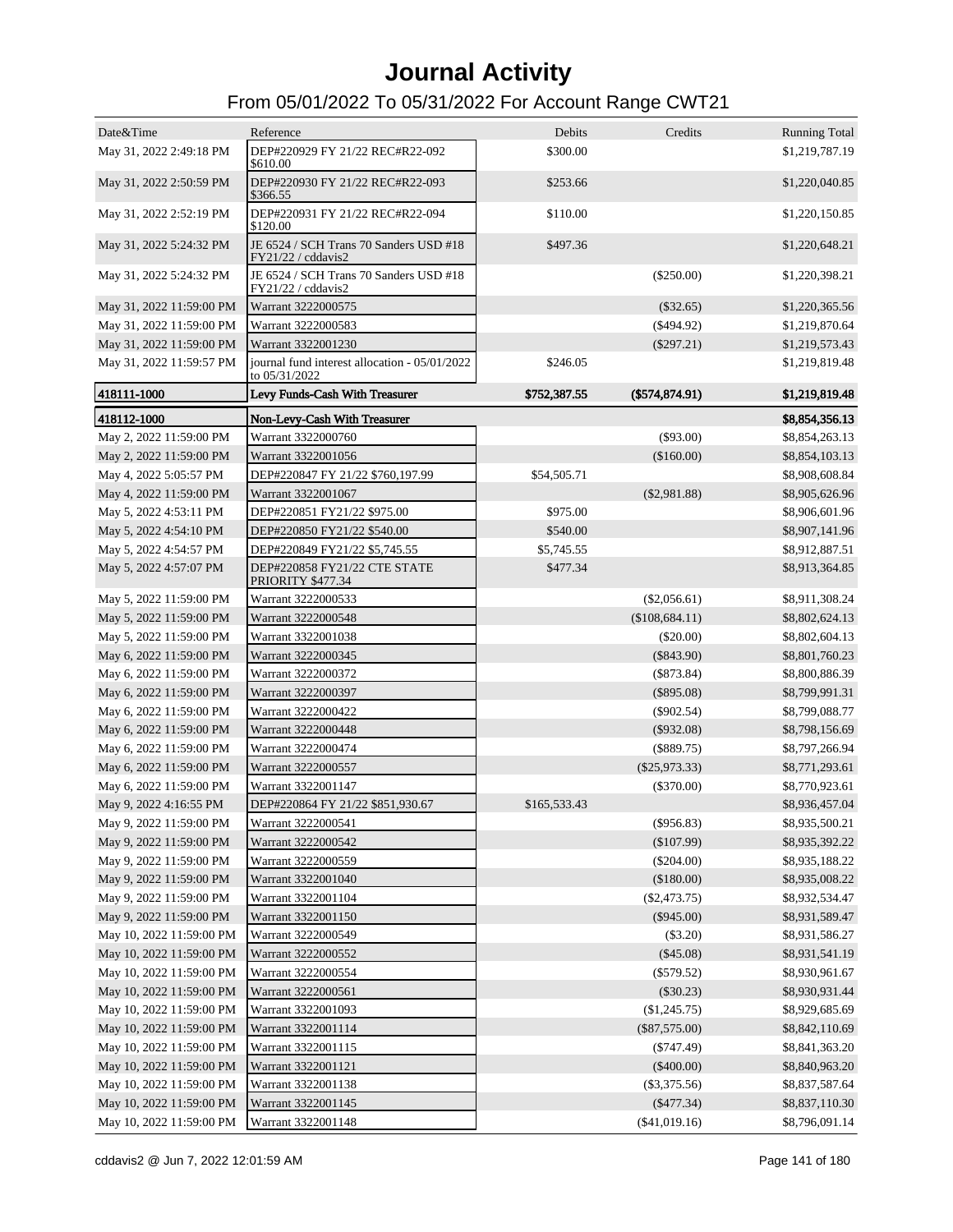# Journal Activity

## From 05/01/2022 To 05/31/2022 For Account Range CWT21

| Date&Time | Reference | Debits | Credits | Running Total |
|---|---|---|---|---|
| May 31, 2022 2:49:18 PM | DEP#220929 FY 21/22 REC#R22-092 $610.00 | $300.00 | | $1,219,787.19 |
| May 31, 2022 2:50:59 PM | DEP#220930 FY 21/22 REC#R22-093 $366.55 | $253.66 | | $1,220,040.85 |
| May 31, 2022 2:52:19 PM | DEP#220931 FY 21/22 REC#R22-094 $120.00 | $110.00 | | $1,220,150.85 |
| May 31, 2022 5:24:32 PM | JE 6524 / SCH Trans 70 Sanders USD #18 FY21/22 / cddavis2 | $497.36 | | $1,220,648.21 |
| May 31, 2022 5:24:32 PM | JE 6524 / SCH Trans 70 Sanders USD #18 FY21/22 / cddavis2 | | ($250.00) | $1,220,398.21 |
| May 31, 2022 11:59:00 PM | Warrant 3222000575 | | ($32.65) | $1,220,365.56 |
| May 31, 2022 11:59:00 PM | Warrant 3222000583 | | ($494.92) | $1,219,870.64 |
| May 31, 2022 11:59:00 PM | Warrant 3322001230 | | ($297.21) | $1,219,573.43 |
| May 31, 2022 11:59:57 PM | journal fund interest allocation - 05/01/2022 to 05/31/2022 | $246.05 | | $1,219,819.48 |
| **418111-1000** | **Levy Funds-Cash With Treasurer** | **$752,387.55** | **($574,874.91)** | **$1,219,819.48** |
| **418112-1000** | **Non-Levy-Cash With Treasurer** | | | **$8,854,356.13** |
| May 2, 2022 11:59:00 PM | Warrant 3322000760 | | ($93.00) | $8,854,263.13 |
| May 2, 2022 11:59:00 PM | Warrant 3322001056 | | ($160.00) | $8,854,103.13 |
| May 4, 2022 5:05:57 PM | DEP#220847 FY 21/22 $760,197.99 | $54,505.71 | | $8,908,608.84 |
| May 4, 2022 11:59:00 PM | Warrant 3322001067 | | ($2,981.88) | $8,905,626.96 |
| May 5, 2022 4:53:11 PM | DEP#220851 FY21/22 $975.00 | $975.00 | | $8,906,601.96 |
| May 5, 2022 4:54:10 PM | DEP#220850 FY21/22 $540.00 | $540.00 | | $8,907,141.96 |
| May 5, 2022 4:54:57 PM | DEP#220849 FY21/22 $5,745.55 | $5,745.55 | | $8,912,887.51 |
| May 5, 2022 4:57:07 PM | DEP#220858 FY21/22 CTE STATE PRIORITY $477.34 | $477.34 | | $8,913,364.85 |
| May 5, 2022 11:59:00 PM | Warrant 3222000533 | | ($2,056.61) | $8,911,308.24 |
| May 5, 2022 11:59:00 PM | Warrant 3222000548 | | ($108,684.11) | $8,802,624.13 |
| May 5, 2022 11:59:00 PM | Warrant 3322001038 | | ($20.00) | $8,802,604.13 |
| May 6, 2022 11:59:00 PM | Warrant 3222000345 | | ($843.90) | $8,801,760.23 |
| May 6, 2022 11:59:00 PM | Warrant 3222000372 | | ($873.84) | $8,800,886.39 |
| May 6, 2022 11:59:00 PM | Warrant 3222000397 | | ($895.08) | $8,799,991.31 |
| May 6, 2022 11:59:00 PM | Warrant 3222000422 | | ($902.54) | $8,799,088.77 |
| May 6, 2022 11:59:00 PM | Warrant 3222000448 | | ($932.08) | $8,798,156.69 |
| May 6, 2022 11:59:00 PM | Warrant 3222000474 | | ($889.75) | $8,797,266.94 |
| May 6, 2022 11:59:00 PM | Warrant 3222000557 | | ($25,973.33) | $8,771,293.61 |
| May 6, 2022 11:59:00 PM | Warrant 3322001147 | | ($370.00) | $8,770,923.61 |
| May 9, 2022 4:16:55 PM | DEP#220864 FY 21/22 $851,930.67 | $165,533.43 | | $8,936,457.04 |
| May 9, 2022 11:59:00 PM | Warrant 3222000541 | | ($956.83) | $8,935,500.21 |
| May 9, 2022 11:59:00 PM | Warrant 3222000542 | | ($107.99) | $8,935,392.22 |
| May 9, 2022 11:59:00 PM | Warrant 3222000559 | | ($204.00) | $8,935,188.22 |
| May 9, 2022 11:59:00 PM | Warrant 3322001040 | | ($180.00) | $8,935,008.22 |
| May 9, 2022 11:59:00 PM | Warrant 3322001104 | | ($2,473.75) | $8,932,534.47 |
| May 9, 2022 11:59:00 PM | Warrant 3322001150 | | ($945.00) | $8,931,589.47 |
| May 10, 2022 11:59:00 PM | Warrant 3222000549 | | ($3.20) | $8,931,586.27 |
| May 10, 2022 11:59:00 PM | Warrant 3222000552 | | ($45.08) | $8,931,541.19 |
| May 10, 2022 11:59:00 PM | Warrant 3222000554 | | ($579.52) | $8,930,961.67 |
| May 10, 2022 11:59:00 PM | Warrant 3222000561 | | ($30.23) | $8,930,931.44 |
| May 10, 2022 11:59:00 PM | Warrant 3322001093 | | ($1,245.75) | $8,929,685.69 |
| May 10, 2022 11:59:00 PM | Warrant 3322001114 | | ($87,575.00) | $8,842,110.69 |
| May 10, 2022 11:59:00 PM | Warrant 3322001115 | | ($747.49) | $8,841,363.20 |
| May 10, 2022 11:59:00 PM | Warrant 3322001121 | | ($400.00) | $8,840,963.20 |
| May 10, 2022 11:59:00 PM | Warrant 3322001138 | | ($3,375.56) | $8,837,587.64 |
| May 10, 2022 11:59:00 PM | Warrant 3322001145 | | ($477.34) | $8,837,110.30 |
| May 10, 2022 11:59:00 PM | Warrant 3322001148 | | ($41,019.16) | $8,796,091.14 |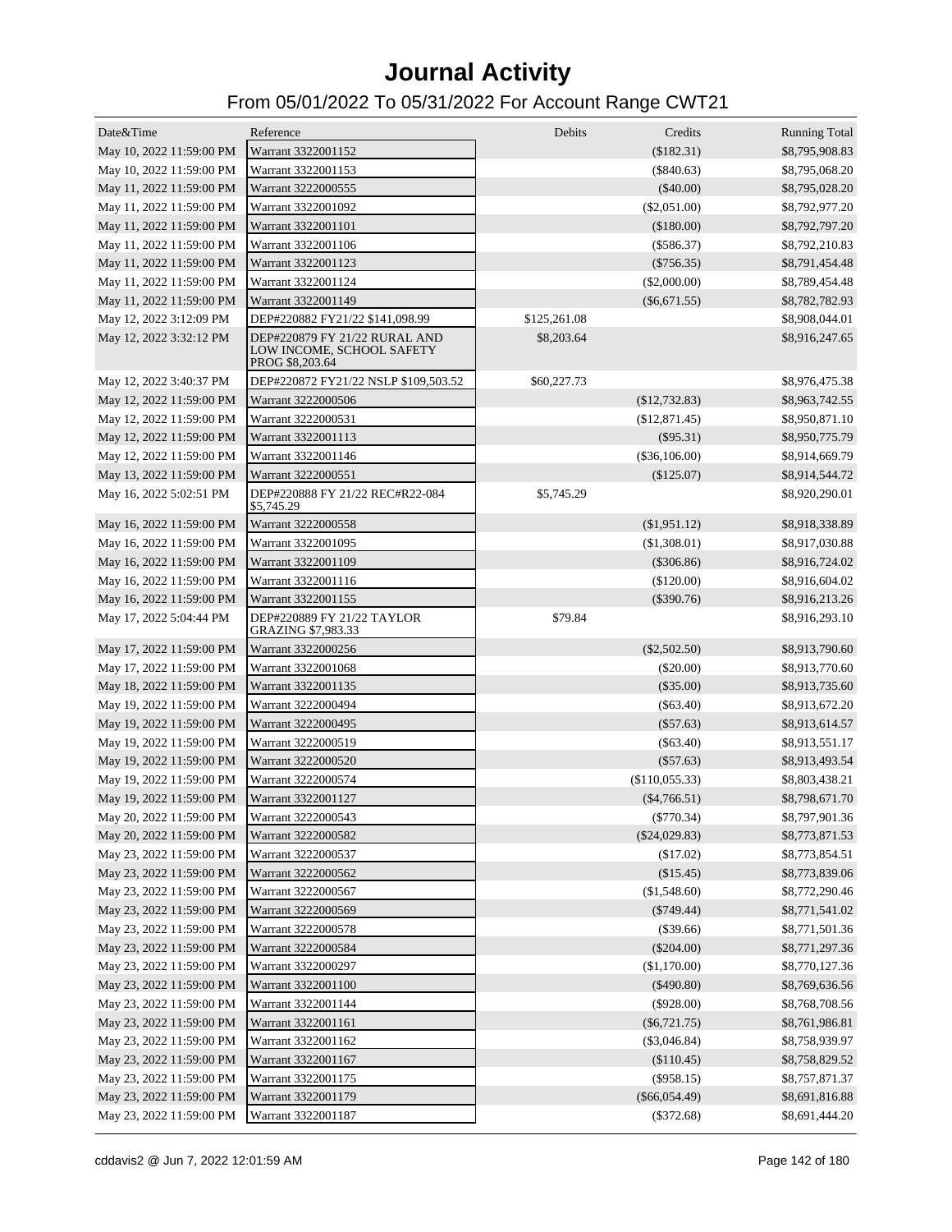# Journal Activity

## From 05/01/2022 To 05/31/2022 For Account Range CWT21

| Date&Time | Reference | Debits | Credits | Running Total |
|---|---|---|---|---|
| May 10, 2022 11:59:00 PM | Warrant 3322001152 | | ($182.31) | $8,795,908.83 |
| May 10, 2022 11:59:00 PM | Warrant 3322001153 | | ($840.63) | $8,795,068.20 |
| May 11, 2022 11:59:00 PM | Warrant 3222000555 | | ($40.00) | $8,795,028.20 |
| May 11, 2022 11:59:00 PM | Warrant 3322001092 | | ($2,051.00) | $8,792,977.20 |
| May 11, 2022 11:59:00 PM | Warrant 3322001101 | | ($180.00) | $8,792,797.20 |
| May 11, 2022 11:59:00 PM | Warrant 3322001106 | | ($586.37) | $8,792,210.83 |
| May 11, 2022 11:59:00 PM | Warrant 3322001123 | | ($756.35) | $8,791,454.48 |
| May 11, 2022 11:59:00 PM | Warrant 3322001124 | | ($2,000.00) | $8,789,454.48 |
| May 11, 2022 11:59:00 PM | Warrant 3322001149 | | ($6,671.55) | $8,782,782.93 |
| May 12, 2022 3:12:09 PM | DEP#220882 FY21/22 $141,098.99 | $125,261.08 | | $8,908,044.01 |
| May 12, 2022 3:32:12 PM | DEP#220879 FY 21/22 RURAL AND LOW INCOME, SCHOOL SAFETY PROG $8,203.64 | $8,203.64 | | $8,916,247.65 |
| May 12, 2022 3:40:37 PM | DEP#220872 FY21/22 NSLP $109,503.52 | $60,227.73 | | $8,976,475.38 |
| May 12, 2022 11:59:00 PM | Warrant 3222000506 | | ($12,732.83) | $8,963,742.55 |
| May 12, 2022 11:59:00 PM | Warrant 3222000531 | | ($12,871.45) | $8,950,871.10 |
| May 12, 2022 11:59:00 PM | Warrant 3322001113 | | ($95.31) | $8,950,775.79 |
| May 12, 2022 11:59:00 PM | Warrant 3322001146 | | ($36,106.00) | $8,914,669.79 |
| May 13, 2022 11:59:00 PM | Warrant 3222000551 | | ($125.07) | $8,914,544.72 |
| May 16, 2022 5:02:51 PM | DEP#220888 FY 21/22 REC#R22-084 $5,745.29 | $5,745.29 | | $8,920,290.01 |
| May 16, 2022 11:59:00 PM | Warrant 3222000558 | | ($1,951.12) | $8,918,338.89 |
| May 16, 2022 11:59:00 PM | Warrant 3322001095 | | ($1,308.01) | $8,917,030.88 |
| May 16, 2022 11:59:00 PM | Warrant 3322001109 | | ($306.86) | $8,916,724.02 |
| May 16, 2022 11:59:00 PM | Warrant 3322001116 | | ($120.00) | $8,916,604.02 |
| May 16, 2022 11:59:00 PM | Warrant 3322001155 | | ($390.76) | $8,916,213.26 |
| May 17, 2022 5:04:44 PM | DEP#220889 FY 21/22 TAYLOR GRAZING $7,983.33 | $79.84 | | $8,916,293.10 |
| May 17, 2022 11:59:00 PM | Warrant 3322000256 | | ($2,502.50) | $8,913,790.60 |
| May 17, 2022 11:59:00 PM | Warrant 3322001068 | | ($20.00) | $8,913,770.60 |
| May 18, 2022 11:59:00 PM | Warrant 3322001135 | | ($35.00) | $8,913,735.60 |
| May 19, 2022 11:59:00 PM | Warrant 3222000494 | | ($63.40) | $8,913,672.20 |
| May 19, 2022 11:59:00 PM | Warrant 3222000495 | | ($57.63) | $8,913,614.57 |
| May 19, 2022 11:59:00 PM | Warrant 3222000519 | | ($63.40) | $8,913,551.17 |
| May 19, 2022 11:59:00 PM | Warrant 3222000520 | | ($57.63) | $8,913,493.54 |
| May 19, 2022 11:59:00 PM | Warrant 3222000574 | | ($110,055.33) | $8,803,438.21 |
| May 19, 2022 11:59:00 PM | Warrant 3322001127 | | ($4,766.51) | $8,798,671.70 |
| May 20, 2022 11:59:00 PM | Warrant 3222000543 | | ($770.34) | $8,797,901.36 |
| May 20, 2022 11:59:00 PM | Warrant 3222000582 | | ($24,029.83) | $8,773,871.53 |
| May 23, 2022 11:59:00 PM | Warrant 3222000537 | | ($17.02) | $8,773,854.51 |
| May 23, 2022 11:59:00 PM | Warrant 3222000562 | | ($15.45) | $8,773,839.06 |
| May 23, 2022 11:59:00 PM | Warrant 3222000567 | | ($1,548.60) | $8,772,290.46 |
| May 23, 2022 11:59:00 PM | Warrant 3222000569 | | ($749.44) | $8,771,541.02 |
| May 23, 2022 11:59:00 PM | Warrant 3222000578 | | ($39.66) | $8,771,501.36 |
| May 23, 2022 11:59:00 PM | Warrant 3222000584 | | ($204.00) | $8,771,297.36 |
| May 23, 2022 11:59:00 PM | Warrant 3322000297 | | ($1,170.00) | $8,770,127.36 |
| May 23, 2022 11:59:00 PM | Warrant 3322001100 | | ($490.80) | $8,769,636.56 |
| May 23, 2022 11:59:00 PM | Warrant 3322001144 | | ($928.00) | $8,768,708.56 |
| May 23, 2022 11:59:00 PM | Warrant 3322001161 | | ($6,721.75) | $8,761,986.81 |
| May 23, 2022 11:59:00 PM | Warrant 3322001162 | | ($3,046.84) | $8,758,939.97 |
| May 23, 2022 11:59:00 PM | Warrant 3322001167 | | ($110.45) | $8,758,829.52 |
| May 23, 2022 11:59:00 PM | Warrant 3322001175 | | ($958.15) | $8,757,871.37 |
| May 23, 2022 11:59:00 PM | Warrant 3322001179 | | ($66,054.49) | $8,691,816.88 |
| May 23, 2022 11:59:00 PM | Warrant 3322001187 | | ($372.68) | $8,691,444.20 |

cddavis2 @ Jun 7, 2022 12:01:59 AM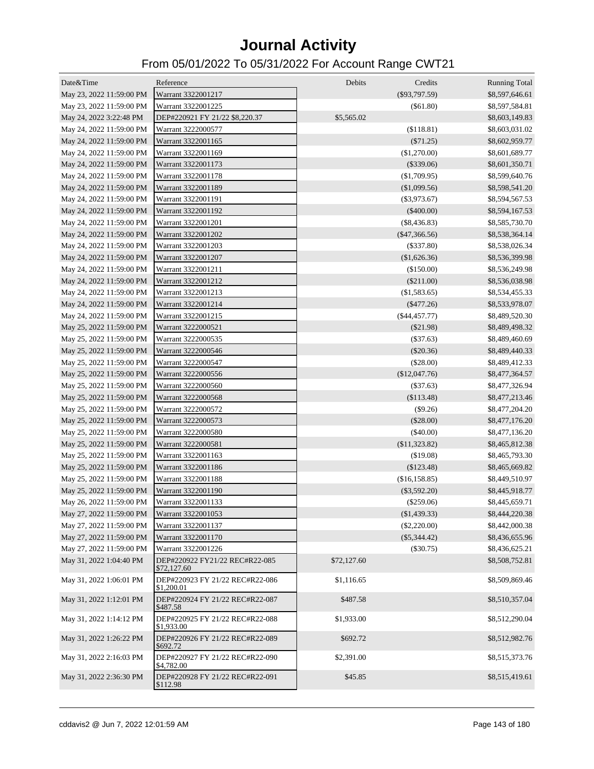# Journal Activity

## From 05/01/2022 To 05/31/2022 For Account Range CWT21

| Date&Time | Reference | Debits | Credits | Running Total |
|---|---|---|---|---|
| May 23, 2022 11:59:00 PM | Warrant 3322001217 | | ($93,797.59) | $8,597,646.61 |
| May 23, 2022 11:59:00 PM | Warrant 3322001225 | | ($61.80) | $8,597,584.81 |
| May 24, 2022 3:22:48 PM | DEP#220921 FY 21/22 $8,220.37 | $5,565.02 | | $8,603,149.83 |
| May 24, 2022 11:59:00 PM | Warrant 3222000577 | | ($118.81) | $8,603,031.02 |
| May 24, 2022 11:59:00 PM | Warrant 3322001165 | | ($71.25) | $8,602,959.77 |
| May 24, 2022 11:59:00 PM | Warrant 3322001169 | | ($1,270.00) | $8,601,689.77 |
| May 24, 2022 11:59:00 PM | Warrant 3322001173 | | ($339.06) | $8,601,350.71 |
| May 24, 2022 11:59:00 PM | Warrant 3322001178 | | ($1,709.95) | $8,599,640.76 |
| May 24, 2022 11:59:00 PM | Warrant 3322001189 | | ($1,099.56) | $8,598,541.20 |
| May 24, 2022 11:59:00 PM | Warrant 3322001191 | | ($3,973.67) | $8,594,567.53 |
| May 24, 2022 11:59:00 PM | Warrant 3322001192 | | ($400.00) | $8,594,167.53 |
| May 24, 2022 11:59:00 PM | Warrant 3322001201 | | ($8,436.83) | $8,585,730.70 |
| May 24, 2022 11:59:00 PM | Warrant 3322001202 | | ($47,366.56) | $8,538,364.14 |
| May 24, 2022 11:59:00 PM | Warrant 3322001203 | | ($337.80) | $8,538,026.34 |
| May 24, 2022 11:59:00 PM | Warrant 3322001207 | | ($1,626.36) | $8,536,399.98 |
| May 24, 2022 11:59:00 PM | Warrant 3322001211 | | ($150.00) | $8,536,249.98 |
| May 24, 2022 11:59:00 PM | Warrant 3322001212 | | ($211.00) | $8,536,038.98 |
| May 24, 2022 11:59:00 PM | Warrant 3322001213 | | ($1,583.65) | $8,534,455.33 |
| May 24, 2022 11:59:00 PM | Warrant 3322001214 | | ($477.26) | $8,533,978.07 |
| May 24, 2022 11:59:00 PM | Warrant 3322001215 | | ($44,457.77) | $8,489,520.30 |
| May 25, 2022 11:59:00 PM | Warrant 3222000521 | | ($21.98) | $8,489,498.32 |
| May 25, 2022 11:59:00 PM | Warrant 3222000535 | | ($37.63) | $8,489,460.69 |
| May 25, 2022 11:59:00 PM | Warrant 3222000546 | | ($20.36) | $8,489,440.33 |
| May 25, 2022 11:59:00 PM | Warrant 3222000547 | | ($28.00) | $8,489,412.33 |
| May 25, 2022 11:59:00 PM | Warrant 3222000556 | | ($12,047.76) | $8,477,364.57 |
| May 25, 2022 11:59:00 PM | Warrant 3222000560 | | ($37.63) | $8,477,326.94 |
| May 25, 2022 11:59:00 PM | Warrant 3222000568 | | ($113.48) | $8,477,213.46 |
| May 25, 2022 11:59:00 PM | Warrant 3222000572 | | ($9.26) | $8,477,204.20 |
| May 25, 2022 11:59:00 PM | Warrant 3222000573 | | ($28.00) | $8,477,176.20 |
| May 25, 2022 11:59:00 PM | Warrant 3222000580 | | ($40.00) | $8,477,136.20 |
| May 25, 2022 11:59:00 PM | Warrant 3222000581 | | ($11,323.82) | $8,465,812.38 |
| May 25, 2022 11:59:00 PM | Warrant 3322001163 | | ($19.08) | $8,465,793.30 |
| May 25, 2022 11:59:00 PM | Warrant 3322001186 | | ($123.48) | $8,465,669.82 |
| May 25, 2022 11:59:00 PM | Warrant 3322001188 | | ($16,158.85) | $8,449,510.97 |
| May 25, 2022 11:59:00 PM | Warrant 3322001190 | | ($3,592.20) | $8,445,918.77 |
| May 26, 2022 11:59:00 PM | Warrant 3322001133 | | ($259.06) | $8,445,659.71 |
| May 27, 2022 11:59:00 PM | Warrant 3322001053 | | ($1,439.33) | $8,444,220.38 |
| May 27, 2022 11:59:00 PM | Warrant 3322001137 | | ($2,220.00) | $8,442,000.38 |
| May 27, 2022 11:59:00 PM | Warrant 3322001170 | | ($5,344.42) | $8,436,655.96 |
| May 27, 2022 11:59:00 PM | Warrant 3322001226 | | ($30.75) | $8,436,625.21 |
| May 31, 2022 1:04:40 PM | DEP#220922 FY21/22 REC#R22-085 $72,127.60 | $72,127.60 | | $8,508,752.81 |
| May 31, 2022 1:06:01 PM | DEP#220923 FY 21/22 REC#R22-086 $1,200.01 | $1,116.65 | | $8,509,869.46 |
| May 31, 2022 1:12:01 PM | DEP#220924 FY 21/22 REC#R22-087 $487.58 | $487.58 | | $8,510,357.04 |
| May 31, 2022 1:14:12 PM | DEP#220925 FY 21/22 REC#R22-088 $1,933.00 | $1,933.00 | | $8,512,290.04 |
| May 31, 2022 1:26:22 PM | DEP#220926 FY 21/22 REC#R22-089 $692.72 | $692.72 | | $8,512,982.76 |
| May 31, 2022 2:16:03 PM | DEP#220927 FY 21/22 REC#R22-090 $4,782.00 | $2,391.00 | | $8,515,373.76 |
| May 31, 2022 2:36:30 PM | DEP#220928 FY 21/22 REC#R22-091 $112.98 | $45.85 | | $8,515,419.61 |

cddavis2 @ Jun 7, 2022 12:01:59 AM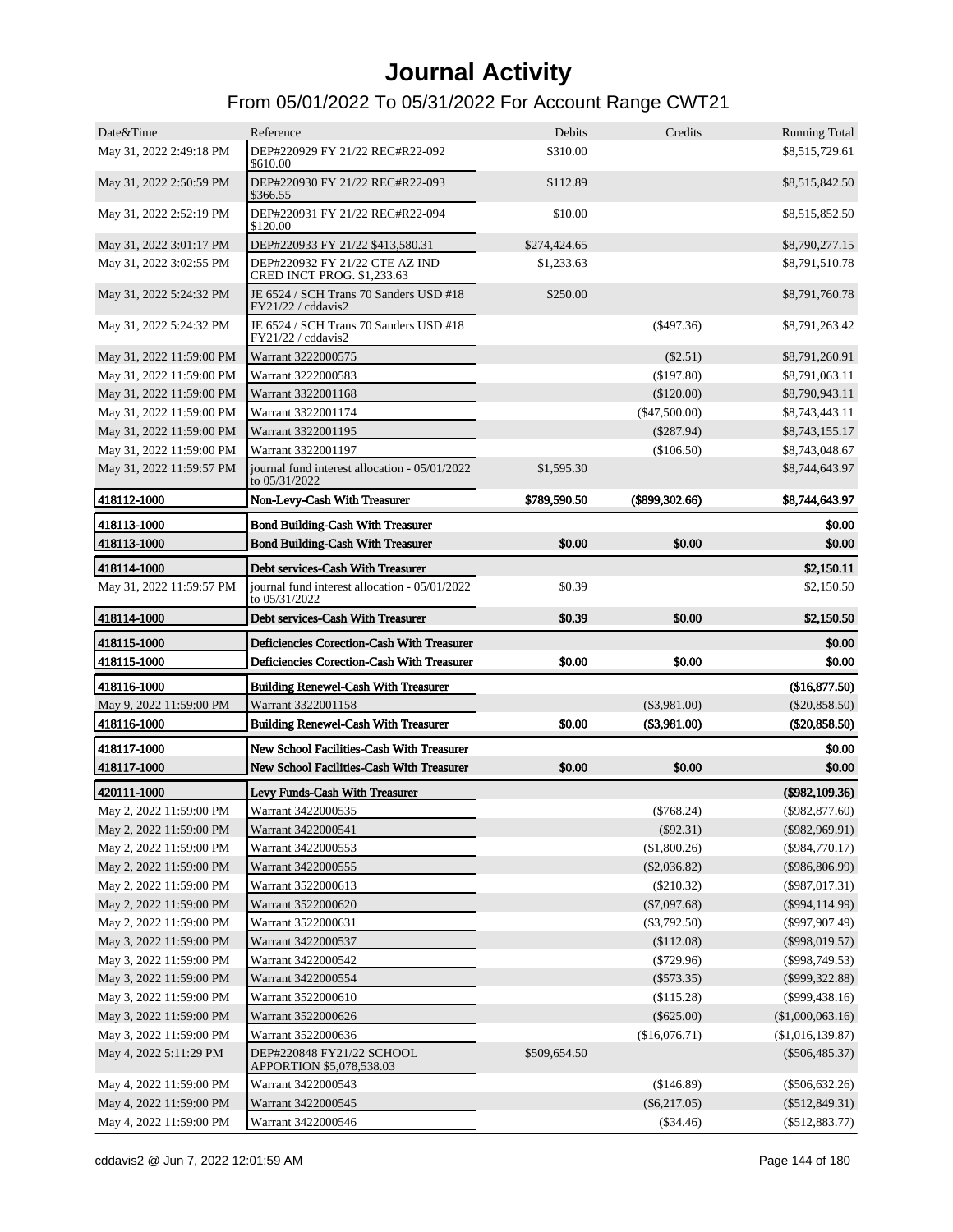# Journal Activity

## From 05/01/2022 To 05/31/2022 For Account Range CWT21

| Date&Time | Reference | Debits | Credits | Running Total |
|---|---|---|---|---|
| May 31, 2022 2:49:18 PM | DEP#220929 FY 21/22 REC#R22-092 $610.00 | $310.00 | | $8,515,729.61 |
| May 31, 2022 2:50:59 PM | DEP#220930 FY 21/22 REC#R22-093 $366.55 | $112.89 | | $8,515,842.50 |
| May 31, 2022 2:52:19 PM | DEP#220931 FY 21/22 REC#R22-094 $120.00 | $10.00 | | $8,515,852.50 |
| May 31, 2022 3:01:17 PM | DEP#220933 FY 21/22 $413,580.31 | $274,424.65 | | $8,790,277.15 |
| May 31, 2022 3:02:55 PM | DEP#220932 FY 21/22 CTE AZ IND CRED INCT PROG. $1,233.63 | $1,233.63 | | $8,791,510.78 |
| May 31, 2022 5:24:32 PM | JE 6524 / SCH Trans 70 Sanders USD #18 FY21/22 / cddavis2 | $250.00 | | $8,791,760.78 |
| May 31, 2022 5:24:32 PM | JE 6524 / SCH Trans 70 Sanders USD #18 FY21/22 / cddavis2 | | ($497.36) | $8,791,263.42 |
| May 31, 2022 11:59:00 PM | Warrant 3222000575 | | ($2.51) | $8,791,260.91 |
| May 31, 2022 11:59:00 PM | Warrant 3222000583 | | ($197.80) | $8,791,063.11 |
| May 31, 2022 11:59:00 PM | Warrant 3322001168 | | ($120.00) | $8,790,943.11 |
| May 31, 2022 11:59:00 PM | Warrant 3322001174 | | ($47,500.00) | $8,743,443.11 |
| May 31, 2022 11:59:00 PM | Warrant 3322001195 | | ($287.94) | $8,743,155.17 |
| May 31, 2022 11:59:00 PM | Warrant 3322001197 | | ($106.50) | $8,743,048.67 |
| May 31, 2022 11:59:57 PM | journal fund interest allocation - 05/01/2022 to 05/31/2022 | $1,595.30 | | $8,744,643.97 |
| **418112-1000** | **Non-Levy-Cash With Treasurer** | **$789,590.50** | **($899,302.66)** | **$8,744,643.97** |
| **418113-1000** | **Bond Building-Cash With Treasurer** | | | **$0.00** |
| **418113-1000** | **Bond Building-Cash With Treasurer** | **$0.00** | **$0.00** | **$0.00** |
| **418114-1000** | **Debt services-Cash With Treasurer** | | | **$2,150.11** |
| May 31, 2022 11:59:57 PM | journal fund interest allocation - 05/01/2022 to 05/31/2022 | $0.39 | | $2,150.50 |
| **418114-1000** | **Debt services-Cash With Treasurer** | **$0.39** | **$0.00** | **$2,150.50** |
| **418115-1000** | **Deficiencies Corection-Cash With Treasurer** | | | **$0.00** |
| **418115-1000** | **Deficiencies Corection-Cash With Treasurer** | **$0.00** | **$0.00** | **$0.00** |
| **418116-1000** | **Building Renewel-Cash With Treasurer** | | | **($16,877.50)** |
| May 9, 2022 11:59:00 PM | Warrant 3322001158 | | ($3,981.00) | ($20,858.50) |
| **418116-1000** | **Building Renewel-Cash With Treasurer** | **$0.00** | **($3,981.00)** | **($20,858.50)** |
| **418117-1000** | **New School Facilities-Cash With Treasurer** | | | **$0.00** |
| **418117-1000** | **New School Facilities-Cash With Treasurer** | **$0.00** | **$0.00** | **$0.00** |
| **420111-1000** | **Levy Funds-Cash With Treasurer** | | | **($982,109.36)** |
| May 2, 2022 11:59:00 PM | Warrant 3422000535 | | ($768.24) | ($982,877.60) |
| May 2, 2022 11:59:00 PM | Warrant 3422000541 | | ($92.31) | ($982,969.91) |
| May 2, 2022 11:59:00 PM | Warrant 3422000553 | | ($1,800.26) | ($984,770.17) |
| May 2, 2022 11:59:00 PM | Warrant 3422000555 | | ($2,036.82) | ($986,806.99) |
| May 2, 2022 11:59:00 PM | Warrant 3522000613 | | ($210.32) | ($987,017.31) |
| May 2, 2022 11:59:00 PM | Warrant 3522000620 | | ($7,097.68) | ($994,114.99) |
| May 2, 2022 11:59:00 PM | Warrant 3522000631 | | ($3,792.50) | ($997,907.49) |
| May 3, 2022 11:59:00 PM | Warrant 3422000537 | | ($112.08) | ($998,019.57) |
| May 3, 2022 11:59:00 PM | Warrant 3422000542 | | ($729.96) | ($998,749.53) |
| May 3, 2022 11:59:00 PM | Warrant 3422000554 | | ($573.35) | ($999,322.88) |
| May 3, 2022 11:59:00 PM | Warrant 3522000610 | | ($115.28) | ($999,438.16) |
| May 3, 2022 11:59:00 PM | Warrant 3522000626 | | ($625.00) | ($1,000,063.16) |
| May 3, 2022 11:59:00 PM | Warrant 3522000636 | | ($16,076.71) | ($1,016,139.87) |
| May 4, 2022 5:11:29 PM | DEP#220848 FY21/22 SCHOOL APPORTION $5,078,538.03 | $509,654.50 | | ($506,485.37) |
| May 4, 2022 11:59:00 PM | Warrant 3422000543 | | ($146.89) | ($506,632.26) |
| May 4, 2022 11:59:00 PM | Warrant 3422000545 | | ($6,217.05) | ($512,849.31) |
| May 4, 2022 11:59:00 PM | Warrant 3422000546 | | ($34.46) | ($512,883.77) |

cddavis2 @ Jun 7, 2022 12:01:59 AM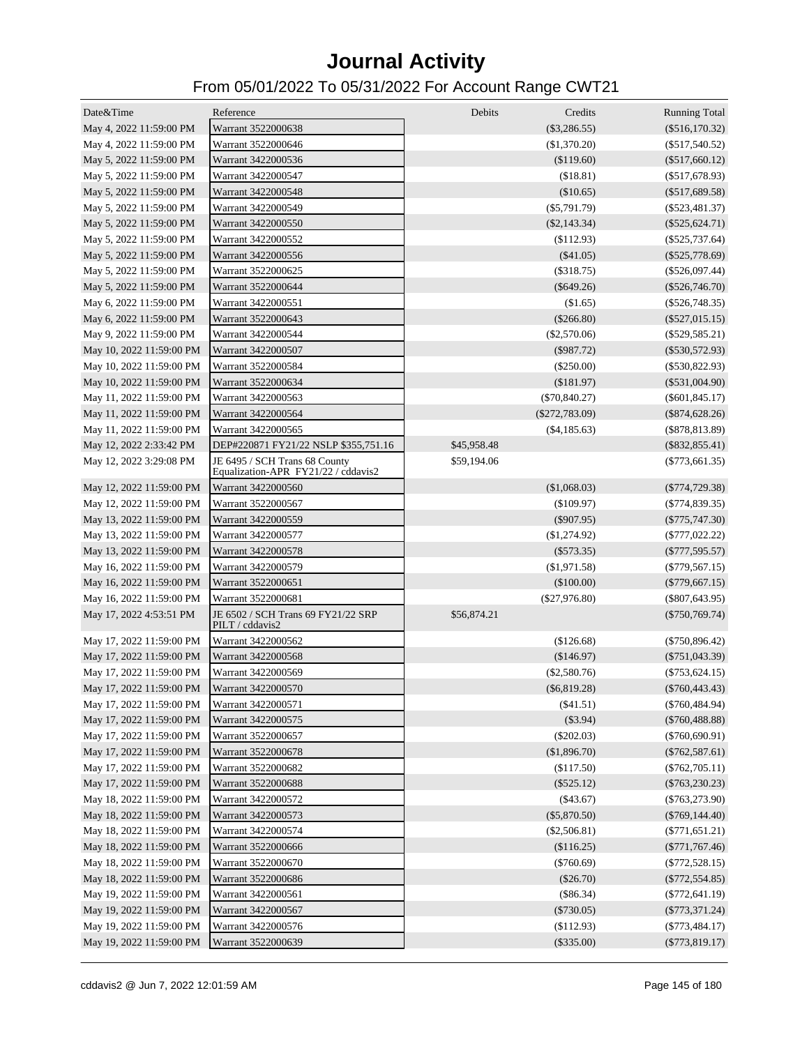# Journal Activity

## From 05/01/2022 To 05/31/2022 For Account Range CWT21

| Date&Time | Reference | Debits | Credits | Running Total |
|---|---|---|---|---|
| May 4, 2022 11:59:00 PM | Warrant 3522000638 | | ($3,286.55) | ($516,170.32) |
| May 4, 2022 11:59:00 PM | Warrant 3522000646 | | ($1,370.20) | ($517,540.52) |
| May 5, 2022 11:59:00 PM | Warrant 3422000536 | | ($119.60) | ($517,660.12) |
| May 5, 2022 11:59:00 PM | Warrant 3422000547 | | ($18.81) | ($517,678.93) |
| May 5, 2022 11:59:00 PM | Warrant 3422000548 | | ($10.65) | ($517,689.58) |
| May 5, 2022 11:59:00 PM | Warrant 3422000549 | | ($5,791.79) | ($523,481.37) |
| May 5, 2022 11:59:00 PM | Warrant 3422000550 | | ($2,143.34) | ($525,624.71) |
| May 5, 2022 11:59:00 PM | Warrant 3422000552 | | ($112.93) | ($525,737.64) |
| May 5, 2022 11:59:00 PM | Warrant 3422000556 | | ($41.05) | ($525,778.69) |
| May 5, 2022 11:59:00 PM | Warrant 3522000625 | | ($318.75) | ($526,097.44) |
| May 5, 2022 11:59:00 PM | Warrant 3522000644 | | ($649.26) | ($526,746.70) |
| May 6, 2022 11:59:00 PM | Warrant 3422000551 | | ($1.65) | ($526,748.35) |
| May 6, 2022 11:59:00 PM | Warrant 3522000643 | | ($266.80) | ($527,015.15) |
| May 9, 2022 11:59:00 PM | Warrant 3422000544 | | ($2,570.06) | ($529,585.21) |
| May 10, 2022 11:59:00 PM | Warrant 3422000507 | | ($987.72) | ($530,572.93) |
| May 10, 2022 11:59:00 PM | Warrant 3522000584 | | ($250.00) | ($530,822.93) |
| May 10, 2022 11:59:00 PM | Warrant 3522000634 | | ($181.97) | ($531,004.90) |
| May 11, 2022 11:59:00 PM | Warrant 3422000563 | | ($70,840.27) | ($601,845.17) |
| May 11, 2022 11:59:00 PM | Warrant 3422000564 | | ($272,783.09) | ($874,628.26) |
| May 11, 2022 11:59:00 PM | Warrant 3422000565 | | ($4,185.63) | ($878,813.89) |
| May 12, 2022 2:33:42 PM | DEP#220871 FY21/22 NSLP $355,751.16 | $45,958.48 | | ($832,855.41) |
| May 12, 2022 3:29:08 PM | JE 6495 / SCH Trans 68 County Equalization-APR FY21/22 / cddavis2 | $59,194.06 | | ($773,661.35) |
| May 12, 2022 11:59:00 PM | Warrant 3422000560 | | ($1,068.03) | ($774,729.38) |
| May 12, 2022 11:59:00 PM | Warrant 3522000567 | | ($109.97) | ($774,839.35) |
| May 13, 2022 11:59:00 PM | Warrant 3422000559 | | ($907.95) | ($775,747.30) |
| May 13, 2022 11:59:00 PM | Warrant 3422000577 | | ($1,274.92) | ($777,022.22) |
| May 13, 2022 11:59:00 PM | Warrant 3422000578 | | ($573.35) | ($777,595.57) |
| May 16, 2022 11:59:00 PM | Warrant 3422000579 | | ($1,971.58) | ($779,567.15) |
| May 16, 2022 11:59:00 PM | Warrant 3522000651 | | ($100.00) | ($779,667.15) |
| May 16, 2022 11:59:00 PM | Warrant 3522000681 | | ($27,976.80) | ($807,643.95) |
| May 17, 2022 4:53:51 PM | JE 6502 / SCH Trans 69 FY21/22 SRP PILT / cddavis2 | $56,874.21 | | ($750,769.74) |
| May 17, 2022 11:59:00 PM | Warrant 3422000562 | | ($126.68) | ($750,896.42) |
| May 17, 2022 11:59:00 PM | Warrant 3422000568 | | ($146.97) | ($751,043.39) |
| May 17, 2022 11:59:00 PM | Warrant 3422000569 | | ($2,580.76) | ($753,624.15) |
| May 17, 2022 11:59:00 PM | Warrant 3422000570 | | ($6,819.28) | ($760,443.43) |
| May 17, 2022 11:59:00 PM | Warrant 3422000571 | | ($41.51) | ($760,484.94) |
| May 17, 2022 11:59:00 PM | Warrant 3422000575 | | ($3.94) | ($760,488.88) |
| May 17, 2022 11:59:00 PM | Warrant 3522000657 | | ($202.03) | ($760,690.91) |
| May 17, 2022 11:59:00 PM | Warrant 3522000678 | | ($1,896.70) | ($762,587.61) |
| May 17, 2022 11:59:00 PM | Warrant 3522000682 | | ($117.50) | ($762,705.11) |
| May 17, 2022 11:59:00 PM | Warrant 3522000688 | | ($525.12) | ($763,230.23) |
| May 18, 2022 11:59:00 PM | Warrant 3422000572 | | ($43.67) | ($763,273.90) |
| May 18, 2022 11:59:00 PM | Warrant 3422000573 | | ($5,870.50) | ($769,144.40) |
| May 18, 2022 11:59:00 PM | Warrant 3422000574 | | ($2,506.81) | ($771,651.21) |
| May 18, 2022 11:59:00 PM | Warrant 3522000666 | | ($116.25) | ($771,767.46) |
| May 18, 2022 11:59:00 PM | Warrant 3522000670 | | ($760.69) | ($772,528.15) |
| May 18, 2022 11:59:00 PM | Warrant 3522000686 | | ($26.70) | ($772,554.85) |
| May 19, 2022 11:59:00 PM | Warrant 3422000561 | | ($86.34) | ($772,641.19) |
| May 19, 2022 11:59:00 PM | Warrant 3422000567 | | ($730.05) | ($773,371.24) |
| May 19, 2022 11:59:00 PM | Warrant 3422000576 | | ($112.93) | ($773,484.17) |
| May 19, 2022 11:59:00 PM | Warrant 3522000639 | | ($335.00) | ($773,819.17) |

cddavis2 @ Jun 7, 2022 12:01:59 AM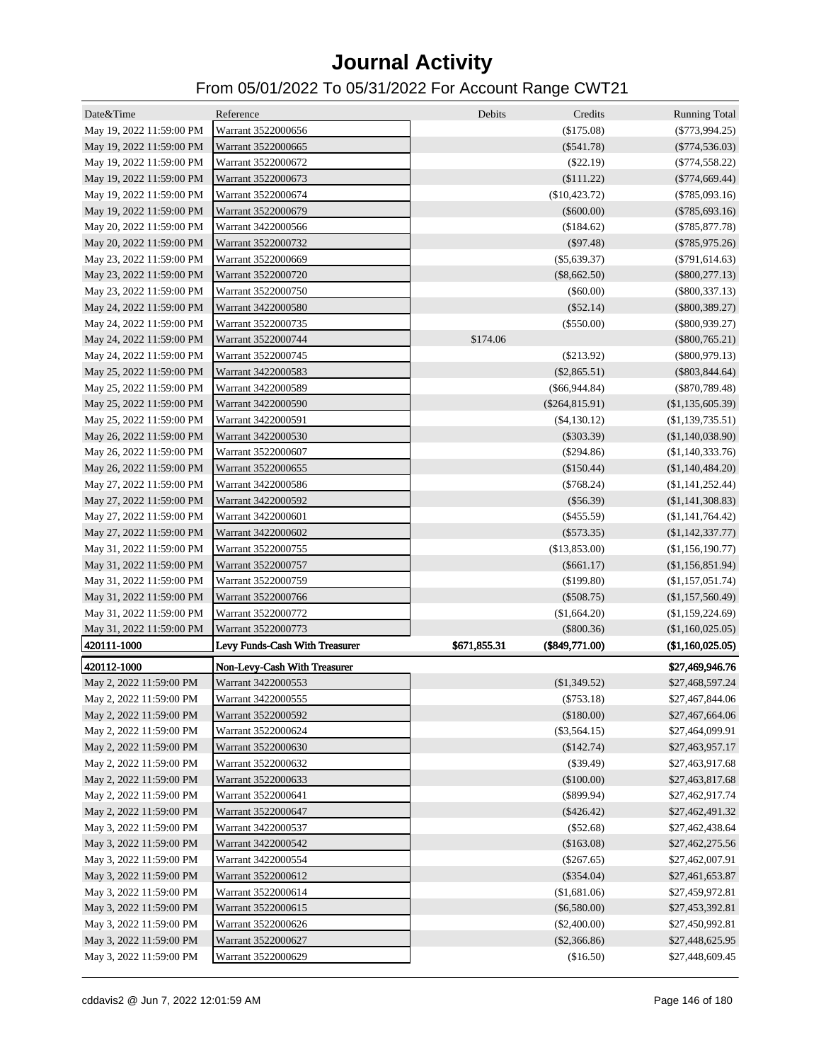# Journal Activity

## From 05/01/2022 To 05/31/2022 For Account Range CWT21

| Date&Time | Reference | Debits | Credits | Running Total |
|---|---|---|---|---|
| May 19, 2022 11:59:00 PM | Warrant 3522000656 | | ($175.08) | ($773,994.25) |
| May 19, 2022 11:59:00 PM | Warrant 3522000665 | | ($541.78) | ($774,536.03) |
| May 19, 2022 11:59:00 PM | Warrant 3522000672 | | ($22.19) | ($774,558.22) |
| May 19, 2022 11:59:00 PM | Warrant 3522000673 | | ($111.22) | ($774,669.44) |
| May 19, 2022 11:59:00 PM | Warrant 3522000674 | | ($10,423.72) | ($785,093.16) |
| May 19, 2022 11:59:00 PM | Warrant 3522000679 | | ($600.00) | ($785,693.16) |
| May 20, 2022 11:59:00 PM | Warrant 3422000566 | | ($184.62) | ($785,877.78) |
| May 20, 2022 11:59:00 PM | Warrant 3522000732 | | ($97.48) | ($785,975.26) |
| May 23, 2022 11:59:00 PM | Warrant 3522000669 | | ($5,639.37) | ($791,614.63) |
| May 23, 2022 11:59:00 PM | Warrant 3522000720 | | ($8,662.50) | ($800,277.13) |
| May 23, 2022 11:59:00 PM | Warrant 3522000750 | | ($60.00) | ($800,337.13) |
| May 24, 2022 11:59:00 PM | Warrant 3422000580 | | ($52.14) | ($800,389.27) |
| May 24, 2022 11:59:00 PM | Warrant 3522000735 | | ($550.00) | ($800,939.27) |
| May 24, 2022 11:59:00 PM | Warrant 3522000744 | $174.06 | | ($800,765.21) |
| May 24, 2022 11:59:00 PM | Warrant 3522000745 | | ($213.92) | ($800,979.13) |
| May 25, 2022 11:59:00 PM | Warrant 3422000583 | | ($2,865.51) | ($803,844.64) |
| May 25, 2022 11:59:00 PM | Warrant 3422000589 | | ($66,944.84) | ($870,789.48) |
| May 25, 2022 11:59:00 PM | Warrant 3422000590 | | ($264,815.91) | ($1,135,605.39) |
| May 25, 2022 11:59:00 PM | Warrant 3422000591 | | ($4,130.12) | ($1,139,735.51) |
| May 26, 2022 11:59:00 PM | Warrant 3422000530 | | ($303.39) | ($1,140,038.90) |
| May 26, 2022 11:59:00 PM | Warrant 3522000607 | | ($294.86) | ($1,140,333.76) |
| May 26, 2022 11:59:00 PM | Warrant 3522000655 | | ($150.44) | ($1,140,484.20) |
| May 27, 2022 11:59:00 PM | Warrant 3422000586 | | ($768.24) | ($1,141,252.44) |
| May 27, 2022 11:59:00 PM | Warrant 3422000592 | | ($56.39) | ($1,141,308.83) |
| May 27, 2022 11:59:00 PM | Warrant 3422000601 | | ($455.59) | ($1,141,764.42) |
| May 27, 2022 11:59:00 PM | Warrant 3422000602 | | ($573.35) | ($1,142,337.77) |
| May 31, 2022 11:59:00 PM | Warrant 3522000755 | | ($13,853.00) | ($1,156,190.77) |
| May 31, 2022 11:59:00 PM | Warrant 3522000757 | | ($661.17) | ($1,156,851.94) |
| May 31, 2022 11:59:00 PM | Warrant 3522000759 | | ($199.80) | ($1,157,051.74) |
| May 31, 2022 11:59:00 PM | Warrant 3522000766 | | ($508.75) | ($1,157,560.49) |
| May 31, 2022 11:59:00 PM | Warrant 3522000772 | | ($1,664.20) | ($1,159,224.69) |
| May 31, 2022 11:59:00 PM | Warrant 3522000773 | | ($800.36) | ($1,160,025.05) |
| **420111-1000** | **Levy Funds-Cash With Treasurer** | **$671,855.31** | **($849,771.00)** | **($1,160,025.05)** |
| **420112-1000** | **Non-Levy-Cash With Treasurer** | | | **$27,469,946.76** |
| May 2, 2022 11:59:00 PM | Warrant 3422000553 | | ($1,349.52) | $27,468,597.24 |
| May 2, 2022 11:59:00 PM | Warrant 3422000555 | | ($753.18) | $27,467,844.06 |
| May 2, 2022 11:59:00 PM | Warrant 3522000592 | | ($180.00) | $27,467,664.06 |
| May 2, 2022 11:59:00 PM | Warrant 3522000624 | | ($3,564.15) | $27,464,099.91 |
| May 2, 2022 11:59:00 PM | Warrant 3522000630 | | ($142.74) | $27,463,957.17 |
| May 2, 2022 11:59:00 PM | Warrant 3522000632 | | ($39.49) | $27,463,917.68 |
| May 2, 2022 11:59:00 PM | Warrant 3522000633 | | ($100.00) | $27,463,817.68 |
| May 2, 2022 11:59:00 PM | Warrant 3522000641 | | ($899.94) | $27,462,917.74 |
| May 2, 2022 11:59:00 PM | Warrant 3522000647 | | ($426.42) | $27,462,491.32 |
| May 3, 2022 11:59:00 PM | Warrant 3422000537 | | ($52.68) | $27,462,438.64 |
| May 3, 2022 11:59:00 PM | Warrant 3422000542 | | ($163.08) | $27,462,275.56 |
| May 3, 2022 11:59:00 PM | Warrant 3422000554 | | ($267.65) | $27,462,007.91 |
| May 3, 2022 11:59:00 PM | Warrant 3522000612 | | ($354.04) | $27,461,653.87 |
| May 3, 2022 11:59:00 PM | Warrant 3522000614 | | ($1,681.06) | $27,459,972.81 |
| May 3, 2022 11:59:00 PM | Warrant 3522000615 | | ($6,580.00) | $27,453,392.81 |
| May 3, 2022 11:59:00 PM | Warrant 3522000626 | | ($2,400.00) | $27,450,992.81 |
| May 3, 2022 11:59:00 PM | Warrant 3522000627 | | ($2,366.86) | $27,448,625.95 |
| May 3, 2022 11:59:00 PM | Warrant 3522000629 | | ($16.50) | $27,448,609.45 |

cddavis2 @ Jun 7, 2022 12:01:59 AM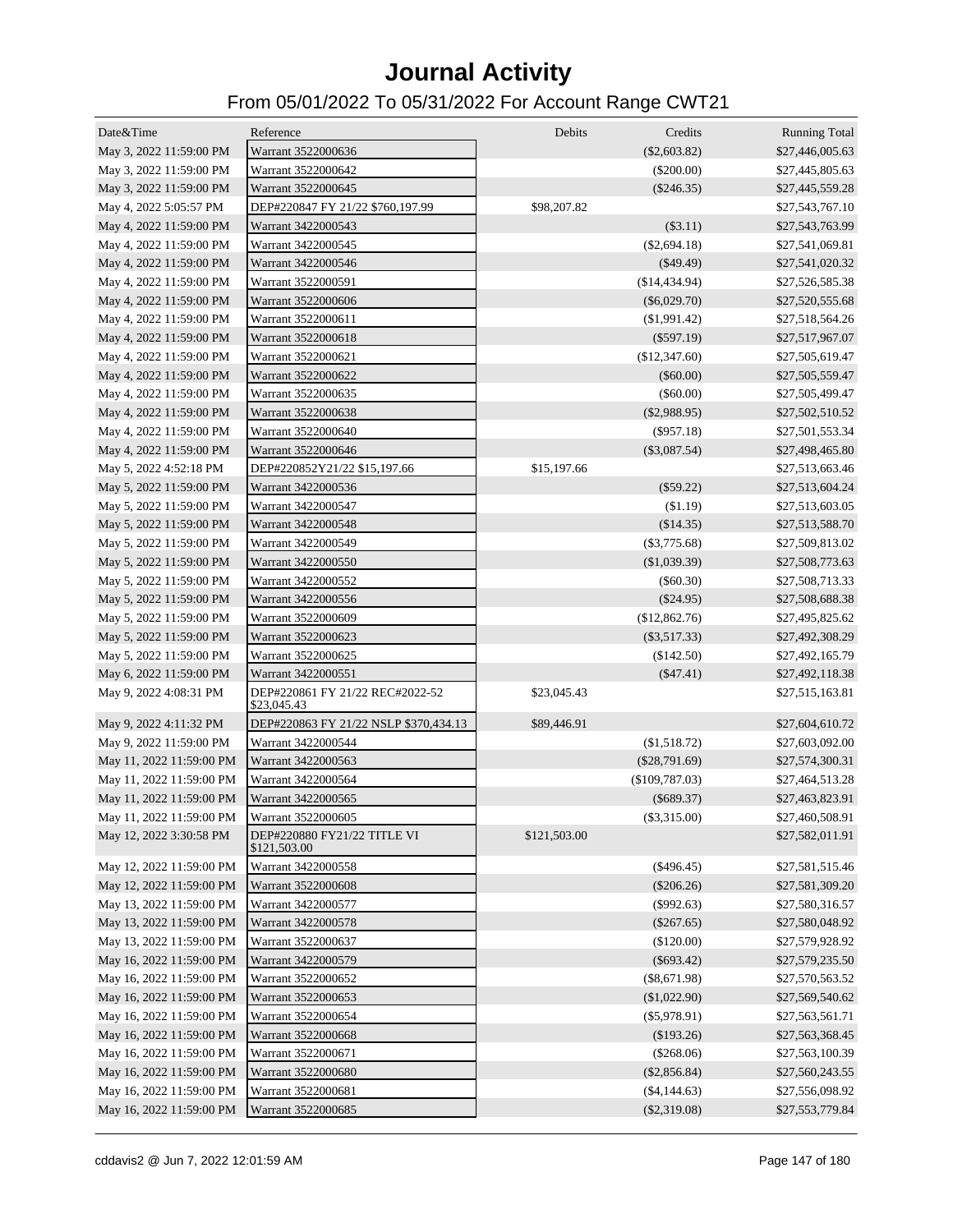# Journal Activity

## From 05/01/2022 To 05/31/2022 For Account Range CWT21

| Date&Time | Reference | Debits | Credits | Running Total |
|---|---|---|---|---|
| May 3, 2022 11:59:00 PM | Warrant 3522000636 | | ($2,603.82) | $27,446,005.63 |
| May 3, 2022 11:59:00 PM | Warrant 3522000642 | | ($200.00) | $27,445,805.63 |
| May 3, 2022 11:59:00 PM | Warrant 3522000645 | | ($246.35) | $27,445,559.28 |
| May 4, 2022 5:05:57 PM | DEP#220847 FY 21/22 $760,197.99 | $98,207.82 | | $27,543,767.10 |
| May 4, 2022 11:59:00 PM | Warrant 3422000543 | | ($3.11) | $27,543,763.99 |
| May 4, 2022 11:59:00 PM | Warrant 3422000545 | | ($2,694.18) | $27,541,069.81 |
| May 4, 2022 11:59:00 PM | Warrant 3422000546 | | ($49.49) | $27,541,020.32 |
| May 4, 2022 11:59:00 PM | Warrant 3422000591 | | ($14,434.94) | $27,526,585.38 |
| May 4, 2022 11:59:00 PM | Warrant 3522000606 | | ($6,029.70) | $27,520,555.68 |
| May 4, 2022 11:59:00 PM | Warrant 3522000611 | | ($1,991.42) | $27,518,564.26 |
| May 4, 2022 11:59:00 PM | Warrant 3522000618 | | ($597.19) | $27,517,967.07 |
| May 4, 2022 11:59:00 PM | Warrant 3522000621 | | ($12,347.60) | $27,505,619.47 |
| May 4, 2022 11:59:00 PM | Warrant 3522000622 | | ($60.00) | $27,505,559.47 |
| May 4, 2022 11:59:00 PM | Warrant 3522000635 | | ($60.00) | $27,505,499.47 |
| May 4, 2022 11:59:00 PM | Warrant 3522000638 | | ($2,988.95) | $27,502,510.52 |
| May 4, 2022 11:59:00 PM | Warrant 3522000640 | | ($957.18) | $27,501,553.34 |
| May 4, 2022 11:59:00 PM | Warrant 3522000646 | | ($3,087.54) | $27,498,465.80 |
| May 5, 2022 4:52:18 PM | DEP#220852Y21/22 $15,197.66 | $15,197.66 | | $27,513,663.46 |
| May 5, 2022 11:59:00 PM | Warrant 3422000536 | | ($59.22) | $27,513,604.24 |
| May 5, 2022 11:59:00 PM | Warrant 3422000547 | | ($1.19) | $27,513,603.05 |
| May 5, 2022 11:59:00 PM | Warrant 3422000548 | | ($14.35) | $27,513,588.70 |
| May 5, 2022 11:59:00 PM | Warrant 3422000549 | | ($3,775.68) | $27,509,813.02 |
| May 5, 2022 11:59:00 PM | Warrant 3422000550 | | ($1,039.39) | $27,508,773.63 |
| May 5, 2022 11:59:00 PM | Warrant 3422000552 | | ($60.30) | $27,508,713.33 |
| May 5, 2022 11:59:00 PM | Warrant 3422000556 | | ($24.95) | $27,508,688.38 |
| May 5, 2022 11:59:00 PM | Warrant 3522000609 | | ($12,862.76) | $27,495,825.62 |
| May 5, 2022 11:59:00 PM | Warrant 3522000623 | | ($3,517.33) | $27,492,308.29 |
| May 5, 2022 11:59:00 PM | Warrant 3522000625 | | ($142.50) | $27,492,165.79 |
| May 6, 2022 11:59:00 PM | Warrant 3422000551 | | ($47.41) | $27,492,118.38 |
| May 9, 2022 4:08:31 PM | DEP#220861 FY 21/22 REC#2022-52 $23,045.43 | $23,045.43 | | $27,515,163.81 |
| May 9, 2022 4:11:32 PM | DEP#220863 FY 21/22 NSLP $370,434.13 | $89,446.91 | | $27,604,610.72 |
| May 9, 2022 11:59:00 PM | Warrant 3422000544 | | ($1,518.72) | $27,603,092.00 |
| May 11, 2022 11:59:00 PM | Warrant 3422000563 | | ($28,791.69) | $27,574,300.31 |
| May 11, 2022 11:59:00 PM | Warrant 3422000564 | | ($109,787.03) | $27,464,513.28 |
| May 11, 2022 11:59:00 PM | Warrant 3422000565 | | ($689.37) | $27,463,823.91 |
| May 11, 2022 11:59:00 PM | Warrant 3522000605 | | ($3,315.00) | $27,460,508.91 |
| May 12, 2022 3:30:58 PM | DEP#220880 FY21/22 TITLE VI $121,503.00 | $121,503.00 | | $27,582,011.91 |
| May 12, 2022 11:59:00 PM | Warrant 3422000558 | | ($496.45) | $27,581,515.46 |
| May 12, 2022 11:59:00 PM | Warrant 3522000608 | | ($206.26) | $27,581,309.20 |
| May 13, 2022 11:59:00 PM | Warrant 3422000577 | | ($992.63) | $27,580,316.57 |
| May 13, 2022 11:59:00 PM | Warrant 3422000578 | | ($267.65) | $27,580,048.92 |
| May 13, 2022 11:59:00 PM | Warrant 3522000637 | | ($120.00) | $27,579,928.92 |
| May 16, 2022 11:59:00 PM | Warrant 3422000579 | | ($693.42) | $27,579,235.50 |
| May 16, 2022 11:59:00 PM | Warrant 3522000652 | | ($8,671.98) | $27,570,563.52 |
| May 16, 2022 11:59:00 PM | Warrant 3522000653 | | ($1,022.90) | $27,569,540.62 |
| May 16, 2022 11:59:00 PM | Warrant 3522000654 | | ($5,978.91) | $27,563,561.71 |
| May 16, 2022 11:59:00 PM | Warrant 3522000668 | | ($193.26) | $27,563,368.45 |
| May 16, 2022 11:59:00 PM | Warrant 3522000671 | | ($268.06) | $27,563,100.39 |
| May 16, 2022 11:59:00 PM | Warrant 3522000680 | | ($2,856.84) | $27,560,243.55 |
| May 16, 2022 11:59:00 PM | Warrant 3522000681 | | ($4,144.63) | $27,556,098.92 |
| May 16, 2022 11:59:00 PM | Warrant 3522000685 | | ($2,319.08) | $27,553,779.84 |

cddavis2 @ Jun 7, 2022 12:01:59 AM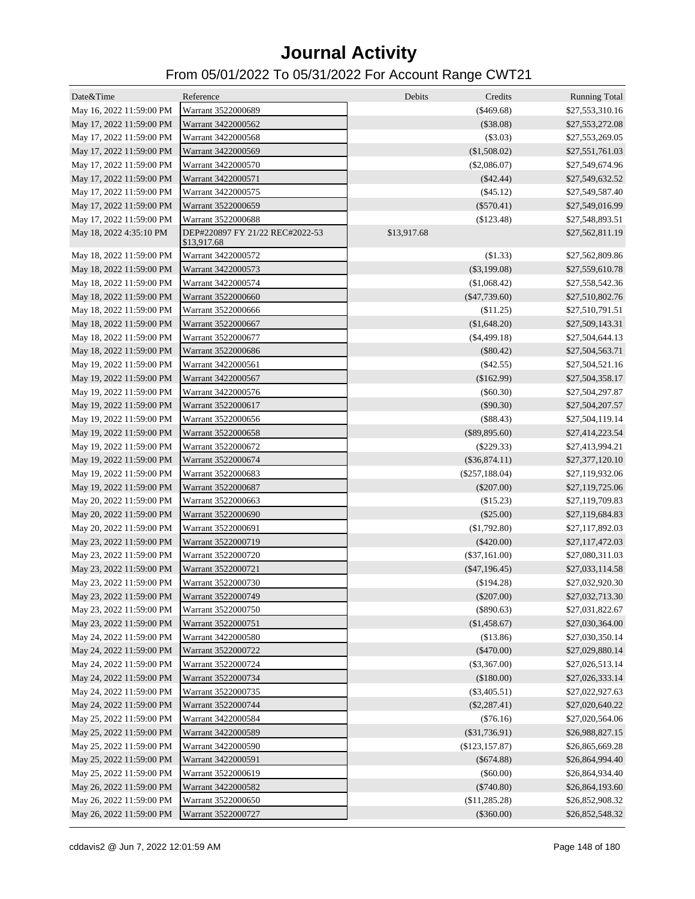# Journal Activity

## From 05/01/2022 To 05/31/2022 For Account Range CWT21

| Date&Time | Reference | Debits | Credits | Running Total |
|---|---|---|---|---|
| May 16, 2022 11:59:00 PM | Warrant 3522000689 | | ($469.68) | $27,553,310.16 |
| May 17, 2022 11:59:00 PM | Warrant 3422000562 | | ($38.08) | $27,553,272.08 |
| May 17, 2022 11:59:00 PM | Warrant 3422000568 | | ($3.03) | $27,553,269.05 |
| May 17, 2022 11:59:00 PM | Warrant 3422000569 | | ($1,508.02) | $27,551,761.03 |
| May 17, 2022 11:59:00 PM | Warrant 3422000570 | | ($2,086.07) | $27,549,674.96 |
| May 17, 2022 11:59:00 PM | Warrant 3422000571 | | ($42.44) | $27,549,632.52 |
| May 17, 2022 11:59:00 PM | Warrant 3422000575 | | ($45.12) | $27,549,587.40 |
| May 17, 2022 11:59:00 PM | Warrant 3522000659 | | ($570.41) | $27,549,016.99 |
| May 17, 2022 11:59:00 PM | Warrant 3522000688 | | ($123.48) | $27,548,893.51 |
| May 18, 2022 4:35:10 PM | DEP#220897 FY 21/22 REC#2022-53 $13,917.68 | $13,917.68 | | $27,562,811.19 |
| May 18, 2022 11:59:00 PM | Warrant 3422000572 | | ($1.33) | $27,562,809.86 |
| May 18, 2022 11:59:00 PM | Warrant 3422000573 | | ($3,199.08) | $27,559,610.78 |
| May 18, 2022 11:59:00 PM | Warrant 3422000574 | | ($1,068.42) | $27,558,542.36 |
| May 18, 2022 11:59:00 PM | Warrant 3522000660 | | ($47,739.60) | $27,510,802.76 |
| May 18, 2022 11:59:00 PM | Warrant 3522000666 | | ($11.25) | $27,510,791.51 |
| May 18, 2022 11:59:00 PM | Warrant 3522000667 | | ($1,648.20) | $27,509,143.31 |
| May 18, 2022 11:59:00 PM | Warrant 3522000677 | | ($4,499.18) | $27,504,644.13 |
| May 18, 2022 11:59:00 PM | Warrant 3522000686 | | ($80.42) | $27,504,563.71 |
| May 19, 2022 11:59:00 PM | Warrant 3422000561 | | ($42.55) | $27,504,521.16 |
| May 19, 2022 11:59:00 PM | Warrant 3422000567 | | ($162.99) | $27,504,358.17 |
| May 19, 2022 11:59:00 PM | Warrant 3422000576 | | ($60.30) | $27,504,297.87 |
| May 19, 2022 11:59:00 PM | Warrant 3522000617 | | ($90.30) | $27,504,207.57 |
| May 19, 2022 11:59:00 PM | Warrant 3522000656 | | ($88.43) | $27,504,119.14 |
| May 19, 2022 11:59:00 PM | Warrant 3522000658 | | ($89,895.60) | $27,414,223.54 |
| May 19, 2022 11:59:00 PM | Warrant 3522000672 | | ($229.33) | $27,413,994.21 |
| May 19, 2022 11:59:00 PM | Warrant 3522000674 | | ($36,874.11) | $27,377,120.10 |
| May 19, 2022 11:59:00 PM | Warrant 3522000683 | | ($257,188.04) | $27,119,932.06 |
| May 19, 2022 11:59:00 PM | Warrant 3522000687 | | ($207.00) | $27,119,725.06 |
| May 20, 2022 11:59:00 PM | Warrant 3522000663 | | ($15.23) | $27,119,709.83 |
| May 20, 2022 11:59:00 PM | Warrant 3522000690 | | ($25.00) | $27,119,684.83 |
| May 20, 2022 11:59:00 PM | Warrant 3522000691 | | ($1,792.80) | $27,117,892.03 |
| May 23, 2022 11:59:00 PM | Warrant 3522000719 | | ($420.00) | $27,117,472.03 |
| May 23, 2022 11:59:00 PM | Warrant 3522000720 | | ($37,161.00) | $27,080,311.03 |
| May 23, 2022 11:59:00 PM | Warrant 3522000721 | | ($47,196.45) | $27,033,114.58 |
| May 23, 2022 11:59:00 PM | Warrant 3522000730 | | ($194.28) | $27,032,920.30 |
| May 23, 2022 11:59:00 PM | Warrant 3522000749 | | ($207.00) | $27,032,713.30 |
| May 23, 2022 11:59:00 PM | Warrant 3522000750 | | ($890.63) | $27,031,822.67 |
| May 23, 2022 11:59:00 PM | Warrant 3522000751 | | ($1,458.67) | $27,030,364.00 |
| May 24, 2022 11:59:00 PM | Warrant 3422000580 | | ($13.86) | $27,030,350.14 |
| May 24, 2022 11:59:00 PM | Warrant 3522000722 | | ($470.00) | $27,029,880.14 |
| May 24, 2022 11:59:00 PM | Warrant 3522000724 | | ($3,367.00) | $27,026,513.14 |
| May 24, 2022 11:59:00 PM | Warrant 3522000734 | | ($180.00) | $27,026,333.14 |
| May 24, 2022 11:59:00 PM | Warrant 3522000735 | | ($3,405.51) | $27,022,927.63 |
| May 24, 2022 11:59:00 PM | Warrant 3522000744 | | ($2,287.41) | $27,020,640.22 |
| May 25, 2022 11:59:00 PM | Warrant 3422000584 | | ($76.16) | $27,020,564.06 |
| May 25, 2022 11:59:00 PM | Warrant 3422000589 | | ($31,736.91) | $26,988,827.15 |
| May 25, 2022 11:59:00 PM | Warrant 3422000590 | | ($123,157.87) | $26,865,669.28 |
| May 25, 2022 11:59:00 PM | Warrant 3422000591 | | ($674.88) | $26,864,994.40 |
| May 25, 2022 11:59:00 PM | Warrant 3522000619 | | ($60.00) | $26,864,934.40 |
| May 26, 2022 11:59:00 PM | Warrant 3422000582 | | ($740.80) | $26,864,193.60 |
| May 26, 2022 11:59:00 PM | Warrant 3522000650 | | ($11,285.28) | $26,852,908.32 |
| May 26, 2022 11:59:00 PM | Warrant 3522000727 | | ($360.00) | $26,852,548.32 |

cddavis2 @ Jun 7, 2022 12:01:59 AM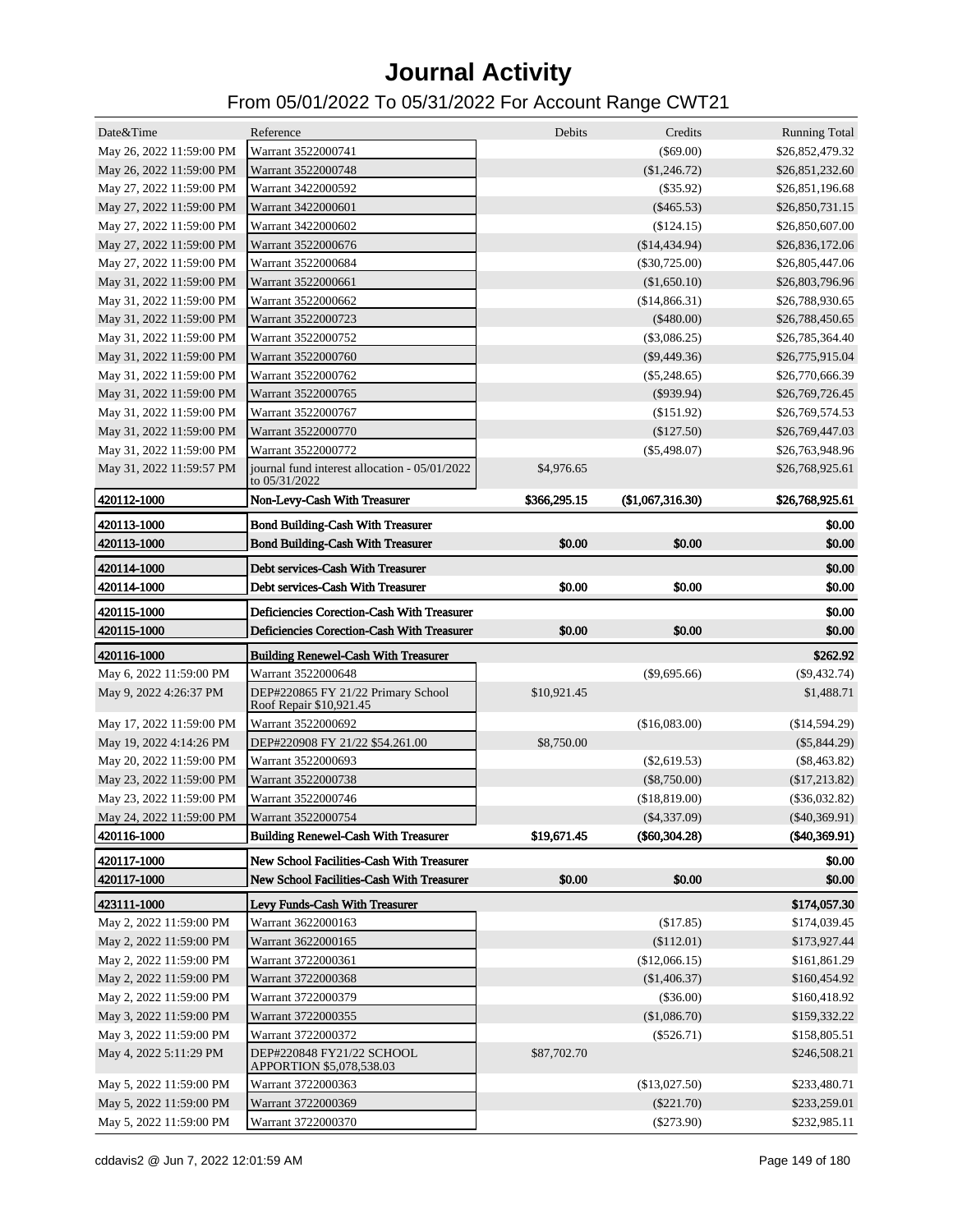# Journal Activity

## From 05/01/2022 To 05/31/2022 For Account Range CWT21

| Date&Time | Reference | Debits | Credits | Running Total |
|---|---|---|---|---|
| May 26, 2022 11:59:00 PM | Warrant 3522000741 | | ($69.00) | $26,852,479.32 |
| May 26, 2022 11:59:00 PM | Warrant 3522000748 | | ($1,246.72) | $26,851,232.60 |
| May 27, 2022 11:59:00 PM | Warrant 3422000592 | | ($35.92) | $26,851,196.68 |
| May 27, 2022 11:59:00 PM | Warrant 3422000601 | | ($465.53) | $26,850,731.15 |
| May 27, 2022 11:59:00 PM | Warrant 3422000602 | | ($124.15) | $26,850,607.00 |
| May 27, 2022 11:59:00 PM | Warrant 3522000676 | | ($14,434.94) | $26,836,172.06 |
| May 27, 2022 11:59:00 PM | Warrant 3522000684 | | ($30,725.00) | $26,805,447.06 |
| May 31, 2022 11:59:00 PM | Warrant 3522000661 | | ($1,650.10) | $26,803,796.96 |
| May 31, 2022 11:59:00 PM | Warrant 3522000662 | | ($14,866.31) | $26,788,930.65 |
| May 31, 2022 11:59:00 PM | Warrant 3522000723 | | ($480.00) | $26,788,450.65 |
| May 31, 2022 11:59:00 PM | Warrant 3522000752 | | ($3,086.25) | $26,785,364.40 |
| May 31, 2022 11:59:00 PM | Warrant 3522000760 | | ($9,449.36) | $26,775,915.04 |
| May 31, 2022 11:59:00 PM | Warrant 3522000762 | | ($5,248.65) | $26,770,666.39 |
| May 31, 2022 11:59:00 PM | Warrant 3522000765 | | ($939.94) | $26,769,726.45 |
| May 31, 2022 11:59:00 PM | Warrant 3522000767 | | ($151.92) | $26,769,574.53 |
| May 31, 2022 11:59:00 PM | Warrant 3522000770 | | ($127.50) | $26,769,447.03 |
| May 31, 2022 11:59:00 PM | Warrant 3522000772 | | ($5,498.07) | $26,763,948.96 |
| May 31, 2022 11:59:57 PM | journal fund interest allocation - 05/01/2022 to 05/31/2022 | $4,976.65 | | $26,768,925.61 |
| **420112-1000** | **Non-Levy-Cash With Treasurer** | **$366,295.15** | **($1,067,316.30)** | **$26,768,925.61** |
| **420113-1000** | **Bond Building-Cash With Treasurer** | | | **$0.00** |
| **420113-1000** | **Bond Building-Cash With Treasurer** | **$0.00** | **$0.00** | **$0.00** |
| **420114-1000** | **Debt services-Cash With Treasurer** | | | **$0.00** |
| **420114-1000** | **Debt services-Cash With Treasurer** | **$0.00** | **$0.00** | **$0.00** |
| **420115-1000** | **Deficiencies Corection-Cash With Treasurer** | | | **$0.00** |
| **420115-1000** | **Deficiencies Corection-Cash With Treasurer** | **$0.00** | **$0.00** | **$0.00** |
| **420116-1000** | **Building Renewel-Cash With Treasurer** | | | **$262.92** |
| May 6, 2022 11:59:00 PM | Warrant 3522000648 | | ($9,695.66) | ($9,432.74) |
| May 9, 2022 4:26:37 PM | DEP#220865 FY 21/22 Primary School Roof Repair $10,921.45 | $10,921.45 | | $1,488.71 |
| May 17, 2022 11:59:00 PM | Warrant 3522000692 | | ($16,083.00) | ($14,594.29) |
| May 19, 2022 4:14:26 PM | DEP#220908 FY 21/22 $54.261.00 | $8,750.00 | | ($5,844.29) |
| May 20, 2022 11:59:00 PM | Warrant 3522000693 | | ($2,619.53) | ($8,463.82) |
| May 23, 2022 11:59:00 PM | Warrant 3522000738 | | ($8,750.00) | ($17,213.82) |
| May 23, 2022 11:59:00 PM | Warrant 3522000746 | | ($18,819.00) | ($36,032.82) |
| May 24, 2022 11:59:00 PM | Warrant 3522000754 | | ($4,337.09) | ($40,369.91) |
| **420116-1000** | **Building Renewel-Cash With Treasurer** | **$19,671.45** | **($60,304.28)** | **($40,369.91)** |
| **420117-1000** | **New School Facilities-Cash With Treasurer** | | | **$0.00** |
| **420117-1000** | **New School Facilities-Cash With Treasurer** | **$0.00** | **$0.00** | **$0.00** |
| **423111-1000** | **Levy Funds-Cash With Treasurer** | | | **$174,057.30** |
| May 2, 2022 11:59:00 PM | Warrant 3622000163 | | ($17.85) | $174,039.45 |
| May 2, 2022 11:59:00 PM | Warrant 3622000165 | | ($112.01) | $173,927.44 |
| May 2, 2022 11:59:00 PM | Warrant 3722000361 | | ($12,066.15) | $161,861.29 |
| May 2, 2022 11:59:00 PM | Warrant 3722000368 | | ($1,406.37) | $160,454.92 |
| May 2, 2022 11:59:00 PM | Warrant 3722000379 | | ($36.00) | $160,418.92 |
| May 3, 2022 11:59:00 PM | Warrant 3722000355 | | ($1,086.70) | $159,332.22 |
| May 3, 2022 11:59:00 PM | Warrant 3722000372 | | ($526.71) | $158,805.51 |
| May 4, 2022 5:11:29 PM | DEP#220848 FY21/22 SCHOOL APPORTION $5,078,538.03 | $87,702.70 | | $246,508.21 |
| May 5, 2022 11:59:00 PM | Warrant 3722000363 | | ($13,027.50) | $233,480.71 |
| May 5, 2022 11:59:00 PM | Warrant 3722000369 | | ($221.70) | $233,259.01 |
| May 5, 2022 11:59:00 PM | Warrant 3722000370 | | ($273.90) | $232,985.11 |

cddavis2 @ Jun 7, 2022 12:01:59 AM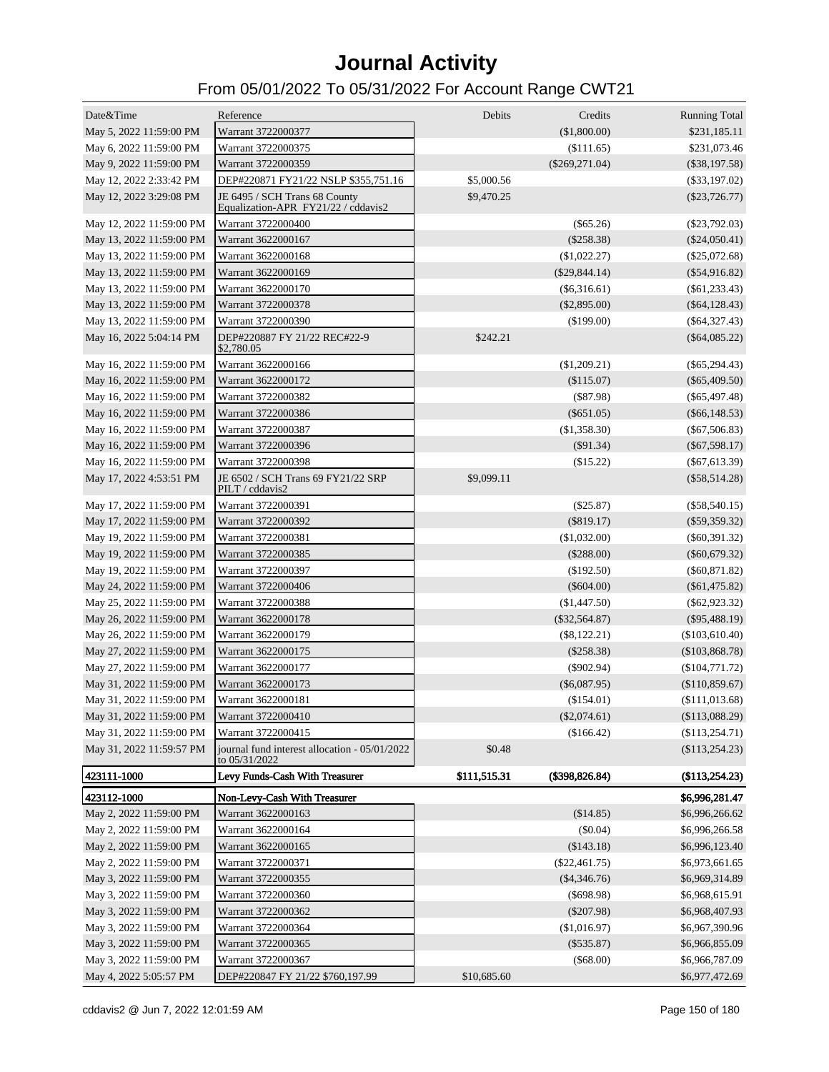# Journal Activity

## From 05/01/2022 To 05/31/2022 For Account Range CWT21

| Date&Time | Reference | Debits | Credits | Running Total |
|---|---|---|---|---|
| May 5, 2022 11:59:00 PM | Warrant 3722000377 | | ($1,800.00) | $231,185.11 |
| May 6, 2022 11:59:00 PM | Warrant 3722000375 | | ($111.65) | $231,073.46 |
| May 9, 2022 11:59:00 PM | Warrant 3722000359 | | ($269,271.04) | ($38,197.58) |
| May 12, 2022 2:33:42 PM | DEP#220871 FY21/22 NSLP $355,751.16 | $5,000.56 | | ($33,197.02) |
| May 12, 2022 3:29:08 PM | JE 6495 / SCH Trans 68 County Equalization-APR FY21/22 / cddavis2 | $9,470.25 | | ($23,726.77) |
| May 12, 2022 11:59:00 PM | Warrant 3722000400 | | ($65.26) | ($23,792.03) |
| May 13, 2022 11:59:00 PM | Warrant 3622000167 | | ($258.38) | ($24,050.41) |
| May 13, 2022 11:59:00 PM | Warrant 3622000168 | | ($1,022.27) | ($25,072.68) |
| May 13, 2022 11:59:00 PM | Warrant 3622000169 | | ($29,844.14) | ($54,916.82) |
| May 13, 2022 11:59:00 PM | Warrant 3622000170 | | ($6,316.61) | ($61,233.43) |
| May 13, 2022 11:59:00 PM | Warrant 3722000378 | | ($2,895.00) | ($64,128.43) |
| May 13, 2022 11:59:00 PM | Warrant 3722000390 | | ($199.00) | ($64,327.43) |
| May 16, 2022 5:04:14 PM | DEP#220887 FY 21/22 REC#22-9 $2,780.05 | $242.21 | | ($64,085.22) |
| May 16, 2022 11:59:00 PM | Warrant 3622000166 | | ($1,209.21) | ($65,294.43) |
| May 16, 2022 11:59:00 PM | Warrant 3622000172 | | ($115.07) | ($65,409.50) |
| May 16, 2022 11:59:00 PM | Warrant 3722000382 | | ($87.98) | ($65,497.48) |
| May 16, 2022 11:59:00 PM | Warrant 3722000386 | | ($651.05) | ($66,148.53) |
| May 16, 2022 11:59:00 PM | Warrant 3722000387 | | ($1,358.30) | ($67,506.83) |
| May 16, 2022 11:59:00 PM | Warrant 3722000396 | | ($91.34) | ($67,598.17) |
| May 16, 2022 11:59:00 PM | Warrant 3722000398 | | ($15.22) | ($67,613.39) |
| May 17, 2022 4:53:51 PM | JE 6502 / SCH Trans 69 FY21/22 SRP PILT / cddavis2 | $9,099.11 | | ($58,514.28) |
| May 17, 2022 11:59:00 PM | Warrant 3722000391 | | ($25.87) | ($58,540.15) |
| May 17, 2022 11:59:00 PM | Warrant 3722000392 | | ($819.17) | ($59,359.32) |
| May 19, 2022 11:59:00 PM | Warrant 3722000381 | | ($1,032.00) | ($60,391.32) |
| May 19, 2022 11:59:00 PM | Warrant 3722000385 | | ($288.00) | ($60,679.32) |
| May 19, 2022 11:59:00 PM | Warrant 3722000397 | | ($192.50) | ($60,871.82) |
| May 24, 2022 11:59:00 PM | Warrant 3722000406 | | ($604.00) | ($61,475.82) |
| May 25, 2022 11:59:00 PM | Warrant 3722000388 | | ($1,447.50) | ($62,923.32) |
| May 26, 2022 11:59:00 PM | Warrant 3622000178 | | ($32,564.87) | ($95,488.19) |
| May 26, 2022 11:59:00 PM | Warrant 3622000179 | | ($8,122.21) | ($103,610.40) |
| May 27, 2022 11:59:00 PM | Warrant 3622000175 | | ($258.38) | ($103,868.78) |
| May 27, 2022 11:59:00 PM | Warrant 3622000177 | | ($902.94) | ($104,771.72) |
| May 31, 2022 11:59:00 PM | Warrant 3622000173 | | ($6,087.95) | ($110,859.67) |
| May 31, 2022 11:59:00 PM | Warrant 3622000181 | | ($154.01) | ($111,013.68) |
| May 31, 2022 11:59:00 PM | Warrant 3722000410 | | ($2,074.61) | ($113,088.29) |
| May 31, 2022 11:59:00 PM | Warrant 3722000415 | | ($166.42) | ($113,254.71) |
| May 31, 2022 11:59:57 PM | journal fund interest allocation - 05/01/2022 to 05/31/2022 | $0.48 | | ($113,254.23) |
| **423111-1000** | **Levy Funds-Cash With Treasurer** | **$111,515.31** | **($398,826.84)** | **($113,254.23)** |
| **423112-1000** | **Non-Levy-Cash With Treasurer** | | | **$6,996,281.47** |
| May 2, 2022 11:59:00 PM | Warrant 3622000163 | | ($14.85) | $6,996,266.62 |
| May 2, 2022 11:59:00 PM | Warrant 3622000164 | | ($0.04) | $6,996,266.58 |
| May 2, 2022 11:59:00 PM | Warrant 3622000165 | | ($143.18) | $6,996,123.40 |
| May 2, 2022 11:59:00 PM | Warrant 3722000371 | | ($22,461.75) | $6,973,661.65 |
| May 3, 2022 11:59:00 PM | Warrant 3722000355 | | ($4,346.76) | $6,969,314.89 |
| May 3, 2022 11:59:00 PM | Warrant 3722000360 | | ($698.98) | $6,968,615.91 |
| May 3, 2022 11:59:00 PM | Warrant 3722000362 | | ($207.98) | $6,968,407.93 |
| May 3, 2022 11:59:00 PM | Warrant 3722000364 | | ($1,016.97) | $6,967,390.96 |
| May 3, 2022 11:59:00 PM | Warrant 3722000365 | | ($535.87) | $6,966,855.09 |
| May 3, 2022 11:59:00 PM | Warrant 3722000367 | | ($68.00) | $6,966,787.09 |
| May 4, 2022 5:05:57 PM | DEP#220847 FY 21/22 $760,197.99 | $10,685.60 | | $6,977,472.69 |

cddavis2 @ Jun 7, 2022 12:01:59 AM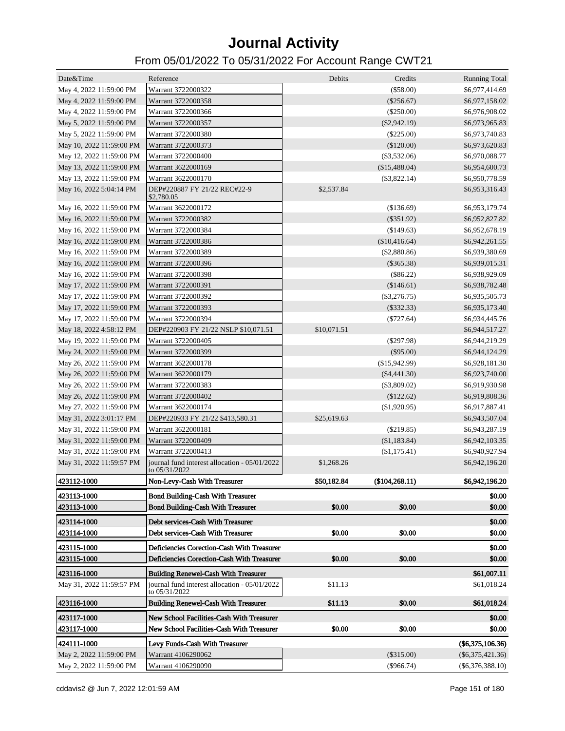# Journal Activity

## From 05/01/2022 To 05/31/2022 For Account Range CWT21

| Date&Time | Reference | Debits | Credits | Running Total |
|---|---|---|---|---|
| May 4, 2022 11:59:00 PM | Warrant 3722000322 | | ($58.00) | $6,977,414.69 |
| May 4, 2022 11:59:00 PM | Warrant 3722000358 | | ($256.67) | $6,977,158.02 |
| May 4, 2022 11:59:00 PM | Warrant 3722000366 | | ($250.00) | $6,976,908.02 |
| May 5, 2022 11:59:00 PM | Warrant 3722000357 | | ($2,942.19) | $6,973,965.83 |
| May 5, 2022 11:59:00 PM | Warrant 3722000380 | | ($225.00) | $6,973,740.83 |
| May 10, 2022 11:59:00 PM | Warrant 3722000373 | | ($120.00) | $6,973,620.83 |
| May 12, 2022 11:59:00 PM | Warrant 3722000400 | | ($3,532.06) | $6,970,088.77 |
| May 13, 2022 11:59:00 PM | Warrant 3622000169 | | ($15,488.04) | $6,954,600.73 |
| May 13, 2022 11:59:00 PM | Warrant 3622000170 | | ($3,822.14) | $6,950,778.59 |
| May 16, 2022 5:04:14 PM | DEP#220887 FY 21/22 REC#22-9 $2,780.05 | $2,537.84 | | $6,953,316.43 |
| May 16, 2022 11:59:00 PM | Warrant 3622000172 | | ($136.69) | $6,953,179.74 |
| May 16, 2022 11:59:00 PM | Warrant 3722000382 | | ($351.92) | $6,952,827.82 |
| May 16, 2022 11:59:00 PM | Warrant 3722000384 | | ($149.63) | $6,952,678.19 |
| May 16, 2022 11:59:00 PM | Warrant 3722000386 | | ($10,416.64) | $6,942,261.55 |
| May 16, 2022 11:59:00 PM | Warrant 3722000389 | | ($2,880.86) | $6,939,380.69 |
| May 16, 2022 11:59:00 PM | Warrant 3722000396 | | ($365.38) | $6,939,015.31 |
| May 16, 2022 11:59:00 PM | Warrant 3722000398 | | ($86.22) | $6,938,929.09 |
| May 17, 2022 11:59:00 PM | Warrant 3722000391 | | ($146.61) | $6,938,782.48 |
| May 17, 2022 11:59:00 PM | Warrant 3722000392 | | ($3,276.75) | $6,935,505.73 |
| May 17, 2022 11:59:00 PM | Warrant 3722000393 | | ($332.33) | $6,935,173.40 |
| May 17, 2022 11:59:00 PM | Warrant 3722000394 | | ($727.64) | $6,934,445.76 |
| May 18, 2022 4:58:12 PM | DEP#220903 FY 21/22 NSLP $10,071.51 | $10,071.51 | | $6,944,517.27 |
| May 19, 2022 11:59:00 PM | Warrant 3722000405 | | ($297.98) | $6,944,219.29 |
| May 24, 2022 11:59:00 PM | Warrant 3722000399 | | ($95.00) | $6,944,124.29 |
| May 26, 2022 11:59:00 PM | Warrant 3622000178 | | ($15,942.99) | $6,928,181.30 |
| May 26, 2022 11:59:00 PM | Warrant 3622000179 | | ($4,441.30) | $6,923,740.00 |
| May 26, 2022 11:59:00 PM | Warrant 3722000383 | | ($3,809.02) | $6,919,930.98 |
| May 26, 2022 11:59:00 PM | Warrant 3722000402 | | ($122.62) | $6,919,808.36 |
| May 27, 2022 11:59:00 PM | Warrant 3622000174 | | ($1,920.95) | $6,917,887.41 |
| May 31, 2022 3:01:17 PM | DEP#220933 FY 21/22 $413,580.31 | $25,619.63 | | $6,943,507.04 |
| May 31, 2022 11:59:00 PM | Warrant 3622000181 | | ($219.85) | $6,943,287.19 |
| May 31, 2022 11:59:00 PM | Warrant 3722000409 | | ($1,183.84) | $6,942,103.35 |
| May 31, 2022 11:59:00 PM | Warrant 3722000413 | | ($1,175.41) | $6,940,927.94 |
| May 31, 2022 11:59:57 PM | journal fund interest allocation - 05/01/2022 to 05/31/2022 | $1,268.26 | | $6,942,196.20 |
| **423112-1000** | **Non-Levy-Cash With Treasurer** | **$50,182.84** | **($104,268.11)** | **$6,942,196.20** |
| **423113-1000** | **Bond Building-Cash With Treasurer** | | | **$0.00** |
| **423113-1000** | **Bond Building-Cash With Treasurer** | **$0.00** | **$0.00** | **$0.00** |
| **423114-1000** | **Debt services-Cash With Treasurer** | | | **$0.00** |
| **423114-1000** | **Debt services-Cash With Treasurer** | **$0.00** | **$0.00** | **$0.00** |
| **423115-1000** | **Deficiencies Corection-Cash With Treasurer** | | | **$0.00** |
| **423115-1000** | **Deficiencies Corection-Cash With Treasurer** | **$0.00** | **$0.00** | **$0.00** |
| **423116-1000** | **Building Renewel-Cash With Treasurer** | | | **$61,007.11** |
| May 31, 2022 11:59:57 PM | journal fund interest allocation - 05/01/2022 to 05/31/2022 | $11.13 | | $61,018.24 |
| **423116-1000** | **Building Renewel-Cash With Treasurer** | **$11.13** | **$0.00** | **$61,018.24** |
| **423117-1000** | **New School Facilities-Cash With Treasurer** | | | **$0.00** |
| **423117-1000** | **New School Facilities-Cash With Treasurer** | **$0.00** | **$0.00** | **$0.00** |
| **424111-1000** | **Levy Funds-Cash With Treasurer** | | | **($6,375,106.36)** |
| May 2, 2022 11:59:00 PM | Warrant 4106290062 | | ($315.00) | ($6,375,421.36) |
| May 2, 2022 11:59:00 PM | Warrant 4106290090 | | ($966.74) | ($6,376,388.10) |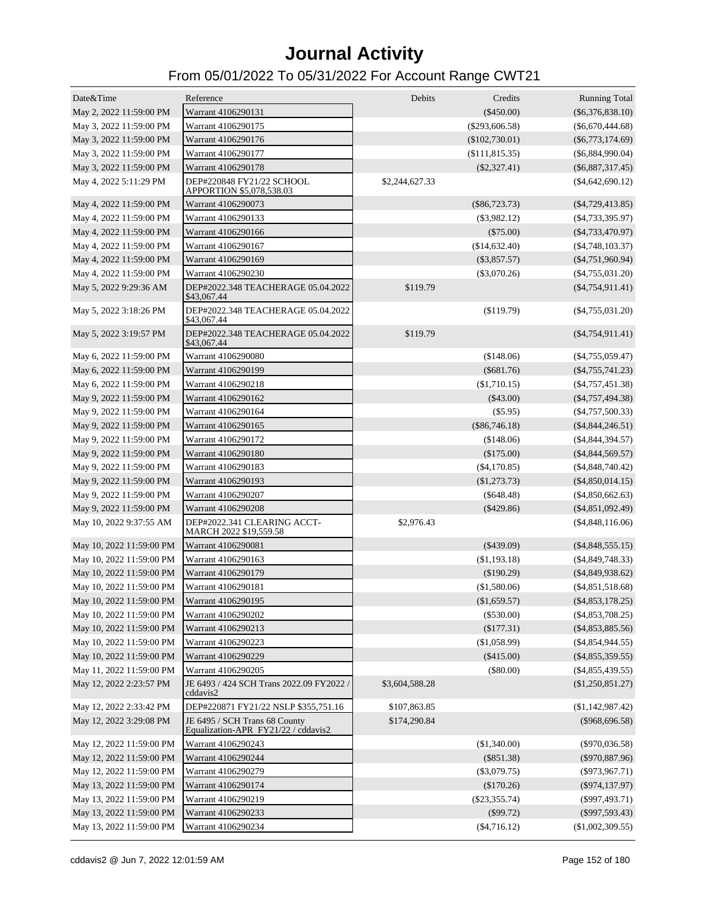# Journal Activity

## From 05/01/2022 To 05/31/2022 For Account Range CWT21

| Date&Time | Reference | Debits | Credits | Running Total |
|---|---|---|---|---|
| May 2, 2022 11:59:00 PM | Warrant 4106290131 | | ($450.00) | ($6,376,838.10) |
| May 3, 2022 11:59:00 PM | Warrant 4106290175 | | ($293,606.58) | ($6,670,444.68) |
| May 3, 2022 11:59:00 PM | Warrant 4106290176 | | ($102,730.01) | ($6,773,174.69) |
| May 3, 2022 11:59:00 PM | Warrant 4106290177 | | ($111,815.35) | ($6,884,990.04) |
| May 3, 2022 11:59:00 PM | Warrant 4106290178 | | ($2,327.41) | ($6,887,317.45) |
| May 4, 2022 5:11:29 PM | DEP#220848 FY21/22 SCHOOL APPORTION $5,078,538.03 | $2,244,627.33 | | ($4,642,690.12) |
| May 4, 2022 11:59:00 PM | Warrant 4106290073 | | ($86,723.73) | ($4,729,413.85) |
| May 4, 2022 11:59:00 PM | Warrant 4106290133 | | ($3,982.12) | ($4,733,395.97) |
| May 4, 2022 11:59:00 PM | Warrant 4106290166 | | ($75.00) | ($4,733,470.97) |
| May 4, 2022 11:59:00 PM | Warrant 4106290167 | | ($14,632.40) | ($4,748,103.37) |
| May 4, 2022 11:59:00 PM | Warrant 4106290169 | | ($3,857.57) | ($4,751,960.94) |
| May 4, 2022 11:59:00 PM | Warrant 4106290230 | | ($3,070.26) | ($4,755,031.20) |
| May 5, 2022 9:29:36 AM | DEP#2022.348 TEACHERAGE 05.04.2022 $43,067.44 | $119.79 | | ($4,754,911.41) |
| May 5, 2022 3:18:26 PM | DEP#2022.348 TEACHERAGE 05.04.2022 $43,067.44 | | ($119.79) | ($4,755,031.20) |
| May 5, 2022 3:19:57 PM | DEP#2022.348 TEACHERAGE 05.04.2022 $43,067.44 | $119.79 | | ($4,754,911.41) |
| May 6, 2022 11:59:00 PM | Warrant 4106290080 | | ($148.06) | ($4,755,059.47) |
| May 6, 2022 11:59:00 PM | Warrant 4106290199 | | ($681.76) | ($4,755,741.23) |
| May 6, 2022 11:59:00 PM | Warrant 4106290218 | | ($1,710.15) | ($4,757,451.38) |
| May 9, 2022 11:59:00 PM | Warrant 4106290162 | | ($43.00) | ($4,757,494.38) |
| May 9, 2022 11:59:00 PM | Warrant 4106290164 | | ($5.95) | ($4,757,500.33) |
| May 9, 2022 11:59:00 PM | Warrant 4106290165 | | ($86,746.18) | ($4,844,246.51) |
| May 9, 2022 11:59:00 PM | Warrant 4106290172 | | ($148.06) | ($4,844,394.57) |
| May 9, 2022 11:59:00 PM | Warrant 4106290180 | | ($175.00) | ($4,844,569.57) |
| May 9, 2022 11:59:00 PM | Warrant 4106290183 | | ($4,170.85) | ($4,848,740.42) |
| May 9, 2022 11:59:00 PM | Warrant 4106290193 | | ($1,273.73) | ($4,850,014.15) |
| May 9, 2022 11:59:00 PM | Warrant 4106290207 | | ($648.48) | ($4,850,662.63) |
| May 9, 2022 11:59:00 PM | Warrant 4106290208 | | ($429.86) | ($4,851,092.49) |
| May 10, 2022 9:37:55 AM | DEP#2022.341 CLEARING ACCT- MARCH 2022 $19,559.58 | $2,976.43 | | ($4,848,116.06) |
| May 10, 2022 11:59:00 PM | Warrant 4106290081 | | ($439.09) | ($4,848,555.15) |
| May 10, 2022 11:59:00 PM | Warrant 4106290163 | | ($1,193.18) | ($4,849,748.33) |
| May 10, 2022 11:59:00 PM | Warrant 4106290179 | | ($190.29) | ($4,849,938.62) |
| May 10, 2022 11:59:00 PM | Warrant 4106290181 | | ($1,580.06) | ($4,851,518.68) |
| May 10, 2022 11:59:00 PM | Warrant 4106290195 | | ($1,659.57) | ($4,853,178.25) |
| May 10, 2022 11:59:00 PM | Warrant 4106290202 | | ($530.00) | ($4,853,708.25) |
| May 10, 2022 11:59:00 PM | Warrant 4106290213 | | ($177.31) | ($4,853,885.56) |
| May 10, 2022 11:59:00 PM | Warrant 4106290223 | | ($1,058.99) | ($4,854,944.55) |
| May 10, 2022 11:59:00 PM | Warrant 4106290229 | | ($415.00) | ($4,855,359.55) |
| May 11, 2022 11:59:00 PM | Warrant 4106290205 | | ($80.00) | ($4,855,439.55) |
| May 12, 2022 2:23:57 PM | JE 6493 / 424 SCH Trans 2022.09 FY2022 / cddavis2 | $3,604,588.28 | | ($1,250,851.27) |
| May 12, 2022 2:33:42 PM | DEP#220871 FY21/22 NSLP $355,751.16 | $107,863.85 | | ($1,142,987.42) |
| May 12, 2022 3:29:08 PM | JE 6495 / SCH Trans 68 County Equalization-APR FY21/22 / cddavis2 | $174,290.84 | | ($968,696.58) |
| May 12, 2022 11:59:00 PM | Warrant 4106290243 | | ($1,340.00) | ($970,036.58) |
| May 12, 2022 11:59:00 PM | Warrant 4106290244 | | ($851.38) | ($970,887.96) |
| May 12, 2022 11:59:00 PM | Warrant 4106290279 | | ($3,079.75) | ($973,967.71) |
| May 13, 2022 11:59:00 PM | Warrant 4106290174 | | ($170.26) | ($974,137.97) |
| May 13, 2022 11:59:00 PM | Warrant 4106290219 | | ($23,355.74) | ($997,493.71) |
| May 13, 2022 11:59:00 PM | Warrant 4106290233 | | ($99.72) | ($997,593.43) |
| May 13, 2022 11:59:00 PM | Warrant 4106290234 | | ($4,716.12) | ($1,002,309.55) |

cddavis2 @ Jun 7, 2022 12:01:59 AM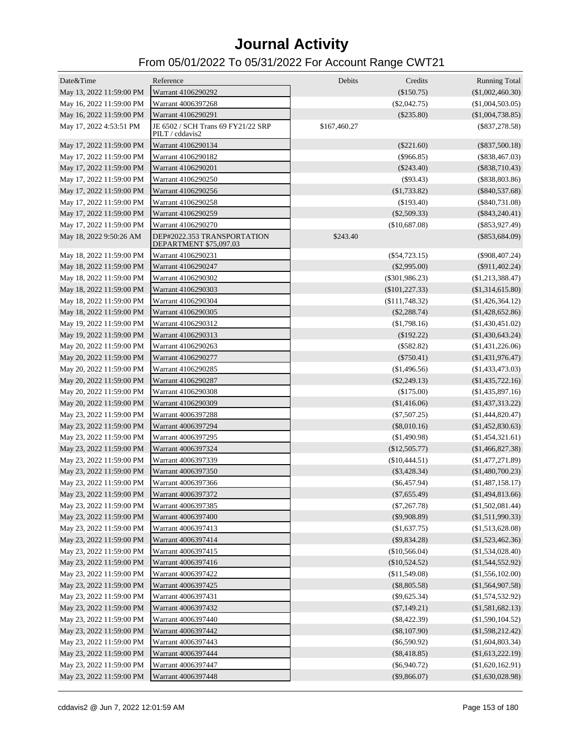# Journal Activity

## From 05/01/2022 To 05/31/2022 For Account Range CWT21

| Date&Time | Reference | Debits | Credits | Running Total |
|---|---|---|---|---|
| May 13, 2022 11:59:00 PM | Warrant 4106290292 | | ($150.75) | ($1,002,460.30) |
| May 16, 2022 11:59:00 PM | Warrant 4006397268 | | ($2,042.75) | ($1,004,503.05) |
| May 16, 2022 11:59:00 PM | Warrant 4106290291 | | ($235.80) | ($1,004,738.85) |
| May 17, 2022 4:53:51 PM | JE 6502 / SCH Trans 69 FY21/22 SRP PILT / cddavis2 | $167,460.27 | | ($837,278.58) |
| May 17, 2022 11:59:00 PM | Warrant 4106290134 | | ($221.60) | ($837,500.18) |
| May 17, 2022 11:59:00 PM | Warrant 4106290182 | | ($966.85) | ($838,467.03) |
| May 17, 2022 11:59:00 PM | Warrant 4106290201 | | ($243.40) | ($838,710.43) |
| May 17, 2022 11:59:00 PM | Warrant 4106290250 | | ($93.43) | ($838,803.86) |
| May 17, 2022 11:59:00 PM | Warrant 4106290256 | | ($1,733.82) | ($840,537.68) |
| May 17, 2022 11:59:00 PM | Warrant 4106290258 | | ($193.40) | ($840,731.08) |
| May 17, 2022 11:59:00 PM | Warrant 4106290259 | | ($2,509.33) | ($843,240.41) |
| May 17, 2022 11:59:00 PM | Warrant 4106290270 | | ($10,687.08) | ($853,927.49) |
| May 18, 2022 9:50:26 AM | DEP#2022.353 TRANSPORTATION DEPARTMENT $75,097.03 | $243.40 | | ($853,684.09) |
| May 18, 2022 11:59:00 PM | Warrant 4106290231 | | ($54,723.15) | ($908,407.24) |
| May 18, 2022 11:59:00 PM | Warrant 4106290247 | | ($2,995.00) | ($911,402.24) |
| May 18, 2022 11:59:00 PM | Warrant 4106290302 | | ($301,986.23) | ($1,213,388.47) |
| May 18, 2022 11:59:00 PM | Warrant 4106290303 | | ($101,227.33) | ($1,314,615.80) |
| May 18, 2022 11:59:00 PM | Warrant 4106290304 | | ($111,748.32) | ($1,426,364.12) |
| May 18, 2022 11:59:00 PM | Warrant 4106290305 | | ($2,288.74) | ($1,428,652.86) |
| May 19, 2022 11:59:00 PM | Warrant 4106290312 | | ($1,798.16) | ($1,430,451.02) |
| May 19, 2022 11:59:00 PM | Warrant 4106290313 | | ($192.22) | ($1,430,643.24) |
| May 20, 2022 11:59:00 PM | Warrant 4106290263 | | ($582.82) | ($1,431,226.06) |
| May 20, 2022 11:59:00 PM | Warrant 4106290277 | | ($750.41) | ($1,431,976.47) |
| May 20, 2022 11:59:00 PM | Warrant 4106290285 | | ($1,496.56) | ($1,433,473.03) |
| May 20, 2022 11:59:00 PM | Warrant 4106290287 | | ($2,249.13) | ($1,435,722.16) |
| May 20, 2022 11:59:00 PM | Warrant 4106290308 | | ($175.00) | ($1,435,897.16) |
| May 20, 2022 11:59:00 PM | Warrant 4106290309 | | ($1,416.06) | ($1,437,313.22) |
| May 23, 2022 11:59:00 PM | Warrant 4006397288 | | ($7,507.25) | ($1,444,820.47) |
| May 23, 2022 11:59:00 PM | Warrant 4006397294 | | ($8,010.16) | ($1,452,830.63) |
| May 23, 2022 11:59:00 PM | Warrant 4006397295 | | ($1,490.98) | ($1,454,321.61) |
| May 23, 2022 11:59:00 PM | Warrant 4006397324 | | ($12,505.77) | ($1,466,827.38) |
| May 23, 2022 11:59:00 PM | Warrant 4006397339 | | ($10,444.51) | ($1,477,271.89) |
| May 23, 2022 11:59:00 PM | Warrant 4006397350 | | ($3,428.34) | ($1,480,700.23) |
| May 23, 2022 11:59:00 PM | Warrant 4006397366 | | ($6,457.94) | ($1,487,158.17) |
| May 23, 2022 11:59:00 PM | Warrant 4006397372 | | ($7,655.49) | ($1,494,813.66) |
| May 23, 2022 11:59:00 PM | Warrant 4006397385 | | ($7,267.78) | ($1,502,081.44) |
| May 23, 2022 11:59:00 PM | Warrant 4006397400 | | ($9,908.89) | ($1,511,990.33) |
| May 23, 2022 11:59:00 PM | Warrant 4006397413 | | ($1,637.75) | ($1,513,628.08) |
| May 23, 2022 11:59:00 PM | Warrant 4006397414 | | ($9,834.28) | ($1,523,462.36) |
| May 23, 2022 11:59:00 PM | Warrant 4006397415 | | ($10,566.04) | ($1,534,028.40) |
| May 23, 2022 11:59:00 PM | Warrant 4006397416 | | ($10,524.52) | ($1,544,552.92) |
| May 23, 2022 11:59:00 PM | Warrant 4006397422 | | ($11,549.08) | ($1,556,102.00) |
| May 23, 2022 11:59:00 PM | Warrant 4006397425 | | ($8,805.58) | ($1,564,907.58) |
| May 23, 2022 11:59:00 PM | Warrant 4006397431 | | ($9,625.34) | ($1,574,532.92) |
| May 23, 2022 11:59:00 PM | Warrant 4006397432 | | ($7,149.21) | ($1,581,682.13) |
| May 23, 2022 11:59:00 PM | Warrant 4006397440 | | ($8,422.39) | ($1,590,104.52) |
| May 23, 2022 11:59:00 PM | Warrant 4006397442 | | ($8,107.90) | ($1,598,212.42) |
| May 23, 2022 11:59:00 PM | Warrant 4006397443 | | ($6,590.92) | ($1,604,803.34) |
| May 23, 2022 11:59:00 PM | Warrant 4006397444 | | ($8,418.85) | ($1,613,222.19) |
| May 23, 2022 11:59:00 PM | Warrant 4006397447 | | ($6,940.72) | ($1,620,162.91) |
| May 23, 2022 11:59:00 PM | Warrant 4006397448 | | ($9,866.07) | ($1,630,028.98) |

cddavis2 @ Jun 7, 2022 12:01:59 AM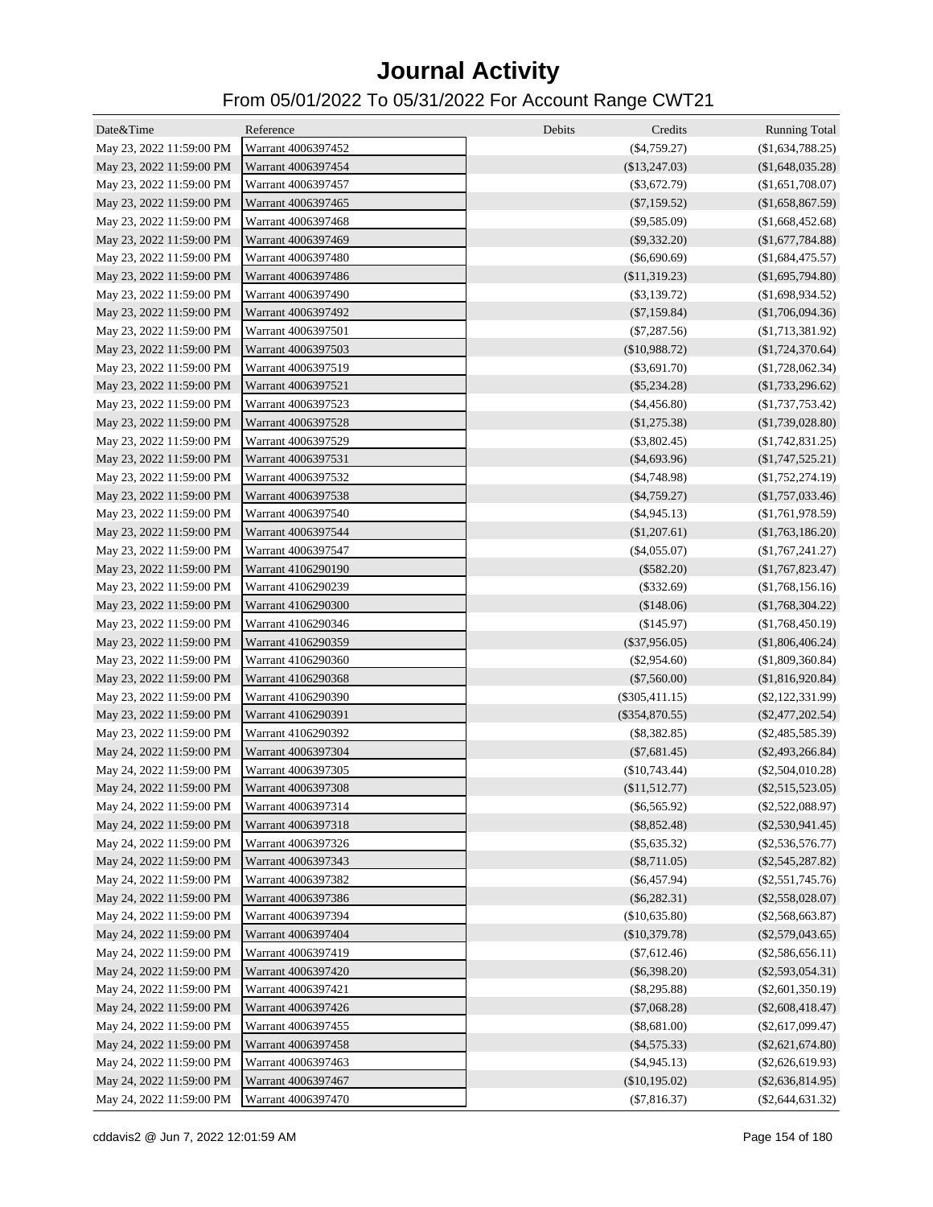# Journal Activity

## From 05/01/2022 To 05/31/2022 For Account Range CWT21

| Date&Time | Reference | Debits | Credits | Running Total |
|---|---|---|---|---|
| May 23, 2022 11:59:00 PM | Warrant 4006397452 | | ($4,759.27) | ($1,634,788.25) |
| May 23, 2022 11:59:00 PM | Warrant 4006397454 | | ($13,247.03) | ($1,648,035.28) |
| May 23, 2022 11:59:00 PM | Warrant 4006397457 | | ($3,672.79) | ($1,651,708.07) |
| May 23, 2022 11:59:00 PM | Warrant 4006397465 | | ($7,159.52) | ($1,658,867.59) |
| May 23, 2022 11:59:00 PM | Warrant 4006397468 | | ($9,585.09) | ($1,668,452.68) |
| May 23, 2022 11:59:00 PM | Warrant 4006397469 | | ($9,332.20) | ($1,677,784.88) |
| May 23, 2022 11:59:00 PM | Warrant 4006397480 | | ($6,690.69) | ($1,684,475.57) |
| May 23, 2022 11:59:00 PM | Warrant 4006397486 | | ($11,319.23) | ($1,695,794.80) |
| May 23, 2022 11:59:00 PM | Warrant 4006397490 | | ($3,139.72) | ($1,698,934.52) |
| May 23, 2022 11:59:00 PM | Warrant 4006397492 | | ($7,159.84) | ($1,706,094.36) |
| May 23, 2022 11:59:00 PM | Warrant 4006397501 | | ($7,287.56) | ($1,713,381.92) |
| May 23, 2022 11:59:00 PM | Warrant 4006397503 | | ($10,988.72) | ($1,724,370.64) |
| May 23, 2022 11:59:00 PM | Warrant 4006397519 | | ($3,691.70) | ($1,728,062.34) |
| May 23, 2022 11:59:00 PM | Warrant 4006397521 | | ($5,234.28) | ($1,733,296.62) |
| May 23, 2022 11:59:00 PM | Warrant 4006397523 | | ($4,456.80) | ($1,737,753.42) |
| May 23, 2022 11:59:00 PM | Warrant 4006397528 | | ($1,275.38) | ($1,739,028.80) |
| May 23, 2022 11:59:00 PM | Warrant 4006397529 | | ($3,802.45) | ($1,742,831.25) |
| May 23, 2022 11:59:00 PM | Warrant 4006397531 | | ($4,693.96) | ($1,747,525.21) |
| May 23, 2022 11:59:00 PM | Warrant 4006397532 | | ($4,748.98) | ($1,752,274.19) |
| May 23, 2022 11:59:00 PM | Warrant 4006397538 | | ($4,759.27) | ($1,757,033.46) |
| May 23, 2022 11:59:00 PM | Warrant 4006397540 | | ($4,945.13) | ($1,761,978.59) |
| May 23, 2022 11:59:00 PM | Warrant 4006397544 | | ($1,207.61) | ($1,763,186.20) |
| May 23, 2022 11:59:00 PM | Warrant 4006397547 | | ($4,055.07) | ($1,767,241.27) |
| May 23, 2022 11:59:00 PM | Warrant 4106290190 | | ($582.20) | ($1,767,823.47) |
| May 23, 2022 11:59:00 PM | Warrant 4106290239 | | ($332.69) | ($1,768,156.16) |
| May 23, 2022 11:59:00 PM | Warrant 4106290300 | | ($148.06) | ($1,768,304.22) |
| May 23, 2022 11:59:00 PM | Warrant 4106290346 | | ($145.97) | ($1,768,450.19) |
| May 23, 2022 11:59:00 PM | Warrant 4106290359 | | ($37,956.05) | ($1,806,406.24) |
| May 23, 2022 11:59:00 PM | Warrant 4106290360 | | ($2,954.60) | ($1,809,360.84) |
| May 23, 2022 11:59:00 PM | Warrant 4106290368 | | ($7,560.00) | ($1,816,920.84) |
| May 23, 2022 11:59:00 PM | Warrant 4106290390 | | ($305,411.15) | ($2,122,331.99) |
| May 23, 2022 11:59:00 PM | Warrant 4106290391 | | ($354,870.55) | ($2,477,202.54) |
| May 23, 2022 11:59:00 PM | Warrant 4106290392 | | ($8,382.85) | ($2,485,585.39) |
| May 24, 2022 11:59:00 PM | Warrant 4006397304 | | ($7,681.45) | ($2,493,266.84) |
| May 24, 2022 11:59:00 PM | Warrant 4006397305 | | ($10,743.44) | ($2,504,010.28) |
| May 24, 2022 11:59:00 PM | Warrant 4006397308 | | ($11,512.77) | ($2,515,523.05) |
| May 24, 2022 11:59:00 PM | Warrant 4006397314 | | ($6,565.92) | ($2,522,088.97) |
| May 24, 2022 11:59:00 PM | Warrant 4006397318 | | ($8,852.48) | ($2,530,941.45) |
| May 24, 2022 11:59:00 PM | Warrant 4006397326 | | ($5,635.32) | ($2,536,576.77) |
| May 24, 2022 11:59:00 PM | Warrant 4006397343 | | ($8,711.05) | ($2,545,287.82) |
| May 24, 2022 11:59:00 PM | Warrant 4006397382 | | ($6,457.94) | ($2,551,745.76) |
| May 24, 2022 11:59:00 PM | Warrant 4006397386 | | ($6,282.31) | ($2,558,028.07) |
| May 24, 2022 11:59:00 PM | Warrant 4006397394 | | ($10,635.80) | ($2,568,663.87) |
| May 24, 2022 11:59:00 PM | Warrant 4006397404 | | ($10,379.78) | ($2,579,043.65) |
| May 24, 2022 11:59:00 PM | Warrant 4006397419 | | ($7,612.46) | ($2,586,656.11) |
| May 24, 2022 11:59:00 PM | Warrant 4006397420 | | ($6,398.20) | ($2,593,054.31) |
| May 24, 2022 11:59:00 PM | Warrant 4006397421 | | ($8,295.88) | ($2,601,350.19) |
| May 24, 2022 11:59:00 PM | Warrant 4006397426 | | ($7,068.28) | ($2,608,418.47) |
| May 24, 2022 11:59:00 PM | Warrant 4006397455 | | ($8,681.00) | ($2,617,099.47) |
| May 24, 2022 11:59:00 PM | Warrant 4006397458 | | ($4,575.33) | ($2,621,674.80) |
| May 24, 2022 11:59:00 PM | Warrant 4006397463 | | ($4,945.13) | ($2,626,619.93) |
| May 24, 2022 11:59:00 PM | Warrant 4006397467 | | ($10,195.02) | ($2,636,814.95) |
| May 24, 2022 11:59:00 PM | Warrant 4006397470 | | ($7,816.37) | ($2,644,631.32) |

cddavis2 @ Jun 7, 2022 12:01:59 AM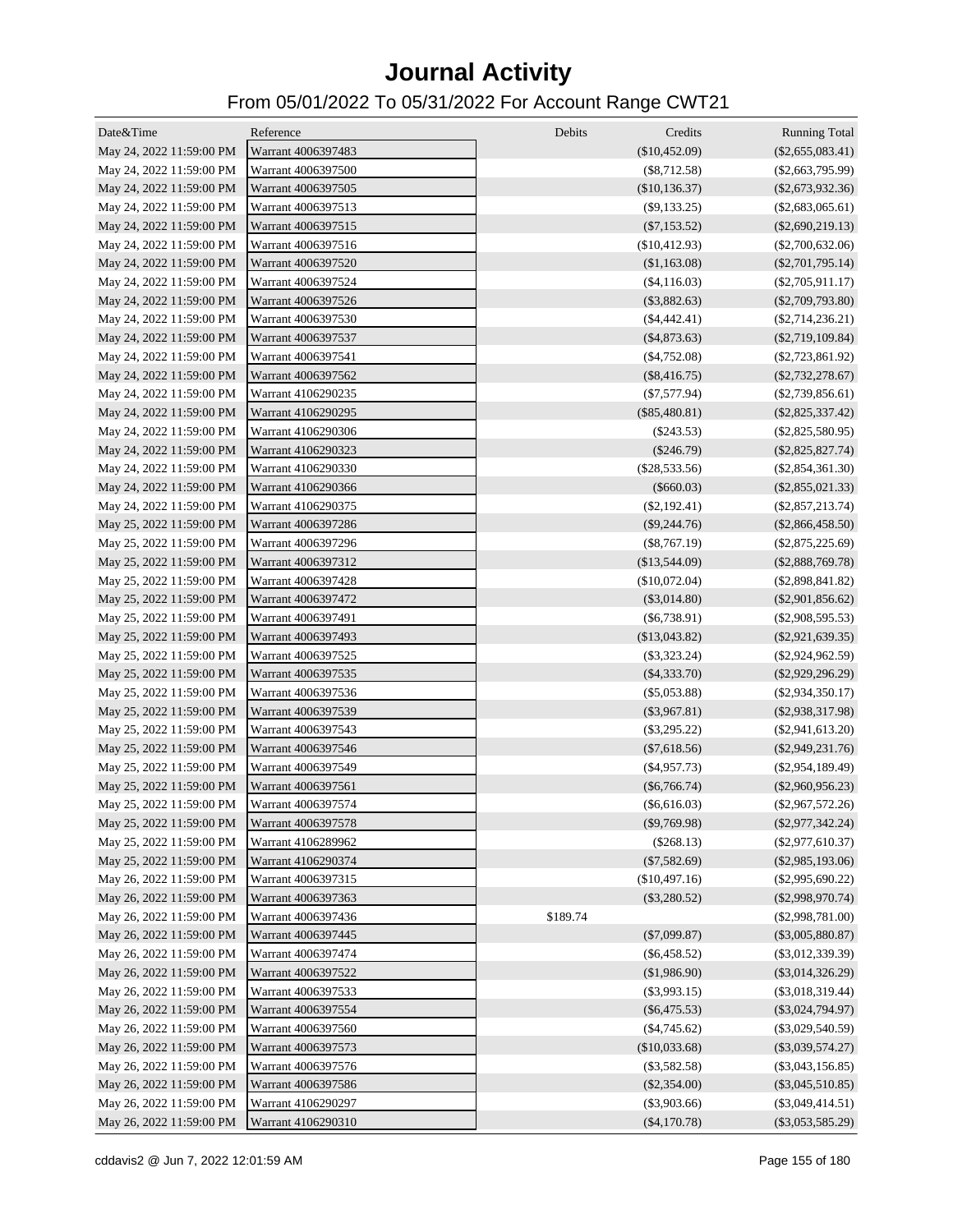# Journal Activity

## From 05/01/2022 To 05/31/2022 For Account Range CWT21

| Date&Time | Reference | Debits | Credits | Running Total |
|---|---|---|---|---|
| May 24, 2022 11:59:00 PM | Warrant 4006397483 | | ($10,452.09) | ($2,655,083.41) |
| May 24, 2022 11:59:00 PM | Warrant 4006397500 | | ($8,712.58) | ($2,663,795.99) |
| May 24, 2022 11:59:00 PM | Warrant 4006397505 | | ($10,136.37) | ($2,673,932.36) |
| May 24, 2022 11:59:00 PM | Warrant 4006397513 | | ($9,133.25) | ($2,683,065.61) |
| May 24, 2022 11:59:00 PM | Warrant 4006397515 | | ($7,153.52) | ($2,690,219.13) |
| May 24, 2022 11:59:00 PM | Warrant 4006397516 | | ($10,412.93) | ($2,700,632.06) |
| May 24, 2022 11:59:00 PM | Warrant 4006397520 | | ($1,163.08) | ($2,701,795.14) |
| May 24, 2022 11:59:00 PM | Warrant 4006397524 | | ($4,116.03) | ($2,705,911.17) |
| May 24, 2022 11:59:00 PM | Warrant 4006397526 | | ($3,882.63) | ($2,709,793.80) |
| May 24, 2022 11:59:00 PM | Warrant 4006397530 | | ($4,442.41) | ($2,714,236.21) |
| May 24, 2022 11:59:00 PM | Warrant 4006397537 | | ($4,873.63) | ($2,719,109.84) |
| May 24, 2022 11:59:00 PM | Warrant 4006397541 | | ($4,752.08) | ($2,723,861.92) |
| May 24, 2022 11:59:00 PM | Warrant 4006397562 | | ($8,416.75) | ($2,732,278.67) |
| May 24, 2022 11:59:00 PM | Warrant 4106290235 | | ($7,577.94) | ($2,739,856.61) |
| May 24, 2022 11:59:00 PM | Warrant 4106290295 | | ($85,480.81) | ($2,825,337.42) |
| May 24, 2022 11:59:00 PM | Warrant 4106290306 | | ($243.53) | ($2,825,580.95) |
| May 24, 2022 11:59:00 PM | Warrant 4106290323 | | ($246.79) | ($2,825,827.74) |
| May 24, 2022 11:59:00 PM | Warrant 4106290330 | | ($28,533.56) | ($2,854,361.30) |
| May 24, 2022 11:59:00 PM | Warrant 4106290366 | | ($660.03) | ($2,855,021.33) |
| May 24, 2022 11:59:00 PM | Warrant 4106290375 | | ($2,192.41) | ($2,857,213.74) |
| May 25, 2022 11:59:00 PM | Warrant 4006397286 | | ($9,244.76) | ($2,866,458.50) |
| May 25, 2022 11:59:00 PM | Warrant 4006397296 | | ($8,767.19) | ($2,875,225.69) |
| May 25, 2022 11:59:00 PM | Warrant 4006397312 | | ($13,544.09) | ($2,888,769.78) |
| May 25, 2022 11:59:00 PM | Warrant 4006397428 | | ($10,072.04) | ($2,898,841.82) |
| May 25, 2022 11:59:00 PM | Warrant 4006397472 | | ($3,014.80) | ($2,901,856.62) |
| May 25, 2022 11:59:00 PM | Warrant 4006397491 | | ($6,738.91) | ($2,908,595.53) |
| May 25, 2022 11:59:00 PM | Warrant 4006397493 | | ($13,043.82) | ($2,921,639.35) |
| May 25, 2022 11:59:00 PM | Warrant 4006397525 | | ($3,323.24) | ($2,924,962.59) |
| May 25, 2022 11:59:00 PM | Warrant 4006397535 | | ($4,333.70) | ($2,929,296.29) |
| May 25, 2022 11:59:00 PM | Warrant 4006397536 | | ($5,053.88) | ($2,934,350.17) |
| May 25, 2022 11:59:00 PM | Warrant 4006397539 | | ($3,967.81) | ($2,938,317.98) |
| May 25, 2022 11:59:00 PM | Warrant 4006397543 | | ($3,295.22) | ($2,941,613.20) |
| May 25, 2022 11:59:00 PM | Warrant 4006397546 | | ($7,618.56) | ($2,949,231.76) |
| May 25, 2022 11:59:00 PM | Warrant 4006397549 | | ($4,957.73) | ($2,954,189.49) |
| May 25, 2022 11:59:00 PM | Warrant 4006397561 | | ($6,766.74) | ($2,960,956.23) |
| May 25, 2022 11:59:00 PM | Warrant 4006397574 | | ($6,616.03) | ($2,967,572.26) |
| May 25, 2022 11:59:00 PM | Warrant 4006397578 | | ($9,769.98) | ($2,977,342.24) |
| May 25, 2022 11:59:00 PM | Warrant 4106289962 | | ($268.13) | ($2,977,610.37) |
| May 25, 2022 11:59:00 PM | Warrant 4106290374 | | ($7,582.69) | ($2,985,193.06) |
| May 26, 2022 11:59:00 PM | Warrant 4006397315 | | ($10,497.16) | ($2,995,690.22) |
| May 26, 2022 11:59:00 PM | Warrant 4006397363 | | ($3,280.52) | ($2,998,970.74) |
| May 26, 2022 11:59:00 PM | Warrant 4006397436 | $189.74 | | ($2,998,781.00) |
| May 26, 2022 11:59:00 PM | Warrant 4006397445 | | ($7,099.87) | ($3,005,880.87) |
| May 26, 2022 11:59:00 PM | Warrant 4006397474 | | ($6,458.52) | ($3,012,339.39) |
| May 26, 2022 11:59:00 PM | Warrant 4006397522 | | ($1,986.90) | ($3,014,326.29) |
| May 26, 2022 11:59:00 PM | Warrant 4006397533 | | ($3,993.15) | ($3,018,319.44) |
| May 26, 2022 11:59:00 PM | Warrant 4006397554 | | ($6,475.53) | ($3,024,794.97) |
| May 26, 2022 11:59:00 PM | Warrant 4006397560 | | ($4,745.62) | ($3,029,540.59) |
| May 26, 2022 11:59:00 PM | Warrant 4006397573 | | ($10,033.68) | ($3,039,574.27) |
| May 26, 2022 11:59:00 PM | Warrant 4006397576 | | ($3,582.58) | ($3,043,156.85) |
| May 26, 2022 11:59:00 PM | Warrant 4006397586 | | ($2,354.00) | ($3,045,510.85) |
| May 26, 2022 11:59:00 PM | Warrant 4106290297 | | ($3,903.66) | ($3,049,414.51) |
| May 26, 2022 11:59:00 PM | Warrant 4106290310 | | ($4,170.78) | ($3,053,585.29) |

cddavis2 @ Jun 7, 2022 12:01:59 AM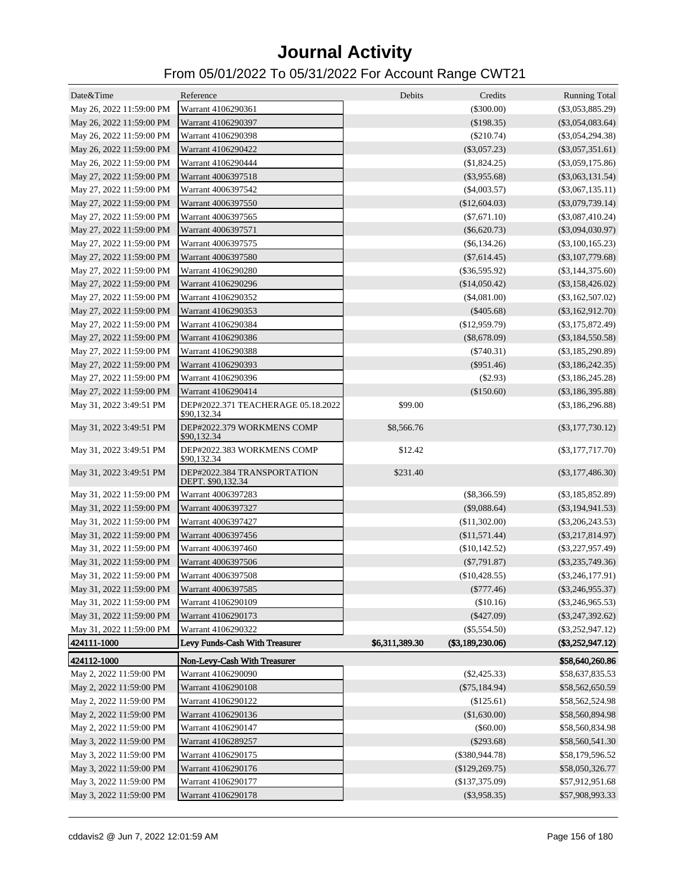# Journal Activity

## From 05/01/2022 To 05/31/2022 For Account Range CWT21

| Date&Time | Reference | Debits | Credits | Running Total |
|---|---|---|---|---|
| May 26, 2022 11:59:00 PM | Warrant 4106290361 | | ($300.00) | ($3,053,885.29) |
| May 26, 2022 11:59:00 PM | Warrant 4106290397 | | ($198.35) | ($3,054,083.64) |
| May 26, 2022 11:59:00 PM | Warrant 4106290398 | | ($210.74) | ($3,054,294.38) |
| May 26, 2022 11:59:00 PM | Warrant 4106290422 | | ($3,057.23) | ($3,057,351.61) |
| May 26, 2022 11:59:00 PM | Warrant 4106290444 | | ($1,824.25) | ($3,059,175.86) |
| May 27, 2022 11:59:00 PM | Warrant 4006397518 | | ($3,955.68) | ($3,063,131.54) |
| May 27, 2022 11:59:00 PM | Warrant 4006397542 | | ($4,003.57) | ($3,067,135.11) |
| May 27, 2022 11:59:00 PM | Warrant 4006397550 | | ($12,604.03) | ($3,079,739.14) |
| May 27, 2022 11:59:00 PM | Warrant 4006397565 | | ($7,671.10) | ($3,087,410.24) |
| May 27, 2022 11:59:00 PM | Warrant 4006397571 | | ($6,620.73) | ($3,094,030.97) |
| May 27, 2022 11:59:00 PM | Warrant 4006397575 | | ($6,134.26) | ($3,100,165.23) |
| May 27, 2022 11:59:00 PM | Warrant 4006397580 | | ($7,614.45) | ($3,107,779.68) |
| May 27, 2022 11:59:00 PM | Warrant 4106290280 | | ($36,595.92) | ($3,144,375.60) |
| May 27, 2022 11:59:00 PM | Warrant 4106290296 | | ($14,050.42) | ($3,158,426.02) |
| May 27, 2022 11:59:00 PM | Warrant 4106290352 | | ($4,081.00) | ($3,162,507.02) |
| May 27, 2022 11:59:00 PM | Warrant 4106290353 | | ($405.68) | ($3,162,912.70) |
| May 27, 2022 11:59:00 PM | Warrant 4106290384 | | ($12,959.79) | ($3,175,872.49) |
| May 27, 2022 11:59:00 PM | Warrant 4106290386 | | ($8,678.09) | ($3,184,550.58) |
| May 27, 2022 11:59:00 PM | Warrant 4106290388 | | ($740.31) | ($3,185,290.89) |
| May 27, 2022 11:59:00 PM | Warrant 4106290393 | | ($951.46) | ($3,186,242.35) |
| May 27, 2022 11:59:00 PM | Warrant 4106290396 | | ($2.93) | ($3,186,245.28) |
| May 27, 2022 11:59:00 PM | Warrant 4106290414 | | ($150.60) | ($3,186,395.88) |
| May 31, 2022 3:49:51 PM | DEP#2022.371 TEACHERAGE 05.18.2022 $90,132.34 | $99.00 | | ($3,186,296.88) |
| May 31, 2022 3:49:51 PM | DEP#2022.379 WORKMENS COMP $90,132.34 | $8,566.76 | | ($3,177,730.12) |
| May 31, 2022 3:49:51 PM | DEP#2022.383 WORKMENS COMP $90,132.34 | $12.42 | | ($3,177,717.70) |
| May 31, 2022 3:49:51 PM | DEP#2022.384 TRANSPORTATION DEPT. $90,132.34 | $231.40 | | ($3,177,486.30) |
| May 31, 2022 11:59:00 PM | Warrant 4006397283 | | ($8,366.59) | ($3,185,852.89) |
| May 31, 2022 11:59:00 PM | Warrant 4006397327 | | ($9,088.64) | ($3,194,941.53) |
| May 31, 2022 11:59:00 PM | Warrant 4006397427 | | ($11,302.00) | ($3,206,243.53) |
| May 31, 2022 11:59:00 PM | Warrant 4006397456 | | ($11,571.44) | ($3,217,814.97) |
| May 31, 2022 11:59:00 PM | Warrant 4006397460 | | ($10,142.52) | ($3,227,957.49) |
| May 31, 2022 11:59:00 PM | Warrant 4006397506 | | ($7,791.87) | ($3,235,749.36) |
| May 31, 2022 11:59:00 PM | Warrant 4006397508 | | ($10,428.55) | ($3,246,177.91) |
| May 31, 2022 11:59:00 PM | Warrant 4006397585 | | ($777.46) | ($3,246,955.37) |
| May 31, 2022 11:59:00 PM | Warrant 4106290109 | | ($10.16) | ($3,246,965.53) |
| May 31, 2022 11:59:00 PM | Warrant 4106290173 | | ($427.09) | ($3,247,392.62) |
| May 31, 2022 11:59:00 PM | Warrant 4106290322 | | ($5,554.50) | ($3,252,947.12) |
| **424111-1000** | **Levy Funds-Cash With Treasurer** | **$6,311,389.30** | **($3,189,230.06)** | **($3,252,947.12)** |
| **424112-1000** | **Non-Levy-Cash With Treasurer** | | | **$58,640,260.86** |
| May 2, 2022 11:59:00 PM | Warrant 4106290090 | | ($2,425.33) | $58,637,835.53 |
| May 2, 2022 11:59:00 PM | Warrant 4106290108 | | ($75,184.94) | $58,562,650.59 |
| May 2, 2022 11:59:00 PM | Warrant 4106290122 | | ($125.61) | $58,562,524.98 |
| May 2, 2022 11:59:00 PM | Warrant 4106290136 | | ($1,630.00) | $58,560,894.98 |
| May 2, 2022 11:59:00 PM | Warrant 4106290147 | | ($60.00) | $58,560,834.98 |
| May 3, 2022 11:59:00 PM | Warrant 4106289257 | | ($293.68) | $58,560,541.30 |
| May 3, 2022 11:59:00 PM | Warrant 4106290175 | | ($380,944.78) | $58,179,596.52 |
| May 3, 2022 11:59:00 PM | Warrant 4106290176 | | ($129,269.75) | $58,050,326.77 |
| May 3, 2022 11:59:00 PM | Warrant 4106290177 | | ($137,375.09) | $57,912,951.68 |
| May 3, 2022 11:59:00 PM | Warrant 4106290178 | | ($3,958.35) | $57,908,993.33 |

cddavis2 @ Jun 7, 2022 12:01:59 AM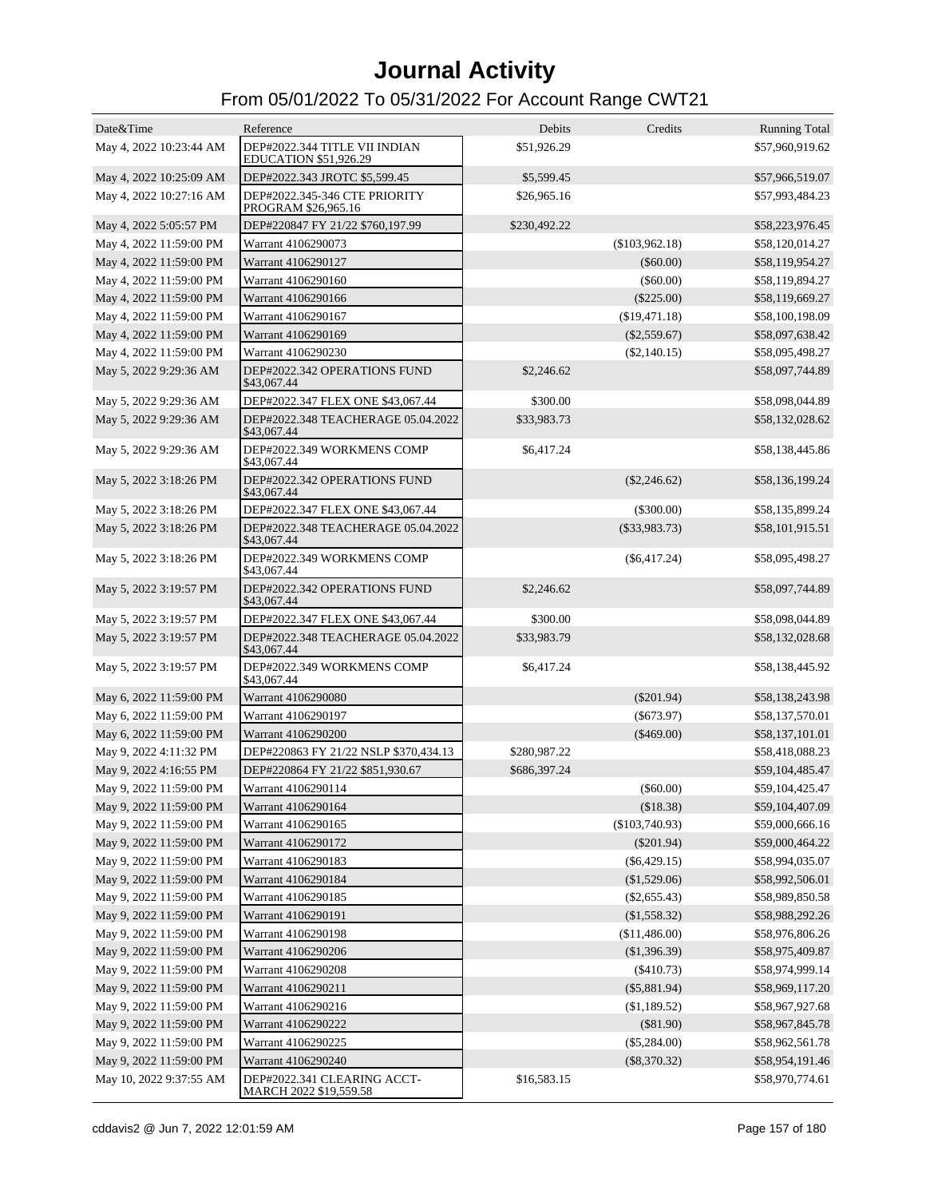# Journal Activity

## From 05/01/2022 To 05/31/2022 For Account Range CWT21

| Date&Time | Reference | Debits | Credits | Running Total |
|---|---|---|---|---|
| May 4, 2022 10:23:44 AM | DEP#2022.344 TITLE VII INDIAN EDUCATION $51,926.29 | $51,926.29 | | $57,960,919.62 |
| May 4, 2022 10:25:09 AM | DEP#2022.343 JROTC $5,599.45 | $5,599.45 | | $57,966,519.07 |
| May 4, 2022 10:27:16 AM | DEP#2022.345-346 CTE PRIORITY PROGRAM $26,965.16 | $26,965.16 | | $57,993,484.23 |
| May 4, 2022 5:05:57 PM | DEP#220847 FY 21/22 $760,197.99 | $230,492.22 | | $58,223,976.45 |
| May 4, 2022 11:59:00 PM | Warrant 4106290073 | | ($103,962.18) | $58,120,014.27 |
| May 4, 2022 11:59:00 PM | Warrant 4106290127 | | ($60.00) | $58,119,954.27 |
| May 4, 2022 11:59:00 PM | Warrant 4106290160 | | ($60.00) | $58,119,894.27 |
| May 4, 2022 11:59:00 PM | Warrant 4106290166 | | ($225.00) | $58,119,669.27 |
| May 4, 2022 11:59:00 PM | Warrant 4106290167 | | ($19,471.18) | $58,100,198.09 |
| May 4, 2022 11:59:00 PM | Warrant 4106290169 | | ($2,559.67) | $58,097,638.42 |
| May 4, 2022 11:59:00 PM | Warrant 4106290230 | | ($2,140.15) | $58,095,498.27 |
| May 5, 2022 9:29:36 AM | DEP#2022.342 OPERATIONS FUND $43,067.44 | $2,246.62 | | $58,097,744.89 |
| May 5, 2022 9:29:36 AM | DEP#2022.347 FLEX ONE $43,067.44 | $300.00 | | $58,098,044.89 |
| May 5, 2022 9:29:36 AM | DEP#2022.348 TEACHERAGE 05.04.2022 $43,067.44 | $33,983.73 | | $58,132,028.62 |
| May 5, 2022 9:29:36 AM | DEP#2022.349 WORKMENS COMP $43,067.44 | $6,417.24 | | $58,138,445.86 |
| May 5, 2022 3:18:26 PM | DEP#2022.342 OPERATIONS FUND $43,067.44 | | ($2,246.62) | $58,136,199.24 |
| May 5, 2022 3:18:26 PM | DEP#2022.347 FLEX ONE $43,067.44 | | ($300.00) | $58,135,899.24 |
| May 5, 2022 3:18:26 PM | DEP#2022.348 TEACHERAGE 05.04.2022 $43,067.44 | | ($33,983.73) | $58,101,915.51 |
| May 5, 2022 3:18:26 PM | DEP#2022.349 WORKMENS COMP $43,067.44 | | ($6,417.24) | $58,095,498.27 |
| May 5, 2022 3:19:57 PM | DEP#2022.342 OPERATIONS FUND $43,067.44 | $2,246.62 | | $58,097,744.89 |
| May 5, 2022 3:19:57 PM | DEP#2022.347 FLEX ONE $43,067.44 | $300.00 | | $58,098,044.89 |
| May 5, 2022 3:19:57 PM | DEP#2022.348 TEACHERAGE 05.04.2022 $43,067.44 | $33,983.79 | | $58,132,028.68 |
| May 5, 2022 3:19:57 PM | DEP#2022.349 WORKMENS COMP $43,067.44 | $6,417.24 | | $58,138,445.92 |
| May 6, 2022 11:59:00 PM | Warrant 4106290080 | | ($201.94) | $58,138,243.98 |
| May 6, 2022 11:59:00 PM | Warrant 4106290197 | | ($673.97) | $58,137,570.01 |
| May 6, 2022 11:59:00 PM | Warrant 4106290200 | | ($469.00) | $58,137,101.01 |
| May 9, 2022 4:11:32 PM | DEP#220863 FY 21/22 NSLP $370,434.13 | $280,987.22 | | $58,418,088.23 |
| May 9, 2022 4:16:55 PM | DEP#220864 FY 21/22 $851,930.67 | $686,397.24 | | $59,104,485.47 |
| May 9, 2022 11:59:00 PM | Warrant 4106290114 | | ($60.00) | $59,104,425.47 |
| May 9, 2022 11:59:00 PM | Warrant 4106290164 | | ($18.38) | $59,104,407.09 |
| May 9, 2022 11:59:00 PM | Warrant 4106290165 | | ($103,740.93) | $59,000,666.16 |
| May 9, 2022 11:59:00 PM | Warrant 4106290172 | | ($201.94) | $59,000,464.22 |
| May 9, 2022 11:59:00 PM | Warrant 4106290183 | | ($6,429.15) | $58,994,035.07 |
| May 9, 2022 11:59:00 PM | Warrant 4106290184 | | ($1,529.06) | $58,992,506.01 |
| May 9, 2022 11:59:00 PM | Warrant 4106290185 | | ($2,655.43) | $58,989,850.58 |
| May 9, 2022 11:59:00 PM | Warrant 4106290191 | | ($1,558.32) | $58,988,292.26 |
| May 9, 2022 11:59:00 PM | Warrant 4106290198 | | ($11,486.00) | $58,976,806.26 |
| May 9, 2022 11:59:00 PM | Warrant 4106290206 | | ($1,396.39) | $58,975,409.87 |
| May 9, 2022 11:59:00 PM | Warrant 4106290208 | | ($410.73) | $58,974,999.14 |
| May 9, 2022 11:59:00 PM | Warrant 4106290211 | | ($5,881.94) | $58,969,117.20 |
| May 9, 2022 11:59:00 PM | Warrant 4106290216 | | ($1,189.52) | $58,967,927.68 |
| May 9, 2022 11:59:00 PM | Warrant 4106290222 | | ($81.90) | $58,967,845.78 |
| May 9, 2022 11:59:00 PM | Warrant 4106290225 | | ($5,284.00) | $58,962,561.78 |
| May 9, 2022 11:59:00 PM | Warrant 4106290240 | | ($8,370.32) | $58,954,191.46 |
| May 10, 2022 9:37:55 AM | DEP#2022.341 CLEARING ACCT-MARCH 2022 $19,559.58 | $16,583.15 | | $58,970,774.61 |

cddavis2 @ Jun 7, 2022 12:01:59 AM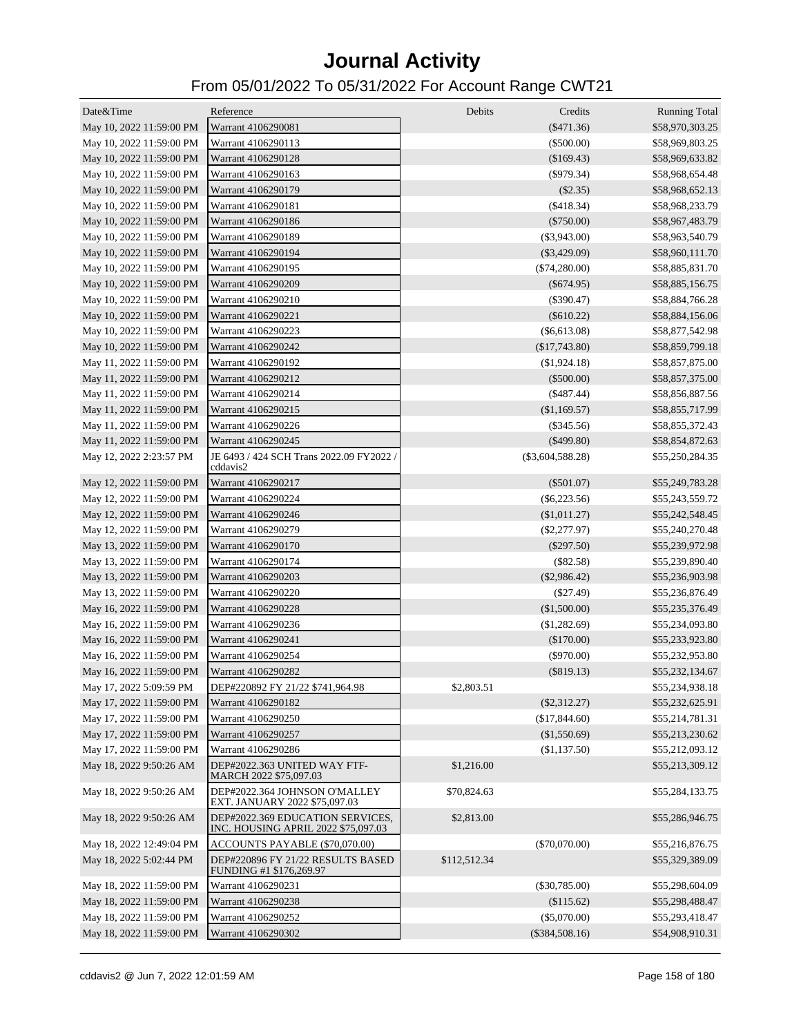# Journal Activity

## From 05/01/2022 To 05/31/2022 For Account Range CWT21

| Date&Time | Reference | Debits | Credits | Running Total |
|---|---|---|---|---|
| May 10, 2022 11:59:00 PM | Warrant 4106290081 | | ($471.36) | $58,970,303.25 |
| May 10, 2022 11:59:00 PM | Warrant 4106290113 | | ($500.00) | $58,969,803.25 |
| May 10, 2022 11:59:00 PM | Warrant 4106290128 | | ($169.43) | $58,969,633.82 |
| May 10, 2022 11:59:00 PM | Warrant 4106290163 | | ($979.34) | $58,968,654.48 |
| May 10, 2022 11:59:00 PM | Warrant 4106290179 | | ($2.35) | $58,968,652.13 |
| May 10, 2022 11:59:00 PM | Warrant 4106290181 | | ($418.34) | $58,968,233.79 |
| May 10, 2022 11:59:00 PM | Warrant 4106290186 | | ($750.00) | $58,967,483.79 |
| May 10, 2022 11:59:00 PM | Warrant 4106290189 | | ($3,943.00) | $58,963,540.79 |
| May 10, 2022 11:59:00 PM | Warrant 4106290194 | | ($3,429.09) | $58,960,111.70 |
| May 10, 2022 11:59:00 PM | Warrant 4106290195 | | ($74,280.00) | $58,885,831.70 |
| May 10, 2022 11:59:00 PM | Warrant 4106290209 | | ($674.95) | $58,885,156.75 |
| May 10, 2022 11:59:00 PM | Warrant 4106290210 | | ($390.47) | $58,884,766.28 |
| May 10, 2022 11:59:00 PM | Warrant 4106290221 | | ($610.22) | $58,884,156.06 |
| May 10, 2022 11:59:00 PM | Warrant 4106290223 | | ($6,613.08) | $58,877,542.98 |
| May 10, 2022 11:59:00 PM | Warrant 4106290242 | | ($17,743.80) | $58,859,799.18 |
| May 11, 2022 11:59:00 PM | Warrant 4106290192 | | ($1,924.18) | $58,857,875.00 |
| May 11, 2022 11:59:00 PM | Warrant 4106290212 | | ($500.00) | $58,857,375.00 |
| May 11, 2022 11:59:00 PM | Warrant 4106290214 | | ($487.44) | $58,856,887.56 |
| May 11, 2022 11:59:00 PM | Warrant 4106290215 | | ($1,169.57) | $58,855,717.99 |
| May 11, 2022 11:59:00 PM | Warrant 4106290226 | | ($345.56) | $58,855,372.43 |
| May 11, 2022 11:59:00 PM | Warrant 4106290245 | | ($499.80) | $58,854,872.63 |
| May 12, 2022 2:23:57 PM | JE 6493 / 424 SCH Trans 2022.09 FY2022 / cddavis2 | | ($3,604,588.28) | $55,250,284.35 |
| May 12, 2022 11:59:00 PM | Warrant 4106290217 | | ($501.07) | $55,249,783.28 |
| May 12, 2022 11:59:00 PM | Warrant 4106290224 | | ($6,223.56) | $55,243,559.72 |
| May 12, 2022 11:59:00 PM | Warrant 4106290246 | | ($1,011.27) | $55,242,548.45 |
| May 12, 2022 11:59:00 PM | Warrant 4106290279 | | ($2,277.97) | $55,240,270.48 |
| May 13, 2022 11:59:00 PM | Warrant 4106290170 | | ($297.50) | $55,239,972.98 |
| May 13, 2022 11:59:00 PM | Warrant 4106290174 | | ($82.58) | $55,239,890.40 |
| May 13, 2022 11:59:00 PM | Warrant 4106290203 | | ($2,986.42) | $55,236,903.98 |
| May 13, 2022 11:59:00 PM | Warrant 4106290220 | | ($27.49) | $55,236,876.49 |
| May 16, 2022 11:59:00 PM | Warrant 4106290228 | | ($1,500.00) | $55,235,376.49 |
| May 16, 2022 11:59:00 PM | Warrant 4106290236 | | ($1,282.69) | $55,234,093.80 |
| May 16, 2022 11:59:00 PM | Warrant 4106290241 | | ($170.00) | $55,233,923.80 |
| May 16, 2022 11:59:00 PM | Warrant 4106290254 | | ($970.00) | $55,232,953.80 |
| May 16, 2022 11:59:00 PM | Warrant 4106290282 | | ($819.13) | $55,232,134.67 |
| May 17, 2022 5:09:59 PM | DEP#220892 FY 21/22 $741,964.98 | $2,803.51 | | $55,234,938.18 |
| May 17, 2022 11:59:00 PM | Warrant 4106290182 | | ($2,312.27) | $55,232,625.91 |
| May 17, 2022 11:59:00 PM | Warrant 4106290250 | | ($17,844.60) | $55,214,781.31 |
| May 17, 2022 11:59:00 PM | Warrant 4106290257 | | ($1,550.69) | $55,213,230.62 |
| May 17, 2022 11:59:00 PM | Warrant 4106290286 | | ($1,137.50) | $55,212,093.12 |
| May 18, 2022 9:50:26 AM | DEP#2022.363 UNITED WAY FTF-MARCH 2022 $75,097.03 | $1,216.00 | | $55,213,309.12 |
| May 18, 2022 9:50:26 AM | DEP#2022.364 JOHNSON O'MALLEY EXT. JANUARY 2022 $75,097.03 | $70,824.63 | | $55,284,133.75 |
| May 18, 2022 9:50:26 AM | DEP#2022.369 EDUCATION SERVICES, INC. HOUSING APRIL 2022 $75,097.03 | $2,813.00 | | $55,286,946.75 |
| May 18, 2022 12:49:04 PM | ACCOUNTS PAYABLE ($70,070.00) | | ($70,070.00) | $55,216,876.75 |
| May 18, 2022 5:02:44 PM | DEP#220896 FY 21/22 RESULTS BASED FUNDING #1 $176,269.97 | $112,512.34 | | $55,329,389.09 |
| May 18, 2022 11:59:00 PM | Warrant 4106290231 | | ($30,785.00) | $55,298,604.09 |
| May 18, 2022 11:59:00 PM | Warrant 4106290238 | | ($115.62) | $55,298,488.47 |
| May 18, 2022 11:59:00 PM | Warrant 4106290252 | | ($5,070.00) | $55,293,418.47 |
| May 18, 2022 11:59:00 PM | Warrant 4106290302 | | ($384,508.16) | $54,908,910.31 |

cddavis2 @ Jun 7, 2022 12:01:59 AM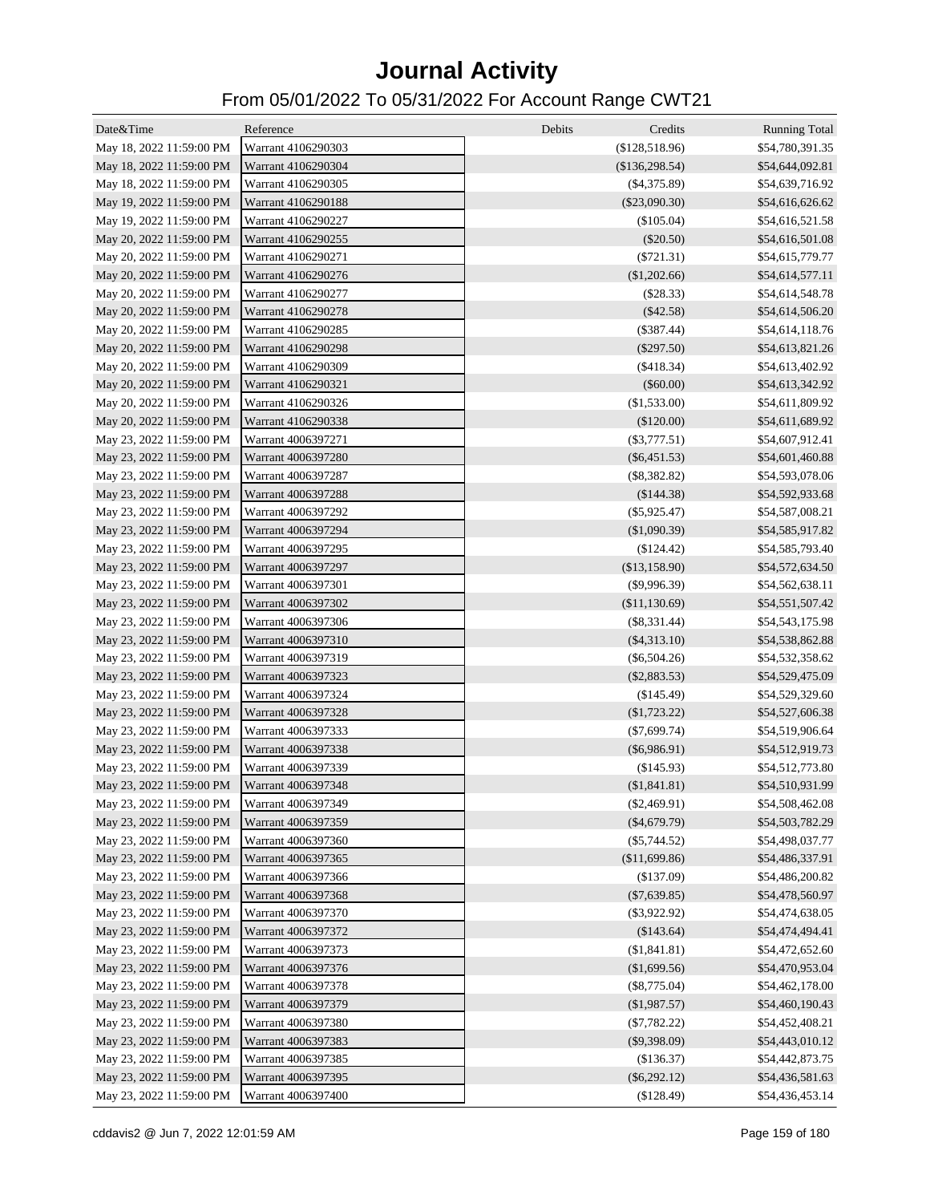# Journal Activity

## From 05/01/2022 To 05/31/2022 For Account Range CWT21

| Date&Time | Reference | Debits | Credits | Running Total |
|---|---|---|---|---|
| May 18, 2022 11:59:00 PM | Warrant 4106290303 | | ($128,518.96) | $54,780,391.35 |
| May 18, 2022 11:59:00 PM | Warrant 4106290304 | | ($136,298.54) | $54,644,092.81 |
| May 18, 2022 11:59:00 PM | Warrant 4106290305 | | ($4,375.89) | $54,639,716.92 |
| May 19, 2022 11:59:00 PM | Warrant 4106290188 | | ($23,090.30) | $54,616,626.62 |
| May 19, 2022 11:59:00 PM | Warrant 4106290227 | | ($105.04) | $54,616,521.58 |
| May 20, 2022 11:59:00 PM | Warrant 4106290255 | | ($20.50) | $54,616,501.08 |
| May 20, 2022 11:59:00 PM | Warrant 4106290271 | | ($721.31) | $54,615,779.77 |
| May 20, 2022 11:59:00 PM | Warrant 4106290276 | | ($1,202.66) | $54,614,577.11 |
| May 20, 2022 11:59:00 PM | Warrant 4106290277 | | ($28.33) | $54,614,548.78 |
| May 20, 2022 11:59:00 PM | Warrant 4106290278 | | ($42.58) | $54,614,506.20 |
| May 20, 2022 11:59:00 PM | Warrant 4106290285 | | ($387.44) | $54,614,118.76 |
| May 20, 2022 11:59:00 PM | Warrant 4106290298 | | ($297.50) | $54,613,821.26 |
| May 20, 2022 11:59:00 PM | Warrant 4106290309 | | ($418.34) | $54,613,402.92 |
| May 20, 2022 11:59:00 PM | Warrant 4106290321 | | ($60.00) | $54,613,342.92 |
| May 20, 2022 11:59:00 PM | Warrant 4106290326 | | ($1,533.00) | $54,611,809.92 |
| May 20, 2022 11:59:00 PM | Warrant 4106290338 | | ($120.00) | $54,611,689.92 |
| May 23, 2022 11:59:00 PM | Warrant 4006397271 | | ($3,777.51) | $54,607,912.41 |
| May 23, 2022 11:59:00 PM | Warrant 4006397280 | | ($6,451.53) | $54,601,460.88 |
| May 23, 2022 11:59:00 PM | Warrant 4006397287 | | ($8,382.82) | $54,593,078.06 |
| May 23, 2022 11:59:00 PM | Warrant 4006397288 | | ($144.38) | $54,592,933.68 |
| May 23, 2022 11:59:00 PM | Warrant 4006397292 | | ($5,925.47) | $54,587,008.21 |
| May 23, 2022 11:59:00 PM | Warrant 4006397294 | | ($1,090.39) | $54,585,917.82 |
| May 23, 2022 11:59:00 PM | Warrant 4006397295 | | ($124.42) | $54,585,793.40 |
| May 23, 2022 11:59:00 PM | Warrant 4006397297 | | ($13,158.90) | $54,572,634.50 |
| May 23, 2022 11:59:00 PM | Warrant 4006397301 | | ($9,996.39) | $54,562,638.11 |
| May 23, 2022 11:59:00 PM | Warrant 4006397302 | | ($11,130.69) | $54,551,507.42 |
| May 23, 2022 11:59:00 PM | Warrant 4006397306 | | ($8,331.44) | $54,543,175.98 |
| May 23, 2022 11:59:00 PM | Warrant 4006397310 | | ($4,313.10) | $54,538,862.88 |
| May 23, 2022 11:59:00 PM | Warrant 4006397319 | | ($6,504.26) | $54,532,358.62 |
| May 23, 2022 11:59:00 PM | Warrant 4006397323 | | ($2,883.53) | $54,529,475.09 |
| May 23, 2022 11:59:00 PM | Warrant 4006397324 | | ($145.49) | $54,529,329.60 |
| May 23, 2022 11:59:00 PM | Warrant 4006397328 | | ($1,723.22) | $54,527,606.38 |
| May 23, 2022 11:59:00 PM | Warrant 4006397333 | | ($7,699.74) | $54,519,906.64 |
| May 23, 2022 11:59:00 PM | Warrant 4006397338 | | ($6,986.91) | $54,512,919.73 |
| May 23, 2022 11:59:00 PM | Warrant 4006397339 | | ($145.93) | $54,512,773.80 |
| May 23, 2022 11:59:00 PM | Warrant 4006397348 | | ($1,841.81) | $54,510,931.99 |
| May 23, 2022 11:59:00 PM | Warrant 4006397349 | | ($2,469.91) | $54,508,462.08 |
| May 23, 2022 11:59:00 PM | Warrant 4006397359 | | ($4,679.79) | $54,503,782.29 |
| May 23, 2022 11:59:00 PM | Warrant 4006397360 | | ($5,744.52) | $54,498,037.77 |
| May 23, 2022 11:59:00 PM | Warrant 4006397365 | | ($11,699.86) | $54,486,337.91 |
| May 23, 2022 11:59:00 PM | Warrant 4006397366 | | ($137.09) | $54,486,200.82 |
| May 23, 2022 11:59:00 PM | Warrant 4006397368 | | ($7,639.85) | $54,478,560.97 |
| May 23, 2022 11:59:00 PM | Warrant 4006397370 | | ($3,922.92) | $54,474,638.05 |
| May 23, 2022 11:59:00 PM | Warrant 4006397372 | | ($143.64) | $54,474,494.41 |
| May 23, 2022 11:59:00 PM | Warrant 4006397373 | | ($1,841.81) | $54,472,652.60 |
| May 23, 2022 11:59:00 PM | Warrant 4006397376 | | ($1,699.56) | $54,470,953.04 |
| May 23, 2022 11:59:00 PM | Warrant 4006397378 | | ($8,775.04) | $54,462,178.00 |
| May 23, 2022 11:59:00 PM | Warrant 4006397379 | | ($1,987.57) | $54,460,190.43 |
| May 23, 2022 11:59:00 PM | Warrant 4006397380 | | ($7,782.22) | $54,452,408.21 |
| May 23, 2022 11:59:00 PM | Warrant 4006397383 | | ($9,398.09) | $54,443,010.12 |
| May 23, 2022 11:59:00 PM | Warrant 4006397385 | | ($136.37) | $54,442,873.75 |
| May 23, 2022 11:59:00 PM | Warrant 4006397395 | | ($6,292.12) | $54,436,581.63 |
| May 23, 2022 11:59:00 PM | Warrant 4006397400 | | ($128.49) | $54,436,453.14 |

cddavis2 @ Jun 7, 2022 12:01:59 AM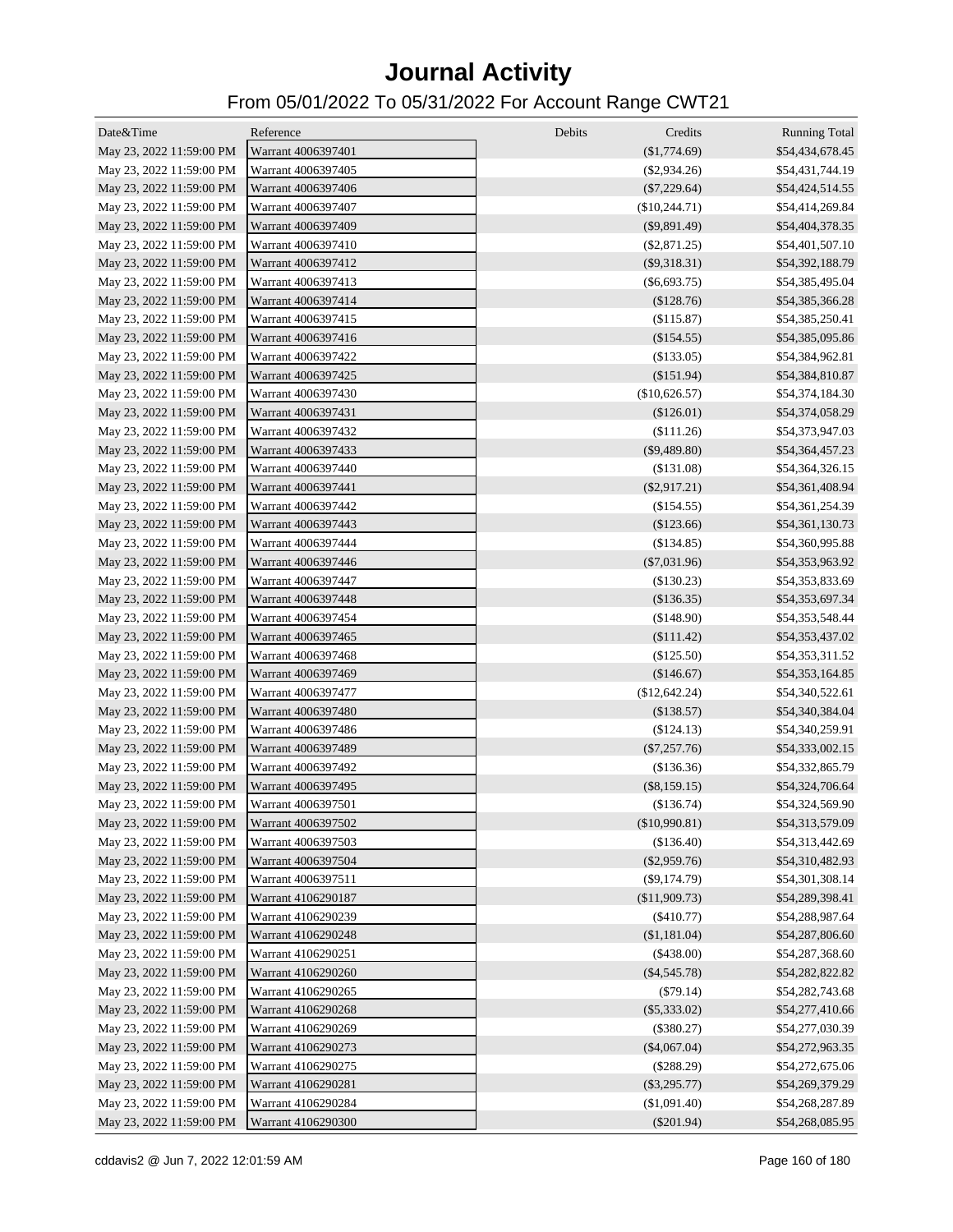# Journal Activity

## From 05/01/2022 To 05/31/2022 For Account Range CWT21

| Date&Time | Reference | Debits | Credits | Running Total |
|---|---|---|---|---|
| May 23, 2022 11:59:00 PM | Warrant 4006397401 | | ($1,774.69) | $54,434,678.45 |
| May 23, 2022 11:59:00 PM | Warrant 4006397405 | | ($2,934.26) | $54,431,744.19 |
| May 23, 2022 11:59:00 PM | Warrant 4006397406 | | ($7,229.64) | $54,424,514.55 |
| May 23, 2022 11:59:00 PM | Warrant 4006397407 | | ($10,244.71) | $54,414,269.84 |
| May 23, 2022 11:59:00 PM | Warrant 4006397409 | | ($9,891.49) | $54,404,378.35 |
| May 23, 2022 11:59:00 PM | Warrant 4006397410 | | ($2,871.25) | $54,401,507.10 |
| May 23, 2022 11:59:00 PM | Warrant 4006397412 | | ($9,318.31) | $54,392,188.79 |
| May 23, 2022 11:59:00 PM | Warrant 4006397413 | | ($6,693.75) | $54,385,495.04 |
| May 23, 2022 11:59:00 PM | Warrant 4006397414 | | ($128.76) | $54,385,366.28 |
| May 23, 2022 11:59:00 PM | Warrant 4006397415 | | ($115.87) | $54,385,250.41 |
| May 23, 2022 11:59:00 PM | Warrant 4006397416 | | ($154.55) | $54,385,095.86 |
| May 23, 2022 11:59:00 PM | Warrant 4006397422 | | ($133.05) | $54,384,962.81 |
| May 23, 2022 11:59:00 PM | Warrant 4006397425 | | ($151.94) | $54,384,810.87 |
| May 23, 2022 11:59:00 PM | Warrant 4006397430 | | ($10,626.57) | $54,374,184.30 |
| May 23, 2022 11:59:00 PM | Warrant 4006397431 | | ($126.01) | $54,374,058.29 |
| May 23, 2022 11:59:00 PM | Warrant 4006397432 | | ($111.26) | $54,373,947.03 |
| May 23, 2022 11:59:00 PM | Warrant 4006397433 | | ($9,489.80) | $54,364,457.23 |
| May 23, 2022 11:59:00 PM | Warrant 4006397440 | | ($131.08) | $54,364,326.15 |
| May 23, 2022 11:59:00 PM | Warrant 4006397441 | | ($2,917.21) | $54,361,408.94 |
| May 23, 2022 11:59:00 PM | Warrant 4006397442 | | ($154.55) | $54,361,254.39 |
| May 23, 2022 11:59:00 PM | Warrant 4006397443 | | ($123.66) | $54,361,130.73 |
| May 23, 2022 11:59:00 PM | Warrant 4006397444 | | ($134.85) | $54,360,995.88 |
| May 23, 2022 11:59:00 PM | Warrant 4006397446 | | ($7,031.96) | $54,353,963.92 |
| May 23, 2022 11:59:00 PM | Warrant 4006397447 | | ($130.23) | $54,353,833.69 |
| May 23, 2022 11:59:00 PM | Warrant 4006397448 | | ($136.35) | $54,353,697.34 |
| May 23, 2022 11:59:00 PM | Warrant 4006397454 | | ($148.90) | $54,353,548.44 |
| May 23, 2022 11:59:00 PM | Warrant 4006397465 | | ($111.42) | $54,353,437.02 |
| May 23, 2022 11:59:00 PM | Warrant 4006397468 | | ($125.50) | $54,353,311.52 |
| May 23, 2022 11:59:00 PM | Warrant 4006397469 | | ($146.67) | $54,353,164.85 |
| May 23, 2022 11:59:00 PM | Warrant 4006397477 | | ($12,642.24) | $54,340,522.61 |
| May 23, 2022 11:59:00 PM | Warrant 4006397480 | | ($138.57) | $54,340,384.04 |
| May 23, 2022 11:59:00 PM | Warrant 4006397486 | | ($124.13) | $54,340,259.91 |
| May 23, 2022 11:59:00 PM | Warrant 4006397489 | | ($7,257.76) | $54,333,002.15 |
| May 23, 2022 11:59:00 PM | Warrant 4006397492 | | ($136.36) | $54,332,865.79 |
| May 23, 2022 11:59:00 PM | Warrant 4006397495 | | ($8,159.15) | $54,324,706.64 |
| May 23, 2022 11:59:00 PM | Warrant 4006397501 | | ($136.74) | $54,324,569.90 |
| May 23, 2022 11:59:00 PM | Warrant 4006397502 | | ($10,990.81) | $54,313,579.09 |
| May 23, 2022 11:59:00 PM | Warrant 4006397503 | | ($136.40) | $54,313,442.69 |
| May 23, 2022 11:59:00 PM | Warrant 4006397504 | | ($2,959.76) | $54,310,482.93 |
| May 23, 2022 11:59:00 PM | Warrant 4006397511 | | ($9,174.79) | $54,301,308.14 |
| May 23, 2022 11:59:00 PM | Warrant 4106290187 | | ($11,909.73) | $54,289,398.41 |
| May 23, 2022 11:59:00 PM | Warrant 4106290239 | | ($410.77) | $54,288,987.64 |
| May 23, 2022 11:59:00 PM | Warrant 4106290248 | | ($1,181.04) | $54,287,806.60 |
| May 23, 2022 11:59:00 PM | Warrant 4106290251 | | ($438.00) | $54,287,368.60 |
| May 23, 2022 11:59:00 PM | Warrant 4106290260 | | ($4,545.78) | $54,282,822.82 |
| May 23, 2022 11:59:00 PM | Warrant 4106290265 | | ($79.14) | $54,282,743.68 |
| May 23, 2022 11:59:00 PM | Warrant 4106290268 | | ($5,333.02) | $54,277,410.66 |
| May 23, 2022 11:59:00 PM | Warrant 4106290269 | | ($380.27) | $54,277,030.39 |
| May 23, 2022 11:59:00 PM | Warrant 4106290273 | | ($4,067.04) | $54,272,963.35 |
| May 23, 2022 11:59:00 PM | Warrant 4106290275 | | ($288.29) | $54,272,675.06 |
| May 23, 2022 11:59:00 PM | Warrant 4106290281 | | ($3,295.77) | $54,269,379.29 |
| May 23, 2022 11:59:00 PM | Warrant 4106290284 | | ($1,091.40) | $54,268,287.89 |
| May 23, 2022 11:59:00 PM | Warrant 4106290300 | | ($201.94) | $54,268,085.95 |

cddavis2 @ Jun 7, 2022 12:01:59 AM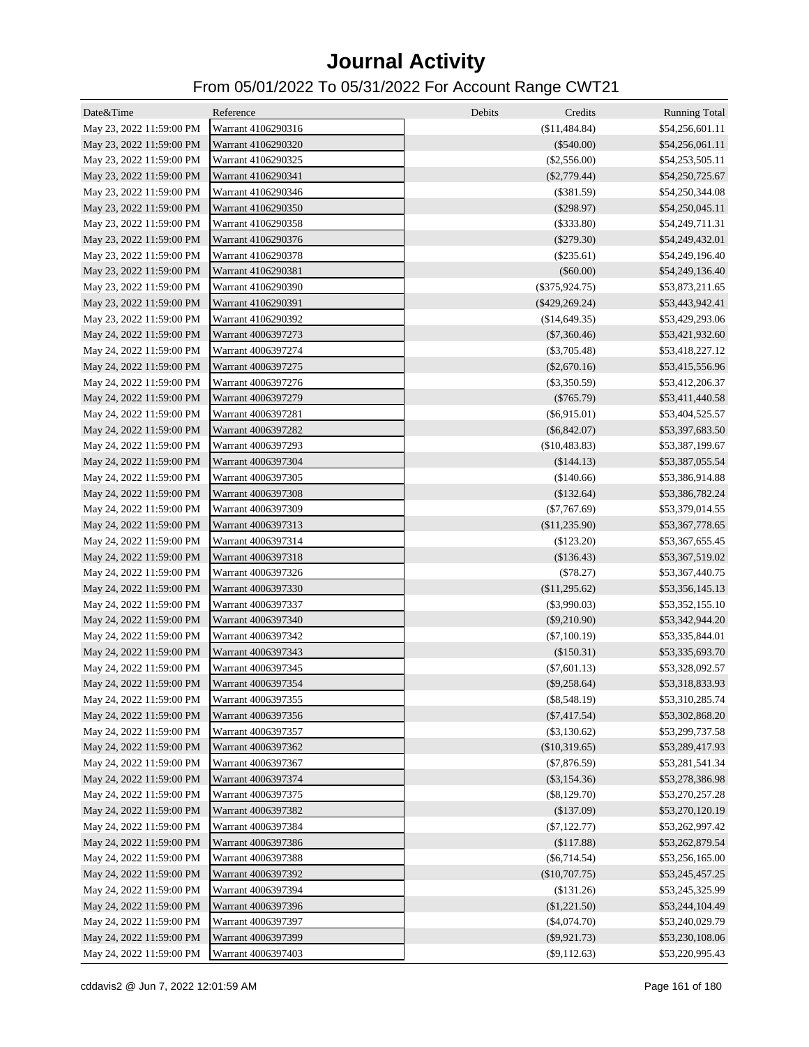# Journal Activity

## From 05/01/2022 To 05/31/2022 For Account Range CWT21

| Date&Time | Reference | Debits | Credits | Running Total |
|---|---|---|---|---|
| May 23, 2022 11:59:00 PM | Warrant 4106290316 | | ($11,484.84) | $54,256,601.11 |
| May 23, 2022 11:59:00 PM | Warrant 4106290320 | | ($540.00) | $54,256,061.11 |
| May 23, 2022 11:59:00 PM | Warrant 4106290325 | | ($2,556.00) | $54,253,505.11 |
| May 23, 2022 11:59:00 PM | Warrant 4106290341 | | ($2,779.44) | $54,250,725.67 |
| May 23, 2022 11:59:00 PM | Warrant 4106290346 | | ($381.59) | $54,250,344.08 |
| May 23, 2022 11:59:00 PM | Warrant 4106290350 | | ($298.97) | $54,250,045.11 |
| May 23, 2022 11:59:00 PM | Warrant 4106290358 | | ($333.80) | $54,249,711.31 |
| May 23, 2022 11:59:00 PM | Warrant 4106290376 | | ($279.30) | $54,249,432.01 |
| May 23, 2022 11:59:00 PM | Warrant 4106290378 | | ($235.61) | $54,249,196.40 |
| May 23, 2022 11:59:00 PM | Warrant 4106290381 | | ($60.00) | $54,249,136.40 |
| May 23, 2022 11:59:00 PM | Warrant 4106290390 | | ($375,924.75) | $53,873,211.65 |
| May 23, 2022 11:59:00 PM | Warrant 4106290391 | | ($429,269.24) | $53,443,942.41 |
| May 23, 2022 11:59:00 PM | Warrant 4106290392 | | ($14,649.35) | $53,429,293.06 |
| May 24, 2022 11:59:00 PM | Warrant 4006397273 | | ($7,360.46) | $53,421,932.60 |
| May 24, 2022 11:59:00 PM | Warrant 4006397274 | | ($3,705.48) | $53,418,227.12 |
| May 24, 2022 11:59:00 PM | Warrant 4006397275 | | ($2,670.16) | $53,415,556.96 |
| May 24, 2022 11:59:00 PM | Warrant 4006397276 | | ($3,350.59) | $53,412,206.37 |
| May 24, 2022 11:59:00 PM | Warrant 4006397279 | | ($765.79) | $53,411,440.58 |
| May 24, 2022 11:59:00 PM | Warrant 4006397281 | | ($6,915.01) | $53,404,525.57 |
| May 24, 2022 11:59:00 PM | Warrant 4006397282 | | ($6,842.07) | $53,397,683.50 |
| May 24, 2022 11:59:00 PM | Warrant 4006397293 | | ($10,483.83) | $53,387,199.67 |
| May 24, 2022 11:59:00 PM | Warrant 4006397304 | | ($144.13) | $53,387,055.54 |
| May 24, 2022 11:59:00 PM | Warrant 4006397305 | | ($140.66) | $53,386,914.88 |
| May 24, 2022 11:59:00 PM | Warrant 4006397308 | | ($132.64) | $53,386,782.24 |
| May 24, 2022 11:59:00 PM | Warrant 4006397309 | | ($7,767.69) | $53,379,014.55 |
| May 24, 2022 11:59:00 PM | Warrant 4006397313 | | ($11,235.90) | $53,367,778.65 |
| May 24, 2022 11:59:00 PM | Warrant 4006397314 | | ($123.20) | $53,367,655.45 |
| May 24, 2022 11:59:00 PM | Warrant 4006397318 | | ($136.43) | $53,367,519.02 |
| May 24, 2022 11:59:00 PM | Warrant 4006397326 | | ($78.27) | $53,367,440.75 |
| May 24, 2022 11:59:00 PM | Warrant 4006397330 | | ($11,295.62) | $53,356,145.13 |
| May 24, 2022 11:59:00 PM | Warrant 4006397337 | | ($3,990.03) | $53,352,155.10 |
| May 24, 2022 11:59:00 PM | Warrant 4006397340 | | ($9,210.90) | $53,342,944.20 |
| May 24, 2022 11:59:00 PM | Warrant 4006397342 | | ($7,100.19) | $53,335,844.01 |
| May 24, 2022 11:59:00 PM | Warrant 4006397343 | | ($150.31) | $53,335,693.70 |
| May 24, 2022 11:59:00 PM | Warrant 4006397345 | | ($7,601.13) | $53,328,092.57 |
| May 24, 2022 11:59:00 PM | Warrant 4006397354 | | ($9,258.64) | $53,318,833.93 |
| May 24, 2022 11:59:00 PM | Warrant 4006397355 | | ($8,548.19) | $53,310,285.74 |
| May 24, 2022 11:59:00 PM | Warrant 4006397356 | | ($7,417.54) | $53,302,868.20 |
| May 24, 2022 11:59:00 PM | Warrant 4006397357 | | ($3,130.62) | $53,299,737.58 |
| May 24, 2022 11:59:00 PM | Warrant 4006397362 | | ($10,319.65) | $53,289,417.93 |
| May 24, 2022 11:59:00 PM | Warrant 4006397367 | | ($7,876.59) | $53,281,541.34 |
| May 24, 2022 11:59:00 PM | Warrant 4006397374 | | ($3,154.36) | $53,278,386.98 |
| May 24, 2022 11:59:00 PM | Warrant 4006397375 | | ($8,129.70) | $53,270,257.28 |
| May 24, 2022 11:59:00 PM | Warrant 4006397382 | | ($137.09) | $53,270,120.19 |
| May 24, 2022 11:59:00 PM | Warrant 4006397384 | | ($7,122.77) | $53,262,997.42 |
| May 24, 2022 11:59:00 PM | Warrant 4006397386 | | ($117.88) | $53,262,879.54 |
| May 24, 2022 11:59:00 PM | Warrant 4006397388 | | ($6,714.54) | $53,256,165.00 |
| May 24, 2022 11:59:00 PM | Warrant 4006397392 | | ($10,707.75) | $53,245,457.25 |
| May 24, 2022 11:59:00 PM | Warrant 4006397394 | | ($131.26) | $53,245,325.99 |
| May 24, 2022 11:59:00 PM | Warrant 4006397396 | | ($1,221.50) | $53,244,104.49 |
| May 24, 2022 11:59:00 PM | Warrant 4006397397 | | ($4,074.70) | $53,240,029.79 |
| May 24, 2022 11:59:00 PM | Warrant 4006397399 | | ($9,921.73) | $53,230,108.06 |
| May 24, 2022 11:59:00 PM | Warrant 4006397403 | | ($9,112.63) | $53,220,995.43 |

cddavis2 @ Jun 7, 2022 12:01:59 AM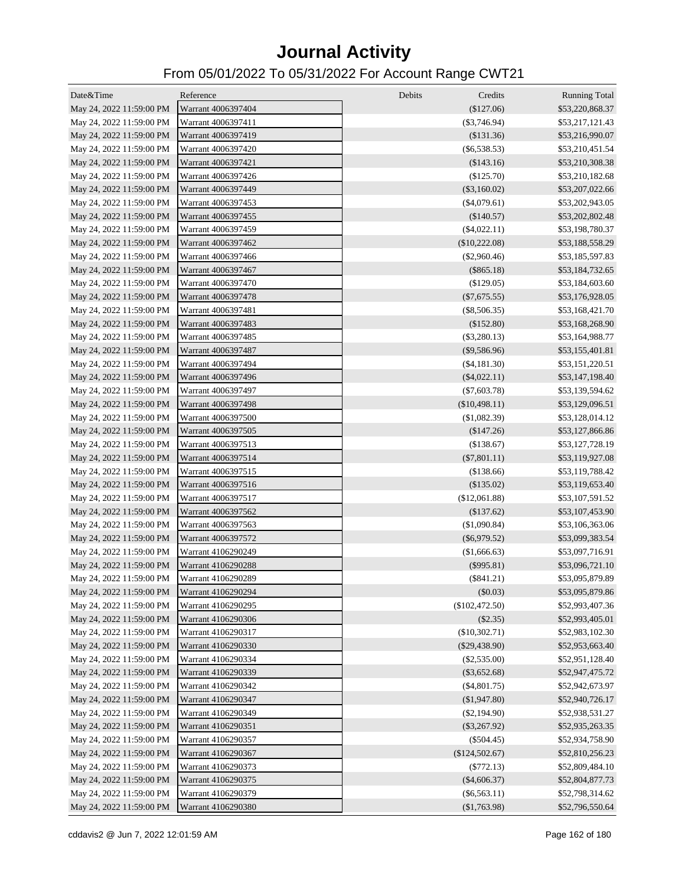# Journal Activity

## From 05/01/2022 To 05/31/2022 For Account Range CWT21

| Date&Time | Reference | Debits | Credits | Running Total |
|---|---|---|---|---|
| May 24, 2022 11:59:00 PM | Warrant 4006397404 | | ($127.06) | $53,220,868.37 |
| May 24, 2022 11:59:00 PM | Warrant 4006397411 | | ($3,746.94) | $53,217,121.43 |
| May 24, 2022 11:59:00 PM | Warrant 4006397419 | | ($131.36) | $53,216,990.07 |
| May 24, 2022 11:59:00 PM | Warrant 4006397420 | | ($6,538.53) | $53,210,451.54 |
| May 24, 2022 11:59:00 PM | Warrant 4006397421 | | ($143.16) | $53,210,308.38 |
| May 24, 2022 11:59:00 PM | Warrant 4006397426 | | ($125.70) | $53,210,182.68 |
| May 24, 2022 11:59:00 PM | Warrant 4006397449 | | ($3,160.02) | $53,207,022.66 |
| May 24, 2022 11:59:00 PM | Warrant 4006397453 | | ($4,079.61) | $53,202,943.05 |
| May 24, 2022 11:59:00 PM | Warrant 4006397455 | | ($140.57) | $53,202,802.48 |
| May 24, 2022 11:59:00 PM | Warrant 4006397459 | | ($4,022.11) | $53,198,780.37 |
| May 24, 2022 11:59:00 PM | Warrant 4006397462 | | ($10,222.08) | $53,188,558.29 |
| May 24, 2022 11:59:00 PM | Warrant 4006397466 | | ($2,960.46) | $53,185,597.83 |
| May 24, 2022 11:59:00 PM | Warrant 4006397467 | | ($865.18) | $53,184,732.65 |
| May 24, 2022 11:59:00 PM | Warrant 4006397470 | | ($129.05) | $53,184,603.60 |
| May 24, 2022 11:59:00 PM | Warrant 4006397478 | | ($7,675.55) | $53,176,928.05 |
| May 24, 2022 11:59:00 PM | Warrant 4006397481 | | ($8,506.35) | $53,168,421.70 |
| May 24, 2022 11:59:00 PM | Warrant 4006397483 | | ($152.80) | $53,168,268.90 |
| May 24, 2022 11:59:00 PM | Warrant 4006397485 | | ($3,280.13) | $53,164,988.77 |
| May 24, 2022 11:59:00 PM | Warrant 4006397487 | | ($9,586.96) | $53,155,401.81 |
| May 24, 2022 11:59:00 PM | Warrant 4006397494 | | ($4,181.30) | $53,151,220.51 |
| May 24, 2022 11:59:00 PM | Warrant 4006397496 | | ($4,022.11) | $53,147,198.40 |
| May 24, 2022 11:59:00 PM | Warrant 4006397497 | | ($7,603.78) | $53,139,594.62 |
| May 24, 2022 11:59:00 PM | Warrant 4006397498 | | ($10,498.11) | $53,129,096.51 |
| May 24, 2022 11:59:00 PM | Warrant 4006397500 | | ($1,082.39) | $53,128,014.12 |
| May 24, 2022 11:59:00 PM | Warrant 4006397505 | | ($147.26) | $53,127,866.86 |
| May 24, 2022 11:59:00 PM | Warrant 4006397513 | | ($138.67) | $53,127,728.19 |
| May 24, 2022 11:59:00 PM | Warrant 4006397514 | | ($7,801.11) | $53,119,927.08 |
| May 24, 2022 11:59:00 PM | Warrant 4006397515 | | ($138.66) | $53,119,788.42 |
| May 24, 2022 11:59:00 PM | Warrant 4006397516 | | ($135.02) | $53,119,653.40 |
| May 24, 2022 11:59:00 PM | Warrant 4006397517 | | ($12,061.88) | $53,107,591.52 |
| May 24, 2022 11:59:00 PM | Warrant 4006397562 | | ($137.62) | $53,107,453.90 |
| May 24, 2022 11:59:00 PM | Warrant 4006397563 | | ($1,090.84) | $53,106,363.06 |
| May 24, 2022 11:59:00 PM | Warrant 4006397572 | | ($6,979.52) | $53,099,383.54 |
| May 24, 2022 11:59:00 PM | Warrant 4106290249 | | ($1,666.63) | $53,097,716.91 |
| May 24, 2022 11:59:00 PM | Warrant 4106290288 | | ($995.81) | $53,096,721.10 |
| May 24, 2022 11:59:00 PM | Warrant 4106290289 | | ($841.21) | $53,095,879.89 |
| May 24, 2022 11:59:00 PM | Warrant 4106290294 | | ($0.03) | $53,095,879.86 |
| May 24, 2022 11:59:00 PM | Warrant 4106290295 | | ($102,472.50) | $52,993,407.36 |
| May 24, 2022 11:59:00 PM | Warrant 4106290306 | | ($2.35) | $52,993,405.01 |
| May 24, 2022 11:59:00 PM | Warrant 4106290317 | | ($10,302.71) | $52,983,102.30 |
| May 24, 2022 11:59:00 PM | Warrant 4106290330 | | ($29,438.90) | $52,953,663.40 |
| May 24, 2022 11:59:00 PM | Warrant 4106290334 | | ($2,535.00) | $52,951,128.40 |
| May 24, 2022 11:59:00 PM | Warrant 4106290339 | | ($3,652.68) | $52,947,475.72 |
| May 24, 2022 11:59:00 PM | Warrant 4106290342 | | ($4,801.75) | $52,942,673.97 |
| May 24, 2022 11:59:00 PM | Warrant 4106290347 | | ($1,947.80) | $52,940,726.17 |
| May 24, 2022 11:59:00 PM | Warrant 4106290349 | | ($2,194.90) | $52,938,531.27 |
| May 24, 2022 11:59:00 PM | Warrant 4106290351 | | ($3,267.92) | $52,935,263.35 |
| May 24, 2022 11:59:00 PM | Warrant 4106290357 | | ($504.45) | $52,934,758.90 |
| May 24, 2022 11:59:00 PM | Warrant 4106290367 | | ($124,502.67) | $52,810,256.23 |
| May 24, 2022 11:59:00 PM | Warrant 4106290373 | | ($772.13) | $52,809,484.10 |
| May 24, 2022 11:59:00 PM | Warrant 4106290375 | | ($4,606.37) | $52,804,877.73 |
| May 24, 2022 11:59:00 PM | Warrant 4106290379 | | ($6,563.11) | $52,798,314.62 |
| May 24, 2022 11:59:00 PM | Warrant 4106290380 | | ($1,763.98) | $52,796,550.64 |

cddavis2 @ Jun 7, 2022 12:01:59 AM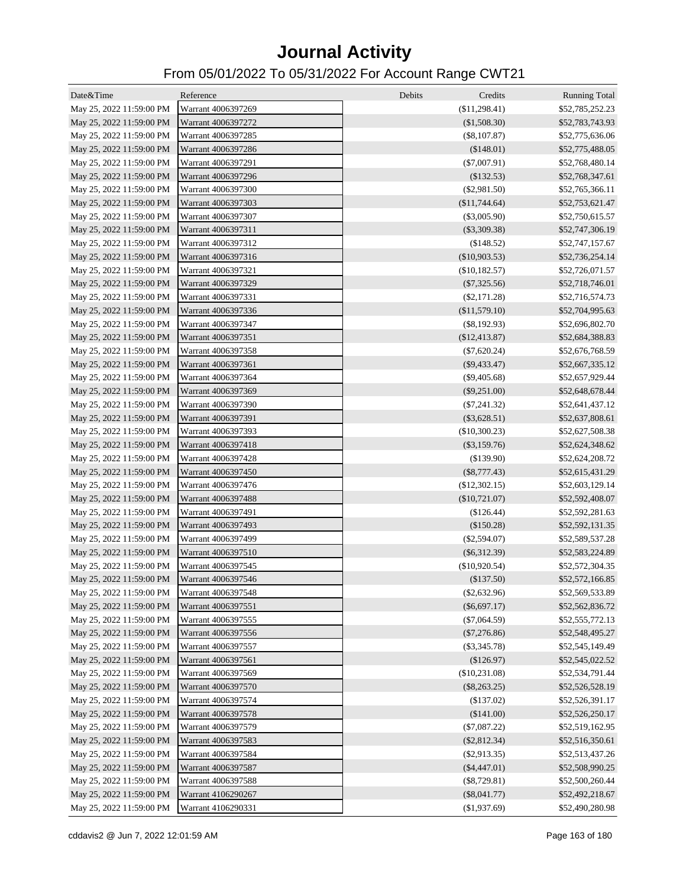# Journal Activity

## From 05/01/2022 To 05/31/2022 For Account Range CWT21

| Date&Time | Reference | Debits | Credits | Running Total |
|---|---|---|---|---|
| May 25, 2022 11:59:00 PM | Warrant 4006397269 | | ($11,298.41) | $52,785,252.23 |
| May 25, 2022 11:59:00 PM | Warrant 4006397272 | | ($1,508.30) | $52,783,743.93 |
| May 25, 2022 11:59:00 PM | Warrant 4006397285 | | ($8,107.87) | $52,775,636.06 |
| May 25, 2022 11:59:00 PM | Warrant 4006397286 | | ($148.01) | $52,775,488.05 |
| May 25, 2022 11:59:00 PM | Warrant 4006397291 | | ($7,007.91) | $52,768,480.14 |
| May 25, 2022 11:59:00 PM | Warrant 4006397296 | | ($132.53) | $52,768,347.61 |
| May 25, 2022 11:59:00 PM | Warrant 4006397300 | | ($2,981.50) | $52,765,366.11 |
| May 25, 2022 11:59:00 PM | Warrant 4006397303 | | ($11,744.64) | $52,753,621.47 |
| May 25, 2022 11:59:00 PM | Warrant 4006397307 | | ($3,005.90) | $52,750,615.57 |
| May 25, 2022 11:59:00 PM | Warrant 4006397311 | | ($3,309.38) | $52,747,306.19 |
| May 25, 2022 11:59:00 PM | Warrant 4006397312 | | ($148.52) | $52,747,157.67 |
| May 25, 2022 11:59:00 PM | Warrant 4006397316 | | ($10,903.53) | $52,736,254.14 |
| May 25, 2022 11:59:00 PM | Warrant 4006397321 | | ($10,182.57) | $52,726,071.57 |
| May 25, 2022 11:59:00 PM | Warrant 4006397329 | | ($7,325.56) | $52,718,746.01 |
| May 25, 2022 11:59:00 PM | Warrant 4006397331 | | ($2,171.28) | $52,716,574.73 |
| May 25, 2022 11:59:00 PM | Warrant 4006397336 | | ($11,579.10) | $52,704,995.63 |
| May 25, 2022 11:59:00 PM | Warrant 4006397347 | | ($8,192.93) | $52,696,802.70 |
| May 25, 2022 11:59:00 PM | Warrant 4006397351 | | ($12,413.87) | $52,684,388.83 |
| May 25, 2022 11:59:00 PM | Warrant 4006397358 | | ($7,620.24) | $52,676,768.59 |
| May 25, 2022 11:59:00 PM | Warrant 4006397361 | | ($9,433.47) | $52,667,335.12 |
| May 25, 2022 11:59:00 PM | Warrant 4006397364 | | ($9,405.68) | $52,657,929.44 |
| May 25, 2022 11:59:00 PM | Warrant 4006397369 | | ($9,251.00) | $52,648,678.44 |
| May 25, 2022 11:59:00 PM | Warrant 4006397390 | | ($7,241.32) | $52,641,437.12 |
| May 25, 2022 11:59:00 PM | Warrant 4006397391 | | ($3,628.51) | $52,637,808.61 |
| May 25, 2022 11:59:00 PM | Warrant 4006397393 | | ($10,300.23) | $52,627,508.38 |
| May 25, 2022 11:59:00 PM | Warrant 4006397418 | | ($3,159.76) | $52,624,348.62 |
| May 25, 2022 11:59:00 PM | Warrant 4006397428 | | ($139.90) | $52,624,208.72 |
| May 25, 2022 11:59:00 PM | Warrant 4006397450 | | ($8,777.43) | $52,615,431.29 |
| May 25, 2022 11:59:00 PM | Warrant 4006397476 | | ($12,302.15) | $52,603,129.14 |
| May 25, 2022 11:59:00 PM | Warrant 4006397488 | | ($10,721.07) | $52,592,408.07 |
| May 25, 2022 11:59:00 PM | Warrant 4006397491 | | ($126.44) | $52,592,281.63 |
| May 25, 2022 11:59:00 PM | Warrant 4006397493 | | ($150.28) | $52,592,131.35 |
| May 25, 2022 11:59:00 PM | Warrant 4006397499 | | ($2,594.07) | $52,589,537.28 |
| May 25, 2022 11:59:00 PM | Warrant 4006397510 | | ($6,312.39) | $52,583,224.89 |
| May 25, 2022 11:59:00 PM | Warrant 4006397545 | | ($10,920.54) | $52,572,304.35 |
| May 25, 2022 11:59:00 PM | Warrant 4006397546 | | ($137.50) | $52,572,166.85 |
| May 25, 2022 11:59:00 PM | Warrant 4006397548 | | ($2,632.96) | $52,569,533.89 |
| May 25, 2022 11:59:00 PM | Warrant 4006397551 | | ($6,697.17) | $52,562,836.72 |
| May 25, 2022 11:59:00 PM | Warrant 4006397555 | | ($7,064.59) | $52,555,772.13 |
| May 25, 2022 11:59:00 PM | Warrant 4006397556 | | ($7,276.86) | $52,548,495.27 |
| May 25, 2022 11:59:00 PM | Warrant 4006397557 | | ($3,345.78) | $52,545,149.49 |
| May 25, 2022 11:59:00 PM | Warrant 4006397561 | | ($126.97) | $52,545,022.52 |
| May 25, 2022 11:59:00 PM | Warrant 4006397569 | | ($10,231.08) | $52,534,791.44 |
| May 25, 2022 11:59:00 PM | Warrant 4006397570 | | ($8,263.25) | $52,526,528.19 |
| May 25, 2022 11:59:00 PM | Warrant 4006397574 | | ($137.02) | $52,526,391.17 |
| May 25, 2022 11:59:00 PM | Warrant 4006397578 | | ($141.00) | $52,526,250.17 |
| May 25, 2022 11:59:00 PM | Warrant 4006397579 | | ($7,087.22) | $52,519,162.95 |
| May 25, 2022 11:59:00 PM | Warrant 4006397583 | | ($2,812.34) | $52,516,350.61 |
| May 25, 2022 11:59:00 PM | Warrant 4006397584 | | ($2,913.35) | $52,513,437.26 |
| May 25, 2022 11:59:00 PM | Warrant 4006397587 | | ($4,447.01) | $52,508,990.25 |
| May 25, 2022 11:59:00 PM | Warrant 4006397588 | | ($8,729.81) | $52,500,260.44 |
| May 25, 2022 11:59:00 PM | Warrant 4106290267 | | ($8,041.77) | $52,492,218.67 |
| May 25, 2022 11:59:00 PM | Warrant 4106290331 | | ($1,937.69) | $52,490,280.98 |

cddavis2 @ Jun 7, 2022 12:01:59 AM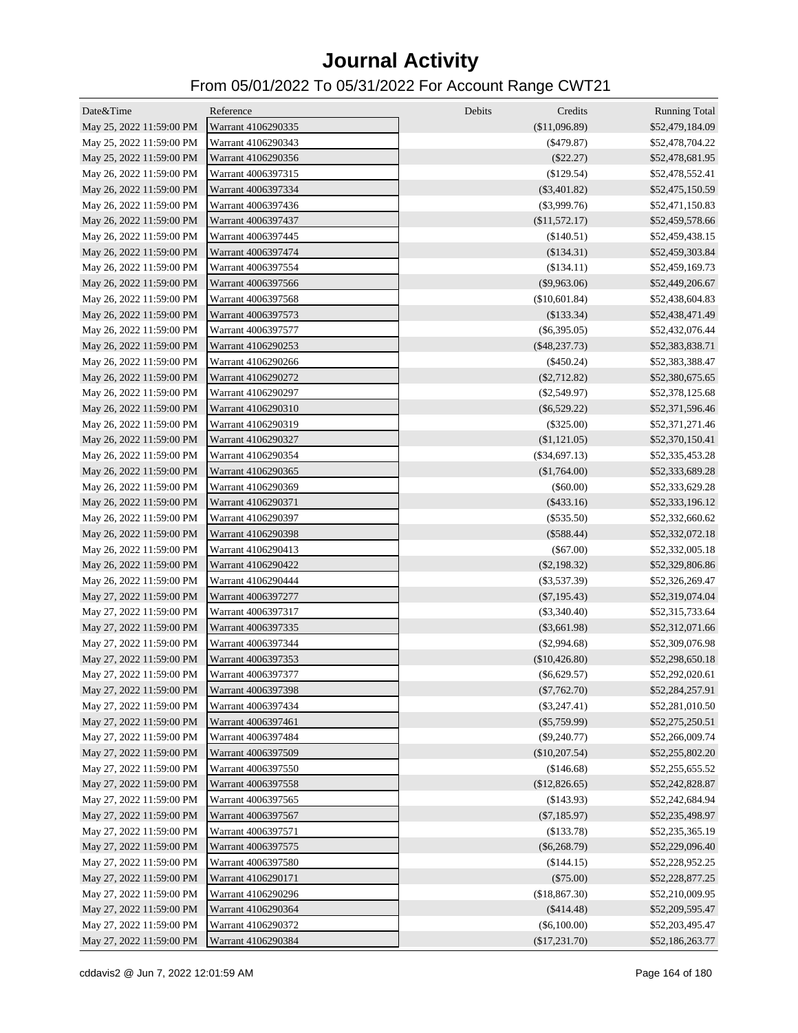# Journal Activity

## From 05/01/2022 To 05/31/2022 For Account Range CWT21

| Date&Time | Reference | Debits | Credits | Running Total |
|---|---|---|---|---|
| May 25, 2022 11:59:00 PM | Warrant 4106290335 | | ($11,096.89) | $52,479,184.09 |
| May 25, 2022 11:59:00 PM | Warrant 4106290343 | | ($479.87) | $52,478,704.22 |
| May 25, 2022 11:59:00 PM | Warrant 4106290356 | | ($22.27) | $52,478,681.95 |
| May 26, 2022 11:59:00 PM | Warrant 4006397315 | | ($129.54) | $52,478,552.41 |
| May 26, 2022 11:59:00 PM | Warrant 4006397334 | | ($3,401.82) | $52,475,150.59 |
| May 26, 2022 11:59:00 PM | Warrant 4006397436 | | ($3,999.76) | $52,471,150.83 |
| May 26, 2022 11:59:00 PM | Warrant 4006397437 | | ($11,572.17) | $52,459,578.66 |
| May 26, 2022 11:59:00 PM | Warrant 4006397445 | | ($140.51) | $52,459,438.15 |
| May 26, 2022 11:59:00 PM | Warrant 4006397474 | | ($134.31) | $52,459,303.84 |
| May 26, 2022 11:59:00 PM | Warrant 4006397554 | | ($134.11) | $52,459,169.73 |
| May 26, 2022 11:59:00 PM | Warrant 4006397566 | | ($9,963.06) | $52,449,206.67 |
| May 26, 2022 11:59:00 PM | Warrant 4006397568 | | ($10,601.84) | $52,438,604.83 |
| May 26, 2022 11:59:00 PM | Warrant 4006397573 | | ($133.34) | $52,438,471.49 |
| May 26, 2022 11:59:00 PM | Warrant 4006397577 | | ($6,395.05) | $52,432,076.44 |
| May 26, 2022 11:59:00 PM | Warrant 4106290253 | | ($48,237.73) | $52,383,838.71 |
| May 26, 2022 11:59:00 PM | Warrant 4106290266 | | ($450.24) | $52,383,388.47 |
| May 26, 2022 11:59:00 PM | Warrant 4106290272 | | ($2,712.82) | $52,380,675.65 |
| May 26, 2022 11:59:00 PM | Warrant 4106290297 | | ($2,549.97) | $52,378,125.68 |
| May 26, 2022 11:59:00 PM | Warrant 4106290310 | | ($6,529.22) | $52,371,596.46 |
| May 26, 2022 11:59:00 PM | Warrant 4106290319 | | ($325.00) | $52,371,271.46 |
| May 26, 2022 11:59:00 PM | Warrant 4106290327 | | ($1,121.05) | $52,370,150.41 |
| May 26, 2022 11:59:00 PM | Warrant 4106290354 | | ($34,697.13) | $52,335,453.28 |
| May 26, 2022 11:59:00 PM | Warrant 4106290365 | | ($1,764.00) | $52,333,689.28 |
| May 26, 2022 11:59:00 PM | Warrant 4106290369 | | ($60.00) | $52,333,629.28 |
| May 26, 2022 11:59:00 PM | Warrant 4106290371 | | ($433.16) | $52,333,196.12 |
| May 26, 2022 11:59:00 PM | Warrant 4106290397 | | ($535.50) | $52,332,660.62 |
| May 26, 2022 11:59:00 PM | Warrant 4106290398 | | ($588.44) | $52,332,072.18 |
| May 26, 2022 11:59:00 PM | Warrant 4106290413 | | ($67.00) | $52,332,005.18 |
| May 26, 2022 11:59:00 PM | Warrant 4106290422 | | ($2,198.32) | $52,329,806.86 |
| May 26, 2022 11:59:00 PM | Warrant 4106290444 | | ($3,537.39) | $52,326,269.47 |
| May 27, 2022 11:59:00 PM | Warrant 4006397277 | | ($7,195.43) | $52,319,074.04 |
| May 27, 2022 11:59:00 PM | Warrant 4006397317 | | ($3,340.40) | $52,315,733.64 |
| May 27, 2022 11:59:00 PM | Warrant 4006397335 | | ($3,661.98) | $52,312,071.66 |
| May 27, 2022 11:59:00 PM | Warrant 4006397344 | | ($2,994.68) | $52,309,076.98 |
| May 27, 2022 11:59:00 PM | Warrant 4006397353 | | ($10,426.80) | $52,298,650.18 |
| May 27, 2022 11:59:00 PM | Warrant 4006397377 | | ($6,629.57) | $52,292,020.61 |
| May 27, 2022 11:59:00 PM | Warrant 4006397398 | | ($7,762.70) | $52,284,257.91 |
| May 27, 2022 11:59:00 PM | Warrant 4006397434 | | ($3,247.41) | $52,281,010.50 |
| May 27, 2022 11:59:00 PM | Warrant 4006397461 | | ($5,759.99) | $52,275,250.51 |
| May 27, 2022 11:59:00 PM | Warrant 4006397484 | | ($9,240.77) | $52,266,009.74 |
| May 27, 2022 11:59:00 PM | Warrant 4006397509 | | ($10,207.54) | $52,255,802.20 |
| May 27, 2022 11:59:00 PM | Warrant 4006397550 | | ($146.68) | $52,255,655.52 |
| May 27, 2022 11:59:00 PM | Warrant 4006397558 | | ($12,826.65) | $52,242,828.87 |
| May 27, 2022 11:59:00 PM | Warrant 4006397565 | | ($143.93) | $52,242,684.94 |
| May 27, 2022 11:59:00 PM | Warrant 4006397567 | | ($7,185.97) | $52,235,498.97 |
| May 27, 2022 11:59:00 PM | Warrant 4006397571 | | ($133.78) | $52,235,365.19 |
| May 27, 2022 11:59:00 PM | Warrant 4006397575 | | ($6,268.79) | $52,229,096.40 |
| May 27, 2022 11:59:00 PM | Warrant 4006397580 | | ($144.15) | $52,228,952.25 |
| May 27, 2022 11:59:00 PM | Warrant 4106290171 | | ($75.00) | $52,228,877.25 |
| May 27, 2022 11:59:00 PM | Warrant 4106290296 | | ($18,867.30) | $52,210,009.95 |
| May 27, 2022 11:59:00 PM | Warrant 4106290364 | | ($414.48) | $52,209,595.47 |
| May 27, 2022 11:59:00 PM | Warrant 4106290372 | | ($6,100.00) | $52,203,495.47 |
| May 27, 2022 11:59:00 PM | Warrant 4106290384 | | ($17,231.70) | $52,186,263.77 |

cddavis2 @ Jun 7, 2022 12:01:59 AM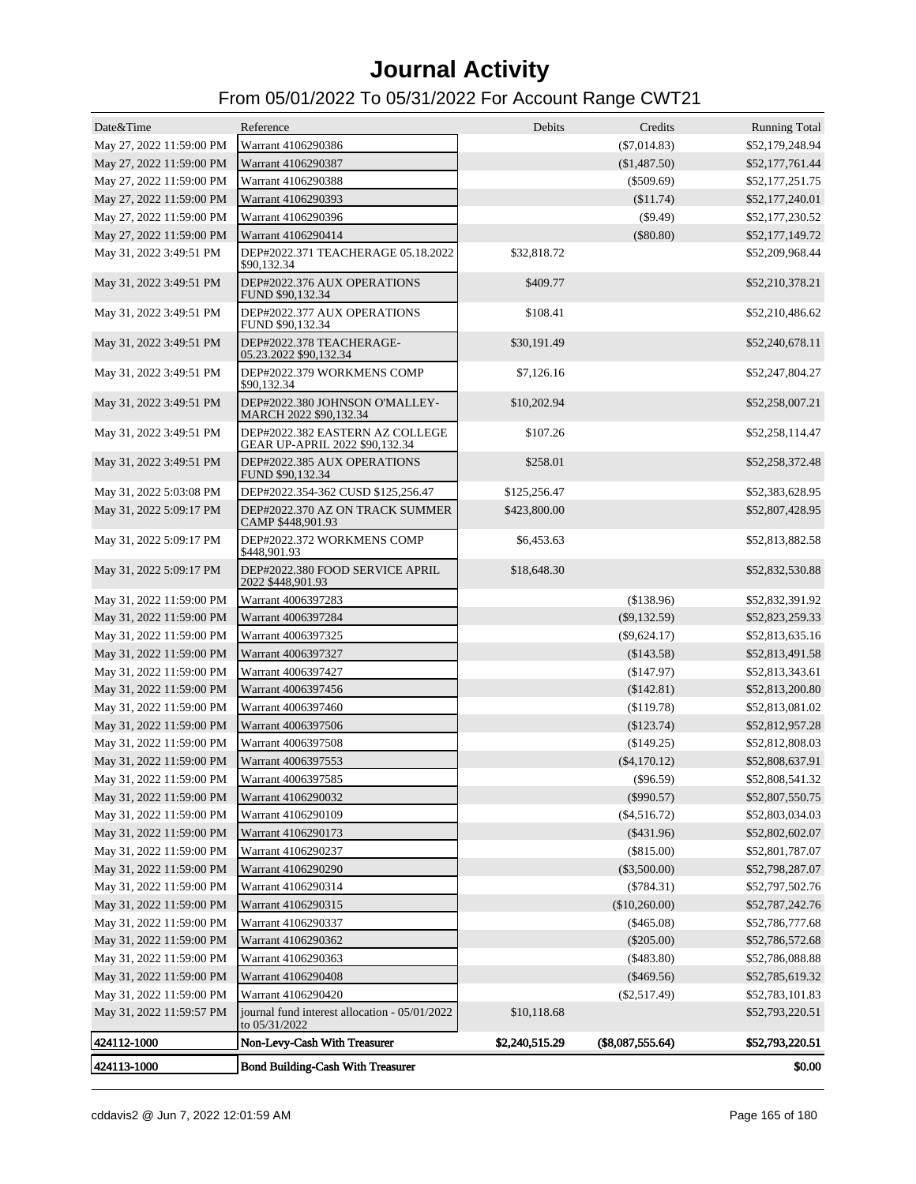# Journal Activity

## From 05/01/2022 To 05/31/2022 For Account Range CWT21

| Date&Time | Reference | Debits | Credits | Running Total |
|---|---|---|---|---|
| May 27, 2022 11:59:00 PM | Warrant 4106290386 | | ($7,014.83) | $52,179,248.94 |
| May 27, 2022 11:59:00 PM | Warrant 4106290387 | | ($1,487.50) | $52,177,761.44 |
| May 27, 2022 11:59:00 PM | Warrant 4106290388 | | ($509.69) | $52,177,251.75 |
| May 27, 2022 11:59:00 PM | Warrant 4106290393 | | ($11.74) | $52,177,240.01 |
| May 27, 2022 11:59:00 PM | Warrant 4106290396 | | ($9.49) | $52,177,230.52 |
| May 27, 2022 11:59:00 PM | Warrant 4106290414 | | ($80.80) | $52,177,149.72 |
| May 31, 2022 3:49:51 PM | DEP#2022.371 TEACHERAGE 05.18.2022 $90,132.34 | $32,818.72 | | $52,209,968.44 |
| May 31, 2022 3:49:51 PM | DEP#2022.376 AUX OPERATIONS FUND $90,132.34 | $409.77 | | $52,210,378.21 |
| May 31, 2022 3:49:51 PM | DEP#2022.377 AUX OPERATIONS FUND $90,132.34 | $108.41 | | $52,210,486.62 |
| May 31, 2022 3:49:51 PM | DEP#2022.378 TEACHERAGE-05.23.2022 $90,132.34 | $30,191.49 | | $52,240,678.11 |
| May 31, 2022 3:49:51 PM | DEP#2022.379 WORKMENS COMP $90,132.34 | $7,126.16 | | $52,247,804.27 |
| May 31, 2022 3:49:51 PM | DEP#2022.380 JOHNSON O'MALLEY-MARCH 2022 $90,132.34 | $10,202.94 | | $52,258,007.21 |
| May 31, 2022 3:49:51 PM | DEP#2022.382 EASTERN AZ COLLEGE GEAR UP-APRIL 2022 $90,132.34 | $107.26 | | $52,258,114.47 |
| May 31, 2022 3:49:51 PM | DEP#2022.385 AUX OPERATIONS FUND $90,132.34 | $258.01 | | $52,258,372.48 |
| May 31, 2022 5:03:08 PM | DEP#2022.354-362 CUSD $125,256.47 | $125,256.47 | | $52,383,628.95 |
| May 31, 2022 5:09:17 PM | DEP#2022.370 AZ ON TRACK SUMMER CAMP $448,901.93 | $423,800.00 | | $52,807,428.95 |
| May 31, 2022 5:09:17 PM | DEP#2022.372 WORKMENS COMP $448,901.93 | $6,453.63 | | $52,813,882.58 |
| May 31, 2022 5:09:17 PM | DEP#2022.380 FOOD SERVICE APRIL 2022 $448,901.93 | $18,648.30 | | $52,832,530.88 |
| May 31, 2022 11:59:00 PM | Warrant 4006397283 | | ($138.96) | $52,832,391.92 |
| May 31, 2022 11:59:00 PM | Warrant 4006397284 | | ($9,132.59) | $52,823,259.33 |
| May 31, 2022 11:59:00 PM | Warrant 4006397325 | | ($9,624.17) | $52,813,635.16 |
| May 31, 2022 11:59:00 PM | Warrant 4006397327 | | ($143.58) | $52,813,491.58 |
| May 31, 2022 11:59:00 PM | Warrant 4006397427 | | ($147.97) | $52,813,343.61 |
| May 31, 2022 11:59:00 PM | Warrant 4006397456 | | ($142.81) | $52,813,200.80 |
| May 31, 2022 11:59:00 PM | Warrant 4006397460 | | ($119.78) | $52,813,081.02 |
| May 31, 2022 11:59:00 PM | Warrant 4006397506 | | ($123.74) | $52,812,957.28 |
| May 31, 2022 11:59:00 PM | Warrant 4006397508 | | ($149.25) | $52,812,808.03 |
| May 31, 2022 11:59:00 PM | Warrant 4006397553 | | ($4,170.12) | $52,808,637.91 |
| May 31, 2022 11:59:00 PM | Warrant 4006397585 | | ($96.59) | $52,808,541.32 |
| May 31, 2022 11:59:00 PM | Warrant 4106290032 | | ($990.57) | $52,807,550.75 |
| May 31, 2022 11:59:00 PM | Warrant 4106290109 | | ($4,516.72) | $52,803,034.03 |
| May 31, 2022 11:59:00 PM | Warrant 4106290173 | | ($431.96) | $52,802,602.07 |
| May 31, 2022 11:59:00 PM | Warrant 4106290237 | | ($815.00) | $52,801,787.07 |
| May 31, 2022 11:59:00 PM | Warrant 4106290290 | | ($3,500.00) | $52,798,287.07 |
| May 31, 2022 11:59:00 PM | Warrant 4106290314 | | ($784.31) | $52,797,502.76 |
| May 31, 2022 11:59:00 PM | Warrant 4106290315 | | ($10,260.00) | $52,787,242.76 |
| May 31, 2022 11:59:00 PM | Warrant 4106290337 | | ($465.08) | $52,786,777.68 |
| May 31, 2022 11:59:00 PM | Warrant 4106290362 | | ($205.00) | $52,786,572.68 |
| May 31, 2022 11:59:00 PM | Warrant 4106290363 | | ($483.80) | $52,786,088.88 |
| May 31, 2022 11:59:00 PM | Warrant 4106290408 | | ($469.56) | $52,785,619.32 |
| May 31, 2022 11:59:00 PM | Warrant 4106290420 | | ($2,517.49) | $52,783,101.83 |
| May 31, 2022 11:59:57 PM | journal fund interest allocation - 05/01/2022 to 05/31/2022 | $10,118.68 | | $52,793,220.51 |
| **424112-1000** | **Non-Levy-Cash With Treasurer** | **$2,240,515.29** | **($8,087,555.64)** | **$52,793,220.51** |
| **424113-1000** | **Bond Building-Cash With Treasurer** | | | **$0.00** |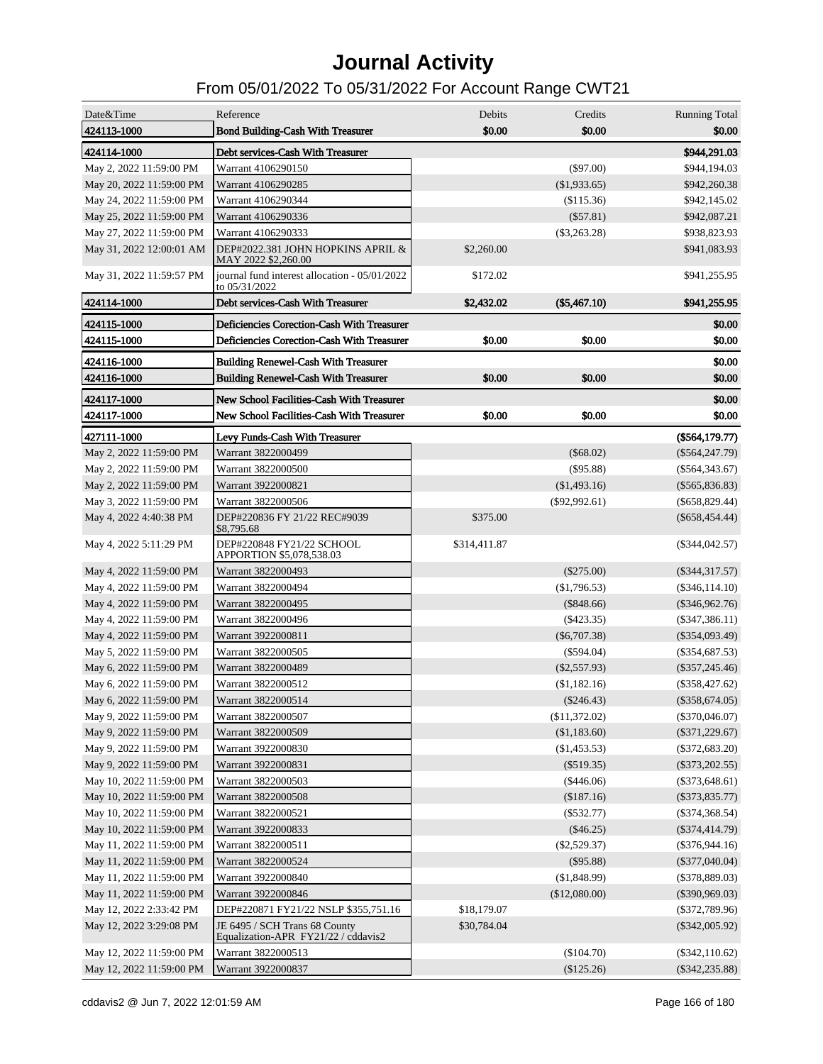# Journal Activity

## From 05/01/2022 To 05/31/2022 For Account Range CWT21

| Date&Time | Reference | Debits | Credits | Running Total |
|---|---|---|---|---|
| **424113-1000** | **Bond Building-Cash With Treasurer** | **$0.00** | **$0.00** | **$0.00** |
| **424114-1000** | **Debt services-Cash With Treasurer** | | | **$944,291.03** |
| May 2, 2022 11:59:00 PM | Warrant 4106290150 | | ($97.00) | $944,194.03 |
| May 20, 2022 11:59:00 PM | Warrant 4106290285 | | ($1,933.65) | $942,260.38 |
| May 24, 2022 11:59:00 PM | Warrant 4106290344 | | ($115.36) | $942,145.02 |
| May 25, 2022 11:59:00 PM | Warrant 4106290336 | | ($57.81) | $942,087.21 |
| May 27, 2022 11:59:00 PM | Warrant 4106290333 | | ($3,263.28) | $938,823.93 |
| May 31, 2022 12:00:01 AM | DEP#2022.381 JOHN HOPKINS APRIL & MAY 2022 $2,260.00 | $2,260.00 | | $941,083.93 |
| May 31, 2022 11:59:57 PM | journal fund interest allocation - 05/01/2022 to 05/31/2022 | $172.02 | | $941,255.95 |
| **424114-1000** | **Debt services-Cash With Treasurer** | **$2,432.02** | **($5,467.10)** | **$941,255.95** |
| **424115-1000** | **Deficiencies Corection-Cash With Treasurer** | | | **$0.00** |
| **424115-1000** | **Deficiencies Corection-Cash With Treasurer** | **$0.00** | **$0.00** | **$0.00** |
| **424116-1000** | **Building Renewel-Cash With Treasurer** | | | **$0.00** |
| **424116-1000** | **Building Renewel-Cash With Treasurer** | **$0.00** | **$0.00** | **$0.00** |
| **424117-1000** | **New School Facilities-Cash With Treasurer** | | | **$0.00** |
| **424117-1000** | **New School Facilities-Cash With Treasurer** | **$0.00** | **$0.00** | **$0.00** |
| **427111-1000** | **Levy Funds-Cash With Treasurer** | | | **($564,179.77)** |
| May 2, 2022 11:59:00 PM | Warrant 3822000499 | | ($68.02) | ($564,247.79) |
| May 2, 2022 11:59:00 PM | Warrant 3822000500 | | ($95.88) | ($564,343.67) |
| May 2, 2022 11:59:00 PM | Warrant 3922000821 | | ($1,493.16) | ($565,836.83) |
| May 3, 2022 11:59:00 PM | Warrant 3822000506 | | ($92,992.61) | ($658,829.44) |
| May 4, 2022 4:40:38 PM | DEP#220836 FY 21/22 REC#9039 $8,795.68 | $375.00 | | ($658,454.44) |
| May 4, 2022 5:11:29 PM | DEP#220848 FY21/22 SCHOOL APPORTION $5,078,538.03 | $314,411.87 | | ($344,042.57) |
| May 4, 2022 11:59:00 PM | Warrant 3822000493 | | ($275.00) | ($344,317.57) |
| May 4, 2022 11:59:00 PM | Warrant 3822000494 | | ($1,796.53) | ($346,114.10) |
| May 4, 2022 11:59:00 PM | Warrant 3822000495 | | ($848.66) | ($346,962.76) |
| May 4, 2022 11:59:00 PM | Warrant 3822000496 | | ($423.35) | ($347,386.11) |
| May 4, 2022 11:59:00 PM | Warrant 3922000811 | | ($6,707.38) | ($354,093.49) |
| May 5, 2022 11:59:00 PM | Warrant 3822000505 | | ($594.04) | ($354,687.53) |
| May 6, 2022 11:59:00 PM | Warrant 3822000489 | | ($2,557.93) | ($357,245.46) |
| May 6, 2022 11:59:00 PM | Warrant 3822000512 | | ($1,182.16) | ($358,427.62) |
| May 6, 2022 11:59:00 PM | Warrant 3822000514 | | ($246.43) | ($358,674.05) |
| May 9, 2022 11:59:00 PM | Warrant 3822000507 | | ($11,372.02) | ($370,046.07) |
| May 9, 2022 11:59:00 PM | Warrant 3822000509 | | ($1,183.60) | ($371,229.67) |
| May 9, 2022 11:59:00 PM | Warrant 3922000830 | | ($1,453.53) | ($372,683.20) |
| May 9, 2022 11:59:00 PM | Warrant 3922000831 | | ($519.35) | ($373,202.55) |
| May 10, 2022 11:59:00 PM | Warrant 3822000503 | | ($446.06) | ($373,648.61) |
| May 10, 2022 11:59:00 PM | Warrant 3822000508 | | ($187.16) | ($373,835.77) |
| May 10, 2022 11:59:00 PM | Warrant 3822000521 | | ($532.77) | ($374,368.54) |
| May 10, 2022 11:59:00 PM | Warrant 3922000833 | | ($46.25) | ($374,414.79) |
| May 11, 2022 11:59:00 PM | Warrant 3822000511 | | ($2,529.37) | ($376,944.16) |
| May 11, 2022 11:59:00 PM | Warrant 3822000524 | | ($95.88) | ($377,040.04) |
| May 11, 2022 11:59:00 PM | Warrant 3922000840 | | ($1,848.99) | ($378,889.03) |
| May 11, 2022 11:59:00 PM | Warrant 3922000846 | | ($12,080.00) | ($390,969.03) |
| May 12, 2022 2:33:42 PM | DEP#220871 FY21/22 NSLP $355,751.16 | $18,179.07 | | ($372,789.96) |
| May 12, 2022 3:29:08 PM | JE 6495 / SCH Trans 68 County Equalization-APR FY21/22 / cddavis2 | $30,784.04 | | ($342,005.92) |
| May 12, 2022 11:59:00 PM | Warrant 3822000513 | | ($104.70) | ($342,110.62) |
| May 12, 2022 11:59:00 PM | Warrant 3922000837 | | ($125.26) | ($342,235.88) |

cddavis2 @ Jun 7, 2022 12:01:59 AM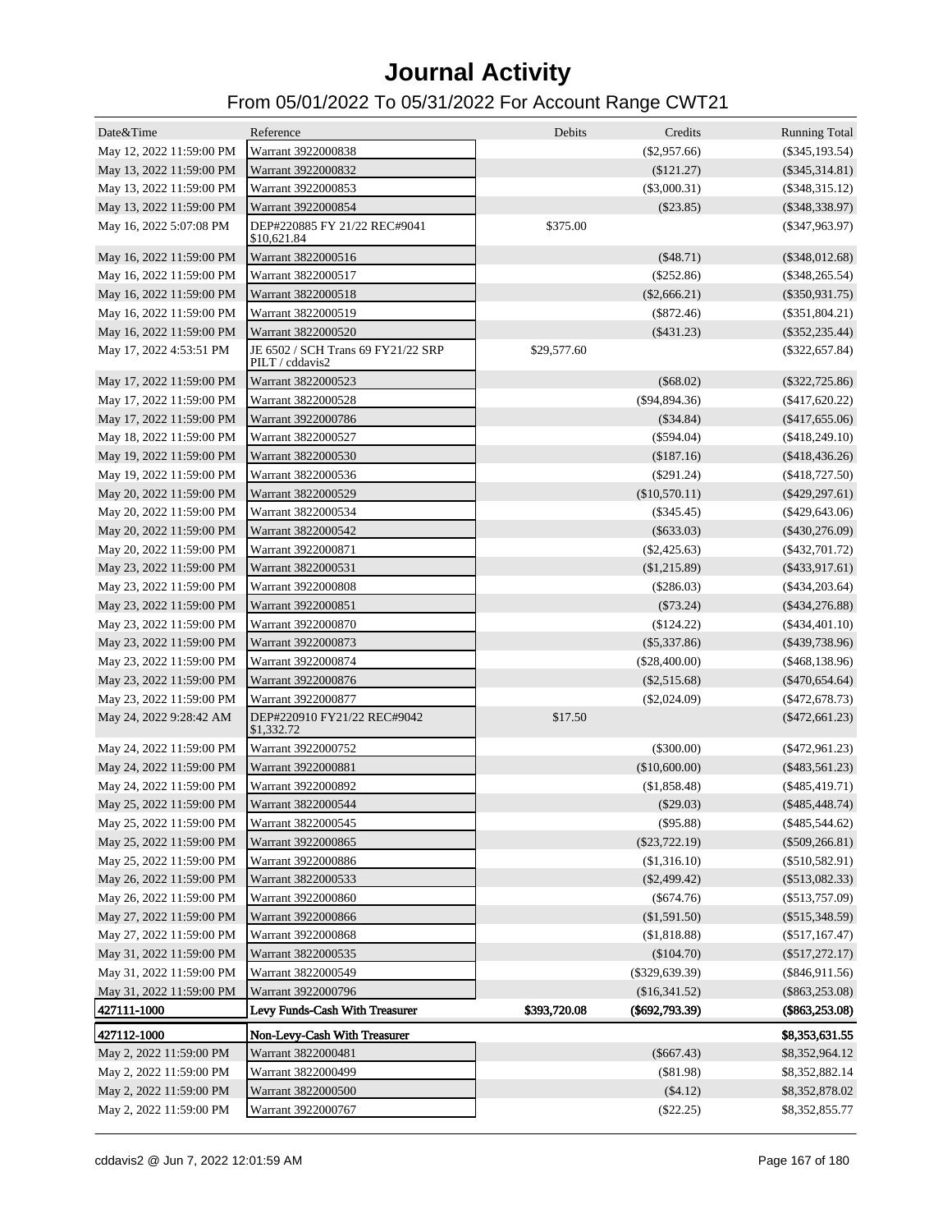# Journal Activity

## From 05/01/2022 To 05/31/2022 For Account Range CWT21

| Date&Time | Reference | Debits | Credits | Running Total |
|---|---|---|---|---|
| May 12, 2022 11:59:00 PM | Warrant 3922000838 | | ($2,957.66) | ($345,193.54) |
| May 13, 2022 11:59:00 PM | Warrant 3922000832 | | ($121.27) | ($345,314.81) |
| May 13, 2022 11:59:00 PM | Warrant 3922000853 | | ($3,000.31) | ($348,315.12) |
| May 13, 2022 11:59:00 PM | Warrant 3922000854 | | ($23.85) | ($348,338.97) |
| May 16, 2022 5:07:08 PM | DEP#220885 FY 21/22 REC#9041 $10,621.84 | $375.00 | | ($347,963.97) |
| May 16, 2022 11:59:00 PM | Warrant 3822000516 | | ($48.71) | ($348,012.68) |
| May 16, 2022 11:59:00 PM | Warrant 3822000517 | | ($252.86) | ($348,265.54) |
| May 16, 2022 11:59:00 PM | Warrant 3822000518 | | ($2,666.21) | ($350,931.75) |
| May 16, 2022 11:59:00 PM | Warrant 3822000519 | | ($872.46) | ($351,804.21) |
| May 16, 2022 11:59:00 PM | Warrant 3822000520 | | ($431.23) | ($352,235.44) |
| May 17, 2022 4:53:51 PM | JE 6502 / SCH Trans 69 FY21/22 SRP PILT / cddavis2 | $29,577.60 | | ($322,657.84) |
| May 17, 2022 11:59:00 PM | Warrant 3822000523 | | ($68.02) | ($322,725.86) |
| May 17, 2022 11:59:00 PM | Warrant 3822000528 | | ($94,894.36) | ($417,620.22) |
| May 17, 2022 11:59:00 PM | Warrant 3922000786 | | ($34.84) | ($417,655.06) |
| May 18, 2022 11:59:00 PM | Warrant 3822000527 | | ($594.04) | ($418,249.10) |
| May 19, 2022 11:59:00 PM | Warrant 3822000530 | | ($187.16) | ($418,436.26) |
| May 19, 2022 11:59:00 PM | Warrant 3822000536 | | ($291.24) | ($418,727.50) |
| May 20, 2022 11:59:00 PM | Warrant 3822000529 | | ($10,570.11) | ($429,297.61) |
| May 20, 2022 11:59:00 PM | Warrant 3822000534 | | ($345.45) | ($429,643.06) |
| May 20, 2022 11:59:00 PM | Warrant 3822000542 | | ($633.03) | ($430,276.09) |
| May 20, 2022 11:59:00 PM | Warrant 3922000871 | | ($2,425.63) | ($432,701.72) |
| May 23, 2022 11:59:00 PM | Warrant 3822000531 | | ($1,215.89) | ($433,917.61) |
| May 23, 2022 11:59:00 PM | Warrant 3922000808 | | ($286.03) | ($434,203.64) |
| May 23, 2022 11:59:00 PM | Warrant 3922000851 | | ($73.24) | ($434,276.88) |
| May 23, 2022 11:59:00 PM | Warrant 3922000870 | | ($124.22) | ($434,401.10) |
| May 23, 2022 11:59:00 PM | Warrant 3922000873 | | ($5,337.86) | ($439,738.96) |
| May 23, 2022 11:59:00 PM | Warrant 3922000874 | | ($28,400.00) | ($468,138.96) |
| May 23, 2022 11:59:00 PM | Warrant 3922000876 | | ($2,515.68) | ($470,654.64) |
| May 23, 2022 11:59:00 PM | Warrant 3922000877 | | ($2,024.09) | ($472,678.73) |
| May 24, 2022 9:28:42 AM | DEP#220910 FY21/22 REC#9042 $1,332.72 | $17.50 | | ($472,661.23) |
| May 24, 2022 11:59:00 PM | Warrant 3922000752 | | ($300.00) | ($472,961.23) |
| May 24, 2022 11:59:00 PM | Warrant 3922000881 | | ($10,600.00) | ($483,561.23) |
| May 24, 2022 11:59:00 PM | Warrant 3922000892 | | ($1,858.48) | ($485,419.71) |
| May 25, 2022 11:59:00 PM | Warrant 3822000544 | | ($29.03) | ($485,448.74) |
| May 25, 2022 11:59:00 PM | Warrant 3822000545 | | ($95.88) | ($485,544.62) |
| May 25, 2022 11:59:00 PM | Warrant 3922000865 | | ($23,722.19) | ($509,266.81) |
| May 25, 2022 11:59:00 PM | Warrant 3922000886 | | ($1,316.10) | ($510,582.91) |
| May 26, 2022 11:59:00 PM | Warrant 3822000533 | | ($2,499.42) | ($513,082.33) |
| May 26, 2022 11:59:00 PM | Warrant 3922000860 | | ($674.76) | ($513,757.09) |
| May 27, 2022 11:59:00 PM | Warrant 3922000866 | | ($1,591.50) | ($515,348.59) |
| May 27, 2022 11:59:00 PM | Warrant 3922000868 | | ($1,818.88) | ($517,167.47) |
| May 31, 2022 11:59:00 PM | Warrant 3822000535 | | ($104.70) | ($517,272.17) |
| May 31, 2022 11:59:00 PM | Warrant 3822000549 | | ($329,639.39) | ($846,911.56) |
| May 31, 2022 11:59:00 PM | Warrant 3922000796 | | ($16,341.52) | ($863,253.08) |
| **427111-1000** | **Levy Funds-Cash With Treasurer** | **$393,720.08** | **($692,793.39)** | **($863,253.08)** |
| **427112-1000** | **Non-Levy-Cash With Treasurer** | | | **$8,353,631.55** |
| May 2, 2022 11:59:00 PM | Warrant 3822000481 | | ($667.43) | $8,352,964.12 |
| May 2, 2022 11:59:00 PM | Warrant 3822000499 | | ($81.98) | $8,352,882.14 |
| May 2, 2022 11:59:00 PM | Warrant 3822000500 | | ($4.12) | $8,352,878.02 |
| May 2, 2022 11:59:00 PM | Warrant 3922000767 | | ($22.25) | $8,352,855.77 |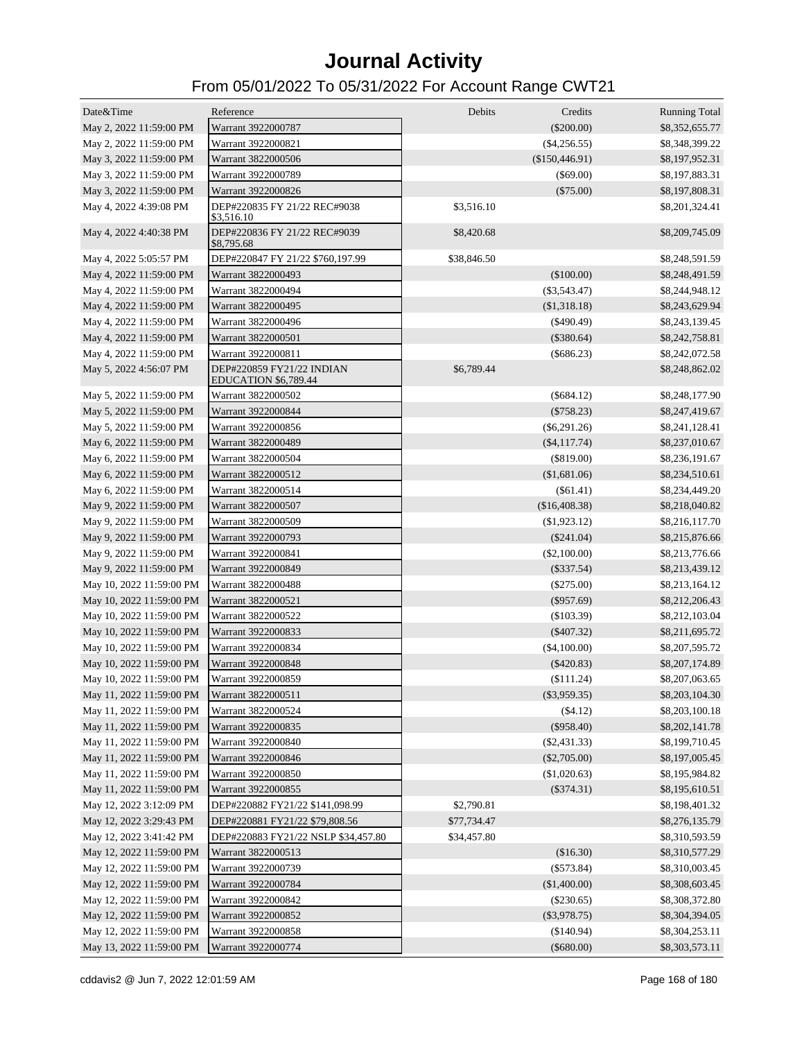# Journal Activity

## From 05/01/2022 To 05/31/2022 For Account Range CWT21

| Date&Time | Reference | Debits | Credits | Running Total |
|---|---|---|---|---|
| May 2, 2022 11:59:00 PM | Warrant 3922000787 | | ($200.00) | $8,352,655.77 |
| May 2, 2022 11:59:00 PM | Warrant 3922000821 | | ($4,256.55) | $8,348,399.22 |
| May 3, 2022 11:59:00 PM | Warrant 3822000506 | | ($150,446.91) | $8,197,952.31 |
| May 3, 2022 11:59:00 PM | Warrant 3922000789 | | ($69.00) | $8,197,883.31 |
| May 3, 2022 11:59:00 PM | Warrant 3922000826 | | ($75.00) | $8,197,808.31 |
| May 4, 2022 4:39:08 PM | DEP#220835 FY 21/22 REC#9038 $3,516.10 | $3,516.10 | | $8,201,324.41 |
| May 4, 2022 4:40:38 PM | DEP#220836 FY 21/22 REC#9039 $8,795.68 | $8,420.68 | | $8,209,745.09 |
| May 4, 2022 5:05:57 PM | DEP#220847 FY 21/22 $760,197.99 | $38,846.50 | | $8,248,591.59 |
| May 4, 2022 11:59:00 PM | Warrant 3822000493 | | ($100.00) | $8,248,491.59 |
| May 4, 2022 11:59:00 PM | Warrant 3822000494 | | ($3,543.47) | $8,244,948.12 |
| May 4, 2022 11:59:00 PM | Warrant 3822000495 | | ($1,318.18) | $8,243,629.94 |
| May 4, 2022 11:59:00 PM | Warrant 3822000496 | | ($490.49) | $8,243,139.45 |
| May 4, 2022 11:59:00 PM | Warrant 3822000501 | | ($380.64) | $8,242,758.81 |
| May 4, 2022 11:59:00 PM | Warrant 3922000811 | | ($686.23) | $8,242,072.58 |
| May 5, 2022 4:56:07 PM | DEP#220859 FY21/22 INDIAN EDUCATION $6,789.44 | $6,789.44 | | $8,248,862.02 |
| May 5, 2022 11:59:00 PM | Warrant 3822000502 | | ($684.12) | $8,248,177.90 |
| May 5, 2022 11:59:00 PM | Warrant 3922000844 | | ($758.23) | $8,247,419.67 |
| May 5, 2022 11:59:00 PM | Warrant 3922000856 | | ($6,291.26) | $8,241,128.41 |
| May 6, 2022 11:59:00 PM | Warrant 3822000489 | | ($4,117.74) | $8,237,010.67 |
| May 6, 2022 11:59:00 PM | Warrant 3822000504 | | ($819.00) | $8,236,191.67 |
| May 6, 2022 11:59:00 PM | Warrant 3822000512 | | ($1,681.06) | $8,234,510.61 |
| May 6, 2022 11:59:00 PM | Warrant 3822000514 | | ($61.41) | $8,234,449.20 |
| May 9, 2022 11:59:00 PM | Warrant 3822000507 | | ($16,408.38) | $8,218,040.82 |
| May 9, 2022 11:59:00 PM | Warrant 3822000509 | | ($1,923.12) | $8,216,117.70 |
| May 9, 2022 11:59:00 PM | Warrant 3922000793 | | ($241.04) | $8,215,876.66 |
| May 9, 2022 11:59:00 PM | Warrant 3922000841 | | ($2,100.00) | $8,213,776.66 |
| May 9, 2022 11:59:00 PM | Warrant 3922000849 | | ($337.54) | $8,213,439.12 |
| May 10, 2022 11:59:00 PM | Warrant 3822000488 | | ($275.00) | $8,213,164.12 |
| May 10, 2022 11:59:00 PM | Warrant 3822000521 | | ($957.69) | $8,212,206.43 |
| May 10, 2022 11:59:00 PM | Warrant 3822000522 | | ($103.39) | $8,212,103.04 |
| May 10, 2022 11:59:00 PM | Warrant 3922000833 | | ($407.32) | $8,211,695.72 |
| May 10, 2022 11:59:00 PM | Warrant 3922000834 | | ($4,100.00) | $8,207,595.72 |
| May 10, 2022 11:59:00 PM | Warrant 3922000848 | | ($420.83) | $8,207,174.89 |
| May 10, 2022 11:59:00 PM | Warrant 3922000859 | | ($111.24) | $8,207,063.65 |
| May 11, 2022 11:59:00 PM | Warrant 3822000511 | | ($3,959.35) | $8,203,104.30 |
| May 11, 2022 11:59:00 PM | Warrant 3822000524 | | ($4.12) | $8,203,100.18 |
| May 11, 2022 11:59:00 PM | Warrant 3922000835 | | ($958.40) | $8,202,141.78 |
| May 11, 2022 11:59:00 PM | Warrant 3922000840 | | ($2,431.33) | $8,199,710.45 |
| May 11, 2022 11:59:00 PM | Warrant 3922000846 | | ($2,705.00) | $8,197,005.45 |
| May 11, 2022 11:59:00 PM | Warrant 3922000850 | | ($1,020.63) | $8,195,984.82 |
| May 11, 2022 11:59:00 PM | Warrant 3922000855 | | ($374.31) | $8,195,610.51 |
| May 12, 2022 3:12:09 PM | DEP#220882 FY21/22 $141,098.99 | $2,790.81 | | $8,198,401.32 |
| May 12, 2022 3:29:43 PM | DEP#220881 FY21/22 $79,808.56 | $77,734.47 | | $8,276,135.79 |
| May 12, 2022 3:41:42 PM | DEP#220883 FY21/22 NSLP $34,457.80 | $34,457.80 | | $8,310,593.59 |
| May 12, 2022 11:59:00 PM | Warrant 3822000513 | | ($16.30) | $8,310,577.29 |
| May 12, 2022 11:59:00 PM | Warrant 3922000739 | | ($573.84) | $8,310,003.45 |
| May 12, 2022 11:59:00 PM | Warrant 3922000784 | | ($1,400.00) | $8,308,603.45 |
| May 12, 2022 11:59:00 PM | Warrant 3922000842 | | ($230.65) | $8,308,372.80 |
| May 12, 2022 11:59:00 PM | Warrant 3922000852 | | ($3,978.75) | $8,304,394.05 |
| May 12, 2022 11:59:00 PM | Warrant 3922000858 | | ($140.94) | $8,304,253.11 |
| May 13, 2022 11:59:00 PM | Warrant 3922000774 | | ($680.00) | $8,303,573.11 |

cddavis2 @ Jun 7, 2022 12:01:59 AM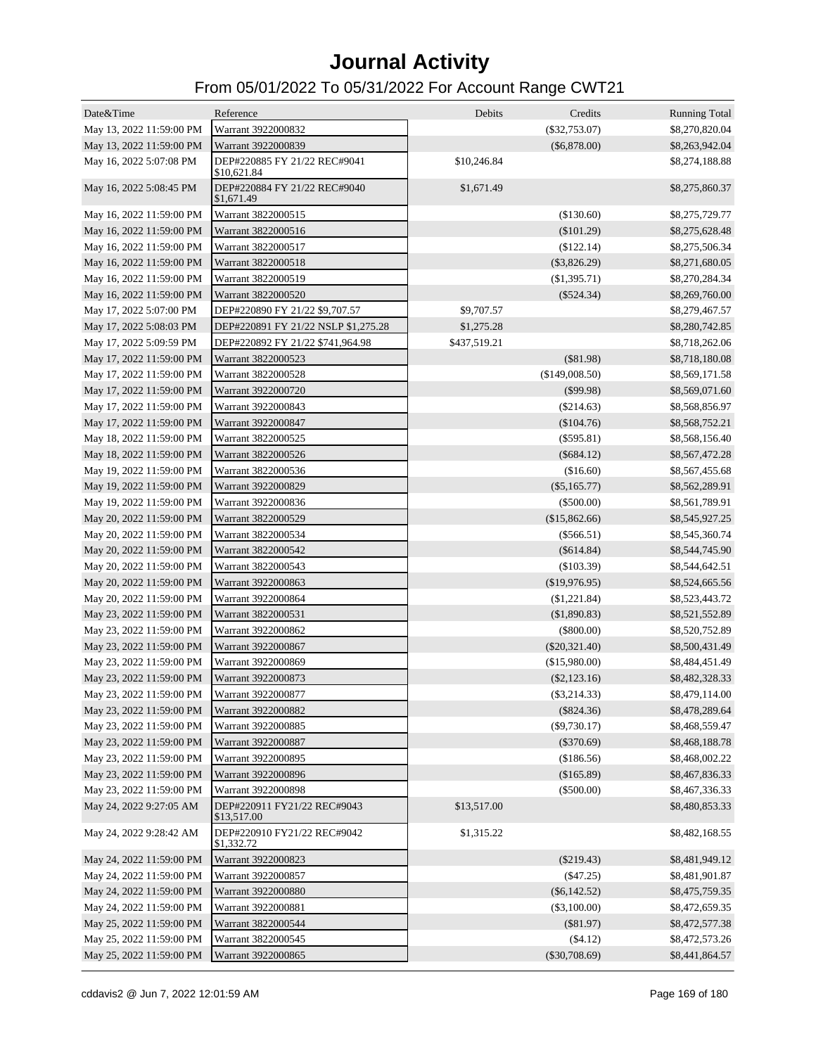# Journal Activity

## From 05/01/2022 To 05/31/2022 For Account Range CWT21

| Date&Time | Reference | Debits | Credits | Running Total |
|---|---|---|---|---|
| May 13, 2022 11:59:00 PM | Warrant 3922000832 | | ($32,753.07) | $8,270,820.04 |
| May 13, 2022 11:59:00 PM | Warrant 3922000839 | | ($6,878.00) | $8,263,942.04 |
| May 16, 2022 5:07:08 PM | DEP#220885 FY 21/22 REC#9041 $10,621.84 | $10,246.84 | | $8,274,188.88 |
| May 16, 2022 5:08:45 PM | DEP#220884 FY 21/22 REC#9040 $1,671.49 | $1,671.49 | | $8,275,860.37 |
| May 16, 2022 11:59:00 PM | Warrant 3822000515 | | ($130.60) | $8,275,729.77 |
| May 16, 2022 11:59:00 PM | Warrant 3822000516 | | ($101.29) | $8,275,628.48 |
| May 16, 2022 11:59:00 PM | Warrant 3822000517 | | ($122.14) | $8,275,506.34 |
| May 16, 2022 11:59:00 PM | Warrant 3822000518 | | ($3,826.29) | $8,271,680.05 |
| May 16, 2022 11:59:00 PM | Warrant 3822000519 | | ($1,395.71) | $8,270,284.34 |
| May 16, 2022 11:59:00 PM | Warrant 3822000520 | | ($524.34) | $8,269,760.00 |
| May 17, 2022 5:07:00 PM | DEP#220890 FY 21/22 $9,707.57 | $9,707.57 | | $8,279,467.57 |
| May 17, 2022 5:08:03 PM | DEP#220891 FY 21/22 NSLP $1,275.28 | $1,275.28 | | $8,280,742.85 |
| May 17, 2022 5:09:59 PM | DEP#220892 FY 21/22 $741,964.98 | $437,519.21 | | $8,718,262.06 |
| May 17, 2022 11:59:00 PM | Warrant 3822000523 | | ($81.98) | $8,718,180.08 |
| May 17, 2022 11:59:00 PM | Warrant 3822000528 | | ($149,008.50) | $8,569,171.58 |
| May 17, 2022 11:59:00 PM | Warrant 3922000720 | | ($99.98) | $8,569,071.60 |
| May 17, 2022 11:59:00 PM | Warrant 3922000843 | | ($214.63) | $8,568,856.97 |
| May 17, 2022 11:59:00 PM | Warrant 3922000847 | | ($104.76) | $8,568,752.21 |
| May 18, 2022 11:59:00 PM | Warrant 3822000525 | | ($595.81) | $8,568,156.40 |
| May 18, 2022 11:59:00 PM | Warrant 3822000526 | | ($684.12) | $8,567,472.28 |
| May 19, 2022 11:59:00 PM | Warrant 3822000536 | | ($16.60) | $8,567,455.68 |
| May 19, 2022 11:59:00 PM | Warrant 3922000829 | | ($5,165.77) | $8,562,289.91 |
| May 19, 2022 11:59:00 PM | Warrant 3922000836 | | ($500.00) | $8,561,789.91 |
| May 20, 2022 11:59:00 PM | Warrant 3822000529 | | ($15,862.66) | $8,545,927.25 |
| May 20, 2022 11:59:00 PM | Warrant 3822000534 | | ($566.51) | $8,545,360.74 |
| May 20, 2022 11:59:00 PM | Warrant 3822000542 | | ($614.84) | $8,544,745.90 |
| May 20, 2022 11:59:00 PM | Warrant 3822000543 | | ($103.39) | $8,544,642.51 |
| May 20, 2022 11:59:00 PM | Warrant 3922000863 | | ($19,976.95) | $8,524,665.56 |
| May 20, 2022 11:59:00 PM | Warrant 3922000864 | | ($1,221.84) | $8,523,443.72 |
| May 23, 2022 11:59:00 PM | Warrant 3822000531 | | ($1,890.83) | $8,521,552.89 |
| May 23, 2022 11:59:00 PM | Warrant 3922000862 | | ($800.00) | $8,520,752.89 |
| May 23, 2022 11:59:00 PM | Warrant 3922000867 | | ($20,321.40) | $8,500,431.49 |
| May 23, 2022 11:59:00 PM | Warrant 3922000869 | | ($15,980.00) | $8,484,451.49 |
| May 23, 2022 11:59:00 PM | Warrant 3922000873 | | ($2,123.16) | $8,482,328.33 |
| May 23, 2022 11:59:00 PM | Warrant 3922000877 | | ($3,214.33) | $8,479,114.00 |
| May 23, 2022 11:59:00 PM | Warrant 3922000882 | | ($824.36) | $8,478,289.64 |
| May 23, 2022 11:59:00 PM | Warrant 3922000885 | | ($9,730.17) | $8,468,559.47 |
| May 23, 2022 11:59:00 PM | Warrant 3922000887 | | ($370.69) | $8,468,188.78 |
| May 23, 2022 11:59:00 PM | Warrant 3922000895 | | ($186.56) | $8,468,002.22 |
| May 23, 2022 11:59:00 PM | Warrant 3922000896 | | ($165.89) | $8,467,836.33 |
| May 23, 2022 11:59:00 PM | Warrant 3922000898 | | ($500.00) | $8,467,336.33 |
| May 24, 2022 9:27:05 AM | DEP#220911 FY21/22 REC#9043 $13,517.00 | $13,517.00 | | $8,480,853.33 |
| May 24, 2022 9:28:42 AM | DEP#220910 FY21/22 REC#9042 $1,332.72 | $1,315.22 | | $8,482,168.55 |
| May 24, 2022 11:59:00 PM | Warrant 3922000823 | | ($219.43) | $8,481,949.12 |
| May 24, 2022 11:59:00 PM | Warrant 3922000857 | | ($47.25) | $8,481,901.87 |
| May 24, 2022 11:59:00 PM | Warrant 3922000880 | | ($6,142.52) | $8,475,759.35 |
| May 24, 2022 11:59:00 PM | Warrant 3922000881 | | ($3,100.00) | $8,472,659.35 |
| May 25, 2022 11:59:00 PM | Warrant 3822000544 | | ($81.97) | $8,472,577.38 |
| May 25, 2022 11:59:00 PM | Warrant 3822000545 | | ($4.12) | $8,472,573.26 |
| May 25, 2022 11:59:00 PM | Warrant 3922000865 | | ($30,708.69) | $8,441,864.57 |

cddavis2 @ Jun 7, 2022 12:01:59 AM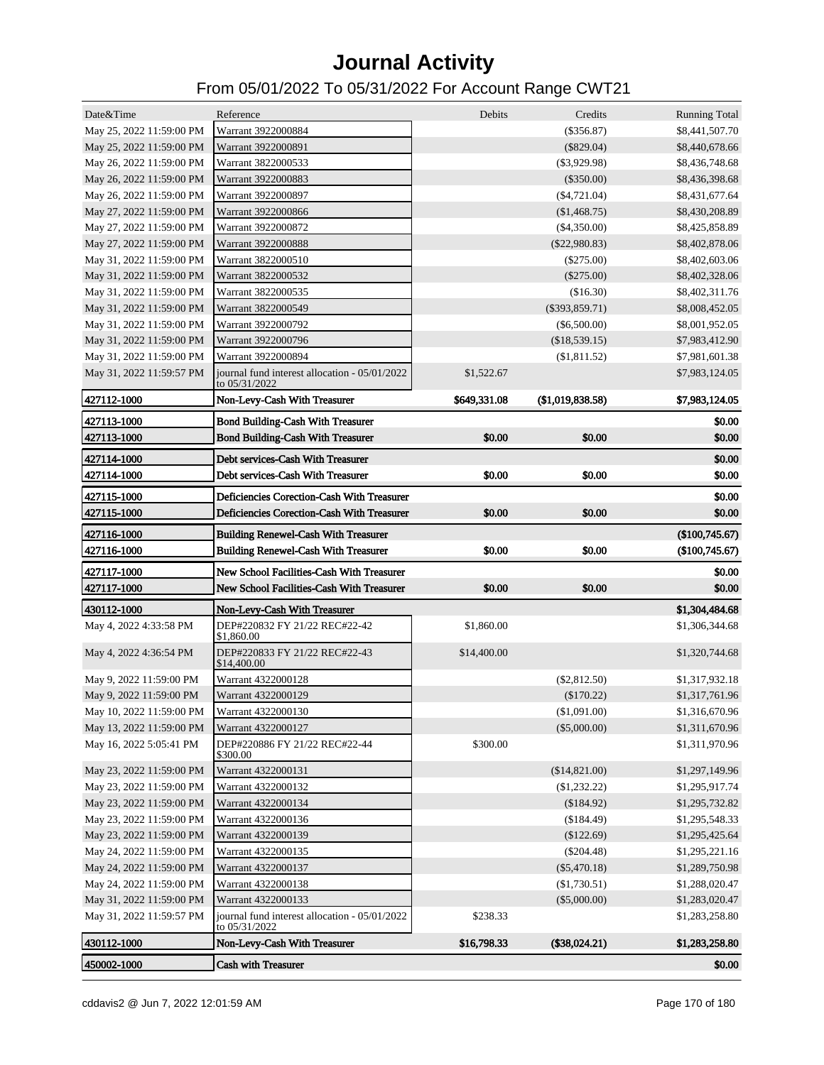# Journal Activity

## From 05/01/2022 To 05/31/2022 For Account Range CWT21

| Date&Time | Reference | Debits | Credits | Running Total |
|---|---|---|---|---|
| May 25, 2022 11:59:00 PM | Warrant 3922000884 | | ($356.87) | $8,441,507.70 |
| May 25, 2022 11:59:00 PM | Warrant 3922000891 | | ($829.04) | $8,440,678.66 |
| May 26, 2022 11:59:00 PM | Warrant 3822000533 | | ($3,929.98) | $8,436,748.68 |
| May 26, 2022 11:59:00 PM | Warrant 3922000883 | | ($350.00) | $8,436,398.68 |
| May 26, 2022 11:59:00 PM | Warrant 3922000897 | | ($4,721.04) | $8,431,677.64 |
| May 27, 2022 11:59:00 PM | Warrant 3922000866 | | ($1,468.75) | $8,430,208.89 |
| May 27, 2022 11:59:00 PM | Warrant 3922000872 | | ($4,350.00) | $8,425,858.89 |
| May 27, 2022 11:59:00 PM | Warrant 3922000888 | | ($22,980.83) | $8,402,878.06 |
| May 31, 2022 11:59:00 PM | Warrant 3822000510 | | ($275.00) | $8,402,603.06 |
| May 31, 2022 11:59:00 PM | Warrant 3822000532 | | ($275.00) | $8,402,328.06 |
| May 31, 2022 11:59:00 PM | Warrant 3822000535 | | ($16.30) | $8,402,311.76 |
| May 31, 2022 11:59:00 PM | Warrant 3822000549 | | ($393,859.71) | $8,008,452.05 |
| May 31, 2022 11:59:00 PM | Warrant 3922000792 | | ($6,500.00) | $8,001,952.05 |
| May 31, 2022 11:59:00 PM | Warrant 3922000796 | | ($18,539.15) | $7,983,412.90 |
| May 31, 2022 11:59:00 PM | Warrant 3922000894 | | ($1,811.52) | $7,981,601.38 |
| May 31, 2022 11:59:57 PM | journal fund interest allocation - 05/01/2022 to 05/31/2022 | $1,522.67 | | $7,983,124.05 |
| **427112-1000** | **Non-Levy-Cash With Treasurer** | **$649,331.08** | **($1,019,838.58)** | **$7,983,124.05** |
| **427113-1000** | **Bond Building-Cash With Treasurer** | | | **$0.00** |
| **427113-1000** | **Bond Building-Cash With Treasurer** | **$0.00** | **$0.00** | **$0.00** |
| **427114-1000** | **Debt services-Cash With Treasurer** | | | **$0.00** |
| **427114-1000** | **Debt services-Cash With Treasurer** | **$0.00** | **$0.00** | **$0.00** |
| **427115-1000** | **Deficiencies Corection-Cash With Treasurer** | | | **$0.00** |
| **427115-1000** | **Deficiencies Corection-Cash With Treasurer** | **$0.00** | **$0.00** | **$0.00** |
| **427116-1000** | **Building Renewel-Cash With Treasurer** | | | **($100,745.67)** |
| **427116-1000** | **Building Renewel-Cash With Treasurer** | **$0.00** | **$0.00** | **($100,745.67)** |
| **427117-1000** | **New School Facilities-Cash With Treasurer** | | | **$0.00** |
| **427117-1000** | **New School Facilities-Cash With Treasurer** | **$0.00** | **$0.00** | **$0.00** |
| **430112-1000** | **Non-Levy-Cash With Treasurer** | | | **$1,304,484.68** |
| May 4, 2022 4:33:58 PM | DEP#220832 FY 21/22 REC#22-42 $1,860.00 | $1,860.00 | | $1,306,344.68 |
| May 4, 2022 4:36:54 PM | DEP#220833 FY 21/22 REC#22-43 $14,400.00 | $14,400.00 | | $1,320,744.68 |
| May 9, 2022 11:59:00 PM | Warrant 4322000128 | | ($2,812.50) | $1,317,932.18 |
| May 9, 2022 11:59:00 PM | Warrant 4322000129 | | ($170.22) | $1,317,761.96 |
| May 10, 2022 11:59:00 PM | Warrant 4322000130 | | ($1,091.00) | $1,316,670.96 |
| May 13, 2022 11:59:00 PM | Warrant 4322000127 | | ($5,000.00) | $1,311,670.96 |
| May 16, 2022 5:05:41 PM | DEP#220886 FY 21/22 REC#22-44 $300.00 | $300.00 | | $1,311,970.96 |
| May 23, 2022 11:59:00 PM | Warrant 4322000131 | | ($14,821.00) | $1,297,149.96 |
| May 23, 2022 11:59:00 PM | Warrant 4322000132 | | ($1,232.22) | $1,295,917.74 |
| May 23, 2022 11:59:00 PM | Warrant 4322000134 | | ($184.92) | $1,295,732.82 |
| May 23, 2022 11:59:00 PM | Warrant 4322000136 | | ($184.49) | $1,295,548.33 |
| May 23, 2022 11:59:00 PM | Warrant 4322000139 | | ($122.69) | $1,295,425.64 |
| May 24, 2022 11:59:00 PM | Warrant 4322000135 | | ($204.48) | $1,295,221.16 |
| May 24, 2022 11:59:00 PM | Warrant 4322000137 | | ($5,470.18) | $1,289,750.98 |
| May 24, 2022 11:59:00 PM | Warrant 4322000138 | | ($1,730.51) | $1,288,020.47 |
| May 31, 2022 11:59:00 PM | Warrant 4322000133 | | ($5,000.00) | $1,283,020.47 |
| May 31, 2022 11:59:57 PM | journal fund interest allocation - 05/01/2022 to 05/31/2022 | $238.33 | | $1,283,258.80 |
| **430112-1000** | **Non-Levy-Cash With Treasurer** | **$16,798.33** | **($38,024.21)** | **$1,283,258.80** |
| **450002-1000** | **Cash with Treasurer** | | | **$0.00** |

cddavis2 @ Jun 7, 2022 12:01:59 AM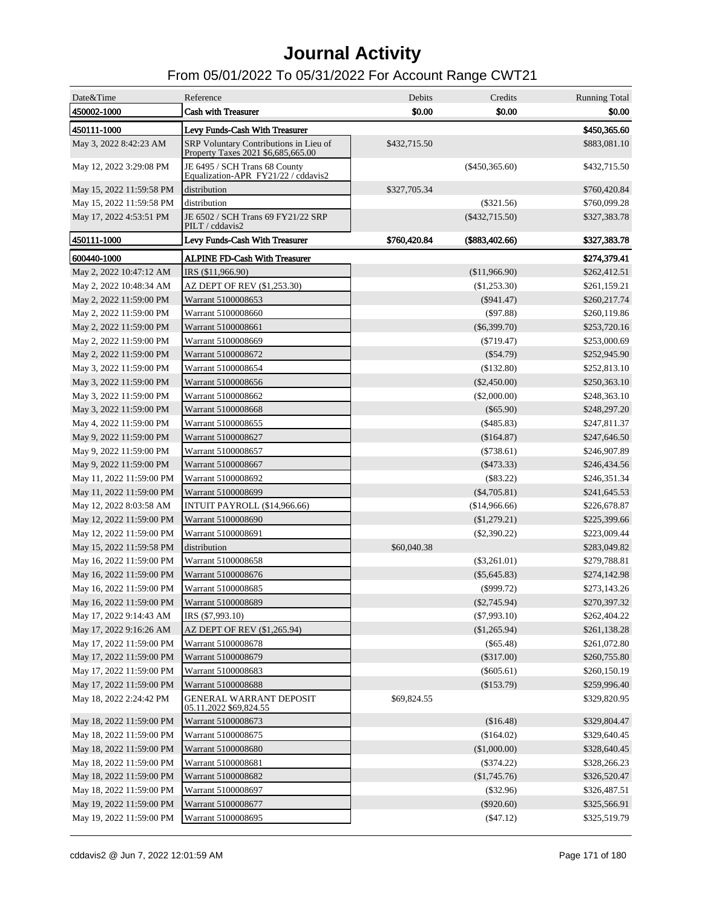# Journal Activity

## From 05/01/2022 To 05/31/2022 For Account Range CWT21

| Date&Time | Reference | Debits | Credits | Running Total |
|---|---|---|---|---|
| **450002-1000** | **Cash with Treasurer** | **$0.00** | **$0.00** | **$0.00** |
| **450111-1000** | **Levy Funds-Cash With Treasurer** | | | **$450,365.60** |
| May 3, 2022 8:42:23 AM | SRP Voluntary Contributions in Lieu of Property Taxes 2021 $6,685,665.00 | $432,715.50 | | $883,081.10 |
| May 12, 2022 3:29:08 PM | JE 6495 / SCH Trans 68 County Equalization-APR FY21/22 / cddavis2 | | ($450,365.60) | $432,715.50 |
| May 15, 2022 11:59:58 PM | distribution | $327,705.34 | | $760,420.84 |
| May 15, 2022 11:59:58 PM | distribution | | ($321.56) | $760,099.28 |
| May 17, 2022 4:53:51 PM | JE 6502 / SCH Trans 69 FY21/22 SRP PILT / cddavis2 | | ($432,715.50) | $327,383.78 |
| **450111-1000** | **Levy Funds-Cash With Treasurer** | **$760,420.84** | **($883,402.66)** | **$327,383.78** |
| **600440-1000** | **ALPINE FD-Cash With Treasurer** | | | **$274,379.41** |
| May 2, 2022 10:47:12 AM | IRS ($11,966.90) | | ($11,966.90) | $262,412.51 |
| May 2, 2022 10:48:34 AM | AZ DEPT OF REV ($1,253.30) | | ($1,253.30) | $261,159.21 |
| May 2, 2022 11:59:00 PM | Warrant 5100008653 | | ($941.47) | $260,217.74 |
| May 2, 2022 11:59:00 PM | Warrant 5100008660 | | ($97.88) | $260,119.86 |
| May 2, 2022 11:59:00 PM | Warrant 5100008661 | | ($6,399.70) | $253,720.16 |
| May 2, 2022 11:59:00 PM | Warrant 5100008669 | | ($719.47) | $253,000.69 |
| May 2, 2022 11:59:00 PM | Warrant 5100008672 | | ($54.79) | $252,945.90 |
| May 3, 2022 11:59:00 PM | Warrant 5100008654 | | ($132.80) | $252,813.10 |
| May 3, 2022 11:59:00 PM | Warrant 5100008656 | | ($2,450.00) | $250,363.10 |
| May 3, 2022 11:59:00 PM | Warrant 5100008662 | | ($2,000.00) | $248,363.10 |
| May 3, 2022 11:59:00 PM | Warrant 5100008668 | | ($65.90) | $248,297.20 |
| May 4, 2022 11:59:00 PM | Warrant 5100008655 | | ($485.83) | $247,811.37 |
| May 9, 2022 11:59:00 PM | Warrant 5100008627 | | ($164.87) | $247,646.50 |
| May 9, 2022 11:59:00 PM | Warrant 5100008657 | | ($738.61) | $246,907.89 |
| May 9, 2022 11:59:00 PM | Warrant 5100008667 | | ($473.33) | $246,434.56 |
| May 11, 2022 11:59:00 PM | Warrant 5100008692 | | ($83.22) | $246,351.34 |
| May 11, 2022 11:59:00 PM | Warrant 5100008699 | | ($4,705.81) | $241,645.53 |
| May 12, 2022 8:03:58 AM | INTUIT PAYROLL ($14,966.66) | | ($14,966.66) | $226,678.87 |
| May 12, 2022 11:59:00 PM | Warrant 5100008690 | | ($1,279.21) | $225,399.66 |
| May 12, 2022 11:59:00 PM | Warrant 5100008691 | | ($2,390.22) | $223,009.44 |
| May 15, 2022 11:59:58 PM | distribution | $60,040.38 | | $283,049.82 |
| May 16, 2022 11:59:00 PM | Warrant 5100008658 | | ($3,261.01) | $279,788.81 |
| May 16, 2022 11:59:00 PM | Warrant 5100008676 | | ($5,645.83) | $274,142.98 |
| May 16, 2022 11:59:00 PM | Warrant 5100008685 | | ($999.72) | $273,143.26 |
| May 16, 2022 11:59:00 PM | Warrant 5100008689 | | ($2,745.94) | $270,397.32 |
| May 17, 2022 9:14:43 AM | IRS ($7,993.10) | | ($7,993.10) | $262,404.22 |
| May 17, 2022 9:16:26 AM | AZ DEPT OF REV ($1,265.94) | | ($1,265.94) | $261,138.28 |
| May 17, 2022 11:59:00 PM | Warrant 5100008678 | | ($65.48) | $261,072.80 |
| May 17, 2022 11:59:00 PM | Warrant 5100008679 | | ($317.00) | $260,755.80 |
| May 17, 2022 11:59:00 PM | Warrant 5100008683 | | ($605.61) | $260,150.19 |
| May 17, 2022 11:59:00 PM | Warrant 5100008688 | | ($153.79) | $259,996.40 |
| May 18, 2022 2:24:42 PM | GENERAL WARRANT DEPOSIT 05.11.2022 $69,824.55 | $69,824.55 | | $329,820.95 |
| May 18, 2022 11:59:00 PM | Warrant 5100008673 | | ($16.48) | $329,804.47 |
| May 18, 2022 11:59:00 PM | Warrant 5100008675 | | ($164.02) | $329,640.45 |
| May 18, 2022 11:59:00 PM | Warrant 5100008680 | | ($1,000.00) | $328,640.45 |
| May 18, 2022 11:59:00 PM | Warrant 5100008681 | | ($374.22) | $328,266.23 |
| May 18, 2022 11:59:00 PM | Warrant 5100008682 | | ($1,745.76) | $326,520.47 |
| May 18, 2022 11:59:00 PM | Warrant 5100008697 | | ($32.96) | $326,487.51 |
| May 19, 2022 11:59:00 PM | Warrant 5100008677 | | ($920.60) | $325,566.91 |
| May 19, 2022 11:59:00 PM | Warrant 5100008695 | | ($47.12) | $325,519.79 |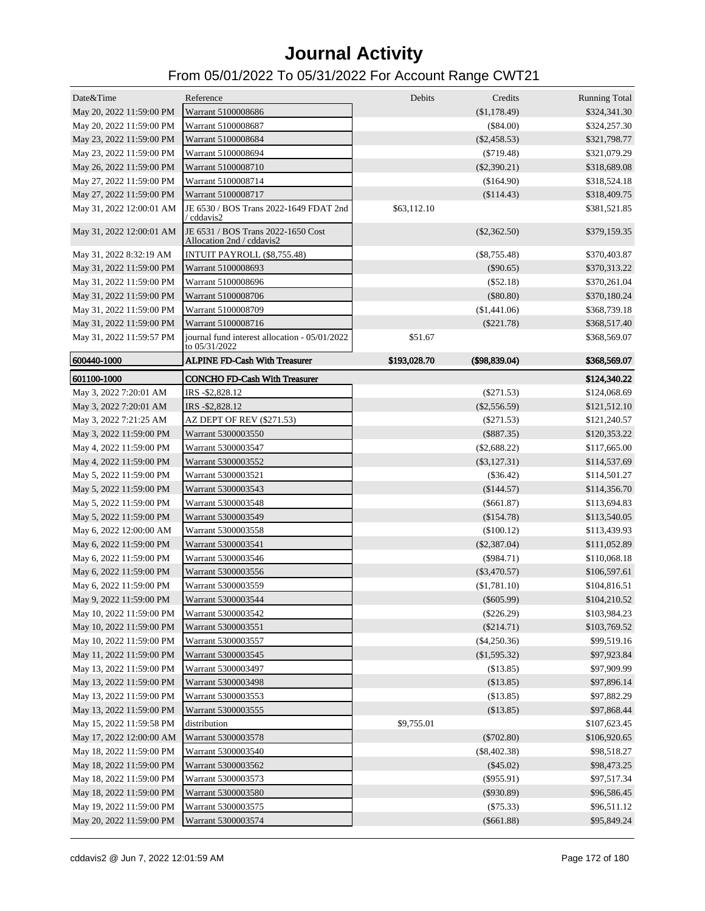# Journal Activity

## From 05/01/2022 To 05/31/2022 For Account Range CWT21

| Date&Time | Reference | Debits | Credits | Running Total |
|---|---|---|---|---|
| May 20, 2022 11:59:00 PM | Warrant 5100008686 | | ($1,178.49) | $324,341.30 |
| May 20, 2022 11:59:00 PM | Warrant 5100008687 | | ($84.00) | $324,257.30 |
| May 23, 2022 11:59:00 PM | Warrant 5100008684 | | ($2,458.53) | $321,798.77 |
| May 23, 2022 11:59:00 PM | Warrant 5100008694 | | ($719.48) | $321,079.29 |
| May 26, 2022 11:59:00 PM | Warrant 5100008710 | | ($2,390.21) | $318,689.08 |
| May 27, 2022 11:59:00 PM | Warrant 5100008714 | | ($164.90) | $318,524.18 |
| May 27, 2022 11:59:00 PM | Warrant 5100008717 | | ($114.43) | $318,409.75 |
| May 31, 2022 12:00:01 AM | JE 6530 / BOS Trans 2022-1649 FDAT 2nd / cddavis2 | $63,112.10 | | $381,521.85 |
| May 31, 2022 12:00:01 AM | JE 6531 / BOS Trans 2022-1650 Cost Allocation 2nd / cddavis2 | | ($2,362.50) | $379,159.35 |
| May 31, 2022 8:32:19 AM | INTUIT PAYROLL ($8,755.48) | | ($8,755.48) | $370,403.87 |
| May 31, 2022 11:59:00 PM | Warrant 5100008693 | | ($90.65) | $370,313.22 |
| May 31, 2022 11:59:00 PM | Warrant 5100008696 | | ($52.18) | $370,261.04 |
| May 31, 2022 11:59:00 PM | Warrant 5100008706 | | ($80.80) | $370,180.24 |
| May 31, 2022 11:59:00 PM | Warrant 5100008709 | | ($1,441.06) | $368,739.18 |
| May 31, 2022 11:59:00 PM | Warrant 5100008716 | | ($221.78) | $368,517.40 |
| May 31, 2022 11:59:57 PM | journal fund interest allocation - 05/01/2022 to 05/31/2022 | $51.67 | | $368,569.07 |
| **600440-1000** | **ALPINE FD-Cash With Treasurer** | **$193,028.70** | **($98,839.04)** | **$368,569.07** |
| **601100-1000** | **CONCHO FD-Cash With Treasurer** | | | **$124,340.22** |
| May 3, 2022 7:20:01 AM | IRS -$2,828.12 | | ($271.53) | $124,068.69 |
| May 3, 2022 7:20:01 AM | IRS -$2,828.12 | | ($2,556.59) | $121,512.10 |
| May 3, 2022 7:21:25 AM | AZ DEPT OF REV ($271.53) | | ($271.53) | $121,240.57 |
| May 3, 2022 11:59:00 PM | Warrant 5300003550 | | ($887.35) | $120,353.22 |
| May 4, 2022 11:59:00 PM | Warrant 5300003547 | | ($2,688.22) | $117,665.00 |
| May 4, 2022 11:59:00 PM | Warrant 5300003552 | | ($3,127.31) | $114,537.69 |
| May 5, 2022 11:59:00 PM | Warrant 5300003521 | | ($36.42) | $114,501.27 |
| May 5, 2022 11:59:00 PM | Warrant 5300003543 | | ($144.57) | $114,356.70 |
| May 5, 2022 11:59:00 PM | Warrant 5300003548 | | ($661.87) | $113,694.83 |
| May 5, 2022 11:59:00 PM | Warrant 5300003549 | | ($154.78) | $113,540.05 |
| May 6, 2022 12:00:00 AM | Warrant 5300003558 | | ($100.12) | $113,439.93 |
| May 6, 2022 11:59:00 PM | Warrant 5300003541 | | ($2,387.04) | $111,052.89 |
| May 6, 2022 11:59:00 PM | Warrant 5300003546 | | ($984.71) | $110,068.18 |
| May 6, 2022 11:59:00 PM | Warrant 5300003556 | | ($3,470.57) | $106,597.61 |
| May 6, 2022 11:59:00 PM | Warrant 5300003559 | | ($1,781.10) | $104,816.51 |
| May 9, 2022 11:59:00 PM | Warrant 5300003544 | | ($605.99) | $104,210.52 |
| May 10, 2022 11:59:00 PM | Warrant 5300003542 | | ($226.29) | $103,984.23 |
| May 10, 2022 11:59:00 PM | Warrant 5300003551 | | ($214.71) | $103,769.52 |
| May 10, 2022 11:59:00 PM | Warrant 5300003557 | | ($4,250.36) | $99,519.16 |
| May 11, 2022 11:59:00 PM | Warrant 5300003545 | | ($1,595.32) | $97,923.84 |
| May 13, 2022 11:59:00 PM | Warrant 5300003497 | | ($13.85) | $97,909.99 |
| May 13, 2022 11:59:00 PM | Warrant 5300003498 | | ($13.85) | $97,896.14 |
| May 13, 2022 11:59:00 PM | Warrant 5300003553 | | ($13.85) | $97,882.29 |
| May 13, 2022 11:59:00 PM | Warrant 5300003555 | | ($13.85) | $97,868.44 |
| May 15, 2022 11:59:58 PM | distribution | $9,755.01 | | $107,623.45 |
| May 17, 2022 12:00:00 AM | Warrant 5300003578 | | ($702.80) | $106,920.65 |
| May 18, 2022 11:59:00 PM | Warrant 5300003540 | | ($8,402.38) | $98,518.27 |
| May 18, 2022 11:59:00 PM | Warrant 5300003562 | | ($45.02) | $98,473.25 |
| May 18, 2022 11:59:00 PM | Warrant 5300003573 | | ($955.91) | $97,517.34 |
| May 18, 2022 11:59:00 PM | Warrant 5300003580 | | ($930.89) | $96,586.45 |
| May 19, 2022 11:59:00 PM | Warrant 5300003575 | | ($75.33) | $96,511.12 |
| May 20, 2022 11:59:00 PM | Warrant 5300003574 | | ($661.88) | $95,849.24 |

cddavis2 @ Jun 7, 2022 12:01:59 AM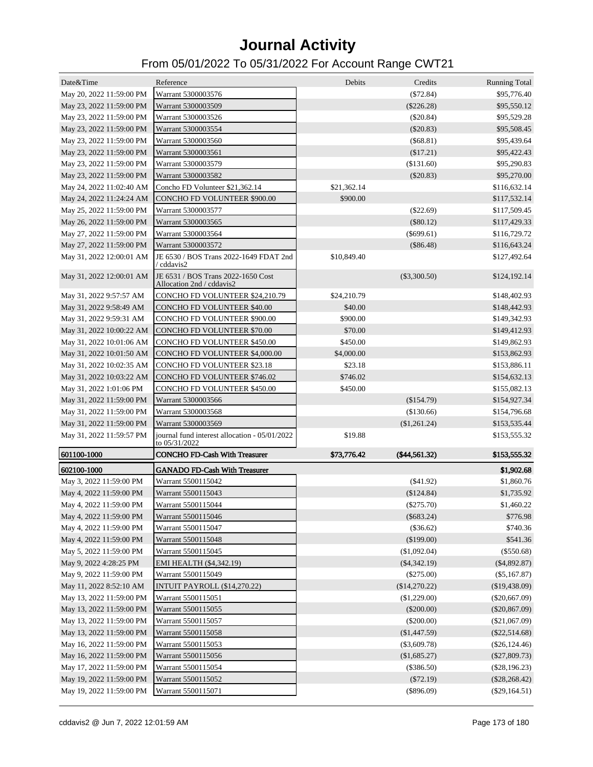# Journal Activity

## From 05/01/2022 To 05/31/2022 For Account Range CWT21

| Date&Time | Reference | Debits | Credits | Running Total |
|---|---|---|---|---|
| May 20, 2022 11:59:00 PM | Warrant 5300003576 | | ($72.84) | $95,776.40 |
| May 23, 2022 11:59:00 PM | Warrant 5300003509 | | ($226.28) | $95,550.12 |
| May 23, 2022 11:59:00 PM | Warrant 5300003526 | | ($20.84) | $95,529.28 |
| May 23, 2022 11:59:00 PM | Warrant 5300003554 | | ($20.83) | $95,508.45 |
| May 23, 2022 11:59:00 PM | Warrant 5300003560 | | ($68.81) | $95,439.64 |
| May 23, 2022 11:59:00 PM | Warrant 5300003561 | | ($17.21) | $95,422.43 |
| May 23, 2022 11:59:00 PM | Warrant 5300003579 | | ($131.60) | $95,290.83 |
| May 23, 2022 11:59:00 PM | Warrant 5300003582 | | ($20.83) | $95,270.00 |
| May 24, 2022 11:02:40 AM | Concho FD Volunteer $21,362.14 | $21,362.14 | | $116,632.14 |
| May 24, 2022 11:24:24 AM | CONCHO FD VOLUNTEER $900.00 | $900.00 | | $117,532.14 |
| May 25, 2022 11:59:00 PM | Warrant 5300003577 | | ($22.69) | $117,509.45 |
| May 26, 2022 11:59:00 PM | Warrant 5300003565 | | ($80.12) | $117,429.33 |
| May 27, 2022 11:59:00 PM | Warrant 5300003564 | | ($699.61) | $116,729.72 |
| May 27, 2022 11:59:00 PM | Warrant 5300003572 | | ($86.48) | $116,643.24 |
| May 31, 2022 12:00:01 AM | JE 6530 / BOS Trans 2022-1649 FDAT 2nd / cddavis2 | $10,849.40 | | $127,492.64 |
| May 31, 2022 12:00:01 AM | JE 6531 / BOS Trans 2022-1650 Cost Allocation 2nd / cddavis2 | | ($3,300.50) | $124,192.14 |
| May 31, 2022 9:57:57 AM | CONCHO FD VOLUNTEER $24,210.79 | $24,210.79 | | $148,402.93 |
| May 31, 2022 9:58:49 AM | CONCHO FD VOLUNTEER $40.00 | $40.00 | | $148,442.93 |
| May 31, 2022 9:59:31 AM | CONCHO FD VOLUNTEER $900.00 | $900.00 | | $149,342.93 |
| May 31, 2022 10:00:22 AM | CONCHO FD VOLUNTEER $70.00 | $70.00 | | $149,412.93 |
| May 31, 2022 10:01:06 AM | CONCHO FD VOLUNTEER $450.00 | $450.00 | | $149,862.93 |
| May 31, 2022 10:01:50 AM | CONCHO FD VOLUNTEER $4,000.00 | $4,000.00 | | $153,862.93 |
| May 31, 2022 10:02:35 AM | CONCHO FD VOLUNTEER $23.18 | $23.18 | | $153,886.11 |
| May 31, 2022 10:03:22 AM | CONCHO FD VOLUNTEER $746.02 | $746.02 | | $154,632.13 |
| May 31, 2022 1:01:06 PM | CONCHO FD VOLUNTEER $450.00 | $450.00 | | $155,082.13 |
| May 31, 2022 11:59:00 PM | Warrant 5300003566 | | ($154.79) | $154,927.34 |
| May 31, 2022 11:59:00 PM | Warrant 5300003568 | | ($130.66) | $154,796.68 |
| May 31, 2022 11:59:00 PM | Warrant 5300003569 | | ($1,261.24) | $153,535.44 |
| May 31, 2022 11:59:57 PM | journal fund interest allocation - 05/01/2022 to 05/31/2022 | $19.88 | | $153,555.32 |
| **601100-1000** | **CONCHO FD-Cash With Treasurer** | **$73,776.42** | **($44,561.32)** | **$153,555.32** |
| **602100-1000** | **GANADO FD-Cash With Treasurer** | | | **$1,902.68** |
| May 3, 2022 11:59:00 PM | Warrant 5500115042 | | ($41.92) | $1,860.76 |
| May 4, 2022 11:59:00 PM | Warrant 5500115043 | | ($124.84) | $1,735.92 |
| May 4, 2022 11:59:00 PM | Warrant 5500115044 | | ($275.70) | $1,460.22 |
| May 4, 2022 11:59:00 PM | Warrant 5500115046 | | ($683.24) | $776.98 |
| May 4, 2022 11:59:00 PM | Warrant 5500115047 | | ($36.62) | $740.36 |
| May 4, 2022 11:59:00 PM | Warrant 5500115048 | | ($199.00) | $541.36 |
| May 5, 2022 11:59:00 PM | Warrant 5500115045 | | ($1,092.04) | ($550.68) |
| May 9, 2022 4:28:25 PM | EMI HEALTH ($4,342.19) | | ($4,342.19) | ($4,892.87) |
| May 9, 2022 11:59:00 PM | Warrant 5500115049 | | ($275.00) | ($5,167.87) |
| May 11, 2022 8:52:10 AM | INTUIT PAYROLL ($14,270.22) | | ($14,270.22) | ($19,438.09) |
| May 13, 2022 11:59:00 PM | Warrant 5500115051 | | ($1,229.00) | ($20,667.09) |
| May 13, 2022 11:59:00 PM | Warrant 5500115055 | | ($200.00) | ($20,867.09) |
| May 13, 2022 11:59:00 PM | Warrant 5500115057 | | ($200.00) | ($21,067.09) |
| May 13, 2022 11:59:00 PM | Warrant 5500115058 | | ($1,447.59) | ($22,514.68) |
| May 16, 2022 11:59:00 PM | Warrant 5500115053 | | ($3,609.78) | ($26,124.46) |
| May 16, 2022 11:59:00 PM | Warrant 5500115056 | | ($1,685.27) | ($27,809.73) |
| May 17, 2022 11:59:00 PM | Warrant 5500115054 | | ($386.50) | ($28,196.23) |
| May 19, 2022 11:59:00 PM | Warrant 5500115052 | | ($72.19) | ($28,268.42) |
| May 19, 2022 11:59:00 PM | Warrant 5500115071 | | ($896.09) | ($29,164.51) |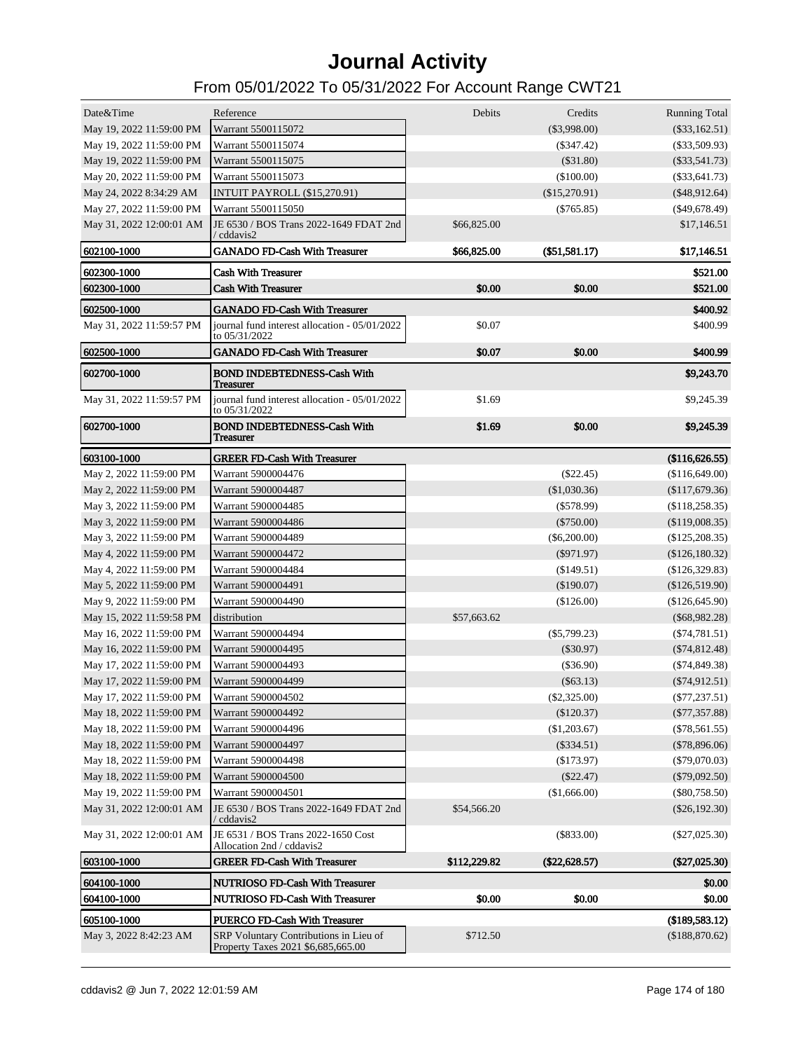# Journal Activity

## From 05/01/2022 To 05/31/2022 For Account Range CWT21

| Date&Time | Reference | Debits | Credits | Running Total |
|---|---|---|---|---|
| May 19, 2022 11:59:00 PM | Warrant 5500115072 | | ($3,998.00) | ($33,162.51) |
| May 19, 2022 11:59:00 PM | Warrant 5500115074 | | ($347.42) | ($33,509.93) |
| May 19, 2022 11:59:00 PM | Warrant 5500115075 | | ($31.80) | ($33,541.73) |
| May 20, 2022 11:59:00 PM | Warrant 5500115073 | | ($100.00) | ($33,641.73) |
| May 24, 2022 8:34:29 AM | INTUIT PAYROLL ($15,270.91) | | ($15,270.91) | ($48,912.64) |
| May 27, 2022 11:59:00 PM | Warrant 5500115050 | | ($765.85) | ($49,678.49) |
| May 31, 2022 12:00:01 AM | JE 6530 / BOS Trans 2022-1649 FDAT 2nd / cddavis2 | $66,825.00 | | $17,146.51 |
| **602100-1000** | **GANADO FD-Cash With Treasurer** | **$66,825.00** | **($51,581.17)** | **$17,146.51** |
| **602300-1000** | **Cash With Treasurer** | | | **$521.00** |
| **602300-1000** | **Cash With Treasurer** | **$0.00** | **$0.00** | **$521.00** |
| **602500-1000** | **GANADO FD-Cash With Treasurer** | | | **$400.92** |
| May 31, 2022 11:59:57 PM | journal fund interest allocation - 05/01/2022 to 05/31/2022 | $0.07 | | $400.99 |
| **602500-1000** | **GANADO FD-Cash With Treasurer** | **$0.07** | **$0.00** | **$400.99** |
| **602700-1000** | **BOND INDEBTEDNESS-Cash With Treasurer** | | | **$9,243.70** |
| May 31, 2022 11:59:57 PM | journal fund interest allocation - 05/01/2022 to 05/31/2022 | $1.69 | | $9,245.39 |
| **602700-1000** | **BOND INDEBTEDNESS-Cash With Treasurer** | **$1.69** | **$0.00** | **$9,245.39** |
| **603100-1000** | **GREER FD-Cash With Treasurer** | | | **($116,626.55)** |
| May 2, 2022 11:59:00 PM | Warrant 5900004476 | | ($22.45) | ($116,649.00) |
| May 2, 2022 11:59:00 PM | Warrant 5900004487 | | ($1,030.36) | ($117,679.36) |
| May 3, 2022 11:59:00 PM | Warrant 5900004485 | | ($578.99) | ($118,258.35) |
| May 3, 2022 11:59:00 PM | Warrant 5900004486 | | ($750.00) | ($119,008.35) |
| May 3, 2022 11:59:00 PM | Warrant 5900004489 | | ($6,200.00) | ($125,208.35) |
| May 4, 2022 11:59:00 PM | Warrant 5900004472 | | ($971.97) | ($126,180.32) |
| May 4, 2022 11:59:00 PM | Warrant 5900004484 | | ($149.51) | ($126,329.83) |
| May 5, 2022 11:59:00 PM | Warrant 5900004491 | | ($190.07) | ($126,519.90) |
| May 9, 2022 11:59:00 PM | Warrant 5900004490 | | ($126.00) | ($126,645.90) |
| May 15, 2022 11:59:58 PM | distribution | $57,663.62 | | ($68,982.28) |
| May 16, 2022 11:59:00 PM | Warrant 5900004494 | | ($5,799.23) | ($74,781.51) |
| May 16, 2022 11:59:00 PM | Warrant 5900004495 | | ($30.97) | ($74,812.48) |
| May 17, 2022 11:59:00 PM | Warrant 5900004493 | | ($36.90) | ($74,849.38) |
| May 17, 2022 11:59:00 PM | Warrant 5900004499 | | ($63.13) | ($74,912.51) |
| May 17, 2022 11:59:00 PM | Warrant 5900004502 | | ($2,325.00) | ($77,237.51) |
| May 18, 2022 11:59:00 PM | Warrant 5900004492 | | ($120.37) | ($77,357.88) |
| May 18, 2022 11:59:00 PM | Warrant 5900004496 | | ($1,203.67) | ($78,561.55) |
| May 18, 2022 11:59:00 PM | Warrant 5900004497 | | ($334.51) | ($78,896.06) |
| May 18, 2022 11:59:00 PM | Warrant 5900004498 | | ($173.97) | ($79,070.03) |
| May 18, 2022 11:59:00 PM | Warrant 5900004500 | | ($22.47) | ($79,092.50) |
| May 19, 2022 11:59:00 PM | Warrant 5900004501 | | ($1,666.00) | ($80,758.50) |
| May 31, 2022 12:00:01 AM | JE 6530 / BOS Trans 2022-1649 FDAT 2nd / cddavis2 | $54,566.20 | | ($26,192.30) |
| May 31, 2022 12:00:01 AM | JE 6531 / BOS Trans 2022-1650 Cost Allocation 2nd / cddavis2 | | ($833.00) | ($27,025.30) |
| **603100-1000** | **GREER FD-Cash With Treasurer** | **$112,229.82** | **($22,628.57)** | **($27,025.30)** |
| **604100-1000** | **NUTRIOSO FD-Cash With Treasurer** | | | **$0.00** |
| **604100-1000** | **NUTRIOSO FD-Cash With Treasurer** | **$0.00** | **$0.00** | **$0.00** |
| **605100-1000** | **PUERCO FD-Cash With Treasurer** | | | **($189,583.12)** |
| May 3, 2022 8:42:23 AM | SRP Voluntary Contributions in Lieu of Property Taxes 2021 $6,685,665.00 | $712.50 | | ($188,870.62) |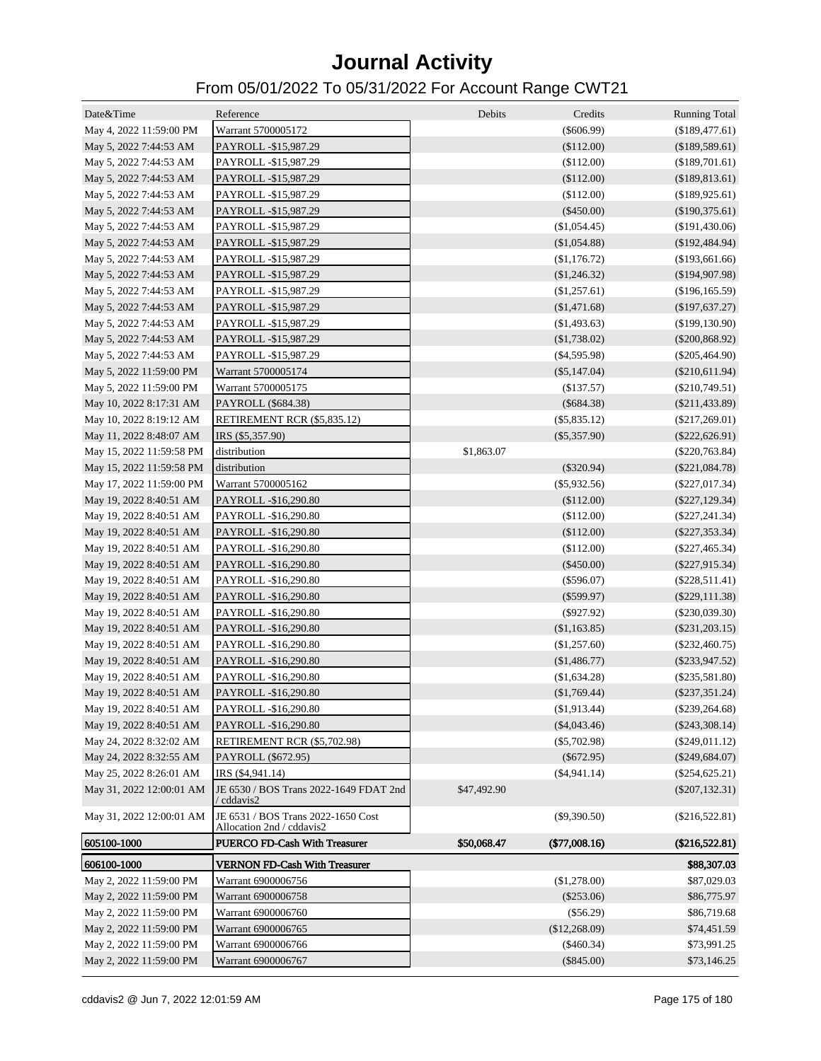# Journal Activity

## From 05/01/2022 To 05/31/2022 For Account Range CWT21

| Date&Time | Reference | Debits | Credits | Running Total |
|---|---|---|---|---|
| May 4, 2022 11:59:00 PM | Warrant 5700005172 | | ($606.99) | ($189,477.61) |
| May 5, 2022 7:44:53 AM | PAYROLL -$15,987.29 | | ($112.00) | ($189,589.61) |
| May 5, 2022 7:44:53 AM | PAYROLL -$15,987.29 | | ($112.00) | ($189,701.61) |
| May 5, 2022 7:44:53 AM | PAYROLL -$15,987.29 | | ($112.00) | ($189,813.61) |
| May 5, 2022 7:44:53 AM | PAYROLL -$15,987.29 | | ($112.00) | ($189,925.61) |
| May 5, 2022 7:44:53 AM | PAYROLL -$15,987.29 | | ($450.00) | ($190,375.61) |
| May 5, 2022 7:44:53 AM | PAYROLL -$15,987.29 | | ($1,054.45) | ($191,430.06) |
| May 5, 2022 7:44:53 AM | PAYROLL -$15,987.29 | | ($1,054.88) | ($192,484.94) |
| May 5, 2022 7:44:53 AM | PAYROLL -$15,987.29 | | ($1,176.72) | ($193,661.66) |
| May 5, 2022 7:44:53 AM | PAYROLL -$15,987.29 | | ($1,246.32) | ($194,907.98) |
| May 5, 2022 7:44:53 AM | PAYROLL -$15,987.29 | | ($1,257.61) | ($196,165.59) |
| May 5, 2022 7:44:53 AM | PAYROLL -$15,987.29 | | ($1,471.68) | ($197,637.27) |
| May 5, 2022 7:44:53 AM | PAYROLL -$15,987.29 | | ($1,493.63) | ($199,130.90) |
| May 5, 2022 7:44:53 AM | PAYROLL -$15,987.29 | | ($1,738.02) | ($200,868.92) |
| May 5, 2022 7:44:53 AM | PAYROLL -$15,987.29 | | ($4,595.98) | ($205,464.90) |
| May 5, 2022 11:59:00 PM | Warrant 5700005174 | | ($5,147.04) | ($210,611.94) |
| May 5, 2022 11:59:00 PM | Warrant 5700005175 | | ($137.57) | ($210,749.51) |
| May 10, 2022 8:17:31 AM | PAYROLL ($684.38) | | ($684.38) | ($211,433.89) |
| May 10, 2022 8:19:12 AM | RETIREMENT RCR ($5,835.12) | | ($5,835.12) | ($217,269.01) |
| May 11, 2022 8:48:07 AM | IRS ($5,357.90) | | ($5,357.90) | ($222,626.91) |
| May 15, 2022 11:59:58 PM | distribution | $1,863.07 | | ($220,763.84) |
| May 15, 2022 11:59:58 PM | distribution | | ($320.94) | ($221,084.78) |
| May 17, 2022 11:59:00 PM | Warrant 5700005162 | | ($5,932.56) | ($227,017.34) |
| May 19, 2022 8:40:51 AM | PAYROLL -$16,290.80 | | ($112.00) | ($227,129.34) |
| May 19, 2022 8:40:51 AM | PAYROLL -$16,290.80 | | ($112.00) | ($227,241.34) |
| May 19, 2022 8:40:51 AM | PAYROLL -$16,290.80 | | ($112.00) | ($227,353.34) |
| May 19, 2022 8:40:51 AM | PAYROLL -$16,290.80 | | ($112.00) | ($227,465.34) |
| May 19, 2022 8:40:51 AM | PAYROLL -$16,290.80 | | ($450.00) | ($227,915.34) |
| May 19, 2022 8:40:51 AM | PAYROLL -$16,290.80 | | ($596.07) | ($228,511.41) |
| May 19, 2022 8:40:51 AM | PAYROLL -$16,290.80 | | ($599.97) | ($229,111.38) |
| May 19, 2022 8:40:51 AM | PAYROLL -$16,290.80 | | ($927.92) | ($230,039.30) |
| May 19, 2022 8:40:51 AM | PAYROLL -$16,290.80 | | ($1,163.85) | ($231,203.15) |
| May 19, 2022 8:40:51 AM | PAYROLL -$16,290.80 | | ($1,257.60) | ($232,460.75) |
| May 19, 2022 8:40:51 AM | PAYROLL -$16,290.80 | | ($1,486.77) | ($233,947.52) |
| May 19, 2022 8:40:51 AM | PAYROLL -$16,290.80 | | ($1,634.28) | ($235,581.80) |
| May 19, 2022 8:40:51 AM | PAYROLL -$16,290.80 | | ($1,769.44) | ($237,351.24) |
| May 19, 2022 8:40:51 AM | PAYROLL -$16,290.80 | | ($1,913.44) | ($239,264.68) |
| May 19, 2022 8:40:51 AM | PAYROLL -$16,290.80 | | ($4,043.46) | ($243,308.14) |
| May 24, 2022 8:32:02 AM | RETIREMENT RCR ($5,702.98) | | ($5,702.98) | ($249,011.12) |
| May 24, 2022 8:32:55 AM | PAYROLL ($672.95) | | ($672.95) | ($249,684.07) |
| May 25, 2022 8:26:01 AM | IRS ($4,941.14) | | ($4,941.14) | ($254,625.21) |
| May 31, 2022 12:00:01 AM | JE 6530 / BOS Trans 2022-1649 FDAT 2nd / cddavis2 | $47,492.90 | | ($207,132.31) |
| May 31, 2022 12:00:01 AM | JE 6531 / BOS Trans 2022-1650 Cost Allocation 2nd / cddavis2 | | ($9,390.50) | ($216,522.81) |
| **605100-1000** | **PUERCO FD-Cash With Treasurer** | **$50,068.47** | **($77,008.16)** | **($216,522.81)** |
| **606100-1000** | **VERNON FD-Cash With Treasurer** | | | **$88,307.03** |
| May 2, 2022 11:59:00 PM | Warrant 6900006756 | | ($1,278.00) | $87,029.03 |
| May 2, 2022 11:59:00 PM | Warrant 6900006758 | | ($253.06) | $86,775.97 |
| May 2, 2022 11:59:00 PM | Warrant 6900006760 | | ($56.29) | $86,719.68 |
| May 2, 2022 11:59:00 PM | Warrant 6900006765 | | ($12,268.09) | $74,451.59 |
| May 2, 2022 11:59:00 PM | Warrant 6900006766 | | ($460.34) | $73,991.25 |
| May 2, 2022 11:59:00 PM | Warrant 6900006767 | | ($845.00) | $73,146.25 |

cddavis2 @ Jun 7, 2022 12:01:59 AM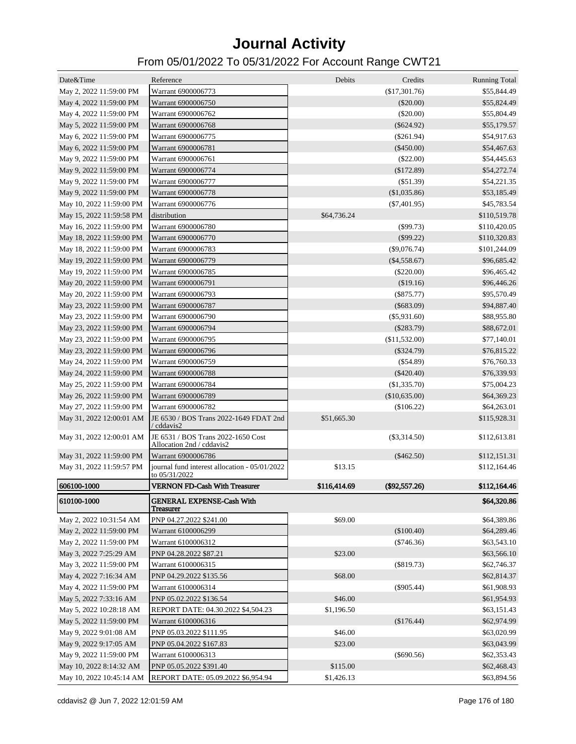# Journal Activity

## From 05/01/2022 To 05/31/2022 For Account Range CWT21

| Date&Time | Reference | Debits | Credits | Running Total |
|---|---|---|---|---|
| May 2, 2022 11:59:00 PM | Warrant 6900006773 | | ($17,301.76) | $55,844.49 |
| May 4, 2022 11:59:00 PM | Warrant 6900006750 | | ($20.00) | $55,824.49 |
| May 4, 2022 11:59:00 PM | Warrant 6900006762 | | ($20.00) | $55,804.49 |
| May 5, 2022 11:59:00 PM | Warrant 6900006768 | | ($624.92) | $55,179.57 |
| May 6, 2022 11:59:00 PM | Warrant 6900006775 | | ($261.94) | $54,917.63 |
| May 6, 2022 11:59:00 PM | Warrant 6900006781 | | ($450.00) | $54,467.63 |
| May 9, 2022 11:59:00 PM | Warrant 6900006761 | | ($22.00) | $54,445.63 |
| May 9, 2022 11:59:00 PM | Warrant 6900006774 | | ($172.89) | $54,272.74 |
| May 9, 2022 11:59:00 PM | Warrant 6900006777 | | ($51.39) | $54,221.35 |
| May 9, 2022 11:59:00 PM | Warrant 6900006778 | | ($1,035.86) | $53,185.49 |
| May 10, 2022 11:59:00 PM | Warrant 6900006776 | | ($7,401.95) | $45,783.54 |
| May 15, 2022 11:59:58 PM | distribution | $64,736.24 | | $110,519.78 |
| May 16, 2022 11:59:00 PM | Warrant 6900006780 | | ($99.73) | $110,420.05 |
| May 18, 2022 11:59:00 PM | Warrant 6900006770 | | ($99.22) | $110,320.83 |
| May 18, 2022 11:59:00 PM | Warrant 6900006783 | | ($9,076.74) | $101,244.09 |
| May 19, 2022 11:59:00 PM | Warrant 6900006779 | | ($4,558.67) | $96,685.42 |
| May 19, 2022 11:59:00 PM | Warrant 6900006785 | | ($220.00) | $96,465.42 |
| May 20, 2022 11:59:00 PM | Warrant 6900006791 | | ($19.16) | $96,446.26 |
| May 20, 2022 11:59:00 PM | Warrant 6900006793 | | ($875.77) | $95,570.49 |
| May 23, 2022 11:59:00 PM | Warrant 6900006787 | | ($683.09) | $94,887.40 |
| May 23, 2022 11:59:00 PM | Warrant 6900006790 | | ($5,931.60) | $88,955.80 |
| May 23, 2022 11:59:00 PM | Warrant 6900006794 | | ($283.79) | $88,672.01 |
| May 23, 2022 11:59:00 PM | Warrant 6900006795 | | ($11,532.00) | $77,140.01 |
| May 23, 2022 11:59:00 PM | Warrant 6900006796 | | ($324.79) | $76,815.22 |
| May 24, 2022 11:59:00 PM | Warrant 6900006759 | | ($54.89) | $76,760.33 |
| May 24, 2022 11:59:00 PM | Warrant 6900006788 | | ($420.40) | $76,339.93 |
| May 25, 2022 11:59:00 PM | Warrant 6900006784 | | ($1,335.70) | $75,004.23 |
| May 26, 2022 11:59:00 PM | Warrant 6900006789 | | ($10,635.00) | $64,369.23 |
| May 27, 2022 11:59:00 PM | Warrant 6900006782 | | ($106.22) | $64,263.01 |
| May 31, 2022 12:00:01 AM | JE 6530 / BOS Trans 2022-1649 FDAT 2nd / cddavis2 | $51,665.30 | | $115,928.31 |
| May 31, 2022 12:00:01 AM | JE 6531 / BOS Trans 2022-1650 Cost Allocation 2nd / cddavis2 | | ($3,314.50) | $112,613.81 |
| May 31, 2022 11:59:00 PM | Warrant 6900006786 | | ($462.50) | $112,151.31 |
| May 31, 2022 11:59:57 PM | journal fund interest allocation - 05/01/2022 to 05/31/2022 | $13.15 | | $112,164.46 |
| **606100-1000** | **VERNON FD-Cash With Treasurer** | **$116,414.69** | **($92,557.26)** | **$112,164.46** |
| **610100-1000** | **GENERAL EXPENSE-Cash With Treasurer** | | | **$64,320.86** |
| May 2, 2022 10:31:54 AM | PNP 04.27.2022 $241.00 | $69.00 | | $64,389.86 |
| May 2, 2022 11:59:00 PM | Warrant 6100006299 | | ($100.40) | $64,289.46 |
| May 2, 2022 11:59:00 PM | Warrant 6100006312 | | ($746.36) | $63,543.10 |
| May 3, 2022 7:25:29 AM | PNP 04.28.2022 $87.21 | $23.00 | | $63,566.10 |
| May 3, 2022 11:59:00 PM | Warrant 6100006315 | | ($819.73) | $62,746.37 |
| May 4, 2022 7:16:34 AM | PNP 04.29.2022 $135.56 | $68.00 | | $62,814.37 |
| May 4, 2022 11:59:00 PM | Warrant 6100006314 | | ($905.44) | $61,908.93 |
| May 5, 2022 7:33:16 AM | PNP 05.02.2022 $136.54 | $46.00 | | $61,954.93 |
| May 5, 2022 10:28:18 AM | REPORT DATE: 04.30.2022 $4,504.23 | $1,196.50 | | $63,151.43 |
| May 5, 2022 11:59:00 PM | Warrant 6100006316 | | ($176.44) | $62,974.99 |
| May 9, 2022 9:01:08 AM | PNP 05.03.2022 $111.95 | $46.00 | | $63,020.99 |
| May 9, 2022 9:17:05 AM | PNP 05.04.2022 $167.83 | $23.00 | | $63,043.99 |
| May 9, 2022 11:59:00 PM | Warrant 6100006313 | | ($690.56) | $62,353.43 |
| May 10, 2022 8:14:32 AM | PNP 05.05.2022 $391.40 | $115.00 | | $62,468.43 |
| May 10, 2022 10:45:14 AM | REPORT DATE: 05.09.2022 $6,954.94 | $1,426.13 | | $63,894.56 |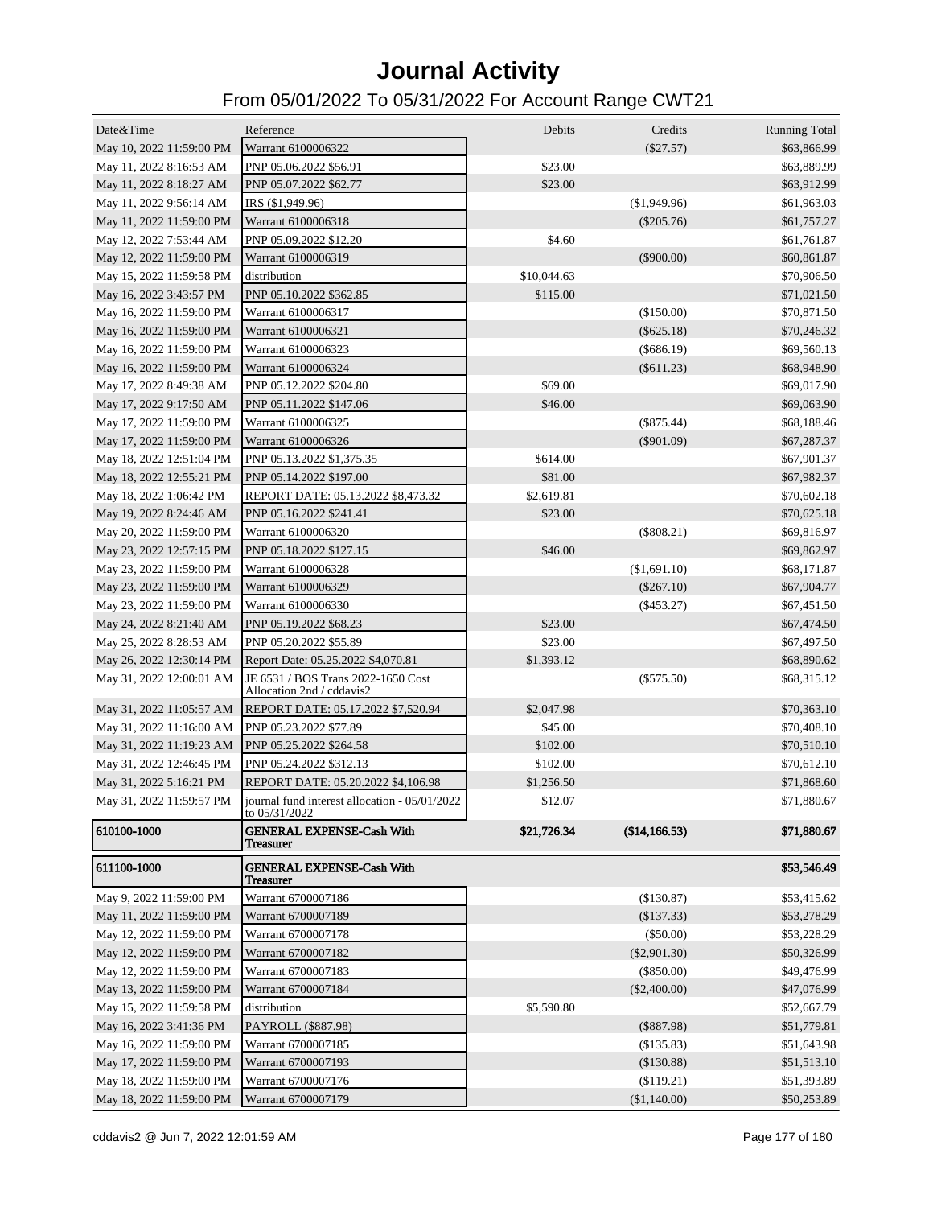# Journal Activity

## From 05/01/2022 To 05/31/2022 For Account Range CWT21

| Date&Time | Reference | Debits | Credits | Running Total |
|---|---|---|---|---|
| May 10, 2022 11:59:00 PM | Warrant 6100006322 | | ($27.57) | $63,866.99 |
| May 11, 2022 8:16:53 AM | PNP 05.06.2022 $56.91 | $23.00 | | $63,889.99 |
| May 11, 2022 8:18:27 AM | PNP 05.07.2022 $62.77 | $23.00 | | $63,912.99 |
| May 11, 2022 9:56:14 AM | IRS ($1,949.96) | | ($1,949.96) | $61,963.03 |
| May 11, 2022 11:59:00 PM | Warrant 6100006318 | | ($205.76) | $61,757.27 |
| May 12, 2022 7:53:44 AM | PNP 05.09.2022 $12.20 | $4.60 | | $61,761.87 |
| May 12, 2022 11:59:00 PM | Warrant 6100006319 | | ($900.00) | $60,861.87 |
| May 15, 2022 11:59:58 PM | distribution | $10,044.63 | | $70,906.50 |
| May 16, 2022 3:43:57 PM | PNP 05.10.2022 $362.85 | $115.00 | | $71,021.50 |
| May 16, 2022 11:59:00 PM | Warrant 6100006317 | | ($150.00) | $70,871.50 |
| May 16, 2022 11:59:00 PM | Warrant 6100006321 | | ($625.18) | $70,246.32 |
| May 16, 2022 11:59:00 PM | Warrant 6100006323 | | ($686.19) | $69,560.13 |
| May 16, 2022 11:59:00 PM | Warrant 6100006324 | | ($611.23) | $68,948.90 |
| May 17, 2022 8:49:38 AM | PNP 05.12.2022 $204.80 | $69.00 | | $69,017.90 |
| May 17, 2022 9:17:50 AM | PNP 05.11.2022 $147.06 | $46.00 | | $69,063.90 |
| May 17, 2022 11:59:00 PM | Warrant 6100006325 | | ($875.44) | $68,188.46 |
| May 17, 2022 11:59:00 PM | Warrant 6100006326 | | ($901.09) | $67,287.37 |
| May 18, 2022 12:51:04 PM | PNP 05.13.2022 $1,375.35 | $614.00 | | $67,901.37 |
| May 18, 2022 12:55:21 PM | PNP 05.14.2022 $197.00 | $81.00 | | $67,982.37 |
| May 18, 2022 1:06:42 PM | REPORT DATE: 05.13.2022 $8,473.32 | $2,619.81 | | $70,602.18 |
| May 19, 2022 8:24:46 AM | PNP 05.16.2022 $241.41 | $23.00 | | $70,625.18 |
| May 20, 2022 11:59:00 PM | Warrant 6100006320 | | ($808.21) | $69,816.97 |
| May 23, 2022 12:57:15 PM | PNP 05.18.2022 $127.15 | $46.00 | | $69,862.97 |
| May 23, 2022 11:59:00 PM | Warrant 6100006328 | | ($1,691.10) | $68,171.87 |
| May 23, 2022 11:59:00 PM | Warrant 6100006329 | | ($267.10) | $67,904.77 |
| May 23, 2022 11:59:00 PM | Warrant 6100006330 | | ($453.27) | $67,451.50 |
| May 24, 2022 8:21:40 AM | PNP 05.19.2022 $68.23 | $23.00 | | $67,474.50 |
| May 25, 2022 8:28:53 AM | PNP 05.20.2022 $55.89 | $23.00 | | $67,497.50 |
| May 26, 2022 12:30:14 PM | Report Date: 05.25.2022 $4,070.81 | $1,393.12 | | $68,890.62 |
| May 31, 2022 12:00:01 AM | JE 6531 / BOS Trans 2022-1650 Cost Allocation 2nd / cddavis2 | | ($575.50) | $68,315.12 |
| May 31, 2022 11:05:57 AM | REPORT DATE: 05.17.2022 $7,520.94 | $2,047.98 | | $70,363.10 |
| May 31, 2022 11:16:00 AM | PNP 05.23.2022 $77.89 | $45.00 | | $70,408.10 |
| May 31, 2022 11:19:23 AM | PNP 05.25.2022 $264.58 | $102.00 | | $70,510.10 |
| May 31, 2022 12:46:45 PM | PNP 05.24.2022 $312.13 | $102.00 | | $70,612.10 |
| May 31, 2022 5:16:21 PM | REPORT DATE: 05.20.2022 $4,106.98 | $1,256.50 | | $71,868.60 |
| May 31, 2022 11:59:57 PM | journal fund interest allocation - 05/01/2022 to 05/31/2022 | $12.07 | | $71,880.67 |
| **610100-1000** | **GENERAL EXPENSE-Cash With Treasurer** | **$21,726.34** | **($14,166.53)** | **$71,880.67** |
| **611100-1000** | **GENERAL EXPENSE-Cash With Treasurer** | | | **$53,546.49** |
| May 9, 2022 11:59:00 PM | Warrant 6700007186 | | ($130.87) | $53,415.62 |
| May 11, 2022 11:59:00 PM | Warrant 6700007189 | | ($137.33) | $53,278.29 |
| May 12, 2022 11:59:00 PM | Warrant 6700007178 | | ($50.00) | $53,228.29 |
| May 12, 2022 11:59:00 PM | Warrant 6700007182 | | ($2,901.30) | $50,326.99 |
| May 12, 2022 11:59:00 PM | Warrant 6700007183 | | ($850.00) | $49,476.99 |
| May 13, 2022 11:59:00 PM | Warrant 6700007184 | | ($2,400.00) | $47,076.99 |
| May 15, 2022 11:59:58 PM | distribution | $5,590.80 | | $52,667.79 |
| May 16, 2022 3:41:36 PM | PAYROLL ($887.98) | | ($887.98) | $51,779.81 |
| May 16, 2022 11:59:00 PM | Warrant 6700007185 | | ($135.83) | $51,643.98 |
| May 17, 2022 11:59:00 PM | Warrant 6700007193 | | ($130.88) | $51,513.10 |
| May 18, 2022 11:59:00 PM | Warrant 6700007176 | | ($119.21) | $51,393.89 |
| May 18, 2022 11:59:00 PM | Warrant 6700007179 | | ($1,140.00) | $50,253.89 |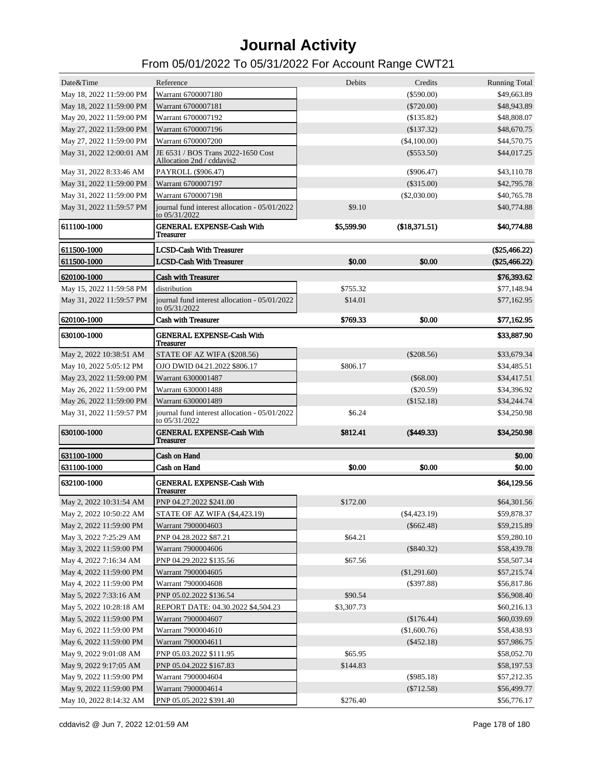# Journal Activity

## From 05/01/2022 To 05/31/2022 For Account Range CWT21

| Date&Time | Reference | Debits | Credits | Running Total |
|---|---|---|---|---|
| May 18, 2022 11:59:00 PM | Warrant 6700007180 | | ($590.00) | $49,663.89 |
| May 18, 2022 11:59:00 PM | Warrant 6700007181 | | ($720.00) | $48,943.89 |
| May 20, 2022 11:59:00 PM | Warrant 6700007192 | | ($135.82) | $48,808.07 |
| May 27, 2022 11:59:00 PM | Warrant 6700007196 | | ($137.32) | $48,670.75 |
| May 27, 2022 11:59:00 PM | Warrant 6700007200 | | ($4,100.00) | $44,570.75 |
| May 31, 2022 12:00:01 AM | JE 6531 / BOS Trans 2022-1650 Cost Allocation 2nd / cddavis2 | | ($553.50) | $44,017.25 |
| May 31, 2022 8:33:46 AM | PAYROLL ($906.47) | | ($906.47) | $43,110.78 |
| May 31, 2022 11:59:00 PM | Warrant 6700007197 | | ($315.00) | $42,795.78 |
| May 31, 2022 11:59:00 PM | Warrant 6700007198 | | ($2,030.00) | $40,765.78 |
| May 31, 2022 11:59:57 PM | journal fund interest allocation - 05/01/2022 to 05/31/2022 | $9.10 | | $40,774.88 |
| **611100-1000** | **GENERAL EXPENSE-Cash With Treasurer** | **$5,599.90** | **($18,371.51)** | **$40,774.88** |
| **611500-1000** | **LCSD-Cash With Treasurer** | | | **($25,466.22)** |
| **611500-1000** | **LCSD-Cash With Treasurer** | **$0.00** | **$0.00** | **($25,466.22)** |
| **620100-1000** | **Cash with Treasurer** | | | **$76,393.62** |
| May 15, 2022 11:59:58 PM | distribution | $755.32 | | $77,148.94 |
| May 31, 2022 11:59:57 PM | journal fund interest allocation - 05/01/2022 to 05/31/2022 | $14.01 | | $77,162.95 |
| **620100-1000** | **Cash with Treasurer** | **$769.33** | **$0.00** | **$77,162.95** |
| **630100-1000** | **GENERAL EXPENSE-Cash With Treasurer** | | | **$33,887.90** |
| May 2, 2022 10:38:51 AM | STATE OF AZ WIFA ($208.56) | | ($208.56) | $33,679.34 |
| May 10, 2022 5:05:12 PM | OJO DWID 04.21.2022 $806.17 | $806.17 | | $34,485.51 |
| May 23, 2022 11:59:00 PM | Warrant 6300001487 | | ($68.00) | $34,417.51 |
| May 26, 2022 11:59:00 PM | Warrant 6300001488 | | ($20.59) | $34,396.92 |
| May 26, 2022 11:59:00 PM | Warrant 6300001489 | | ($152.18) | $34,244.74 |
| May 31, 2022 11:59:57 PM | journal fund interest allocation - 05/01/2022 to 05/31/2022 | $6.24 | | $34,250.98 |
| **630100-1000** | **GENERAL EXPENSE-Cash With Treasurer** | **$812.41** | **($449.33)** | **$34,250.98** |
| **631100-1000** | **Cash on Hand** | | | **$0.00** |
| **631100-1000** | **Cash on Hand** | **$0.00** | **$0.00** | **$0.00** |
| **632100-1000** | **GENERAL EXPENSE-Cash With Treasurer** | | | **$64,129.56** |
| May 2, 2022 10:31:54 AM | PNP 04.27.2022 $241.00 | $172.00 | | $64,301.56 |
| May 2, 2022 10:50:22 AM | STATE OF AZ WIFA ($4,423.19) | | ($4,423.19) | $59,878.37 |
| May 2, 2022 11:59:00 PM | Warrant 7900004603 | | ($662.48) | $59,215.89 |
| May 3, 2022 7:25:29 AM | PNP 04.28.2022 $87.21 | $64.21 | | $59,280.10 |
| May 3, 2022 11:59:00 PM | Warrant 7900004606 | | ($840.32) | $58,439.78 |
| May 4, 2022 7:16:34 AM | PNP 04.29.2022 $135.56 | $67.56 | | $58,507.34 |
| May 4, 2022 11:59:00 PM | Warrant 7900004605 | | ($1,291.60) | $57,215.74 |
| May 4, 2022 11:59:00 PM | Warrant 7900004608 | | ($397.88) | $56,817.86 |
| May 5, 2022 7:33:16 AM | PNP 05.02.2022 $136.54 | $90.54 | | $56,908.40 |
| May 5, 2022 10:28:18 AM | REPORT DATE: 04.30.2022 $4,504.23 | $3,307.73 | | $60,216.13 |
| May 5, 2022 11:59:00 PM | Warrant 7900004607 | | ($176.44) | $60,039.69 |
| May 6, 2022 11:59:00 PM | Warrant 7900004610 | | ($1,600.76) | $58,438.93 |
| May 6, 2022 11:59:00 PM | Warrant 7900004611 | | ($452.18) | $57,986.75 |
| May 9, 2022 9:01:08 AM | PNP 05.03.2022 $111.95 | $65.95 | | $58,052.70 |
| May 9, 2022 9:17:05 AM | PNP 05.04.2022 $167.83 | $144.83 | | $58,197.53 |
| May 9, 2022 11:59:00 PM | Warrant 7900004604 | | ($985.18) | $57,212.35 |
| May 9, 2022 11:59:00 PM | Warrant 7900004614 | | ($712.58) | $56,499.77 |
| May 10, 2022 8:14:32 AM | PNP 05.05.2022 $391.40 | $276.40 | | $56,776.17 |

cddavis2 @ Jun 7, 2022 12:01:59 AM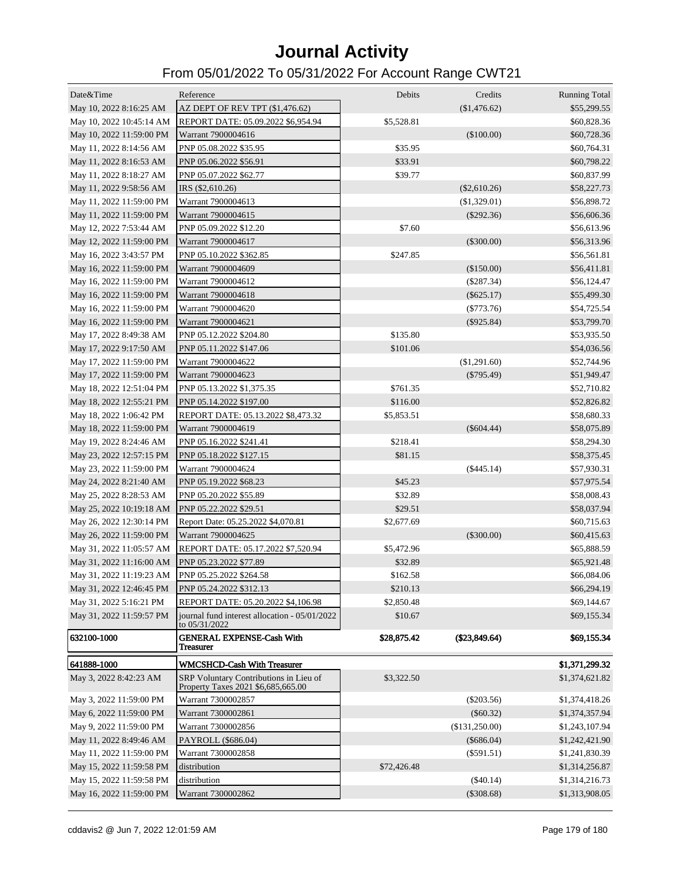# Journal Activity

## From 05/01/2022 To 05/31/2022 For Account Range CWT21

| Date&Time | Reference | Debits | Credits | Running Total |
|---|---|---|---|---|
| May 10, 2022 8:16:25 AM | AZ DEPT OF REV TPT ($1,476.62) | | ($1,476.62) | $55,299.55 |
| May 10, 2022 10:45:14 AM | REPORT DATE: 05.09.2022 $6,954.94 | $5,528.81 | | $60,828.36 |
| May 10, 2022 11:59:00 PM | Warrant 7900004616 | | ($100.00) | $60,728.36 |
| May 11, 2022 8:14:56 AM | PNP 05.08.2022 $35.95 | $35.95 | | $60,764.31 |
| May 11, 2022 8:16:53 AM | PNP 05.06.2022 $56.91 | $33.91 | | $60,798.22 |
| May 11, 2022 8:18:27 AM | PNP 05.07.2022 $62.77 | $39.77 | | $60,837.99 |
| May 11, 2022 9:58:56 AM | IRS ($2,610.26) | | ($2,610.26) | $58,227.73 |
| May 11, 2022 11:59:00 PM | Warrant 7900004613 | | ($1,329.01) | $56,898.72 |
| May 11, 2022 11:59:00 PM | Warrant 7900004615 | | ($292.36) | $56,606.36 |
| May 12, 2022 7:53:44 AM | PNP 05.09.2022 $12.20 | $7.60 | | $56,613.96 |
| May 12, 2022 11:59:00 PM | Warrant 7900004617 | | ($300.00) | $56,313.96 |
| May 16, 2022 3:43:57 PM | PNP 05.10.2022 $362.85 | $247.85 | | $56,561.81 |
| May 16, 2022 11:59:00 PM | Warrant 7900004609 | | ($150.00) | $56,411.81 |
| May 16, 2022 11:59:00 PM | Warrant 7900004612 | | ($287.34) | $56,124.47 |
| May 16, 2022 11:59:00 PM | Warrant 7900004618 | | ($625.17) | $55,499.30 |
| May 16, 2022 11:59:00 PM | Warrant 7900004620 | | ($773.76) | $54,725.54 |
| May 16, 2022 11:59:00 PM | Warrant 7900004621 | | ($925.84) | $53,799.70 |
| May 17, 2022 8:49:38 AM | PNP 05.12.2022 $204.80 | $135.80 | | $53,935.50 |
| May 17, 2022 9:17:50 AM | PNP 05.11.2022 $147.06 | $101.06 | | $54,036.56 |
| May 17, 2022 11:59:00 PM | Warrant 7900004622 | | ($1,291.60) | $52,744.96 |
| May 17, 2022 11:59:00 PM | Warrant 7900004623 | | ($795.49) | $51,949.47 |
| May 18, 2022 12:51:04 PM | PNP 05.13.2022 $1,375.35 | $761.35 | | $52,710.82 |
| May 18, 2022 12:55:21 PM | PNP 05.14.2022 $197.00 | $116.00 | | $52,826.82 |
| May 18, 2022 1:06:42 PM | REPORT DATE: 05.13.2022 $8,473.32 | $5,853.51 | | $58,680.33 |
| May 18, 2022 11:59:00 PM | Warrant 7900004619 | | ($604.44) | $58,075.89 |
| May 19, 2022 8:24:46 AM | PNP 05.16.2022 $241.41 | $218.41 | | $58,294.30 |
| May 23, 2022 12:57:15 PM | PNP 05.18.2022 $127.15 | $81.15 | | $58,375.45 |
| May 23, 2022 11:59:00 PM | Warrant 7900004624 | | ($445.14) | $57,930.31 |
| May 24, 2022 8:21:40 AM | PNP 05.19.2022 $68.23 | $45.23 | | $57,975.54 |
| May 25, 2022 8:28:53 AM | PNP 05.20.2022 $55.89 | $32.89 | | $58,008.43 |
| May 25, 2022 10:19:18 AM | PNP 05.22.2022 $29.51 | $29.51 | | $58,037.94 |
| May 26, 2022 12:30:14 PM | Report Date: 05.25.2022 $4,070.81 | $2,677.69 | | $60,715.63 |
| May 26, 2022 11:59:00 PM | Warrant 7900004625 | | ($300.00) | $60,415.63 |
| May 31, 2022 11:05:57 AM | REPORT DATE: 05.17.2022 $7,520.94 | $5,472.96 | | $65,888.59 |
| May 31, 2022 11:16:00 AM | PNP 05.23.2022 $77.89 | $32.89 | | $65,921.48 |
| May 31, 2022 11:19:23 AM | PNP 05.25.2022 $264.58 | $162.58 | | $66,084.06 |
| May 31, 2022 12:46:45 PM | PNP 05.24.2022 $312.13 | $210.13 | | $66,294.19 |
| May 31, 2022 5:16:21 PM | REPORT DATE: 05.20.2022 $4,106.98 | $2,850.48 | | $69,144.67 |
| May 31, 2022 11:59:57 PM | journal fund interest allocation - 05/01/2022 to 05/31/2022 | $10.67 | | $69,155.34 |
| **632100-1000** | **GENERAL EXPENSE-Cash With Treasurer** | **$28,875.42** | **($23,849.64)** | **$69,155.34** |
| **641888-1000** | **WMCSHCD-Cash With Treasurer** | | | **$1,371,299.32** |
| May 3, 2022 8:42:23 AM | SRP Voluntary Contributions in Lieu of Property Taxes 2021 $6,685,665.00 | $3,322.50 | | $1,374,621.82 |
| May 3, 2022 11:59:00 PM | Warrant 7300002857 | | ($203.56) | $1,374,418.26 |
| May 6, 2022 11:59:00 PM | Warrant 7300002861 | | ($60.32) | $1,374,357.94 |
| May 9, 2022 11:59:00 PM | Warrant 7300002856 | | ($131,250.00) | $1,243,107.94 |
| May 11, 2022 8:49:46 AM | PAYROLL ($686.04) | | ($686.04) | $1,242,421.90 |
| May 11, 2022 11:59:00 PM | Warrant 7300002858 | | ($591.51) | $1,241,830.39 |
| May 15, 2022 11:59:58 PM | distribution | $72,426.48 | | $1,314,256.87 |
| May 15, 2022 11:59:58 PM | distribution | | ($40.14) | $1,314,216.73 |
| May 16, 2022 11:59:00 PM | Warrant 7300002862 | | ($308.68) | $1,313,908.05 |

cddavis2 @ Jun 7, 2022 12:01:59 AM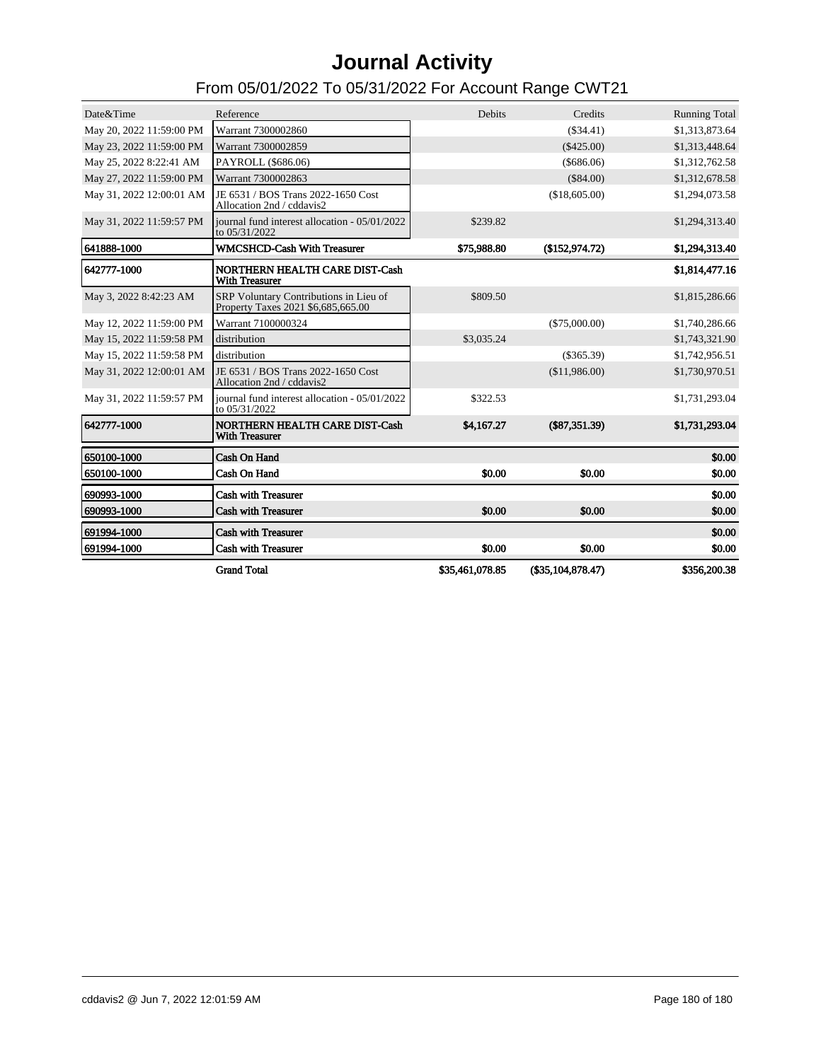# Journal Activity

## From 05/01/2022 To 05/31/2022 For Account Range CWT21

| Date&Time | Reference | Debits | Credits | Running Total |
|---|---|---|---|---|
| May 20, 2022 11:59:00 PM | Warrant 7300002860 | | ($34.41) | $1,313,873.64 |
| May 23, 2022 11:59:00 PM | Warrant 7300002859 | | ($425.00) | $1,313,448.64 |
| May 25, 2022 8:22:41 AM | PAYROLL ($686.06) | | ($686.06) | $1,312,762.58 |
| May 27, 2022 11:59:00 PM | Warrant 7300002863 | | ($84.00) | $1,312,678.58 |
| May 31, 2022 12:00:01 AM | JE 6531 / BOS Trans 2022-1650 Cost Allocation 2nd / cddavis2 | | ($18,605.00) | $1,294,073.58 |
| May 31, 2022 11:59:57 PM | journal fund interest allocation - 05/01/2022 to 05/31/2022 | $239.82 | | $1,294,313.40 |
| **641888-1000** | **WMCSHCD-Cash With Treasurer** | **$75,988.80** | **($152,974.72)** | **$1,294,313.40** |
| **642777-1000** | **NORTHERN HEALTH CARE DIST-Cash With Treasurer** | | | **$1,814,477.16** |
| May 3, 2022 8:42:23 AM | SRP Voluntary Contributions in Lieu of Property Taxes 2021 $6,685,665.00 | $809.50 | | $1,815,286.66 |
| May 12, 2022 11:59:00 PM | Warrant 7100000324 | | ($75,000.00) | $1,740,286.66 |
| May 15, 2022 11:59:58 PM | distribution | $3,035.24 | | $1,743,321.90 |
| May 15, 2022 11:59:58 PM | distribution | | ($365.39) | $1,742,956.51 |
| May 31, 2022 12:00:01 AM | JE 6531 / BOS Trans 2022-1650 Cost Allocation 2nd / cddavis2 | | ($11,986.00) | $1,730,970.51 |
| May 31, 2022 11:59:57 PM | journal fund interest allocation - 05/01/2022 to 05/31/2022 | $322.53 | | $1,731,293.04 |
| **642777-1000** | **NORTHERN HEALTH CARE DIST-Cash With Treasurer** | **$4,167.27** | **($87,351.39)** | **$1,731,293.04** |
| **650100-1000** | **Cash On Hand** | | | **$0.00** |
| **650100-1000** | **Cash On Hand** | **$0.00** | **$0.00** | **$0.00** |
| **690993-1000** | **Cash with Treasurer** | | | **$0.00** |
| **690993-1000** | **Cash with Treasurer** | **$0.00** | **$0.00** | **$0.00** |
| **691994-1000** | **Cash with Treasurer** | | | **$0.00** |
| **691994-1000** | **Cash with Treasurer** | **$0.00** | **$0.00** | **$0.00** |
| | **Grand Total** | **$35,461,078.85** | **($35,104,878.47)** | **$356,200.38** |

cddavis2 @ Jun 7, 2022 12:01:59 AM